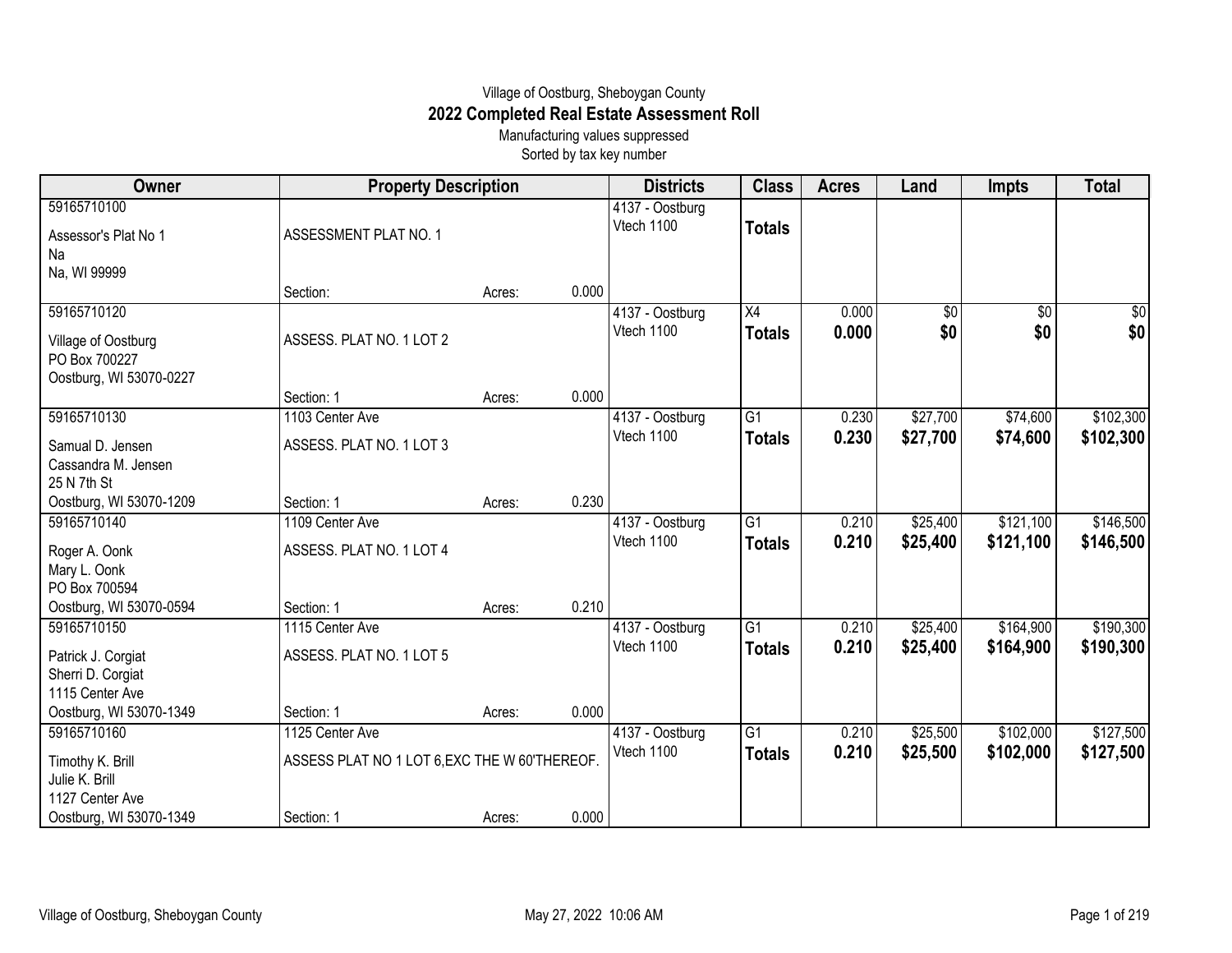Village of Oostburg, Sheboygan County

# 2022 Completed Real Estate Assessment Roll

Manufacturing values suppressed

Sorted by tax key number

| Owner | Property Description | Districts | Class | Acres | Land | Impts | Total |
|---|---|---|---|---|---|---|---|
| 59165710100<br>Assessor's Plat No 1<br>Na<br>Na, WI 99999 | ASSESSMENT PLAT NO. 1<br>Section: Acres: 0.000 | 4137 - Oostburg<br>Vtech 1100 | **Totals** | | | | |
| 59165710120<br>Village of Oostburg<br>PO Box 700227<br>Oostburg, WI 53070-0227 | ASSESS. PLAT NO. 1 LOT 2<br>Section: 1 Acres: 0.000 | 4137 - Oostburg<br>Vtech 1100 | X4<br>**Totals** | 0.000<br>**0.000** | $0<br>**$0** | $0<br>**$0** | $0<br>**$0** |
| 59165710130<br>Samual D. Jensen<br>Cassandra M. Jensen<br>25 N 7th St<br>Oostburg, WI 53070-1209 | 1103 Center Ave<br>ASSESS. PLAT NO. 1 LOT 3<br>Section: 1 Acres: 0.230 | 4137 - Oostburg<br>Vtech 1100 | G1<br>**Totals** | 0.230<br>**0.230** | $27,700<br>**$27,700** | $74,600<br>**$74,600** | $102,300<br>**$102,300** |
| 59165710140<br>Roger A. Oonk<br>Mary L. Oonk<br>PO Box 700594<br>Oostburg, WI 53070-0594 | 1109 Center Ave<br>ASSESS. PLAT NO. 1 LOT 4<br>Section: 1 Acres: 0.210 | 4137 - Oostburg<br>Vtech 1100 | G1<br>**Totals** | 0.210<br>**0.210** | $25,400<br>**$25,400** | $121,100<br>**$121,100** | $146,500<br>**$146,500** |
| 59165710150<br>Patrick J. Corgiat<br>Sherri D. Corgiat<br>1115 Center Ave<br>Oostburg, WI 53070-1349 | 1115 Center Ave<br>ASSESS. PLAT NO. 1 LOT 5<br>Section: 1 Acres: 0.000 | 4137 - Oostburg<br>Vtech 1100 | G1<br>**Totals** | 0.210<br>**0.210** | $25,400<br>**$25,400** | $164,900<br>**$164,900** | $190,300<br>**$190,300** |
| 59165710160<br>Timothy K. Brill<br>Julie K. Brill<br>1127 Center Ave<br>Oostburg, WI 53070-1349 | 1125 Center Ave<br>ASSESS PLAT NO 1 LOT 6,EXC THE W 60'THEREOF.<br>Section: 1 Acres: 0.000 | 4137 - Oostburg<br>Vtech 1100 | G1<br>**Totals** | 0.210<br>**0.210** | $25,500<br>**$25,500** | $102,000<br>**$102,000** | $127,500<br>**$127,500** |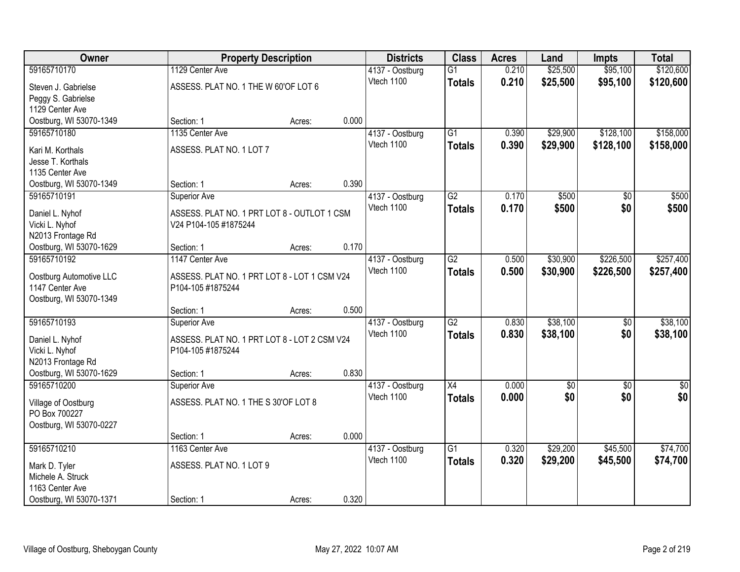| Owner | Property Description | | | Districts | Class | Acres | Land | Impts | Total |
|---|---|---|---|---|---|---|---|---|---|
| 59165710170 | 1129 Center Ave | | | 4137 - Oostburg | G1 | 0.210 | $25,500 | $95,100 | $120,600 |
| Steven J. Gabrielse<br>Peggy S. Gabrielse<br>1129 Center Ave<br>Oostburg, WI 53070-1349 | ASSESS. PLAT NO. 1 THE W 60'OF LOT 6 | | | Vtech 1100 | **Totals** | **0.210** | **$25,500** | **$95,100** | **$120,600** |
| | Section: 1 | Acres: | 0.000 | | | | | | |
| 59165710180 | 1135 Center Ave | | | 4137 - Oostburg | G1 | 0.390 | $29,900 | $128,100 | $158,000 |
| Kari M. Korthals<br>Jesse T. Korthals<br>1135 Center Ave<br>Oostburg, WI 53070-1349 | ASSESS. PLAT NO. 1 LOT 7 | | | Vtech 1100 | **Totals** | **0.390** | **$29,900** | **$128,100** | **$158,000** |
| | Section: 1 | Acres: | 0.390 | | | | | | |
| 59165710191 | Superior Ave | | | 4137 - Oostburg | G2 | 0.170 | $500 | $0 | $500 |
| Daniel L. Nyhof<br>Vicki L. Nyhof<br>N2013 Frontage Rd<br>Oostburg, WI 53070-1629 | ASSESS. PLAT NO. 1 PRT LOT 8 - OUTLOT 1 CSM V24 P104-105 #1875244 | | | Vtech 1100 | **Totals** | **0.170** | **$500** | **$0** | **$500** |
| | Section: 1 | Acres: | 0.170 | | | | | | |
| 59165710192 | 1147 Center Ave | | | 4137 - Oostburg | G2 | 0.500 | $30,900 | $226,500 | $257,400 |
| Oostburg Automotive LLC<br>1147 Center Ave<br>Oostburg, WI 53070-1349 | ASSESS. PLAT NO. 1 PRT LOT 8 - LOT 1 CSM V24 P104-105 #1875244 | | | Vtech 1100 | **Totals** | **0.500** | **$30,900** | **$226,500** | **$257,400** |
| | Section: 1 | Acres: | 0.500 | | | | | | |
| 59165710193 | Superior Ave | | | 4137 - Oostburg | G2 | 0.830 | $38,100 | $0 | $38,100 |
| Daniel L. Nyhof<br>Vicki L. Nyhof<br>N2013 Frontage Rd<br>Oostburg, WI 53070-1629 | ASSESS. PLAT NO. 1 PRT LOT 8 - LOT 2 CSM V24 P104-105 #1875244 | | | Vtech 1100 | **Totals** | **0.830** | **$38,100** | **$0** | **$38,100** |
| | Section: 1 | Acres: | 0.830 | | | | | | |
| 59165710200 | Superior Ave | | | 4137 - Oostburg | X4 | 0.000 | $0 | $0 | $0 |
| Village of Oostburg<br>PO Box 700227<br>Oostburg, WI 53070-0227 | ASSESS. PLAT NO. 1 THE S 30'OF LOT 8 | | | Vtech 1100 | **Totals** | **0.000** | **$0** | **$0** | **$0** |
| | Section: 1 | Acres: | 0.000 | | | | | | |
| 59165710210 | 1163 Center Ave | | | 4137 - Oostburg | G1 | 0.320 | $29,200 | $45,500 | $74,700 |
| Mark D. Tyler<br>Michele A. Struck<br>1163 Center Ave<br>Oostburg, WI 53070-1371 | ASSESS. PLAT NO. 1 LOT 9 | | | Vtech 1100 | **Totals** | **0.320** | **$29,200** | **$45,500** | **$74,700** |
| | Section: 1 | Acres: | 0.320 | | | | | | |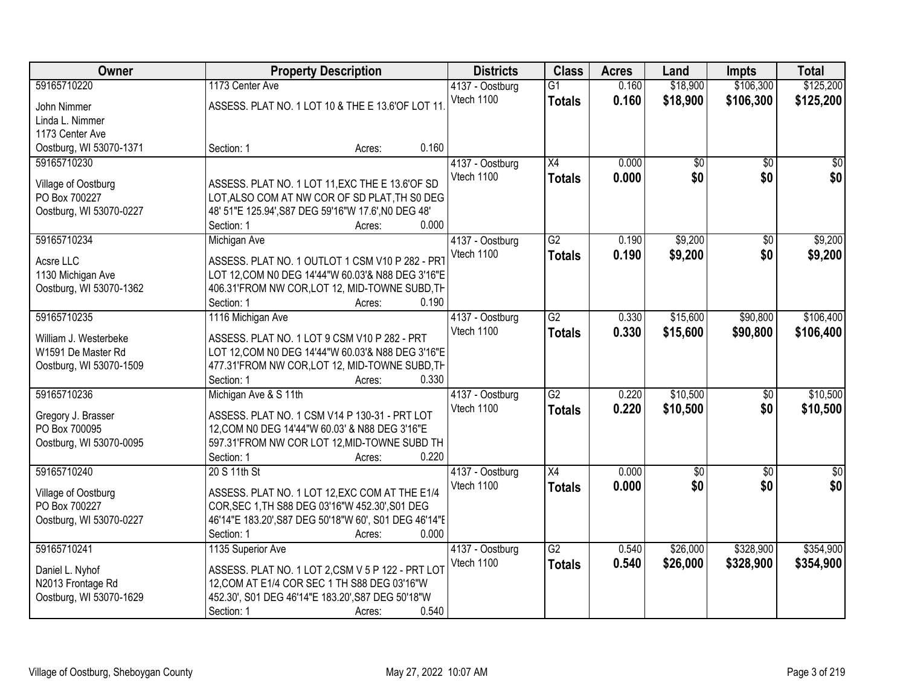| Owner | Property Description | Districts | Class | Acres | Land | Impts | Total |
|---|---|---|---|---|---|---|---|
| 59165710220<br>John Nimmer<br>Linda L. Nimmer<br>1173 Center Ave<br>Oostburg, WI 53070-1371 | 1173 Center Ave<br>ASSESS. PLAT NO. 1 LOT 10 & THE E 13.6'OF LOT 11.<br>Section: 1 Acres: 0.160 | 4137 - Oostburg<br>Vtech 1100 | G1<br>**Totals** | 0.160<br>**0.160** | $18,900<br>**$18,900** | $106,300<br>**$106,300** | $125,200<br>**$125,200** |
| 59165710230<br>Village of Oostburg<br>PO Box 700227<br>Oostburg, WI 53070-0227 | ASSESS. PLAT NO. 1 LOT 11,EXC THE E 13.6'OF SD LOT,ALSO COM AT NW COR OF SD PLAT,TH S0 DEG 48' 51"E 125.94',S87 DEG 59'16"W 17.6',N0 DEG 48'<br>Section: 1 Acres: 0.000 | 4137 - Oostburg<br>Vtech 1100 | X4<br>**Totals** | 0.000<br>**0.000** | $0<br>**$0** | $0<br>**$0** | $0<br>**$0** |
| 59165710234<br>Acsre LLC<br>1130 Michigan Ave<br>Oostburg, WI 53070-1362 | Michigan Ave<br>ASSESS. PLAT NO. 1 OUTLOT 1 CSM V10 P 282 - PRT LOT 12,COM N0 DEG 14'44"W 60.03'& N88 DEG 3'16"E 406.31'FROM NW COR,LOT 12, MID-TOWNE SUBD,TH<br>Section: 1 Acres: 0.190 | 4137 - Oostburg<br>Vtech 1100 | G2<br>**Totals** | 0.190<br>**0.190** | $9,200<br>**$9,200** | $0<br>**$0** | $9,200<br>**$9,200** |
| 59165710235<br>William J. Westerbeke<br>W1591 De Master Rd<br>Oostburg, WI 53070-1509 | 1116 Michigan Ave<br>ASSESS. PLAT NO. 1 LOT 9 CSM V10 P 282 - PRT LOT 12,COM N0 DEG 14'44"W 60.03'& N88 DEG 3'16"E 477.31'FROM NW COR,LOT 12, MID-TOWNE SUBD,TH<br>Section: 1 Acres: 0.330 | 4137 - Oostburg<br>Vtech 1100 | G2<br>**Totals** | 0.330<br>**0.330** | $15,600<br>**$15,600** | $90,800<br>**$90,800** | $106,400<br>**$106,400** |
| 59165710236<br>Gregory J. Brasser<br>PO Box 700095<br>Oostburg, WI 53070-0095 | Michigan Ave & S 11th<br>ASSESS. PLAT NO. 1 CSM V14 P 130-31 - PRT LOT 12,COM N0 DEG 14'44"W 60.03' & N88 DEG 3'16"E 597.31'FROM NW COR LOT 12,MID-TOWNE SUBD TH<br>Section: 1 Acres: 0.220 | 4137 - Oostburg<br>Vtech 1100 | G2<br>**Totals** | 0.220<br>**0.220** | $10,500<br>**$10,500** | $0<br>**$0** | $10,500<br>**$10,500** |
| 59165710240<br>Village of Oostburg<br>PO Box 700227<br>Oostburg, WI 53070-0227 | 20 S 11th St<br>ASSESS. PLAT NO. 1 LOT 12,EXC COM AT THE E1/4 COR,SEC 1,TH S88 DEG 03'16"W 452.30',S01 DEG 46'14"E 183.20',S87 DEG 50'18"W 60', S01 DEG 46'14"E<br>Section: 1 Acres: 0.000 | 4137 - Oostburg<br>Vtech 1100 | X4<br>**Totals** | 0.000<br>**0.000** | $0<br>**$0** | $0<br>**$0** | $0<br>**$0** |
| 59165710241<br>Daniel L. Nyhof<br>N2013 Frontage Rd<br>Oostburg, WI 53070-1629 | 1135 Superior Ave<br>ASSESS. PLAT NO. 1 LOT 2,CSM V 5 P 122 - PRT LOT 12,COM AT E1/4 COR SEC 1 TH S88 DEG 03'16"W 452.30', S01 DEG 46'14"E 183.20',S87 DEG 50'18"W<br>Section: 1 Acres: 0.540 | 4137 - Oostburg<br>Vtech 1100 | G2<br>**Totals** | 0.540<br>**0.540** | $26,000<br>**$26,000** | $328,900<br>**$328,900** | $354,900<br>**$354,900** |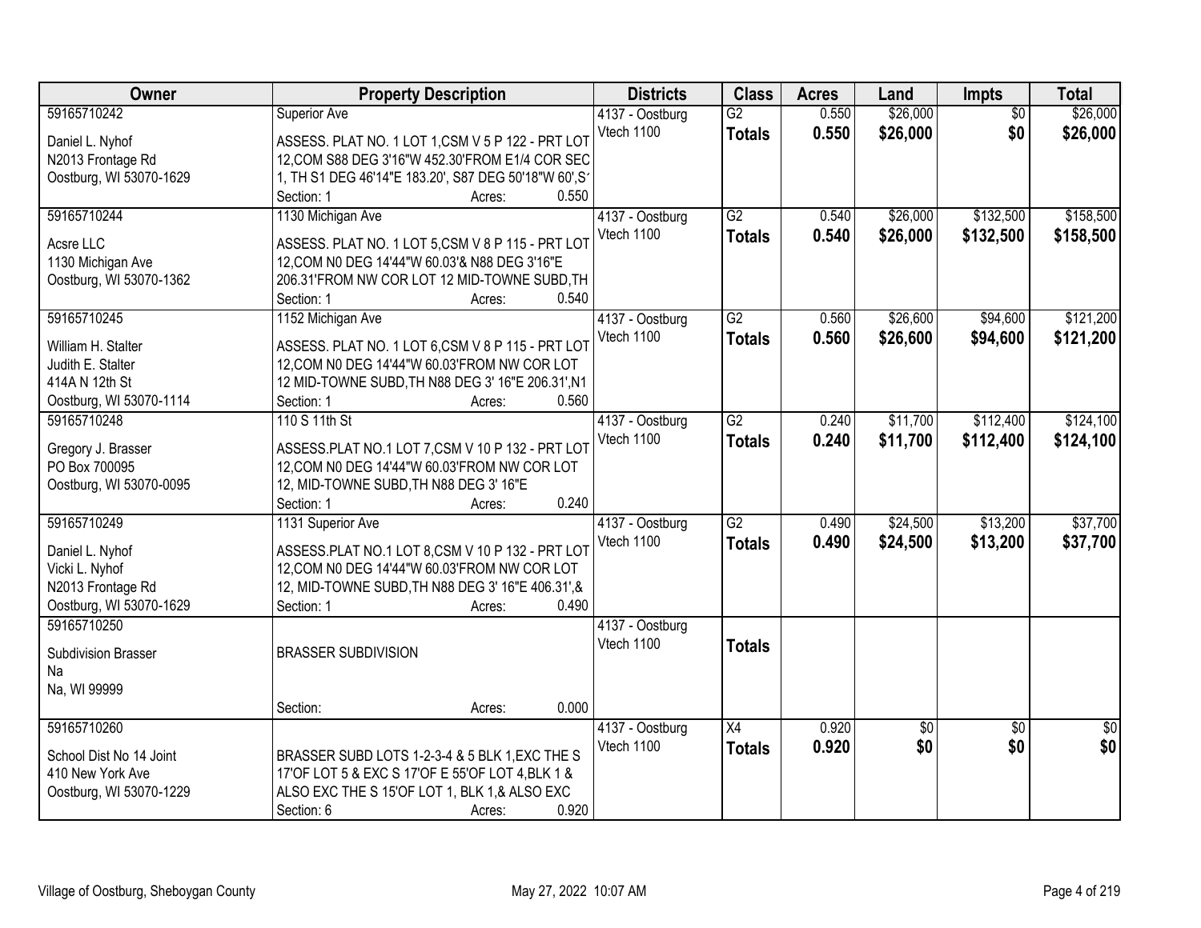| Owner | Property Description | Districts | Class | Acres | Land | Impts | Total |
|---|---|---|---|---|---|---|---|
| 59165710242<br>Daniel L. Nyhof<br>N2013 Frontage Rd<br>Oostburg, WI 53070-1629 | Superior Ave<br>ASSESS. PLAT NO. 1 LOT 1,CSM V 5 P 122 - PRT LOT 12,COM S88 DEG 3'16"W 452.30'FROM E1/4 COR SEC 1, TH S1 DEG 46'14"E 183.20', S87 DEG 50'18"W 60',S'<br>Section: 1 Acres: 0.550 | 4137 - Oostburg<br>Vtech 1100 | G2<br>**Totals** | 0.550<br>**0.550** | \$26,000<br>**\$26,000** | \$0<br>**\$0** | \$26,000<br>**\$26,000** |
| 59165710244<br>Acsre LLC<br>1130 Michigan Ave<br>Oostburg, WI 53070-1362 | 1130 Michigan Ave<br>ASSESS. PLAT NO. 1 LOT 5,CSM V 8 P 115 - PRT LOT 12,COM N0 DEG 14'44"W 60.03'& N88 DEG 3'16"E 206.31'FROM NW COR LOT 12 MID-TOWNE SUBD,TH<br>Section: 1 Acres: 0.540 | 4137 - Oostburg<br>Vtech 1100 | G2<br>**Totals** | 0.540<br>**0.540** | \$26,000<br>**\$26,000** | \$132,500<br>**\$132,500** | \$158,500<br>**\$158,500** |
| 59165710245<br>William H. Stalter<br>Judith E. Stalter<br>414A N 12th St<br>Oostburg, WI 53070-1114 | 1152 Michigan Ave<br>ASSESS. PLAT NO. 1 LOT 6,CSM V 8 P 115 - PRT LOT 12,COM N0 DEG 14'44"W 60.03'FROM NW COR LOT 12 MID-TOWNE SUBD,TH N88 DEG 3' 16"E 206.31',N1<br>Section: 1 Acres: 0.560 | 4137 - Oostburg<br>Vtech 1100 | G2<br>**Totals** | 0.560<br>**0.560** | \$26,600<br>**\$26,600** | \$94,600<br>**\$94,600** | \$121,200<br>**\$121,200** |
| 59165710248<br>Gregory J. Brasser<br>PO Box 700095<br>Oostburg, WI 53070-0095 | 110 S 11th St<br>ASSESS.PLAT NO.1 LOT 7,CSM V 10 P 132 - PRT LOT 12,COM N0 DEG 14'44"W 60.03'FROM NW COR LOT 12, MID-TOWNE SUBD,TH N88 DEG 3' 16"E<br>Section: 1 Acres: 0.240 | 4137 - Oostburg<br>Vtech 1100 | G2<br>**Totals** | 0.240<br>**0.240** | \$11,700<br>**\$11,700** | \$112,400<br>**\$112,400** | \$124,100<br>**\$124,100** |
| 59165710249<br>Daniel L. Nyhof<br>Vicki L. Nyhof<br>N2013 Frontage Rd<br>Oostburg, WI 53070-1629 | 1131 Superior Ave<br>ASSESS.PLAT NO.1 LOT 8,CSM V 10 P 132 - PRT LOT 12,COM N0 DEG 14'44"W 60.03'FROM NW COR LOT 12, MID-TOWNE SUBD,TH N88 DEG 3' 16"E 406.31',&<br>Section: 1 Acres: 0.490 | 4137 - Oostburg<br>Vtech 1100 | G2<br>**Totals** | 0.490<br>**0.490** | \$24,500<br>**\$24,500** | \$13,200<br>**\$13,200** | \$37,700<br>**\$37,700** |
| 59165710250<br>Subdivision Brasser<br>Na<br>Na, WI 99999 | BRASSER SUBDIVISION<br>Section: Acres: 0.000 | 4137 - Oostburg<br>Vtech 1100 | **Totals** | | | | |
| 59165710260<br>School Dist No 14 Joint<br>410 New York Ave<br>Oostburg, WI 53070-1229 | BRASSER SUBD LOTS 1-2-3-4 & 5 BLK 1,EXC THE S 17'OF LOT 5 & EXC S 17'OF E 55'OF LOT 4,BLK 1 & ALSO EXC THE S 15'OF LOT 1, BLK 1,& ALSO EXC<br>Section: 6 Acres: 0.920 | 4137 - Oostburg<br>Vtech 1100 | X4<br>**Totals** | 0.920<br>**0.920** | \$0<br>**\$0** | \$0<br>**\$0** | \$0<br>**\$0** |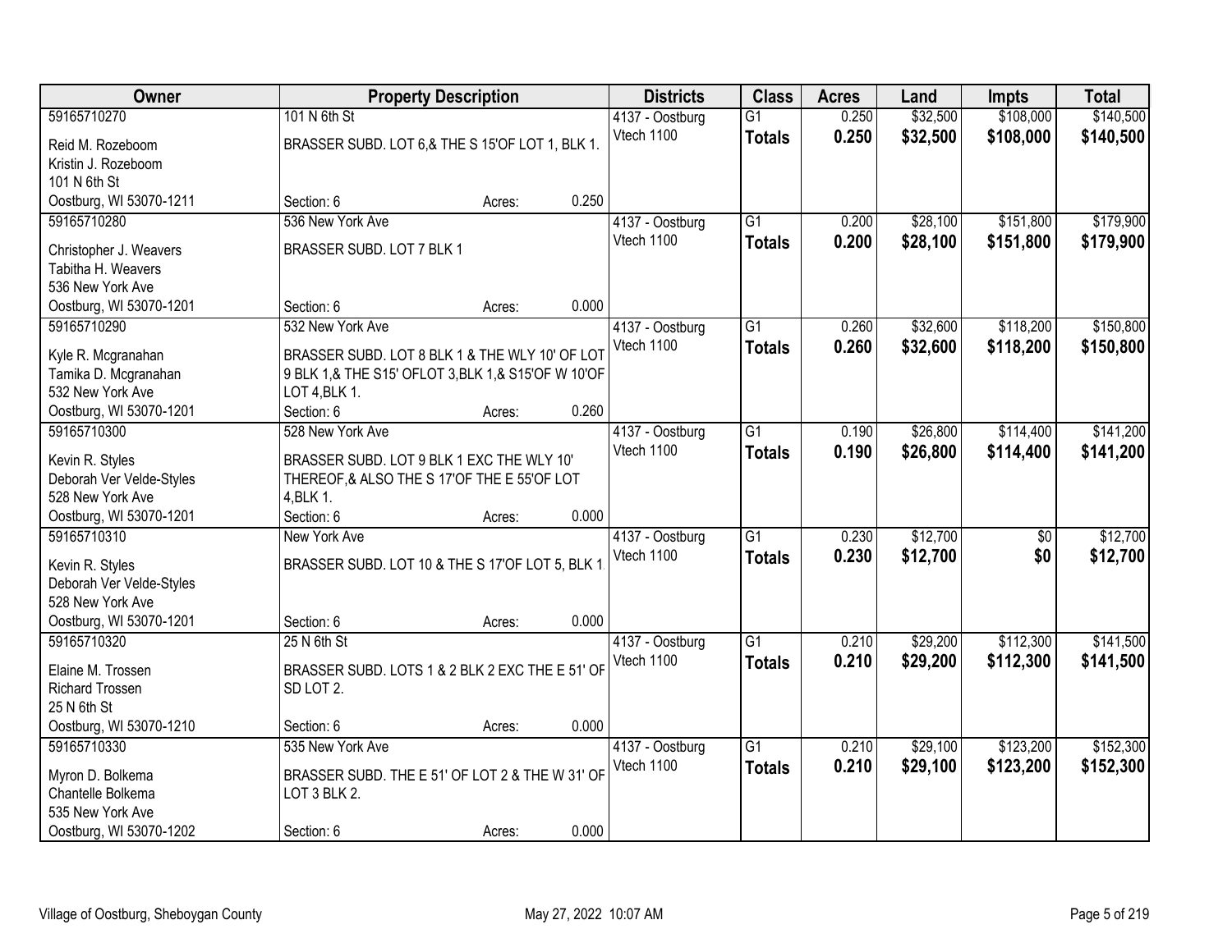| Owner | Property Description | Districts | Class | Acres | Land | Impts | Total |
|---|---|---|---|---|---|---|---|
| 59165710270<br>Reid M. Rozeboom<br>Kristin J. Rozeboom<br>101 N 6th St<br>Oostburg, WI 53070-1211 | 101 N 6th St<br>BRASSER SUBD. LOT 6,& THE S 15'OF LOT 1, BLK 1.<br>Section: 6 Acres: 0.250 | 4137 - Oostburg<br>Vtech 1100 | G1<br>**Totals** | 0.250<br>**0.250** | \$32,500<br>**\$32,500** | \$108,000<br>**\$108,000** | \$140,500<br>**\$140,500** |
| 59165710280<br>Christopher J. Weavers<br>Tabitha H. Weavers<br>536 New York Ave<br>Oostburg, WI 53070-1201 | 536 New York Ave<br>BRASSER SUBD. LOT 7 BLK 1<br>Section: 6 Acres: 0.000 | 4137 - Oostburg<br>Vtech 1100 | G1<br>**Totals** | 0.200<br>**0.200** | \$28,100<br>**\$28,100** | \$151,800<br>**\$151,800** | \$179,900<br>**\$179,900** |
| 59165710290<br>Kyle R. Mcgranahan<br>Tamika D. Mcgranahan<br>532 New York Ave<br>Oostburg, WI 53070-1201 | 532 New York Ave<br>BRASSER SUBD. LOT 8 BLK 1 & THE WLY 10' OF LOT 9 BLK 1,& THE S15' OFLOT 3,BLK 1,& S15'OF W 10'OF LOT 4,BLK 1.<br>Section: 6 Acres: 0.260 | 4137 - Oostburg<br>Vtech 1100 | G1<br>**Totals** | 0.260<br>**0.260** | \$32,600<br>**\$32,600** | \$118,200<br>**\$118,200** | \$150,800<br>**\$150,800** |
| 59165710300<br>Kevin R. Styles<br>Deborah Ver Velde-Styles<br>528 New York Ave<br>Oostburg, WI 53070-1201 | 528 New York Ave<br>BRASSER SUBD. LOT 9 BLK 1 EXC THE WLY 10' THEREOF,& ALSO THE S 17'OF THE E 55'OF LOT 4,BLK 1.<br>Section: 6 Acres: 0.000 | 4137 - Oostburg<br>Vtech 1100 | G1<br>**Totals** | 0.190<br>**0.190** | \$26,800<br>**\$26,800** | \$114,400<br>**\$114,400** | \$141,200<br>**\$141,200** |
| 59165710310<br>Kevin R. Styles<br>Deborah Ver Velde-Styles<br>528 New York Ave<br>Oostburg, WI 53070-1201 | New York Ave<br>BRASSER SUBD. LOT 10 & THE S 17'OF LOT 5, BLK 1.<br>Section: 6 Acres: 0.000 | 4137 - Oostburg<br>Vtech 1100 | G1<br>**Totals** | 0.230<br>**0.230** | \$12,700<br>**\$12,700** | \$0<br>**\$0** | \$12,700<br>**\$12,700** |
| 59165710320<br>Elaine M. Trossen<br>Richard Trossen<br>25 N 6th St<br>Oostburg, WI 53070-1210 | 25 N 6th St<br>BRASSER SUBD. LOTS 1 & 2 BLK 2 EXC THE E 51' OF SD LOT 2.<br>Section: 6 Acres: 0.000 | 4137 - Oostburg<br>Vtech 1100 | G1<br>**Totals** | 0.210<br>**0.210** | \$29,200<br>**\$29,200** | \$112,300<br>**\$112,300** | \$141,500<br>**\$141,500** |
| 59165710330<br>Myron D. Bolkema<br>Chantelle Bolkema<br>535 New York Ave<br>Oostburg, WI 53070-1202 | 535 New York Ave<br>BRASSER SUBD. THE E 51' OF LOT 2 & THE W 31' OF LOT 3 BLK 2.<br>Section: 6 Acres: 0.000 | 4137 - Oostburg<br>Vtech 1100 | G1<br>**Totals** | 0.210<br>**0.210** | \$29,100<br>**\$29,100** | \$123,200<br>**\$123,200** | \$152,300<br>**\$152,300** |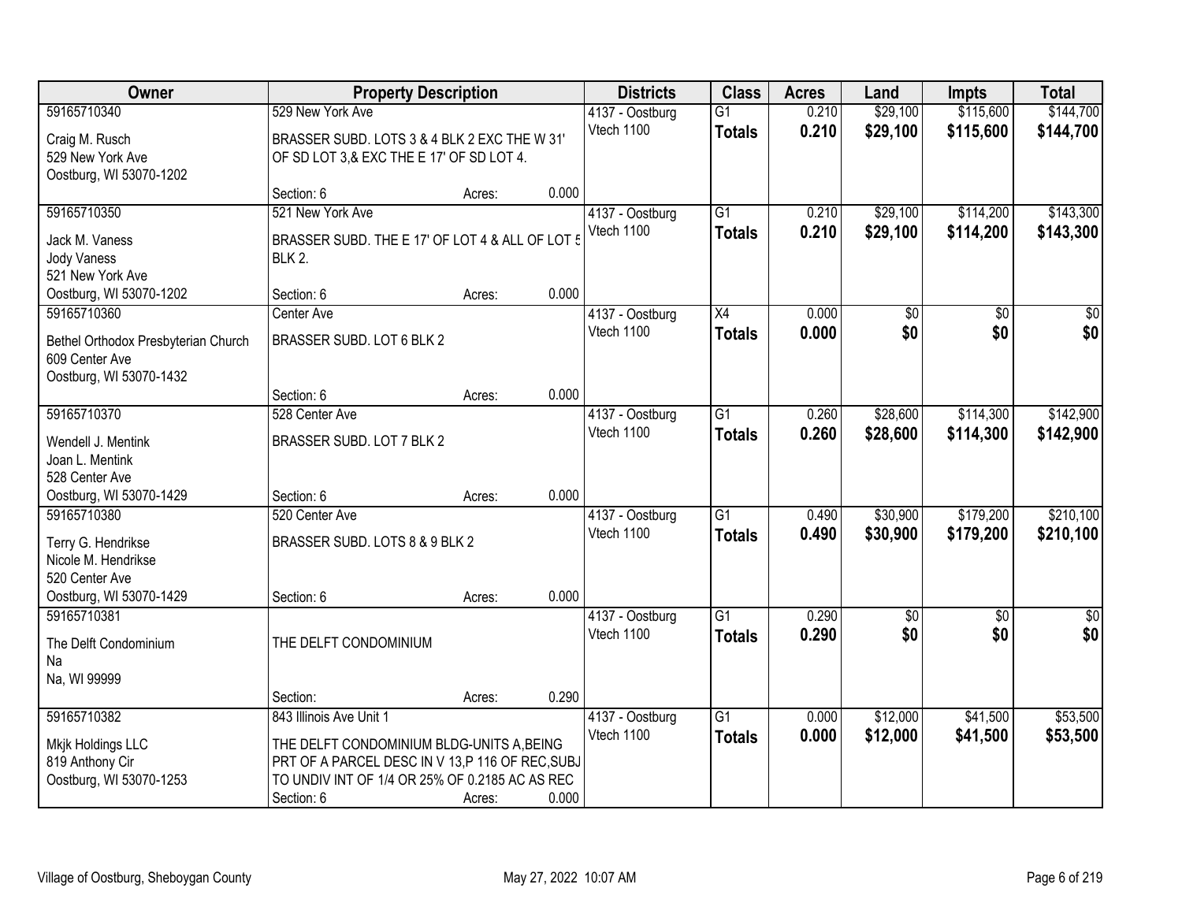| Owner | Property Description | Districts | Class | Acres | Land | Impts | Total |
|---|---|---|---|---|---|---|---|
| 59165710340<br>Craig M. Rusch<br>529 New York Ave<br>Oostburg, WI 53070-1202 | 529 New York Ave<br>BRASSER SUBD. LOTS 3 & 4 BLK 2 EXC THE W 31' OF SD LOT 3,& EXC THE E 17' OF SD LOT 4.<br>Section: 6 Acres: 0.000 | 4137 - Oostburg<br>Vtech 1100 | G1<br>**Totals** | 0.210<br>**0.210** | $29,100<br>**$29,100** | $115,600<br>**$115,600** | $144,700<br>**$144,700** |
| 59165710350<br>Jack M. Vaness<br>Jody Vaness<br>521 New York Ave<br>Oostburg, WI 53070-1202 | 521 New York Ave<br>BRASSER SUBD. THE E 17' OF LOT 4 & ALL OF LOT 5 BLK 2.<br>Section: 6 Acres: 0.000 | 4137 - Oostburg<br>Vtech 1100 | G1<br>**Totals** | 0.210<br>**0.210** | $29,100<br>**$29,100** | $114,200<br>**$114,200** | $143,300<br>**$143,300** |
| 59165710360<br>Bethel Orthodox Presbyterian Church<br>609 Center Ave<br>Oostburg, WI 53070-1432 | Center Ave<br>BRASSER SUBD. LOT 6 BLK 2<br>Section: 6 Acres: 0.000 | 4137 - Oostburg<br>Vtech 1100 | X4<br>**Totals** | 0.000<br>**0.000** | $0<br>**$0** | $0<br>**$0** | $0<br>**$0** |
| 59165710370<br>Wendell J. Mentink<br>Joan L. Mentink<br>528 Center Ave<br>Oostburg, WI 53070-1429 | 528 Center Ave<br>BRASSER SUBD. LOT 7 BLK 2<br>Section: 6 Acres: 0.000 | 4137 - Oostburg<br>Vtech 1100 | G1<br>**Totals** | 0.260<br>**0.260** | $28,600<br>**$28,600** | $114,300<br>**$114,300** | $142,900<br>**$142,900** |
| 59165710380<br>Terry G. Hendrikse<br>Nicole M. Hendrikse<br>520 Center Ave<br>Oostburg, WI 53070-1429 | 520 Center Ave<br>BRASSER SUBD. LOTS 8 & 9 BLK 2<br>Section: 6 Acres: 0.000 | 4137 - Oostburg<br>Vtech 1100 | G1<br>**Totals** | 0.490<br>**0.490** | $30,900<br>**$30,900** | $179,200<br>**$179,200** | $210,100<br>**$210,100** |
| 59165710381<br>The Delft Condominium<br>Na<br>Na, WI 99999 | THE DELFT CONDOMINIUM<br>Section: Acres: 0.290 | 4137 - Oostburg<br>Vtech 1100 | G1<br>**Totals** | 0.290<br>**0.290** | $0<br>**$0** | $0<br>**$0** | $0<br>**$0** |
| 59165710382<br>Mkjk Holdings LLC<br>819 Anthony Cir<br>Oostburg, WI 53070-1253 | 843 Illinois Ave Unit 1<br>THE DELFT CONDOMINIUM BLDG-UNITS A,BEING PRT OF A PARCEL DESC IN V 13,P 116 OF REC,SUBJ TO UNDIV INT OF 1/4 OR 25% OF 0.2185 AC AS REC<br>Section: 6 Acres: 0.000 | 4137 - Oostburg<br>Vtech 1100 | G1<br>**Totals** | 0.000<br>**0.000** | $12,000<br>**$12,000** | $41,500<br>**$41,500** | $53,500<br>**$53,500** |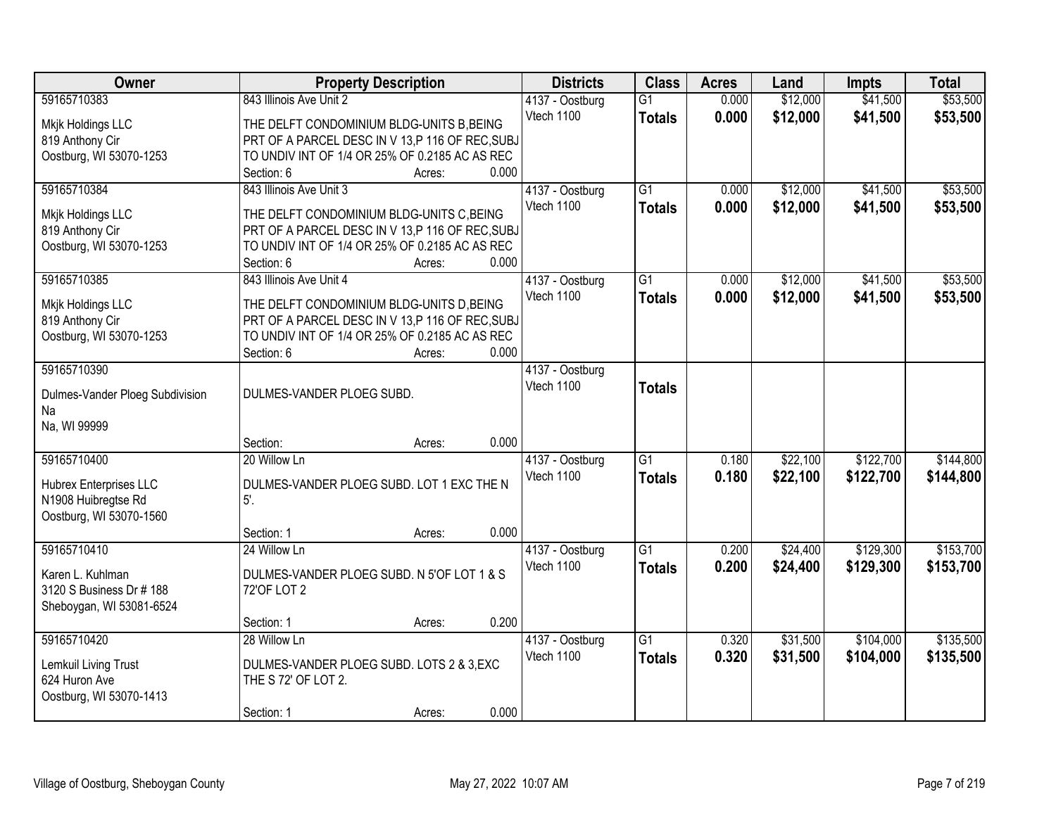| Owner | Property Description | Districts | Class | Acres | Land | Impts | Total |
|---|---|---|---|---|---|---|---|
| 59165710383<br>Mkjk Holdings LLC<br>819 Anthony Cir<br>Oostburg, WI 53070-1253 | 843 Illinois Ave Unit 2<br>THE DELFT CONDOMINIUM BLDG-UNITS B,BEING PRT OF A PARCEL DESC IN V 13,P 116 OF REC,SUBJ TO UNDIV INT OF 1/4 OR 25% OF 0.2185 AC AS REC<br>Section: 6 Acres: 0.000 | 4137 - Oostburg<br>Vtech 1100 | G1<br>**Totals** | 0.000<br>**0.000** | $12,000<br>**$12,000** | $41,500<br>**$41,500** | $53,500<br>**$53,500** |
| 59165710384<br>Mkjk Holdings LLC<br>819 Anthony Cir<br>Oostburg, WI 53070-1253 | 843 Illinois Ave Unit 3<br>THE DELFT CONDOMINIUM BLDG-UNITS C,BEING PRT OF A PARCEL DESC IN V 13,P 116 OF REC,SUBJ TO UNDIV INT OF 1/4 OR 25% OF 0.2185 AC AS REC<br>Section: 6 Acres: 0.000 | 4137 - Oostburg<br>Vtech 1100 | G1<br>**Totals** | 0.000<br>**0.000** | $12,000<br>**$12,000** | $41,500<br>**$41,500** | $53,500<br>**$53,500** |
| 59165710385<br>Mkjk Holdings LLC<br>819 Anthony Cir<br>Oostburg, WI 53070-1253 | 843 Illinois Ave Unit 4<br>THE DELFT CONDOMINIUM BLDG-UNITS D,BEING PRT OF A PARCEL DESC IN V 13,P 116 OF REC,SUBJ TO UNDIV INT OF 1/4 OR 25% OF 0.2185 AC AS REC<br>Section: 6 Acres: 0.000 | 4137 - Oostburg<br>Vtech 1100 | G1<br>**Totals** | 0.000<br>**0.000** | $12,000<br>**$12,000** | $41,500<br>**$41,500** | $53,500<br>**$53,500** |
| 59165710390<br>Dulmes-Vander Ploeg Subdivision<br>Na<br>Na, WI 99999 | DULMES-VANDER PLOEG SUBD.<br>Section: Acres: 0.000 | 4137 - Oostburg<br>Vtech 1100 | **Totals** | | | | |
| 59165710400<br>Hubrex Enterprises LLC<br>N1908 Huibregtse Rd<br>Oostburg, WI 53070-1560 | 20 Willow Ln<br>DULMES-VANDER PLOEG SUBD. LOT 1 EXC THE N 5'.<br>Section: 1 Acres: 0.000 | 4137 - Oostburg<br>Vtech 1100 | G1<br>**Totals** | 0.180<br>**0.180** | $22,100<br>**$22,100** | $122,700<br>**$122,700** | $144,800<br>**$144,800** |
| 59165710410<br>Karen L. Kuhlman<br>3120 S Business Dr # 188<br>Sheboygan, WI 53081-6524 | 24 Willow Ln<br>DULMES-VANDER PLOEG SUBD. N 5'OF LOT 1 & S 72'OF LOT 2<br>Section: 1 Acres: 0.200 | 4137 - Oostburg<br>Vtech 1100 | G1<br>**Totals** | 0.200<br>**0.200** | $24,400<br>**$24,400** | $129,300<br>**$129,300** | $153,700<br>**$153,700** |
| 59165710420<br>Lemkuil Living Trust<br>624 Huron Ave<br>Oostburg, WI 53070-1413 | 28 Willow Ln<br>DULMES-VANDER PLOEG SUBD. LOTS 2 & 3,EXC THE S 72' OF LOT 2.<br>Section: 1 Acres: 0.000 | 4137 - Oostburg<br>Vtech 1100 | G1<br>**Totals** | 0.320<br>**0.320** | $31,500<br>**$31,500** | $104,000<br>**$104,000** | $135,500<br>**$135,500** |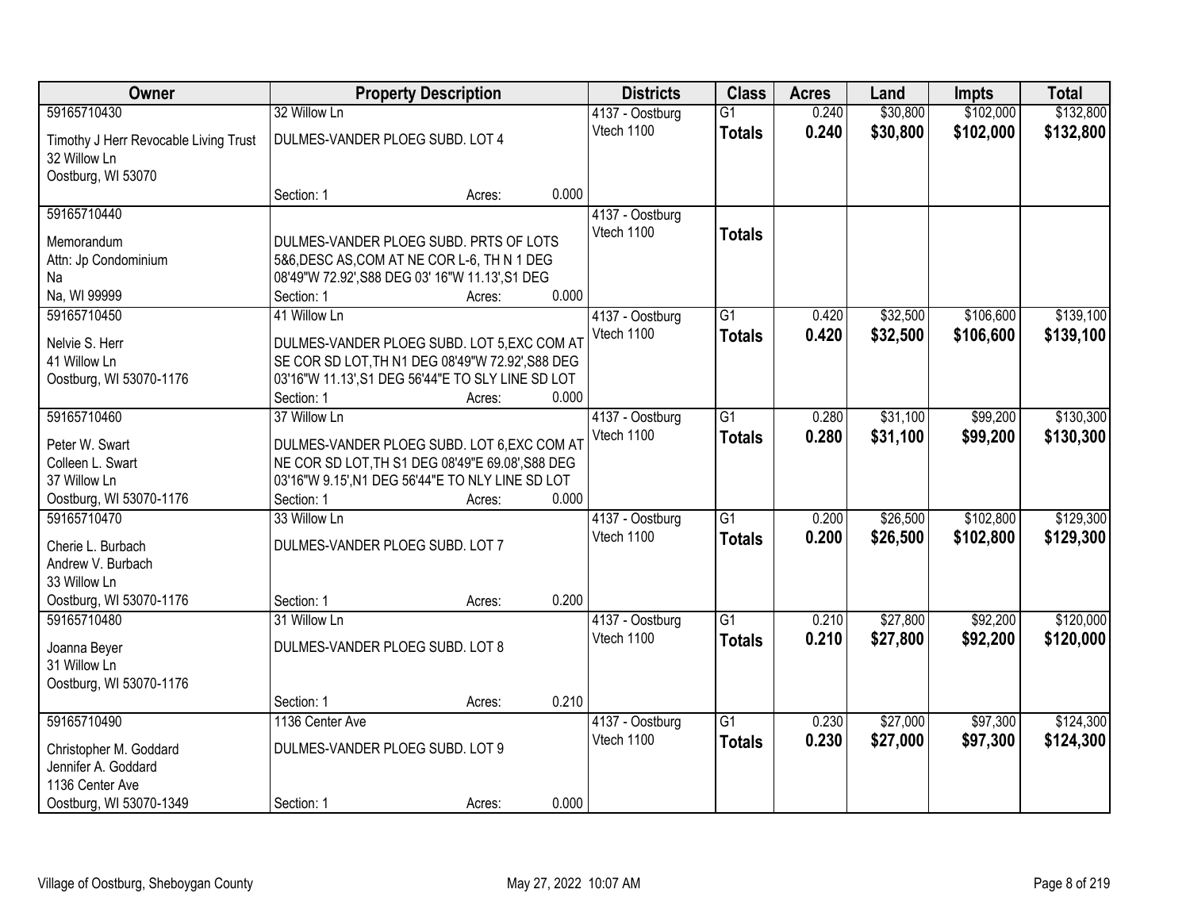| Owner | Property Description | Districts | Class | Acres | Land | Impts | Total |
|---|---|---|---|---|---|---|---|
| 59165710430<br>Timothy J Herr Revocable Living Trust<br>32 Willow Ln<br>Oostburg, WI 53070 | 32 Willow Ln<br>DULMES-VANDER PLOEG SUBD. LOT 4<br>Section: 1 Acres: 0.000 | 4137 - Oostburg<br>Vtech 1100 | G1<br>**Totals** | 0.240<br>**0.240** | $30,800<br>**$30,800** | $102,000<br>**$102,000** | $132,800<br>**$132,800** |
| 59165710440<br>Memorandum<br>Attn: Jp Condominium<br>Na<br>Na, WI 99999 | DULMES-VANDER PLOEG SUBD. PRTS OF LOTS 5&6,DESC AS,COM AT NE COR L-6, TH N 1 DEG 08'49"W 72.92',S88 DEG 03' 16"W 11.13',S1 DEG<br>Section: 1 Acres: 0.000 | 4137 - Oostburg<br>Vtech 1100 | **Totals** | | | | |
| 59165710450<br>Nelvie S. Herr<br>41 Willow Ln<br>Oostburg, WI 53070-1176 | 41 Willow Ln<br>DULMES-VANDER PLOEG SUBD. LOT 5,EXC COM AT SE COR SD LOT,TH N1 DEG 08'49"W 72.92',S88 DEG 03'16"W 11.13',S1 DEG 56'44"E TO SLY LINE SD LOT<br>Section: 1 Acres: 0.000 | 4137 - Oostburg<br>Vtech 1100 | G1<br>**Totals** | 0.420<br>**0.420** | $32,500<br>**$32,500** | $106,600<br>**$106,600** | $139,100<br>**$139,100** |
| 59165710460<br>Peter W. Swart<br>Colleen L. Swart<br>37 Willow Ln<br>Oostburg, WI 53070-1176 | 37 Willow Ln<br>DULMES-VANDER PLOEG SUBD. LOT 6,EXC COM AT NE COR SD LOT,TH S1 DEG 08'49"E 69.08',S88 DEG 03'16"W 9.15',N1 DEG 56'44"E TO NLY LINE SD LOT<br>Section: 1 Acres: 0.000 | 4137 - Oostburg<br>Vtech 1100 | G1<br>**Totals** | 0.280<br>**0.280** | $31,100<br>**$31,100** | $99,200<br>**$99,200** | $130,300<br>**$130,300** |
| 59165710470<br>Cherie L. Burbach<br>Andrew V. Burbach<br>33 Willow Ln<br>Oostburg, WI 53070-1176 | 33 Willow Ln<br>DULMES-VANDER PLOEG SUBD. LOT 7<br>Section: 1 Acres: 0.200 | 4137 - Oostburg<br>Vtech 1100 | G1<br>**Totals** | 0.200<br>**0.200** | $26,500<br>**$26,500** | $102,800<br>**$102,800** | $129,300<br>**$129,300** |
| 59165710480<br>Joanna Beyer<br>31 Willow Ln<br>Oostburg, WI 53070-1176 | 31 Willow Ln<br>DULMES-VANDER PLOEG SUBD. LOT 8<br>Section: 1 Acres: 0.210 | 4137 - Oostburg<br>Vtech 1100 | G1<br>**Totals** | 0.210<br>**0.210** | $27,800<br>**$27,800** | $92,200<br>**$92,200** | $120,000<br>**$120,000** |
| 59165710490<br>Christopher M. Goddard<br>Jennifer A. Goddard<br>1136 Center Ave<br>Oostburg, WI 53070-1349 | 1136 Center Ave<br>DULMES-VANDER PLOEG SUBD. LOT 9<br>Section: 1 Acres: 0.000 | 4137 - Oostburg<br>Vtech 1100 | G1<br>**Totals** | 0.230<br>**0.230** | $27,000<br>**$27,000** | $97,300<br>**$97,300** | $124,300<br>**$124,300** |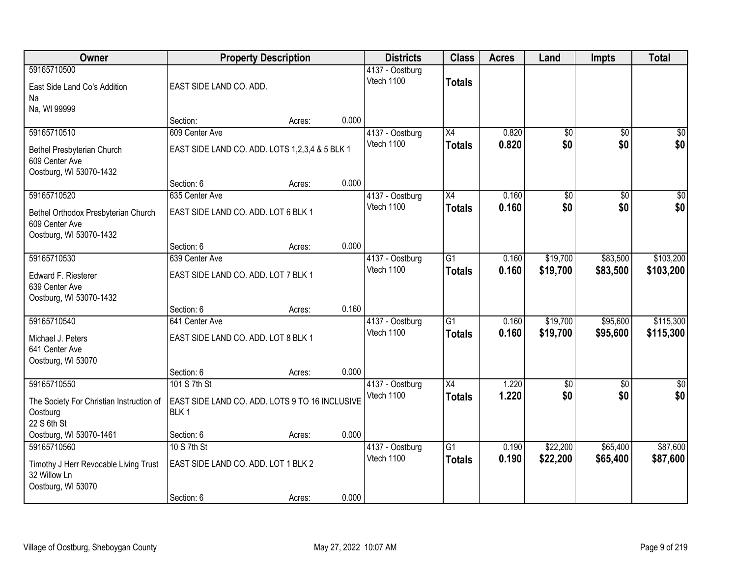| Owner | Property Description | | | Districts | Class | Acres | Land | Impts | Total |
|---|---|---|---|---|---|---|---|---|---|
| 59165710500<br>East Side Land Co's Addition<br>Na<br>Na, WI 99999 | EAST SIDE LAND CO. ADD.<br>Section: | Acres: | 0.000 | 4137 - Oostburg<br>Vtech 1100 | **Totals** | | | | |
| 59165710510<br>Bethel Presbyterian Church<br>609 Center Ave<br>Oostburg, WI 53070-1432 | 609 Center Ave<br>EAST SIDE LAND CO. ADD. LOTS 1,2,3,4 & 5 BLK 1<br>Section: 6 | Acres: | 0.000 | 4137 - Oostburg<br>Vtech 1100 | X4<br>**Totals** | 0.820<br>**0.820** | $0<br>**$0** | $0<br>**$0** | $0<br>**$0** |
| 59165710520<br>Bethel Orthodox Presbyterian Church<br>609 Center Ave<br>Oostburg, WI 53070-1432 | 635 Center Ave<br>EAST SIDE LAND CO. ADD. LOT 6 BLK 1<br>Section: 6 | Acres: | 0.000 | 4137 - Oostburg<br>Vtech 1100 | X4<br>**Totals** | 0.160<br>**0.160** | $0<br>**$0** | $0<br>**$0** | $0<br>**$0** |
| 59165710530<br>Edward F. Riesterer<br>639 Center Ave<br>Oostburg, WI 53070-1432 | 639 Center Ave<br>EAST SIDE LAND CO. ADD. LOT 7 BLK 1<br>Section: 6 | Acres: | 0.160 | 4137 - Oostburg<br>Vtech 1100 | G1<br>**Totals** | 0.160<br>**0.160** | $19,700<br>**$19,700** | $83,500<br>**$83,500** | $103,200<br>**$103,200** |
| 59165710540<br>Michael J. Peters<br>641 Center Ave<br>Oostburg, WI 53070 | 641 Center Ave<br>EAST SIDE LAND CO. ADD. LOT 8 BLK 1<br>Section: 6 | Acres: | 0.000 | 4137 - Oostburg<br>Vtech 1100 | G1<br>**Totals** | 0.160<br>**0.160** | $19,700<br>**$19,700** | $95,600<br>**$95,600** | $115,300<br>**$115,300** |
| 59165710550<br>The Society For Christian Instruction of Oostburg<br>22 S 6th St<br>Oostburg, WI 53070-1461 | 101 S 7th St<br>EAST SIDE LAND CO. ADD. LOTS 9 TO 16 INCLUSIVE BLK 1<br>Section: 6 | Acres: | 0.000 | 4137 - Oostburg<br>Vtech 1100 | X4<br>**Totals** | 1.220<br>**1.220** | $0<br>**$0** | $0<br>**$0** | $0<br>**$0** |
| 59165710560<br>Timothy J Herr Revocable Living Trust<br>32 Willow Ln<br>Oostburg, WI 53070 | 10 S 7th St<br>EAST SIDE LAND CO. ADD. LOT 1 BLK 2<br>Section: 6 | Acres: | 0.000 | 4137 - Oostburg<br>Vtech 1100 | G1<br>**Totals** | 0.190<br>**0.190** | $22,200<br>**$22,200** | $65,400<br>**$65,400** | $87,600<br>**$87,600** |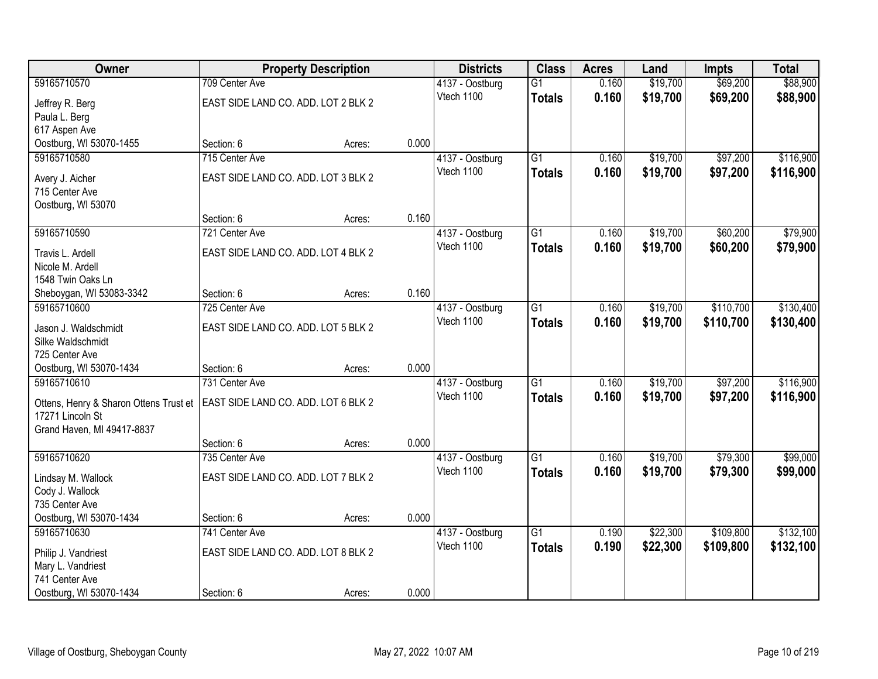| Owner | Property Description | | | Districts | Class | Acres | Land | Impts | Total |
|---|---|---|---|---|---|---|---|---|---|
| 59165710570 | 709 Center Ave | | | 4137 - Oostburg | G1 | 0.160 | $19,700 | $69,200 | $88,900 |
| Jeffrey R. Berg<br>Paula L. Berg<br>617 Aspen Ave<br>Oostburg, WI 53070-1455 | EAST SIDE LAND CO. ADD. LOT 2 BLK 2 | | | Vtech 1100 | **Totals** | **0.160** | **$19,700** | **$69,200** | **$88,900** |
| | Section: 6 | Acres: | 0.000 | | | | | | |
| 59165710580 | 715 Center Ave | | | 4137 - Oostburg | G1 | 0.160 | $19,700 | $97,200 | $116,900 |
| Avery J. Aicher<br>715 Center Ave<br>Oostburg, WI 53070 | EAST SIDE LAND CO. ADD. LOT 3 BLK 2 | | | Vtech 1100 | **Totals** | **0.160** | **$19,700** | **$97,200** | **$116,900** |
| | Section: 6 | Acres: | 0.160 | | | | | | |
| 59165710590 | 721 Center Ave | | | 4137 - Oostburg | G1 | 0.160 | $19,700 | $60,200 | $79,900 |
| Travis L. Ardell<br>Nicole M. Ardell<br>1548 Twin Oaks Ln<br>Sheboygan, WI 53083-3342 | EAST SIDE LAND CO. ADD. LOT 4 BLK 2 | | | Vtech 1100 | **Totals** | **0.160** | **$19,700** | **$60,200** | **$79,900** |
| | Section: 6 | Acres: | 0.160 | | | | | | |
| 59165710600 | 725 Center Ave | | | 4137 - Oostburg | G1 | 0.160 | $19,700 | $110,700 | $130,400 |
| Jason J. Waldschmidt<br>Silke Waldschmidt<br>725 Center Ave<br>Oostburg, WI 53070-1434 | EAST SIDE LAND CO. ADD. LOT 5 BLK 2 | | | Vtech 1100 | **Totals** | **0.160** | **$19,700** | **$110,700** | **$130,400** |
| | Section: 6 | Acres: | 0.000 | | | | | | |
| 59165710610 | 731 Center Ave | | | 4137 - Oostburg | G1 | 0.160 | $19,700 | $97,200 | $116,900 |
| Ottens, Henry & Sharon Ottens Trust et<br>17271 Lincoln St<br>Grand Haven, MI 49417-8837 | EAST SIDE LAND CO. ADD. LOT 6 BLK 2 | | | Vtech 1100 | **Totals** | **0.160** | **$19,700** | **$97,200** | **$116,900** |
| | Section: 6 | Acres: | 0.000 | | | | | | |
| 59165710620 | 735 Center Ave | | | 4137 - Oostburg | G1 | 0.160 | $19,700 | $79,300 | $99,000 |
| Lindsay M. Wallock<br>Cody J. Wallock<br>735 Center Ave<br>Oostburg, WI 53070-1434 | EAST SIDE LAND CO. ADD. LOT 7 BLK 2 | | | Vtech 1100 | **Totals** | **0.160** | **$19,700** | **$79,300** | **$99,000** |
| | Section: 6 | Acres: | 0.000 | | | | | | |
| 59165710630 | 741 Center Ave | | | 4137 - Oostburg | G1 | 0.190 | $22,300 | $109,800 | $132,100 |
| Philip J. Vandriest<br>Mary L. Vandriest<br>741 Center Ave<br>Oostburg, WI 53070-1434 | EAST SIDE LAND CO. ADD. LOT 8 BLK 2 | | | Vtech 1100 | **Totals** | **0.190** | **$22,300** | **$109,800** | **$132,100** |
| | Section: 6 | Acres: | 0.000 | | | | | | |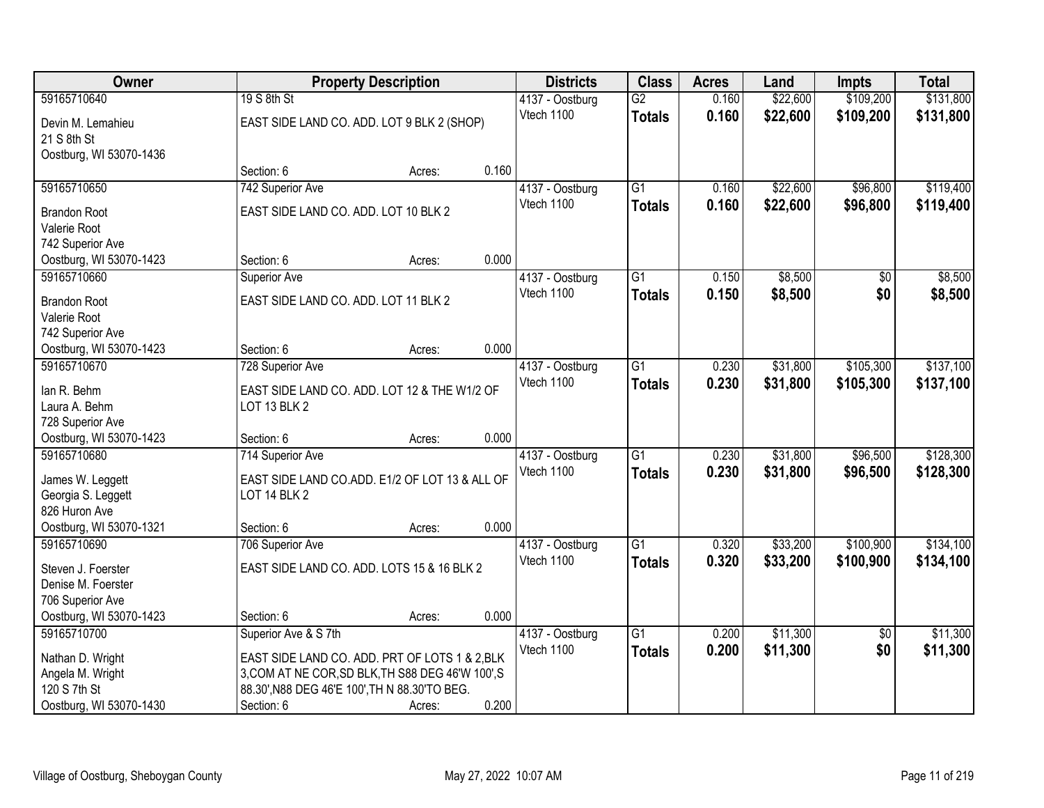| Owner | Property Description | Districts | Class | Acres | Land | Impts | Total |
|---|---|---|---|---|---|---|---|
| 59165710640<br>Devin M. Lemahieu<br>21 S 8th St<br>Oostburg, WI 53070-1436 | 19 S 8th St<br>EAST SIDE LAND CO. ADD. LOT 9 BLK 2 (SHOP)<br>Section: 6 Acres: 0.160 | 4137 - Oostburg<br>Vtech 1100 | G2<br>**Totals** | 0.160<br>**0.160** | \$22,600<br>**\$22,600** | \$109,200<br>**\$109,200** | \$131,800<br>**\$131,800** |
| 59165710650<br>Brandon Root<br>Valerie Root<br>742 Superior Ave<br>Oostburg, WI 53070-1423 | 742 Superior Ave<br>EAST SIDE LAND CO. ADD. LOT 10 BLK 2<br>Section: 6 Acres: 0.000 | 4137 - Oostburg<br>Vtech 1100 | G1<br>**Totals** | 0.160<br>**0.160** | \$22,600<br>**\$22,600** | \$96,800<br>**\$96,800** | \$119,400<br>**\$119,400** |
| 59165710660<br>Brandon Root<br>Valerie Root<br>742 Superior Ave<br>Oostburg, WI 53070-1423 | Superior Ave<br>EAST SIDE LAND CO. ADD. LOT 11 BLK 2<br>Section: 6 Acres: 0.000 | 4137 - Oostburg<br>Vtech 1100 | G1<br>**Totals** | 0.150<br>**0.150** | \$8,500<br>**\$8,500** | \$0<br>**\$0** | \$8,500<br>**\$8,500** |
| 59165710670<br>Ian R. Behm<br>Laura A. Behm<br>728 Superior Ave<br>Oostburg, WI 53070-1423 | 728 Superior Ave<br>EAST SIDE LAND CO. ADD. LOT 12 & THE W1/2 OF LOT 13 BLK 2<br>Section: 6 Acres: 0.000 | 4137 - Oostburg<br>Vtech 1100 | G1<br>**Totals** | 0.230<br>**0.230** | \$31,800<br>**\$31,800** | \$105,300<br>**\$105,300** | \$137,100<br>**\$137,100** |
| 59165710680<br>James W. Leggett<br>Georgia S. Leggett<br>826 Huron Ave<br>Oostburg, WI 53070-1321 | 714 Superior Ave<br>EAST SIDE LAND CO.ADD. E1/2 OF LOT 13 & ALL OF LOT 14 BLK 2<br>Section: 6 Acres: 0.000 | 4137 - Oostburg<br>Vtech 1100 | G1<br>**Totals** | 0.230<br>**0.230** | \$31,800<br>**\$31,800** | \$96,500<br>**\$96,500** | \$128,300<br>**\$128,300** |
| 59165710690<br>Steven J. Foerster<br>Denise M. Foerster<br>706 Superior Ave<br>Oostburg, WI 53070-1423 | 706 Superior Ave<br>EAST SIDE LAND CO. ADD. LOTS 15 & 16 BLK 2<br>Section: 6 Acres: 0.000 | 4137 - Oostburg<br>Vtech 1100 | G1<br>**Totals** | 0.320<br>**0.320** | \$33,200<br>**\$33,200** | \$100,900<br>**\$100,900** | \$134,100<br>**\$134,100** |
| 59165710700<br>Nathan D. Wright<br>Angela M. Wright<br>120 S 7th St<br>Oostburg, WI 53070-1430 | Superior Ave & S 7th<br>EAST SIDE LAND CO. ADD. PRT OF LOTS 1 & 2,BLK 3,COM AT NE COR,SD BLK,TH S88 DEG 46'W 100',S 88.30',N88 DEG 46'E 100',TH N 88.30'TO BEG.<br>Section: 6 Acres: 0.200 | 4137 - Oostburg<br>Vtech 1100 | G1<br>**Totals** | 0.200<br>**0.200** | \$11,300<br>**\$11,300** | \$0<br>**\$0** | \$11,300<br>**\$11,300** |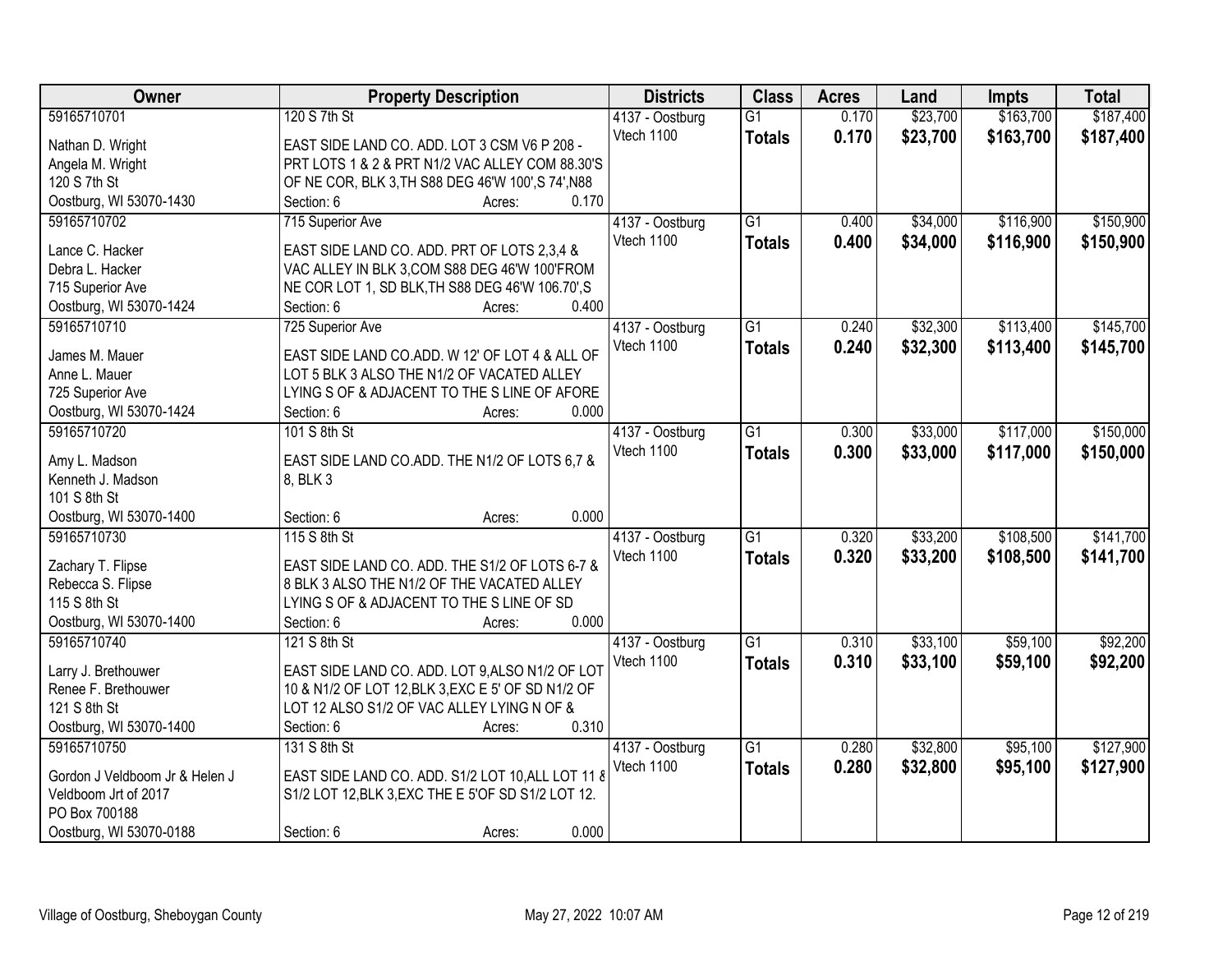| Owner | Property Description | Districts | Class | Acres | Land | Impts | Total |
|---|---|---|---|---|---|---|---|
| 59165710701<br>Nathan D. Wright<br>Angela M. Wright<br>120 S 7th St<br>Oostburg, WI 53070-1430 | 120 S 7th St<br>EAST SIDE LAND CO. ADD. LOT 3 CSM V6 P 208 - PRT LOTS 1 & 2 & PRT N1/2 VAC ALLEY COM 88.30'S OF NE COR, BLK 3,TH S88 DEG 46'W 100',S 74',N88<br>Section: 6 Acres: 0.170 | 4137 - Oostburg<br>Vtech 1100 | G1<br>**Totals** | 0.170<br>**0.170** | $23,700<br>**$23,700** | $163,700<br>**$163,700** | $187,400<br>**$187,400** |
| 59165710702<br>Lance C. Hacker<br>Debra L. Hacker<br>715 Superior Ave<br>Oostburg, WI 53070-1424 | 715 Superior Ave<br>EAST SIDE LAND CO. ADD. PRT OF LOTS 2,3,4 & VAC ALLEY IN BLK 3,COM S88 DEG 46'W 100'FROM NE COR LOT 1, SD BLK,TH S88 DEG 46'W 106.70',S<br>Section: 6 Acres: 0.400 | 4137 - Oostburg<br>Vtech 1100 | G1<br>**Totals** | 0.400<br>**0.400** | $34,000<br>**$34,000** | $116,900<br>**$116,900** | $150,900<br>**$150,900** |
| 59165710710<br>James M. Mauer<br>Anne L. Mauer<br>725 Superior Ave<br>Oostburg, WI 53070-1424 | 725 Superior Ave<br>EAST SIDE LAND CO.ADD. W 12' OF LOT 4 & ALL OF LOT 5 BLK 3 ALSO THE N1/2 OF VACATED ALLEY LYING S OF & ADJACENT TO THE S LINE OF AFORE<br>Section: 6 Acres: 0.000 | 4137 - Oostburg<br>Vtech 1100 | G1<br>**Totals** | 0.240<br>**0.240** | $32,300<br>**$32,300** | $113,400<br>**$113,400** | $145,700<br>**$145,700** |
| 59165710720<br>Amy L. Madson<br>Kenneth J. Madson<br>101 S 8th St<br>Oostburg, WI 53070-1400 | 101 S 8th St<br>EAST SIDE LAND CO.ADD. THE N1/2 OF LOTS 6,7 & 8, BLK 3<br>Section: 6 Acres: 0.000 | 4137 - Oostburg<br>Vtech 1100 | G1<br>**Totals** | 0.300<br>**0.300** | $33,000<br>**$33,000** | $117,000<br>**$117,000** | $150,000<br>**$150,000** |
| 59165710730<br>Zachary T. Flipse<br>Rebecca S. Flipse<br>115 S 8th St<br>Oostburg, WI 53070-1400 | 115 S 8th St<br>EAST SIDE LAND CO. ADD. THE S1/2 OF LOTS 6-7 & 8 BLK 3 ALSO THE N1/2 OF THE VACATED ALLEY LYING S OF & ADJACENT TO THE S LINE OF SD<br>Section: 6 Acres: 0.000 | 4137 - Oostburg<br>Vtech 1100 | G1<br>**Totals** | 0.320<br>**0.320** | $33,200<br>**$33,200** | $108,500<br>**$108,500** | $141,700<br>**$141,700** |
| 59165710740<br>Larry J. Brethouwer<br>Renee F. Brethouwer<br>121 S 8th St<br>Oostburg, WI 53070-1400 | 121 S 8th St<br>EAST SIDE LAND CO. ADD. LOT 9,ALSO N1/2 OF LOT 10 & N1/2 OF LOT 12,BLK 3,EXC E 5' OF SD N1/2 OF LOT 12 ALSO S1/2 OF VAC ALLEY LYING N OF &<br>Section: 6 Acres: 0.310 | 4137 - Oostburg<br>Vtech 1100 | G1<br>**Totals** | 0.310<br>**0.310** | $33,100<br>**$33,100** | $59,100<br>**$59,100** | $92,200<br>**$92,200** |
| 59165710750<br>Gordon J Veldboom Jr & Helen J Veldboom Jrt of 2017<br>PO Box 700188<br>Oostburg, WI 53070-0188 | 131 S 8th St<br>EAST SIDE LAND CO. ADD. S1/2 LOT 10,ALL LOT 11 & S1/2 LOT 12,BLK 3,EXC THE E 5'OF SD S1/2 LOT 12.<br>Section: 6 Acres: 0.000 | 4137 - Oostburg<br>Vtech 1100 | G1<br>**Totals** | 0.280<br>**0.280** | $32,800<br>**$32,800** | $95,100<br>**$95,100** | $127,900<br>**$127,900** |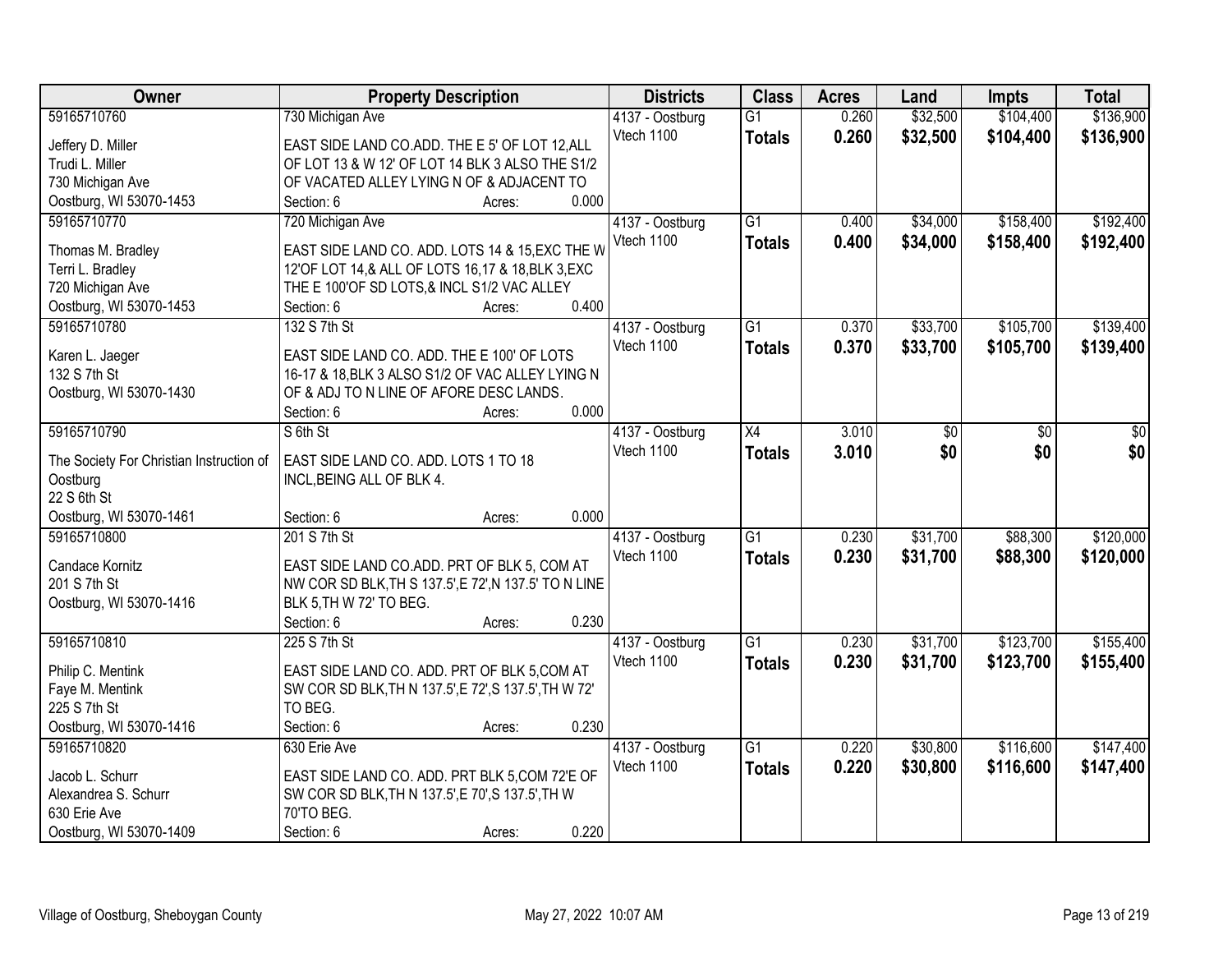| Owner | Property Description | Districts | Class | Acres | Land | Impts | Total |
|---|---|---|---|---|---|---|---|
| 59165710760<br>Jeffery D. Miller<br>Trudi L. Miller<br>730 Michigan Ave<br>Oostburg, WI 53070-1453 | 730 Michigan Ave<br>EAST SIDE LAND CO.ADD. THE E 5' OF LOT 12,ALL OF LOT 13 & W 12' OF LOT 14 BLK 3 ALSO THE S1/2 OF VACATED ALLEY LYING N OF & ADJACENT TO<br>Section: 6 Acres: 0.000 | 4137 - Oostburg<br>Vtech 1100 | G1<br>**Totals** | 0.260<br>**0.260** | $32,500<br>**$32,500** | $104,400<br>**$104,400** | $136,900<br>**$136,900** |
| 59165710770<br>Thomas M. Bradley<br>Terri L. Bradley<br>720 Michigan Ave<br>Oostburg, WI 53070-1453 | 720 Michigan Ave<br>EAST SIDE LAND CO. ADD. LOTS 14 & 15,EXC THE W 12'OF LOT 14,& ALL OF LOTS 16,17 & 18,BLK 3,EXC THE E 100'OF SD LOTS,& INCL S1/2 VAC ALLEY<br>Section: 6 Acres: 0.400 | 4137 - Oostburg<br>Vtech 1100 | G1<br>**Totals** | 0.400<br>**0.400** | $34,000<br>**$34,000** | $158,400<br>**$158,400** | $192,400<br>**$192,400** |
| 59165710780<br>Karen L. Jaeger<br>132 S 7th St<br>Oostburg, WI 53070-1430 | 132 S 7th St<br>EAST SIDE LAND CO. ADD. THE E 100' OF LOTS 16-17 & 18,BLK 3 ALSO S1/2 OF VAC ALLEY LYING N OF & ADJ TO N LINE OF AFORE DESC LANDS.<br>Section: 6 Acres: 0.000 | 4137 - Oostburg<br>Vtech 1100 | G1<br>**Totals** | 0.370<br>**0.370** | $33,700<br>**$33,700** | $105,700<br>**$105,700** | $139,400<br>**$139,400** |
| 59165710790<br>The Society For Christian Instruction of Oostburg<br>22 S 6th St<br>Oostburg, WI 53070-1461 | S 6th St<br>EAST SIDE LAND CO. ADD. LOTS 1 TO 18 INCL,BEING ALL OF BLK 4.<br>Section: 6 Acres: 0.000 | 4137 - Oostburg<br>Vtech 1100 | X4<br>**Totals** | 3.010<br>**3.010** | $0<br>**$0** | $0<br>**$0** | $0<br>**$0** |
| 59165710800<br>Candace Kornitz<br>201 S 7th St<br>Oostburg, WI 53070-1416 | 201 S 7th St<br>EAST SIDE LAND CO.ADD. PRT OF BLK 5, COM AT NW COR SD BLK,TH S 137.5',E 72',N 137.5' TO N LINE BLK 5,TH W 72' TO BEG.<br>Section: 6 Acres: 0.230 | 4137 - Oostburg<br>Vtech 1100 | G1<br>**Totals** | 0.230<br>**0.230** | $31,700<br>**$31,700** | $88,300<br>**$88,300** | $120,000<br>**$120,000** |
| 59165710810<br>Philip C. Mentink<br>Faye M. Mentink<br>225 S 7th St<br>Oostburg, WI 53070-1416 | 225 S 7th St<br>EAST SIDE LAND CO. ADD. PRT OF BLK 5,COM AT SW COR SD BLK,TH N 137.5',E 72',S 137.5',TH W 72' TO BEG.<br>Section: 6 Acres: 0.230 | 4137 - Oostburg<br>Vtech 1100 | G1<br>**Totals** | 0.230<br>**0.230** | $31,700<br>**$31,700** | $123,700<br>**$123,700** | $155,400<br>**$155,400** |
| 59165710820<br>Jacob L. Schurr<br>Alexandrea S. Schurr<br>630 Erie Ave<br>Oostburg, WI 53070-1409 | 630 Erie Ave<br>EAST SIDE LAND CO. ADD. PRT BLK 5,COM 72'E OF SW COR SD BLK,TH N 137.5',E 70',S 137.5',TH W 70'TO BEG.<br>Section: 6 Acres: 0.220 | 4137 - Oostburg<br>Vtech 1100 | G1<br>**Totals** | 0.220<br>**0.220** | $30,800<br>**$30,800** | $116,600<br>**$116,600** | $147,400<br>**$147,400** |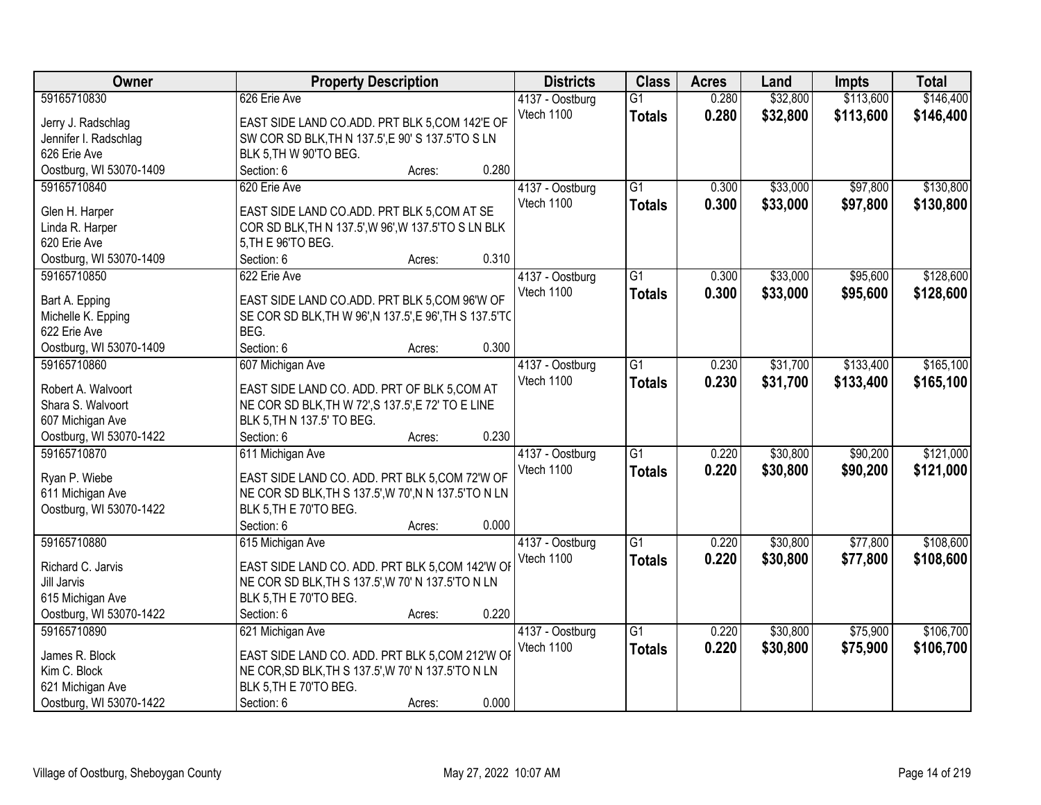| Owner | Property Description | Districts | Class | Acres | Land | Impts | Total |
|---|---|---|---|---|---|---|---|
| 59165710830<br>Jerry J. Radschlag<br>Jennifer I. Radschlag<br>626 Erie Ave<br>Oostburg, WI 53070-1409 | 626 Erie Ave<br>EAST SIDE LAND CO.ADD. PRT BLK 5,COM 142'E OF SW COR SD BLK,TH N 137.5',E 90' S 137.5'TO S LN BLK 5,TH W 90'TO BEG.<br>Section: 6 Acres: 0.280 | 4137 - Oostburg<br>Vtech 1100 | G1<br>**Totals** | 0.280<br>**0.280** | $32,800<br>**$32,800** | $113,600<br>**$113,600** | $146,400<br>**$146,400** |
| 59165710840<br>Glen H. Harper<br>Linda R. Harper<br>620 Erie Ave<br>Oostburg, WI 53070-1409 | 620 Erie Ave<br>EAST SIDE LAND CO.ADD. PRT BLK 5,COM AT SE COR SD BLK,TH N 137.5',W 96',W 137.5'TO S LN BLK 5,TH E 96'TO BEG.<br>Section: 6 Acres: 0.310 | 4137 - Oostburg<br>Vtech 1100 | G1<br>**Totals** | 0.300<br>**0.300** | $33,000<br>**$33,000** | $97,800<br>**$97,800** | $130,800<br>**$130,800** |
| 59165710850<br>Bart A. Epping<br>Michelle K. Epping<br>622 Erie Ave<br>Oostburg, WI 53070-1409 | 622 Erie Ave<br>EAST SIDE LAND CO.ADD. PRT BLK 5,COM 96'W OF SE COR SD BLK,TH W 96',N 137.5',E 96',TH S 137.5'TO BEG.<br>Section: 6 Acres: 0.300 | 4137 - Oostburg<br>Vtech 1100 | G1<br>**Totals** | 0.300<br>**0.300** | $33,000<br>**$33,000** | $95,600<br>**$95,600** | $128,600<br>**$128,600** |
| 59165710860<br>Robert A. Walvoort<br>Shara S. Walvoort<br>607 Michigan Ave<br>Oostburg, WI 53070-1422 | 607 Michigan Ave<br>EAST SIDE LAND CO. ADD. PRT OF BLK 5,COM AT NE COR SD BLK,TH W 72',S 137.5',E 72' TO E LINE BLK 5,TH N 137.5' TO BEG.<br>Section: 6 Acres: 0.230 | 4137 - Oostburg<br>Vtech 1100 | G1<br>**Totals** | 0.230<br>**0.230** | $31,700<br>**$31,700** | $133,400<br>**$133,400** | $165,100<br>**$165,100** |
| 59165710870<br>Ryan P. Wiebe<br>611 Michigan Ave<br>Oostburg, WI 53070-1422 | 611 Michigan Ave<br>EAST SIDE LAND CO. ADD. PRT BLK 5,COM 72'W OF NE COR SD BLK,TH S 137.5',W 70',N N 137.5'TO N LN BLK 5,TH E 70'TO BEG.<br>Section: 6 Acres: 0.000 | 4137 - Oostburg<br>Vtech 1100 | G1<br>**Totals** | 0.220<br>**0.220** | $30,800<br>**$30,800** | $90,200<br>**$90,200** | $121,000<br>**$121,000** |
| 59165710880<br>Richard C. Jarvis<br>Jill Jarvis<br>615 Michigan Ave<br>Oostburg, WI 53070-1422 | 615 Michigan Ave<br>EAST SIDE LAND CO. ADD. PRT BLK 5,COM 142'W OF NE COR SD BLK,TH S 137.5',W 70' N 137.5'TO N LN BLK 5,TH E 70'TO BEG.<br>Section: 6 Acres: 0.220 | 4137 - Oostburg<br>Vtech 1100 | G1<br>**Totals** | 0.220<br>**0.220** | $30,800<br>**$30,800** | $77,800<br>**$77,800** | $108,600<br>**$108,600** |
| 59165710890<br>James R. Block<br>Kim C. Block<br>621 Michigan Ave<br>Oostburg, WI 53070-1422 | 621 Michigan Ave<br>EAST SIDE LAND CO. ADD. PRT BLK 5,COM 212'W OF NE COR,SD BLK,TH S 137.5',W 70' N 137.5'TO N LN BLK 5,TH E 70'TO BEG.<br>Section: 6 Acres: 0.000 | 4137 - Oostburg<br>Vtech 1100 | G1<br>**Totals** | 0.220<br>**0.220** | $30,800<br>**$30,800** | $75,900<br>**$75,900** | $106,700<br>**$106,700** |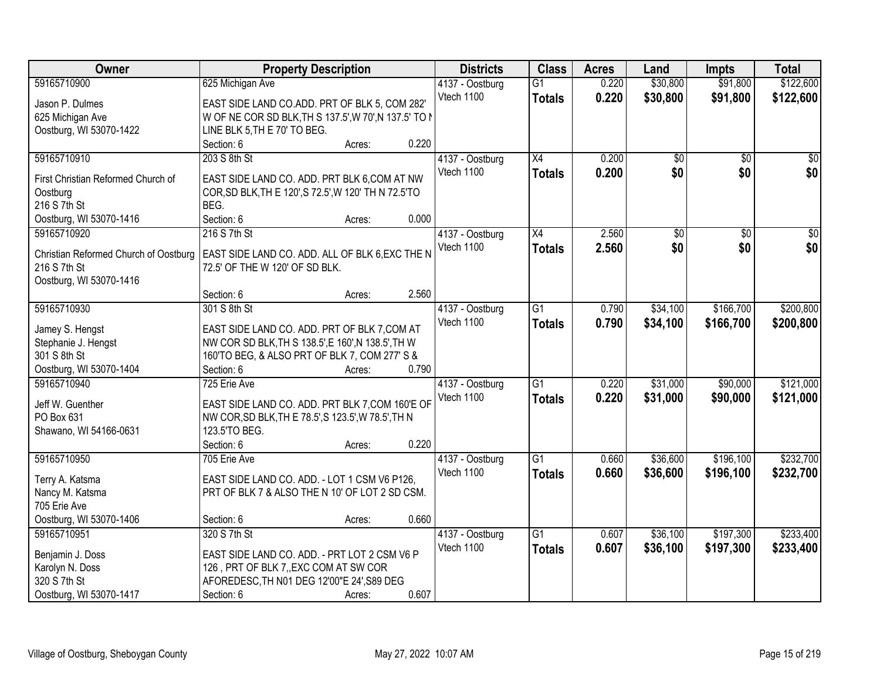| Owner | Property Description | Districts | Class | Acres | Land | Impts | Total |
|---|---|---|---|---|---|---|---|
| 59165710900<br>Jason P. Dulmes<br>625 Michigan Ave<br>Oostburg, WI 53070-1422 | 625 Michigan Ave<br>EAST SIDE LAND CO.ADD. PRT OF BLK 5, COM 282' W OF NE COR SD BLK,TH S 137.5',W 70',N 137.5' TO N LINE BLK 5,TH E 70' TO BEG.<br>Section: 6 Acres: 0.220 | 4137 - Oostburg<br>Vtech 1100 | G1<br>**Totals** | 0.220<br>**0.220** | $30,800<br>**$30,800** | $91,800<br>**$91,800** | $122,600<br>**$122,600** |
| 59165710910<br>First Christian Reformed Church of Oostburg<br>216 S 7th St<br>Oostburg, WI 53070-1416 | 203 S 8th St<br>EAST SIDE LAND CO. ADD. PRT BLK 6,COM AT NW COR,SD BLK,TH E 120',S 72.5',W 120' TH N 72.5'TO BEG.<br>Section: 6 Acres: 0.000 | 4137 - Oostburg<br>Vtech 1100 | X4<br>**Totals** | 0.200<br>**0.200** | $0<br>**$0** | $0<br>**$0** | $0<br>**$0** |
| 59165710920<br>Christian Reformed Church of Oostburg<br>216 S 7th St<br>Oostburg, WI 53070-1416 | 216 S 7th St<br>EAST SIDE LAND CO. ADD. ALL OF BLK 6,EXC THE N 72.5' OF THE W 120' OF SD BLK.<br>Section: 6 Acres: 2.560 | 4137 - Oostburg<br>Vtech 1100 | X4<br>**Totals** | 2.560<br>**2.560** | $0<br>**$0** | $0<br>**$0** | $0<br>**$0** |
| 59165710930<br>Jamey S. Hengst<br>Stephanie J. Hengst<br>301 S 8th St<br>Oostburg, WI 53070-1404 | 301 S 8th St<br>EAST SIDE LAND CO. ADD. PRT OF BLK 7,COM AT NW COR SD BLK,TH S 138.5',E 160',N 138.5',TH W 160'TO BEG, & ALSO PRT OF BLK 7, COM 277' S &<br>Section: 6 Acres: 0.790 | 4137 - Oostburg<br>Vtech 1100 | G1<br>**Totals** | 0.790<br>**0.790** | $34,100<br>**$34,100** | $166,700<br>**$166,700** | $200,800<br>**$200,800** |
| 59165710940<br>Jeff W. Guenther<br>PO Box 631<br>Shawano, WI 54166-0631 | 725 Erie Ave<br>EAST SIDE LAND CO. ADD. PRT BLK 7,COM 160'E OF NW COR,SD BLK,TH E 78.5',S 123.5',W 78.5',TH N 123.5'TO BEG.<br>Section: 6 Acres: 0.220 | 4137 - Oostburg<br>Vtech 1100 | G1<br>**Totals** | 0.220<br>**0.220** | $31,000<br>**$31,000** | $90,000<br>**$90,000** | $121,000<br>**$121,000** |
| 59165710950<br>Terry A. Katsma<br>Nancy M. Katsma<br>705 Erie Ave<br>Oostburg, WI 53070-1406 | 705 Erie Ave<br>EAST SIDE LAND CO. ADD. - LOT 1 CSM V6 P126, PRT OF BLK 7 & ALSO THE N 10' OF LOT 2 SD CSM.<br>Section: 6 Acres: 0.660 | 4137 - Oostburg<br>Vtech 1100 | G1<br>**Totals** | 0.660<br>**0.660** | $36,600<br>**$36,600** | $196,100<br>**$196,100** | $232,700<br>**$232,700** |
| 59165710951<br>Benjamin J. Doss<br>Karolyn N. Doss<br>320 S 7th St<br>Oostburg, WI 53070-1417 | 320 S 7th St<br>EAST SIDE LAND CO. ADD. - PRT LOT 2 CSM V6 P 126 , PRT OF BLK 7,,EXC COM AT SW COR AFOREDESC,TH N01 DEG 12'00"E 24',S89 DEG<br>Section: 6 Acres: 0.607 | 4137 - Oostburg<br>Vtech 1100 | G1<br>**Totals** | 0.607<br>**0.607** | $36,100<br>**$36,100** | $197,300<br>**$197,300** | $233,400<br>**$233,400** |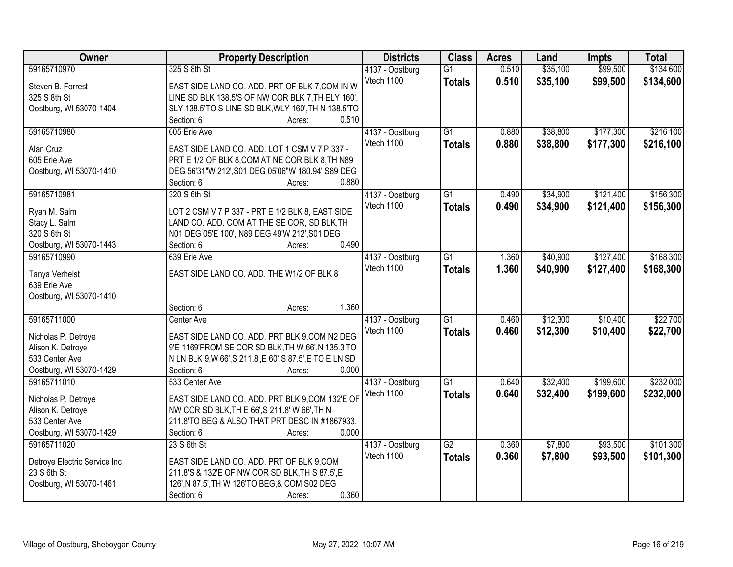| Owner | Property Description | Districts | Class | Acres | Land | Impts | Total |
|---|---|---|---|---|---|---|---|
| 59165710970<br>Steven B. Forrest<br>325 S 8th St<br>Oostburg, WI 53070-1404 | 325 S 8th St<br>EAST SIDE LAND CO. ADD. PRT OF BLK 7,COM IN W LINE SD BLK 138.5'S OF NW COR BLK 7,TH ELY 160', SLY 138.5'TO S LINE SD BLK,WLY 160',TH N 138.5'TO<br>Section: 6 Acres: 0.510 | 4137 - Oostburg<br>Vtech 1100 | G1<br>**Totals** | 0.510<br>**0.510** | $35,100<br>**$35,100** | $99,500<br>**$99,500** | $134,600<br>**$134,600** |
| 59165710980<br>Alan Cruz<br>605 Erie Ave<br>Oostburg, WI 53070-1410 | 605 Erie Ave<br>EAST SIDE LAND CO. ADD. LOT 1 CSM V 7 P 337 - PRT E 1/2 OF BLK 8,COM AT NE COR BLK 8,TH N89 DEG 56'31"W 212',S01 DEG 05'06"W 180.94' S89 DEG<br>Section: 6 Acres: 0.880 | 4137 - Oostburg<br>Vtech 1100 | G1<br>**Totals** | 0.880<br>**0.880** | $38,800<br>**$38,800** | $177,300<br>**$177,300** | $216,100<br>**$216,100** |
| 59165710981<br>Ryan M. Salm<br>Stacy L. Salm<br>320 S 6th St<br>Oostburg, WI 53070-1443 | 320 S 6th St<br>LOT 2 CSM V 7 P 337 - PRT E 1/2 BLK 8, EAST SIDE LAND CO. ADD. COM AT THE SE COR, SD BLK,TH N01 DEG 05'E 100', N89 DEG 49'W 212',S01 DEG<br>Section: 6 Acres: 0.490 | 4137 - Oostburg<br>Vtech 1100 | G1<br>**Totals** | 0.490<br>**0.490** | $34,900<br>**$34,900** | $121,400<br>**$121,400** | $156,300<br>**$156,300** |
| 59165710990<br>Tanya Verhelst<br>639 Erie Ave<br>Oostburg, WI 53070-1410 | 639 Erie Ave<br>EAST SIDE LAND CO. ADD. THE W1/2 OF BLK 8<br>Section: 6 Acres: 1.360 | 4137 - Oostburg<br>Vtech 1100 | G1<br>**Totals** | 1.360<br>**1.360** | $40,900<br>**$40,900** | $127,400<br>**$127,400** | $168,300<br>**$168,300** |
| 59165711000<br>Nicholas P. Detroye<br>Alison K. Detroye<br>533 Center Ave<br>Oostburg, WI 53070-1429 | Center Ave<br>EAST SIDE LAND CO. ADD. PRT BLK 9,COM N2 DEG 9'E 1169'FROM SE COR SD BLK,TH W 66',N 135.3'TO N LN BLK 9,W 66',S 211.8',E 60',S 87.5',E TO E LN SD<br>Section: 6 Acres: 0.000 | 4137 - Oostburg<br>Vtech 1100 | G1<br>**Totals** | 0.460<br>**0.460** | $12,300<br>**$12,300** | $10,400<br>**$10,400** | $22,700<br>**$22,700** |
| 59165711010<br>Nicholas P. Detroye<br>Alison K. Detroye<br>533 Center Ave<br>Oostburg, WI 53070-1429 | 533 Center Ave<br>EAST SIDE LAND CO. ADD. PRT BLK 9,COM 132'E OF NW COR SD BLK,TH E 66',S 211.8' W 66',TH N 211.8'TO BEG & ALSO THAT PRT DESC IN #1867933.<br>Section: 6 Acres: 0.000 | 4137 - Oostburg<br>Vtech 1100 | G1<br>**Totals** | 0.640<br>**0.640** | $32,400<br>**$32,400** | $199,600<br>**$199,600** | $232,000<br>**$232,000** |
| 59165711020<br>Detroye Electric Service Inc<br>23 S 6th St<br>Oostburg, WI 53070-1461 | 23 S 6th St<br>EAST SIDE LAND CO. ADD. PRT OF BLK 9,COM 211.8'S & 132'E OF NW COR SD BLK,TH S 87.5',E 126',N 87.5',TH W 126'TO BEG,& COM S02 DEG<br>Section: 6 Acres: 0.360 | 4137 - Oostburg<br>Vtech 1100 | G2<br>**Totals** | 0.360<br>**0.360** | $7,800<br>**$7,800** | $93,500<br>**$93,500** | $101,300<br>**$101,300** |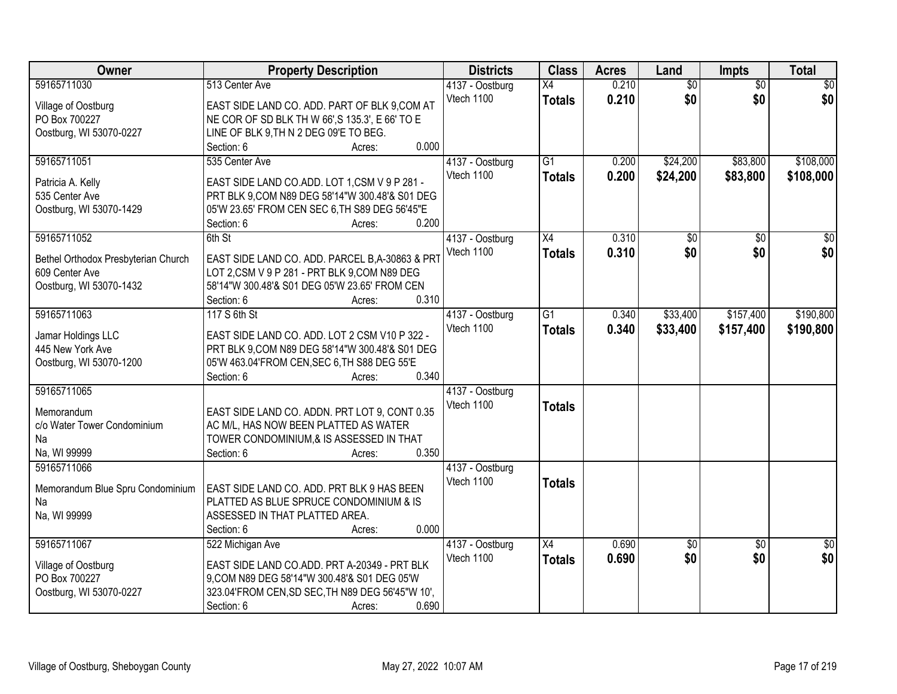| Owner | Property Description | Districts | Class | Acres | Land | Impts | Total |
|---|---|---|---|---|---|---|---|
| 59165711030<br><br>Village of Oostburg<br>PO Box 700227<br>Oostburg, WI 53070-0227 | 513 Center Ave<br><br>EAST SIDE LAND CO. ADD. PART OF BLK 9,COM AT NE COR OF SD BLK TH W 66',S 135.3', E 66' TO E LINE OF BLK 9,TH N 2 DEG 09'E TO BEG.<br>Section: 6 Acres: 0.000 | 4137 - Oostburg<br>Vtech 1100 | X4<br>**Totals** | 0.210<br>**0.210** | $0<br>**$0** | $0<br>**$0** | $0<br>**$0** |
| 59165711051<br><br>Patricia A. Kelly<br>535 Center Ave<br>Oostburg, WI 53070-1429 | 535 Center Ave<br><br>EAST SIDE LAND CO.ADD. LOT 1,CSM V 9 P 281 - PRT BLK 9,COM N89 DEG 58'14"W 300.48'& S01 DEG 05'W 23.65' FROM CEN SEC 6,TH S89 DEG 56'45"E<br>Section: 6 Acres: 0.200 | 4137 - Oostburg<br>Vtech 1100 | G1<br>**Totals** | 0.200<br>**0.200** | $24,200<br>**$24,200** | $83,800<br>**$83,800** | $108,000<br>**$108,000** |
| 59165711052<br><br>Bethel Orthodox Presbyterian Church<br>609 Center Ave<br>Oostburg, WI 53070-1432 | 6th St<br><br>EAST SIDE LAND CO. ADD. PARCEL B,A-30863 & PRT LOT 2,CSM V 9 P 281 - PRT BLK 9,COM N89 DEG 58'14"W 300.48'& S01 DEG 05'W 23.65' FROM CEN<br>Section: 6 Acres: 0.310 | 4137 - Oostburg<br>Vtech 1100 | X4<br>**Totals** | 0.310<br>**0.310** | $0<br>**$0** | $0<br>**$0** | $0<br>**$0** |
| 59165711063<br><br>Jamar Holdings LLC<br>445 New York Ave<br>Oostburg, WI 53070-1200 | 117 S 6th St<br><br>EAST SIDE LAND CO. ADD. LOT 2 CSM V10 P 322 - PRT BLK 9,COM N89 DEG 58'14"W 300.48'& S01 DEG 05'W 463.04'FROM CEN,SEC 6,TH S88 DEG 55'E<br>Section: 6 Acres: 0.340 | 4137 - Oostburg<br>Vtech 1100 | G1<br>**Totals** | 0.340<br>**0.340** | $33,400<br>**$33,400** | $157,400<br>**$157,400** | $190,800<br>**$190,800** |
| 59165711065<br><br>Memorandum<br>c/o Water Tower Condominium<br>Na<br>Na, WI 99999 | <br><br>EAST SIDE LAND CO. ADDN. PRT LOT 9, CONT 0.35 AC M/L, HAS NOW BEEN PLATTED AS WATER TOWER CONDOMINIUM,& IS ASSESSED IN THAT<br>Section: 6 Acres: 0.350 | 4137 - Oostburg<br>Vtech 1100 | **Totals** | | | | |
| 59165711066<br><br>Memorandum Blue Spru Condominium<br>Na<br>Na, WI 99999 | <br><br>EAST SIDE LAND CO. ADD. PRT BLK 9 HAS BEEN PLATTED AS BLUE SPRUCE CONDOMINIUM & IS ASSESSED IN THAT PLATTED AREA.<br>Section: 6 Acres: 0.000 | 4137 - Oostburg<br>Vtech 1100 | **Totals** | | | | |
| 59165711067<br><br>Village of Oostburg<br>PO Box 700227<br>Oostburg, WI 53070-0227 | 522 Michigan Ave<br><br>EAST SIDE LAND CO.ADD. PRT A-20349 - PRT BLK 9,COM N89 DEG 58'14"W 300.48'& S01 DEG 05'W 323.04'FROM CEN,SD SEC,TH N89 DEG 56'45"W 10',<br>Section: 6 Acres: 0.690 | 4137 - Oostburg<br>Vtech 1100 | X4<br>**Totals** | 0.690<br>**0.690** | $0<br>**$0** | $0<br>**$0** | $0<br>**$0** |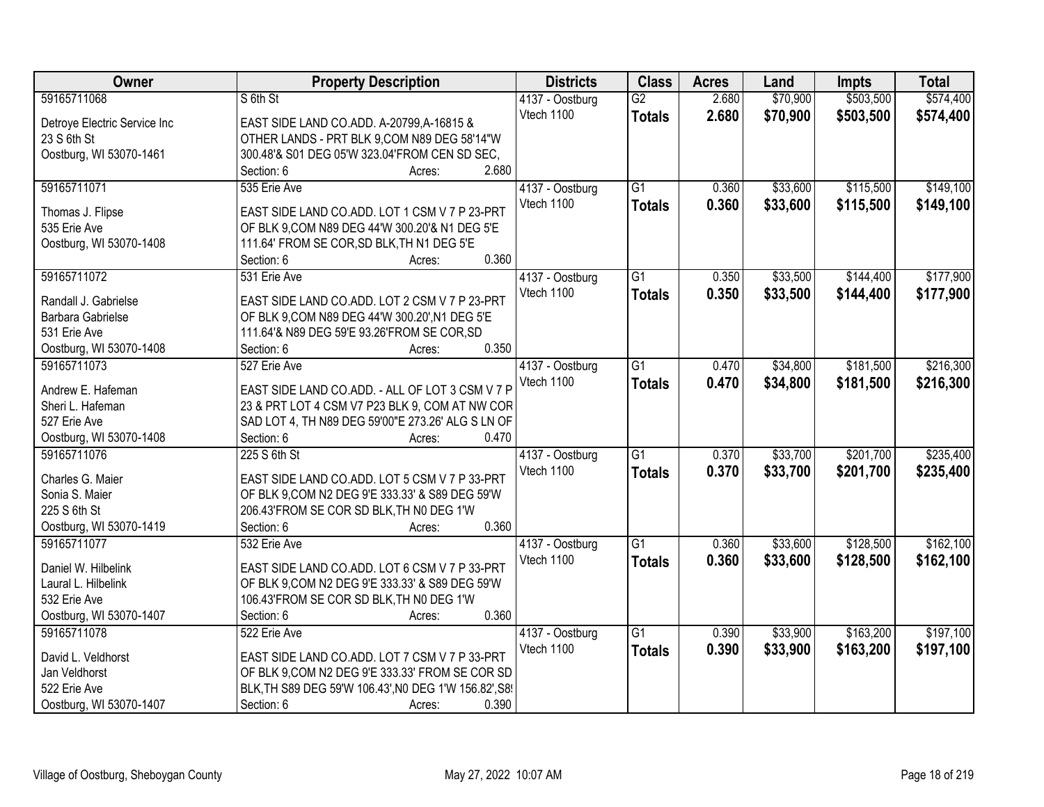| Owner | Property Description | Districts | Class | Acres | Land | Impts | Total |
|---|---|---|---|---|---|---|---|
| 59165711068<br>Detroye Electric Service Inc<br>23 S 6th St<br>Oostburg, WI 53070-1461 | S 6th St<br>EAST SIDE LAND CO.ADD. A-20799,A-16815 & OTHER LANDS - PRT BLK 9,COM N89 DEG 58'14"W 300.48'& S01 DEG 05'W 323.04'FROM CEN SD SEC,<br>Section: 6 Acres: 2.680 | 4137 - Oostburg<br>Vtech 1100 | G2<br>**Totals** | 2.680<br>**2.680** | $70,900<br>**$70,900** | $503,500<br>**$503,500** | $574,400<br>**$574,400** |
| 59165711071<br>Thomas J. Flipse<br>535 Erie Ave<br>Oostburg, WI 53070-1408 | 535 Erie Ave<br>EAST SIDE LAND CO.ADD. LOT 1 CSM V 7 P 23-PRT OF BLK 9,COM N89 DEG 44'W 300.20'& N1 DEG 5'E 111.64' FROM SE COR,SD BLK,TH N1 DEG 5'E<br>Section: 6 Acres: 0.360 | 4137 - Oostburg<br>Vtech 1100 | G1<br>**Totals** | 0.360<br>**0.360** | $33,600<br>**$33,600** | $115,500<br>**$115,500** | $149,100<br>**$149,100** |
| 59165711072<br>Randall J. Gabrielse<br>Barbara Gabrielse<br>531 Erie Ave<br>Oostburg, WI 53070-1408 | 531 Erie Ave<br>EAST SIDE LAND CO.ADD. LOT 2 CSM V 7 P 23-PRT OF BLK 9,COM N89 DEG 44'W 300.20',N1 DEG 5'E 111.64'& N89 DEG 59'E 93.26'FROM SE COR,SD<br>Section: 6 Acres: 0.350 | 4137 - Oostburg<br>Vtech 1100 | G1<br>**Totals** | 0.350<br>**0.350** | $33,500<br>**$33,500** | $144,400<br>**$144,400** | $177,900<br>**$177,900** |
| 59165711073<br>Andrew E. Hafeman<br>Sheri L. Hafeman<br>527 Erie Ave<br>Oostburg, WI 53070-1408 | 527 Erie Ave<br>EAST SIDE LAND CO.ADD. - ALL OF LOT 3 CSM V 7 P 23 & PRT LOT 4 CSM V7 P23 BLK 9, COM AT NW COR SAD LOT 4, TH N89 DEG 59'00"E 273.26' ALG S LN OF<br>Section: 6 Acres: 0.470 | 4137 - Oostburg<br>Vtech 1100 | G1<br>**Totals** | 0.470<br>**0.470** | $34,800<br>**$34,800** | $181,500<br>**$181,500** | $216,300<br>**$216,300** |
| 59165711076<br>Charles G. Maier<br>Sonia S. Maier<br>225 S 6th St<br>Oostburg, WI 53070-1419 | 225 S 6th St<br>EAST SIDE LAND CO.ADD. LOT 5 CSM V 7 P 33-PRT OF BLK 9,COM N2 DEG 9'E 333.33' & S89 DEG 59'W 206.43'FROM SE COR SD BLK,TH N0 DEG 1'W<br>Section: 6 Acres: 0.360 | 4137 - Oostburg<br>Vtech 1100 | G1<br>**Totals** | 0.370<br>**0.370** | $33,700<br>**$33,700** | $201,700<br>**$201,700** | $235,400<br>**$235,400** |
| 59165711077<br>Daniel W. Hilbelink<br>Laural L. Hilbelink<br>532 Erie Ave<br>Oostburg, WI 53070-1407 | 532 Erie Ave<br>EAST SIDE LAND CO.ADD. LOT 6 CSM V 7 P 33-PRT OF BLK 9,COM N2 DEG 9'E 333.33' & S89 DEG 59'W 106.43'FROM SE COR SD BLK,TH N0 DEG 1'W<br>Section: 6 Acres: 0.360 | 4137 - Oostburg<br>Vtech 1100 | G1<br>**Totals** | 0.360<br>**0.360** | $33,600<br>**$33,600** | $128,500<br>**$128,500** | $162,100<br>**$162,100** |
| 59165711078<br>David L. Veldhorst<br>Jan Veldhorst<br>522 Erie Ave<br>Oostburg, WI 53070-1407 | 522 Erie Ave<br>EAST SIDE LAND CO.ADD. LOT 7 CSM V 7 P 33-PRT OF BLK 9,COM N2 DEG 9'E 333.33' FROM SE COR SD BLK,TH S89 DEG 59'W 106.43',N0 DEG 1'W 156.82',S8<br>Section: 6 Acres: 0.390 | 4137 - Oostburg<br>Vtech 1100 | G1<br>**Totals** | 0.390<br>**0.390** | $33,900<br>**$33,900** | $163,200<br>**$163,200** | $197,100<br>**$197,100** |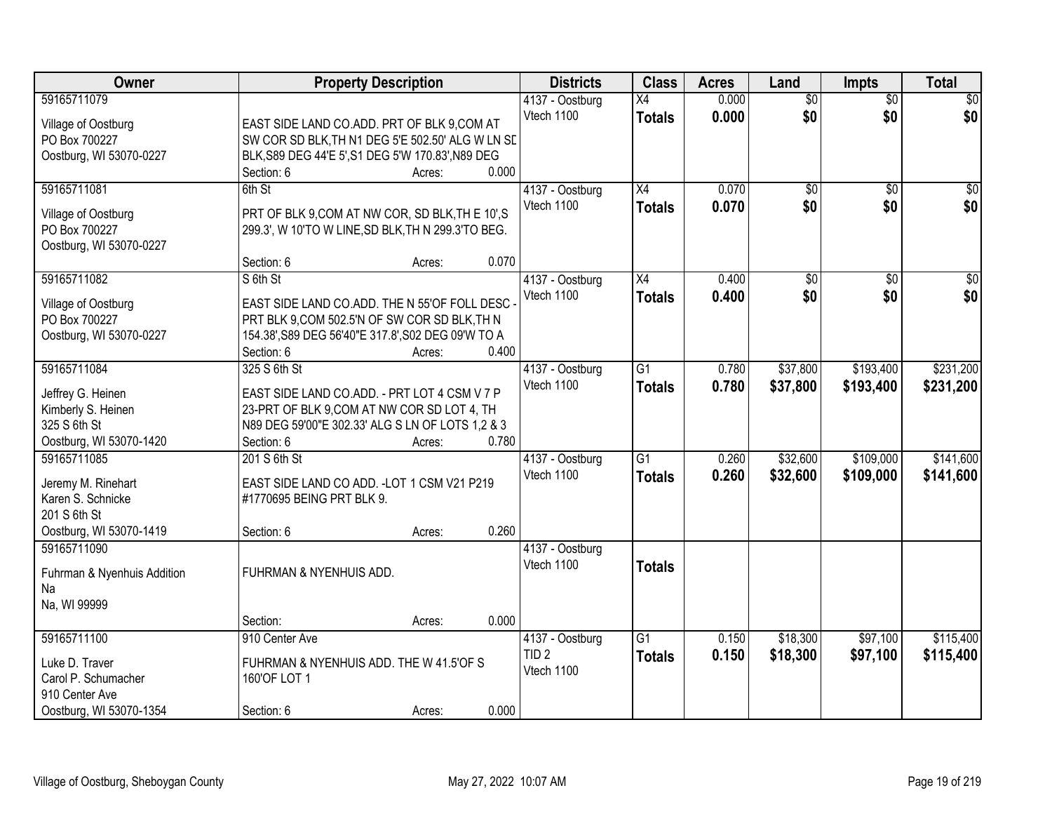| Owner | Property Description | Districts | Class | Acres | Land | Impts | Total |
|---|---|---|---|---|---|---|---|
| 59165711079<br>Village of Oostburg<br>PO Box 700227<br>Oostburg, WI 53070-0227 | EAST SIDE LAND CO.ADD. PRT OF BLK 9,COM AT SW COR SD BLK,TH N1 DEG 5'E 502.50' ALG W LN SD BLK,S89 DEG 44'E 5',S1 DEG 5'W 170.83',N89 DEG<br>Section: 6 Acres: 0.000 | 4137 - Oostburg<br>Vtech 1100 | X4<br>**Totals** | 0.000<br>**0.000** | $0<br>**$0** | $0<br>**$0** | $0<br>**$0** |
| 59165711081<br>Village of Oostburg<br>PO Box 700227<br>Oostburg, WI 53070-0227 | 6th St<br>PRT OF BLK 9,COM AT NW COR, SD BLK,TH E 10',S 299.3', W 10'TO W LINE,SD BLK,TH N 299.3'TO BEG.<br>Section: 6 Acres: 0.070 | 4137 - Oostburg<br>Vtech 1100 | X4<br>**Totals** | 0.070<br>**0.070** | $0<br>**$0** | $0<br>**$0** | $0<br>**$0** |
| 59165711082<br>Village of Oostburg<br>PO Box 700227<br>Oostburg, WI 53070-0227 | S 6th St<br>EAST SIDE LAND CO.ADD. THE N 55'OF FOLL DESC - PRT BLK 9,COM 502.5'N OF SW COR SD BLK,TH N 154.38',S89 DEG 56'40"E 317.8',S02 DEG 09'W TO A<br>Section: 6 Acres: 0.400 | 4137 - Oostburg<br>Vtech 1100 | X4<br>**Totals** | 0.400<br>**0.400** | $0<br>**$0** | $0<br>**$0** | $0<br>**$0** |
| 59165711084<br>Jeffrey G. Heinen<br>Kimberly S. Heinen<br>325 S 6th St<br>Oostburg, WI 53070-1420 | 325 S 6th St<br>EAST SIDE LAND CO.ADD. - PRT LOT 4 CSM V 7 P 23-PRT OF BLK 9,COM AT NW COR SD LOT 4, TH N89 DEG 59'00"E 302.33' ALG S LN OF LOTS 1,2 & 3<br>Section: 6 Acres: 0.780 | 4137 - Oostburg<br>Vtech 1100 | G1<br>**Totals** | 0.780<br>**0.780** | $37,800<br>**$37,800** | $193,400<br>**$193,400** | $231,200<br>**$231,200** |
| 59165711085<br>Jeremy M. Rinehart<br>Karen S. Schnicke<br>201 S 6th St<br>Oostburg, WI 53070-1419 | 201 S 6th St<br>EAST SIDE LAND CO ADD. -LOT 1 CSM V21 P219 #1770695 BEING PRT BLK 9.<br>Section: 6 Acres: 0.260 | 4137 - Oostburg<br>Vtech 1100 | G1<br>**Totals** | 0.260<br>**0.260** | $32,600<br>**$32,600** | $109,000<br>**$109,000** | $141,600<br>**$141,600** |
| 59165711090<br>Fuhrman & Nyenhuis Addition<br>Na<br>Na, WI 99999 | FUHRMAN & NYENHUIS ADD.<br>Section: Acres: 0.000 | 4137 - Oostburg<br>Vtech 1100 | **Totals** | | | | |
| 59165711100<br>Luke D. Traver<br>Carol P. Schumacher<br>910 Center Ave<br>Oostburg, WI 53070-1354 | 910 Center Ave<br>FUHRMAN & NYENHUIS ADD. THE W 41.5'OF S 160'OF LOT 1<br>Section: 6 Acres: 0.000 | 4137 - Oostburg<br>TID 2<br>Vtech 1100 | G1<br>**Totals** | 0.150<br>**0.150** | $18,300<br>**$18,300** | $97,100<br>**$97,100** | $115,400<br>**$115,400** |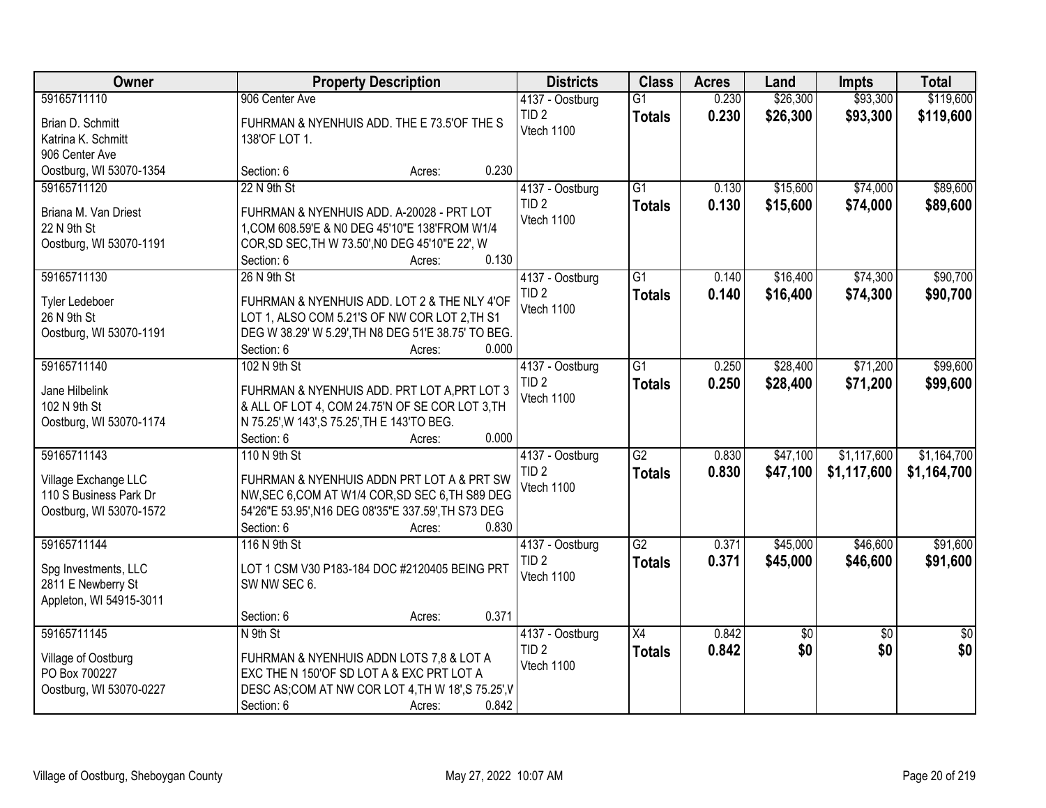| Owner | Property Description | Districts | Class | Acres | Land | Impts | Total |
|---|---|---|---|---|---|---|---|
| 59165711110<br>Brian D. Schmitt<br>Katrina K. Schmitt<br>906 Center Ave<br>Oostburg, WI 53070-1354 | 906 Center Ave<br>FUHRMAN & NYENHUIS ADD. THE E 73.5'OF THE S 138'OF LOT 1.<br>Section: 6 Acres: 0.230 | 4137 - Oostburg<br>TID 2<br>Vtech 1100 | G1<br>**Totals** | 0.230<br>**0.230** | $26,300<br>**$26,300** | $93,300<br>**$93,300** | $119,600<br>**$119,600** |
| 59165711120<br>Briana M. Van Driest<br>22 N 9th St<br>Oostburg, WI 53070-1191 | 22 N 9th St<br>FUHRMAN & NYENHUIS ADD. A-20028 - PRT LOT 1,COM 608.59'E & N0 DEG 45'10"E 138'FROM W1/4 COR,SD SEC,TH W 73.50',N0 DEG 45'10"E 22', W<br>Section: 6 Acres: 0.130 | 4137 - Oostburg<br>TID 2<br>Vtech 1100 | G1<br>**Totals** | 0.130<br>**0.130** | $15,600<br>**$15,600** | $74,000<br>**$74,000** | $89,600<br>**$89,600** |
| 59165711130<br>Tyler Ledeboer<br>26 N 9th St<br>Oostburg, WI 53070-1191 | 26 N 9th St<br>FUHRMAN & NYENHUIS ADD. LOT 2 & THE NLY 4'OF LOT 1, ALSO COM 5.21'S OF NW COR LOT 2,TH S1 DEG W 38.29' W 5.29',TH N8 DEG 51'E 38.75' TO BEG.<br>Section: 6 Acres: 0.000 | 4137 - Oostburg<br>TID 2<br>Vtech 1100 | G1<br>**Totals** | 0.140<br>**0.140** | $16,400<br>**$16,400** | $74,300<br>**$74,300** | $90,700<br>**$90,700** |
| 59165711140<br>Jane Hilbelink<br>102 N 9th St<br>Oostburg, WI 53070-1174 | 102 N 9th St<br>FUHRMAN & NYENHUIS ADD. PRT LOT A,PRT LOT 3 & ALL OF LOT 4, COM 24.75'N OF SE COR LOT 3,TH N 75.25',W 143',S 75.25',TH E 143'TO BEG.<br>Section: 6 Acres: 0.000 | 4137 - Oostburg<br>TID 2<br>Vtech 1100 | G1<br>**Totals** | 0.250<br>**0.250** | $28,400<br>**$28,400** | $71,200<br>**$71,200** | $99,600<br>**$99,600** |
| 59165711143<br>Village Exchange LLC<br>110 S Business Park Dr<br>Oostburg, WI 53070-1572 | 110 N 9th St<br>FUHRMAN & NYENHUIS ADDN PRT LOT A & PRT SW NW,SEC 6,COM AT W1/4 COR,SD SEC 6,TH S89 DEG 54'26"E 53.95',N16 DEG 08'35"E 337.59',TH S73 DEG<br>Section: 6 Acres: 0.830 | 4137 - Oostburg<br>TID 2<br>Vtech 1100 | G2<br>**Totals** | 0.830<br>**0.830** | $47,100<br>**$47,100** | $1,117,600<br>**$1,117,600** | $1,164,700<br>**$1,164,700** |
| 59165711144<br>Spg Investments, LLC<br>2811 E Newberry St<br>Appleton, WI 54915-3011 | 116 N 9th St<br>LOT 1 CSM V30 P183-184 DOC #2120405 BEING PRT SW NW SEC 6.<br>Section: 6 Acres: 0.371 | 4137 - Oostburg<br>TID 2<br>Vtech 1100 | G2<br>**Totals** | 0.371<br>**0.371** | $45,000<br>**$45,000** | $46,600<br>**$46,600** | $91,600<br>**$91,600** |
| 59165711145<br>Village of Oostburg<br>PO Box 700227<br>Oostburg, WI 53070-0227 | N 9th St<br>FUHRMAN & NYENHUIS ADDN LOTS 7,8 & LOT A EXC THE N 150'OF SD LOT A & EXC PRT LOT A DESC AS;COM AT NW COR LOT 4,TH W 18',S 75.25',W<br>Section: 6 Acres: 0.842 | 4137 - Oostburg<br>TID 2<br>Vtech 1100 | X4<br>**Totals** | 0.842<br>**0.842** | $0<br>**$0** | $0<br>**$0** | $0<br>**$0** |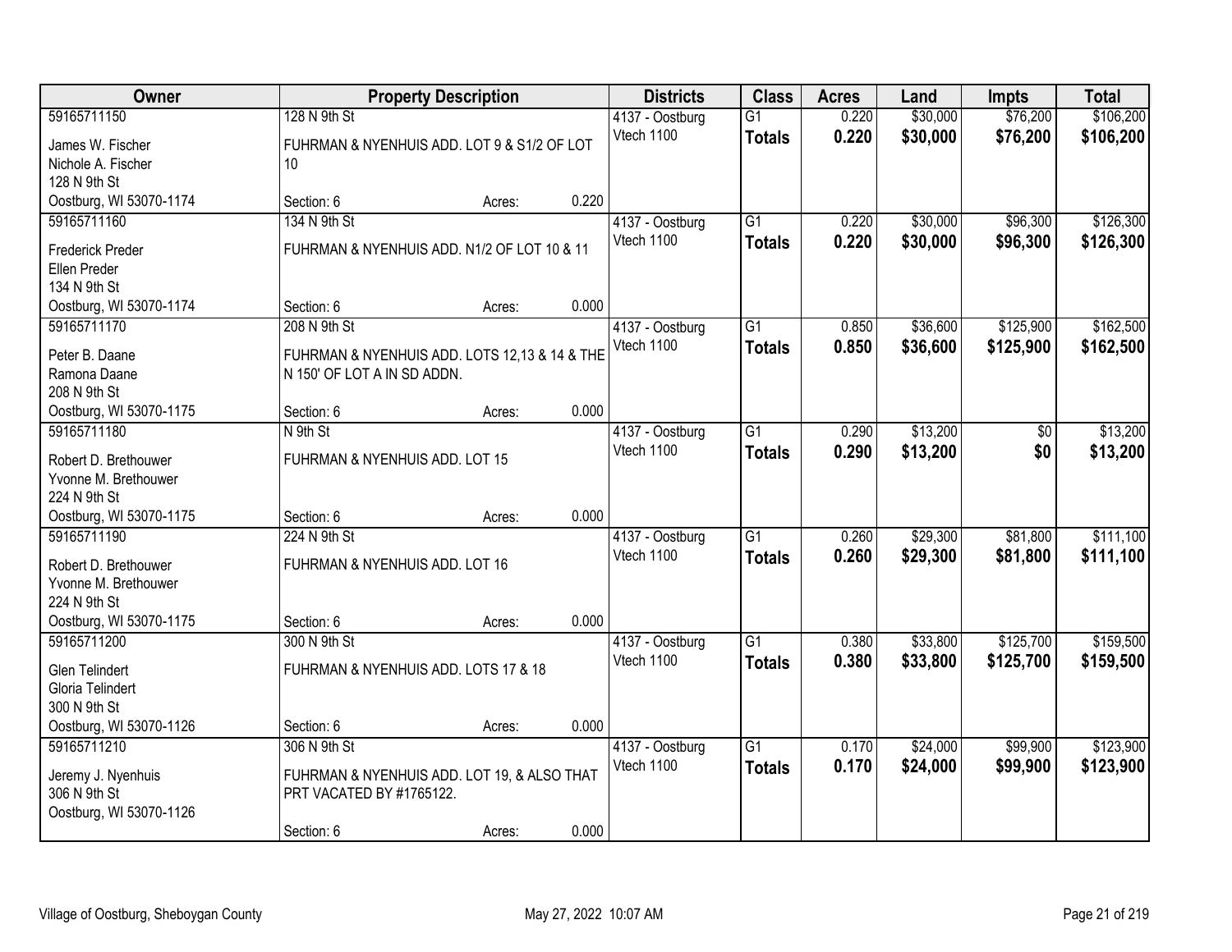| Owner | Property Description | | | Districts | Class | Acres | Land | Impts | Total |
|---|---|---|---|---|---|---|---|---|---|
| 59165711150 | 128 N 9th St | | | 4137 - Oostburg | G1 | 0.220 | $30,000 | $76,200 | $106,200 |
| James W. Fischer<br>Nichole A. Fischer<br>128 N 9th St<br>Oostburg, WI 53070-1174 | FUHRMAN & NYENHUIS ADD. LOT 9 & S1/2 OF LOT 10 | | | Vtech 1100 | **Totals** | **0.220** | **$30,000** | **$76,200** | **$106,200** |
| | Section: 6 | Acres: | 0.220 | | | | | | |
| 59165711160 | 134 N 9th St | | | 4137 - Oostburg | G1 | 0.220 | $30,000 | $96,300 | $126,300 |
| Frederick Preder<br>Ellen Preder<br>134 N 9th St<br>Oostburg, WI 53070-1174 | FUHRMAN & NYENHUIS ADD. N1/2 OF LOT 10 & 11 | | | Vtech 1100 | **Totals** | **0.220** | **$30,000** | **$96,300** | **$126,300** |
| | Section: 6 | Acres: | 0.000 | | | | | | |
| 59165711170 | 208 N 9th St | | | 4137 - Oostburg | G1 | 0.850 | $36,600 | $125,900 | $162,500 |
| Peter B. Daane<br>Ramona Daane<br>208 N 9th St<br>Oostburg, WI 53070-1175 | FUHRMAN & NYENHUIS ADD. LOTS 12,13 & 14 & THE N 150' OF LOT A IN SD ADDN. | | | Vtech 1100 | **Totals** | **0.850** | **$36,600** | **$125,900** | **$162,500** |
| | Section: 6 | Acres: | 0.000 | | | | | | |
| 59165711180 | N 9th St | | | 4137 - Oostburg | G1 | 0.290 | $13,200 | $0 | $13,200 |
| Robert D. Brethouwer<br>Yvonne M. Brethouwer<br>224 N 9th St<br>Oostburg, WI 53070-1175 | FUHRMAN & NYENHUIS ADD. LOT 15 | | | Vtech 1100 | **Totals** | **0.290** | **$13,200** | **$0** | **$13,200** |
| | Section: 6 | Acres: | 0.000 | | | | | | |
| 59165711190 | 224 N 9th St | | | 4137 - Oostburg | G1 | 0.260 | $29,300 | $81,800 | $111,100 |
| Robert D. Brethouwer<br>Yvonne M. Brethouwer<br>224 N 9th St<br>Oostburg, WI 53070-1175 | FUHRMAN & NYENHUIS ADD. LOT 16 | | | Vtech 1100 | **Totals** | **0.260** | **$29,300** | **$81,800** | **$111,100** |
| | Section: 6 | Acres: | 0.000 | | | | | | |
| 59165711200 | 300 N 9th St | | | 4137 - Oostburg | G1 | 0.380 | $33,800 | $125,700 | $159,500 |
| Glen Telindert<br>Gloria Telindert<br>300 N 9th St<br>Oostburg, WI 53070-1126 | FUHRMAN & NYENHUIS ADD. LOTS 17 & 18 | | | Vtech 1100 | **Totals** | **0.380** | **$33,800** | **$125,700** | **$159,500** |
| | Section: 6 | Acres: | 0.000 | | | | | | |
| 59165711210 | 306 N 9th St | | | 4137 - Oostburg | G1 | 0.170 | $24,000 | $99,900 | $123,900 |
| Jeremy J. Nyenhuis<br>306 N 9th St<br>Oostburg, WI 53070-1126 | FUHRMAN & NYENHUIS ADD. LOT 19, & ALSO THAT PRT VACATED BY #1765122. | | | Vtech 1100 | **Totals** | **0.170** | **$24,000** | **$99,900** | **$123,900** |
| | Section: 6 | Acres: | 0.000 | | | | | | |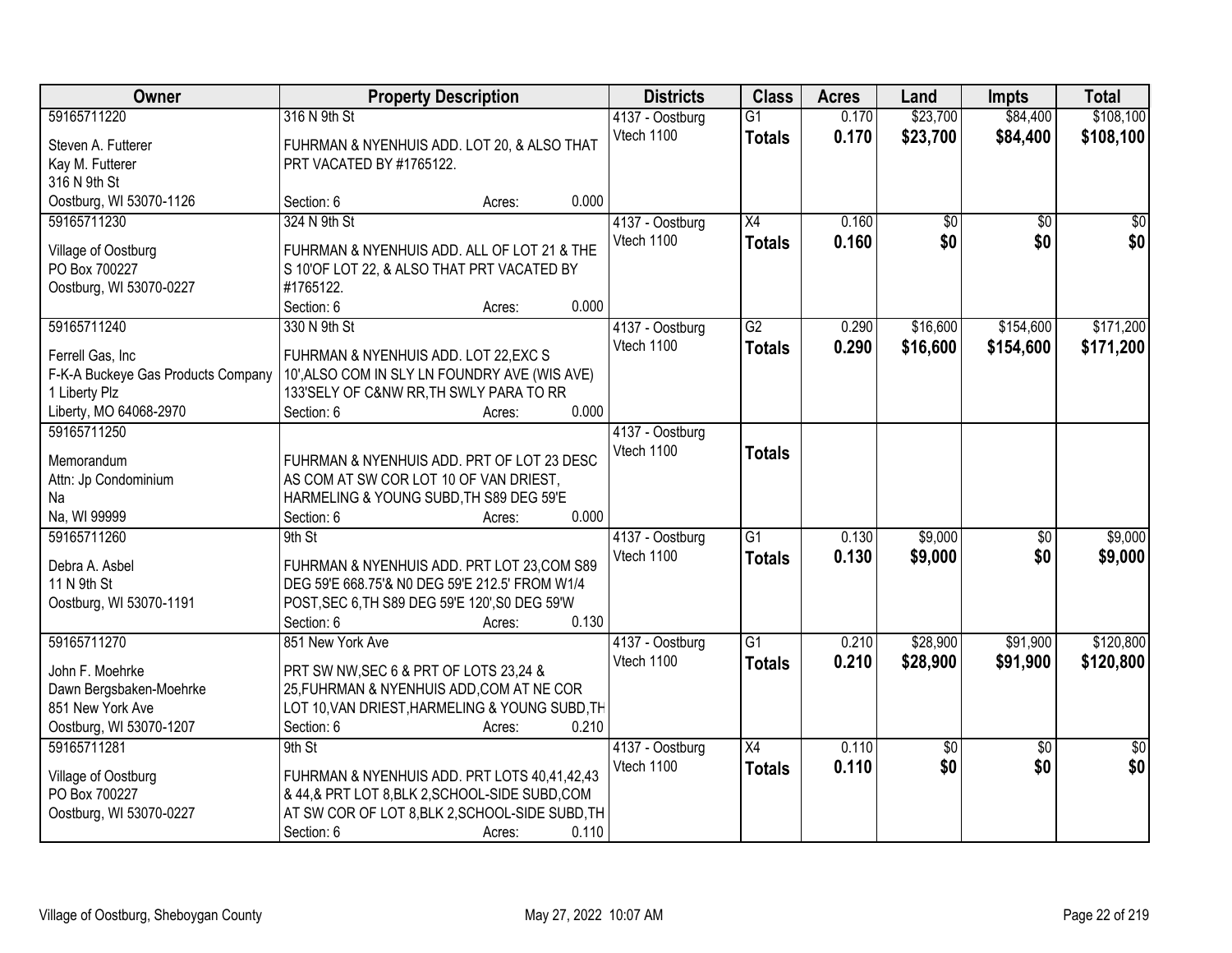| Owner | Property Description | Districts | Class | Acres | Land | Impts | Total |
|---|---|---|---|---|---|---|---|
| 59165711220<br>Steven A. Futterer<br>Kay M. Futterer<br>316 N 9th St<br>Oostburg, WI 53070-1126 | 316 N 9th St<br>FUHRMAN & NYENHUIS ADD. LOT 20, & ALSO THAT PRT VACATED BY #1765122.<br>Section: 6 Acres: 0.000 | 4137 - Oostburg<br>Vtech 1100 | G1<br>**Totals** | 0.170<br>**0.170** | $23,700<br>**$23,700** | $84,400<br>**$84,400** | $108,100<br>**$108,100** |
| 59165711230<br>Village of Oostburg<br>PO Box 700227<br>Oostburg, WI 53070-0227 | 324 N 9th St<br>FUHRMAN & NYENHUIS ADD. ALL OF LOT 21 & THE S 10'OF LOT 22, & ALSO THAT PRT VACATED BY #1765122.<br>Section: 6 Acres: 0.000 | 4137 - Oostburg<br>Vtech 1100 | X4<br>**Totals** | 0.160<br>**0.160** | $0<br>**$0** | $0<br>**$0** | $0<br>**$0** |
| 59165711240<br>Ferrell Gas, Inc<br>F-K-A Buckeye Gas Products Company<br>1 Liberty Plz<br>Liberty, MO 64068-2970 | 330 N 9th St<br>FUHRMAN & NYENHUIS ADD. LOT 22,EXC S 10',ALSO COM IN SLY LN FOUNDRY AVE (WIS AVE) 133'SELY OF C&NW RR,TH SWLY PARA TO RR<br>Section: 6 Acres: 0.000 | 4137 - Oostburg<br>Vtech 1100 | G2<br>**Totals** | 0.290<br>**0.290** | $16,600<br>**$16,600** | $154,600<br>**$154,600** | $171,200<br>**$171,200** |
| 59165711250<br>Memorandum<br>Attn: Jp Condominium<br>Na<br>Na, WI 99999 | FUHRMAN & NYENHUIS ADD. PRT OF LOT 23 DESC AS COM AT SW COR LOT 10 OF VAN DRIEST, HARMELING & YOUNG SUBD,TH S89 DEG 59'E<br>Section: 6 Acres: 0.000 | 4137 - Oostburg<br>Vtech 1100 | **Totals** | | | | |
| 59165711260<br>Debra A. Asbel<br>11 N 9th St<br>Oostburg, WI 53070-1191 | 9th St<br>FUHRMAN & NYENHUIS ADD. PRT LOT 23,COM S89 DEG 59'E 668.75'& N0 DEG 59'E 212.5' FROM W1/4 POST,SEC 6,TH S89 DEG 59'E 120',S0 DEG 59'W<br>Section: 6 Acres: 0.130 | 4137 - Oostburg<br>Vtech 1100 | G1<br>**Totals** | 0.130<br>**0.130** | $9,000<br>**$9,000** | $0<br>**$0** | $9,000<br>**$9,000** |
| 59165711270<br>John F. Moehrke<br>Dawn Bergsbaken-Moehrke<br>851 New York Ave<br>Oostburg, WI 53070-1207 | 851 New York Ave<br>PRT SW NW,SEC 6 & PRT OF LOTS 23,24 & 25,FUHRMAN & NYENHUIS ADD,COM AT NE COR LOT 10,VAN DRIEST,HARMELING & YOUNG SUBD,TH<br>Section: 6 Acres: 0.210 | 4137 - Oostburg<br>Vtech 1100 | G1<br>**Totals** | 0.210<br>**0.210** | $28,900<br>**$28,900** | $91,900<br>**$91,900** | $120,800<br>**$120,800** |
| 59165711281<br>Village of Oostburg<br>PO Box 700227<br>Oostburg, WI 53070-0227 | 9th St<br>FUHRMAN & NYENHUIS ADD. PRT LOTS 40,41,42,43 & 44,& PRT LOT 8,BLK 2,SCHOOL-SIDE SUBD,COM AT SW COR OF LOT 8,BLK 2,SCHOOL-SIDE SUBD,TH<br>Section: 6 Acres: 0.110 | 4137 - Oostburg<br>Vtech 1100 | X4<br>**Totals** | 0.110<br>**0.110** | $0<br>**$0** | $0<br>**$0** | $0<br>**$0** |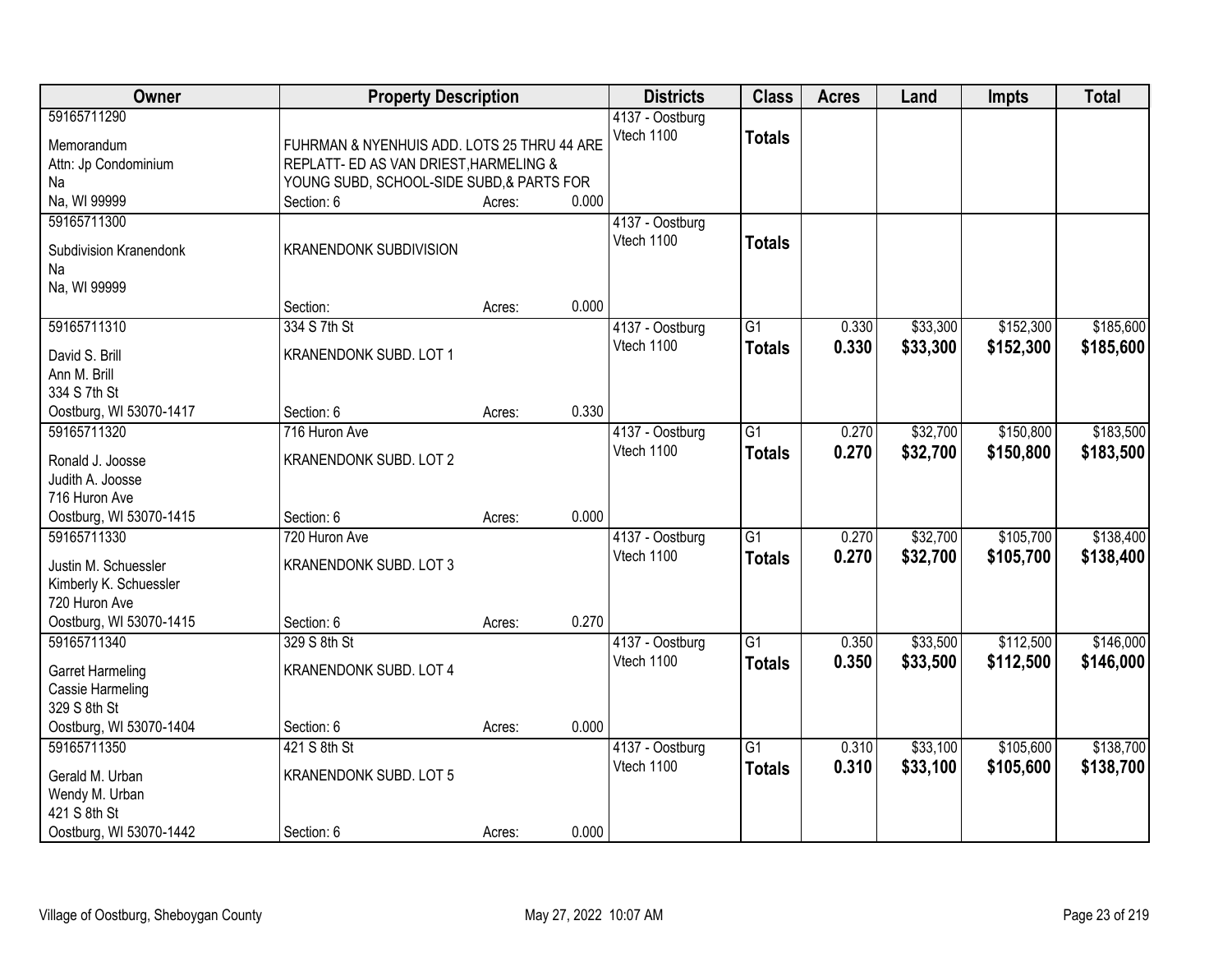| Owner | Property Description | | | Districts | Class | Acres | Land | Impts | Total |
|---|---|---|---|---|---|---|---|---|---|
| 59165711290<br>Memorandum<br>Attn: Jp Condominium<br>Na<br>Na, WI 99999 | FUHRMAN & NYENHUIS ADD. LOTS 25 THRU 44 ARE REPLATT- ED AS VAN DRIEST,HARMELING & YOUNG SUBD, SCHOOL-SIDE SUBD,& PARTS FOR<br>Section: 6 | Acres: | 0.000 | 4137 - Oostburg<br>Vtech 1100 | **Totals** | | | | |
| 59165711300<br>Subdivision Kranendonk<br>Na<br>Na, WI 99999 | KRANENDONK SUBDIVISION<br>Section: | Acres: | 0.000 | 4137 - Oostburg<br>Vtech 1100 | **Totals** | | | | |
| 59165711310<br>David S. Brill<br>Ann M. Brill<br>334 S 7th St<br>Oostburg, WI 53070-1417 | 334 S 7th St<br>KRANENDONK SUBD. LOT 1<br>Section: 6 | Acres: | 0.330 | 4137 - Oostburg<br>Vtech 1100 | G1<br>**Totals** | 0.330<br>**0.330** | $33,300<br>**$33,300** | $152,300<br>**$152,300** | $185,600<br>**$185,600** |
| 59165711320<br>Ronald J. Joosse<br>Judith A. Joosse<br>716 Huron Ave<br>Oostburg, WI 53070-1415 | 716 Huron Ave<br>KRANENDONK SUBD. LOT 2<br>Section: 6 | Acres: | 0.000 | 4137 - Oostburg<br>Vtech 1100 | G1<br>**Totals** | 0.270<br>**0.270** | $32,700<br>**$32,700** | $150,800<br>**$150,800** | $183,500<br>**$183,500** |
| 59165711330<br>Justin M. Schuessler<br>Kimberly K. Schuessler<br>720 Huron Ave<br>Oostburg, WI 53070-1415 | 720 Huron Ave<br>KRANENDONK SUBD. LOT 3<br>Section: 6 | Acres: | 0.270 | 4137 - Oostburg<br>Vtech 1100 | G1<br>**Totals** | 0.270<br>**0.270** | $32,700<br>**$32,700** | $105,700<br>**$105,700** | $138,400<br>**$138,400** |
| 59165711340<br>Garret Harmeling<br>Cassie Harmeling<br>329 S 8th St<br>Oostburg, WI 53070-1404 | 329 S 8th St<br>KRANENDONK SUBD. LOT 4<br>Section: 6 | Acres: | 0.000 | 4137 - Oostburg<br>Vtech 1100 | G1<br>**Totals** | 0.350<br>**0.350** | $33,500<br>**$33,500** | $112,500<br>**$112,500** | $146,000<br>**$146,000** |
| 59165711350<br>Gerald M. Urban<br>Wendy M. Urban<br>421 S 8th St<br>Oostburg, WI 53070-1442 | 421 S 8th St<br>KRANENDONK SUBD. LOT 5<br>Section: 6 | Acres: | 0.000 | 4137 - Oostburg<br>Vtech 1100 | G1<br>**Totals** | 0.310<br>**0.310** | $33,100<br>**$33,100** | $105,600<br>**$105,600** | $138,700<br>**$138,700** |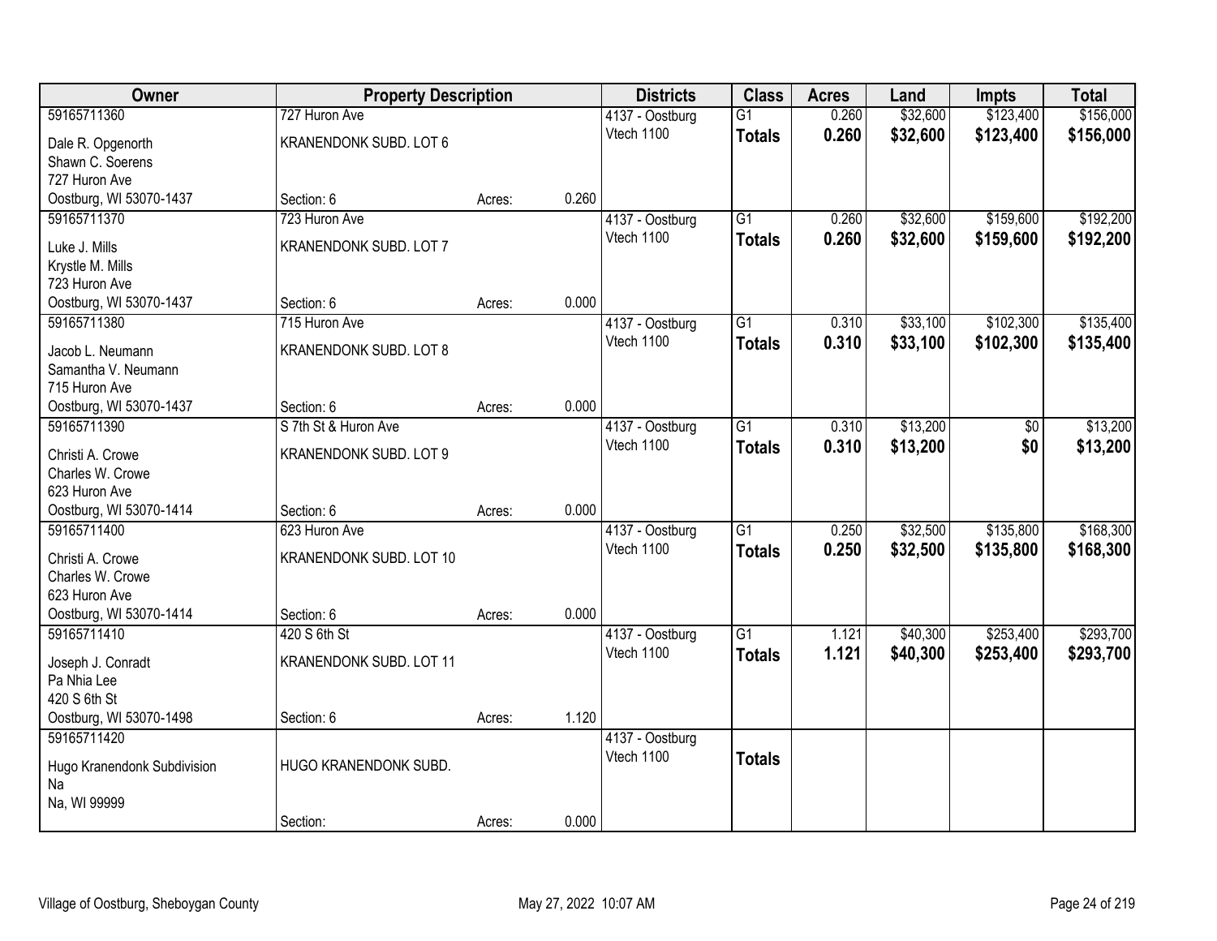| Owner | Property Description | | | Districts | Class | Acres | Land | Impts | Total |
|---|---|---|---|---|---|---|---|---|---|
| 59165711360 | 727 Huron Ave | | | 4137 - Oostburg | G1 | 0.260 | $32,600 | $123,400 | $156,000 |
| Dale R. Opgenorth<br>Shawn C. Soerens<br>727 Huron Ave<br>Oostburg, WI 53070-1437 | KRANENDONK SUBD. LOT 6<br><br>Section: 6 | Acres: | 0.260 | Vtech 1100 | **Totals** | **0.260** | **$32,600** | **$123,400** | **$156,000** |
| 59165711370 | 723 Huron Ave | | | 4137 - Oostburg | G1 | 0.260 | $32,600 | $159,600 | $192,200 |
| Luke J. Mills<br>Krystle M. Mills<br>723 Huron Ave<br>Oostburg, WI 53070-1437 | KRANENDONK SUBD. LOT 7<br><br>Section: 6 | Acres: | 0.000 | Vtech 1100 | **Totals** | **0.260** | **$32,600** | **$159,600** | **$192,200** |
| 59165711380 | 715 Huron Ave | | | 4137 - Oostburg | G1 | 0.310 | $33,100 | $102,300 | $135,400 |
| Jacob L. Neumann<br>Samantha V. Neumann<br>715 Huron Ave<br>Oostburg, WI 53070-1437 | KRANENDONK SUBD. LOT 8<br><br>Section: 6 | Acres: | 0.000 | Vtech 1100 | **Totals** | **0.310** | **$33,100** | **$102,300** | **$135,400** |
| 59165711390 | S 7th St & Huron Ave | | | 4137 - Oostburg | G1 | 0.310 | $13,200 | $0 | $13,200 |
| Christi A. Crowe<br>Charles W. Crowe<br>623 Huron Ave<br>Oostburg, WI 53070-1414 | KRANENDONK SUBD. LOT 9<br><br>Section: 6 | Acres: | 0.000 | Vtech 1100 | **Totals** | **0.310** | **$13,200** | **$0** | **$13,200** |
| 59165711400 | 623 Huron Ave | | | 4137 - Oostburg | G1 | 0.250 | $32,500 | $135,800 | $168,300 |
| Christi A. Crowe<br>Charles W. Crowe<br>623 Huron Ave<br>Oostburg, WI 53070-1414 | KRANENDONK SUBD. LOT 10<br><br>Section: 6 | Acres: | 0.000 | Vtech 1100 | **Totals** | **0.250** | **$32,500** | **$135,800** | **$168,300** |
| 59165711410 | 420 S 6th St | | | 4137 - Oostburg | G1 | 1.121 | $40,300 | $253,400 | $293,700 |
| Joseph J. Conradt<br>Pa Nhia Lee<br>420 S 6th St<br>Oostburg, WI 53070-1498 | KRANENDONK SUBD. LOT 11<br><br>Section: 6 | Acres: | 1.120 | Vtech 1100 | **Totals** | **1.121** | **$40,300** | **$253,400** | **$293,700** |
| 59165711420 | | | | 4137 - Oostburg | | | | | |
| Hugo Kranendonk Subdivision<br>Na<br>Na, WI 99999 | HUGO KRANENDONK SUBD.<br><br>Section: | Acres: | 0.000 | Vtech 1100 | **Totals** | | | | |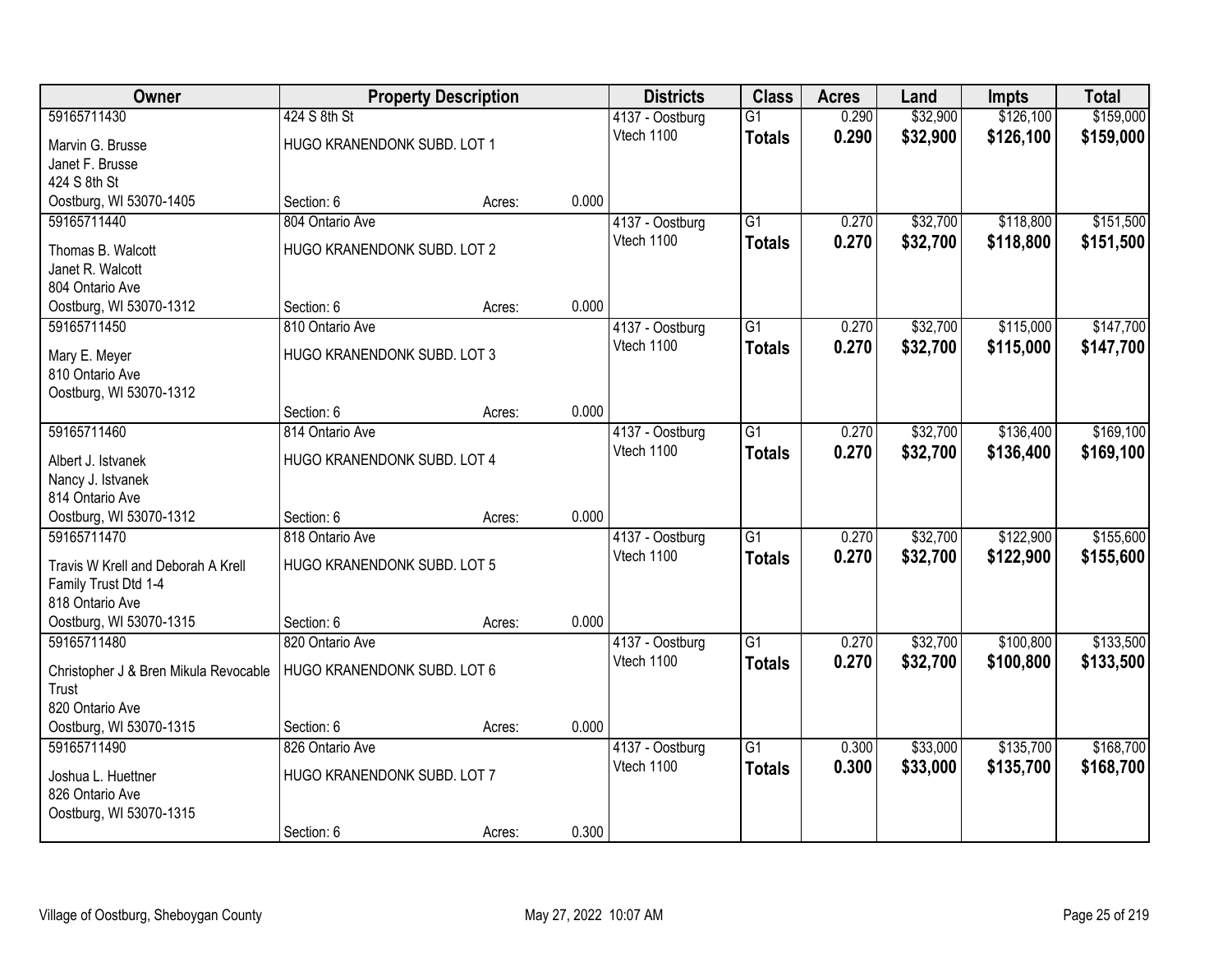| Owner | Property Description | | | Districts | Class | Acres | Land | Impts | Total |
|---|---|---|---|---|---|---|---|---|---|
| 59165711430 | 424 S 8th St | | | 4137 - Oostburg | G1 | 0.290 | $32,900 | $126,100 | $159,000 |
| Marvin G. Brusse<br>Janet F. Brusse<br>424 S 8th St<br>Oostburg, WI 53070-1405 | HUGO KRANENDONK SUBD. LOT 1<br>Section: 6 | Acres: | 0.000 | Vtech 1100 | **Totals** | **0.290** | **$32,900** | **$126,100** | **$159,000** |
| 59165711440 | 804 Ontario Ave | | | 4137 - Oostburg | G1 | 0.270 | $32,700 | $118,800 | $151,500 |
| Thomas B. Walcott<br>Janet R. Walcott<br>804 Ontario Ave<br>Oostburg, WI 53070-1312 | HUGO KRANENDONK SUBD. LOT 2<br>Section: 6 | Acres: | 0.000 | Vtech 1100 | **Totals** | **0.270** | **$32,700** | **$118,800** | **$151,500** |
| 59165711450 | 810 Ontario Ave | | | 4137 - Oostburg | G1 | 0.270 | $32,700 | $115,000 | $147,700 |
| Mary E. Meyer<br>810 Ontario Ave<br>Oostburg, WI 53070-1312 | HUGO KRANENDONK SUBD. LOT 3<br>Section: 6 | Acres: | 0.000 | Vtech 1100 | **Totals** | **0.270** | **$32,700** | **$115,000** | **$147,700** |
| 59165711460 | 814 Ontario Ave | | | 4137 - Oostburg | G1 | 0.270 | $32,700 | $136,400 | $169,100 |
| Albert J. Istvanek<br>Nancy J. Istvanek<br>814 Ontario Ave<br>Oostburg, WI 53070-1312 | HUGO KRANENDONK SUBD. LOT 4<br>Section: 6 | Acres: | 0.000 | Vtech 1100 | **Totals** | **0.270** | **$32,700** | **$136,400** | **$169,100** |
| 59165711470 | 818 Ontario Ave | | | 4137 - Oostburg | G1 | 0.270 | $32,700 | $122,900 | $155,600 |
| Travis W Krell and Deborah A Krell<br>Family Trust Dtd 1-4<br>818 Ontario Ave<br>Oostburg, WI 53070-1315 | HUGO KRANENDONK SUBD. LOT 5<br>Section: 6 | Acres: | 0.000 | Vtech 1100 | **Totals** | **0.270** | **$32,700** | **$122,900** | **$155,600** |
| 59165711480 | 820 Ontario Ave | | | 4137 - Oostburg | G1 | 0.270 | $32,700 | $100,800 | $133,500 |
| Christopher J & Bren Mikula Revocable<br>Trust<br>820 Ontario Ave<br>Oostburg, WI 53070-1315 | HUGO KRANENDONK SUBD. LOT 6<br>Section: 6 | Acres: | 0.000 | Vtech 1100 | **Totals** | **0.270** | **$32,700** | **$100,800** | **$133,500** |
| 59165711490 | 826 Ontario Ave | | | 4137 - Oostburg | G1 | 0.300 | $33,000 | $135,700 | $168,700 |
| Joshua L. Huettner<br>826 Ontario Ave<br>Oostburg, WI 53070-1315 | HUGO KRANENDONK SUBD. LOT 7<br>Section: 6 | Acres: | 0.300 | Vtech 1100 | **Totals** | **0.300** | **$33,000** | **$135,700** | **$168,700** |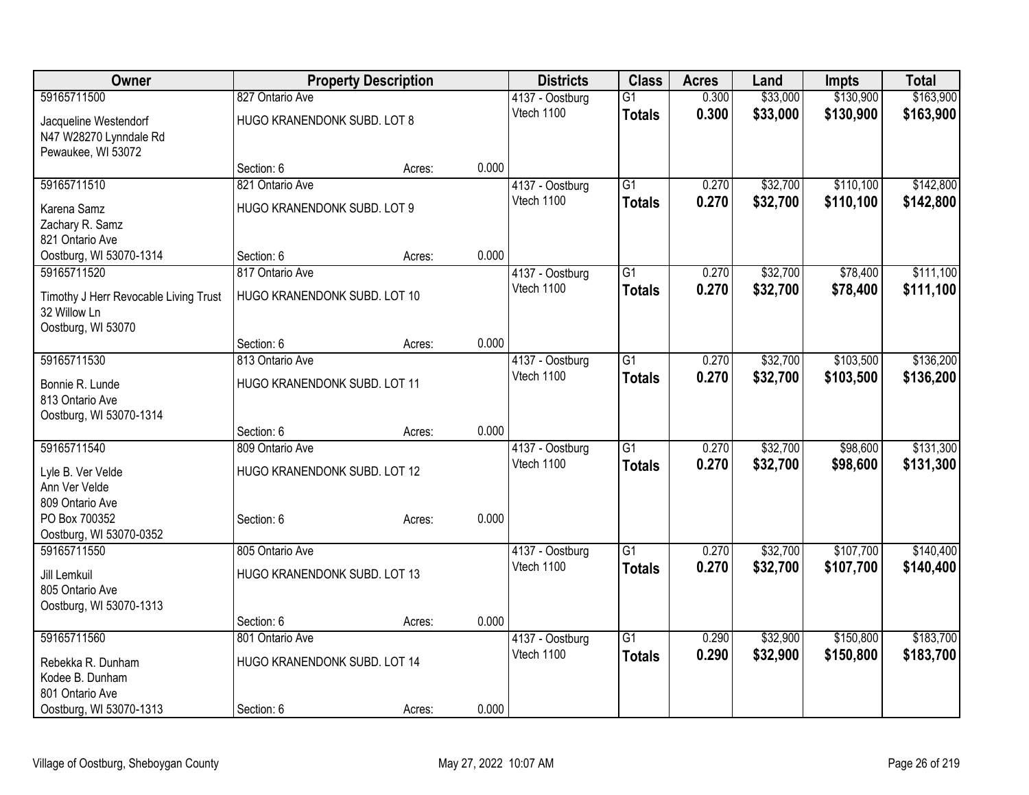| Owner | Property Description | | | Districts | Class | Acres | Land | Impts | Total |
|---|---|---|---|---|---|---|---|---|---|
| 59165711500 | 827 Ontario Ave | | | 4137 - Oostburg | G1 | 0.300 | $33,000 | $130,900 | $163,900 |
| Jacqueline Westendorf<br>N47 W28270 Lynndale Rd<br>Pewaukee, WI 53072 | HUGO KRANENDONK SUBD. LOT 8 | | | Vtech 1100 | **Totals** | **0.300** | **$33,000** | **$130,900** | **$163,900** |
| | Section: 6 | Acres: | 0.000 | | | | | | |
| 59165711510 | 821 Ontario Ave | | | 4137 - Oostburg | G1 | 0.270 | $32,700 | $110,100 | $142,800 |
| Karena Samz<br>Zachary R. Samz<br>821 Ontario Ave | HUGO KRANENDONK SUBD. LOT 9 | | | Vtech 1100 | **Totals** | **0.270** | **$32,700** | **$110,100** | **$142,800** |
| Oostburg, WI 53070-1314 | Section: 6 | Acres: | 0.000 | | | | | | |
| 59165711520 | 817 Ontario Ave | | | 4137 - Oostburg | G1 | 0.270 | $32,700 | $78,400 | $111,100 |
| Timothy J Herr Revocable Living Trust<br>32 Willow Ln<br>Oostburg, WI 53070 | HUGO KRANENDONK SUBD. LOT 10 | | | Vtech 1100 | **Totals** | **0.270** | **$32,700** | **$78,400** | **$111,100** |
| | Section: 6 | Acres: | 0.000 | | | | | | |
| 59165711530 | 813 Ontario Ave | | | 4137 - Oostburg | G1 | 0.270 | $32,700 | $103,500 | $136,200 |
| Bonnie R. Lunde<br>813 Ontario Ave<br>Oostburg, WI 53070-1314 | HUGO KRANENDONK SUBD. LOT 11 | | | Vtech 1100 | **Totals** | **0.270** | **$32,700** | **$103,500** | **$136,200** |
| | Section: 6 | Acres: | 0.000 | | | | | | |
| 59165711540 | 809 Ontario Ave | | | 4137 - Oostburg | G1 | 0.270 | $32,700 | $98,600 | $131,300 |
| Lyle B. Ver Velde<br>Ann Ver Velde<br>809 Ontario Ave | HUGO KRANENDONK SUBD. LOT 12 | | | Vtech 1100 | **Totals** | **0.270** | **$32,700** | **$98,600** | **$131,300** |
| PO Box 700352<br>Oostburg, WI 53070-0352 | Section: 6 | Acres: | 0.000 | | | | | | |
| 59165711550 | 805 Ontario Ave | | | 4137 - Oostburg | G1 | 0.270 | $32,700 | $107,700 | $140,400 |
| Jill Lemkuil<br>805 Ontario Ave<br>Oostburg, WI 53070-1313 | HUGO KRANENDONK SUBD. LOT 13 | | | Vtech 1100 | **Totals** | **0.270** | **$32,700** | **$107,700** | **$140,400** |
| | Section: 6 | Acres: | 0.000 | | | | | | |
| 59165711560 | 801 Ontario Ave | | | 4137 - Oostburg | G1 | 0.290 | $32,900 | $150,800 | $183,700 |
| Rebekka R. Dunham<br>Kodee B. Dunham<br>801 Ontario Ave | HUGO KRANENDONK SUBD. LOT 14 | | | Vtech 1100 | **Totals** | **0.290** | **$32,900** | **$150,800** | **$183,700** |
| Oostburg, WI 53070-1313 | Section: 6 | Acres: | 0.000 | | | | | | |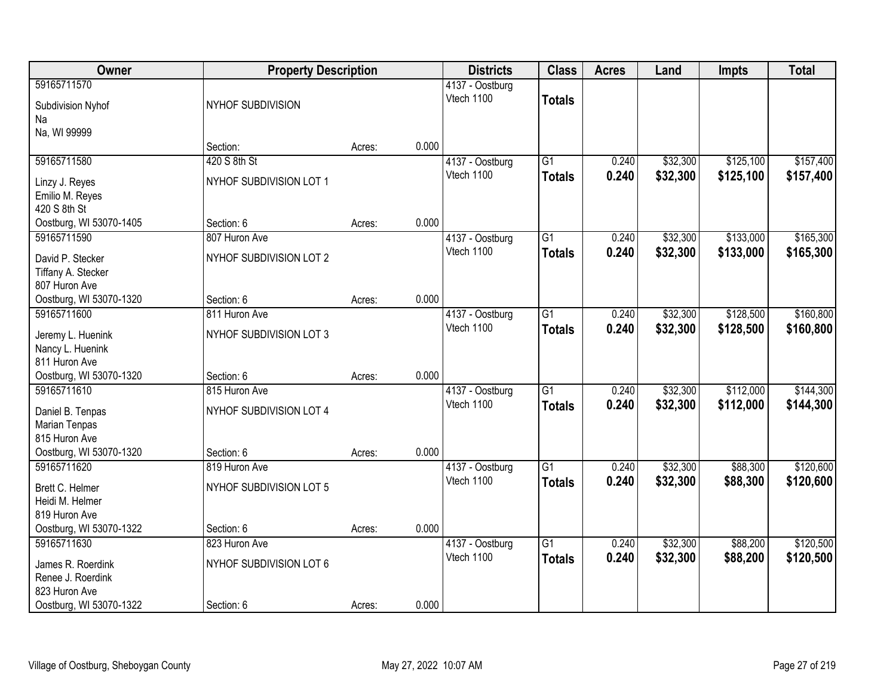| Owner | Property Description | | | Districts | Class | Acres | Land | Impts | Total |
|---|---|---|---|---|---|---|---|---|---|
| 59165711570<br>Subdivision Nyhof<br>Na<br>Na, WI 99999 | NYHOF SUBDIVISION<br>Section: | Acres: | 0.000 | 4137 - Oostburg<br>Vtech 1100 | **Totals** | | | | |
| 59165711580<br>Linzy J. Reyes<br>Emilio M. Reyes<br>420 S 8th St<br>Oostburg, WI 53070-1405 | 420 S 8th St<br>NYHOF SUBDIVISION LOT 1<br>Section: 6 | Acres: | 0.000 | 4137 - Oostburg<br>Vtech 1100 | G1<br>**Totals** | 0.240<br>**0.240** | $32,300<br>**$32,300** | $125,100<br>**$125,100** | $157,400<br>**$157,400** |
| 59165711590<br>David P. Stecker<br>Tiffany A. Stecker<br>807 Huron Ave<br>Oostburg, WI 53070-1320 | 807 Huron Ave<br>NYHOF SUBDIVISION LOT 2<br>Section: 6 | Acres: | 0.000 | 4137 - Oostburg<br>Vtech 1100 | G1<br>**Totals** | 0.240<br>**0.240** | $32,300<br>**$32,300** | $133,000<br>**$133,000** | $165,300<br>**$165,300** |
| 59165711600<br>Jeremy L. Huenink<br>Nancy L. Huenink<br>811 Huron Ave<br>Oostburg, WI 53070-1320 | 811 Huron Ave<br>NYHOF SUBDIVISION LOT 3<br>Section: 6 | Acres: | 0.000 | 4137 - Oostburg<br>Vtech 1100 | G1<br>**Totals** | 0.240<br>**0.240** | $32,300<br>**$32,300** | $128,500<br>**$128,500** | $160,800<br>**$160,800** |
| 59165711610<br>Daniel B. Tenpas<br>Marian Tenpas<br>815 Huron Ave<br>Oostburg, WI 53070-1320 | 815 Huron Ave<br>NYHOF SUBDIVISION LOT 4<br>Section: 6 | Acres: | 0.000 | 4137 - Oostburg<br>Vtech 1100 | G1<br>**Totals** | 0.240<br>**0.240** | $32,300<br>**$32,300** | $112,000<br>**$112,000** | $144,300<br>**$144,300** |
| 59165711620<br>Brett C. Helmer<br>Heidi M. Helmer<br>819 Huron Ave<br>Oostburg, WI 53070-1322 | 819 Huron Ave<br>NYHOF SUBDIVISION LOT 5<br>Section: 6 | Acres: | 0.000 | 4137 - Oostburg<br>Vtech 1100 | G1<br>**Totals** | 0.240<br>**0.240** | $32,300<br>**$32,300** | $88,300<br>**$88,300** | $120,600<br>**$120,600** |
| 59165711630<br>James R. Roerdink<br>Renee J. Roerdink<br>823 Huron Ave<br>Oostburg, WI 53070-1322 | 823 Huron Ave<br>NYHOF SUBDIVISION LOT 6<br>Section: 6 | Acres: | 0.000 | 4137 - Oostburg<br>Vtech 1100 | G1<br>**Totals** | 0.240<br>**0.240** | $32,300<br>**$32,300** | $88,200<br>**$88,200** | $120,500<br>**$120,500** |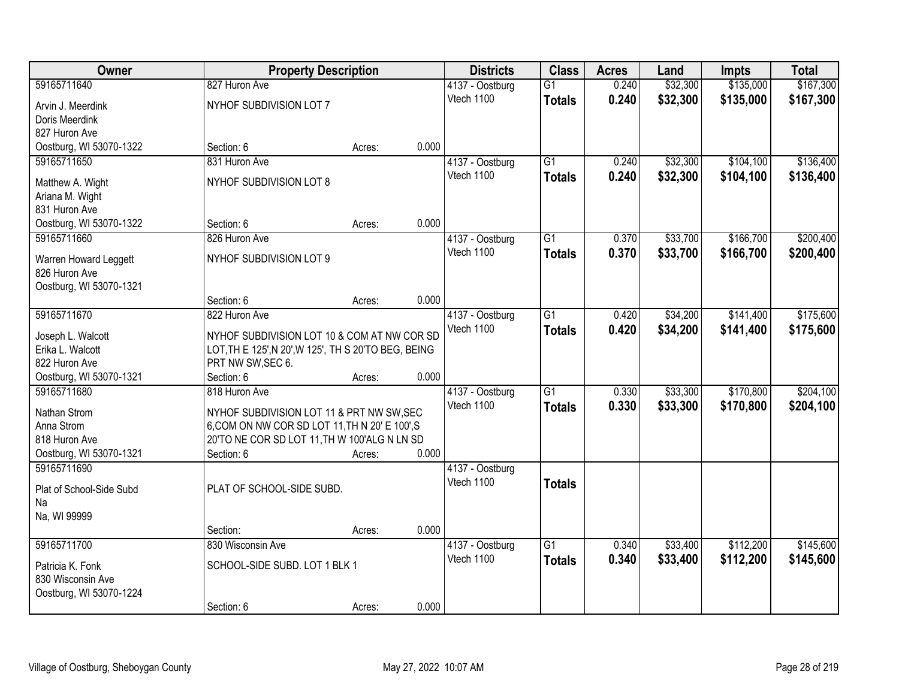| Owner | Property Description | | | Districts | Class | Acres | Land | Impts | Total |
|---|---|---|---|---|---|---|---|---|---|
| 59165711640<br>Arvin J. Meerdink<br>Doris Meerdink<br>827 Huron Ave<br>Oostburg, WI 53070-1322 | 827 Huron Ave<br>NYHOF SUBDIVISION LOT 7<br>Section: 6 | Acres: | 0.000 | 4137 - Oostburg<br>Vtech 1100 | G1<br>**Totals** | 0.240<br>**0.240** | $32,300<br>**$32,300** | $135,000<br>**$135,000** | $167,300<br>**$167,300** |
| 59165711650<br>Matthew A. Wight<br>Ariana M. Wight<br>831 Huron Ave<br>Oostburg, WI 53070-1322 | 831 Huron Ave<br>NYHOF SUBDIVISION LOT 8<br>Section: 6 | Acres: | 0.000 | 4137 - Oostburg<br>Vtech 1100 | G1<br>**Totals** | 0.240<br>**0.240** | $32,300<br>**$32,300** | $104,100<br>**$104,100** | $136,400<br>**$136,400** |
| 59165711660<br>Warren Howard Leggett<br>826 Huron Ave<br>Oostburg, WI 53070-1321 | 826 Huron Ave<br>NYHOF SUBDIVISION LOT 9<br>Section: 6 | Acres: | 0.000 | 4137 - Oostburg<br>Vtech 1100 | G1<br>**Totals** | 0.370<br>**0.370** | $33,700<br>**$33,700** | $166,700<br>**$166,700** | $200,400<br>**$200,400** |
| 59165711670<br>Joseph L. Walcott<br>Erika L. Walcott<br>822 Huron Ave<br>Oostburg, WI 53070-1321 | 822 Huron Ave<br>NYHOF SUBDIVISION LOT 10 & COM AT NW COR SD LOT,TH E 125',N 20',W 125', TH S 20'TO BEG, BEING PRT NW SW,SEC 6.<br>Section: 6 | Acres: | 0.000 | 4137 - Oostburg<br>Vtech 1100 | G1<br>**Totals** | 0.420<br>**0.420** | $34,200<br>**$34,200** | $141,400<br>**$141,400** | $175,600<br>**$175,600** |
| 59165711680<br>Nathan Strom<br>Anna Strom<br>818 Huron Ave<br>Oostburg, WI 53070-1321 | 818 Huron Ave<br>NYHOF SUBDIVISION LOT 11 & PRT NW SW,SEC 6,COM ON NW COR SD LOT 11,TH N 20' E 100',S 20'TO NE COR SD LOT 11,TH W 100'ALG N LN SD<br>Section: 6 | Acres: | 0.000 | 4137 - Oostburg<br>Vtech 1100 | G1<br>**Totals** | 0.330<br>**0.330** | $33,300<br>**$33,300** | $170,800<br>**$170,800** | $204,100<br>**$204,100** |
| 59165711690<br>Plat of School-Side Subd<br>Na<br>Na, WI 99999 | PLAT OF SCHOOL-SIDE SUBD.<br>Section: | Acres: | 0.000 | 4137 - Oostburg<br>Vtech 1100 | **Totals** | | | | |
| 59165711700<br>Patricia K. Fonk<br>830 Wisconsin Ave<br>Oostburg, WI 53070-1224 | 830 Wisconsin Ave<br>SCHOOL-SIDE SUBD. LOT 1 BLK 1<br>Section: 6 | Acres: | 0.000 | 4137 - Oostburg<br>Vtech 1100 | G1<br>**Totals** | 0.340<br>**0.340** | $33,400<br>**$33,400** | $112,200<br>**$112,200** | $145,600<br>**$145,600** |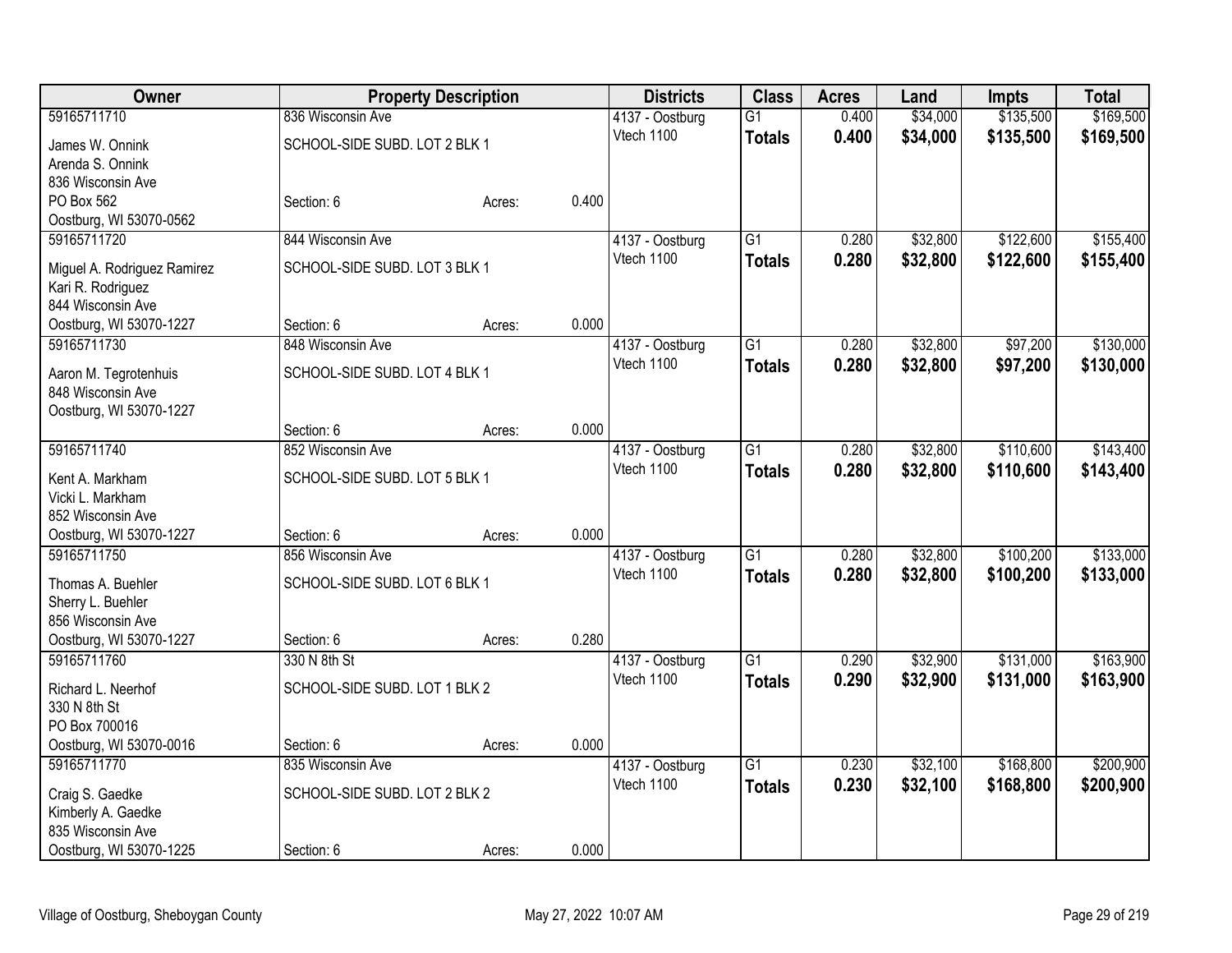| Owner | Property Description | | | Districts | Class | Acres | Land | Impts | Total |
|---|---|---|---|---|---|---|---|---|---|
| 59165711710 | 836 Wisconsin Ave | | | 4137 - Oostburg | G1 | 0.400 | $34,000 | $135,500 | $169,500 |
| James W. Onnink<br>Arenda S. Onnink<br>836 Wisconsin Ave<br>PO Box 562<br>Oostburg, WI 53070-0562 | SCHOOL-SIDE SUBD. LOT 2 BLK 1<br>Section: 6 | Acres: | 0.400 | Vtech 1100 | **Totals** | **0.400** | **$34,000** | **$135,500** | **$169,500** |
| 59165711720 | 844 Wisconsin Ave | | | 4137 - Oostburg | G1 | 0.280 | $32,800 | $122,600 | $155,400 |
| Miguel A. Rodriguez Ramirez<br>Kari R. Rodriguez<br>844 Wisconsin Ave<br>Oostburg, WI 53070-1227 | SCHOOL-SIDE SUBD. LOT 3 BLK 1<br>Section: 6 | Acres: | 0.000 | Vtech 1100 | **Totals** | **0.280** | **$32,800** | **$122,600** | **$155,400** |
| 59165711730 | 848 Wisconsin Ave | | | 4137 - Oostburg | G1 | 0.280 | $32,800 | $97,200 | $130,000 |
| Aaron M. Tegrotenhuis<br>848 Wisconsin Ave<br>Oostburg, WI 53070-1227 | SCHOOL-SIDE SUBD. LOT 4 BLK 1<br>Section: 6 | Acres: | 0.000 | Vtech 1100 | **Totals** | **0.280** | **$32,800** | **$97,200** | **$130,000** |
| 59165711740 | 852 Wisconsin Ave | | | 4137 - Oostburg | G1 | 0.280 | $32,800 | $110,600 | $143,400 |
| Kent A. Markham<br>Vicki L. Markham<br>852 Wisconsin Ave<br>Oostburg, WI 53070-1227 | SCHOOL-SIDE SUBD. LOT 5 BLK 1<br>Section: 6 | Acres: | 0.000 | Vtech 1100 | **Totals** | **0.280** | **$32,800** | **$110,600** | **$143,400** |
| 59165711750 | 856 Wisconsin Ave | | | 4137 - Oostburg | G1 | 0.280 | $32,800 | $100,200 | $133,000 |
| Thomas A. Buehler<br>Sherry L. Buehler<br>856 Wisconsin Ave<br>Oostburg, WI 53070-1227 | SCHOOL-SIDE SUBD. LOT 6 BLK 1<br>Section: 6 | Acres: | 0.280 | Vtech 1100 | **Totals** | **0.280** | **$32,800** | **$100,200** | **$133,000** |
| 59165711760 | 330 N 8th St | | | 4137 - Oostburg | G1 | 0.290 | $32,900 | $131,000 | $163,900 |
| Richard L. Neerhof<br>330 N 8th St<br>PO Box 700016<br>Oostburg, WI 53070-0016 | SCHOOL-SIDE SUBD. LOT 1 BLK 2<br>Section: 6 | Acres: | 0.000 | Vtech 1100 | **Totals** | **0.290** | **$32,900** | **$131,000** | **$163,900** |
| 59165711770 | 835 Wisconsin Ave | | | 4137 - Oostburg | G1 | 0.230 | $32,100 | $168,800 | $200,900 |
| Craig S. Gaedke<br>Kimberly A. Gaedke<br>835 Wisconsin Ave<br>Oostburg, WI 53070-1225 | SCHOOL-SIDE SUBD. LOT 2 BLK 2<br>Section: 6 | Acres: | 0.000 | Vtech 1100 | **Totals** | **0.230** | **$32,100** | **$168,800** | **$200,900** |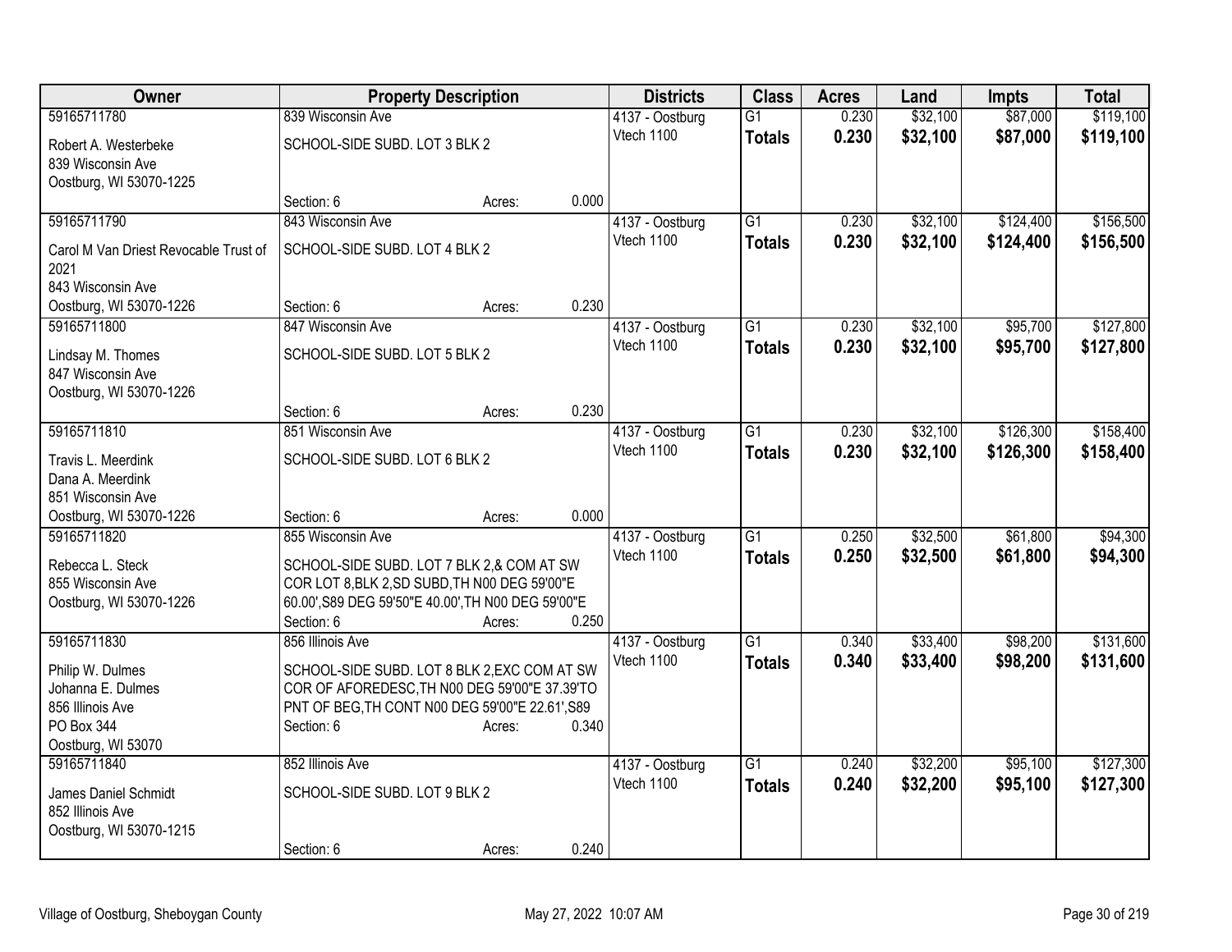| Owner | Property Description | | | Districts | Class | Acres | Land | Impts | Total |
|---|---|---|---|---|---|---|---|---|---|
| 59165711780 | 839 Wisconsin Ave | | | 4137 - Oostburg | G1 | 0.230 | $32,100 | $87,000 | $119,100 |
| Robert A. Westerbeke<br>839 Wisconsin Ave<br>Oostburg, WI 53070-1225 | SCHOOL-SIDE SUBD. LOT 3 BLK 2 | | | Vtech 1100 | **Totals** | **0.230** | **$32,100** | **$87,000** | **$119,100** |
| | Section: 6 | Acres: | 0.000 | | | | | | |
| 59165711790 | 843 Wisconsin Ave | | | 4137 - Oostburg | G1 | 0.230 | $32,100 | $124,400 | $156,500 |
| Carol M Van Driest Revocable Trust of 2021<br>843 Wisconsin Ave<br>Oostburg, WI 53070-1226 | SCHOOL-SIDE SUBD. LOT 4 BLK 2 | | | Vtech 1100 | **Totals** | **0.230** | **$32,100** | **$124,400** | **$156,500** |
| | Section: 6 | Acres: | 0.230 | | | | | | |
| 59165711800 | 847 Wisconsin Ave | | | 4137 - Oostburg | G1 | 0.230 | $32,100 | $95,700 | $127,800 |
| Lindsay M. Thomes<br>847 Wisconsin Ave<br>Oostburg, WI 53070-1226 | SCHOOL-SIDE SUBD. LOT 5 BLK 2 | | | Vtech 1100 | **Totals** | **0.230** | **$32,100** | **$95,700** | **$127,800** |
| | Section: 6 | Acres: | 0.230 | | | | | | |
| 59165711810 | 851 Wisconsin Ave | | | 4137 - Oostburg | G1 | 0.230 | $32,100 | $126,300 | $158,400 |
| Travis L. Meerdink<br>Dana A. Meerdink<br>851 Wisconsin Ave<br>Oostburg, WI 53070-1226 | SCHOOL-SIDE SUBD. LOT 6 BLK 2 | | | Vtech 1100 | **Totals** | **0.230** | **$32,100** | **$126,300** | **$158,400** |
| | Section: 6 | Acres: | 0.000 | | | | | | |
| 59165711820 | 855 Wisconsin Ave | | | 4137 - Oostburg | G1 | 0.250 | $32,500 | $61,800 | $94,300 |
| Rebecca L. Steck<br>855 Wisconsin Ave<br>Oostburg, WI 53070-1226 | SCHOOL-SIDE SUBD. LOT 7 BLK 2,& COM AT SW COR LOT 8,BLK 2,SD SUBD,TH N00 DEG 59'00"E 60.00',S89 DEG 59'50"E 40.00',TH N00 DEG 59'00"E | | | Vtech 1100 | **Totals** | **0.250** | **$32,500** | **$61,800** | **$94,300** |
| | Section: 6 | Acres: | 0.250 | | | | | | |
| 59165711830 | 856 Illinois Ave | | | 4137 - Oostburg | G1 | 0.340 | $33,400 | $98,200 | $131,600 |
| Philip W. Dulmes<br>Johanna E. Dulmes<br>856 Illinois Ave<br>PO Box 344<br>Oostburg, WI 53070 | SCHOOL-SIDE SUBD. LOT 8 BLK 2,EXC COM AT SW COR OF AFOREDESC,TH N00 DEG 59'00"E 37.39'TO PNT OF BEG,TH CONT N00 DEG 59'00"E 22.61',S89 | | | Vtech 1100 | **Totals** | **0.340** | **$33,400** | **$98,200** | **$131,600** |
| | Section: 6 | Acres: | 0.340 | | | | | | |
| 59165711840 | 852 Illinois Ave | | | 4137 - Oostburg | G1 | 0.240 | $32,200 | $95,100 | $127,300 |
| James Daniel Schmidt<br>852 Illinois Ave<br>Oostburg, WI 53070-1215 | SCHOOL-SIDE SUBD. LOT 9 BLK 2 | | | Vtech 1100 | **Totals** | **0.240** | **$32,200** | **$95,100** | **$127,300** |
| | Section: 6 | Acres: | 0.240 | | | | | | |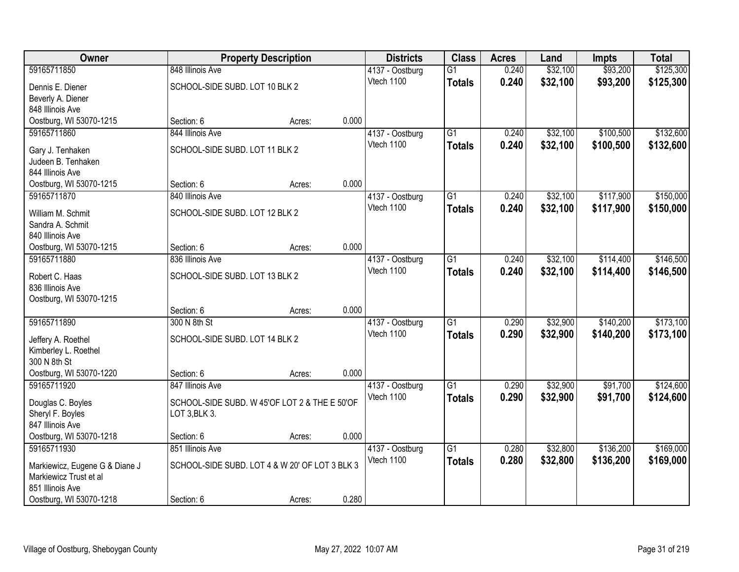| Owner | Property Description | | | Districts | Class | Acres | Land | Impts | Total |
|---|---|---|---|---|---|---|---|---|---|
| 59165711850 | 848 Illinois Ave | | | 4137 - Oostburg | G1 | 0.240 | $32,100 | $93,200 | $125,300 |
| Dennis E. Diener<br>Beverly A. Diener<br>848 Illinois Ave<br>Oostburg, WI 53070-1215 | SCHOOL-SIDE SUBD. LOT 10 BLK 2 | | | Vtech 1100 | **Totals** | **0.240** | **$32,100** | **$93,200** | **$125,300** |
| | Section: 6 | Acres: | 0.000 | | | | | | |
| 59165711860 | 844 Illinois Ave | | | 4137 - Oostburg | G1 | 0.240 | $32,100 | $100,500 | $132,600 |
| Gary J. Tenhaken<br>Judeen B. Tenhaken<br>844 Illinois Ave<br>Oostburg, WI 53070-1215 | SCHOOL-SIDE SUBD. LOT 11 BLK 2 | | | Vtech 1100 | **Totals** | **0.240** | **$32,100** | **$100,500** | **$132,600** |
| | Section: 6 | Acres: | 0.000 | | | | | | |
| 59165711870 | 840 Illinois Ave | | | 4137 - Oostburg | G1 | 0.240 | $32,100 | $117,900 | $150,000 |
| William M. Schmit<br>Sandra A. Schmit<br>840 Illinois Ave<br>Oostburg, WI 53070-1215 | SCHOOL-SIDE SUBD. LOT 12 BLK 2 | | | Vtech 1100 | **Totals** | **0.240** | **$32,100** | **$117,900** | **$150,000** |
| | Section: 6 | Acres: | 0.000 | | | | | | |
| 59165711880 | 836 Illinois Ave | | | 4137 - Oostburg | G1 | 0.240 | $32,100 | $114,400 | $146,500 |
| Robert C. Haas<br>836 Illinois Ave<br>Oostburg, WI 53070-1215 | SCHOOL-SIDE SUBD. LOT 13 BLK 2 | | | Vtech 1100 | **Totals** | **0.240** | **$32,100** | **$114,400** | **$146,500** |
| | Section: 6 | Acres: | 0.000 | | | | | | |
| 59165711890 | 300 N 8th St | | | 4137 - Oostburg | G1 | 0.290 | $32,900 | $140,200 | $173,100 |
| Jeffery A. Roethel<br>Kimberley L. Roethel<br>300 N 8th St<br>Oostburg, WI 53070-1220 | SCHOOL-SIDE SUBD. LOT 14 BLK 2 | | | Vtech 1100 | **Totals** | **0.290** | **$32,900** | **$140,200** | **$173,100** |
| | Section: 6 | Acres: | 0.000 | | | | | | |
| 59165711920 | 847 Illinois Ave | | | 4137 - Oostburg | G1 | 0.290 | $32,900 | $91,700 | $124,600 |
| Douglas C. Boyles<br>Sheryl F. Boyles<br>847 Illinois Ave<br>Oostburg, WI 53070-1218 | SCHOOL-SIDE SUBD. W 45'OF LOT 2 & THE E 50'OF LOT 3,BLK 3. | | | Vtech 1100 | **Totals** | **0.290** | **$32,900** | **$91,700** | **$124,600** |
| | Section: 6 | Acres: | 0.000 | | | | | | |
| 59165711930 | 851 Illinois Ave | | | 4137 - Oostburg | G1 | 0.280 | $32,800 | $136,200 | $169,000 |
| Markiewicz, Eugene G & Diane J<br>Markiewicz Trust et al<br>851 Illinois Ave<br>Oostburg, WI 53070-1218 | SCHOOL-SIDE SUBD. LOT 4 & W 20' OF LOT 3 BLK 3 | | | Vtech 1100 | **Totals** | **0.280** | **$32,800** | **$136,200** | **$169,000** |
| | Section: 6 | Acres: | 0.280 | | | | | | |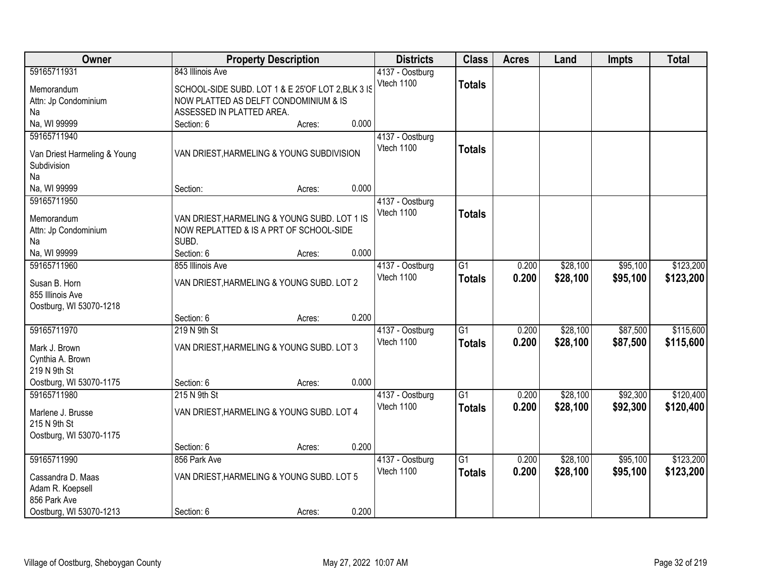| Owner | Property Description | Districts | Class | Acres | Land | Impts | Total |
|---|---|---|---|---|---|---|---|
| 59165711931<br>Memorandum<br>Attn: Jp Condominium<br>Na<br>Na, WI 99999 | 843 Illinois Ave<br>SCHOOL-SIDE SUBD. LOT 1 & E 25'OF LOT 2,BLK 3 IS NOW PLATTED AS DELFT CONDOMINIUM & IS ASSESSED IN PLATTED AREA.<br>Section: 6 Acres: 0.000 | 4137 - Oostburg<br>Vtech 1100 | **Totals** | | | | |
| 59165711940<br>Van Driest Harmeling & Young Subdivision<br>Na<br>Na, WI 99999 | VAN DRIEST,HARMELING & YOUNG SUBDIVISION<br>Section: Acres: 0.000 | 4137 - Oostburg<br>Vtech 1100 | **Totals** | | | | |
| 59165711950<br>Memorandum<br>Attn: Jp Condominium<br>Na<br>Na, WI 99999 | VAN DRIEST,HARMELING & YOUNG SUBD. LOT 1 IS NOW REPLATTED & IS A PRT OF SCHOOL-SIDE SUBD.<br>Section: 6 Acres: 0.000 | 4137 - Oostburg<br>Vtech 1100 | **Totals** | | | | |
| 59165711960<br>Susan B. Horn<br>855 Illinois Ave<br>Oostburg, WI 53070-1218 | 855 Illinois Ave<br>VAN DRIEST,HARMELING & YOUNG SUBD. LOT 2<br>Section: 6 Acres: 0.200 | 4137 - Oostburg<br>Vtech 1100 | G1<br>**Totals** | 0.200<br>**0.200** | $28,100<br>**$28,100** | $95,100<br>**$95,100** | $123,200<br>**$123,200** |
| 59165711970<br>Mark J. Brown<br>Cynthia A. Brown<br>219 N 9th St<br>Oostburg, WI 53070-1175 | 219 N 9th St<br>VAN DRIEST,HARMELING & YOUNG SUBD. LOT 3<br>Section: 6 Acres: 0.000 | 4137 - Oostburg<br>Vtech 1100 | G1<br>**Totals** | 0.200<br>**0.200** | $28,100<br>**$28,100** | $87,500<br>**$87,500** | $115,600<br>**$115,600** |
| 59165711980<br>Marlene J. Brusse<br>215 N 9th St<br>Oostburg, WI 53070-1175 | 215 N 9th St<br>VAN DRIEST,HARMELING & YOUNG SUBD. LOT 4<br>Section: 6 Acres: 0.200 | 4137 - Oostburg<br>Vtech 1100 | G1<br>**Totals** | 0.200<br>**0.200** | $28,100<br>**$28,100** | $92,300<br>**$92,300** | $120,400<br>**$120,400** |
| 59165711990<br>Cassandra D. Maas<br>Adam R. Koepsell<br>856 Park Ave<br>Oostburg, WI 53070-1213 | 856 Park Ave<br>VAN DRIEST,HARMELING & YOUNG SUBD. LOT 5<br>Section: 6 Acres: 0.200 | 4137 - Oostburg<br>Vtech 1100 | G1<br>**Totals** | 0.200<br>**0.200** | $28,100<br>**$28,100** | $95,100<br>**$95,100** | $123,200<br>**$123,200** |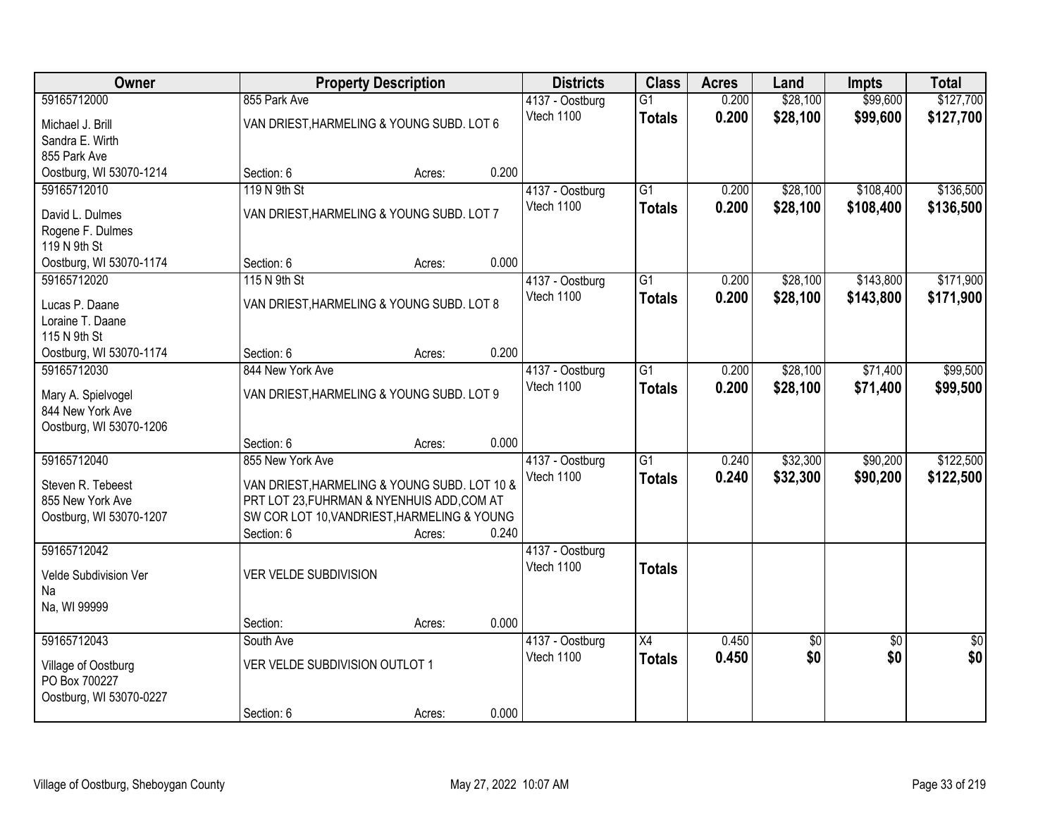| Owner | Property Description | | | Districts | Class | Acres | Land | Impts | Total |
|---|---|---|---|---|---|---|---|---|---|
| 59165712000 | 855 Park Ave | | | 4137 - Oostburg | G1 | 0.200 | $28,100 | $99,600 | $127,700 |
| Michael J. Brill<br>Sandra E. Wirth<br>855 Park Ave<br>Oostburg, WI 53070-1214 | VAN DRIEST,HARMELING & YOUNG SUBD. LOT 6 | | | Vtech 1100 | **Totals** | **0.200** | **$28,100** | **$99,600** | **$127,700** |
| | Section: 6 | Acres: | 0.200 | | | | | | |
| 59165712010 | 119 N 9th St | | | 4137 - Oostburg | G1 | 0.200 | $28,100 | $108,400 | $136,500 |
| David L. Dulmes<br>Rogene F. Dulmes<br>119 N 9th St<br>Oostburg, WI 53070-1174 | VAN DRIEST,HARMELING & YOUNG SUBD. LOT 7 | | | Vtech 1100 | **Totals** | **0.200** | **$28,100** | **$108,400** | **$136,500** |
| | Section: 6 | Acres: | 0.000 | | | | | | |
| 59165712020 | 115 N 9th St | | | 4137 - Oostburg | G1 | 0.200 | $28,100 | $143,800 | $171,900 |
| Lucas P. Daane<br>Loraine T. Daane<br>115 N 9th St<br>Oostburg, WI 53070-1174 | VAN DRIEST,HARMELING & YOUNG SUBD. LOT 8 | | | Vtech 1100 | **Totals** | **0.200** | **$28,100** | **$143,800** | **$171,900** |
| | Section: 6 | Acres: | 0.200 | | | | | | |
| 59165712030 | 844 New York Ave | | | 4137 - Oostburg | G1 | 0.200 | $28,100 | $71,400 | $99,500 |
| Mary A. Spielvogel<br>844 New York Ave<br>Oostburg, WI 53070-1206 | VAN DRIEST,HARMELING & YOUNG SUBD. LOT 9 | | | Vtech 1100 | **Totals** | **0.200** | **$28,100** | **$71,400** | **$99,500** |
| | Section: 6 | Acres: | 0.000 | | | | | | |
| 59165712040 | 855 New York Ave | | | 4137 - Oostburg | G1 | 0.240 | $32,300 | $90,200 | $122,500 |
| Steven R. Tebeest<br>855 New York Ave<br>Oostburg, WI 53070-1207 | VAN DRIEST,HARMELING & YOUNG SUBD. LOT 10 & PRT LOT 23,FUHRMAN & NYENHUIS ADD,COM AT SW COR LOT 10,VANDRIEST,HARMELING & YOUNG | | | Vtech 1100 | **Totals** | **0.240** | **$32,300** | **$90,200** | **$122,500** |
| | Section: 6 | Acres: | 0.240 | | | | | | |
| 59165712042 | | | | 4137 - Oostburg | | | | | |
| Velde Subdivision Ver<br>Na<br>Na, WI 99999 | VER VELDE SUBDIVISION | | | Vtech 1100 | **Totals** | | | | |
| | Section: | Acres: | 0.000 | | | | | | |
| 59165712043 | South Ave | | | 4137 - Oostburg | X4 | 0.450 | $0 | $0 | $0 |
| Village of Oostburg<br>PO Box 700227<br>Oostburg, WI 53070-0227 | VER VELDE SUBDIVISION OUTLOT 1 | | | Vtech 1100 | **Totals** | **0.450** | **$0** | **$0** | **$0** |
| | Section: 6 | Acres: | 0.000 | | | | | | |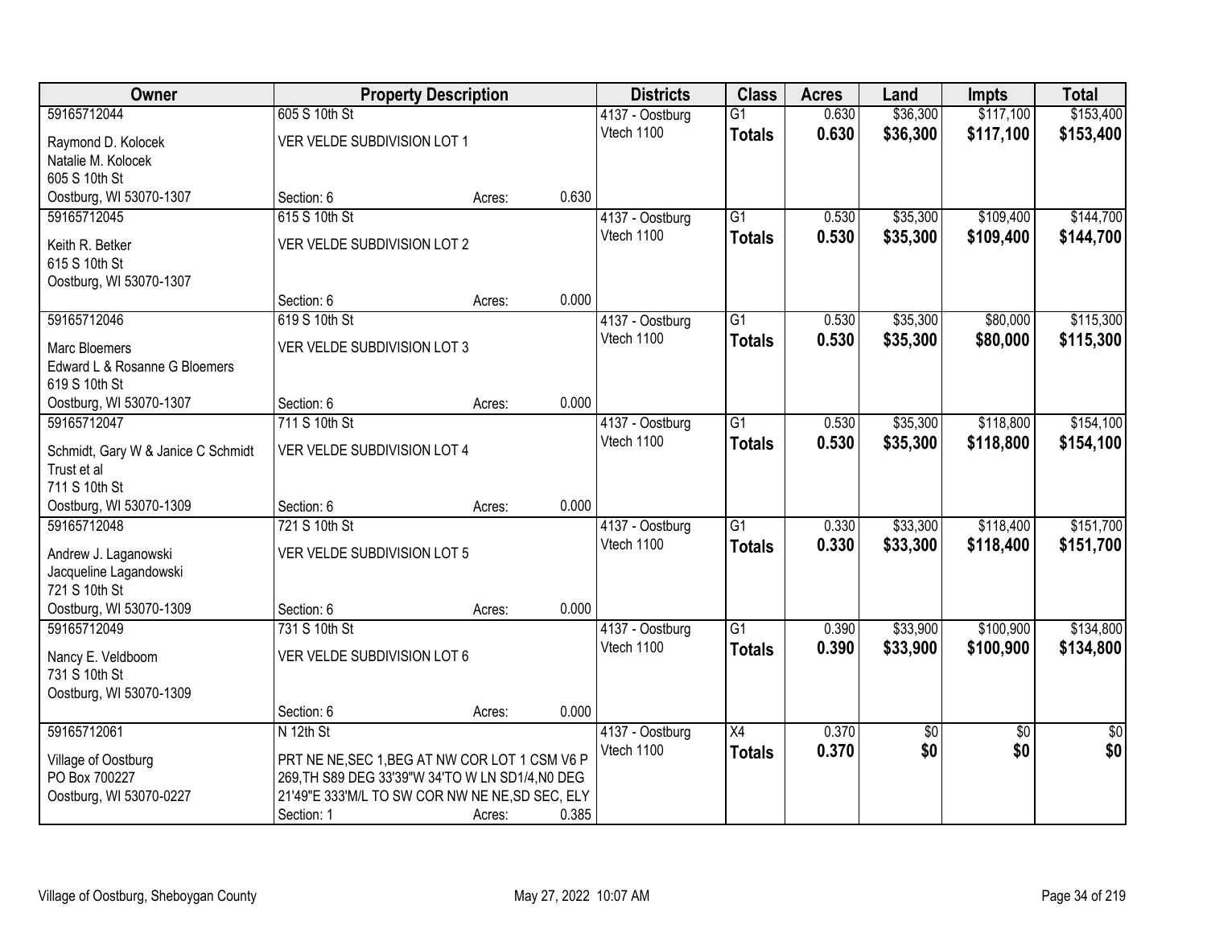| Owner | Property Description | | | Districts | Class | Acres | Land | Impts | Total |
|---|---|---|---|---|---|---|---|---|---|
| 59165712044 | 605 S 10th St | | | 4137 - Oostburg | G1 | 0.630 | $36,300 | $117,100 | $153,400 |
| Raymond D. Kolocek<br>Natalie M. Kolocek<br>605 S 10th St<br>Oostburg, WI 53070-1307 | VER VELDE SUBDIVISION LOT 1 | | | Vtech 1100 | **Totals** | **0.630** | **$36,300** | **$117,100** | **$153,400** |
| | Section: 6 | Acres: | 0.630 | | | | | | |
| 59165712045 | 615 S 10th St | | | 4137 - Oostburg | G1 | 0.530 | $35,300 | $109,400 | $144,700 |
| Keith R. Betker<br>615 S 10th St<br>Oostburg, WI 53070-1307 | VER VELDE SUBDIVISION LOT 2 | | | Vtech 1100 | **Totals** | **0.530** | **$35,300** | **$109,400** | **$144,700** |
| | Section: 6 | Acres: | 0.000 | | | | | | |
| 59165712046 | 619 S 10th St | | | 4137 - Oostburg | G1 | 0.530 | $35,300 | $80,000 | $115,300 |
| Marc Bloemers<br>Edward L & Rosanne G Bloemers<br>619 S 10th St<br>Oostburg, WI 53070-1307 | VER VELDE SUBDIVISION LOT 3 | | | Vtech 1100 | **Totals** | **0.530** | **$35,300** | **$80,000** | **$115,300** |
| | Section: 6 | Acres: | 0.000 | | | | | | |
| 59165712047 | 711 S 10th St | | | 4137 - Oostburg | G1 | 0.530 | $35,300 | $118,800 | $154,100 |
| Schmidt, Gary W & Janice C Schmidt Trust et al<br>711 S 10th St<br>Oostburg, WI 53070-1309 | VER VELDE SUBDIVISION LOT 4 | | | Vtech 1100 | **Totals** | **0.530** | **$35,300** | **$118,800** | **$154,100** |
| | Section: 6 | Acres: | 0.000 | | | | | | |
| 59165712048 | 721 S 10th St | | | 4137 - Oostburg | G1 | 0.330 | $33,300 | $118,400 | $151,700 |
| Andrew J. Laganowski<br>Jacqueline Lagandowski<br>721 S 10th St<br>Oostburg, WI 53070-1309 | VER VELDE SUBDIVISION LOT 5 | | | Vtech 1100 | **Totals** | **0.330** | **$33,300** | **$118,400** | **$151,700** |
| | Section: 6 | Acres: | 0.000 | | | | | | |
| 59165712049 | 731 S 10th St | | | 4137 - Oostburg | G1 | 0.390 | $33,900 | $100,900 | $134,800 |
| Nancy E. Veldboom<br>731 S 10th St<br>Oostburg, WI 53070-1309 | VER VELDE SUBDIVISION LOT 6 | | | Vtech 1100 | **Totals** | **0.390** | **$33,900** | **$100,900** | **$134,800** |
| | Section: 6 | Acres: | 0.000 | | | | | | |
| 59165712061 | N 12th St | | | 4137 - Oostburg | X4 | 0.370 | $0 | $0 | $0 |
| Village of Oostburg<br>PO Box 700227<br>Oostburg, WI 53070-0227 | PRT NE NE,SEC 1,BEG AT NW COR LOT 1 CSM V6 P 269,TH S89 DEG 33'39"W 34'TO W LN SD1/4,N0 DEG 21'49"E 333'M/L TO SW COR NW NE NE,SD SEC, ELY | | | Vtech 1100 | **Totals** | **0.370** | **$0** | **$0** | **$0** |
| | Section: 1 | Acres: | 0.385 | | | | | | |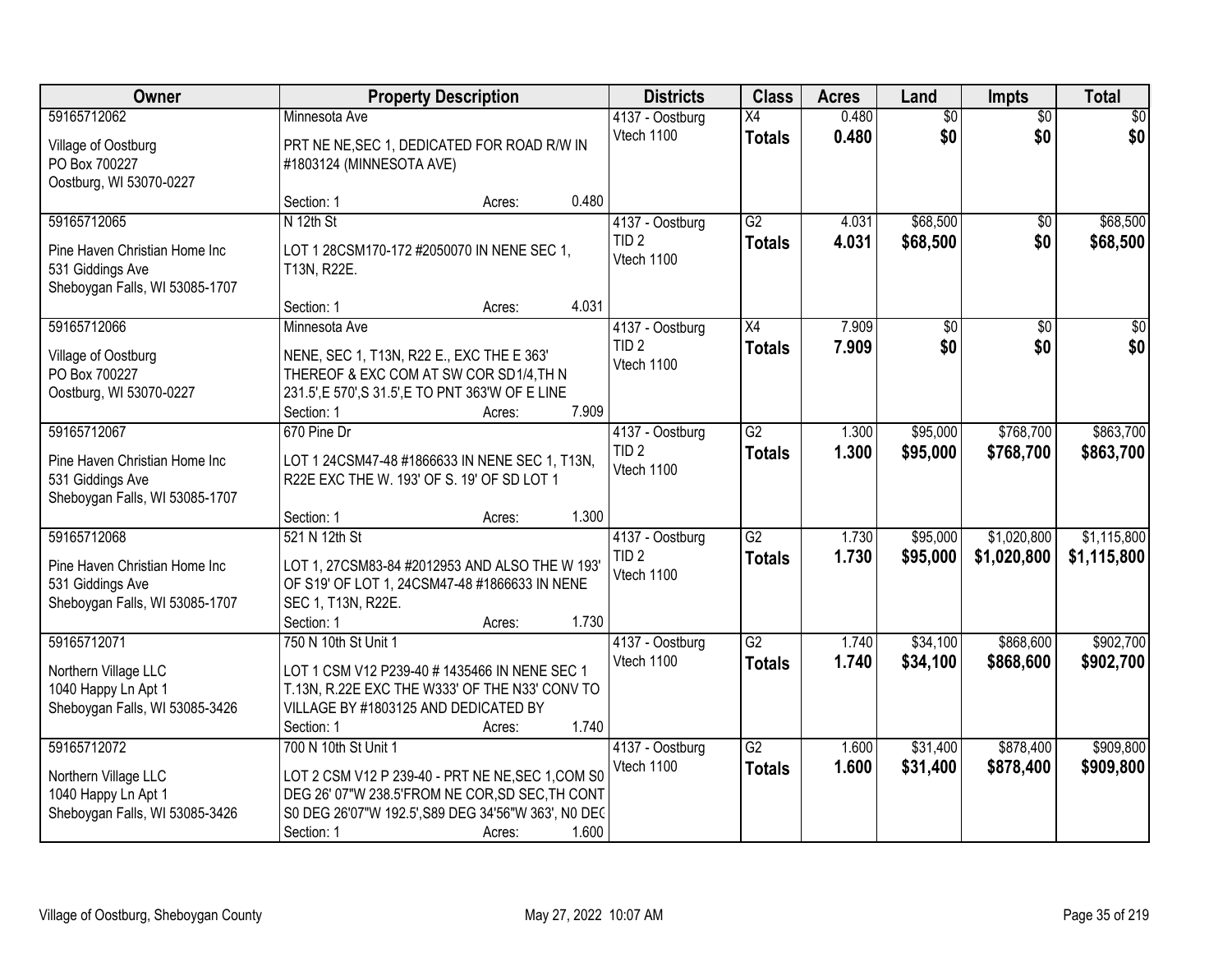| Owner | Property Description | Districts | Class | Acres | Land | Impts | Total |
|---|---|---|---|---|---|---|---|
| 59165712062<br>Village of Oostburg<br>PO Box 700227<br>Oostburg, WI 53070-0227 | Minnesota Ave<br>PRT NE NE,SEC 1, DEDICATED FOR ROAD R/W IN #1803124 (MINNESOTA AVE)<br>Section: 1 Acres: 0.480 | 4137 - Oostburg<br>Vtech 1100 | X4<br>**Totals** | 0.480<br>**0.480** | $0<br>**$0** | $0<br>**$0** | $0<br>**$0** |
| 59165712065<br>Pine Haven Christian Home Inc<br>531 Giddings Ave<br>Sheboygan Falls, WI 53085-1707 | N 12th St<br>LOT 1 28CSM170-172 #2050070 IN NENE SEC 1, T13N, R22E.<br>Section: 1 Acres: 4.031 | 4137 - Oostburg<br>TID 2<br>Vtech 1100 | G2<br>**Totals** | 4.031<br>**4.031** | $68,500<br>**$68,500** | $0<br>**$0** | $68,500<br>**$68,500** |
| 59165712066<br>Village of Oostburg<br>PO Box 700227<br>Oostburg, WI 53070-0227 | Minnesota Ave<br>NENE, SEC 1, T13N, R22 E., EXC THE E 363' THEREOF & EXC COM AT SW COR SD1/4,TH N 231.5',E 570',S 31.5',E TO PNT 363'W OF E LINE<br>Section: 1 Acres: 7.909 | 4137 - Oostburg<br>TID 2<br>Vtech 1100 | X4<br>**Totals** | 7.909<br>**7.909** | $0<br>**$0** | $0<br>**$0** | $0<br>**$0** |
| 59165712067<br>Pine Haven Christian Home Inc<br>531 Giddings Ave<br>Sheboygan Falls, WI 53085-1707 | 670 Pine Dr<br>LOT 1 24CSM47-48 #1866633 IN NENE SEC 1, T13N, R22E EXC THE W. 193' OF S. 19' OF SD LOT 1<br>Section: 1 Acres: 1.300 | 4137 - Oostburg<br>TID 2<br>Vtech 1100 | G2<br>**Totals** | 1.300<br>**1.300** | $95,000<br>**$95,000** | $768,700<br>**$768,700** | $863,700<br>**$863,700** |
| 59165712068<br>Pine Haven Christian Home Inc<br>531 Giddings Ave<br>Sheboygan Falls, WI 53085-1707 | 521 N 12th St<br>LOT 1, 27CSM83-84 #2012953 AND ALSO THE W 193' OF S19' OF LOT 1, 24CSM47-48 #1866633 IN NENE SEC 1, T13N, R22E.<br>Section: 1 Acres: 1.730 | 4137 - Oostburg<br>TID 2<br>Vtech 1100 | G2<br>**Totals** | 1.730<br>**1.730** | $95,000<br>**$95,000** | $1,020,800<br>**$1,020,800** | $1,115,800<br>**$1,115,800** |
| 59165712071<br>Northern Village LLC<br>1040 Happy Ln Apt 1<br>Sheboygan Falls, WI 53085-3426 | 750 N 10th St Unit 1<br>LOT 1 CSM V12 P239-40 # 1435466 IN NENE SEC 1 T.13N, R.22E EXC THE W333' OF THE N33' CONV TO VILLAGE BY #1803125 AND DEDICATED BY<br>Section: 1 Acres: 1.740 | 4137 - Oostburg<br>Vtech 1100 | G2<br>**Totals** | 1.740<br>**1.740** | $34,100<br>**$34,100** | $868,600<br>**$868,600** | $902,700<br>**$902,700** |
| 59165712072<br>Northern Village LLC<br>1040 Happy Ln Apt 1<br>Sheboygan Falls, WI 53085-3426 | 700 N 10th St Unit 1<br>LOT 2 CSM V12 P 239-40 - PRT NE NE,SEC 1,COM S0 DEG 26' 07"W 238.5'FROM NE COR,SD SEC,TH CONT S0 DEG 26'07"W 192.5',S89 DEG 34'56"W 363', N0 DEG<br>Section: 1 Acres: 1.600 | 4137 - Oostburg<br>Vtech 1100 | G2<br>**Totals** | 1.600<br>**1.600** | $31,400<br>**$31,400** | $878,400<br>**$878,400** | $909,800<br>**$909,800** |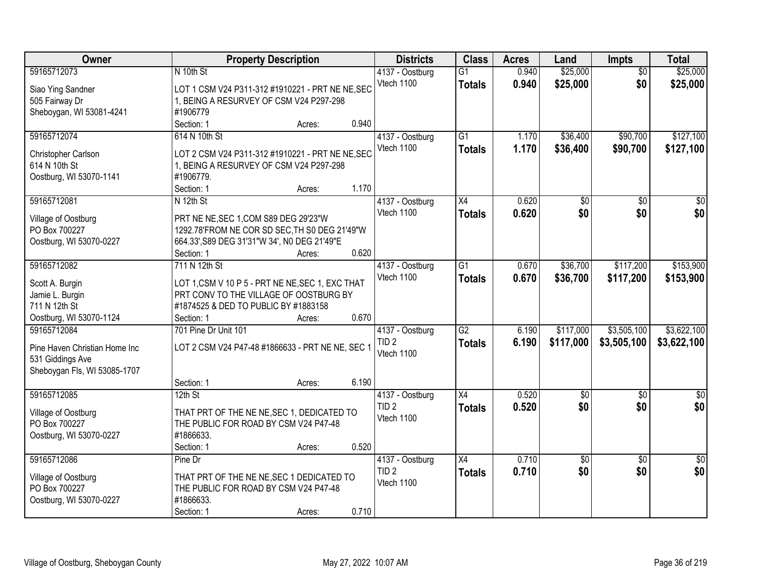| Owner | Property Description | Districts | Class | Acres | Land | Impts | Total |
|---|---|---|---|---|---|---|---|
| 59165712073<br>Siao Ying Sandner<br>505 Fairway Dr<br>Sheboygan, WI 53081-4241 | N 10th St<br>LOT 1 CSM V24 P311-312 #1910221 - PRT NE NE,SEC 1, BEING A RESURVEY OF CSM V24 P297-298 #1906779<br>Section: 1 Acres: 0.940 | 4137 - Oostburg<br>Vtech 1100 | G1<br>**Totals** | 0.940<br>**0.940** | $25,000<br>**$25,000** | $0<br>**$0** | $25,000<br>**$25,000** |
| 59165712074<br>Christopher Carlson<br>614 N 10th St<br>Oostburg, WI 53070-1141 | 614 N 10th St<br>LOT 2 CSM V24 P311-312 #1910221 - PRT NE NE,SEC 1, BEING A RESURVEY OF CSM V24 P297-298 #1906779.<br>Section: 1 Acres: 1.170 | 4137 - Oostburg<br>Vtech 1100 | G1<br>**Totals** | 1.170<br>**1.170** | $36,400<br>**$36,400** | $90,700<br>**$90,700** | $127,100<br>**$127,100** |
| 59165712081<br>Village of Oostburg<br>PO Box 700227<br>Oostburg, WI 53070-0227 | N 12th St<br>PRT NE NE,SEC 1,COM S89 DEG 29'23"W 1292.78'FROM NE COR SD SEC,TH S0 DEG 21'49"W 664.33',S89 DEG 31'31"W 34', N0 DEG 21'49"E<br>Section: 1 Acres: 0.620 | 4137 - Oostburg<br>Vtech 1100 | X4<br>**Totals** | 0.620<br>**0.620** | $0<br>**$0** | $0<br>**$0** | $0<br>**$0** |
| 59165712082<br>Scott A. Burgin<br>Jamie L. Burgin<br>711 N 12th St<br>Oostburg, WI 53070-1124 | 711 N 12th St<br>LOT 1,CSM V 10 P 5 - PRT NE NE,SEC 1, EXC THAT PRT CONV TO THE VILLAGE OF OOSTBURG BY #1874525 & DED TO PUBLIC BY #1883158<br>Section: 1 Acres: 0.670 | 4137 - Oostburg<br>Vtech 1100 | G1<br>**Totals** | 0.670<br>**0.670** | $36,700<br>**$36,700** | $117,200<br>**$117,200** | $153,900<br>**$153,900** |
| 59165712084<br>Pine Haven Christian Home Inc<br>531 Giddings Ave<br>Sheboygan Fls, WI 53085-1707 | 701 Pine Dr Unit 101<br>LOT 2 CSM V24 P47-48 #1866633 - PRT NE NE, SEC 1<br>Section: 1 Acres: 6.190 | 4137 - Oostburg<br>TID 2<br>Vtech 1100 | G2<br>**Totals** | 6.190<br>**6.190** | $117,000<br>**$117,000** | $3,505,100<br>**$3,505,100** | $3,622,100<br>**$3,622,100** |
| 59165712085<br>Village of Oostburg<br>PO Box 700227<br>Oostburg, WI 53070-0227 | 12th St<br>THAT PRT OF THE NE NE,SEC 1, DEDICATED TO THE PUBLIC FOR ROAD BY CSM V24 P47-48 #1866633.<br>Section: 1 Acres: 0.520 | 4137 - Oostburg<br>TID 2<br>Vtech 1100 | X4<br>**Totals** | 0.520<br>**0.520** | $0<br>**$0** | $0<br>**$0** | $0<br>**$0** |
| 59165712086<br>Village of Oostburg<br>PO Box 700227<br>Oostburg, WI 53070-0227 | Pine Dr<br>THAT PRT OF THE NE NE,SEC 1 DEDICATED TO THE PUBLIC FOR ROAD BY CSM V24 P47-48 #1866633.<br>Section: 1 Acres: 0.710 | 4137 - Oostburg<br>TID 2<br>Vtech 1100 | X4<br>**Totals** | 0.710<br>**0.710** | $0<br>**$0** | $0<br>**$0** | $0<br>**$0** |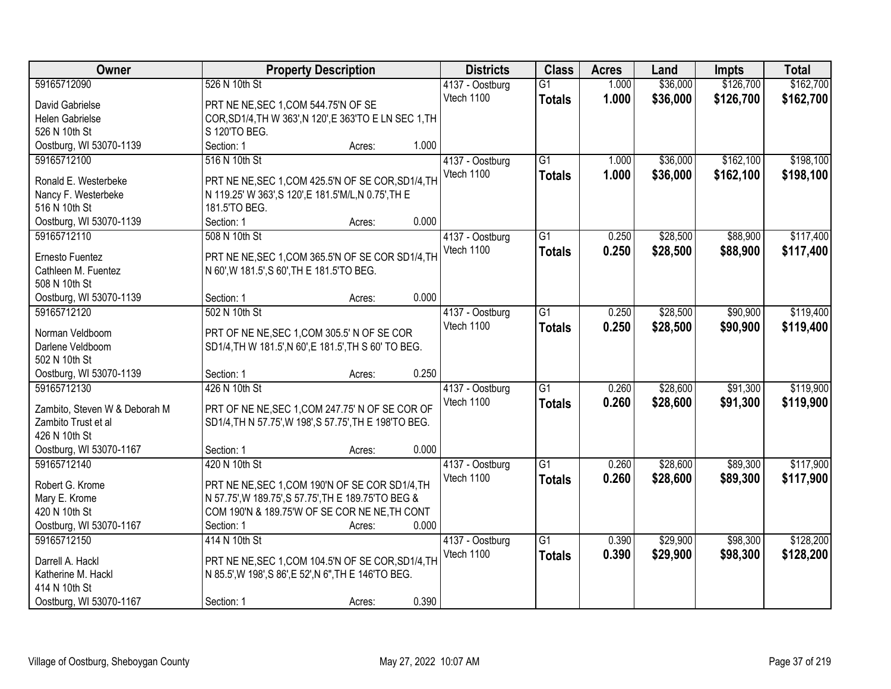| Owner | Property Description | Districts | Class | Acres | Land | Impts | Total |
|---|---|---|---|---|---|---|---|
| 59165712090<br>David Gabrielse<br>Helen Gabrielse<br>526 N 10th St<br>Oostburg, WI 53070-1139 | 526 N 10th St<br>PRT NE NE,SEC 1,COM 544.75'N OF SE COR,SD1/4,TH W 363',N 120',E 363'TO E LN SEC 1,TH S 120'TO BEG.<br>Section: 1 Acres: 1.000 | 4137 - Oostburg<br>Vtech 1100 | G1<br>**Totals** | 1.000<br>**1.000** | $36,000<br>**$36,000** | $126,700<br>**$126,700** | $162,700<br>**$162,700** |
| 59165712100<br>Ronald E. Westerbeke<br>Nancy F. Westerbeke<br>516 N 10th St<br>Oostburg, WI 53070-1139 | 516 N 10th St<br>PRT NE NE,SEC 1,COM 425.5'N OF SE COR,SD1/4,TH N 119.25' W 363',S 120',E 181.5'M/L,N 0.75',TH E 181.5'TO BEG.<br>Section: 1 Acres: 0.000 | 4137 - Oostburg<br>Vtech 1100 | G1<br>**Totals** | 1.000<br>**1.000** | $36,000<br>**$36,000** | $162,100<br>**$162,100** | $198,100<br>**$198,100** |
| 59165712110<br>Ernesto Fuentez<br>Cathleen M. Fuentez<br>508 N 10th St<br>Oostburg, WI 53070-1139 | 508 N 10th St<br>PRT NE NE,SEC 1,COM 365.5'N OF SE COR SD1/4,TH N 60',W 181.5',S 60',TH E 181.5'TO BEG.<br>Section: 1 Acres: 0.000 | 4137 - Oostburg<br>Vtech 1100 | G1<br>**Totals** | 0.250<br>**0.250** | $28,500<br>**$28,500** | $88,900<br>**$88,900** | $117,400<br>**$117,400** |
| 59165712120<br>Norman Veldboom<br>Darlene Veldboom<br>502 N 10th St<br>Oostburg, WI 53070-1139 | 502 N 10th St<br>PRT OF NE NE,SEC 1,COM 305.5' N OF SE COR SD1/4,TH W 181.5',N 60',E 181.5',TH S 60' TO BEG.<br>Section: 1 Acres: 0.250 | 4137 - Oostburg<br>Vtech 1100 | G1<br>**Totals** | 0.250<br>**0.250** | $28,500<br>**$28,500** | $90,900<br>**$90,900** | $119,400<br>**$119,400** |
| 59165712130<br>Zambito, Steven W & Deborah M<br>Zambito Trust et al<br>426 N 10th St<br>Oostburg, WI 53070-1167 | 426 N 10th St<br>PRT OF NE NE,SEC 1,COM 247.75' N OF SE COR OF SD1/4,TH N 57.75',W 198',S 57.75',TH E 198'TO BEG.<br>Section: 1 Acres: 0.000 | 4137 - Oostburg<br>Vtech 1100 | G1<br>**Totals** | 0.260<br>**0.260** | $28,600<br>**$28,600** | $91,300<br>**$91,300** | $119,900<br>**$119,900** |
| 59165712140<br>Robert G. Krome<br>Mary E. Krome<br>420 N 10th St<br>Oostburg, WI 53070-1167 | 420 N 10th St<br>PRT NE NE,SEC 1,COM 190'N OF SE COR SD1/4,TH N 57.75',W 189.75',S 57.75',TH E 189.75'TO BEG & COM 190'N & 189.75'W OF SE COR NE NE,TH CONT<br>Section: 1 Acres: 0.000 | 4137 - Oostburg<br>Vtech 1100 | G1<br>**Totals** | 0.260<br>**0.260** | $28,600<br>**$28,600** | $89,300<br>**$89,300** | $117,900<br>**$117,900** |
| 59165712150<br>Darrell A. Hackl<br>Katherine M. Hackl<br>414 N 10th St<br>Oostburg, WI 53070-1167 | 414 N 10th St<br>PRT NE NE,SEC 1,COM 104.5'N OF SE COR,SD1/4,TH N 85.5',W 198',S 86',E 52',N 6",TH E 146'TO BEG.<br>Section: 1 Acres: 0.390 | 4137 - Oostburg<br>Vtech 1100 | G1<br>**Totals** | 0.390<br>**0.390** | $29,900<br>**$29,900** | $98,300<br>**$98,300** | $128,200<br>**$128,200** |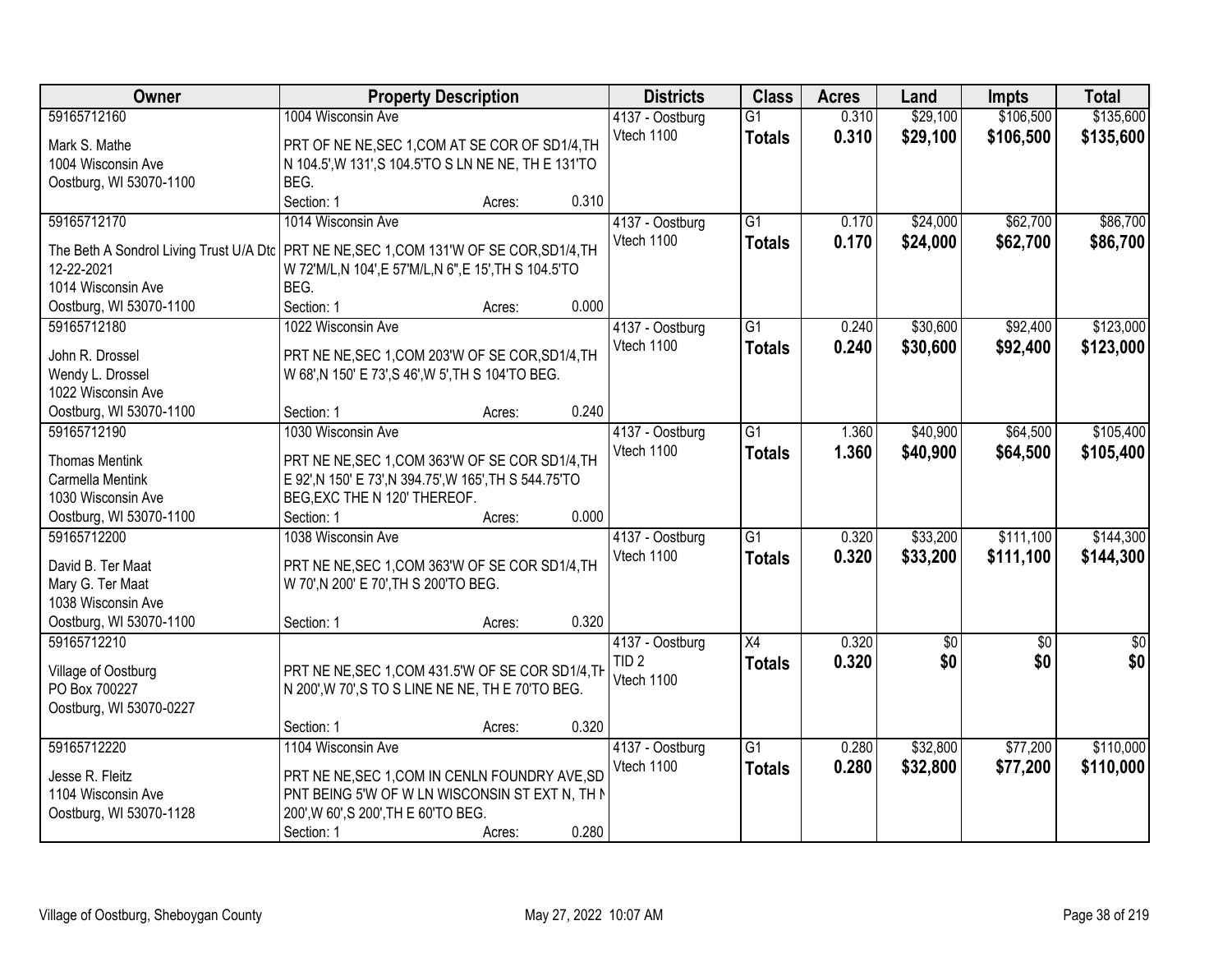| Owner | Property Description | Districts | Class | Acres | Land | Impts | Total |
|---|---|---|---|---|---|---|---|
| 59165712160<br>Mark S. Mathe<br>1004 Wisconsin Ave<br>Oostburg, WI 53070-1100 | 1004 Wisconsin Ave<br>PRT OF NE NE,SEC 1,COM AT SE COR OF SD1/4,TH N 104.5',W 131',S 104.5'TO S LN NE NE, TH E 131'TO BEG.<br>Section: 1 Acres: 0.310 | 4137 - Oostburg<br>Vtech 1100 | G1<br>**Totals** | 0.310<br>**0.310** | $29,100<br>**$29,100** | $106,500<br>**$106,500** | $135,600<br>**$135,600** |
| 59165712170<br>The Beth A Sondrol Living Trust U/A Dtd 12-22-2021<br>1014 Wisconsin Ave<br>Oostburg, WI 53070-1100 | 1014 Wisconsin Ave<br>PRT NE NE,SEC 1,COM 131'W OF SE COR,SD1/4,TH W 72'M/L,N 104',E 57'M/L,N 6",E 15',TH S 104.5'TO BEG.<br>Section: 1 Acres: 0.000 | 4137 - Oostburg<br>Vtech 1100 | G1<br>**Totals** | 0.170<br>**0.170** | $24,000<br>**$24,000** | $62,700<br>**$62,700** | $86,700<br>**$86,700** |
| 59165712180<br>John R. Drossel<br>Wendy L. Drossel<br>1022 Wisconsin Ave<br>Oostburg, WI 53070-1100 | 1022 Wisconsin Ave<br>PRT NE NE,SEC 1,COM 203'W OF SE COR,SD1/4,TH W 68',N 150' E 73',S 46',W 5',TH S 104'TO BEG.<br>Section: 1 Acres: 0.240 | 4137 - Oostburg<br>Vtech 1100 | G1<br>**Totals** | 0.240<br>**0.240** | $30,600<br>**$30,600** | $92,400<br>**$92,400** | $123,000<br>**$123,000** |
| 59165712190<br>Thomas Mentink<br>Carmella Mentink<br>1030 Wisconsin Ave<br>Oostburg, WI 53070-1100 | 1030 Wisconsin Ave<br>PRT NE NE,SEC 1,COM 363'W OF SE COR SD1/4,TH E 92',N 150' E 73',N 394.75',W 165',TH S 544.75'TO BEG,EXC THE N 120' THEREOF.<br>Section: 1 Acres: 0.000 | 4137 - Oostburg<br>Vtech 1100 | G1<br>**Totals** | 1.360<br>**1.360** | $40,900<br>**$40,900** | $64,500<br>**$64,500** | $105,400<br>**$105,400** |
| 59165712200<br>David B. Ter Maat<br>Mary G. Ter Maat<br>1038 Wisconsin Ave<br>Oostburg, WI 53070-1100 | 1038 Wisconsin Ave<br>PRT NE NE,SEC 1,COM 363'W OF SE COR SD1/4,TH W 70',N 200' E 70',TH S 200'TO BEG.<br>Section: 1 Acres: 0.320 | 4137 - Oostburg<br>Vtech 1100 | G1<br>**Totals** | 0.320<br>**0.320** | $33,200<br>**$33,200** | $111,100<br>**$111,100** | $144,300<br>**$144,300** |
| 59165712210<br>Village of Oostburg<br>PO Box 700227<br>Oostburg, WI 53070-0227 | PRT NE NE,SEC 1,COM 431.5'W OF SE COR SD1/4,TH N 200',W 70',S TO S LINE NE NE, TH E 70'TO BEG.<br>Section: 1 Acres: 0.320 | 4137 - Oostburg<br>TID 2<br>Vtech 1100 | X4<br>**Totals** | 0.320<br>**0.320** | $0<br>**$0** | $0<br>**$0** | $0<br>**$0** |
| 59165712220<br>Jesse R. Fleitz<br>1104 Wisconsin Ave<br>Oostburg, WI 53070-1128 | 1104 Wisconsin Ave<br>PRT NE NE,SEC 1,COM IN CENLN FOUNDRY AVE,SD PNT BEING 5'W OF W LN WISCONSIN ST EXT N, TH N 200',W 60',S 200',TH E 60'TO BEG.<br>Section: 1 Acres: 0.280 | 4137 - Oostburg<br>Vtech 1100 | G1<br>**Totals** | 0.280<br>**0.280** | $32,800<br>**$32,800** | $77,200<br>**$77,200** | $110,000<br>**$110,000** |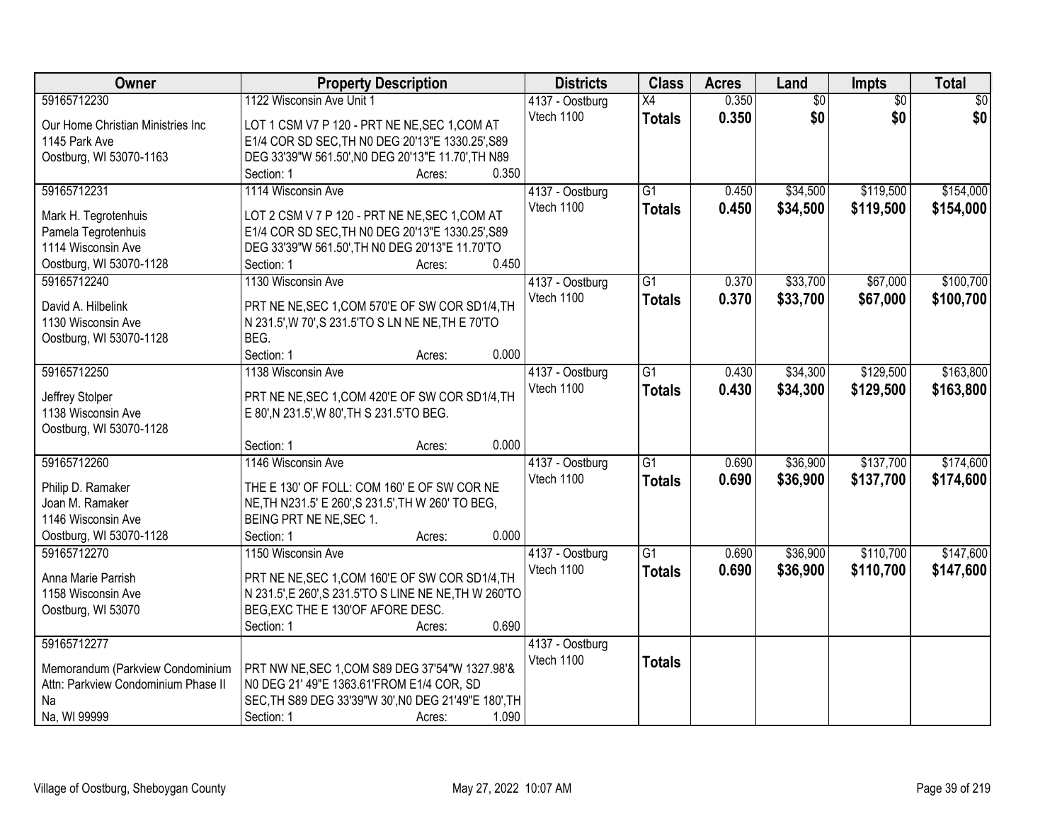| Owner | Property Description | Districts | Class | Acres | Land | Impts | Total |
|---|---|---|---|---|---|---|---|
| 59165712230<br>Our Home Christian Ministries Inc<br>1145 Park Ave<br>Oostburg, WI 53070-1163 | 1122 Wisconsin Ave Unit 1<br>LOT 1 CSM V7 P 120 - PRT NE NE,SEC 1,COM AT E1/4 COR SD SEC,TH N0 DEG 20'13"E 1330.25',S89 DEG 33'39"W 561.50',N0 DEG 20'13"E 11.70',TH N89<br>Section: 1 Acres: 0.350 | 4137 - Oostburg<br>Vtech 1100 | X4<br>**Totals** | 0.350<br>**0.350** | $0<br>**$0** | $0<br>**$0** | $0<br>**$0** |
| 59165712231<br>Mark H. Tegrotenhuis<br>Pamela Tegrotenhuis<br>1114 Wisconsin Ave<br>Oostburg, WI 53070-1128 | 1114 Wisconsin Ave<br>LOT 2 CSM V 7 P 120 - PRT NE NE,SEC 1,COM AT E1/4 COR SD SEC,TH N0 DEG 20'13"E 1330.25',S89 DEG 33'39"W 561.50',TH N0 DEG 20'13"E 11.70'TO<br>Section: 1 Acres: 0.450 | 4137 - Oostburg<br>Vtech 1100 | G1<br>**Totals** | 0.450<br>**0.450** | $34,500<br>**$34,500** | $119,500<br>**$119,500** | $154,000<br>**$154,000** |
| 59165712240<br>David A. Hilbelink<br>1130 Wisconsin Ave<br>Oostburg, WI 53070-1128 | 1130 Wisconsin Ave<br>PRT NE NE,SEC 1,COM 570'E OF SW COR SD1/4,TH N 231.5',W 70',S 231.5'TO S LN NE NE,TH E 70'TO BEG.<br>Section: 1 Acres: 0.000 | 4137 - Oostburg<br>Vtech 1100 | G1<br>**Totals** | 0.370<br>**0.370** | $33,700<br>**$33,700** | $67,000<br>**$67,000** | $100,700<br>**$100,700** |
| 59165712250<br>Jeffrey Stolper<br>1138 Wisconsin Ave<br>Oostburg, WI 53070-1128 | 1138 Wisconsin Ave<br>PRT NE NE,SEC 1,COM 420'E OF SW COR SD1/4,TH E 80',N 231.5',W 80',TH S 231.5'TO BEG.<br>Section: 1 Acres: 0.000 | 4137 - Oostburg<br>Vtech 1100 | G1<br>**Totals** | 0.430<br>**0.430** | $34,300<br>**$34,300** | $129,500<br>**$129,500** | $163,800<br>**$163,800** |
| 59165712260<br>Philip D. Ramaker<br>Joan M. Ramaker<br>1146 Wisconsin Ave<br>Oostburg, WI 53070-1128 | 1146 Wisconsin Ave<br>THE E 130' OF FOLL: COM 160' E OF SW COR NE NE,TH N231.5' E 260',S 231.5',TH W 260' TO BEG, BEING PRT NE NE,SEC 1.<br>Section: 1 Acres: 0.000 | 4137 - Oostburg<br>Vtech 1100 | G1<br>**Totals** | 0.690<br>**0.690** | $36,900<br>**$36,900** | $137,700<br>**$137,700** | $174,600<br>**$174,600** |
| 59165712270<br>Anna Marie Parrish<br>1158 Wisconsin Ave<br>Oostburg, WI 53070 | 1150 Wisconsin Ave<br>PRT NE NE,SEC 1,COM 160'E OF SW COR SD1/4,TH N 231.5',E 260',S 231.5'TO S LINE NE NE,TH W 260'TO BEG,EXC THE E 130'OF AFORE DESC.<br>Section: 1 Acres: 0.690 | 4137 - Oostburg<br>Vtech 1100 | G1<br>**Totals** | 0.690<br>**0.690** | $36,900<br>**$36,900** | $110,700<br>**$110,700** | $147,600<br>**$147,600** |
| 59165712277<br>Memorandum (Parkview Condominium<br>Attn: Parkview Condominium Phase II<br>Na<br>Na, WI 99999 | PRT NW NE,SEC 1,COM S89 DEG 37'54"W 1327.98'& N0 DEG 21' 49"E 1363.61'FROM E1/4 COR, SD SEC,TH S89 DEG 33'39"W 30',N0 DEG 21'49"E 180',TH<br>Section: 1 Acres: 1.090 | 4137 - Oostburg<br>Vtech 1100 | **Totals** | | | | |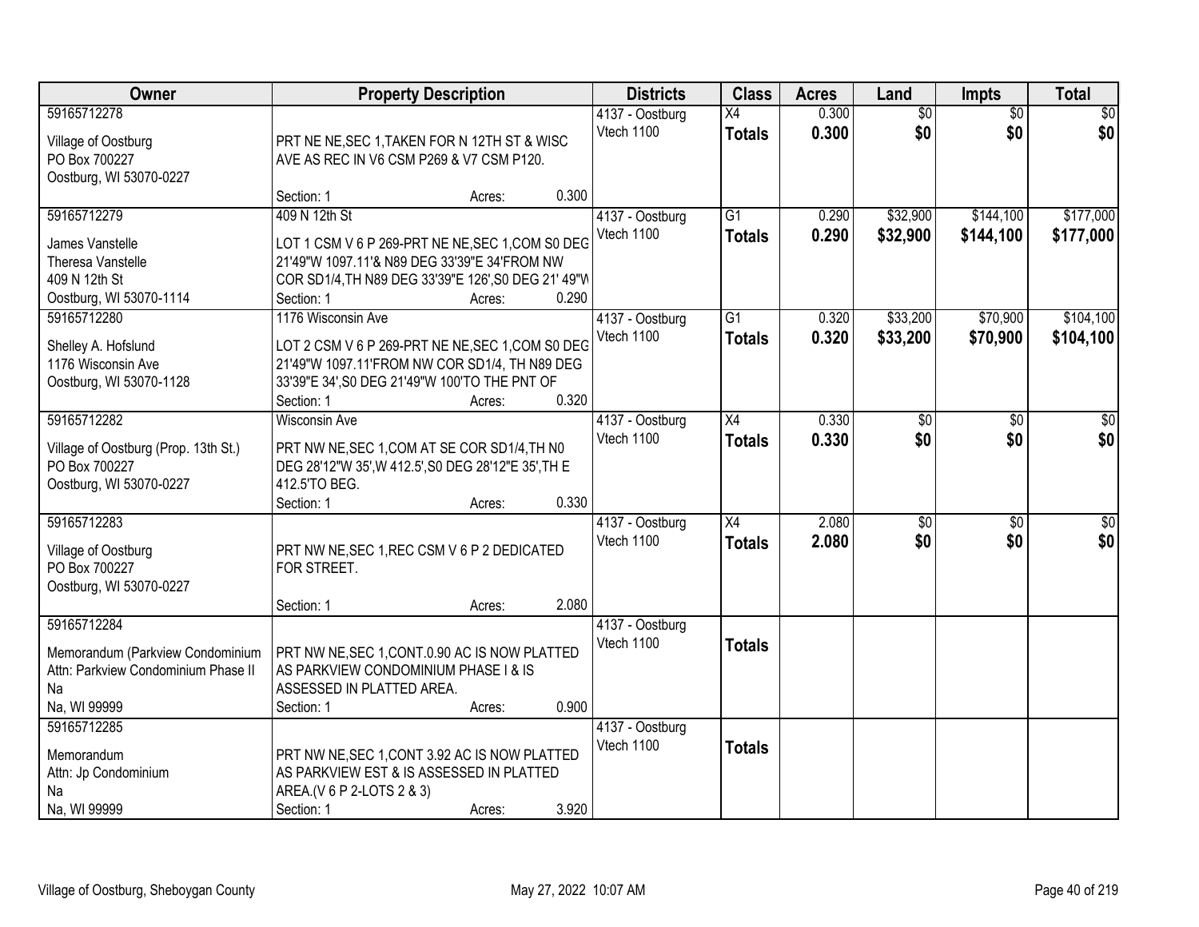| Owner | Property Description | Districts | Class | Acres | Land | Impts | Total |
|---|---|---|---|---|---|---|---|
| 59165712278<br>Village of Oostburg<br>PO Box 700227<br>Oostburg, WI 53070-0227 | PRT NE NE,SEC 1,TAKEN FOR N 12TH ST & WISC AVE AS REC IN V6 CSM P269 & V7 CSM P120.<br>Section: 1 Acres: 0.300 | 4137 - Oostburg<br>Vtech 1100 | X4<br>**Totals** | 0.300<br>**0.300** | $0<br>**$0** | $0<br>**$0** | $0<br>**$0** |
| 59165712279<br>James Vanstelle<br>Theresa Vanstelle<br>409 N 12th St<br>Oostburg, WI 53070-1114 | 409 N 12th St<br>LOT 1 CSM V 6 P 269-PRT NE NE,SEC 1,COM S0 DEG 21'49"W 1097.11'& N89 DEG 33'39"E 34'FROM NW COR SD1/4,TH N89 DEG 33'39"E 126',S0 DEG 21' 49"W<br>Section: 1 Acres: 0.290 | 4137 - Oostburg<br>Vtech 1100 | G1<br>**Totals** | 0.290<br>**0.290** | $32,900<br>**$32,900** | $144,100<br>**$144,100** | $177,000<br>**$177,000** |
| 59165712280<br>Shelley A. Hofslund<br>1176 Wisconsin Ave<br>Oostburg, WI 53070-1128 | 1176 Wisconsin Ave<br>LOT 2 CSM V 6 P 269-PRT NE NE,SEC 1,COM S0 DEG 21'49"W 1097.11'FROM NW COR SD1/4, TH N89 DEG 33'39"E 34',S0 DEG 21'49"W 100'TO THE PNT OF<br>Section: 1 Acres: 0.320 | 4137 - Oostburg<br>Vtech 1100 | G1<br>**Totals** | 0.320<br>**0.320** | $33,200<br>**$33,200** | $70,900<br>**$70,900** | $104,100<br>**$104,100** |
| 59165712282<br>Village of Oostburg (Prop. 13th St.)<br>PO Box 700227<br>Oostburg, WI 53070-0227 | Wisconsin Ave<br>PRT NW NE,SEC 1,COM AT SE COR SD1/4,TH N0 DEG 28'12"W 35',W 412.5',S0 DEG 28'12"E 35',TH E 412.5'TO BEG.<br>Section: 1 Acres: 0.330 | 4137 - Oostburg<br>Vtech 1100 | X4<br>**Totals** | 0.330<br>**0.330** | $0<br>**$0** | $0<br>**$0** | $0<br>**$0** |
| 59165712283<br>Village of Oostburg<br>PO Box 700227<br>Oostburg, WI 53070-0227 | PRT NW NE,SEC 1,REC CSM V 6 P 2 DEDICATED FOR STREET.<br>Section: 1 Acres: 2.080 | 4137 - Oostburg<br>Vtech 1100 | X4<br>**Totals** | 2.080<br>**2.080** | $0<br>**$0** | $0<br>**$0** | $0<br>**$0** |
| 59165712284<br>Memorandum (Parkview Condominium<br>Attn: Parkview Condominium Phase II<br>Na<br>Na, WI 99999 | PRT NW NE,SEC 1,CONT.0.90 AC IS NOW PLATTED AS PARKVIEW CONDOMINIUM PHASE I & IS ASSESSED IN PLATTED AREA.<br>Section: 1 Acres: 0.900 | 4137 - Oostburg<br>Vtech 1100 | **Totals** | | | | |
| 59165712285<br>Memorandum<br>Attn: Jp Condominium<br>Na<br>Na, WI 99999 | PRT NW NE,SEC 1,CONT 3.92 AC IS NOW PLATTED AS PARKVIEW EST & IS ASSESSED IN PLATTED AREA.(V 6 P 2-LOTS 2 & 3)<br>Section: 1 Acres: 3.920 | 4137 - Oostburg<br>Vtech 1100 | **Totals** | | | | |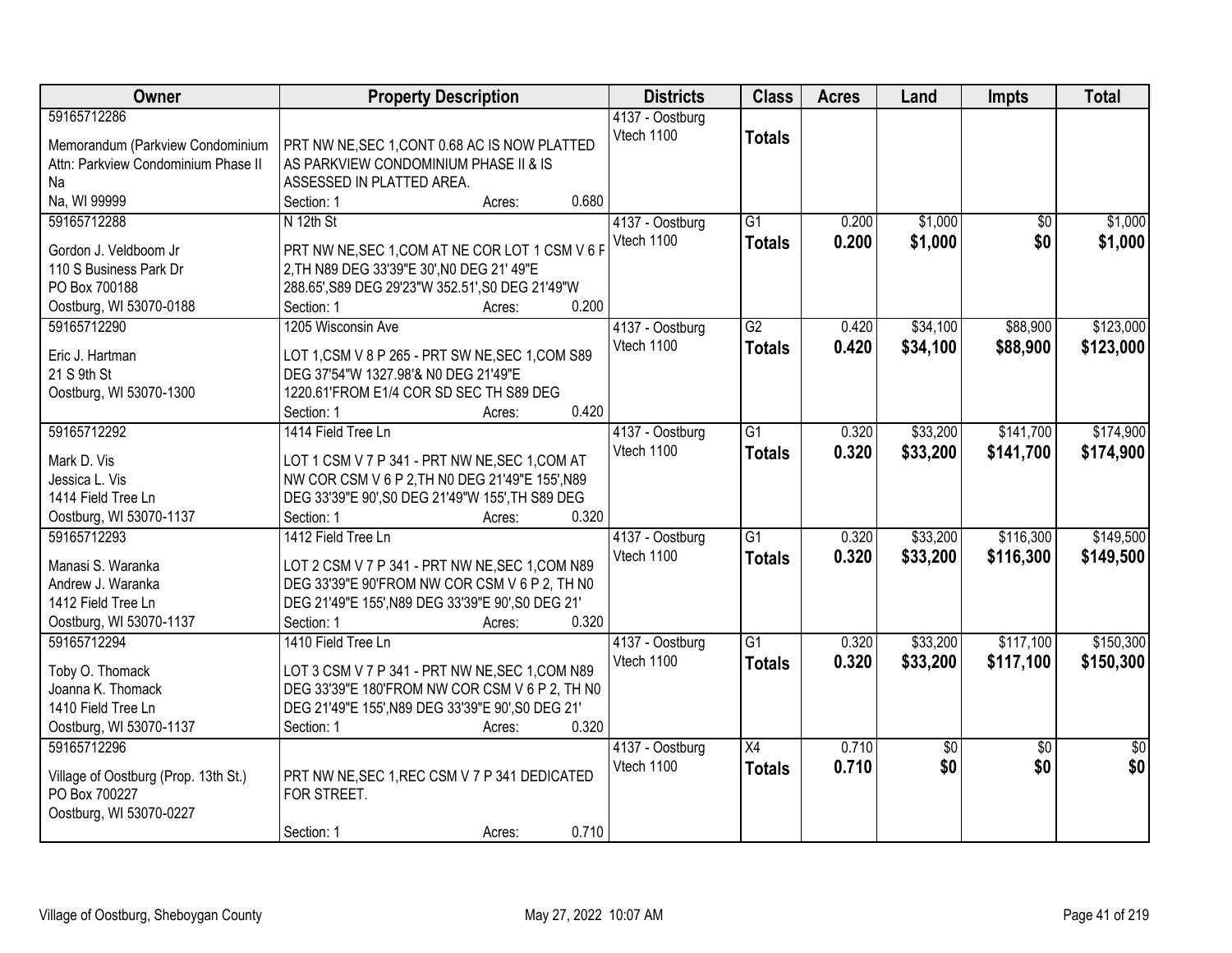| Owner | Property Description | Districts | Class | Acres | Land | Impts | Total |
|---|---|---|---|---|---|---|---|
| 59165712286<br><br>Memorandum (Parkview Condominium<br>Attn: Parkview Condominium Phase II<br>Na<br>Na, WI 99999 | PRT NW NE,SEC 1,CONT 0.68 AC IS NOW PLATTED AS PARKVIEW CONDOMINIUM PHASE II & IS ASSESSED IN PLATTED AREA.<br>Section: 1 Acres: 0.680 | 4137 - Oostburg<br>Vtech 1100 | Totals | | | | |
| 59165712288<br><br>Gordon J. Veldboom Jr<br>110 S Business Park Dr<br>PO Box 700188<br>Oostburg, WI 53070-0188 | N 12th St<br>PRT NW NE,SEC 1,COM AT NE COR LOT 1 CSM V 6 P 2,TH N89 DEG 33'39"E 30',N0 DEG 21' 49"E 288.65',S89 DEG 29'23"W 352.51',S0 DEG 21'49"W<br>Section: 1 Acres: 0.200 | 4137 - Oostburg<br>Vtech 1100 | G1<br>**Totals** | 0.200<br>**0.200** | $1,000<br>**$1,000** | $0<br>**$0** | $1,000<br>**$1,000** |
| 59165712290<br><br>Eric J. Hartman<br>21 S 9th St<br>Oostburg, WI 53070-1300 | 1205 Wisconsin Ave<br>LOT 1,CSM V 8 P 265 - PRT SW NE,SEC 1,COM S89 DEG 37'54"W 1327.98'& N0 DEG 21'49"E 1220.61'FROM E1/4 COR SD SEC TH S89 DEG<br>Section: 1 Acres: 0.420 | 4137 - Oostburg<br>Vtech 1100 | G2<br>**Totals** | 0.420<br>**0.420** | $34,100<br>**$34,100** | $88,900<br>**$88,900** | $123,000<br>**$123,000** |
| 59165712292<br><br>Mark D. Vis<br>Jessica L. Vis<br>1414 Field Tree Ln<br>Oostburg, WI 53070-1137 | 1414 Field Tree Ln<br>LOT 1 CSM V 7 P 341 - PRT NW NE,SEC 1,COM AT NW COR CSM V 6 P 2,TH N0 DEG 21'49"E 155',N89 DEG 33'39"E 90',S0 DEG 21'49"W 155',TH S89 DEG<br>Section: 1 Acres: 0.320 | 4137 - Oostburg<br>Vtech 1100 | G1<br>**Totals** | 0.320<br>**0.320** | $33,200<br>**$33,200** | $141,700<br>**$141,700** | $174,900<br>**$174,900** |
| 59165712293<br><br>Manasi S. Waranka<br>Andrew J. Waranka<br>1412 Field Tree Ln<br>Oostburg, WI 53070-1137 | 1412 Field Tree Ln<br>LOT 2 CSM V 7 P 341 - PRT NW NE,SEC 1,COM N89 DEG 33'39"E 90'FROM NW COR CSM V 6 P 2, TH N0 DEG 21'49"E 155',N89 DEG 33'39"E 90',S0 DEG 21'<br>Section: 1 Acres: 0.320 | 4137 - Oostburg<br>Vtech 1100 | G1<br>**Totals** | 0.320<br>**0.320** | $33,200<br>**$33,200** | $116,300<br>**$116,300** | $149,500<br>**$149,500** |
| 59165712294<br><br>Toby O. Thomack<br>Joanna K. Thomack<br>1410 Field Tree Ln<br>Oostburg, WI 53070-1137 | 1410 Field Tree Ln<br>LOT 3 CSM V 7 P 341 - PRT NW NE,SEC 1,COM N89 DEG 33'39"E 180'FROM NW COR CSM V 6 P 2, TH N0 DEG 21'49"E 155',N89 DEG 33'39"E 90',S0 DEG 21'<br>Section: 1 Acres: 0.320 | 4137 - Oostburg<br>Vtech 1100 | G1<br>**Totals** | 0.320<br>**0.320** | $33,200<br>**$33,200** | $117,100<br>**$117,100** | $150,300<br>**$150,300** |
| 59165712296<br><br>Village of Oostburg (Prop. 13th St.)<br>PO Box 700227<br>Oostburg, WI 53070-0227 | PRT NW NE,SEC 1,REC CSM V 7 P 341 DEDICATED FOR STREET.<br>Section: 1 Acres: 0.710 | 4137 - Oostburg<br>Vtech 1100 | X4<br>**Totals** | 0.710<br>**0.710** | $0<br>**$0** | $0<br>**$0** | $0<br>**$0** |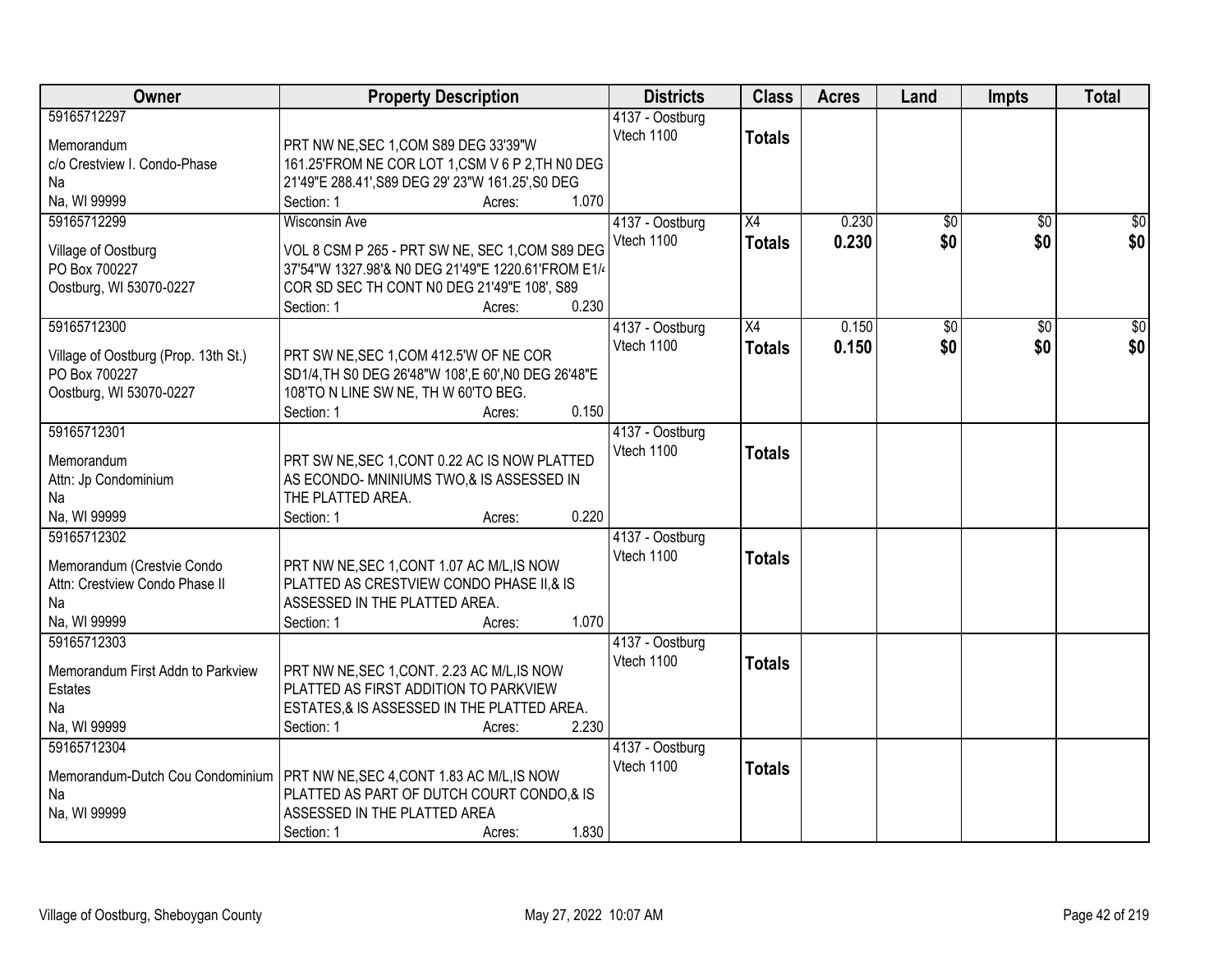| Owner | Property Description | Districts | Class | Acres | Land | Impts | Total |
|---|---|---|---|---|---|---|---|
| 59165712297<br><br>Memorandum<br>c/o Crestview I. Condo-Phase<br>Na<br>Na, WI 99999 | PRT NW NE,SEC 1,COM S89 DEG 33'39"W 161.25'FROM NE COR LOT 1,CSM V 6 P 2,TH N0 DEG 21'49"E 288.41',S89 DEG 29' 23"W 161.25',S0 DEG<br>Section: 1 Acres: 1.070 | 4137 - Oostburg<br>Vtech 1100 | **Totals** | | | | |
| 59165712299<br><br>Village of Oostburg<br>PO Box 700227<br>Oostburg, WI 53070-0227 | Wisconsin Ave<br><br>VOL 8 CSM P 265 - PRT SW NE, SEC 1,COM S89 DEG 37'54"W 1327.98'& N0 DEG 21'49"E 1220.61'FROM E1/4 COR SD SEC TH CONT N0 DEG 21'49"E 108', S89<br>Section: 1 Acres: 0.230 | 4137 - Oostburg<br>Vtech 1100 | X4<br>**Totals** | 0.230<br>**0.230** | $0<br>**$0** | $0<br>**$0** | $0<br>**$0** |
| 59165712300<br><br>Village of Oostburg (Prop. 13th St.)<br>PO Box 700227<br>Oostburg, WI 53070-0227 | PRT SW NE,SEC 1,COM 412.5'W OF NE COR SD1/4,TH S0 DEG 26'48"W 108',E 60',N0 DEG 26'48"E 108'TO N LINE SW NE, TH W 60'TO BEG.<br>Section: 1 Acres: 0.150 | 4137 - Oostburg<br>Vtech 1100 | X4<br>**Totals** | 0.150<br>**0.150** | $0<br>**$0** | $0<br>**$0** | $0<br>**$0** |
| 59165712301<br><br>Memorandum<br>Attn: Jp Condominium<br>Na<br>Na, WI 99999 | PRT SW NE,SEC 1,CONT 0.22 AC IS NOW PLATTED AS ECONDO- MNINIUMS TWO,& IS ASSESSED IN THE PLATTED AREA.<br>Section: 1 Acres: 0.220 | 4137 - Oostburg<br>Vtech 1100 | **Totals** | | | | |
| 59165712302<br><br>Memorandum (Crestvie Condo<br>Attn: Crestview Condo Phase II<br>Na<br>Na, WI 99999 | PRT NW NE,SEC 1,CONT 1.07 AC M/L,IS NOW PLATTED AS CRESTVIEW CONDO PHASE II,& IS ASSESSED IN THE PLATTED AREA.<br>Section: 1 Acres: 1.070 | 4137 - Oostburg<br>Vtech 1100 | **Totals** | | | | |
| 59165712303<br><br>Memorandum First Addn to Parkview Estates<br>Na<br>Na, WI 99999 | PRT NW NE,SEC 1,CONT. 2.23 AC M/L,IS NOW PLATTED AS FIRST ADDITION TO PARKVIEW ESTATES,& IS ASSESSED IN THE PLATTED AREA.<br>Section: 1 Acres: 2.230 | 4137 - Oostburg<br>Vtech 1100 | **Totals** | | | | |
| 59165712304<br><br>Memorandum-Dutch Cou Condominium<br>Na<br>Na, WI 99999 | PRT NW NE,SEC 4,CONT 1.83 AC M/L,IS NOW PLATTED AS PART OF DUTCH COURT CONDO,& IS ASSESSED IN THE PLATTED AREA<br>Section: 1 Acres: 1.830 | 4137 - Oostburg<br>Vtech 1100 | **Totals** | | | | |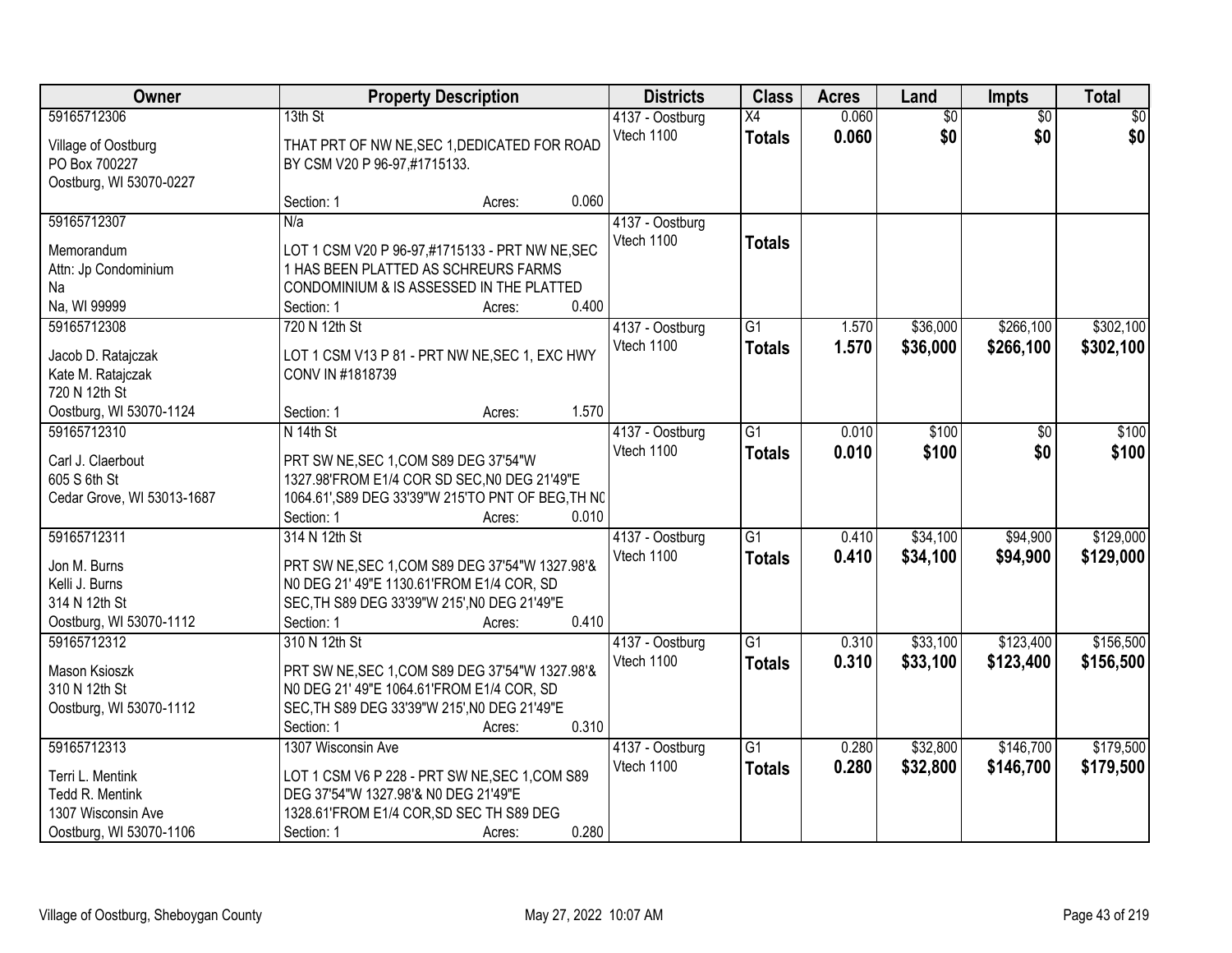| Owner | Property Description | Districts | Class | Acres | Land | Impts | Total |
|---|---|---|---|---|---|---|---|
| 59165712306<br><br>Village of Oostburg<br>PO Box 700227<br>Oostburg, WI 53070-0227 | 13th St<br><br>THAT PRT OF NW NE,SEC 1,DEDICATED FOR ROAD BY CSM V20 P 96-97,#1715133.<br><br>Section: 1 Acres: 0.060 | 4137 - Oostburg<br>Vtech 1100 | X4<br>**Totals** | 0.060<br>**0.060** | $0<br>**$0** | $0<br>**$0** | $0<br>**$0** |
| 59165712307<br><br>Memorandum<br>Attn: Jp Condominium<br>Na<br>Na, WI 99999 | N/a<br><br>LOT 1 CSM V20 P 96-97,#1715133 - PRT NW NE,SEC 1 HAS BEEN PLATTED AS SCHREURS FARMS CONDOMINIUM & IS ASSESSED IN THE PLATTED<br>Section: 1 Acres: 0.400 | 4137 - Oostburg<br>Vtech 1100 | **Totals** | | | | |
| 59165712308<br><br>Jacob D. Ratajczak<br>Kate M. Ratajczak<br>720 N 12th St<br>Oostburg, WI 53070-1124 | 720 N 12th St<br><br>LOT 1 CSM V13 P 81 - PRT NW NE,SEC 1, EXC HWY CONV IN #1818739<br><br>Section: 1 Acres: 1.570 | 4137 - Oostburg<br>Vtech 1100 | G1<br>**Totals** | 1.570<br>**1.570** | $36,000<br>**$36,000** | $266,100<br>**$266,100** | $302,100<br>**$302,100** |
| 59165712310<br><br>Carl J. Claerbout<br>605 S 6th St<br>Cedar Grove, WI 53013-1687 | N 14th St<br><br>PRT SW NE,SEC 1,COM S89 DEG 37'54"W 1327.98'FROM E1/4 COR SD SEC,N0 DEG 21'49"E 1064.61',S89 DEG 33'39"W 215'TO PNT OF BEG,TH N0<br>Section: 1 Acres: 0.010 | 4137 - Oostburg<br>Vtech 1100 | G1<br>**Totals** | 0.010<br>**0.010** | $100<br>**$100** | $0<br>**$0** | $100<br>**$100** |
| 59165712311<br><br>Jon M. Burns<br>Kelli J. Burns<br>314 N 12th St<br>Oostburg, WI 53070-1112 | 314 N 12th St<br><br>PRT SW NE,SEC 1,COM S89 DEG 37'54"W 1327.98'& N0 DEG 21' 49"E 1130.61'FROM E1/4 COR, SD SEC,TH S89 DEG 33'39"W 215',N0 DEG 21'49"E<br>Section: 1 Acres: 0.410 | 4137 - Oostburg<br>Vtech 1100 | G1<br>**Totals** | 0.410<br>**0.410** | $34,100<br>**$34,100** | $94,900<br>**$94,900** | $129,000<br>**$129,000** |
| 59165712312<br><br>Mason Ksioszk<br>310 N 12th St<br>Oostburg, WI 53070-1112 | 310 N 12th St<br><br>PRT SW NE,SEC 1,COM S89 DEG 37'54"W 1327.98'& N0 DEG 21' 49"E 1064.61'FROM E1/4 COR, SD SEC,TH S89 DEG 33'39"W 215',N0 DEG 21'49"E<br>Section: 1 Acres: 0.310 | 4137 - Oostburg<br>Vtech 1100 | G1<br>**Totals** | 0.310<br>**0.310** | $33,100<br>**$33,100** | $123,400<br>**$123,400** | $156,500<br>**$156,500** |
| 59165712313<br><br>Terri L. Mentink<br>Tedd R. Mentink<br>1307 Wisconsin Ave<br>Oostburg, WI 53070-1106 | 1307 Wisconsin Ave<br><br>LOT 1 CSM V6 P 228 - PRT SW NE,SEC 1,COM S89 DEG 37'54"W 1327.98'& N0 DEG 21'49"E 1328.61'FROM E1/4 COR,SD SEC TH S89 DEG<br>Section: 1 Acres: 0.280 | 4137 - Oostburg<br>Vtech 1100 | G1<br>**Totals** | 0.280<br>**0.280** | $32,800<br>**$32,800** | $146,700<br>**$146,700** | $179,500<br>**$179,500** |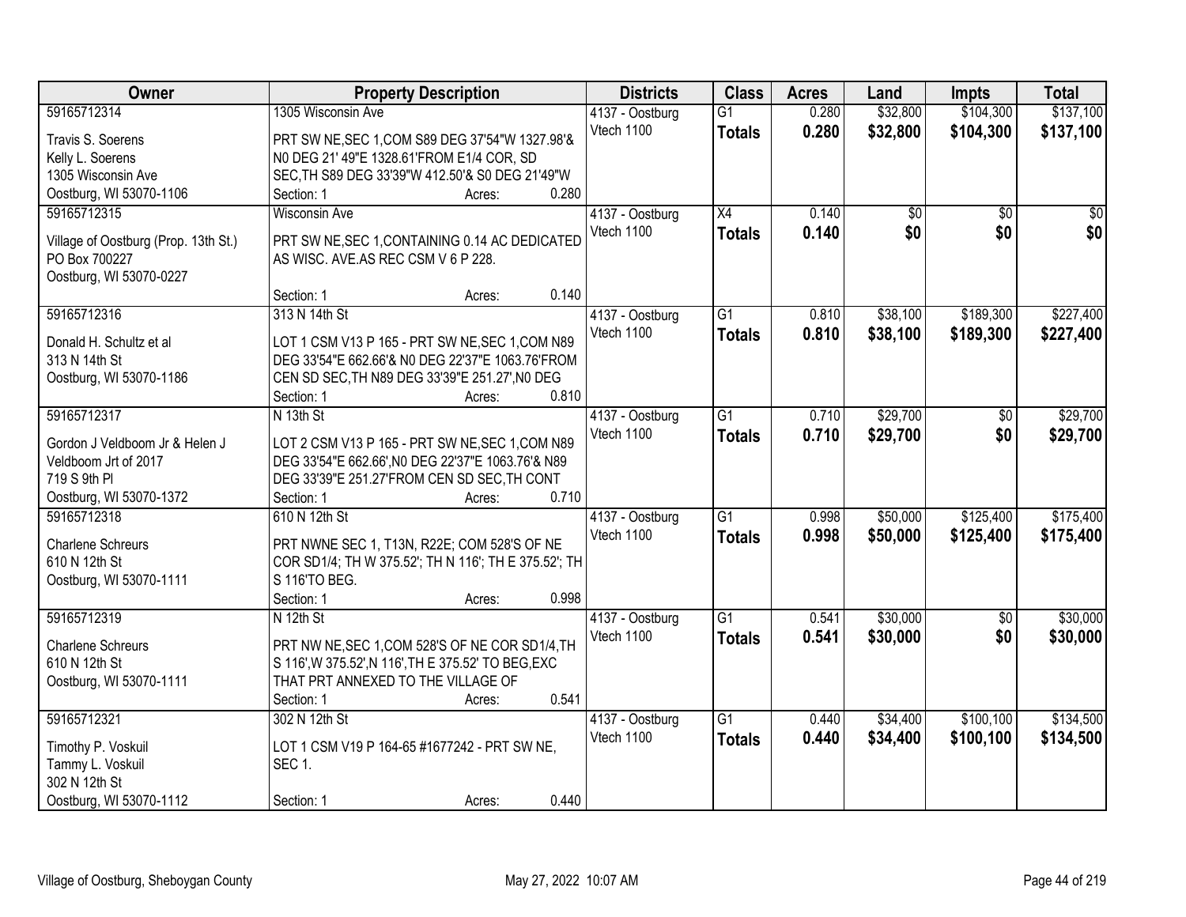| Owner | Property Description | Districts | Class | Acres | Land | Impts | Total |
|---|---|---|---|---|---|---|---|
| 59165712314<br>Travis S. Soerens<br>Kelly L. Soerens<br>1305 Wisconsin Ave<br>Oostburg, WI 53070-1106 | 1305 Wisconsin Ave<br>PRT SW NE,SEC 1,COM S89 DEG 37'54"W 1327.98'& N0 DEG 21' 49"E 1328.61'FROM E1/4 COR, SD SEC,TH S89 DEG 33'39"W 412.50'& S0 DEG 21'49"W<br>Section: 1 Acres: 0.280 | 4137 - Oostburg<br>Vtech 1100 | G1<br>**Totals** | 0.280<br>**0.280** | \$32,800<br>**\$32,800** | \$104,300<br>**\$104,300** | \$137,100<br>**\$137,100** |
| 59165712315<br>Village of Oostburg (Prop. 13th St.)<br>PO Box 700227<br>Oostburg, WI 53070-0227 | Wisconsin Ave<br>PRT SW NE,SEC 1,CONTAINING 0.14 AC DEDICATED AS WISC. AVE.AS REC CSM V 6 P 228.<br>Section: 1 Acres: 0.140 | 4137 - Oostburg<br>Vtech 1100 | X4<br>**Totals** | 0.140<br>**0.140** | \$0<br>**\$0** | \$0<br>**\$0** | \$0<br>**\$0** |
| 59165712316<br>Donald H. Schultz et al<br>313 N 14th St<br>Oostburg, WI 53070-1186 | 313 N 14th St<br>LOT 1 CSM V13 P 165 - PRT SW NE,SEC 1,COM N89 DEG 33'54"E 662.66'& N0 DEG 22'37"E 1063.76'FROM CEN SD SEC,TH N89 DEG 33'39"E 251.27',N0 DEG<br>Section: 1 Acres: 0.810 | 4137 - Oostburg<br>Vtech 1100 | G1<br>**Totals** | 0.810<br>**0.810** | \$38,100<br>**\$38,100** | \$189,300<br>**\$189,300** | \$227,400<br>**\$227,400** |
| 59165712317<br>Gordon J Veldboom Jr & Helen J Veldboom Jrt of 2017<br>719 S 9th Pl<br>Oostburg, WI 53070-1372 | N 13th St<br>LOT 2 CSM V13 P 165 - PRT SW NE,SEC 1,COM N89 DEG 33'54"E 662.66',N0 DEG 22'37"E 1063.76'& N89 DEG 33'39"E 251.27'FROM CEN SD SEC,TH CONT<br>Section: 1 Acres: 0.710 | 4137 - Oostburg<br>Vtech 1100 | G1<br>**Totals** | 0.710<br>**0.710** | \$29,700<br>**\$29,700** | \$0<br>**\$0** | \$29,700<br>**\$29,700** |
| 59165712318<br>Charlene Schreurs<br>610 N 12th St<br>Oostburg, WI 53070-1111 | 610 N 12th St<br>PRT NWNE SEC 1, T13N, R22E; COM 528'S OF NE COR SD1/4; TH W 375.52'; TH N 116'; TH E 375.52'; TH S 116'TO BEG.<br>Section: 1 Acres: 0.998 | 4137 - Oostburg<br>Vtech 1100 | G1<br>**Totals** | 0.998<br>**0.998** | \$50,000<br>**\$50,000** | \$125,400<br>**\$125,400** | \$175,400<br>**\$175,400** |
| 59165712319<br>Charlene Schreurs<br>610 N 12th St<br>Oostburg, WI 53070-1111 | N 12th St<br>PRT NW NE,SEC 1,COM 528'S OF NE COR SD1/4,TH S 116',W 375.52',N 116',TH E 375.52' TO BEG,EXC THAT PRT ANNEXED TO THE VILLAGE OF<br>Section: 1 Acres: 0.541 | 4137 - Oostburg<br>Vtech 1100 | G1<br>**Totals** | 0.541<br>**0.541** | \$30,000<br>**\$30,000** | \$0<br>**\$0** | \$30,000<br>**\$30,000** |
| 59165712321<br>Timothy P. Voskuil<br>Tammy L. Voskuil<br>302 N 12th St<br>Oostburg, WI 53070-1112 | 302 N 12th St<br>LOT 1 CSM V19 P 164-65 #1677242 - PRT SW NE, SEC 1.<br>Section: 1 Acres: 0.440 | 4137 - Oostburg<br>Vtech 1100 | G1<br>**Totals** | 0.440<br>**0.440** | \$34,400<br>**\$34,400** | \$100,100<br>**\$100,100** | \$134,500<br>**\$134,500** |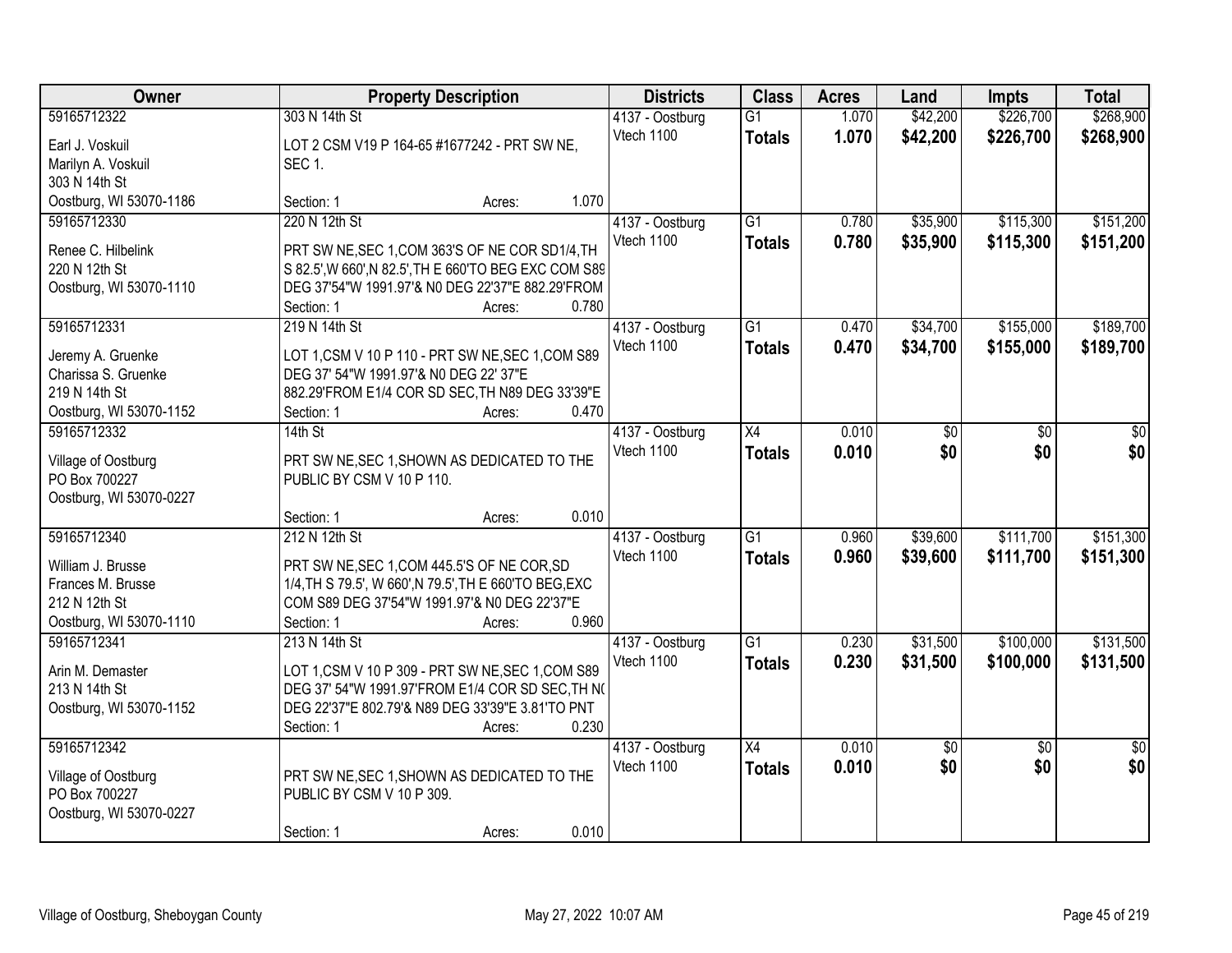| Owner | Property Description | Districts | Class | Acres | Land | Impts | Total |
|---|---|---|---|---|---|---|---|
| 59165712322<br>Earl J. Voskuil<br>Marilyn A. Voskuil<br>303 N 14th St<br>Oostburg, WI 53070-1186 | 303 N 14th St<br>LOT 2 CSM V19 P 164-65 #1677242 - PRT SW NE, SEC 1.<br>Section: 1 Acres: 1.070 | 4137 - Oostburg<br>Vtech 1100 | G1<br>**Totals** | 1.070<br>**1.070** | $42,200<br>**$42,200** | $226,700<br>**$226,700** | $268,900<br>**$268,900** |
| 59165712330<br>Renee C. Hilbelink<br>220 N 12th St<br>Oostburg, WI 53070-1110 | 220 N 12th St<br>PRT SW NE,SEC 1,COM 363'S OF NE COR SD1/4,TH S 82.5',W 660',N 82.5',TH E 660'TO BEG EXC COM S89 DEG 37'54"W 1991.97'& N0 DEG 22'37"E 882.29'FROM<br>Section: 1 Acres: 0.780 | 4137 - Oostburg<br>Vtech 1100 | G1<br>**Totals** | 0.780<br>**0.780** | $35,900<br>**$35,900** | $115,300<br>**$115,300** | $151,200<br>**$151,200** |
| 59165712331<br>Jeremy A. Gruenke<br>Charissa S. Gruenke<br>219 N 14th St<br>Oostburg, WI 53070-1152 | 219 N 14th St<br>LOT 1,CSM V 10 P 110 - PRT SW NE,SEC 1,COM S89 DEG 37' 54"W 1991.97'& N0 DEG 22' 37"E 882.29'FROM E1/4 COR SD SEC,TH N89 DEG 33'39"E<br>Section: 1 Acres: 0.470 | 4137 - Oostburg<br>Vtech 1100 | G1<br>**Totals** | 0.470<br>**0.470** | $34,700<br>**$34,700** | $155,000<br>**$155,000** | $189,700<br>**$189,700** |
| 59165712332<br>Village of Oostburg<br>PO Box 700227<br>Oostburg, WI 53070-0227 | 14th St<br>PRT SW NE,SEC 1,SHOWN AS DEDICATED TO THE PUBLIC BY CSM V 10 P 110.<br>Section: 1 Acres: 0.010 | 4137 - Oostburg<br>Vtech 1100 | X4<br>**Totals** | 0.010<br>**0.010** | $0<br>**$0** | $0<br>**$0** | $0<br>**$0** |
| 59165712340<br>William J. Brusse<br>Frances M. Brusse<br>212 N 12th St<br>Oostburg, WI 53070-1110 | 212 N 12th St<br>PRT SW NE,SEC 1,COM 445.5'S OF NE COR,SD 1/4,TH S 79.5', W 660',N 79.5',TH E 660'TO BEG,EXC COM S89 DEG 37'54"W 1991.97'& N0 DEG 22'37"E<br>Section: 1 Acres: 0.960 | 4137 - Oostburg<br>Vtech 1100 | G1<br>**Totals** | 0.960<br>**0.960** | $39,600<br>**$39,600** | $111,700<br>**$111,700** | $151,300<br>**$151,300** |
| 59165712341<br>Arin M. Demaster<br>213 N 14th St<br>Oostburg, WI 53070-1152 | 213 N 14th St<br>LOT 1,CSM V 10 P 309 - PRT SW NE,SEC 1,COM S89 DEG 37' 54"W 1991.97'FROM E1/4 COR SD SEC,TH N0 DEG 22'37"E 802.79'& N89 DEG 33'39"E 3.81'TO PNT<br>Section: 1 Acres: 0.230 | 4137 - Oostburg<br>Vtech 1100 | G1<br>**Totals** | 0.230<br>**0.230** | $31,500<br>**$31,500** | $100,000<br>**$100,000** | $131,500<br>**$131,500** |
| 59165712342<br>Village of Oostburg<br>PO Box 700227<br>Oostburg, WI 53070-0227 | PRT SW NE,SEC 1,SHOWN AS DEDICATED TO THE PUBLIC BY CSM V 10 P 309.<br>Section: 1 Acres: 0.010 | 4137 - Oostburg<br>Vtech 1100 | X4<br>**Totals** | 0.010<br>**0.010** | $0<br>**$0** | $0<br>**$0** | $0<br>**$0** |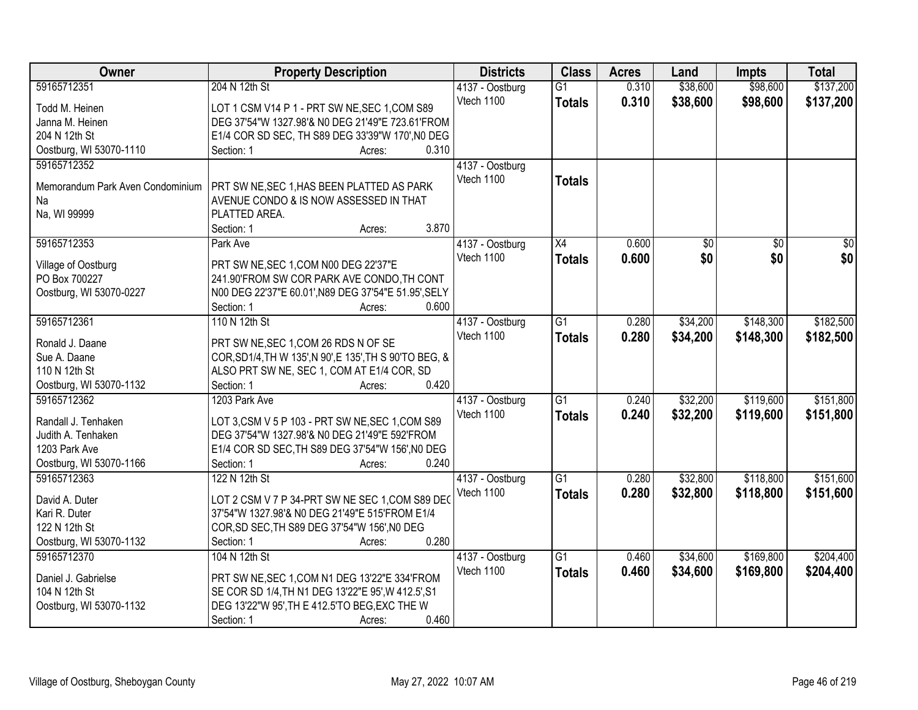| Owner | Property Description | Districts | Class | Acres | Land | Impts | Total |
|---|---|---|---|---|---|---|---|
| 59165712351<br>Todd M. Heinen<br>Janna M. Heinen<br>204 N 12th St<br>Oostburg, WI 53070-1110 | 204 N 12th St<br>LOT 1 CSM V14 P 1 - PRT SW NE,SEC 1,COM S89 DEG 37'54"W 1327.98'& N0 DEG 21'49"E 723.61'FROM E1/4 COR SD SEC, TH S89 DEG 33'39"W 170',N0 DEG<br>Section: 1 Acres: 0.310 | 4137 - Oostburg<br>Vtech 1100 | G1<br>**Totals** | 0.310<br>**0.310** | \$38,600<br>**\$38,600** | \$98,600<br>**\$98,600** | \$137,200<br>**\$137,200** |
| 59165712352<br>Memorandum Park Aven Condominium<br>Na<br>Na, WI 99999 | PRT SW NE,SEC 1,HAS BEEN PLATTED AS PARK AVENUE CONDO & IS NOW ASSESSED IN THAT PLATTED AREA.<br>Section: 1 Acres: 3.870 | 4137 - Oostburg<br>Vtech 1100 | **Totals** | | | | |
| 59165712353<br>Village of Oostburg<br>PO Box 700227<br>Oostburg, WI 53070-0227 | Park Ave<br>PRT SW NE,SEC 1,COM N00 DEG 22'37"E 241.90'FROM SW COR PARK AVE CONDO,TH CONT N00 DEG 22'37"E 60.01',N89 DEG 37'54"E 51.95',SELY<br>Section: 1 Acres: 0.600 | 4137 - Oostburg<br>Vtech 1100 | X4<br>**Totals** | 0.600<br>**0.600** | \$0<br>**\$0** | \$0<br>**\$0** | \$0<br>**\$0** |
| 59165712361<br>Ronald J. Daane<br>Sue A. Daane<br>110 N 12th St<br>Oostburg, WI 53070-1132 | 110 N 12th St<br>PRT SW NE,SEC 1,COM 26 RDS N OF SE COR,SD1/4,TH W 135',N 90',E 135',TH S 90'TO BEG, & ALSO PRT SW NE, SEC 1, COM AT E1/4 COR, SD<br>Section: 1 Acres: 0.420 | 4137 - Oostburg<br>Vtech 1100 | G1<br>**Totals** | 0.280<br>**0.280** | \$34,200<br>**\$34,200** | \$148,300<br>**\$148,300** | \$182,500<br>**\$182,500** |
| 59165712362<br>Randall J. Tenhaken<br>Judith A. Tenhaken<br>1203 Park Ave<br>Oostburg, WI 53070-1166 | 1203 Park Ave<br>LOT 3,CSM V 5 P 103 - PRT SW NE,SEC 1,COM S89 DEG 37'54"W 1327.98'& N0 DEG 21'49"E 592'FROM E1/4 COR SD SEC,TH S89 DEG 37'54"W 156',N0 DEG<br>Section: 1 Acres: 0.240 | 4137 - Oostburg<br>Vtech 1100 | G1<br>**Totals** | 0.240<br>**0.240** | \$32,200<br>**\$32,200** | \$119,600<br>**\$119,600** | \$151,800<br>**\$151,800** |
| 59165712363<br>David A. Duter<br>Kari R. Duter<br>122 N 12th St<br>Oostburg, WI 53070-1132 | 122 N 12th St<br>LOT 2 CSM V 7 P 34-PRT SW NE SEC 1,COM S89 DEG 37'54"W 1327.98'& N0 DEG 21'49"E 515'FROM E1/4 COR,SD SEC,TH S89 DEG 37'54"W 156',N0 DEG<br>Section: 1 Acres: 0.280 | 4137 - Oostburg<br>Vtech 1100 | G1<br>**Totals** | 0.280<br>**0.280** | \$32,800<br>**\$32,800** | \$118,800<br>**\$118,800** | \$151,600<br>**\$151,600** |
| 59165712370<br>Daniel J. Gabrielse<br>104 N 12th St<br>Oostburg, WI 53070-1132 | 104 N 12th St<br>PRT SW NE,SEC 1,COM N1 DEG 13'22"E 334'FROM SE COR SD 1/4,TH N1 DEG 13'22"E 95',W 412.5',S1 DEG 13'22"W 95',TH E 412.5'TO BEG,EXC THE W<br>Section: 1 Acres: 0.460 | 4137 - Oostburg<br>Vtech 1100 | G1<br>**Totals** | 0.460<br>**0.460** | \$34,600<br>**\$34,600** | \$169,800<br>**\$169,800** | \$204,400<br>**\$204,400** |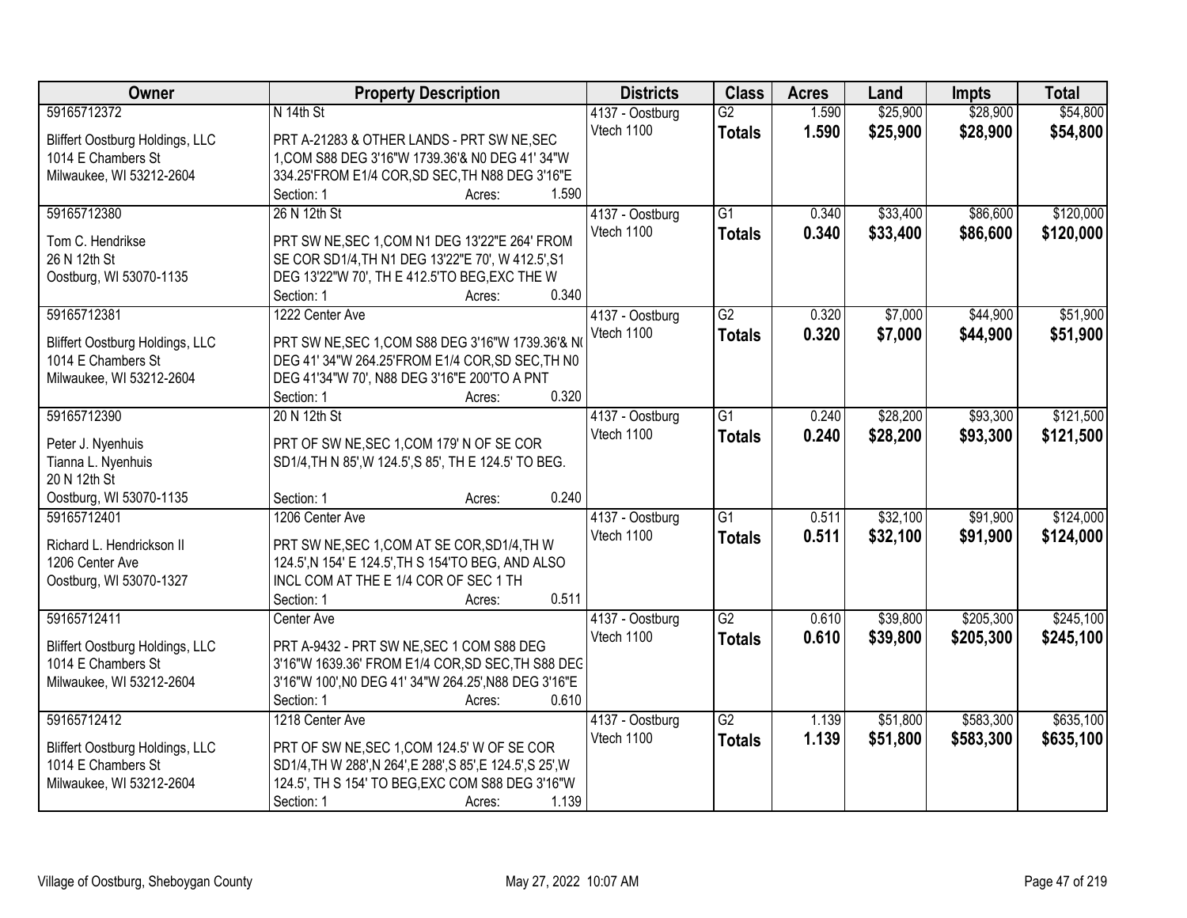| Owner | Property Description | Districts | Class | Acres | Land | Impts | Total |
|---|---|---|---|---|---|---|---|
| 59165712372<br>Bliffert Oostburg Holdings, LLC<br>1014 E Chambers St<br>Milwaukee, WI 53212-2604 | N 14th St<br>PRT A-21283 & OTHER LANDS - PRT SW NE,SEC 1,COM S88 DEG 3'16"W 1739.36'& N0 DEG 41' 34"W 334.25'FROM E1/4 COR,SD SEC,TH N88 DEG 3'16"E<br>Section: 1 Acres: 1.590 | 4137 - Oostburg<br>Vtech 1100 | G2<br>**Totals** | 1.590<br>**1.590** | $25,900<br>**$25,900** | $28,900<br>**$28,900** | $54,800<br>**$54,800** |
| 59165712380<br>Tom C. Hendrikse<br>26 N 12th St<br>Oostburg, WI 53070-1135 | 26 N 12th St<br>PRT SW NE,SEC 1,COM N1 DEG 13'22"E 264' FROM SE COR SD1/4,TH N1 DEG 13'22"E 70', W 412.5',S1 DEG 13'22"W 70', TH E 412.5'TO BEG,EXC THE W<br>Section: 1 Acres: 0.340 | 4137 - Oostburg<br>Vtech 1100 | G1<br>**Totals** | 0.340<br>**0.340** | $33,400<br>**$33,400** | $86,600<br>**$86,600** | $120,000<br>**$120,000** |
| 59165712381<br>Bliffert Oostburg Holdings, LLC<br>1014 E Chambers St<br>Milwaukee, WI 53212-2604 | 1222 Center Ave<br>PRT SW NE,SEC 1,COM S88 DEG 3'16"W 1739.36'& N0 DEG 41' 34"W 264.25'FROM E1/4 COR,SD SEC,TH N0 DEG 41'34"W 70', N88 DEG 3'16"E 200'TO A PNT<br>Section: 1 Acres: 0.320 | 4137 - Oostburg<br>Vtech 1100 | G2<br>**Totals** | 0.320<br>**0.320** | $7,000<br>**$7,000** | $44,900<br>**$44,900** | $51,900<br>**$51,900** |
| 59165712390<br>Peter J. Nyenhuis<br>Tianna L. Nyenhuis<br>20 N 12th St<br>Oostburg, WI 53070-1135 | 20 N 12th St<br>PRT OF SW NE,SEC 1,COM 179' N OF SE COR SD1/4,TH N 85',W 124.5',S 85', TH E 124.5' TO BEG.<br>Section: 1 Acres: 0.240 | 4137 - Oostburg<br>Vtech 1100 | G1<br>**Totals** | 0.240<br>**0.240** | $28,200<br>**$28,200** | $93,300<br>**$93,300** | $121,500<br>**$121,500** |
| 59165712401<br>Richard L. Hendrickson II<br>1206 Center Ave<br>Oostburg, WI 53070-1327 | 1206 Center Ave<br>PRT SW NE,SEC 1,COM AT SE COR,SD1/4,TH W 124.5',N 154' E 124.5',TH S 154'TO BEG, AND ALSO INCL COM AT THE E 1/4 COR OF SEC 1 TH<br>Section: 1 Acres: 0.511 | 4137 - Oostburg<br>Vtech 1100 | G1<br>**Totals** | 0.511<br>**0.511** | $32,100<br>**$32,100** | $91,900<br>**$91,900** | $124,000<br>**$124,000** |
| 59165712411<br>Bliffert Oostburg Holdings, LLC<br>1014 E Chambers St<br>Milwaukee, WI 53212-2604 | Center Ave<br>PRT A-9432 - PRT SW NE,SEC 1 COM S88 DEG 3'16"W 1639.36' FROM E1/4 COR,SD SEC,TH S88 DEG 3'16"W 100',N0 DEG 41' 34"W 264.25',N88 DEG 3'16"E<br>Section: 1 Acres: 0.610 | 4137 - Oostburg<br>Vtech 1100 | G2<br>**Totals** | 0.610<br>**0.610** | $39,800<br>**$39,800** | $205,300<br>**$205,300** | $245,100<br>**$245,100** |
| 59165712412<br>Bliffert Oostburg Holdings, LLC<br>1014 E Chambers St<br>Milwaukee, WI 53212-2604 | 1218 Center Ave<br>PRT OF SW NE,SEC 1,COM 124.5' W OF SE COR SD1/4,TH W 288',N 264',E 288',S 85',E 124.5',S 25',W 124.5', TH S 154' TO BEG,EXC COM S88 DEG 3'16"W<br>Section: 1 Acres: 1.139 | 4137 - Oostburg<br>Vtech 1100 | G2<br>**Totals** | 1.139<br>**1.139** | $51,800<br>**$51,800** | $583,300<br>**$583,300** | $635,100<br>**$635,100** |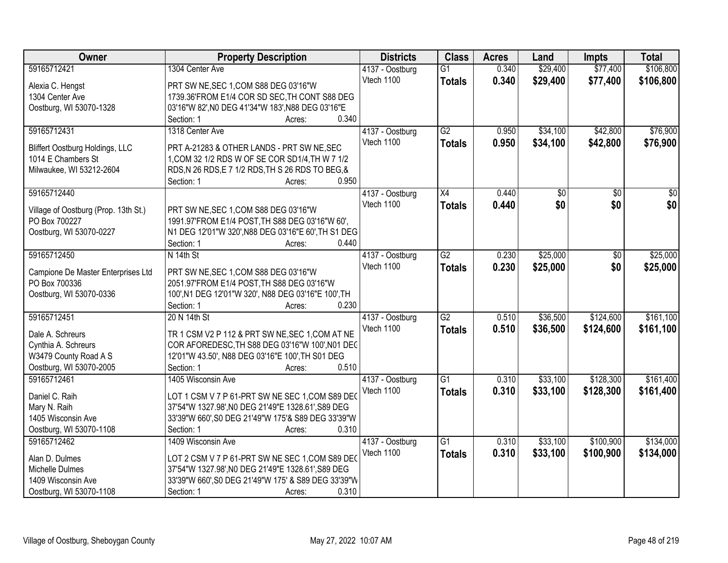| Owner | Property Description | Districts | Class | Acres | Land | Impts | Total |
|---|---|---|---|---|---|---|---|
| 59165712421<br>Alexia C. Hengst<br>1304 Center Ave<br>Oostburg, WI 53070-1328 | 1304 Center Ave<br>PRT SW NE,SEC 1,COM S88 DEG 03'16"W 1739.36'FROM E1/4 COR SD SEC,TH CONT S88 DEG 03'16"W 82',N0 DEG 41'34"W 183',N88 DEG 03'16"E<br>Section: 1 Acres: 0.340 | 4137 - Oostburg<br>Vtech 1100 | G1<br>**Totals** | 0.340<br>**0.340** | $29,400<br>**$29,400** | $77,400<br>**$77,400** | $106,800<br>**$106,800** |
| 59165712431<br>Bliffert Oostburg Holdings, LLC<br>1014 E Chambers St<br>Milwaukee, WI 53212-2604 | 1318 Center Ave<br>PRT A-21283 & OTHER LANDS - PRT SW NE,SEC 1,COM 32 1/2 RDS W OF SE COR SD1/4,TH W 7 1/2 RDS,N 26 RDS,E 7 1/2 RDS,TH S 26 RDS TO BEG,&<br>Section: 1 Acres: 0.950 | 4137 - Oostburg<br>Vtech 1100 | G2<br>**Totals** | 0.950<br>**0.950** | $34,100<br>**$34,100** | $42,800<br>**$42,800** | $76,900<br>**$76,900** |
| 59165712440<br>Village of Oostburg (Prop. 13th St.)<br>PO Box 700227<br>Oostburg, WI 53070-0227 | PRT SW NE,SEC 1,COM S88 DEG 03'16"W 1991.97'FROM E1/4 POST,TH S88 DEG 03'16"W 60', N1 DEG 12'01"W 320',N88 DEG 03'16"E 60',TH S1 DEG<br>Section: 1 Acres: 0.440 | 4137 - Oostburg<br>Vtech 1100 | X4<br>**Totals** | 0.440<br>**0.440** | $0<br>**$0** | $0<br>**$0** | $0<br>**$0** |
| 59165712450<br>Campione De Master Enterprises Ltd<br>PO Box 700336<br>Oostburg, WI 53070-0336 | N 14th St<br>PRT SW NE,SEC 1,COM S88 DEG 03'16"W 2051.97'FROM E1/4 POST,TH S88 DEG 03'16"W 100',N1 DEG 12'01"W 320', N88 DEG 03'16"E 100',TH<br>Section: 1 Acres: 0.230 | 4137 - Oostburg<br>Vtech 1100 | G2<br>**Totals** | 0.230<br>**0.230** | $25,000<br>**$25,000** | $0<br>**$0** | $25,000<br>**$25,000** |
| 59165712451<br>Dale A. Schreurs<br>Cynthia A. Schreurs<br>W3479 County Road A S<br>Oostburg, WI 53070-2005 | 20 N 14th St<br>TR 1 CSM V2 P 112 & PRT SW NE,SEC 1,COM AT NE COR AFOREDESC,TH S88 DEG 03'16"W 100',N01 DEG 12'01"W 43.50', N88 DEG 03'16"E 100',TH S01 DEG<br>Section: 1 Acres: 0.510 | 4137 - Oostburg<br>Vtech 1100 | G2<br>**Totals** | 0.510<br>**0.510** | $36,500<br>**$36,500** | $124,600<br>**$124,600** | $161,100<br>**$161,100** |
| 59165712461<br>Daniel C. Raih<br>Mary N. Raih<br>1405 Wisconsin Ave<br>Oostburg, WI 53070-1108 | 1405 Wisconsin Ave<br>LOT 1 CSM V 7 P 61-PRT SW NE SEC 1,COM S89 DEG 37'54"W 1327.98',N0 DEG 21'49"E 1328.61',S89 DEG 33'39"W 660',S0 DEG 21'49"W 175'& S89 DEG 33'39"W<br>Section: 1 Acres: 0.310 | 4137 - Oostburg<br>Vtech 1100 | G1<br>**Totals** | 0.310<br>**0.310** | $33,100<br>**$33,100** | $128,300<br>**$128,300** | $161,400<br>**$161,400** |
| 59165712462<br>Alan D. Dulmes<br>Michelle Dulmes<br>1409 Wisconsin Ave<br>Oostburg, WI 53070-1108 | 1409 Wisconsin Ave<br>LOT 2 CSM V 7 P 61-PRT SW NE SEC 1,COM S89 DEG 37'54"W 1327.98',N0 DEG 21'49"E 1328.61',S89 DEG 33'39"W 660',S0 DEG 21'49"W 175' & S89 DEG 33'39"W<br>Section: 1 Acres: 0.310 | 4137 - Oostburg<br>Vtech 1100 | G1<br>**Totals** | 0.310<br>**0.310** | $33,100<br>**$33,100** | $100,900<br>**$100,900** | $134,000<br>**$134,000** |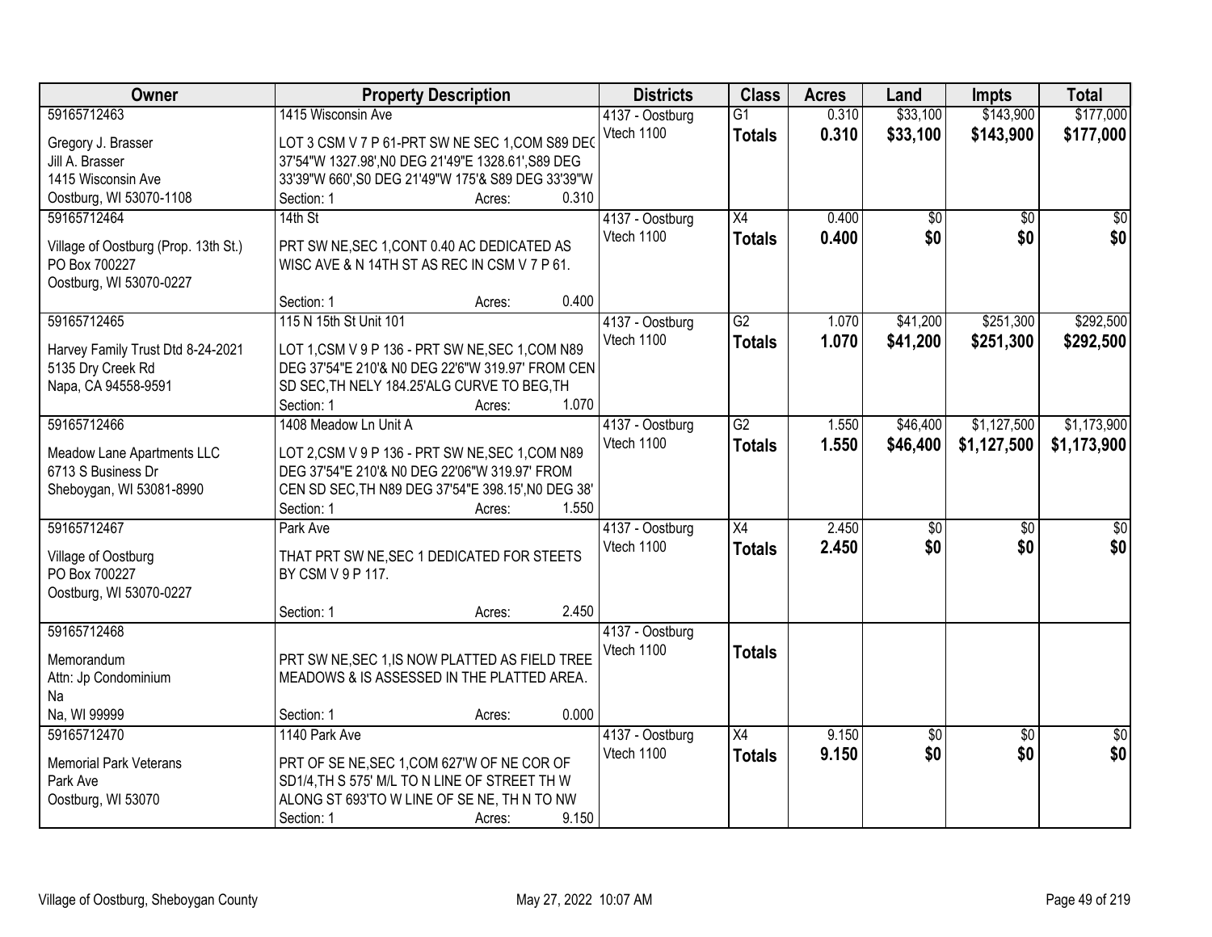| Owner | Property Description | Districts | Class | Acres | Land | Impts | Total |
|---|---|---|---|---|---|---|---|
| 59165712463<br>Gregory J. Brasser<br>Jill A. Brasser<br>1415 Wisconsin Ave<br>Oostburg, WI 53070-1108 | 1415 Wisconsin Ave<br>LOT 3 CSM V 7 P 61-PRT SW NE SEC 1,COM S89 DEG 37'54"W 1327.98',N0 DEG 21'49"E 1328.61',S89 DEG 33'39"W 660',S0 DEG 21'49"W 175'& S89 DEG 33'39"W<br>Section: 1 Acres: 0.310 | 4137 - Oostburg<br>Vtech 1100 | G1<br>**Totals** | 0.310<br>**0.310** | $33,100<br>**$33,100** | $143,900<br>**$143,900** | $177,000<br>**$177,000** |
| 59165712464<br>Village of Oostburg (Prop. 13th St.)<br>PO Box 700227<br>Oostburg, WI 53070-0227 | 14th St<br>PRT SW NE,SEC 1,CONT 0.40 AC DEDICATED AS WISC AVE & N 14TH ST AS REC IN CSM V 7 P 61.<br>Section: 1 Acres: 0.400 | 4137 - Oostburg<br>Vtech 1100 | X4<br>**Totals** | 0.400<br>**0.400** | $0<br>**$0** | $0<br>**$0** | $0<br>**$0** |
| 59165712465<br>Harvey Family Trust Dtd 8-24-2021<br>5135 Dry Creek Rd<br>Napa, CA 94558-9591 | 115 N 15th St Unit 101<br>LOT 1,CSM V 9 P 136 - PRT SW NE,SEC 1,COM N89 DEG 37'54"E 210'& N0 DEG 22'6"W 319.97' FROM CEN SD SEC,TH NELY 184.25'ALG CURVE TO BEG,TH<br>Section: 1 Acres: 1.070 | 4137 - Oostburg<br>Vtech 1100 | G2<br>**Totals** | 1.070<br>**1.070** | $41,200<br>**$41,200** | $251,300<br>**$251,300** | $292,500<br>**$292,500** |
| 59165712466<br>Meadow Lane Apartments LLC<br>6713 S Business Dr<br>Sheboygan, WI 53081-8990 | 1408 Meadow Ln Unit A<br>LOT 2,CSM V 9 P 136 - PRT SW NE,SEC 1,COM N89 DEG 37'54"E 210'& N0 DEG 22'06"W 319.97' FROM CEN SD SEC,TH N89 DEG 37'54"E 398.15',N0 DEG 38'<br>Section: 1 Acres: 1.550 | 4137 - Oostburg<br>Vtech 1100 | G2<br>**Totals** | 1.550<br>**1.550** | $46,400<br>**$46,400** | $1,127,500<br>**$1,127,500** | $1,173,900<br>**$1,173,900** |
| 59165712467<br>Village of Oostburg<br>PO Box 700227<br>Oostburg, WI 53070-0227 | Park Ave<br>THAT PRT SW NE,SEC 1 DEDICATED FOR STEETS BY CSM V 9 P 117.<br>Section: 1 Acres: 2.450 | 4137 - Oostburg<br>Vtech 1100 | X4<br>**Totals** | 2.450<br>**2.450** | $0<br>**$0** | $0<br>**$0** | $0<br>**$0** |
| 59165712468<br>Memorandum<br>Attn: Jp Condominium<br>Na<br>Na, WI 99999 | PRT SW NE,SEC 1,IS NOW PLATTED AS FIELD TREE MEADOWS & IS ASSESSED IN THE PLATTED AREA.<br>Section: 1 Acres: 0.000 | 4137 - Oostburg<br>Vtech 1100 | **Totals** | | | | |
| 59165712470<br>Memorial Park Veterans<br>Park Ave<br>Oostburg, WI 53070 | 1140 Park Ave<br>PRT OF SE NE,SEC 1,COM 627'W OF NE COR OF SD1/4,TH S 575' M/L TO N LINE OF STREET TH W ALONG ST 693'TO W LINE OF SE NE, TH N TO NW<br>Section: 1 Acres: 9.150 | 4137 - Oostburg<br>Vtech 1100 | X4<br>**Totals** | 9.150<br>**9.150** | $0<br>**$0** | $0<br>**$0** | $0<br>**$0** |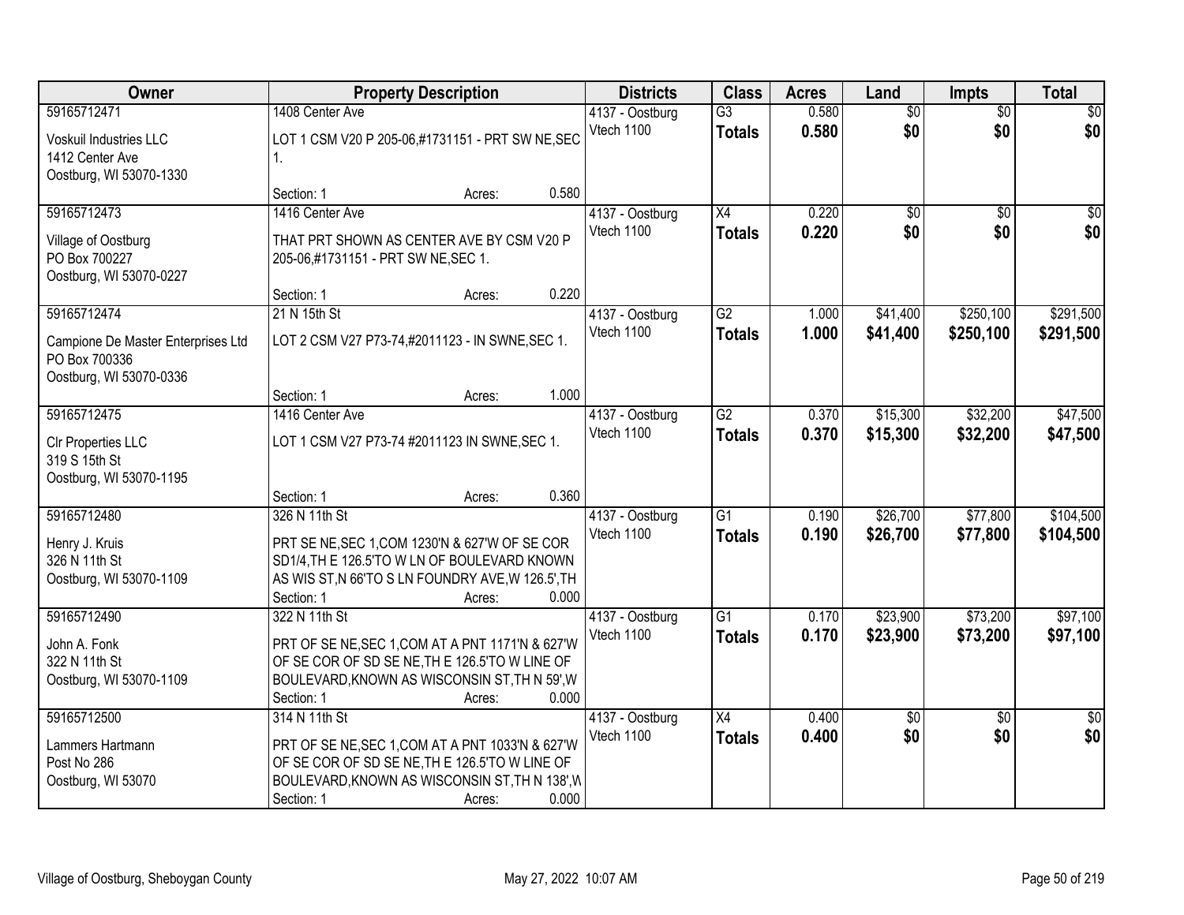| Owner | Property Description | Districts | Class | Acres | Land | Impts | Total |
|---|---|---|---|---|---|---|---|
| 59165712471<br>Voskuil Industries LLC<br>1412 Center Ave<br>Oostburg, WI 53070-1330 | 1408 Center Ave<br>LOT 1 CSM V20 P 205-06,#1731151 - PRT SW NE,SEC 1.<br>Section: 1 Acres: 0.580 | 4137 - Oostburg<br>Vtech 1100 | G3<br>**Totals** | 0.580<br>**0.580** | $0<br>**$0** | $0<br>**$0** | $0<br>**$0** |
| 59165712473<br>Village of Oostburg<br>PO Box 700227<br>Oostburg, WI 53070-0227 | 1416 Center Ave<br>THAT PRT SHOWN AS CENTER AVE BY CSM V20 P 205-06,#1731151 - PRT SW NE,SEC 1.<br>Section: 1 Acres: 0.220 | 4137 - Oostburg<br>Vtech 1100 | X4<br>**Totals** | 0.220<br>**0.220** | $0<br>**$0** | $0<br>**$0** | $0<br>**$0** |
| 59165712474<br>Campione De Master Enterprises Ltd<br>PO Box 700336<br>Oostburg, WI 53070-0336 | 21 N 15th St<br>LOT 2 CSM V27 P73-74,#2011123 - IN SWNE,SEC 1.<br>Section: 1 Acres: 1.000 | 4137 - Oostburg<br>Vtech 1100 | G2<br>**Totals** | 1.000<br>**1.000** | $41,400<br>**$41,400** | $250,100<br>**$250,100** | $291,500<br>**$291,500** |
| 59165712475<br>Clr Properties LLC<br>319 S 15th St<br>Oostburg, WI 53070-1195 | 1416 Center Ave<br>LOT 1 CSM V27 P73-74 #2011123 IN SWNE,SEC 1.<br>Section: 1 Acres: 0.360 | 4137 - Oostburg<br>Vtech 1100 | G2<br>**Totals** | 0.370<br>**0.370** | $15,300<br>**$15,300** | $32,200<br>**$32,200** | $47,500<br>**$47,500** |
| 59165712480<br>Henry J. Kruis<br>326 N 11th St<br>Oostburg, WI 53070-1109 | 326 N 11th St<br>PRT SE NE,SEC 1,COM 1230'N & 627'W OF SE COR SD1/4,TH E 126.5'TO W LN OF BOULEVARD KNOWN AS WIS ST,N 66'TO S LN FOUNDRY AVE,W 126.5',TH<br>Section: 1 Acres: 0.000 | 4137 - Oostburg<br>Vtech 1100 | G1<br>**Totals** | 0.190<br>**0.190** | $26,700<br>**$26,700** | $77,800<br>**$77,800** | $104,500<br>**$104,500** |
| 59165712490<br>John A. Fonk<br>322 N 11th St<br>Oostburg, WI 53070-1109 | 322 N 11th St<br>PRT OF SE NE,SEC 1,COM AT A PNT 1171'N & 627'W OF SE COR OF SD SE NE,TH E 126.5'TO W LINE OF BOULEVARD,KNOWN AS WISCONSIN ST,TH N 59',W<br>Section: 1 Acres: 0.000 | 4137 - Oostburg<br>Vtech 1100 | G1<br>**Totals** | 0.170<br>**0.170** | $23,900<br>**$23,900** | $73,200<br>**$73,200** | $97,100<br>**$97,100** |
| 59165712500<br>Lammers Hartmann<br>Post No 286<br>Oostburg, WI 53070 | 314 N 11th St<br>PRT OF SE NE,SEC 1,COM AT A PNT 1033'N & 627'W OF SE COR OF SD SE NE,TH E 126.5'TO W LINE OF BOULEVARD,KNOWN AS WISCONSIN ST,TH N 138',W<br>Section: 1 Acres: 0.000 | 4137 - Oostburg<br>Vtech 1100 | X4<br>**Totals** | 0.400<br>**0.400** | $0<br>**$0** | $0<br>**$0** | $0<br>**$0** |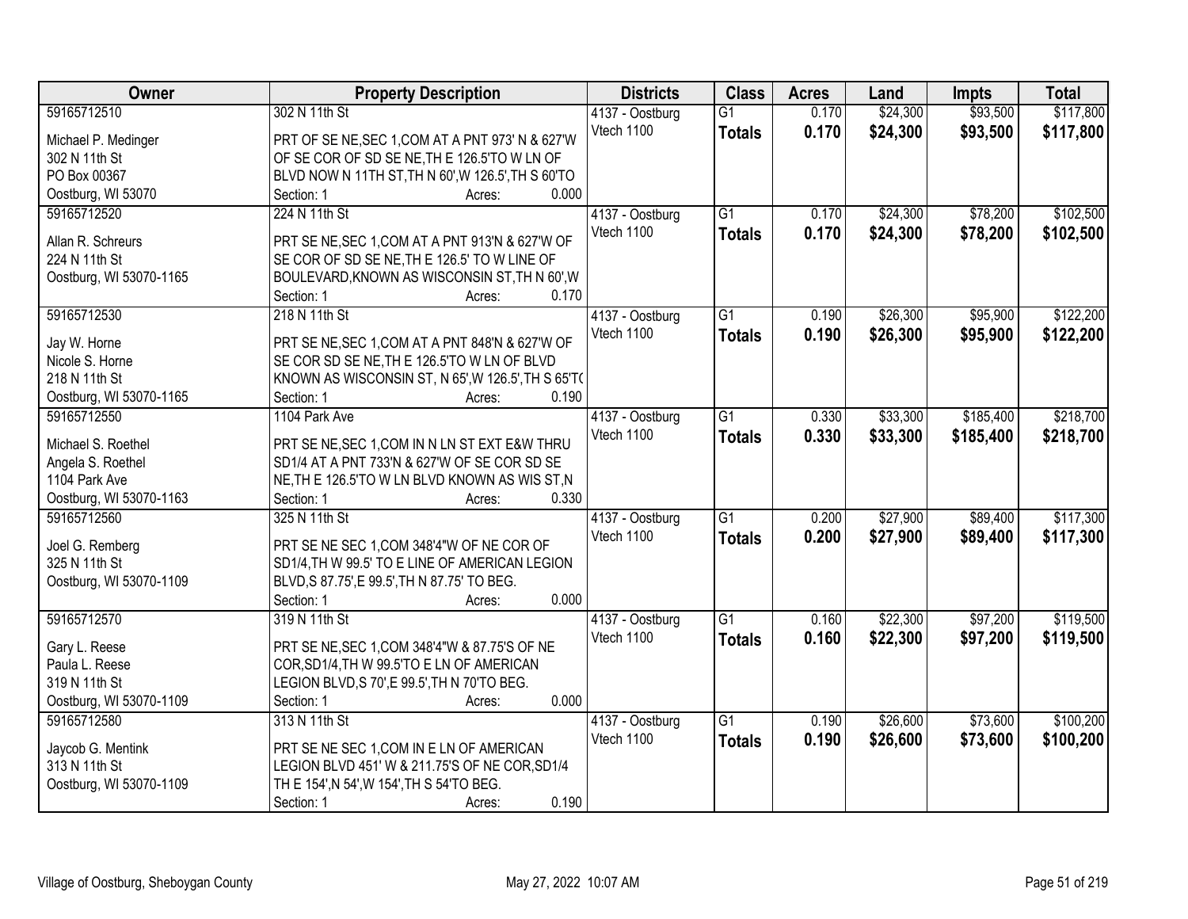| Owner | Property Description | Districts | Class | Acres | Land | Impts | Total |
|---|---|---|---|---|---|---|---|
| 59165712510<br>Michael P. Medinger<br>302 N 11th St<br>PO Box 00367<br>Oostburg, WI 53070 | 302 N 11th St<br>PRT OF SE NE,SEC 1,COM AT A PNT 973' N & 627'W OF SE COR OF SD SE NE,TH E 126.5'TO W LN OF BLVD NOW N 11TH ST,TH N 60',W 126.5',TH S 60'TO<br>Section: 1 Acres: 0.000 | 4137 - Oostburg<br>Vtech 1100 | G1<br>**Totals** | 0.170<br>**0.170** | $24,300<br>**$24,300** | $93,500<br>**$93,500** | $117,800<br>**$117,800** |
| 59165712520<br>Allan R. Schreurs<br>224 N 11th St<br>Oostburg, WI 53070-1165 | 224 N 11th St<br>PRT SE NE,SEC 1,COM AT A PNT 913'N & 627'W OF SE COR OF SD SE NE,TH E 126.5' TO W LINE OF BOULEVARD,KNOWN AS WISCONSIN ST,TH N 60',W<br>Section: 1 Acres: 0.170 | 4137 - Oostburg<br>Vtech 1100 | G1<br>**Totals** | 0.170<br>**0.170** | $24,300<br>**$24,300** | $78,200<br>**$78,200** | $102,500<br>**$102,500** |
| 59165712530<br>Jay W. Horne<br>Nicole S. Horne<br>218 N 11th St<br>Oostburg, WI 53070-1165 | 218 N 11th St<br>PRT SE NE,SEC 1,COM AT A PNT 848'N & 627'W OF SE COR SD SE NE,TH E 126.5'TO W LN OF BLVD KNOWN AS WISCONSIN ST, N 65',W 126.5',TH S 65'T(<br>Section: 1 Acres: 0.190 | 4137 - Oostburg<br>Vtech 1100 | G1<br>**Totals** | 0.190<br>**0.190** | $26,300<br>**$26,300** | $95,900<br>**$95,900** | $122,200<br>**$122,200** |
| 59165712550<br>Michael S. Roethel<br>Angela S. Roethel<br>1104 Park Ave<br>Oostburg, WI 53070-1163 | 1104 Park Ave<br>PRT SE NE,SEC 1,COM IN N LN ST EXT E&W THRU SD1/4 AT A PNT 733'N & 627'W OF SE COR SD SE NE,TH E 126.5'TO W LN BLVD KNOWN AS WIS ST,N<br>Section: 1 Acres: 0.330 | 4137 - Oostburg<br>Vtech 1100 | G1<br>**Totals** | 0.330<br>**0.330** | $33,300<br>**$33,300** | $185,400<br>**$185,400** | $218,700<br>**$218,700** |
| 59165712560<br>Joel G. Remberg<br>325 N 11th St<br>Oostburg, WI 53070-1109 | 325 N 11th St<br>PRT SE NE SEC 1,COM 348'4"W OF NE COR OF SD1/4,TH W 99.5' TO E LINE OF AMERICAN LEGION BLVD,S 87.75',E 99.5',TH N 87.75' TO BEG.<br>Section: 1 Acres: 0.000 | 4137 - Oostburg<br>Vtech 1100 | G1<br>**Totals** | 0.200<br>**0.200** | $27,900<br>**$27,900** | $89,400<br>**$89,400** | $117,300<br>**$117,300** |
| 59165712570<br>Gary L. Reese<br>Paula L. Reese<br>319 N 11th St<br>Oostburg, WI 53070-1109 | 319 N 11th St<br>PRT SE NE,SEC 1,COM 348'4"W & 87.75'S OF NE COR,SD1/4,TH W 99.5'TO E LN OF AMERICAN LEGION BLVD,S 70',E 99.5',TH N 70'TO BEG.<br>Section: 1 Acres: 0.000 | 4137 - Oostburg<br>Vtech 1100 | G1<br>**Totals** | 0.160<br>**0.160** | $22,300<br>**$22,300** | $97,200<br>**$97,200** | $119,500<br>**$119,500** |
| 59165712580<br>Jaycob G. Mentink<br>313 N 11th St<br>Oostburg, WI 53070-1109 | 313 N 11th St<br>PRT SE NE SEC 1,COM IN E LN OF AMERICAN LEGION BLVD 451' W & 211.75'S OF NE COR,SD1/4 TH E 154',N 54',W 154',TH S 54'TO BEG.<br>Section: 1 Acres: 0.190 | 4137 - Oostburg<br>Vtech 1100 | G1<br>**Totals** | 0.190<br>**0.190** | $26,600<br>**$26,600** | $73,600<br>**$73,600** | $100,200<br>**$100,200** |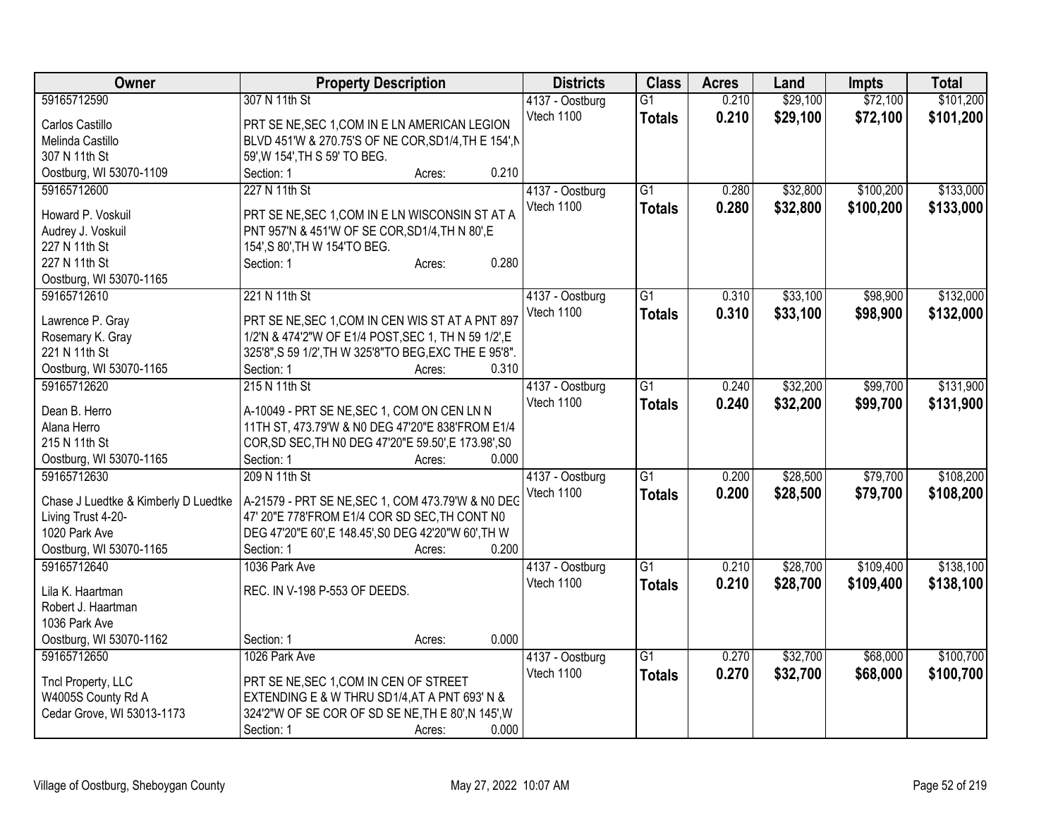| Owner | Property Description | Districts | Class | Acres | Land | Impts | Total |
|---|---|---|---|---|---|---|---|
| 59165712590<br>Carlos Castillo<br>Melinda Castillo<br>307 N 11th St<br>Oostburg, WI 53070-1109 | 307 N 11th St<br>PRT SE NE,SEC 1,COM IN E LN AMERICAN LEGION BLVD 451'W & 270.75'S OF NE COR,SD1/4,TH E 154',N 59',W 154',TH S 59' TO BEG.<br>Section: 1 Acres: 0.210 | 4137 - Oostburg<br>Vtech 1100 | G1<br>**Totals** | 0.210<br>**0.210** | $29,100<br>**$29,100** | $72,100<br>**$72,100** | $101,200<br>**$101,200** |
| 59165712600<br>Howard P. Voskuil<br>Audrey J. Voskuil<br>227 N 11th St<br>227 N 11th St<br>Oostburg, WI 53070-1165 | 227 N 11th St<br>PRT SE NE,SEC 1,COM IN E LN WISCONSIN ST AT A PNT 957'N & 451'W OF SE COR,SD1/4,TH N 80',E 154',S 80',TH W 154'TO BEG.<br>Section: 1 Acres: 0.280 | 4137 - Oostburg<br>Vtech 1100 | G1<br>**Totals** | 0.280<br>**0.280** | $32,800<br>**$32,800** | $100,200<br>**$100,200** | $133,000<br>**$133,000** |
| 59165712610<br>Lawrence P. Gray<br>Rosemary K. Gray<br>221 N 11th St<br>Oostburg, WI 53070-1165 | 221 N 11th St<br>PRT SE NE,SEC 1,COM IN CEN WIS ST AT A PNT 897 1/2'N & 474'2"W OF E1/4 POST,SEC 1, TH N 59 1/2',E 325'8",S 59 1/2',TH W 325'8"TO BEG,EXC THE E 95'8".<br>Section: 1 Acres: 0.310 | 4137 - Oostburg<br>Vtech 1100 | G1<br>**Totals** | 0.310<br>**0.310** | $33,100<br>**$33,100** | $98,900<br>**$98,900** | $132,000<br>**$132,000** |
| 59165712620<br>Dean B. Herro<br>Alana Herro<br>215 N 11th St<br>Oostburg, WI 53070-1165 | 215 N 11th St<br>A-10049 - PRT SE NE,SEC 1, COM ON CEN LN N 11TH ST, 473.79'W & N0 DEG 47'20"E 838'FROM E1/4 COR,SD SEC,TH N0 DEG 47'20"E 59.50',E 173.98',S0<br>Section: 1 Acres: 0.000 | 4137 - Oostburg<br>Vtech 1100 | G1<br>**Totals** | 0.240<br>**0.240** | $32,200<br>**$32,200** | $99,700<br>**$99,700** | $131,900<br>**$131,900** |
| 59165712630<br>Chase J Luedtke & Kimberly D Luedtke<br>Living Trust 4-20-<br>1020 Park Ave<br>Oostburg, WI 53070-1165 | 209 N 11th St<br>A-21579 - PRT SE NE,SEC 1, COM 473.79'W & N0 DEG 47' 20"E 778'FROM E1/4 COR SD SEC,TH CONT N0 DEG 47'20"E 60',E 148.45',S0 DEG 42'20"W 60',TH W<br>Section: 1 Acres: 0.200 | 4137 - Oostburg<br>Vtech 1100 | G1<br>**Totals** | 0.200<br>**0.200** | $28,500<br>**$28,500** | $79,700<br>**$79,700** | $108,200<br>**$108,200** |
| 59165712640<br>Lila K. Haartman<br>Robert J. Haartman<br>1036 Park Ave<br>Oostburg, WI 53070-1162 | 1036 Park Ave<br>REC. IN V-198 P-553 OF DEEDS.<br>Section: 1 Acres: 0.000 | 4137 - Oostburg<br>Vtech 1100 | G1<br>**Totals** | 0.210<br>**0.210** | $28,700<br>**$28,700** | $109,400<br>**$109,400** | $138,100<br>**$138,100** |
| 59165712650<br>Tncl Property, LLC<br>W4005S County Rd A<br>Cedar Grove, WI 53013-1173 | 1026 Park Ave<br>PRT SE NE,SEC 1,COM IN CEN OF STREET EXTENDING E & W THRU SD1/4,AT A PNT 693' N & 324'2"W OF SE COR OF SD SE NE,TH E 80',N 145',W<br>Section: 1 Acres: 0.000 | 4137 - Oostburg<br>Vtech 1100 | G1<br>**Totals** | 0.270<br>**0.270** | $32,700<br>**$32,700** | $68,000<br>**$68,000** | $100,700<br>**$100,700** |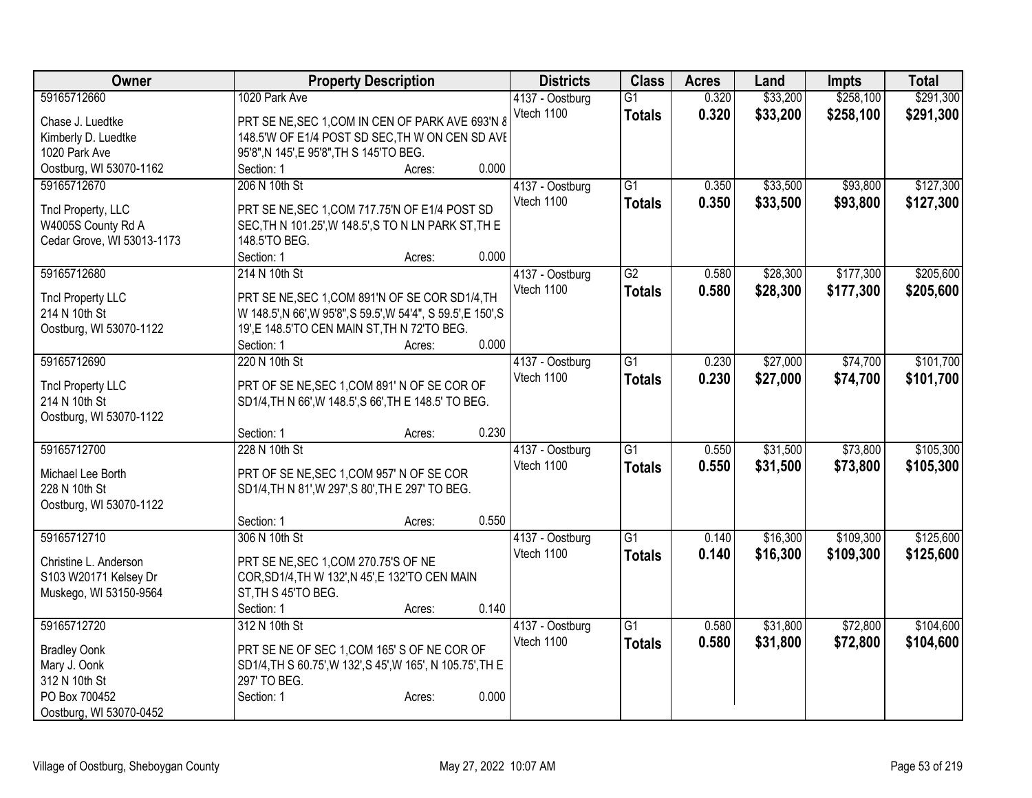| Owner | Property Description | Districts | Class | Acres | Land | Impts | Total |
|---|---|---|---|---|---|---|---|
| 59165712660<br>Chase J. Luedtke<br>Kimberly D. Luedtke<br>1020 Park Ave<br>Oostburg, WI 53070-1162 | 1020 Park Ave<br>PRT SE NE,SEC 1,COM IN CEN OF PARK AVE 693'N & 148.5'W OF E1/4 POST SD SEC,TH W ON CEN SD AVE 95'8",N 145',E 95'8",TH S 145'TO BEG.<br>Section: 1 Acres: 0.000 | 4137 - Oostburg<br>Vtech 1100 | G1<br>**Totals** | 0.320<br>**0.320** | $33,200<br>**$33,200** | $258,100<br>**$258,100** | $291,300<br>**$291,300** |
| 59165712670<br>Tncl Property, LLC<br>W4005S County Rd A<br>Cedar Grove, WI 53013-1173 | 206 N 10th St<br>PRT SE NE,SEC 1,COM 717.75'N OF E1/4 POST SD SEC,TH N 101.25',W 148.5',S TO N LN PARK ST,TH E 148.5'TO BEG.<br>Section: 1 Acres: 0.000 | 4137 - Oostburg<br>Vtech 1100 | G1<br>**Totals** | 0.350<br>**0.350** | $33,500<br>**$33,500** | $93,800<br>**$93,800** | $127,300<br>**$127,300** |
| 59165712680<br>Tncl Property LLC<br>214 N 10th St<br>Oostburg, WI 53070-1122 | 214 N 10th St<br>PRT SE NE,SEC 1,COM 891'N OF SE COR SD1/4,TH W 148.5',N 66',W 95'8",S 59.5',W 54'4", S 59.5',E 150',S 19',E 148.5'TO CEN MAIN ST,TH N 72'TO BEG.<br>Section: 1 Acres: 0.000 | 4137 - Oostburg<br>Vtech 1100 | G2<br>**Totals** | 0.580<br>**0.580** | $28,300<br>**$28,300** | $177,300<br>**$177,300** | $205,600<br>**$205,600** |
| 59165712690<br>Tncl Property LLC<br>214 N 10th St<br>Oostburg, WI 53070-1122 | 220 N 10th St<br>PRT OF SE NE,SEC 1,COM 891' N OF SE COR OF SD1/4,TH N 66',W 148.5',S 66',TH E 148.5' TO BEG.<br>Section: 1 Acres: 0.230 | 4137 - Oostburg<br>Vtech 1100 | G1<br>**Totals** | 0.230<br>**0.230** | $27,000<br>**$27,000** | $74,700<br>**$74,700** | $101,700<br>**$101,700** |
| 59165712700<br>Michael Lee Borth<br>228 N 10th St<br>Oostburg, WI 53070-1122 | 228 N 10th St<br>PRT OF SE NE,SEC 1,COM 957' N OF SE COR SD1/4,TH N 81',W 297',S 80',TH E 297' TO BEG.<br>Section: 1 Acres: 0.550 | 4137 - Oostburg<br>Vtech 1100 | G1<br>**Totals** | 0.550<br>**0.550** | $31,500<br>**$31,500** | $73,800<br>**$73,800** | $105,300<br>**$105,300** |
| 59165712710<br>Christine L. Anderson<br>S103 W20171 Kelsey Dr<br>Muskego, WI 53150-9564 | 306 N 10th St<br>PRT SE NE,SEC 1,COM 270.75'S OF NE COR,SD1/4,TH W 132',N 45',E 132'TO CEN MAIN ST,TH S 45'TO BEG.<br>Section: 1 Acres: 0.140 | 4137 - Oostburg<br>Vtech 1100 | G1<br>**Totals** | 0.140<br>**0.140** | $16,300<br>**$16,300** | $109,300<br>**$109,300** | $125,600<br>**$125,600** |
| 59165712720<br>Bradley Oonk<br>Mary J. Oonk<br>312 N 10th St<br>PO Box 700452<br>Oostburg, WI 53070-0452 | 312 N 10th St<br>PRT SE NE OF SEC 1,COM 165' S OF NE COR OF SD1/4,TH S 60.75',W 132',S 45',W 165', N 105.75',TH E 297' TO BEG.<br>Section: 1 Acres: 0.000 | 4137 - Oostburg<br>Vtech 1100 | G1<br>**Totals** | 0.580<br>**0.580** | $31,800<br>**$31,800** | $72,800<br>**$72,800** | $104,600<br>**$104,600** |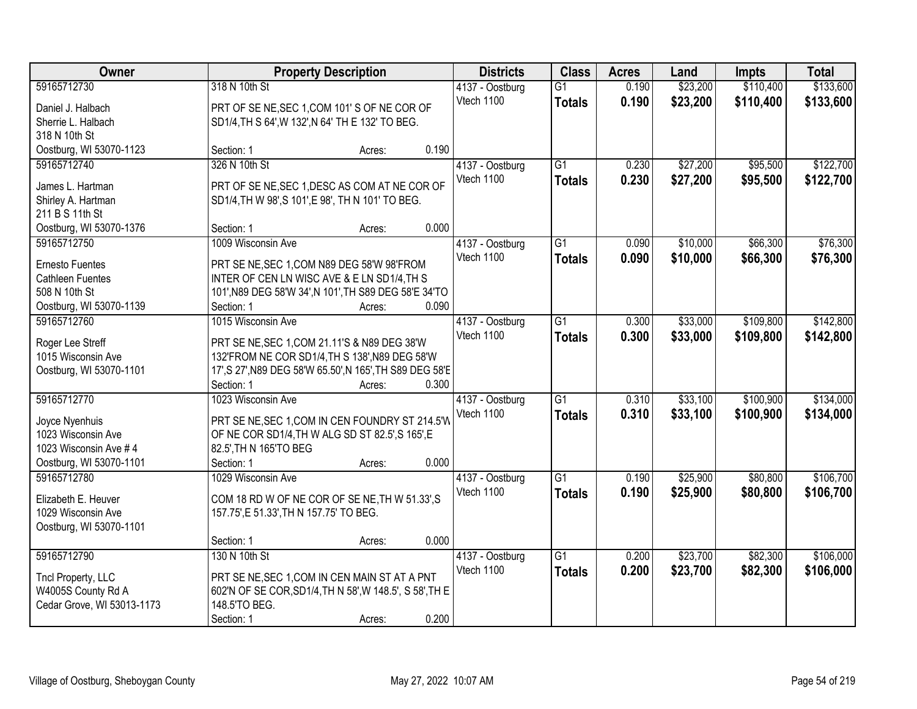| Owner | Property Description | Districts | Class | Acres | Land | Impts | Total |
|---|---|---|---|---|---|---|---|
| 59165712730<br>Daniel J. Halbach<br>Sherrie L. Halbach<br>318 N 10th St<br>Oostburg, WI 53070-1123 | 318 N 10th St<br>PRT OF SE NE,SEC 1,COM 101' S OF NE COR OF SD1/4,TH S 64',W 132',N 64' TH E 132' TO BEG.<br>Section: 1 Acres: 0.190 | 4137 - Oostburg<br>Vtech 1100 | G1<br>**Totals** | 0.190<br>**0.190** | $23,200<br>**$23,200** | $110,400<br>**$110,400** | $133,600<br>**$133,600** |
| 59165712740<br>James L. Hartman<br>Shirley A. Hartman<br>211 B S 11th St<br>Oostburg, WI 53070-1376 | 326 N 10th St<br>PRT OF SE NE,SEC 1,DESC AS COM AT NE COR OF SD1/4,TH W 98',S 101',E 98', TH N 101' TO BEG.<br>Section: 1 Acres: 0.000 | 4137 - Oostburg<br>Vtech 1100 | G1<br>**Totals** | 0.230<br>**0.230** | $27,200<br>**$27,200** | $95,500<br>**$95,500** | $122,700<br>**$122,700** |
| 59165712750<br>Ernesto Fuentes<br>Cathleen Fuentes<br>508 N 10th St<br>Oostburg, WI 53070-1139 | 1009 Wisconsin Ave<br>PRT SE NE,SEC 1,COM N89 DEG 58'W 98'FROM INTER OF CEN LN WISC AVE & E LN SD1/4,TH S 101',N89 DEG 58'W 34',N 101',TH S89 DEG 58'E 34'TO<br>Section: 1 Acres: 0.090 | 4137 - Oostburg<br>Vtech 1100 | G1<br>**Totals** | 0.090<br>**0.090** | $10,000<br>**$10,000** | $66,300<br>**$66,300** | $76,300<br>**$76,300** |
| 59165712760<br>Roger Lee Streff<br>1015 Wisconsin Ave<br>Oostburg, WI 53070-1101 | 1015 Wisconsin Ave<br>PRT SE NE,SEC 1,COM 21.11'S & N89 DEG 38'W 132'FROM NE COR SD1/4,TH S 138',N89 DEG 58'W 17',S 27',N89 DEG 58'W 65.50',N 165',TH S89 DEG 58'E<br>Section: 1 Acres: 0.300 | 4137 - Oostburg<br>Vtech 1100 | G1<br>**Totals** | 0.300<br>**0.300** | $33,000<br>**$33,000** | $109,800<br>**$109,800** | $142,800<br>**$142,800** |
| 59165712770<br>Joyce Nyenhuis<br>1023 Wisconsin Ave<br>1023 Wisconsin Ave # 4<br>Oostburg, WI 53070-1101 | 1023 Wisconsin Ave<br>PRT SE NE,SEC 1,COM IN CEN FOUNDRY ST 214.5'W OF NE COR SD1/4,TH W ALG SD ST 82.5',S 165',E 82.5',TH N 165'TO BEG<br>Section: 1 Acres: 0.000 | 4137 - Oostburg<br>Vtech 1100 | G1<br>**Totals** | 0.310<br>**0.310** | $33,100<br>**$33,100** | $100,900<br>**$100,900** | $134,000<br>**$134,000** |
| 59165712780<br>Elizabeth E. Heuver<br>1029 Wisconsin Ave<br>Oostburg, WI 53070-1101 | 1029 Wisconsin Ave<br>COM 18 RD W OF NE COR OF SE NE,TH W 51.33',S 157.75',E 51.33',TH N 157.75' TO BEG.<br>Section: 1 Acres: 0.000 | 4137 - Oostburg<br>Vtech 1100 | G1<br>**Totals** | 0.190<br>**0.190** | $25,900<br>**$25,900** | $80,800<br>**$80,800** | $106,700<br>**$106,700** |
| 59165712790<br>Tncl Property, LLC<br>W4005S County Rd A<br>Cedar Grove, WI 53013-1173 | 130 N 10th St<br>PRT SE NE,SEC 1,COM IN CEN MAIN ST AT A PNT 602'N OF SE COR,SD1/4,TH N 58',W 148.5', S 58',TH E 148.5'TO BEG.<br>Section: 1 Acres: 0.200 | 4137 - Oostburg<br>Vtech 1100 | G1<br>**Totals** | 0.200<br>**0.200** | $23,700<br>**$23,700** | $82,300<br>**$82,300** | $106,000<br>**$106,000** |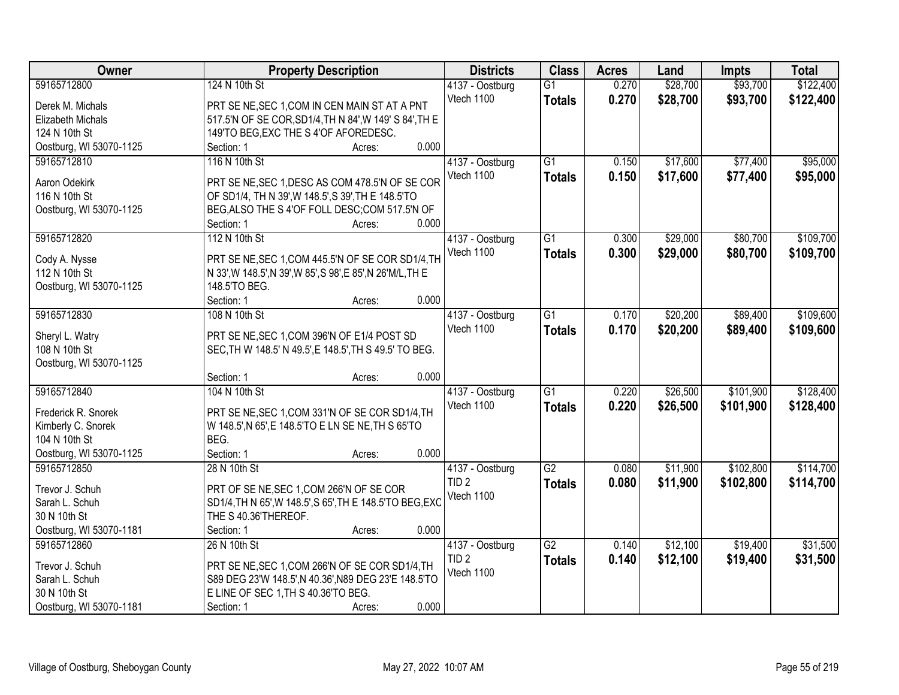| Owner | Property Description | Districts | Class | Acres | Land | Impts | Total |
|---|---|---|---|---|---|---|---|
| 59165712800<br><br>Derek M. Michals<br>Elizabeth Michals<br>124 N 10th St<br>Oostburg, WI 53070-1125 | 124 N 10th St<br><br>PRT SE NE,SEC 1,COM IN CEN MAIN ST AT A PNT 517.5'N OF SE COR,SD1/4,TH N 84',W 149' S 84',TH E 149'TO BEG,EXC THE S 4'OF AFOREDESC.<br>Section: 1 Acres: 0.000 | 4137 - Oostburg<br>Vtech 1100 | G1<br>**Totals** | 0.270<br>**0.270** | $28,700<br>**$28,700** | $93,700<br>**$93,700** | $122,400<br>**$122,400** |
| 59165712810<br><br>Aaron Odekirk<br>116 N 10th St<br>Oostburg, WI 53070-1125 | 116 N 10th St<br><br>PRT SE NE,SEC 1,DESC AS COM 478.5'N OF SE COR OF SD1/4, TH N 39',W 148.5',S 39',TH E 148.5'TO BEG,ALSO THE S 4'OF FOLL DESC;COM 517.5'N OF<br>Section: 1 Acres: 0.000 | 4137 - Oostburg<br>Vtech 1100 | G1<br>**Totals** | 0.150<br>**0.150** | $17,600<br>**$17,600** | $77,400<br>**$77,400** | $95,000<br>**$95,000** |
| 59165712820<br><br>Cody A. Nysse<br>112 N 10th St<br>Oostburg, WI 53070-1125 | 112 N 10th St<br><br>PRT SE NE,SEC 1,COM 445.5'N OF SE COR SD1/4,TH N 33',W 148.5',N 39',W 85',S 98',E 85',N 26'M/L,TH E 148.5'TO BEG.<br>Section: 1 Acres: 0.000 | 4137 - Oostburg<br>Vtech 1100 | G1<br>**Totals** | 0.300<br>**0.300** | $29,000<br>**$29,000** | $80,700<br>**$80,700** | $109,700<br>**$109,700** |
| 59165712830<br><br>Sheryl L. Watry<br>108 N 10th St<br>Oostburg, WI 53070-1125 | 108 N 10th St<br><br>PRT SE NE,SEC 1,COM 396'N OF E1/4 POST SD SEC,TH W 148.5' N 49.5',E 148.5',TH S 49.5' TO BEG.<br>Section: 1 Acres: 0.000 | 4137 - Oostburg<br>Vtech 1100 | G1<br>**Totals** | 0.170<br>**0.170** | $20,200<br>**$20,200** | $89,400<br>**$89,400** | $109,600<br>**$109,600** |
| 59165712840<br><br>Frederick R. Snorek<br>Kimberly C. Snorek<br>104 N 10th St<br>Oostburg, WI 53070-1125 | 104 N 10th St<br><br>PRT SE NE,SEC 1,COM 331'N OF SE COR SD1/4,TH W 148.5',N 65',E 148.5'TO E LN SE NE,TH S 65'TO BEG.<br>Section: 1 Acres: 0.000 | 4137 - Oostburg<br>Vtech 1100 | G1<br>**Totals** | 0.220<br>**0.220** | $26,500<br>**$26,500** | $101,900<br>**$101,900** | $128,400<br>**$128,400** |
| 59165712850<br><br>Trevor J. Schuh<br>Sarah L. Schuh<br>30 N 10th St<br>Oostburg, WI 53070-1181 | 28 N 10th St<br><br>PRT OF SE NE,SEC 1,COM 266'N OF SE COR SD1/4,TH N 65',W 148.5',S 65',TH E 148.5'TO BEG,EXC THE S 40.36'THEREOF.<br>Section: 1 Acres: 0.000 | 4137 - Oostburg<br>TID 2<br>Vtech 1100 | G2<br>**Totals** | 0.080<br>**0.080** | $11,900<br>**$11,900** | $102,800<br>**$102,800** | $114,700<br>**$114,700** |
| 59165712860<br><br>Trevor J. Schuh<br>Sarah L. Schuh<br>30 N 10th St<br>Oostburg, WI 53070-1181 | 26 N 10th St<br><br>PRT SE NE,SEC 1,COM 266'N OF SE COR SD1/4,TH S89 DEG 23'W 148.5',N 40.36',N89 DEG 23'E 148.5'TO E LINE OF SEC 1,TH S 40.36'TO BEG.<br>Section: 1 Acres: 0.000 | 4137 - Oostburg<br>TID 2<br>Vtech 1100 | G2<br>**Totals** | 0.140<br>**0.140** | $12,100<br>**$12,100** | $19,400<br>**$19,400** | $31,500<br>**$31,500** |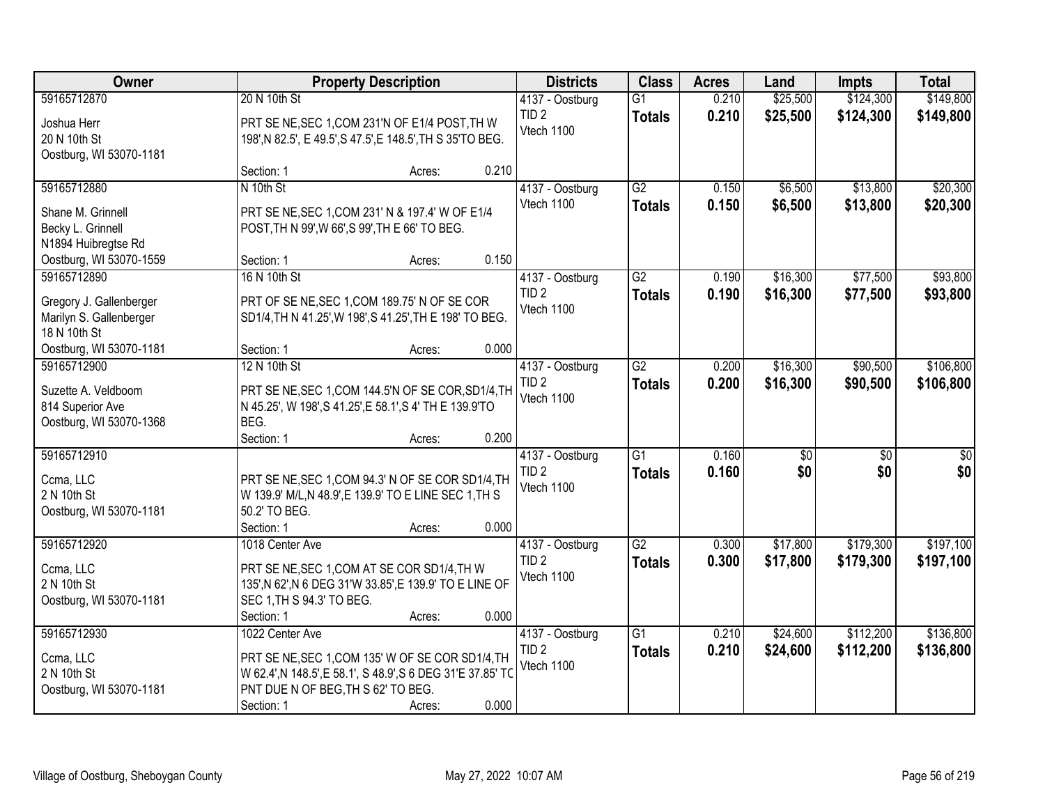| Owner | Property Description | Districts | Class | Acres | Land | Impts | Total |
|---|---|---|---|---|---|---|---|
| 59165712870<br>Joshua Herr<br>20 N 10th St<br>Oostburg, WI 53070-1181 | 20 N 10th St<br>PRT SE NE,SEC 1,COM 231'N OF E1/4 POST,TH W 198',N 82.5', E 49.5',S 47.5',E 148.5',TH S 35'TO BEG.<br>Section: 1 Acres: 0.210 | 4137 - Oostburg<br>TID 2<br>Vtech 1100 | G1<br>**Totals** | 0.210<br>**0.210** | $25,500<br>**$25,500** | $124,300<br>**$124,300** | $149,800<br>**$149,800** |
| 59165712880<br>Shane M. Grinnell<br>Becky L. Grinnell<br>N1894 Huibregtse Rd<br>Oostburg, WI 53070-1559 | N 10th St<br>PRT SE NE,SEC 1,COM 231' N & 197.4' W OF E1/4 POST,TH N 99',W 66',S 99',TH E 66' TO BEG.<br>Section: 1 Acres: 0.150 | 4137 - Oostburg<br>Vtech 1100 | G2<br>**Totals** | 0.150<br>**0.150** | $6,500<br>**$6,500** | $13,800<br>**$13,800** | $20,300<br>**$20,300** |
| 59165712890<br>Gregory J. Gallenberger<br>Marilyn S. Gallenberger<br>18 N 10th St<br>Oostburg, WI 53070-1181 | 16 N 10th St<br>PRT OF SE NE,SEC 1,COM 189.75' N OF SE COR SD1/4,TH N 41.25',W 198',S 41.25',TH E 198' TO BEG.<br>Section: 1 Acres: 0.000 | 4137 - Oostburg<br>TID 2<br>Vtech 1100 | G2<br>**Totals** | 0.190<br>**0.190** | $16,300<br>**$16,300** | $77,500<br>**$77,500** | $93,800<br>**$93,800** |
| 59165712900<br>Suzette A. Veldboom<br>814 Superior Ave<br>Oostburg, WI 53070-1368 | 12 N 10th St<br>PRT SE NE,SEC 1,COM 144.5'N OF SE COR,SD1/4,TH N 45.25', W 198',S 41.25',E 58.1',S 4' TH E 139.9'TO BEG.<br>Section: 1 Acres: 0.200 | 4137 - Oostburg<br>TID 2<br>Vtech 1100 | G2<br>**Totals** | 0.200<br>**0.200** | $16,300<br>**$16,300** | $90,500<br>**$90,500** | $106,800<br>**$106,800** |
| 59165712910<br>Ccma, LLC<br>2 N 10th St<br>Oostburg, WI 53070-1181 | PRT SE NE,SEC 1,COM 94.3' N OF SE COR SD1/4,TH W 139.9' M/L,N 48.9',E 139.9' TO E LINE SEC 1,TH S 50.2' TO BEG.<br>Section: 1 Acres: 0.000 | 4137 - Oostburg<br>TID 2<br>Vtech 1100 | G1<br>**Totals** | 0.160<br>**0.160** | $0<br>**$0** | $0<br>**$0** | $0<br>**$0** |
| 59165712920<br>Ccma, LLC<br>2 N 10th St<br>Oostburg, WI 53070-1181 | 1018 Center Ave<br>PRT SE NE,SEC 1,COM AT SE COR SD1/4,TH W 135',N 62',N 6 DEG 31'W 33.85',E 139.9' TO E LINE OF SEC 1,TH S 94.3' TO BEG.<br>Section: 1 Acres: 0.000 | 4137 - Oostburg<br>TID 2<br>Vtech 1100 | G2<br>**Totals** | 0.300<br>**0.300** | $17,800<br>**$17,800** | $179,300<br>**$179,300** | $197,100<br>**$197,100** |
| 59165712930<br>Ccma, LLC<br>2 N 10th St<br>Oostburg, WI 53070-1181 | 1022 Center Ave<br>PRT SE NE,SEC 1,COM 135' W OF SE COR SD1/4,TH W 62.4',N 148.5',E 58.1', S 48.9',S 6 DEG 31'E 37.85' TO PNT DUE N OF BEG,TH S 62' TO BEG.<br>Section: 1 Acres: 0.000 | 4137 - Oostburg<br>TID 2<br>Vtech 1100 | G1<br>**Totals** | 0.210<br>**0.210** | $24,600<br>**$24,600** | $112,200<br>**$112,200** | $136,800<br>**$136,800** |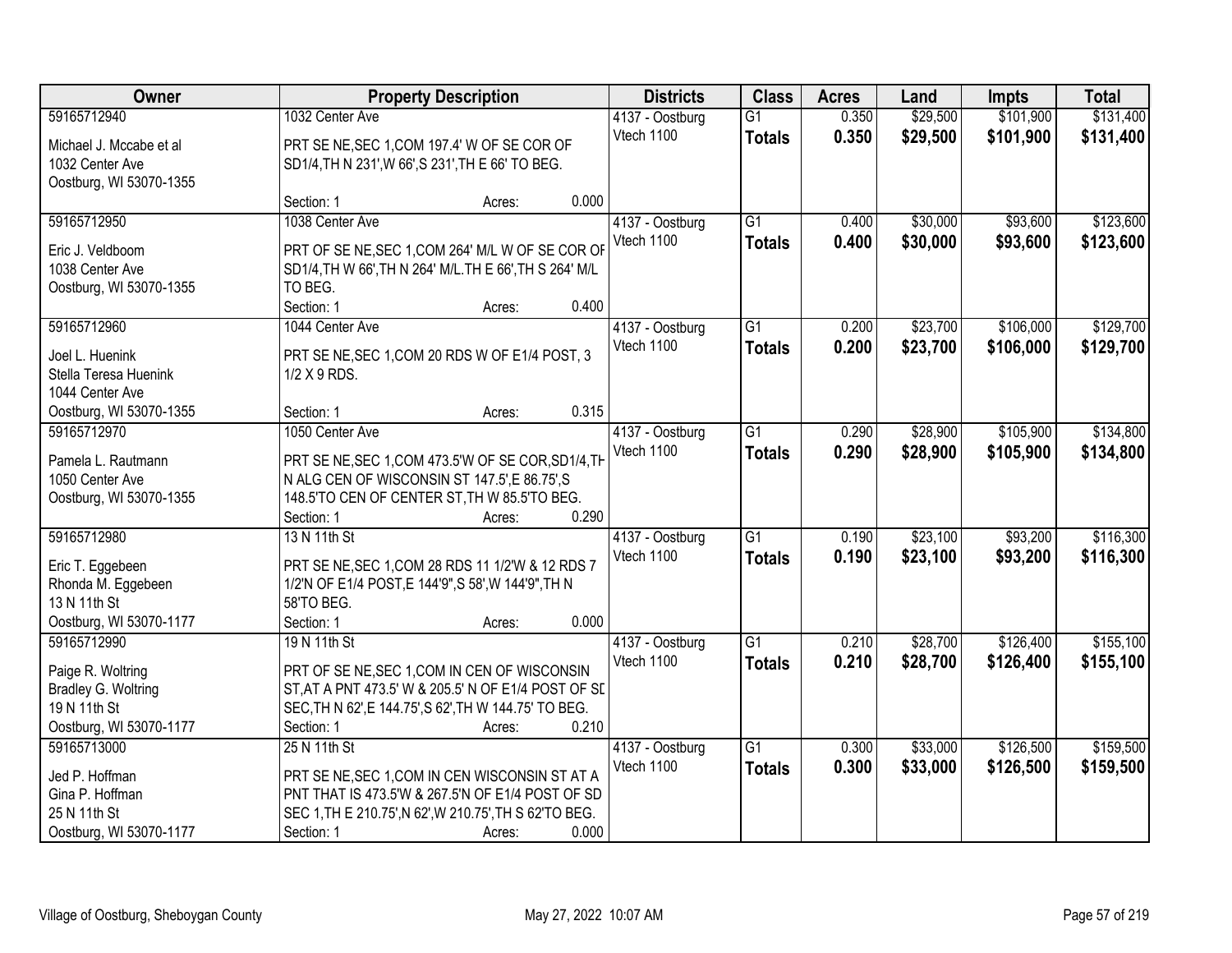| Owner | Property Description | Districts | Class | Acres | Land | Impts | Total |
|---|---|---|---|---|---|---|---|
| 59165712940<br>Michael J. Mccabe et al<br>1032 Center Ave<br>Oostburg, WI 53070-1355 | 1032 Center Ave<br>PRT SE NE,SEC 1,COM 197.4' W OF SE COR OF SD1/4,TH N 231',W 66',S 231',TH E 66' TO BEG.<br>Section: 1 Acres: 0.000 | 4137 - Oostburg<br>Vtech 1100 | G1<br>**Totals** | 0.350<br>**0.350** | $29,500<br>**$29,500** | $101,900<br>**$101,900** | $131,400<br>**$131,400** |
| 59165712950<br>Eric J. Veldboom<br>1038 Center Ave<br>Oostburg, WI 53070-1355 | 1038 Center Ave<br>PRT OF SE NE,SEC 1,COM 264' M/L W OF SE COR OF SD1/4,TH W 66',TH N 264' M/L.TH E 66',TH S 264' M/L TO BEG.<br>Section: 1 Acres: 0.400 | 4137 - Oostburg<br>Vtech 1100 | G1<br>**Totals** | 0.400<br>**0.400** | $30,000<br>**$30,000** | $93,600<br>**$93,600** | $123,600<br>**$123,600** |
| 59165712960<br>Joel L. Huenink<br>Stella Teresa Huenink<br>1044 Center Ave<br>Oostburg, WI 53070-1355 | 1044 Center Ave<br>PRT SE NE,SEC 1,COM 20 RDS W OF E1/4 POST, 3 1/2 X 9 RDS.<br>Section: 1 Acres: 0.315 | 4137 - Oostburg<br>Vtech 1100 | G1<br>**Totals** | 0.200<br>**0.200** | $23,700<br>**$23,700** | $106,000<br>**$106,000** | $129,700<br>**$129,700** |
| 59165712970<br>Pamela L. Rautmann<br>1050 Center Ave<br>Oostburg, WI 53070-1355 | 1050 Center Ave<br>PRT SE NE,SEC 1,COM 473.5'W OF SE COR,SD1/4,TH N ALG CEN OF WISCONSIN ST 147.5',E 86.75',S 148.5'TO CEN OF CENTER ST,TH W 85.5'TO BEG.<br>Section: 1 Acres: 0.290 | 4137 - Oostburg<br>Vtech 1100 | G1<br>**Totals** | 0.290<br>**0.290** | $28,900<br>**$28,900** | $105,900<br>**$105,900** | $134,800<br>**$134,800** |
| 59165712980<br>Eric T. Eggebeen<br>Rhonda M. Eggebeen<br>13 N 11th St<br>Oostburg, WI 53070-1177 | 13 N 11th St<br>PRT SE NE,SEC 1,COM 28 RDS 11 1/2'W & 12 RDS 7 1/2'N OF E1/4 POST,E 144'9",S 58',W 144'9",TH N 58'TO BEG.<br>Section: 1 Acres: 0.000 | 4137 - Oostburg<br>Vtech 1100 | G1<br>**Totals** | 0.190<br>**0.190** | $23,100<br>**$23,100** | $93,200<br>**$93,200** | $116,300<br>**$116,300** |
| 59165712990<br>Paige R. Woltring<br>Bradley G. Woltring<br>19 N 11th St<br>Oostburg, WI 53070-1177 | 19 N 11th St<br>PRT OF SE NE,SEC 1,COM IN CEN OF WISCONSIN ST,AT A PNT 473.5' W & 205.5' N OF E1/4 POST OF SD SEC,TH N 62',E 144.75',S 62',TH W 144.75' TO BEG.<br>Section: 1 Acres: 0.210 | 4137 - Oostburg<br>Vtech 1100 | G1<br>**Totals** | 0.210<br>**0.210** | $28,700<br>**$28,700** | $126,400<br>**$126,400** | $155,100<br>**$155,100** |
| 59165713000<br>Jed P. Hoffman<br>Gina P. Hoffman<br>25 N 11th St<br>Oostburg, WI 53070-1177 | 25 N 11th St<br>PRT SE NE,SEC 1,COM IN CEN WISCONSIN ST AT A PNT THAT IS 473.5'W & 267.5'N OF E1/4 POST OF SD SEC 1,TH E 210.75',N 62',W 210.75',TH S 62'TO BEG.<br>Section: 1 Acres: 0.000 | 4137 - Oostburg<br>Vtech 1100 | G1<br>**Totals** | 0.300<br>**0.300** | $33,000<br>**$33,000** | $126,500<br>**$126,500** | $159,500<br>**$159,500** |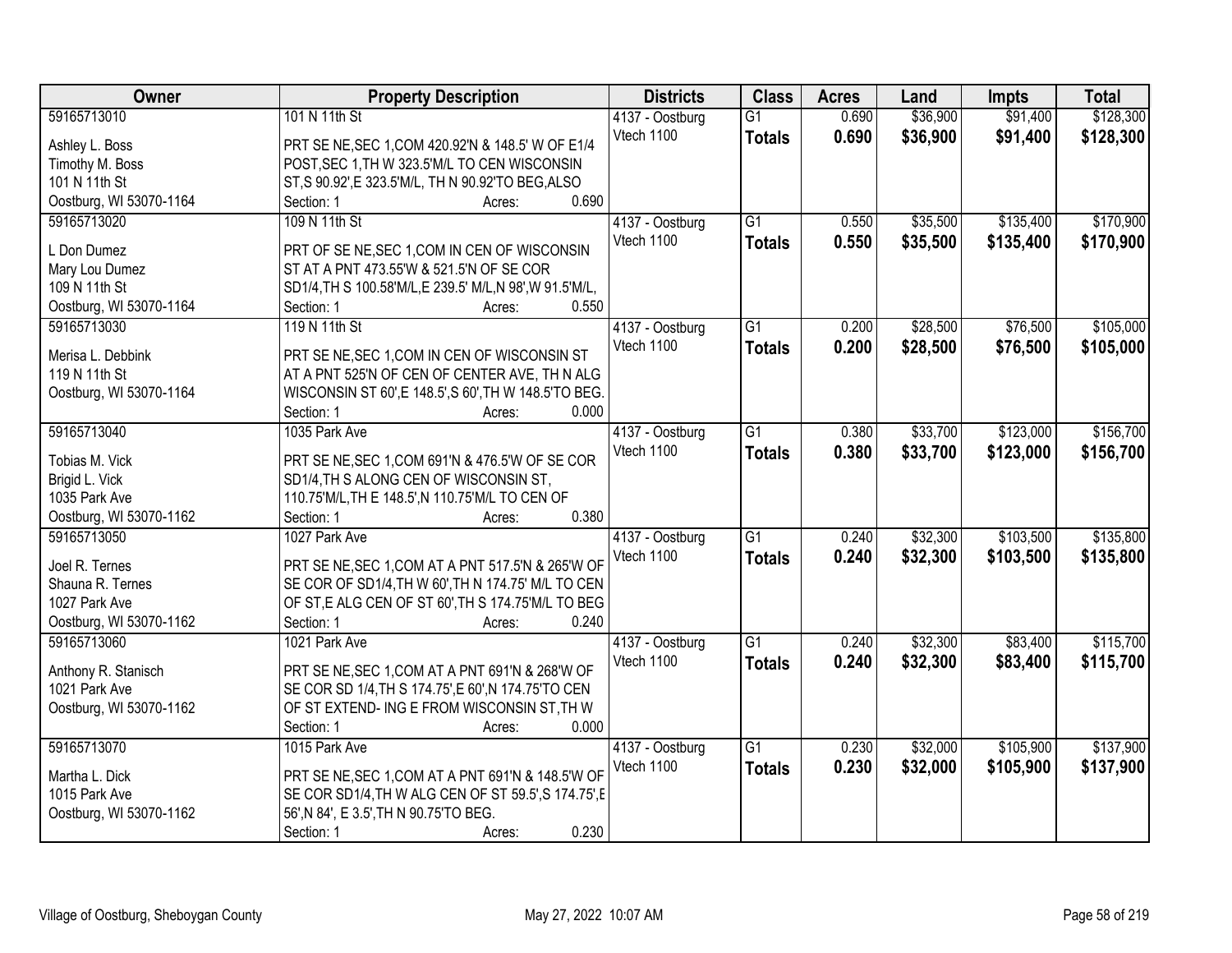| Owner | Property Description | Districts | Class | Acres | Land | Impts | Total |
|---|---|---|---|---|---|---|---|
| 59165713010<br>Ashley L. Boss<br>Timothy M. Boss<br>101 N 11th St<br>Oostburg, WI 53070-1164 | 101 N 11th St<br>PRT SE NE,SEC 1,COM 420.92'N & 148.5' W OF E1/4 POST,SEC 1,TH W 323.5'M/L TO CEN WISCONSIN ST,S 90.92',E 323.5'M/L, TH N 90.92'TO BEG,ALSO<br>Section: 1 Acres: 0.690 | 4137 - Oostburg<br>Vtech 1100 | G1<br>**Totals** | 0.690<br>**0.690** | \$36,900<br>**\$36,900** | \$91,400<br>**\$91,400** | \$128,300<br>**\$128,300** |
| 59165713020<br>L Don Dumez<br>Mary Lou Dumez<br>109 N 11th St<br>Oostburg, WI 53070-1164 | 109 N 11th St<br>PRT OF SE NE,SEC 1,COM IN CEN OF WISCONSIN ST AT A PNT 473.55'W & 521.5'N OF SE COR SD1/4,TH S 100.58'M/L,E 239.5' M/L,N 98',W 91.5'M/L,<br>Section: 1 Acres: 0.550 | 4137 - Oostburg<br>Vtech 1100 | G1<br>**Totals** | 0.550<br>**0.550** | \$35,500<br>**\$35,500** | \$135,400<br>**\$135,400** | \$170,900<br>**\$170,900** |
| 59165713030<br>Merisa L. Debbink<br>119 N 11th St<br>Oostburg, WI 53070-1164 | 119 N 11th St<br>PRT SE NE,SEC 1,COM IN CEN OF WISCONSIN ST AT A PNT 525'N OF CEN OF CENTER AVE, TH N ALG WISCONSIN ST 60',E 148.5',S 60',TH W 148.5'TO BEG.<br>Section: 1 Acres: 0.000 | 4137 - Oostburg<br>Vtech 1100 | G1<br>**Totals** | 0.200<br>**0.200** | \$28,500<br>**\$28,500** | \$76,500<br>**\$76,500** | \$105,000<br>**\$105,000** |
| 59165713040<br>Tobias M. Vick<br>Brigid L. Vick<br>1035 Park Ave<br>Oostburg, WI 53070-1162 | 1035 Park Ave<br>PRT SE NE,SEC 1,COM 691'N & 476.5'W OF SE COR SD1/4,TH S ALONG CEN OF WISCONSIN ST, 110.75'M/L,TH E 148.5',N 110.75'M/L TO CEN OF<br>Section: 1 Acres: 0.380 | 4137 - Oostburg<br>Vtech 1100 | G1<br>**Totals** | 0.380<br>**0.380** | \$33,700<br>**\$33,700** | \$123,000<br>**\$123,000** | \$156,700<br>**\$156,700** |
| 59165713050<br>Joel R. Ternes<br>Shauna R. Ternes<br>1027 Park Ave<br>Oostburg, WI 53070-1162 | 1027 Park Ave<br>PRT SE NE,SEC 1,COM AT A PNT 517.5'N & 265'W OF SE COR OF SD1/4,TH W 60',TH N 174.75' M/L TO CEN OF ST,E ALG CEN OF ST 60',TH S 174.75'M/L TO BEG<br>Section: 1 Acres: 0.240 | 4137 - Oostburg<br>Vtech 1100 | G1<br>**Totals** | 0.240<br>**0.240** | \$32,300<br>**\$32,300** | \$103,500<br>**\$103,500** | \$135,800<br>**\$135,800** |
| 59165713060<br>Anthony R. Stanisch<br>1021 Park Ave<br>Oostburg, WI 53070-1162 | 1021 Park Ave<br>PRT SE NE,SEC 1,COM AT A PNT 691'N & 268'W OF SE COR SD 1/4,TH S 174.75',E 60',N 174.75'TO CEN OF ST EXTEND- ING E FROM WISCONSIN ST,TH W<br>Section: 1 Acres: 0.000 | 4137 - Oostburg<br>Vtech 1100 | G1<br>**Totals** | 0.240<br>**0.240** | \$32,300<br>**\$32,300** | \$83,400<br>**\$83,400** | \$115,700<br>**\$115,700** |
| 59165713070<br>Martha L. Dick<br>1015 Park Ave<br>Oostburg, WI 53070-1162 | 1015 Park Ave<br>PRT SE NE,SEC 1,COM AT A PNT 691'N & 148.5'W OF SE COR SD1/4,TH W ALG CEN OF ST 59.5',S 174.75',E 56',N 84', E 3.5',TH N 90.75'TO BEG.<br>Section: 1 Acres: 0.230 | 4137 - Oostburg<br>Vtech 1100 | G1<br>**Totals** | 0.230<br>**0.230** | \$32,000<br>**\$32,000** | \$105,900<br>**\$105,900** | \$137,900<br>**\$137,900** |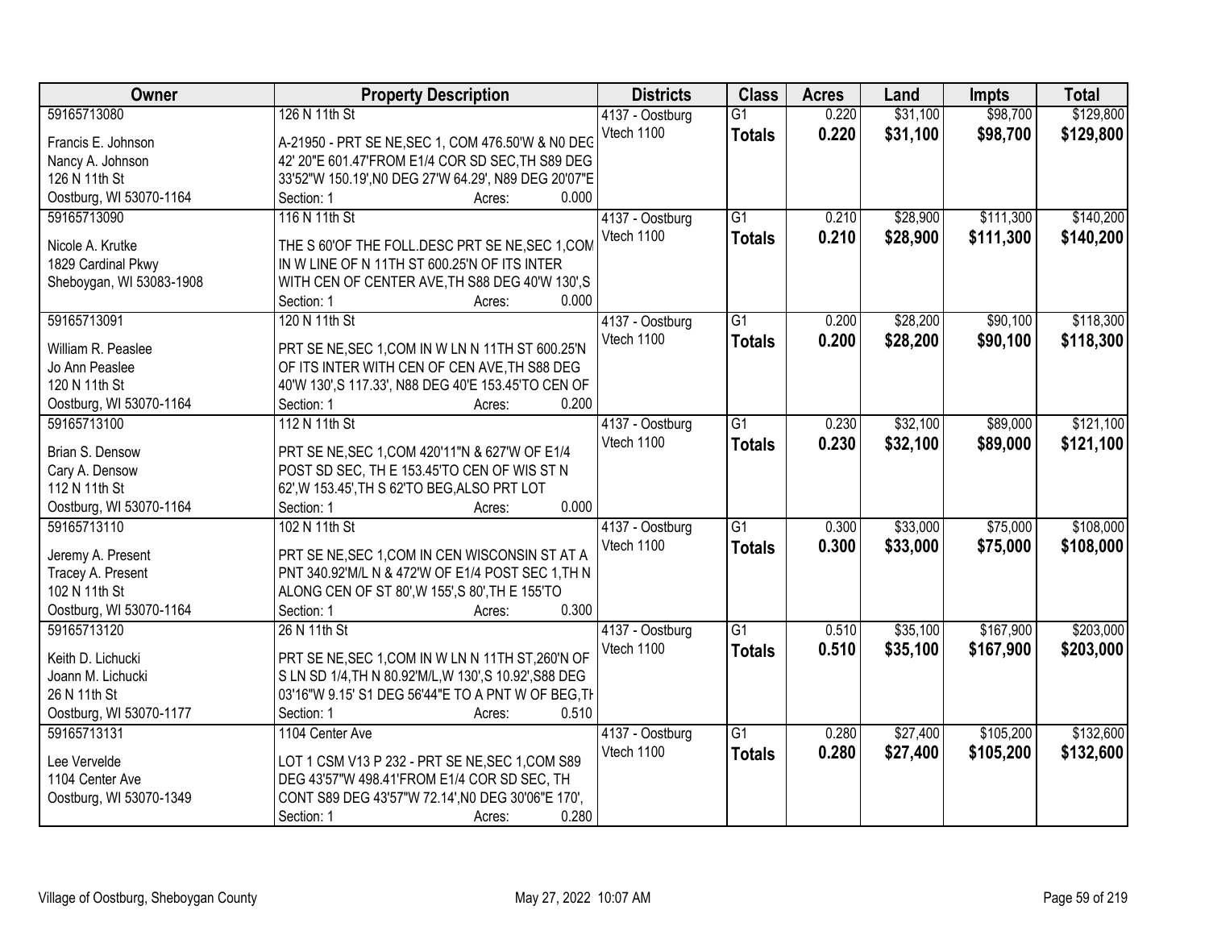| Owner | Property Description | Districts | Class | Acres | Land | Impts | Total |
|---|---|---|---|---|---|---|---|
| 59165713080<br>Francis E. Johnson<br>Nancy A. Johnson<br>126 N 11th St<br>Oostburg, WI 53070-1164 | 126 N 11th St<br>A-21950 - PRT SE NE,SEC 1, COM 476.50'W & N0 DEG 42' 20"E 601.47'FROM E1/4 COR SD SEC,TH S89 DEG 33'52"W 150.19',N0 DEG 27'W 64.29', N89 DEG 20'07"E<br>Section: 1 Acres: 0.000 | 4137 - Oostburg<br>Vtech 1100 | G1<br>**Totals** | 0.220<br>**0.220** | $31,100<br>**$31,100** | $98,700<br>**$98,700** | $129,800<br>**$129,800** |
| 59165713090<br>Nicole A. Krutke<br>1829 Cardinal Pkwy<br>Sheboygan, WI 53083-1908 | 116 N 11th St<br>THE S 60'OF THE FOLL.DESC PRT SE NE,SEC 1,COM IN W LINE OF N 11TH ST 600.25'N OF ITS INTER WITH CEN OF CENTER AVE,TH S88 DEG 40'W 130',S<br>Section: 1 Acres: 0.000 | 4137 - Oostburg<br>Vtech 1100 | G1<br>**Totals** | 0.210<br>**0.210** | $28,900<br>**$28,900** | $111,300<br>**$111,300** | $140,200<br>**$140,200** |
| 59165713091<br>William R. Peaslee<br>Jo Ann Peaslee<br>120 N 11th St<br>Oostburg, WI 53070-1164 | 120 N 11th St<br>PRT SE NE,SEC 1,COM IN W LN N 11TH ST 600.25'N OF ITS INTER WITH CEN OF CEN AVE,TH S88 DEG 40'W 130',S 117.33', N88 DEG 40'E 153.45'TO CEN OF<br>Section: 1 Acres: 0.200 | 4137 - Oostburg<br>Vtech 1100 | G1<br>**Totals** | 0.200<br>**0.200** | $28,200<br>**$28,200** | $90,100<br>**$90,100** | $118,300<br>**$118,300** |
| 59165713100<br>Brian S. Densow<br>Cary A. Densow<br>112 N 11th St<br>Oostburg, WI 53070-1164 | 112 N 11th St<br>PRT SE NE,SEC 1,COM 420'11"N & 627'W OF E1/4 POST SD SEC, TH E 153.45'TO CEN OF WIS ST N 62',W 153.45',TH S 62'TO BEG,ALSO PRT LOT<br>Section: 1 Acres: 0.000 | 4137 - Oostburg<br>Vtech 1100 | G1<br>**Totals** | 0.230<br>**0.230** | $32,100<br>**$32,100** | $89,000<br>**$89,000** | $121,100<br>**$121,100** |
| 59165713110<br>Jeremy A. Present<br>Tracey A. Present<br>102 N 11th St<br>Oostburg, WI 53070-1164 | 102 N 11th St<br>PRT SE NE,SEC 1,COM IN CEN WISCONSIN ST AT A PNT 340.92'M/L N & 472'W OF E1/4 POST SEC 1,TH N ALONG CEN OF ST 80',W 155',S 80',TH E 155'TO<br>Section: 1 Acres: 0.300 | 4137 - Oostburg<br>Vtech 1100 | G1<br>**Totals** | 0.300<br>**0.300** | $33,000<br>**$33,000** | $75,000<br>**$75,000** | $108,000<br>**$108,000** |
| 59165713120<br>Keith D. Lichucki<br>Joann M. Lichucki<br>26 N 11th St<br>Oostburg, WI 53070-1177 | 26 N 11th St<br>PRT SE NE,SEC 1,COM IN W LN N 11TH ST,260'N OF S LN SD 1/4,TH N 80.92'M/L,W 130',S 10.92',S88 DEG 03'16"W 9.15' S1 DEG 56'44"E TO A PNT W OF BEG,TH<br>Section: 1 Acres: 0.510 | 4137 - Oostburg<br>Vtech 1100 | G1<br>**Totals** | 0.510<br>**0.510** | $35,100<br>**$35,100** | $167,900<br>**$167,900** | $203,000<br>**$203,000** |
| 59165713131<br>Lee Vervelde<br>1104 Center Ave<br>Oostburg, WI 53070-1349 | 1104 Center Ave<br>LOT 1 CSM V13 P 232 - PRT SE NE,SEC 1,COM S89 DEG 43'57"W 498.41'FROM E1/4 COR SD SEC, TH CONT S89 DEG 43'57"W 72.14',N0 DEG 30'06"E 170',<br>Section: 1 Acres: 0.280 | 4137 - Oostburg<br>Vtech 1100 | G1<br>**Totals** | 0.280<br>**0.280** | $27,400<br>**$27,400** | $105,200<br>**$105,200** | $132,600<br>**$132,600** |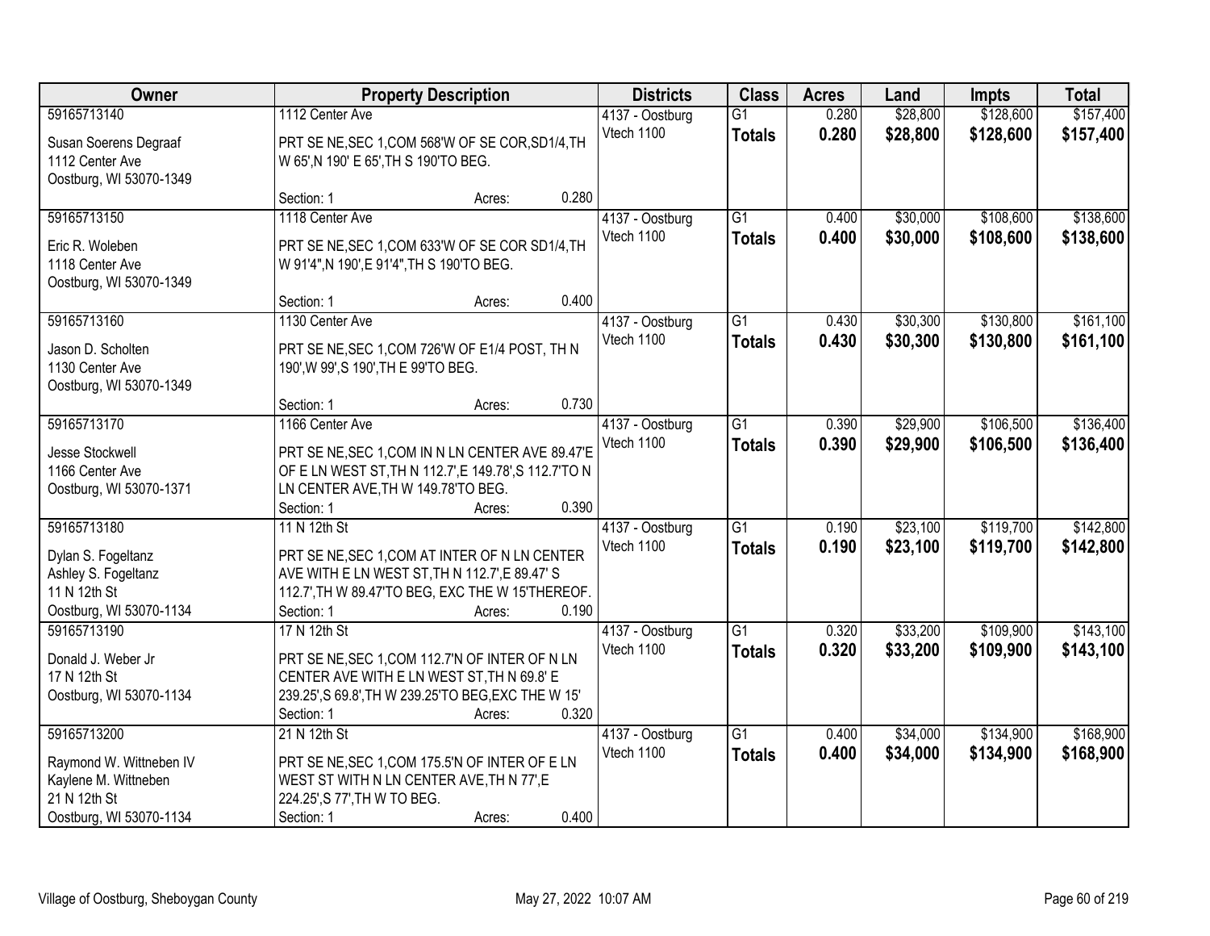| Owner | Property Description | Districts | Class | Acres | Land | Impts | Total |
|---|---|---|---|---|---|---|---|
| 59165713140<br>Susan Soerens Degraaf<br>1112 Center Ave<br>Oostburg, WI 53070-1349 | 1112 Center Ave<br>PRT SE NE,SEC 1,COM 568'W OF SE COR,SD1/4,TH W 65',N 190' E 65',TH S 190'TO BEG.<br>Section: 1 Acres: 0.280 | 4137 - Oostburg<br>Vtech 1100 | G1<br>**Totals** | 0.280<br>**0.280** | $28,800<br>**$28,800** | $128,600<br>**$128,600** | $157,400<br>**$157,400** |
| 59165713150<br>Eric R. Woleben<br>1118 Center Ave<br>Oostburg, WI 53070-1349 | 1118 Center Ave<br>PRT SE NE,SEC 1,COM 633'W OF SE COR SD1/4,TH W 91'4",N 190',E 91'4",TH S 190'TO BEG.<br>Section: 1 Acres: 0.400 | 4137 - Oostburg<br>Vtech 1100 | G1<br>**Totals** | 0.400<br>**0.400** | $30,000<br>**$30,000** | $108,600<br>**$108,600** | $138,600<br>**$138,600** |
| 59165713160<br>Jason D. Scholten<br>1130 Center Ave<br>Oostburg, WI 53070-1349 | 1130 Center Ave<br>PRT SE NE,SEC 1,COM 726'W OF E1/4 POST, TH N 190',W 99',S 190',TH E 99'TO BEG.<br>Section: 1 Acres: 0.730 | 4137 - Oostburg<br>Vtech 1100 | G1<br>**Totals** | 0.430<br>**0.430** | $30,300<br>**$30,300** | $130,800<br>**$130,800** | $161,100<br>**$161,100** |
| 59165713170<br>Jesse Stockwell<br>1166 Center Ave<br>Oostburg, WI 53070-1371 | 1166 Center Ave<br>PRT SE NE,SEC 1,COM IN N LN CENTER AVE 89.47'E OF E LN WEST ST,TH N 112.7',E 149.78',S 112.7'TO N LN CENTER AVE,TH W 149.78'TO BEG.<br>Section: 1 Acres: 0.390 | 4137 - Oostburg<br>Vtech 1100 | G1<br>**Totals** | 0.390<br>**0.390** | $29,900<br>**$29,900** | $106,500<br>**$106,500** | $136,400<br>**$136,400** |
| 59165713180<br>Dylan S. Fogeltanz<br>Ashley S. Fogeltanz<br>11 N 12th St<br>Oostburg, WI 53070-1134 | 11 N 12th St<br>PRT SE NE,SEC 1,COM AT INTER OF N LN CENTER AVE WITH E LN WEST ST,TH N 112.7',E 89.47' S 112.7',TH W 89.47'TO BEG, EXC THE W 15'THEREOF.<br>Section: 1 Acres: 0.190 | 4137 - Oostburg<br>Vtech 1100 | G1<br>**Totals** | 0.190<br>**0.190** | $23,100<br>**$23,100** | $119,700<br>**$119,700** | $142,800<br>**$142,800** |
| 59165713190<br>Donald J. Weber Jr<br>17 N 12th St<br>Oostburg, WI 53070-1134 | 17 N 12th St<br>PRT SE NE,SEC 1,COM 112.7'N OF INTER OF N LN CENTER AVE WITH E LN WEST ST,TH N 69.8' E 239.25',S 69.8',TH W 239.25'TO BEG,EXC THE W 15'<br>Section: 1 Acres: 0.320 | 4137 - Oostburg<br>Vtech 1100 | G1<br>**Totals** | 0.320<br>**0.320** | $33,200<br>**$33,200** | $109,900<br>**$109,900** | $143,100<br>**$143,100** |
| 59165713200<br>Raymond W. Wittneben IV<br>Kaylene M. Wittneben<br>21 N 12th St<br>Oostburg, WI 53070-1134 | 21 N 12th St<br>PRT SE NE,SEC 1,COM 175.5'N OF INTER OF E LN WEST ST WITH N LN CENTER AVE,TH N 77',E 224.25',S 77',TH W TO BEG.<br>Section: 1 Acres: 0.400 | 4137 - Oostburg<br>Vtech 1100 | G1<br>**Totals** | 0.400<br>**0.400** | $34,000<br>**$34,000** | $134,900<br>**$134,900** | $168,900<br>**$168,900** |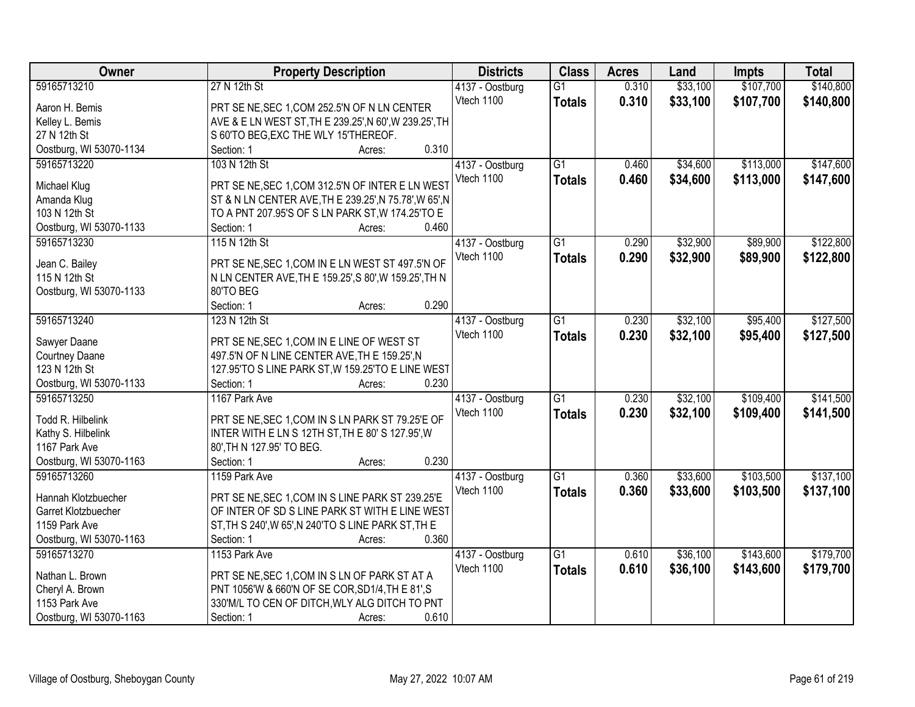| Owner | Property Description | Districts | Class | Acres | Land | Impts | Total |
|---|---|---|---|---|---|---|---|
| 59165713210<br>Aaron H. Bemis<br>Kelley L. Bemis<br>27 N 12th St<br>Oostburg, WI 53070-1134 | 27 N 12th St<br>PRT SE NE,SEC 1,COM 252.5'N OF N LN CENTER AVE & E LN WEST ST,TH E 239.25',N 60',W 239.25',TH S 60'TO BEG,EXC THE WLY 15'THEREOF.<br>Section: 1 Acres: 0.310 | 4137 - Oostburg<br>Vtech 1100 | G1<br>**Totals** | 0.310<br>**0.310** | $33,100<br>**$33,100** | $107,700<br>**$107,700** | $140,800<br>**$140,800** |
| 59165713220<br>Michael Klug<br>Amanda Klug<br>103 N 12th St<br>Oostburg, WI 53070-1133 | 103 N 12th St<br>PRT SE NE,SEC 1,COM 312.5'N OF INTER E LN WEST ST & N LN CENTER AVE,TH E 239.25',N 75.78',W 65',N TO A PNT 207.95'S OF S LN PARK ST,W 174.25'TO E<br>Section: 1 Acres: 0.460 | 4137 - Oostburg<br>Vtech 1100 | G1<br>**Totals** | 0.460<br>**0.460** | $34,600<br>**$34,600** | $113,000<br>**$113,000** | $147,600<br>**$147,600** |
| 59165713230<br>Jean C. Bailey<br>115 N 12th St<br>Oostburg, WI 53070-1133 | 115 N 12th St<br>PRT SE NE,SEC 1,COM IN E LN WEST ST 497.5'N OF N LN CENTER AVE,TH E 159.25',S 80',W 159.25',TH N 80'TO BEG<br>Section: 1 Acres: 0.290 | 4137 - Oostburg<br>Vtech 1100 | G1<br>**Totals** | 0.290<br>**0.290** | $32,900<br>**$32,900** | $89,900<br>**$89,900** | $122,800<br>**$122,800** |
| 59165713240<br>Sawyer Daane<br>Courtney Daane<br>123 N 12th St<br>Oostburg, WI 53070-1133 | 123 N 12th St<br>PRT SE NE,SEC 1,COM IN E LINE OF WEST ST 497.5'N OF N LINE CENTER AVE,TH E 159.25',N 127.95'TO S LINE PARK ST,W 159.25'TO E LINE WEST<br>Section: 1 Acres: 0.230 | 4137 - Oostburg<br>Vtech 1100 | G1<br>**Totals** | 0.230<br>**0.230** | $32,100<br>**$32,100** | $95,400<br>**$95,400** | $127,500<br>**$127,500** |
| 59165713250<br>Todd R. Hilbelink<br>Kathy S. Hilbelink<br>1167 Park Ave<br>Oostburg, WI 53070-1163 | 1167 Park Ave<br>PRT SE NE,SEC 1,COM IN S LN PARK ST 79.25'E OF INTER WITH E LN S 12TH ST,TH E 80' S 127.95',W 80',TH N 127.95' TO BEG.<br>Section: 1 Acres: 0.230 | 4137 - Oostburg<br>Vtech 1100 | G1<br>**Totals** | 0.230<br>**0.230** | $32,100<br>**$32,100** | $109,400<br>**$109,400** | $141,500<br>**$141,500** |
| 59165713260<br>Hannah Klotzbuecher<br>Garret Klotzbuecher<br>1159 Park Ave<br>Oostburg, WI 53070-1163 | 1159 Park Ave<br>PRT SE NE,SEC 1,COM IN S LINE PARK ST 239.25'E OF INTER OF SD S LINE PARK ST WITH E LINE WEST ST,TH S 240',W 65',N 240'TO S LINE PARK ST,TH E<br>Section: 1 Acres: 0.360 | 4137 - Oostburg<br>Vtech 1100 | G1<br>**Totals** | 0.360<br>**0.360** | $33,600<br>**$33,600** | $103,500<br>**$103,500** | $137,100<br>**$137,100** |
| 59165713270<br>Nathan L. Brown<br>Cheryl A. Brown<br>1153 Park Ave<br>Oostburg, WI 53070-1163 | 1153 Park Ave<br>PRT SE NE,SEC 1,COM IN S LN OF PARK ST AT A PNT 1056'W & 660'N OF SE COR,SD1/4,TH E 81',S 330'M/L TO CEN OF DITCH,WLY ALG DITCH TO PNT<br>Section: 1 Acres: 0.610 | 4137 - Oostburg<br>Vtech 1100 | G1<br>**Totals** | 0.610<br>**0.610** | $36,100<br>**$36,100** | $143,600<br>**$143,600** | $179,700<br>**$179,700** |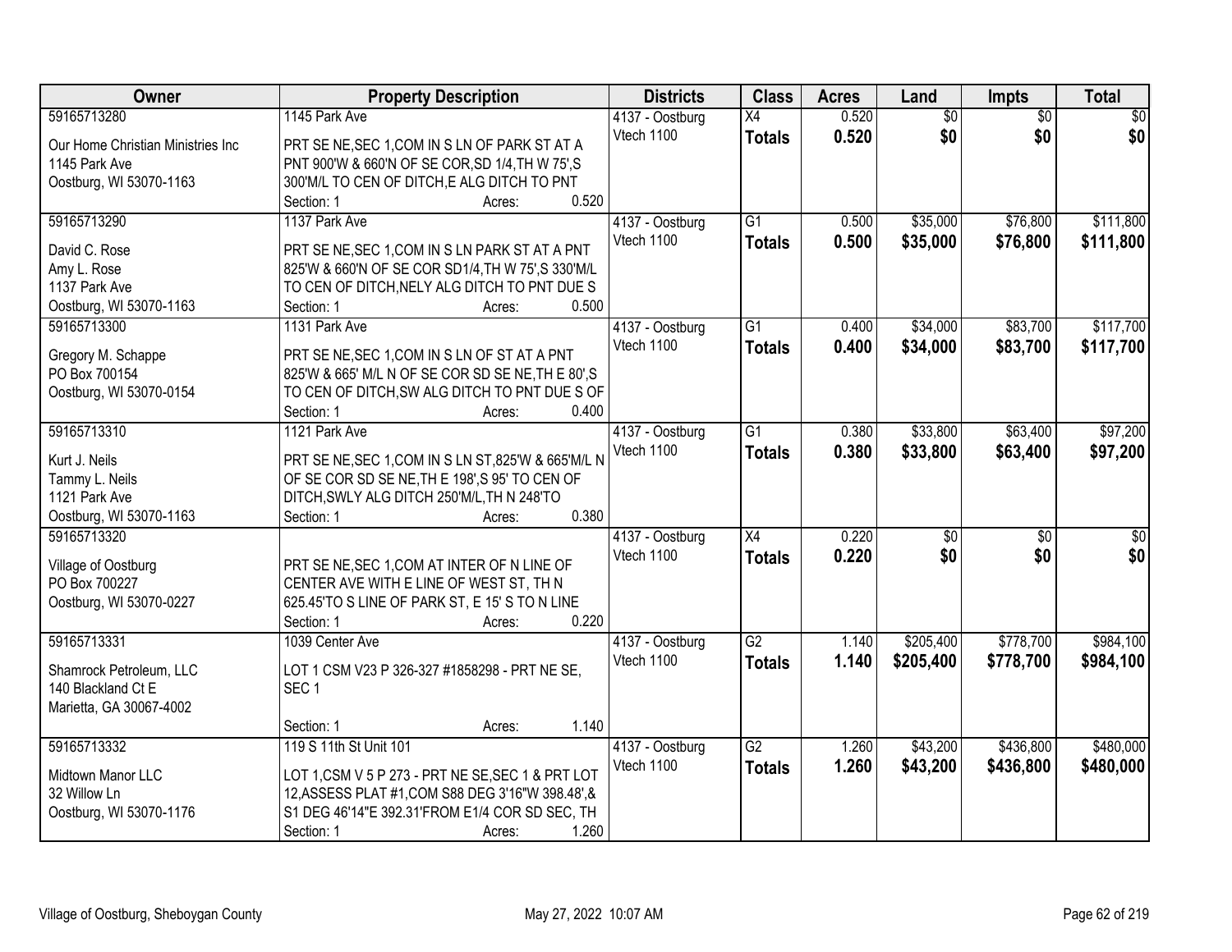| Owner | Property Description | Districts | Class | Acres | Land | Impts | Total |
|---|---|---|---|---|---|---|---|
| 59165713280<br>Our Home Christian Ministries Inc<br>1145 Park Ave<br>Oostburg, WI 53070-1163 | 1145 Park Ave<br>PRT SE NE,SEC 1,COM IN S LN OF PARK ST AT A PNT 900'W & 660'N OF SE COR,SD 1/4,TH W 75',S 300'M/L TO CEN OF DITCH,E ALG DITCH TO PNT<br>Section: 1 Acres: 0.520 | 4137 - Oostburg<br>Vtech 1100 | X4<br>**Totals** | 0.520<br>**0.520** | $0<br>**$0** | $0<br>**$0** | $0<br>**$0** |
| 59165713290<br>David C. Rose<br>Amy L. Rose<br>1137 Park Ave<br>Oostburg, WI 53070-1163 | 1137 Park Ave<br>PRT SE NE,SEC 1,COM IN S LN PARK ST AT A PNT 825'W & 660'N OF SE COR SD1/4,TH W 75',S 330'M/L TO CEN OF DITCH,NELY ALG DITCH TO PNT DUE S<br>Section: 1 Acres: 0.500 | 4137 - Oostburg<br>Vtech 1100 | G1<br>**Totals** | 0.500<br>**0.500** | $35,000<br>**$35,000** | $76,800<br>**$76,800** | $111,800<br>**$111,800** |
| 59165713300<br>Gregory M. Schappe<br>PO Box 700154<br>Oostburg, WI 53070-0154 | 1131 Park Ave<br>PRT SE NE,SEC 1,COM IN S LN OF ST AT A PNT 825'W & 665' M/L N OF SE COR SD SE NE,TH E 80',S TO CEN OF DITCH,SW ALG DITCH TO PNT DUE S OF<br>Section: 1 Acres: 0.400 | 4137 - Oostburg<br>Vtech 1100 | G1<br>**Totals** | 0.400<br>**0.400** | $34,000<br>**$34,000** | $83,700<br>**$83,700** | $117,700<br>**$117,700** |
| 59165713310<br>Kurt J. Neils<br>Tammy L. Neils<br>1121 Park Ave<br>Oostburg, WI 53070-1163 | 1121 Park Ave<br>PRT SE NE,SEC 1,COM IN S LN ST,825'W & 665'M/L N OF SE COR SD SE NE,TH E 198',S 95' TO CEN OF DITCH,SWLY ALG DITCH 250'M/L,TH N 248'TO<br>Section: 1 Acres: 0.380 | 4137 - Oostburg<br>Vtech 1100 | G1<br>**Totals** | 0.380<br>**0.380** | $33,800<br>**$33,800** | $63,400<br>**$63,400** | $97,200<br>**$97,200** |
| 59165713320<br>Village of Oostburg<br>PO Box 700227<br>Oostburg, WI 53070-0227 | PRT SE NE,SEC 1,COM AT INTER OF N LINE OF CENTER AVE WITH E LINE OF WEST ST, TH N 625.45'TO S LINE OF PARK ST, E 15' S TO N LINE<br>Section: 1 Acres: 0.220 | 4137 - Oostburg<br>Vtech 1100 | X4<br>**Totals** | 0.220<br>**0.220** | $0<br>**$0** | $0<br>**$0** | $0<br>**$0** |
| 59165713331<br>Shamrock Petroleum, LLC<br>140 Blackland Ct E<br>Marietta, GA 30067-4002 | 1039 Center Ave<br>LOT 1 CSM V23 P 326-327 #1858298 - PRT NE SE, SEC 1<br>Section: 1 Acres: 1.140 | 4137 - Oostburg<br>Vtech 1100 | G2<br>**Totals** | 1.140<br>**1.140** | $205,400<br>**$205,400** | $778,700<br>**$778,700** | $984,100<br>**$984,100** |
| 59165713332<br>Midtown Manor LLC<br>32 Willow Ln<br>Oostburg, WI 53070-1176 | 119 S 11th St Unit 101<br>LOT 1,CSM V 5 P 273 - PRT NE SE,SEC 1 & PRT LOT 12,ASSESS PLAT #1,COM S88 DEG 3'16"W 398.48',& S1 DEG 46'14"E 392.31'FROM E1/4 COR SD SEC, TH<br>Section: 1 Acres: 1.260 | 4137 - Oostburg<br>Vtech 1100 | G2<br>**Totals** | 1.260<br>**1.260** | $43,200<br>**$43,200** | $436,800<br>**$436,800** | $480,000<br>**$480,000** |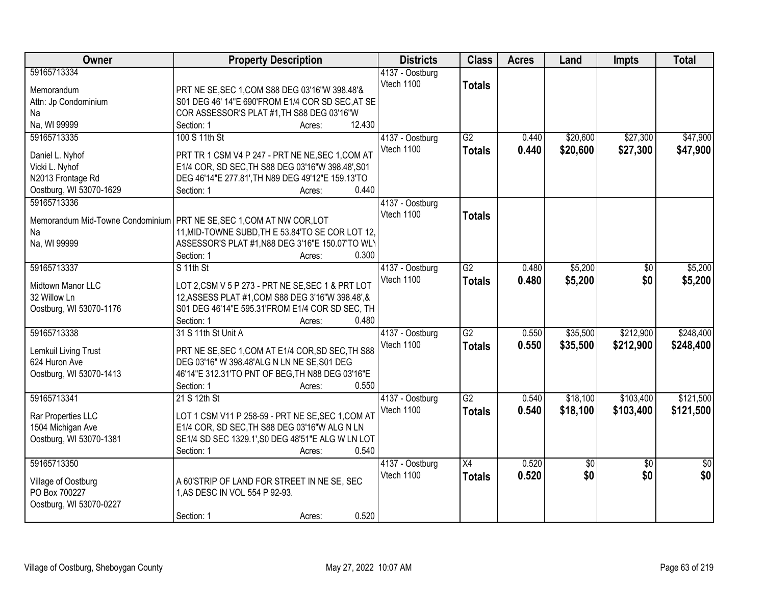| Owner | Property Description | Districts | Class | Acres | Land | Impts | Total |
|---|---|---|---|---|---|---|---|
| 59165713334<br>Memorandum<br>Attn: Jp Condominium<br>Na<br>Na, WI 99999 | PRT NE SE,SEC 1,COM S88 DEG 03'16"W 398.48'& S01 DEG 46' 14"E 690'FROM E1/4 COR SD SEC,AT SE COR ASSESSOR'S PLAT #1,TH S88 DEG 03'16"W<br>Section: 1 Acres: 12.430 | 4137 - Oostburg<br>Vtech 1100 | Totals | | | | |
| 59165713335<br>Daniel L. Nyhof<br>Vicki L. Nyhof<br>N2013 Frontage Rd<br>Oostburg, WI 53070-1629 | 100 S 11th St<br>PRT TR 1 CSM V4 P 247 - PRT NE NE,SEC 1,COM AT E1/4 COR, SD SEC,TH S88 DEG 03'16"W 398.48',S01 DEG 46'14"E 277.81',TH N89 DEG 49'12"E 159.13'TO<br>Section: 1 Acres: 0.440 | 4137 - Oostburg<br>Vtech 1100 | G2<br>**Totals** | 0.440<br>**0.440** | $20,600<br>**$20,600** | $27,300<br>**$27,300** | $47,900<br>**$47,900** |
| 59165713336<br>Memorandum Mid-Towne Condominium<br>Na<br>Na, WI 99999 | PRT NE SE,SEC 1,COM AT NW COR,LOT 11,MID-TOWNE SUBD,TH E 53.84'TO SE COR LOT 12, ASSESSOR'S PLAT #1,N88 DEG 3'16"E 150.07'TO WLY<br>Section: 1 Acres: 0.300 | 4137 - Oostburg<br>Vtech 1100 | Totals | | | | |
| 59165713337<br>Midtown Manor LLC<br>32 Willow Ln<br>Oostburg, WI 53070-1176 | S 11th St<br>LOT 2,CSM V 5 P 273 - PRT NE SE,SEC 1 & PRT LOT 12,ASSESS PLAT #1,COM S88 DEG 3'16"W 398.48',& S01 DEG 46'14"E 595.31'FROM E1/4 COR SD SEC, TH<br>Section: 1 Acres: 0.480 | 4137 - Oostburg<br>Vtech 1100 | G2<br>**Totals** | 0.480<br>**0.480** | $5,200<br>**$5,200** | $0<br>**$0** | $5,200<br>**$5,200** |
| 59165713338<br>Lemkuil Living Trust<br>624 Huron Ave<br>Oostburg, WI 53070-1413 | 31 S 11th St Unit A<br>PRT NE SE,SEC 1,COM AT E1/4 COR,SD SEC,TH S88 DEG 03'16" W 398.48'ALG N LN NE SE,S01 DEG 46'14"E 312.31'TO PNT OF BEG,TH N88 DEG 03'16"E<br>Section: 1 Acres: 0.550 | 4137 - Oostburg<br>Vtech 1100 | G2<br>**Totals** | 0.550<br>**0.550** | $35,500<br>**$35,500** | $212,900<br>**$212,900** | $248,400<br>**$248,400** |
| 59165713341<br>Rar Properties LLC<br>1504 Michigan Ave<br>Oostburg, WI 53070-1381 | 21 S 12th St<br>LOT 1 CSM V11 P 258-59 - PRT NE SE,SEC 1,COM AT E1/4 COR, SD SEC,TH S88 DEG 03'16"W ALG N LN SE1/4 SD SEC 1329.1',S0 DEG 48'51"E ALG W LN LOT<br>Section: 1 Acres: 0.540 | 4137 - Oostburg<br>Vtech 1100 | G2<br>**Totals** | 0.540<br>**0.540** | $18,100<br>**$18,100** | $103,400<br>**$103,400** | $121,500<br>**$121,500** |
| 59165713350<br>Village of Oostburg<br>PO Box 700227<br>Oostburg, WI 53070-0227 | A 60'STRIP OF LAND FOR STREET IN NE SE, SEC 1,AS DESC IN VOL 554 P 92-93.<br>Section: 1 Acres: 0.520 | 4137 - Oostburg<br>Vtech 1100 | X4<br>**Totals** | 0.520<br>**0.520** | $0<br>**$0** | $0<br>**$0** | $0<br>**$0** |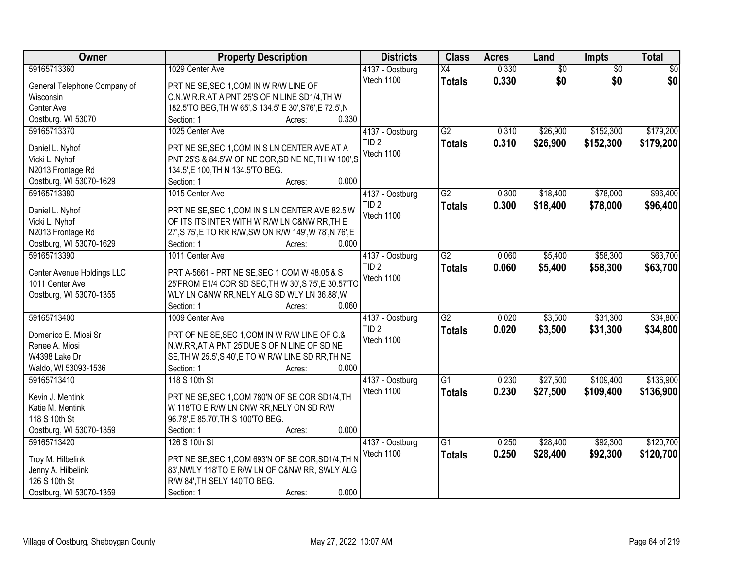| Owner | Property Description | Districts | Class | Acres | Land | Impts | Total |
|---|---|---|---|---|---|---|---|
| 59165713360<br>General Telephone Company of Wisconsin<br>Center Ave<br>Oostburg, WI 53070 | 1029 Center Ave<br>PRT NE SE,SEC 1,COM IN W R/W LINE OF C.N.W.R.R.AT A PNT 25'S OF N LINE SD1/4,TH W 182.5'TO BEG,TH W 65',S 134.5' E 30',S76',E 72.5',N<br>Section: 1 Acres: 0.330 | 4137 - Oostburg<br>Vtech 1100 | X4<br>**Totals** | 0.330<br>**0.330** | $0<br>**$0** | $0<br>**$0** | $0<br>**$0** |
| 59165713370<br>Daniel L. Nyhof<br>Vicki L. Nyhof<br>N2013 Frontage Rd<br>Oostburg, WI 53070-1629 | 1025 Center Ave<br>PRT NE SE,SEC 1,COM IN S LN CENTER AVE AT A PNT 25'S & 84.5'W OF NE COR,SD NE NE,TH W 100',S 134.5',E 100,TH N 134.5'TO BEG.<br>Section: 1 Acres: 0.000 | 4137 - Oostburg<br>TID 2<br>Vtech 1100 | G2<br>**Totals** | 0.310<br>**0.310** | $26,900<br>**$26,900** | $152,300<br>**$152,300** | $179,200<br>**$179,200** |
| 59165713380<br>Daniel L. Nyhof<br>Vicki L. Nyhof<br>N2013 Frontage Rd<br>Oostburg, WI 53070-1629 | 1015 Center Ave<br>PRT NE SE,SEC 1,COM IN S LN CENTER AVE 82.5'W OF ITS ITS INTER WITH W R/W LN C&NW RR,TH E 27',S 75',E TO RR R/W,SW ON R/W 149',W 78',N 76',E<br>Section: 1 Acres: 0.000 | 4137 - Oostburg<br>TID 2<br>Vtech 1100 | G2<br>**Totals** | 0.300<br>**0.300** | $18,400<br>**$18,400** | $78,000<br>**$78,000** | $96,400<br>**$96,400** |
| 59165713390<br>Center Avenue Holdings LLC<br>1011 Center Ave<br>Oostburg, WI 53070-1355 | 1011 Center Ave<br>PRT A-5661 - PRT NE SE,SEC 1 COM W 48.05'& S 25'FROM E1/4 COR SD SEC,TH W 30',S 75',E 30.57'TO WLY LN C&NW RR,NELY ALG SD WLY LN 36.88',W<br>Section: 1 Acres: 0.060 | 4137 - Oostburg<br>TID 2<br>Vtech 1100 | G2<br>**Totals** | 0.060<br>**0.060** | $5,400<br>**$5,400** | $58,300<br>**$58,300** | $63,700<br>**$63,700** |
| 59165713400<br>Domenico E. Miosi Sr<br>Renee A. Miosi<br>W4398 Lake Dr<br>Waldo, WI 53093-1536 | 1009 Center Ave<br>PRT OF NE SE,SEC 1,COM IN W R/W LINE OF C.& N.W.RR,AT A PNT 25'DUE S OF N LINE OF SD NE SE,TH W 25.5',S 40',E TO W R/W LINE SD RR,TH NE<br>Section: 1 Acres: 0.000 | 4137 - Oostburg<br>TID 2<br>Vtech 1100 | G2<br>**Totals** | 0.020<br>**0.020** | $3,500<br>**$3,500** | $31,300<br>**$31,300** | $34,800<br>**$34,800** |
| 59165713410<br>Kevin J. Mentink<br>Katie M. Mentink<br>118 S 10th St<br>Oostburg, WI 53070-1359 | 118 S 10th St<br>PRT NE SE,SEC 1,COM 780'N OF SE COR SD1/4,TH W 118'TO E R/W LN CNW RR,NELY ON SD R/W 96.78',E 85.70',TH S 100'TO BEG.<br>Section: 1 Acres: 0.000 | 4137 - Oostburg<br>Vtech 1100 | G1<br>**Totals** | 0.230<br>**0.230** | $27,500<br>**$27,500** | $109,400<br>**$109,400** | $136,900<br>**$136,900** |
| 59165713420<br>Troy M. Hilbelink<br>Jenny A. Hilbelink<br>126 S 10th St<br>Oostburg, WI 53070-1359 | 126 S 10th St<br>PRT NE SE,SEC 1,COM 693'N OF SE COR,SD1/4,TH N 83',NWLY 118'TO E R/W LN OF C&NW RR, SWLY ALG R/W 84',TH SELY 140'TO BEG.<br>Section: 1 Acres: 0.000 | 4137 - Oostburg<br>Vtech 1100 | G1<br>**Totals** | 0.250<br>**0.250** | $28,400<br>**$28,400** | $92,300<br>**$92,300** | $120,700<br>**$120,700** |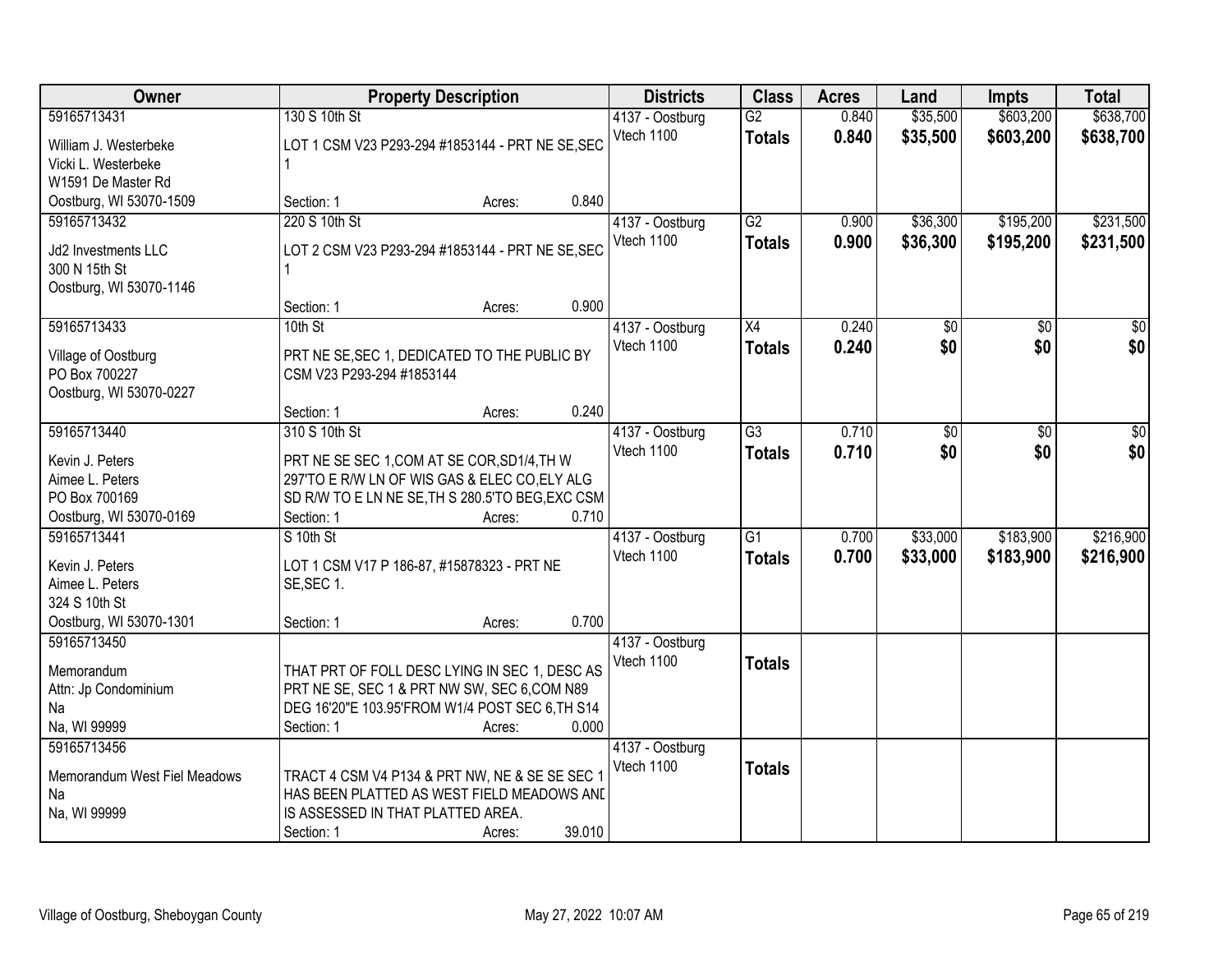| Owner | Property Description | | | Districts | Class | Acres | Land | Impts | Total |
|---|---|---|---|---|---|---|---|---|---|
| 59165713431<br>William J. Westerbeke<br>Vicki L. Westerbeke<br>W1591 De Master Rd<br>Oostburg, WI 53070-1509 | 130 S 10th St<br>LOT 1 CSM V23 P293-294 #1853144 - PRT NE SE,SEC 1<br>Section: 1 | Acres: | 0.840 | 4137 - Oostburg<br>Vtech 1100 | G2<br>**Totals** | 0.840<br>**0.840** | $35,500<br>**$35,500** | $603,200<br>**$603,200** | $638,700<br>**$638,700** |
| 59165713432<br>Jd2 Investments LLC<br>300 N 15th St<br>Oostburg, WI 53070-1146 | 220 S 10th St<br>LOT 2 CSM V23 P293-294 #1853144 - PRT NE SE,SEC 1<br>Section: 1 | Acres: | 0.900 | 4137 - Oostburg<br>Vtech 1100 | G2<br>**Totals** | 0.900<br>**0.900** | $36,300<br>**$36,300** | $195,200<br>**$195,200** | $231,500<br>**$231,500** |
| 59165713433<br>Village of Oostburg<br>PO Box 700227<br>Oostburg, WI 53070-0227 | 10th St<br>PRT NE SE,SEC 1, DEDICATED TO THE PUBLIC BY CSM V23 P293-294 #1853144<br>Section: 1 | Acres: | 0.240 | 4137 - Oostburg<br>Vtech 1100 | X4<br>**Totals** | 0.240<br>**0.240** | $0<br>**$0** | $0<br>**$0** | $0<br>**$0** |
| 59165713440<br>Kevin J. Peters<br>Aimee L. Peters<br>PO Box 700169<br>Oostburg, WI 53070-0169 | 310 S 10th St<br>PRT NE SE SEC 1,COM AT SE COR,SD1/4,TH W 297'TO E R/W LN OF WIS GAS & ELEC CO,ELY ALG SD R/W TO E LN NE SE,TH S 280.5'TO BEG,EXC CSM<br>Section: 1 | Acres: | 0.710 | 4137 - Oostburg<br>Vtech 1100 | G3<br>**Totals** | 0.710<br>**0.710** | $0<br>**$0** | $0<br>**$0** | $0<br>**$0** |
| 59165713441<br>Kevin J. Peters<br>Aimee L. Peters<br>324 S 10th St<br>Oostburg, WI 53070-1301 | S 10th St<br>LOT 1 CSM V17 P 186-87, #15878323 - PRT NE SE,SEC 1.<br>Section: 1 | Acres: | 0.700 | 4137 - Oostburg<br>Vtech 1100 | G1<br>**Totals** | 0.700<br>**0.700** | $33,000<br>**$33,000** | $183,900<br>**$183,900** | $216,900<br>**$216,900** |
| 59165713450<br>Memorandum<br>Attn: Jp Condominium<br>Na<br>Na, WI 99999 | THAT PRT OF FOLL DESC LYING IN SEC 1, DESC AS PRT NE SE, SEC 1 & PRT NW SW, SEC 6,COM N89 DEG 16'20"E 103.95'FROM W1/4 POST SEC 6,TH S14<br>Section: 1 | Acres: | 0.000 | 4137 - Oostburg<br>Vtech 1100 | **Totals** | | | | |
| 59165713456<br>Memorandum West Fiel Meadows<br>Na<br>Na, WI 99999 | TRACT 4 CSM V4 P134 & PRT NW, NE & SE SE SEC 1 HAS BEEN PLATTED AS WEST FIELD MEADOWS ANI IS ASSESSED IN THAT PLATTED AREA.<br>Section: 1 | Acres: | 39.010 | 4137 - Oostburg<br>Vtech 1100 | **Totals** | | | | |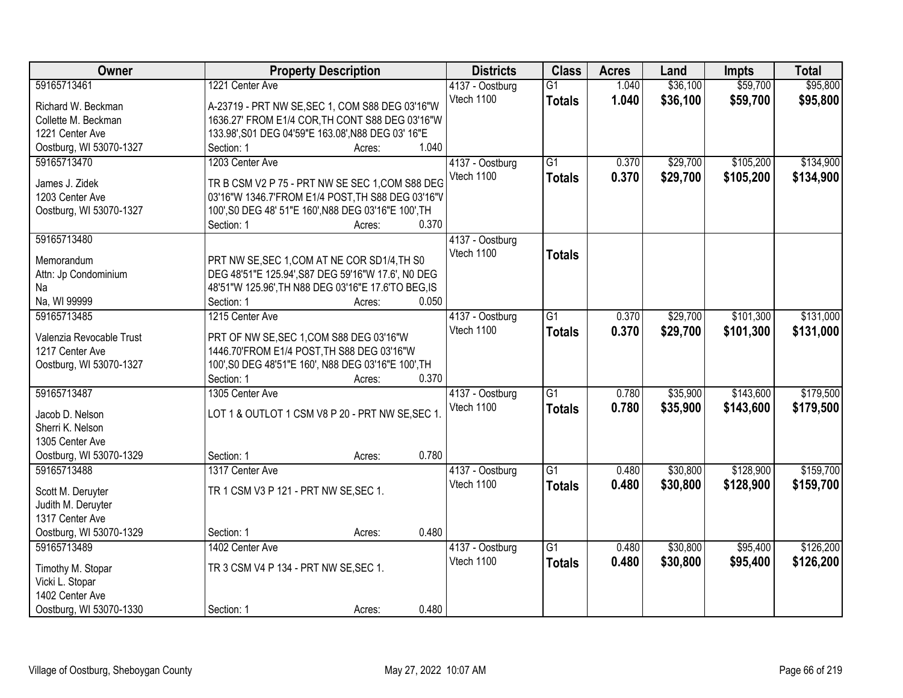| Owner | Property Description | Districts | Class | Acres | Land | Impts | Total |
|---|---|---|---|---|---|---|---|
| 59165713461<br>Richard W. Beckman<br>Collette M. Beckman<br>1221 Center Ave<br>Oostburg, WI 53070-1327 | 1221 Center Ave<br>A-23719 - PRT NW SE,SEC 1, COM S88 DEG 03'16"W 1636.27' FROM E1/4 COR,TH CONT S88 DEG 03'16"W 133.98',S01 DEG 04'59"E 163.08',N88 DEG 03' 16"E<br>Section: 1 Acres: 1.040 | 4137 - Oostburg<br>Vtech 1100 | G1<br>**Totals** | 1.040<br>**1.040** | $36,100<br>**$36,100** | $59,700<br>**$59,700** | $95,800<br>**$95,800** |
| 59165713470<br>James J. Zidek<br>1203 Center Ave<br>Oostburg, WI 53070-1327 | 1203 Center Ave<br>TR B CSM V2 P 75 - PRT NW SE SEC 1,COM S88 DEG 03'16"W 1346.7'FROM E1/4 POST,TH S88 DEG 03'16"V 100',S0 DEG 48' 51"E 160',N88 DEG 03'16"E 100',TH<br>Section: 1 Acres: 0.370 | 4137 - Oostburg<br>Vtech 1100 | G1<br>**Totals** | 0.370<br>**0.370** | $29,700<br>**$29,700** | $105,200<br>**$105,200** | $134,900<br>**$134,900** |
| 59165713480<br>Memorandum<br>Attn: Jp Condominium<br>Na<br>Na, WI 99999 | PRT NW SE,SEC 1,COM AT NE COR SD1/4,TH S0 DEG 48'51"E 125.94',S87 DEG 59'16"W 17.6', N0 DEG 48'51"W 125.96',TH N88 DEG 03'16"E 17.6'TO BEG,IS<br>Section: 1 Acres: 0.050 | 4137 - Oostburg<br>Vtech 1100 | <br>**Totals** | | | | |
| 59165713485<br>Valenzia Revocable Trust<br>1217 Center Ave<br>Oostburg, WI 53070-1327 | 1215 Center Ave<br>PRT OF NW SE,SEC 1,COM S88 DEG 03'16"W 1446.70'FROM E1/4 POST,TH S88 DEG 03'16"W 100',S0 DEG 48'51"E 160', N88 DEG 03'16"E 100',TH<br>Section: 1 Acres: 0.370 | 4137 - Oostburg<br>Vtech 1100 | G1<br>**Totals** | 0.370<br>**0.370** | $29,700<br>**$29,700** | $101,300<br>**$101,300** | $131,000<br>**$131,000** |
| 59165713487<br>Jacob D. Nelson<br>Sherri K. Nelson<br>1305 Center Ave<br>Oostburg, WI 53070-1329 | 1305 Center Ave<br>LOT 1 & OUTLOT 1 CSM V8 P 20 - PRT NW SE,SEC 1.<br>Section: 1 Acres: 0.780 | 4137 - Oostburg<br>Vtech 1100 | G1<br>**Totals** | 0.780<br>**0.780** | $35,900<br>**$35,900** | $143,600<br>**$143,600** | $179,500<br>**$179,500** |
| 59165713488<br>Scott M. Deruyter<br>Judith M. Deruyter<br>1317 Center Ave<br>Oostburg, WI 53070-1329 | 1317 Center Ave<br>TR 1 CSM V3 P 121 - PRT NW SE,SEC 1.<br>Section: 1 Acres: 0.480 | 4137 - Oostburg<br>Vtech 1100 | G1<br>**Totals** | 0.480<br>**0.480** | $30,800<br>**$30,800** | $128,900<br>**$128,900** | $159,700<br>**$159,700** |
| 59165713489<br>Timothy M. Stopar<br>Vicki L. Stopar<br>1402 Center Ave<br>Oostburg, WI 53070-1330 | 1402 Center Ave<br>TR 3 CSM V4 P 134 - PRT NW SE,SEC 1.<br>Section: 1 Acres: 0.480 | 4137 - Oostburg<br>Vtech 1100 | G1<br>**Totals** | 0.480<br>**0.480** | $30,800<br>**$30,800** | $95,400<br>**$95,400** | $126,200<br>**$126,200** |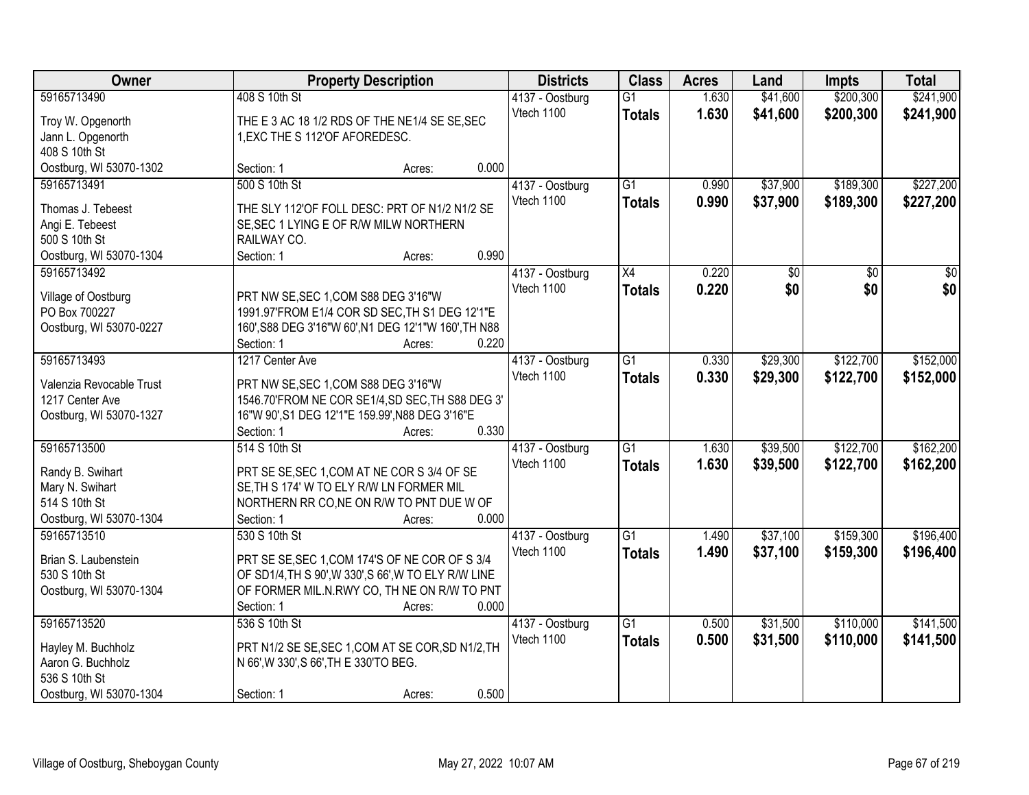| Owner | Property Description | Districts | Class | Acres | Land | Impts | Total |
|---|---|---|---|---|---|---|---|
| 59165713490<br>Troy W. Opgenorth<br>Jann L. Opgenorth<br>408 S 10th St<br>Oostburg, WI 53070-1302 | 408 S 10th St<br>THE E 3 AC 18 1/2 RDS OF THE NE1/4 SE SE,SEC 1,EXC THE S 112'OF AFOREDESC.<br>Section: 1 Acres: 0.000 | 4137 - Oostburg<br>Vtech 1100 | G1<br>**Totals** | 1.630<br>**1.630** | $41,600<br>**$41,600** | $200,300<br>**$200,300** | $241,900<br>**$241,900** |
| 59165713491<br>Thomas J. Tebeest<br>Angi E. Tebeest<br>500 S 10th St<br>Oostburg, WI 53070-1304 | 500 S 10th St<br>THE SLY 112'OF FOLL DESC: PRT OF N1/2 N1/2 SE SE,SEC 1 LYING E OF R/W MILW NORTHERN RAILWAY CO.<br>Section: 1 Acres: 0.990 | 4137 - Oostburg<br>Vtech 1100 | G1<br>**Totals** | 0.990<br>**0.990** | $37,900<br>**$37,900** | $189,300<br>**$189,300** | $227,200<br>**$227,200** |
| 59165713492<br>Village of Oostburg<br>PO Box 700227<br>Oostburg, WI 53070-0227 | PRT NW SE,SEC 1,COM S88 DEG 3'16"W 1991.97'FROM E1/4 COR SD SEC,TH S1 DEG 12'1"E 160',S88 DEG 3'16"W 60',N1 DEG 12'1"W 160',TH N88<br>Section: 1 Acres: 0.220 | 4137 - Oostburg<br>Vtech 1100 | X4<br>**Totals** | 0.220<br>**0.220** | $0<br>**$0** | $0<br>**$0** | $0<br>**$0** |
| 59165713493<br>Valenzia Revocable Trust<br>1217 Center Ave<br>Oostburg, WI 53070-1327 | 1217 Center Ave<br>PRT NW SE,SEC 1,COM S88 DEG 3'16"W 1546.70'FROM NE COR SE1/4,SD SEC,TH S88 DEG 3' 16"W 90',S1 DEG 12'1"E 159.99',N88 DEG 3'16"E<br>Section: 1 Acres: 0.330 | 4137 - Oostburg<br>Vtech 1100 | G1<br>**Totals** | 0.330<br>**0.330** | $29,300<br>**$29,300** | $122,700<br>**$122,700** | $152,000<br>**$152,000** |
| 59165713500<br>Randy B. Swihart<br>Mary N. Swihart<br>514 S 10th St<br>Oostburg, WI 53070-1304 | 514 S 10th St<br>PRT SE SE,SEC 1,COM AT NE COR S 3/4 OF SE SE,TH S 174' W TO ELY R/W LN FORMER MIL NORTHERN RR CO,NE ON R/W TO PNT DUE W OF<br>Section: 1 Acres: 0.000 | 4137 - Oostburg<br>Vtech 1100 | G1<br>**Totals** | 1.630<br>**1.630** | $39,500<br>**$39,500** | $122,700<br>**$122,700** | $162,200<br>**$162,200** |
| 59165713510<br>Brian S. Laubenstein<br>530 S 10th St<br>Oostburg, WI 53070-1304 | 530 S 10th St<br>PRT SE SE,SEC 1,COM 174'S OF NE COR OF S 3/4 OF SD1/4,TH S 90',W 330',S 66',W TO ELY R/W LINE OF FORMER MIL.N.RWY CO, TH NE ON R/W TO PNT<br>Section: 1 Acres: 0.000 | 4137 - Oostburg<br>Vtech 1100 | G1<br>**Totals** | 1.490<br>**1.490** | $37,100<br>**$37,100** | $159,300<br>**$159,300** | $196,400<br>**$196,400** |
| 59165713520<br>Hayley M. Buchholz<br>Aaron G. Buchholz<br>536 S 10th St<br>Oostburg, WI 53070-1304 | 536 S 10th St<br>PRT N1/2 SE SE,SEC 1,COM AT SE COR,SD N1/2,TH N 66',W 330',S 66',TH E 330'TO BEG.<br>Section: 1 Acres: 0.500 | 4137 - Oostburg<br>Vtech 1100 | G1<br>**Totals** | 0.500<br>**0.500** | $31,500<br>**$31,500** | $110,000<br>**$110,000** | $141,500<br>**$141,500** |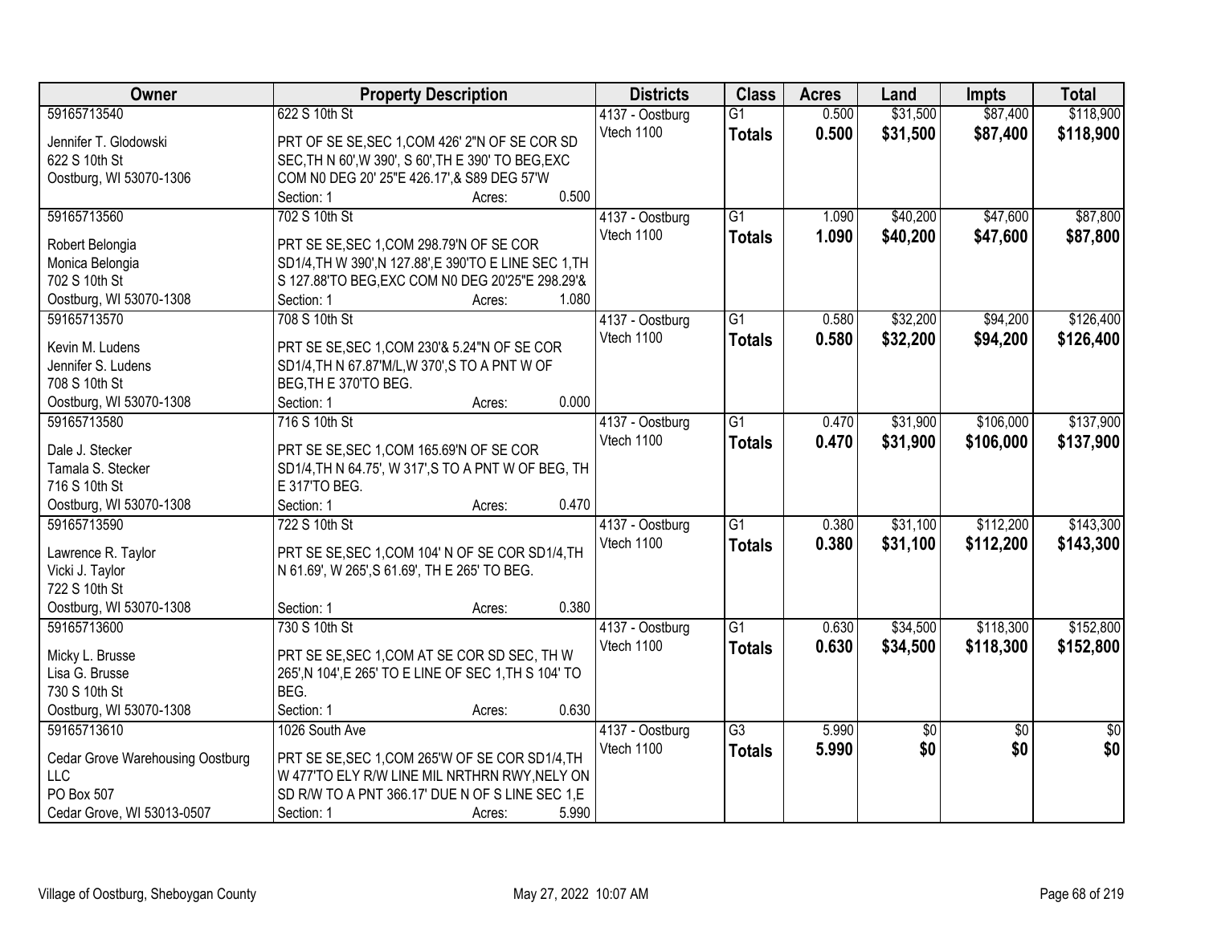| Owner | Property Description | Districts | Class | Acres | Land | Impts | Total |
|---|---|---|---|---|---|---|---|
| 59165713540<br>Jennifer T. Glodowski<br>622 S 10th St<br>Oostburg, WI 53070-1306 | 622 S 10th St<br>PRT OF SE SE,SEC 1,COM 426' 2"N OF SE COR SD SEC,TH N 60',W 390', S 60',TH E 390' TO BEG,EXC COM N0 DEG 20' 25"E 426.17',& S89 DEG 57'W<br>Section: 1 Acres: 0.500 | 4137 - Oostburg<br>Vtech 1100 | G1<br>**Totals** | 0.500<br>**0.500** | $31,500<br>**$31,500** | $87,400<br>**$87,400** | $118,900<br>**$118,900** |
| 59165713560<br>Robert Belongia<br>Monica Belongia<br>702 S 10th St<br>Oostburg, WI 53070-1308 | 702 S 10th St<br>PRT SE SE,SEC 1,COM 298.79'N OF SE COR SD1/4,TH W 390',N 127.88',E 390'TO E LINE SEC 1,TH S 127.88'TO BEG,EXC COM N0 DEG 20'25"E 298.29'&<br>Section: 1 Acres: 1.080 | 4137 - Oostburg<br>Vtech 1100 | G1<br>**Totals** | 1.090<br>**1.090** | $40,200<br>**$40,200** | $47,600<br>**$47,600** | $87,800<br>**$87,800** |
| 59165713570<br>Kevin M. Ludens<br>Jennifer S. Ludens<br>708 S 10th St<br>Oostburg, WI 53070-1308 | 708 S 10th St<br>PRT SE SE,SEC 1,COM 230'& 5.24"N OF SE COR SD1/4,TH N 67.87'M/L,W 370',S TO A PNT W OF BEG,TH E 370'TO BEG.<br>Section: 1 Acres: 0.000 | 4137 - Oostburg<br>Vtech 1100 | G1<br>**Totals** | 0.580<br>**0.580** | $32,200<br>**$32,200** | $94,200<br>**$94,200** | $126,400<br>**$126,400** |
| 59165713580<br>Dale J. Stecker<br>Tamala S. Stecker<br>716 S 10th St<br>Oostburg, WI 53070-1308 | 716 S 10th St<br>PRT SE SE,SEC 1,COM 165.69'N OF SE COR SD1/4,TH N 64.75', W 317',S TO A PNT W OF BEG, TH E 317'TO BEG.<br>Section: 1 Acres: 0.470 | 4137 - Oostburg<br>Vtech 1100 | G1<br>**Totals** | 0.470<br>**0.470** | $31,900<br>**$31,900** | $106,000<br>**$106,000** | $137,900<br>**$137,900** |
| 59165713590<br>Lawrence R. Taylor<br>Vicki J. Taylor<br>722 S 10th St<br>Oostburg, WI 53070-1308 | 722 S 10th St<br>PRT SE SE,SEC 1,COM 104' N OF SE COR SD1/4,TH N 61.69', W 265',S 61.69', TH E 265' TO BEG.<br>Section: 1 Acres: 0.380 | 4137 - Oostburg<br>Vtech 1100 | G1<br>**Totals** | 0.380<br>**0.380** | $31,100<br>**$31,100** | $112,200<br>**$112,200** | $143,300<br>**$143,300** |
| 59165713600<br>Micky L. Brusse<br>Lisa G. Brusse<br>730 S 10th St<br>Oostburg, WI 53070-1308 | 730 S 10th St<br>PRT SE SE,SEC 1,COM AT SE COR SD SEC, TH W 265',N 104',E 265' TO E LINE OF SEC 1,TH S 104' TO BEG.<br>Section: 1 Acres: 0.630 | 4137 - Oostburg<br>Vtech 1100 | G1<br>**Totals** | 0.630<br>**0.630** | $34,500<br>**$34,500** | $118,300<br>**$118,300** | $152,800<br>**$152,800** |
| 59165713610<br>Cedar Grove Warehousing Oostburg LLC<br>PO Box 507<br>Cedar Grove, WI 53013-0507 | 1026 South Ave<br>PRT SE SE,SEC 1,COM 265'W OF SE COR SD1/4,TH W 477'TO ELY R/W LINE MIL NRTHRN RWY,NELY ON SD R/W TO A PNT 366.17' DUE N OF S LINE SEC 1,E<br>Section: 1 Acres: 5.990 | 4137 - Oostburg<br>Vtech 1100 | G3<br>**Totals** | 5.990<br>**5.990** | $0<br>**$0** | $0<br>**$0** | $0<br>**$0** |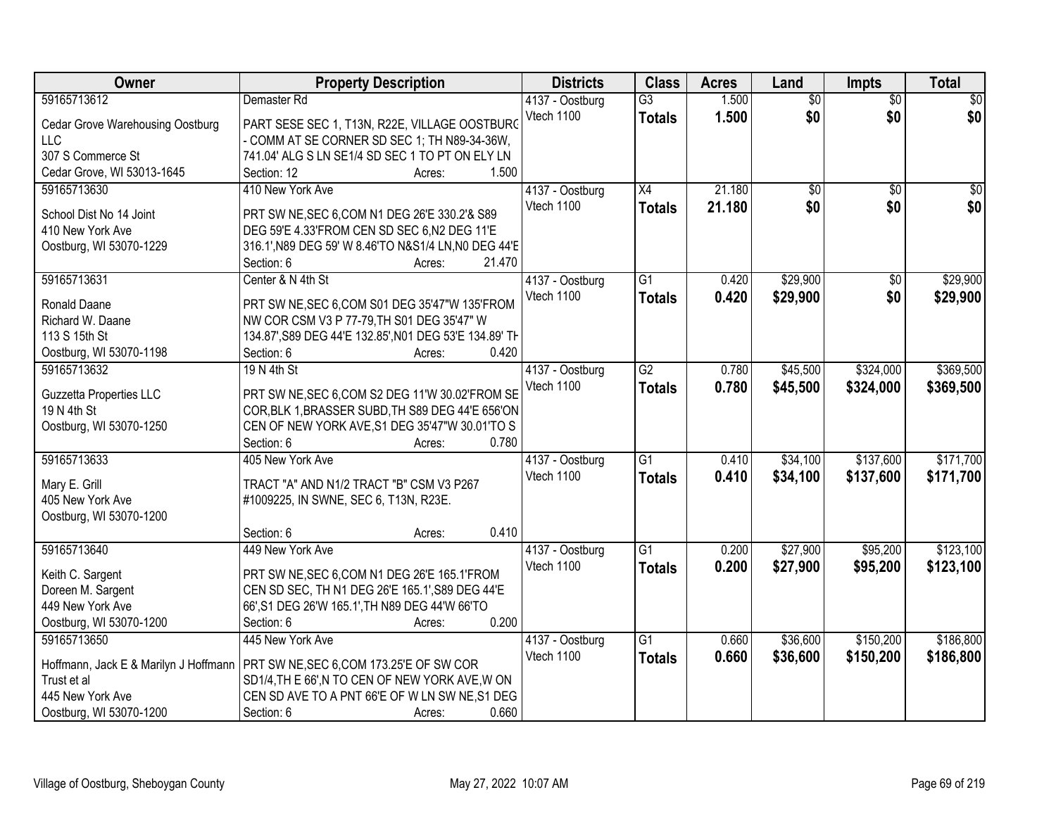| Owner | Property Description | Districts | Class | Acres | Land | Impts | Total |
|---|---|---|---|---|---|---|---|
| 59165713612<br>Cedar Grove Warehousing Oostburg LLC<br>307 S Commerce St<br>Cedar Grove, WI 53013-1645 | Demaster Rd<br>PART SESE SEC 1, T13N, R22E, VILLAGE OOSTBURG - COMM AT SE CORNER SD SEC 1; TH N89-34-36W, 741.04' ALG S LN SE1/4 SD SEC 1 TO PT ON ELY LN<br>Section: 12 Acres: 1.500 | 4137 - Oostburg<br>Vtech 1100 | G3<br>**Totals** | 1.500<br>**1.500** | $0<br>**$0** | $0<br>**$0** | $0<br>**$0** |
| 59165713630<br>School Dist No 14 Joint<br>410 New York Ave<br>Oostburg, WI 53070-1229 | 410 New York Ave<br>PRT SW NE,SEC 6,COM N1 DEG 26'E 330.2'& S89 DEG 59'E 4.33'FROM CEN SD SEC 6,N2 DEG 11'E 316.1',N89 DEG 59' W 8.46'TO N&S1/4 LN,N0 DEG 44'E<br>Section: 6 Acres: 21.470 | 4137 - Oostburg<br>Vtech 1100 | X4<br>**Totals** | 21.180<br>**21.180** | $0<br>**$0** | $0<br>**$0** | $0<br>**$0** |
| 59165713631<br>Ronald Daane<br>Richard W. Daane<br>113 S 15th St<br>Oostburg, WI 53070-1198 | Center & N 4th St<br>PRT SW NE,SEC 6,COM S01 DEG 35'47"W 135'FROM NW COR CSM V3 P 77-79,TH S01 DEG 35'47" W 134.87',S89 DEG 44'E 132.85',N01 DEG 53'E 134.89' TH<br>Section: 6 Acres: 0.420 | 4137 - Oostburg<br>Vtech 1100 | G1<br>**Totals** | 0.420<br>**0.420** | $29,900<br>**$29,900** | $0<br>**$0** | $29,900<br>**$29,900** |
| 59165713632<br>Guzzetta Properties LLC<br>19 N 4th St<br>Oostburg, WI 53070-1250 | 19 N 4th St<br>PRT SW NE,SEC 6,COM S2 DEG 11'W 30.02'FROM SE COR,BLK 1,BRASSER SUBD,TH S89 DEG 44'E 656'ON CEN OF NEW YORK AVE,S1 DEG 35'47"W 30.01'TO S<br>Section: 6 Acres: 0.780 | 4137 - Oostburg<br>Vtech 1100 | G2<br>**Totals** | 0.780<br>**0.780** | $45,500<br>**$45,500** | $324,000<br>**$324,000** | $369,500<br>**$369,500** |
| 59165713633<br>Mary E. Grill<br>405 New York Ave<br>Oostburg, WI 53070-1200 | 405 New York Ave<br>TRACT "A" AND N1/2 TRACT "B" CSM V3 P267 #1009225, IN SWNE, SEC 6, T13N, R23E.<br>Section: 6 Acres: 0.410 | 4137 - Oostburg<br>Vtech 1100 | G1<br>**Totals** | 0.410<br>**0.410** | $34,100<br>**$34,100** | $137,600<br>**$137,600** | $171,700<br>**$171,700** |
| 59165713640<br>Keith C. Sargent<br>Doreen M. Sargent<br>449 New York Ave<br>Oostburg, WI 53070-1200 | 449 New York Ave<br>PRT SW NE,SEC 6,COM N1 DEG 26'E 165.1'FROM CEN SD SEC, TH N1 DEG 26'E 165.1',S89 DEG 44'E 66',S1 DEG 26'W 165.1',TH N89 DEG 44'W 66'TO<br>Section: 6 Acres: 0.200 | 4137 - Oostburg<br>Vtech 1100 | G1<br>**Totals** | 0.200<br>**0.200** | $27,900<br>**$27,900** | $95,200<br>**$95,200** | $123,100<br>**$123,100** |
| 59165713650<br>Hoffmann, Jack E & Marilyn J Hoffmann Trust et al<br>445 New York Ave<br>Oostburg, WI 53070-1200 | 445 New York Ave<br>PRT SW NE,SEC 6,COM 173.25'E OF SW COR SD1/4,TH E 66',N TO CEN OF NEW YORK AVE,W ON CEN SD AVE TO A PNT 66'E OF W LN SW NE,S1 DEG<br>Section: 6 Acres: 0.660 | 4137 - Oostburg<br>Vtech 1100 | G1<br>**Totals** | 0.660<br>**0.660** | $36,600<br>**$36,600** | $150,200<br>**$150,200** | $186,800<br>**$186,800** |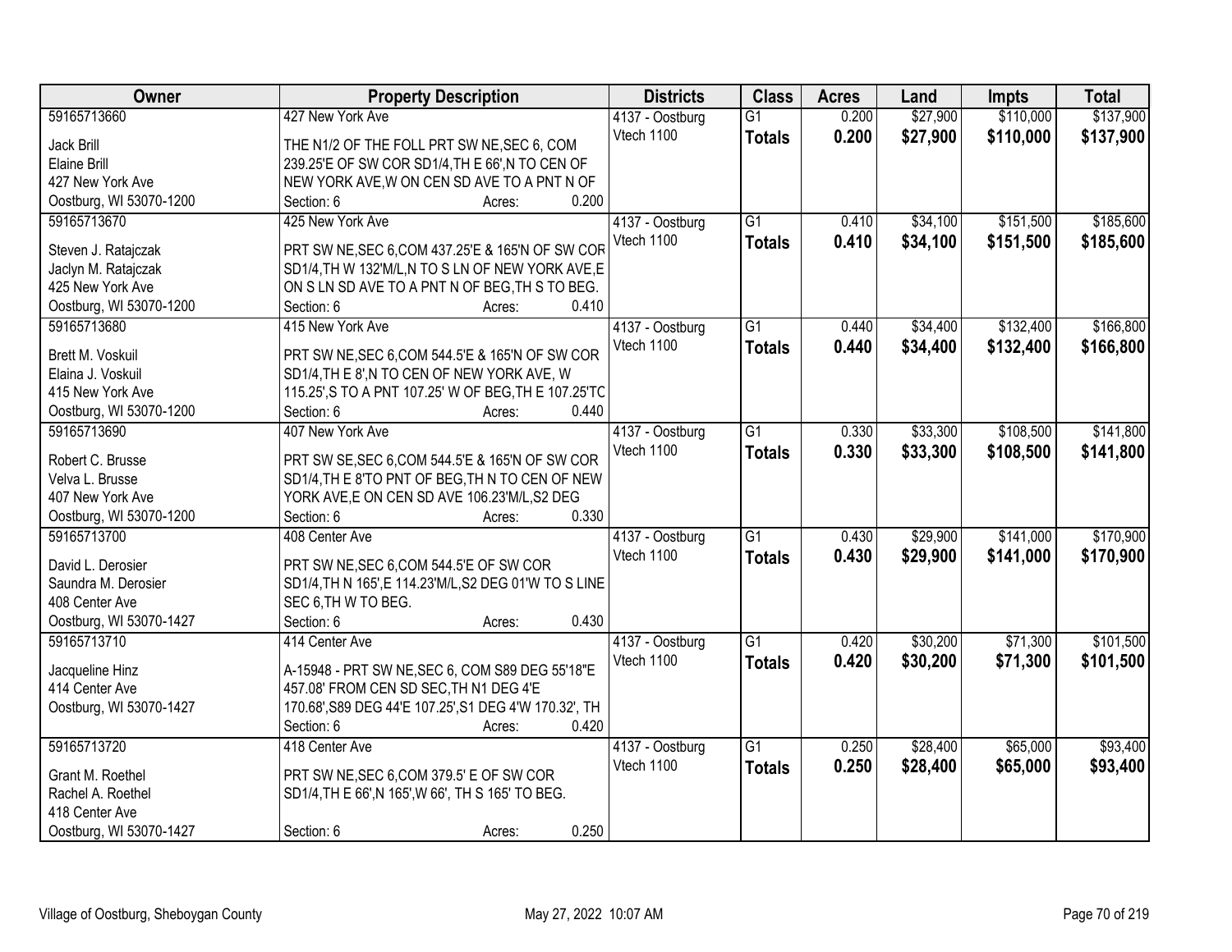| Owner | Property Description | Districts | Class | Acres | Land | Impts | Total |
|---|---|---|---|---|---|---|---|
| 59165713660<br>Jack Brill<br>Elaine Brill<br>427 New York Ave<br>Oostburg, WI 53070-1200 | 427 New York Ave<br>THE N1/2 OF THE FOLL PRT SW NE,SEC 6, COM 239.25'E OF SW COR SD1/4,TH E 66',N TO CEN OF NEW YORK AVE,W ON CEN SD AVE TO A PNT N OF<br>Section: 6 Acres: 0.200 | 4137 - Oostburg<br>Vtech 1100 | G1<br>**Totals** | 0.200<br>**0.200** | $27,900<br>**$27,900** | $110,000<br>**$110,000** | $137,900<br>**$137,900** |
| 59165713670<br>Steven J. Ratajczak<br>Jaclyn M. Ratajczak<br>425 New York Ave<br>Oostburg, WI 53070-1200 | 425 New York Ave<br>PRT SW NE,SEC 6,COM 437.25'E & 165'N OF SW COR SD1/4,TH W 132'M/L,N TO S LN OF NEW YORK AVE,E ON S LN SD AVE TO A PNT N OF BEG,TH S TO BEG.<br>Section: 6 Acres: 0.410 | 4137 - Oostburg<br>Vtech 1100 | G1<br>**Totals** | 0.410<br>**0.410** | $34,100<br>**$34,100** | $151,500<br>**$151,500** | $185,600<br>**$185,600** |
| 59165713680<br>Brett M. Voskuil<br>Elaina J. Voskuil<br>415 New York Ave<br>Oostburg, WI 53070-1200 | 415 New York Ave<br>PRT SW NE,SEC 6,COM 544.5'E & 165'N OF SW COR SD1/4,TH E 8',N TO CEN OF NEW YORK AVE, W 115.25',S TO A PNT 107.25' W OF BEG,TH E 107.25'TO<br>Section: 6 Acres: 0.440 | 4137 - Oostburg<br>Vtech 1100 | G1<br>**Totals** | 0.440<br>**0.440** | $34,400<br>**$34,400** | $132,400<br>**$132,400** | $166,800<br>**$166,800** |
| 59165713690<br>Robert C. Brusse<br>Velva L. Brusse<br>407 New York Ave<br>Oostburg, WI 53070-1200 | 407 New York Ave<br>PRT SW SE,SEC 6,COM 544.5'E & 165'N OF SW COR SD1/4,TH E 8'TO PNT OF BEG,TH N TO CEN OF NEW YORK AVE,E ON CEN SD AVE 106.23'M/L,S2 DEG<br>Section: 6 Acres: 0.330 | 4137 - Oostburg<br>Vtech 1100 | G1<br>**Totals** | 0.330<br>**0.330** | $33,300<br>**$33,300** | $108,500<br>**$108,500** | $141,800<br>**$141,800** |
| 59165713700<br>David L. Derosier<br>Saundra M. Derosier<br>408 Center Ave<br>Oostburg, WI 53070-1427 | 408 Center Ave<br>PRT SW NE,SEC 6,COM 544.5'E OF SW COR SD1/4,TH N 165',E 114.23'M/L,S2 DEG 01'W TO S LINE SEC 6,TH W TO BEG.<br>Section: 6 Acres: 0.430 | 4137 - Oostburg<br>Vtech 1100 | G1<br>**Totals** | 0.430<br>**0.430** | $29,900<br>**$29,900** | $141,000<br>**$141,000** | $170,900<br>**$170,900** |
| 59165713710<br>Jacqueline Hinz<br>414 Center Ave<br>Oostburg, WI 53070-1427 | 414 Center Ave<br>A-15948 - PRT SW NE,SEC 6, COM S89 DEG 55'18"E 457.08' FROM CEN SD SEC,TH N1 DEG 4'E 170.68',S89 DEG 44'E 107.25',S1 DEG 4'W 170.32', TH<br>Section: 6 Acres: 0.420 | 4137 - Oostburg<br>Vtech 1100 | G1<br>**Totals** | 0.420<br>**0.420** | $30,200<br>**$30,200** | $71,300<br>**$71,300** | $101,500<br>**$101,500** |
| 59165713720<br>Grant M. Roethel<br>Rachel A. Roethel<br>418 Center Ave<br>Oostburg, WI 53070-1427 | 418 Center Ave<br>PRT SW NE,SEC 6,COM 379.5' E OF SW COR SD1/4,TH E 66',N 165',W 66', TH S 165' TO BEG.<br>Section: 6 Acres: 0.250 | 4137 - Oostburg<br>Vtech 1100 | G1<br>**Totals** | 0.250<br>**0.250** | $28,400<br>**$28,400** | $65,000<br>**$65,000** | $93,400<br>**$93,400** |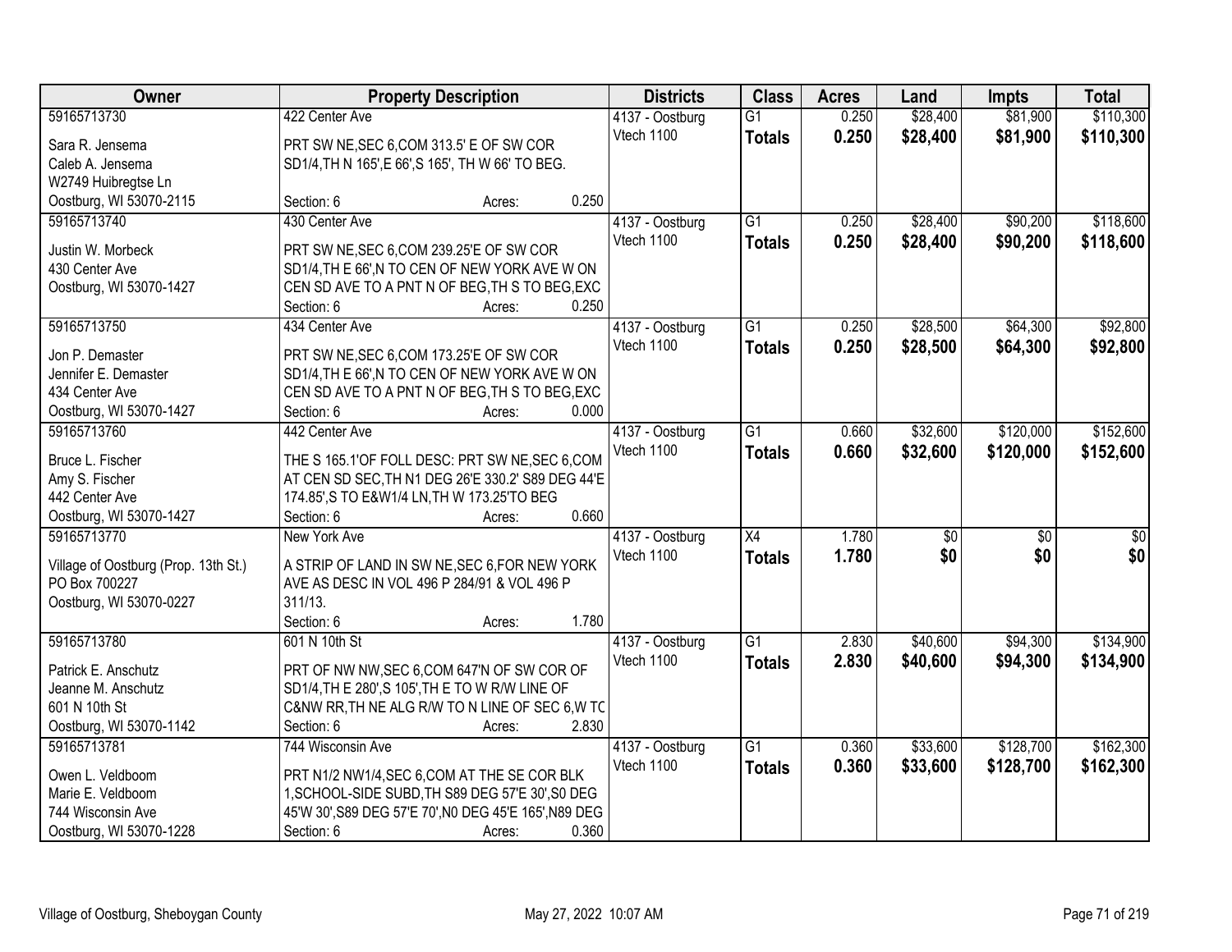| Owner | Property Description | Districts | Class | Acres | Land | Impts | Total |
|---|---|---|---|---|---|---|---|
| 59165713730<br>Sara R. Jensema<br>Caleb A. Jensema<br>W2749 Huibregtse Ln<br>Oostburg, WI 53070-2115 | 422 Center Ave<br>PRT SW NE,SEC 6,COM 313.5' E OF SW COR SD1/4,TH N 165',E 66',S 165', TH W 66' TO BEG.<br>Section: 6 Acres: 0.250 | 4137 - Oostburg<br>Vtech 1100 | G1<br>**Totals** | 0.250<br>**0.250** | $28,400<br>**$28,400** | $81,900<br>**$81,900** | $110,300<br>**$110,300** |
| 59165713740<br>Justin W. Morbeck<br>430 Center Ave<br>Oostburg, WI 53070-1427 | 430 Center Ave<br>PRT SW NE,SEC 6,COM 239.25'E OF SW COR SD1/4,TH E 66',N TO CEN OF NEW YORK AVE W ON CEN SD AVE TO A PNT N OF BEG,TH S TO BEG,EXC<br>Section: 6 Acres: 0.250 | 4137 - Oostburg<br>Vtech 1100 | G1<br>**Totals** | 0.250<br>**0.250** | $28,400<br>**$28,400** | $90,200<br>**$90,200** | $118,600<br>**$118,600** |
| 59165713750<br>Jon P. Demaster<br>Jennifer E. Demaster<br>434 Center Ave<br>Oostburg, WI 53070-1427 | 434 Center Ave<br>PRT SW NE,SEC 6,COM 173.25'E OF SW COR SD1/4,TH E 66',N TO CEN OF NEW YORK AVE W ON CEN SD AVE TO A PNT N OF BEG,TH S TO BEG,EXC<br>Section: 6 Acres: 0.000 | 4137 - Oostburg<br>Vtech 1100 | G1<br>**Totals** | 0.250<br>**0.250** | $28,500<br>**$28,500** | $64,300<br>**$64,300** | $92,800<br>**$92,800** |
| 59165713760<br>Bruce L. Fischer<br>Amy S. Fischer<br>442 Center Ave<br>Oostburg, WI 53070-1427 | 442 Center Ave<br>THE S 165.1'OF FOLL DESC: PRT SW NE,SEC 6,COM AT CEN SD SEC,TH N1 DEG 26'E 330.2' S89 DEG 44'E 174.85',S TO E&W1/4 LN,TH W 173.25'TO BEG<br>Section: 6 Acres: 0.660 | 4137 - Oostburg<br>Vtech 1100 | G1<br>**Totals** | 0.660<br>**0.660** | $32,600<br>**$32,600** | $120,000<br>**$120,000** | $152,600<br>**$152,600** |
| 59165713770<br>Village of Oostburg (Prop. 13th St.)<br>PO Box 700227<br>Oostburg, WI 53070-0227 | New York Ave<br>A STRIP OF LAND IN SW NE,SEC 6,FOR NEW YORK AVE AS DESC IN VOL 496 P 284/91 & VOL 496 P 311/13.<br>Section: 6 Acres: 1.780 | 4137 - Oostburg<br>Vtech 1100 | X4<br>**Totals** | 1.780<br>**1.780** | $0<br>**$0** | $0<br>**$0** | $0<br>**$0** |
| 59165713780<br>Patrick E. Anschutz<br>Jeanne M. Anschutz<br>601 N 10th St<br>Oostburg, WI 53070-1142 | 601 N 10th St<br>PRT OF NW NW,SEC 6,COM 647'N OF SW COR OF SD1/4,TH E 280',S 105',TH E TO W R/W LINE OF C&NW RR,TH NE ALG R/W TO N LINE OF SEC 6,W TC<br>Section: 6 Acres: 2.830 | 4137 - Oostburg<br>Vtech 1100 | G1<br>**Totals** | 2.830<br>**2.830** | $40,600<br>**$40,600** | $94,300<br>**$94,300** | $134,900<br>**$134,900** |
| 59165713781<br>Owen L. Veldboom<br>Marie E. Veldboom<br>744 Wisconsin Ave<br>Oostburg, WI 53070-1228 | 744 Wisconsin Ave<br>PRT N1/2 NW1/4,SEC 6,COM AT THE SE COR BLK 1,SCHOOL-SIDE SUBD,TH S89 DEG 57'E 30',S0 DEG 45'W 30',S89 DEG 57'E 70',N0 DEG 45'E 165',N89 DEG<br>Section: 6 Acres: 0.360 | 4137 - Oostburg<br>Vtech 1100 | G1<br>**Totals** | 0.360<br>**0.360** | $33,600<br>**$33,600** | $128,700<br>**$128,700** | $162,300<br>**$162,300** |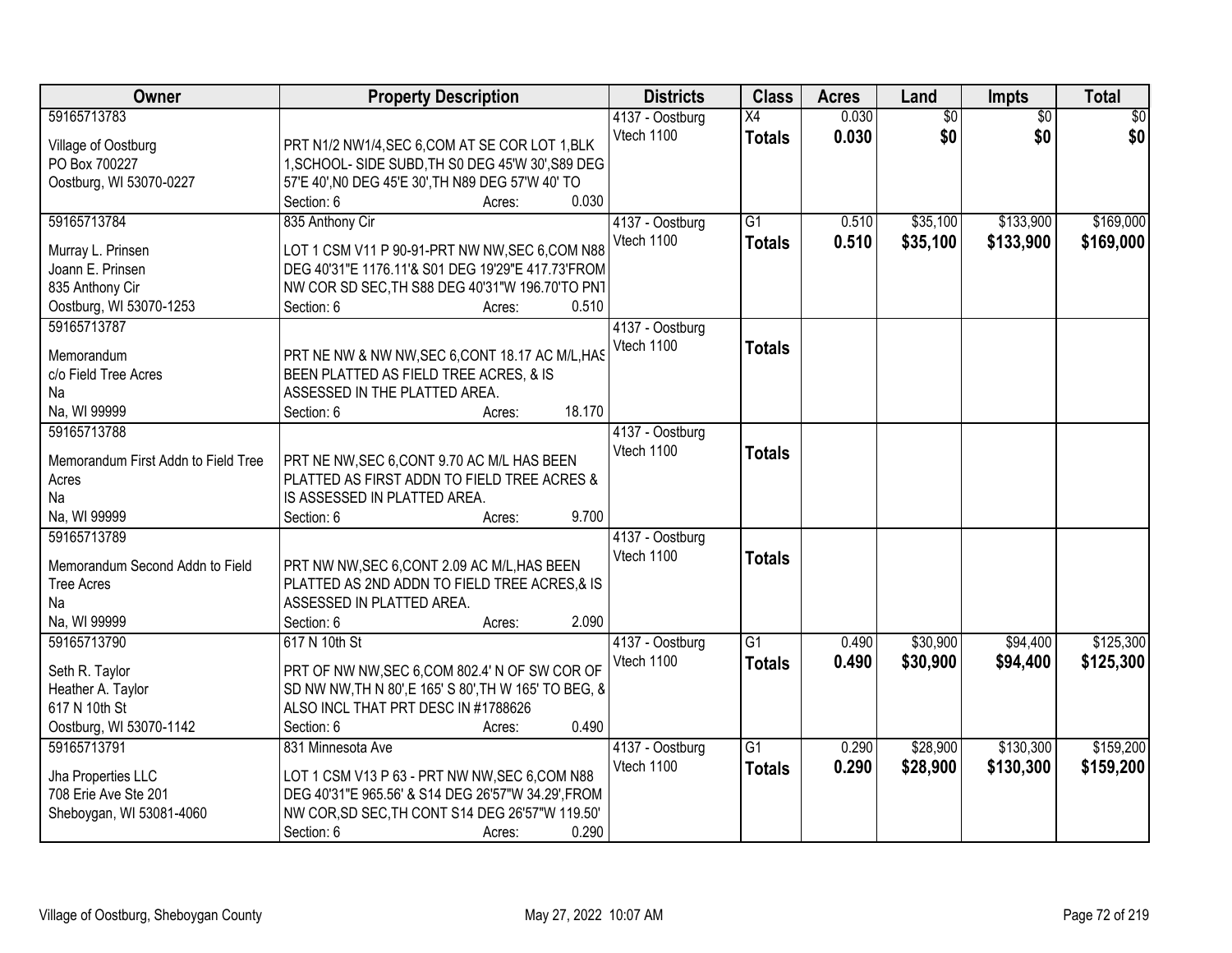| Owner | Property Description | Districts | Class | Acres | Land | Impts | Total |
|---|---|---|---|---|---|---|---|
| 59165713783<br>Village of Oostburg<br>PO Box 700227<br>Oostburg, WI 53070-0227 | PRT N1/2 NW1/4,SEC 6,COM AT SE COR LOT 1,BLK 1,SCHOOL- SIDE SUBD,TH S0 DEG 45'W 30',S89 DEG 57'E 40',N0 DEG 45'E 30',TH N89 DEG 57'W 40' TO<br>Section: 6 Acres: 0.030 | 4137 - Oostburg<br>Vtech 1100 | X4<br>**Totals** | 0.030<br>**0.030** | $0<br>**$0** | $0<br>**$0** | $0<br>**$0** |
| 59165713784<br>Murray L. Prinsen<br>Joann E. Prinsen<br>835 Anthony Cir<br>Oostburg, WI 53070-1253 | 835 Anthony Cir<br>LOT 1 CSM V11 P 90-91-PRT NW NW,SEC 6,COM N88 DEG 40'31"E 1176.11'& S01 DEG 19'29"E 417.73'FROM NW COR SD SEC,TH S88 DEG 40'31"W 196.70'TO PNT<br>Section: 6 Acres: 0.510 | 4137 - Oostburg<br>Vtech 1100 | G1<br>**Totals** | 0.510<br>**0.510** | $35,100<br>**$35,100** | $133,900<br>**$133,900** | $169,000<br>**$169,000** |
| 59165713787<br>Memorandum<br>c/o Field Tree Acres<br>Na<br>Na, WI 99999 | PRT NE NW & NW NW,SEC 6,CONT 18.17 AC M/L,HAS BEEN PLATTED AS FIELD TREE ACRES, & IS ASSESSED IN THE PLATTED AREA.<br>Section: 6 Acres: 18.170 | 4137 - Oostburg<br>Vtech 1100 | **Totals** | | | | |
| 59165713788<br>Memorandum First Addn to Field Tree Acres<br>Na<br>Na, WI 99999 | PRT NE NW,SEC 6,CONT 9.70 AC M/L HAS BEEN PLATTED AS FIRST ADDN TO FIELD TREE ACRES & IS ASSESSED IN PLATTED AREA.<br>Section: 6 Acres: 9.700 | 4137 - Oostburg<br>Vtech 1100 | **Totals** | | | | |
| 59165713789<br>Memorandum Second Addn to Field Tree Acres<br>Na<br>Na, WI 99999 | PRT NW NW,SEC 6,CONT 2.09 AC M/L,HAS BEEN PLATTED AS 2ND ADDN TO FIELD TREE ACRES,& IS ASSESSED IN PLATTED AREA.<br>Section: 6 Acres: 2.090 | 4137 - Oostburg<br>Vtech 1100 | **Totals** | | | | |
| 59165713790<br>Seth R. Taylor<br>Heather A. Taylor<br>617 N 10th St<br>Oostburg, WI 53070-1142 | 617 N 10th St<br>PRT OF NW NW,SEC 6,COM 802.4' N OF SW COR OF SD NW NW,TH N 80',E 165' S 80',TH W 165' TO BEG, & ALSO INCL THAT PRT DESC IN #1788626<br>Section: 6 Acres: 0.490 | 4137 - Oostburg<br>Vtech 1100 | G1<br>**Totals** | 0.490<br>**0.490** | $30,900<br>**$30,900** | $94,400<br>**$94,400** | $125,300<br>**$125,300** |
| 59165713791<br>Jha Properties LLC<br>708 Erie Ave Ste 201<br>Sheboygan, WI 53081-4060 | 831 Minnesota Ave<br>LOT 1 CSM V13 P 63 - PRT NW NW,SEC 6,COM N88 DEG 40'31"E 965.56' & S14 DEG 26'57"W 34.29',FROM NW COR,SD SEC,TH CONT S14 DEG 26'57"W 119.50'<br>Section: 6 Acres: 0.290 | 4137 - Oostburg<br>Vtech 1100 | G1<br>**Totals** | 0.290<br>**0.290** | $28,900<br>**$28,900** | $130,300<br>**$130,300** | $159,200<br>**$159,200** |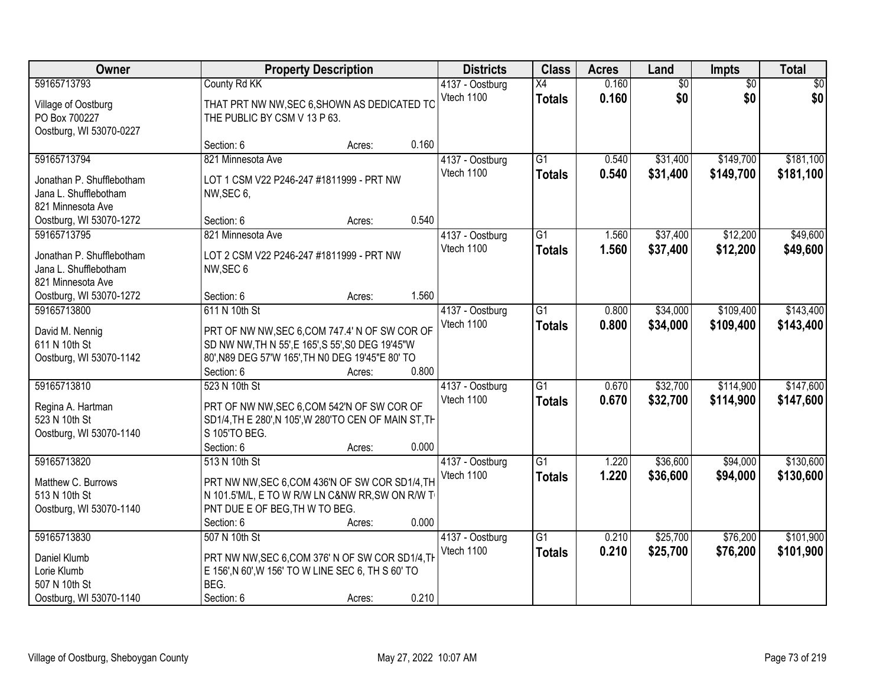| Owner | Property Description | Districts | Class | Acres | Land | Impts | Total |
|---|---|---|---|---|---|---|---|
| 59165713793<br>Village of Oostburg<br>PO Box 700227<br>Oostburg, WI 53070-0227 | County Rd KK<br>THAT PRT NW NW,SEC 6,SHOWN AS DEDICATED TO THE PUBLIC BY CSM V 13 P 63.<br>Section: 6 Acres: 0.160 | 4137 - Oostburg<br>Vtech 1100 | X4<br>**Totals** | 0.160<br>**0.160** | $0<br>**$0** | $0<br>**$0** | $0<br>**$0** |
| 59165713794<br>Jonathan P. Shufflebotham<br>Jana L. Shufflebotham<br>821 Minnesota Ave<br>Oostburg, WI 53070-1272 | 821 Minnesota Ave<br>LOT 1 CSM V22 P246-247 #1811999 - PRT NW NW,SEC 6,<br>Section: 6 Acres: 0.540 | 4137 - Oostburg<br>Vtech 1100 | G1<br>**Totals** | 0.540<br>**0.540** | $31,400<br>**$31,400** | $149,700<br>**$149,700** | $181,100<br>**$181,100** |
| 59165713795<br>Jonathan P. Shufflebotham<br>Jana L. Shufflebotham<br>821 Minnesota Ave<br>Oostburg, WI 53070-1272 | 821 Minnesota Ave<br>LOT 2 CSM V22 P246-247 #1811999 - PRT NW NW,SEC 6<br>Section: 6 Acres: 1.560 | 4137 - Oostburg<br>Vtech 1100 | G1<br>**Totals** | 1.560<br>**1.560** | $37,400<br>**$37,400** | $12,200<br>**$12,200** | $49,600<br>**$49,600** |
| 59165713800<br>David M. Nennig<br>611 N 10th St<br>Oostburg, WI 53070-1142 | 611 N 10th St<br>PRT OF NW NW,SEC 6,COM 747.4' N OF SW COR OF SD NW NW,TH N 55',E 165',S 55',S0 DEG 19'45"W 80',N89 DEG 57'W 165',TH N0 DEG 19'45"E 80' TO<br>Section: 6 Acres: 0.800 | 4137 - Oostburg<br>Vtech 1100 | G1<br>**Totals** | 0.800<br>**0.800** | $34,000<br>**$34,000** | $109,400<br>**$109,400** | $143,400<br>**$143,400** |
| 59165713810<br>Regina A. Hartman<br>523 N 10th St<br>Oostburg, WI 53070-1140 | 523 N 10th St<br>PRT OF NW NW,SEC 6,COM 542'N OF SW COR OF SD1/4,TH E 280',N 105',W 280'TO CEN OF MAIN ST,TH S 105'TO BEG.<br>Section: 6 Acres: 0.000 | 4137 - Oostburg<br>Vtech 1100 | G1<br>**Totals** | 0.670<br>**0.670** | $32,700<br>**$32,700** | $114,900<br>**$114,900** | $147,600<br>**$147,600** |
| 59165713820<br>Matthew C. Burrows<br>513 N 10th St<br>Oostburg, WI 53070-1140 | 513 N 10th St<br>PRT NW NW,SEC 6,COM 436'N OF SW COR SD1/4,TH N 101.5'M/L, E TO W R/W LN C&NW RR,SW ON R/W TO PNT DUE E OF BEG,TH W TO BEG.<br>Section: 6 Acres: 0.000 | 4137 - Oostburg<br>Vtech 1100 | G1<br>**Totals** | 1.220<br>**1.220** | $36,600<br>**$36,600** | $94,000<br>**$94,000** | $130,600<br>**$130,600** |
| 59165713830<br>Daniel Klumb<br>Lorie Klumb<br>507 N 10th St<br>Oostburg, WI 53070-1140 | 507 N 10th St<br>PRT NW NW,SEC 6,COM 376' N OF SW COR SD1/4,TH E 156',N 60',W 156' TO W LINE SEC 6, TH S 60' TO BEG.<br>Section: 6 Acres: 0.210 | 4137 - Oostburg<br>Vtech 1100 | G1<br>**Totals** | 0.210<br>**0.210** | $25,700<br>**$25,700** | $76,200<br>**$76,200** | $101,900<br>**$101,900** |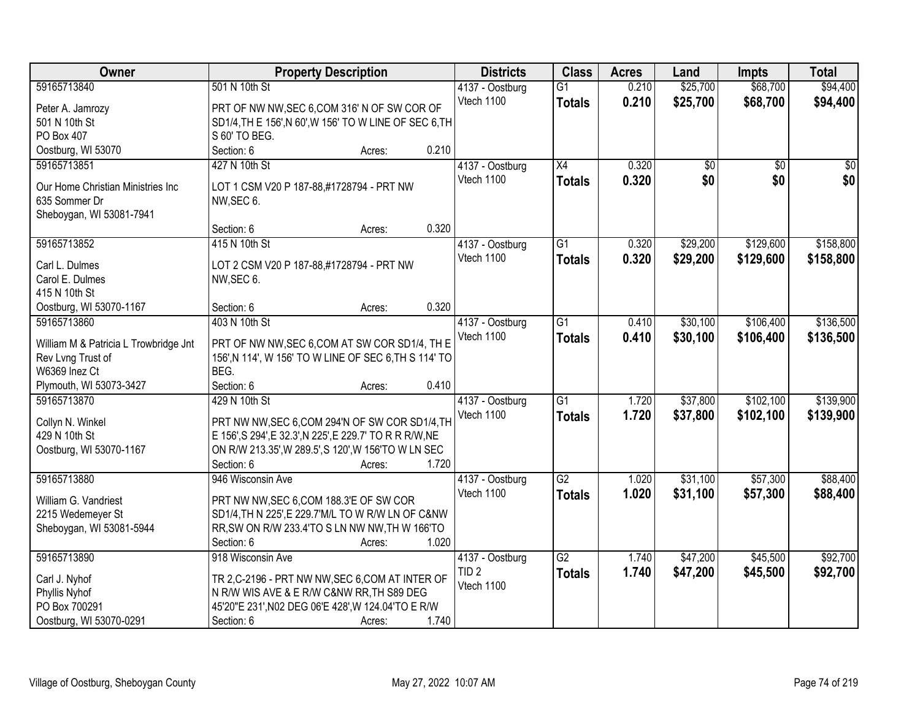| Owner | Property Description | Districts | Class | Acres | Land | Impts | Total |
|---|---|---|---|---|---|---|---|
| 59165713840<br>Peter A. Jamrozy<br>501 N 10th St<br>PO Box 407<br>Oostburg, WI 53070 | 501 N 10th St<br>PRT OF NW NW,SEC 6,COM 316' N OF SW COR OF SD1/4,TH E 156',N 60',W 156' TO W LINE OF SEC 6,TH S 60' TO BEG.<br>Section: 6 Acres: 0.210 | 4137 - Oostburg<br>Vtech 1100 | G1<br>**Totals** | 0.210<br>**0.210** | $25,700<br>**$25,700** | $68,700<br>**$68,700** | $94,400<br>**$94,400** |
| 59165713851<br>Our Home Christian Ministries Inc<br>635 Sommer Dr<br>Sheboygan, WI 53081-7941 | 427 N 10th St<br>LOT 1 CSM V20 P 187-88,#1728794 - PRT NW NW,SEC 6.<br>Section: 6 Acres: 0.320 | 4137 - Oostburg<br>Vtech 1100 | X4<br>**Totals** | 0.320<br>**0.320** | $0<br>**$0** | $0<br>**$0** | $0<br>**$0** |
| 59165713852<br>Carl L. Dulmes<br>Carol E. Dulmes<br>415 N 10th St<br>Oostburg, WI 53070-1167 | 415 N 10th St<br>LOT 2 CSM V20 P 187-88,#1728794 - PRT NW NW,SEC 6.<br>Section: 6 Acres: 0.320 | 4137 - Oostburg<br>Vtech 1100 | G1<br>**Totals** | 0.320<br>**0.320** | $29,200<br>**$29,200** | $129,600<br>**$129,600** | $158,800<br>**$158,800** |
| 59165713860<br>William M & Patricia L Trowbridge Jnt Rev Lvng Trust of<br>W6369 Inez Ct<br>Plymouth, WI 53073-3427 | 403 N 10th St<br>PRT OF NW NW,SEC 6,COM AT SW COR SD1/4, TH E 156',N 114', W 156' TO W LINE OF SEC 6,TH S 114' TO BEG.<br>Section: 6 Acres: 0.410 | 4137 - Oostburg<br>Vtech 1100 | G1<br>**Totals** | 0.410<br>**0.410** | $30,100<br>**$30,100** | $106,400<br>**$106,400** | $136,500<br>**$136,500** |
| 59165713870<br>Collyn N. Winkel<br>429 N 10th St<br>Oostburg, WI 53070-1167 | 429 N 10th St<br>PRT NW NW,SEC 6,COM 294'N OF SW COR SD1/4,TH E 156',S 294',E 32.3',N 225',E 229.7' TO R R R/W,NE ON R/W 213.35',W 289.5',S 120',W 156'TO W LN SEC<br>Section: 6 Acres: 1.720 | 4137 - Oostburg<br>Vtech 1100 | G1<br>**Totals** | 1.720<br>**1.720** | $37,800<br>**$37,800** | $102,100<br>**$102,100** | $139,900<br>**$139,900** |
| 59165713880<br>William G. Vandriest<br>2215 Wedemeyer St<br>Sheboygan, WI 53081-5944 | 946 Wisconsin Ave<br>PRT NW NW,SEC 6,COM 188.3'E OF SW COR SD1/4,TH N 225',E 229.7'M/L TO W R/W LN OF C&NW RR,SW ON R/W 233.4'TO S LN NW NW,TH W 166'TO<br>Section: 6 Acres: 1.020 | 4137 - Oostburg<br>Vtech 1100 | G2<br>**Totals** | 1.020<br>**1.020** | $31,100<br>**$31,100** | $57,300<br>**$57,300** | $88,400<br>**$88,400** |
| 59165713890<br>Carl J. Nyhof<br>Phyllis Nyhof<br>PO Box 700291<br>Oostburg, WI 53070-0291 | 918 Wisconsin Ave<br>TR 2,C-2196 - PRT NW NW,SEC 6,COM AT INTER OF N R/W WIS AVE & E R/W C&NW RR,TH S89 DEG 45'20"E 231',N02 DEG 06'E 428',W 124.04'TO E R/W<br>Section: 6 Acres: 1.740 | 4137 - Oostburg<br>TID 2<br>Vtech 1100 | G2<br>**Totals** | 1.740<br>**1.740** | $47,200<br>**$47,200** | $45,500<br>**$45,500** | $92,700<br>**$92,700** |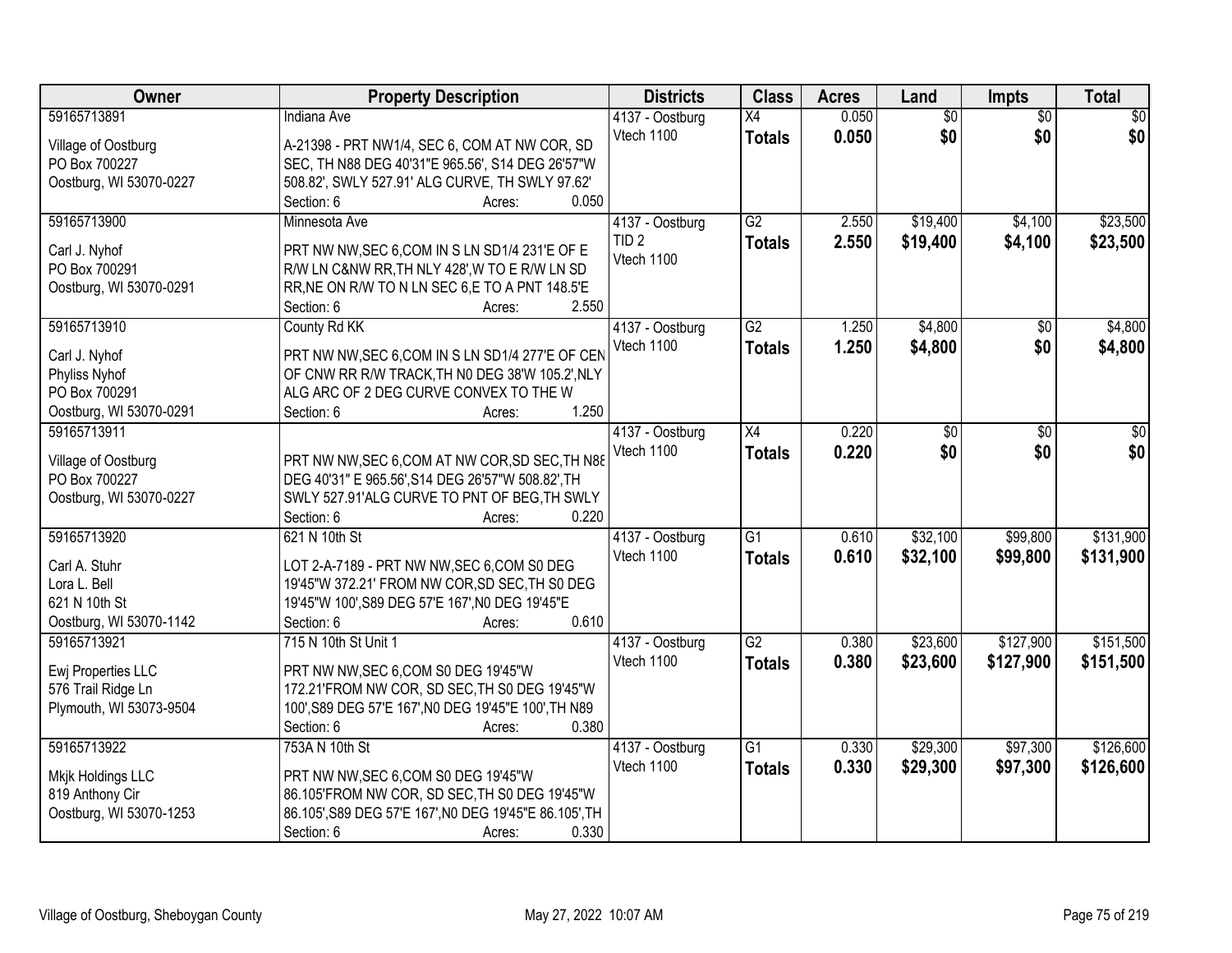| Owner | Property Description | Districts | Class | Acres | Land | Impts | Total |
|---|---|---|---|---|---|---|---|
| 59165713891<br><br>Village of Oostburg<br>PO Box 700227<br>Oostburg, WI 53070-0227 | Indiana Ave<br><br>A-21398 - PRT NW1/4, SEC 6, COM AT NW COR, SD SEC, TH N88 DEG 40'31"E 965.56', S14 DEG 26'57"W 508.82', SWLY 527.91' ALG CURVE, TH SWLY 97.62'<br>Section: 6 Acres: 0.050 | 4137 - Oostburg<br>Vtech 1100 | X4<br>**Totals** | 0.050<br>**0.050** | $0<br>**$0** | $0<br>**$0** | $0<br>**$0** |
| 59165713900<br><br>Carl J. Nyhof<br>PO Box 700291<br>Oostburg, WI 53070-0291 | Minnesota Ave<br><br>PRT NW NW,SEC 6,COM IN S LN SD1/4 231'E OF E R/W LN C&NW RR,TH NLY 428',W TO E R/W LN SD RR,NE ON R/W TO N LN SEC 6,E TO A PNT 148.5'E<br>Section: 6 Acres: 2.550 | 4137 - Oostburg<br>TID 2<br>Vtech 1100 | G2<br>**Totals** | 2.550<br>**2.550** | $19,400<br>**$19,400** | $4,100<br>**$4,100** | $23,500<br>**$23,500** |
| 59165713910<br><br>Carl J. Nyhof<br>Phyliss Nyhof<br>PO Box 700291<br>Oostburg, WI 53070-0291 | County Rd KK<br><br>PRT NW NW,SEC 6,COM IN S LN SD1/4 277'E OF CEN OF CNW RR R/W TRACK,TH N0 DEG 38'W 105.2',NLY ALG ARC OF 2 DEG CURVE CONVEX TO THE W<br>Section: 6 Acres: 1.250 | 4137 - Oostburg<br>Vtech 1100 | G2<br>**Totals** | 1.250<br>**1.250** | $4,800<br>**$4,800** | $0<br>**$0** | $4,800<br>**$4,800** |
| 59165713911<br><br>Village of Oostburg<br>PO Box 700227<br>Oostburg, WI 53070-0227 | <br><br>PRT NW NW,SEC 6,COM AT NW COR,SD SEC,TH N88 DEG 40'31" E 965.56',S14 DEG 26'57"W 508.82',TH SWLY 527.91'ALG CURVE TO PNT OF BEG,TH SWLY<br>Section: 6 Acres: 0.220 | 4137 - Oostburg<br>Vtech 1100 | X4<br>**Totals** | 0.220<br>**0.220** | $0<br>**$0** | $0<br>**$0** | $0<br>**$0** |
| 59165713920<br><br>Carl A. Stuhr<br>Lora L. Bell<br>621 N 10th St<br>Oostburg, WI 53070-1142 | 621 N 10th St<br><br>LOT 2-A-7189 - PRT NW NW,SEC 6,COM S0 DEG 19'45"W 372.21' FROM NW COR,SD SEC,TH S0 DEG 19'45"W 100',S89 DEG 57'E 167',N0 DEG 19'45"E<br>Section: 6 Acres: 0.610 | 4137 - Oostburg<br>Vtech 1100 | G1<br>**Totals** | 0.610<br>**0.610** | $32,100<br>**$32,100** | $99,800<br>**$99,800** | $131,900<br>**$131,900** |
| 59165713921<br><br>Ewj Properties LLC<br>576 Trail Ridge Ln<br>Plymouth, WI 53073-9504 | 715 N 10th St Unit 1<br><br>PRT NW NW,SEC 6,COM S0 DEG 19'45"W 172.21'FROM NW COR, SD SEC,TH S0 DEG 19'45"W 100',S89 DEG 57'E 167',N0 DEG 19'45"E 100',TH N89<br>Section: 6 Acres: 0.380 | 4137 - Oostburg<br>Vtech 1100 | G2<br>**Totals** | 0.380<br>**0.380** | $23,600<br>**$23,600** | $127,900<br>**$127,900** | $151,500<br>**$151,500** |
| 59165713922<br><br>Mkjk Holdings LLC<br>819 Anthony Cir<br>Oostburg, WI 53070-1253 | 753A N 10th St<br><br>PRT NW NW,SEC 6,COM S0 DEG 19'45"W 86.105'FROM NW COR, SD SEC,TH S0 DEG 19'45"W 86.105',S89 DEG 57'E 167',N0 DEG 19'45"E 86.105',TH<br>Section: 6 Acres: 0.330 | 4137 - Oostburg<br>Vtech 1100 | G1<br>**Totals** | 0.330<br>**0.330** | $29,300<br>**$29,300** | $97,300<br>**$97,300** | $126,600<br>**$126,600** |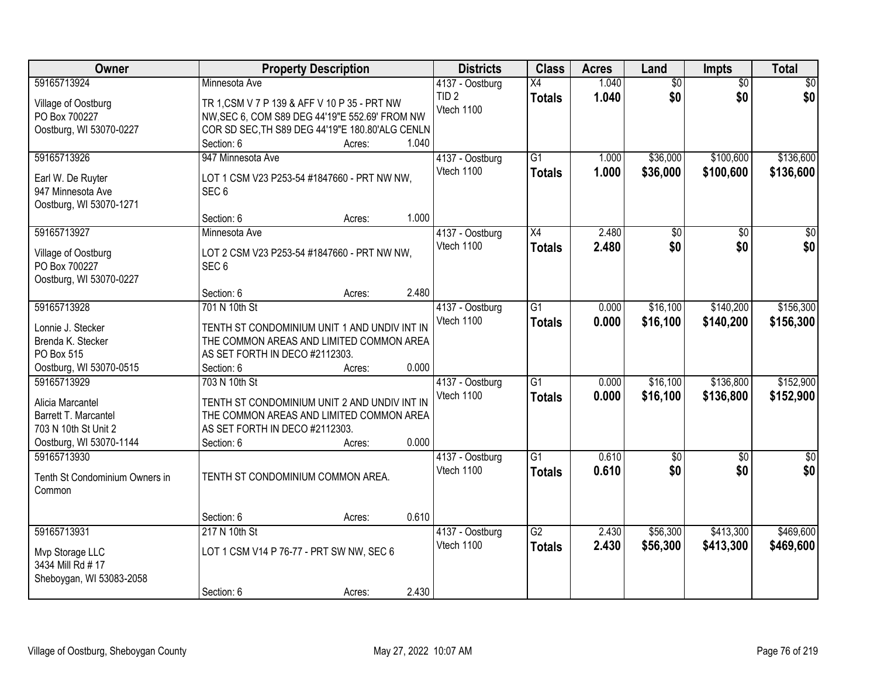| Owner | Property Description | Districts | Class | Acres | Land | Impts | Total |
|---|---|---|---|---|---|---|---|
| 59165713924<br>Village of Oostburg<br>PO Box 700227<br>Oostburg, WI 53070-0227 | Minnesota Ave<br>TR 1,CSM V 7 P 139 & AFF V 10 P 35 - PRT NW NW,SEC 6, COM S89 DEG 44'19"E 552.69' FROM NW COR SD SEC,TH S89 DEG 44'19"E 180.80'ALG CENLN<br>Section: 6 Acres: 1.040 | 4137 - Oostburg<br>TID 2<br>Vtech 1100 | X4<br>**Totals** | 1.040<br>**1.040** | $0<br>**$0** | $0<br>**$0** | $0<br>**$0** |
| 59165713926<br>Earl W. De Ruyter<br>947 Minnesota Ave<br>Oostburg, WI 53070-1271 | 947 Minnesota Ave<br>LOT 1 CSM V23 P253-54 #1847660 - PRT NW NW, SEC 6<br>Section: 6 Acres: 1.000 | 4137 - Oostburg<br>Vtech 1100 | G1<br>**Totals** | 1.000<br>**1.000** | $36,000<br>**$36,000** | $100,600<br>**$100,600** | $136,600<br>**$136,600** |
| 59165713927<br>Village of Oostburg<br>PO Box 700227<br>Oostburg, WI 53070-0227 | Minnesota Ave<br>LOT 2 CSM V23 P253-54 #1847660 - PRT NW NW, SEC 6<br>Section: 6 Acres: 2.480 | 4137 - Oostburg<br>Vtech 1100 | X4<br>**Totals** | 2.480<br>**2.480** | $0<br>**$0** | $0<br>**$0** | $0<br>**$0** |
| 59165713928<br>Lonnie J. Stecker<br>Brenda K. Stecker<br>PO Box 515<br>Oostburg, WI 53070-0515 | 701 N 10th St<br>TENTH ST CONDOMINIUM UNIT 1 AND UNDIV INT IN THE COMMON AREAS AND LIMITED COMMON AREA AS SET FORTH IN DECO #2112303.<br>Section: 6 Acres: 0.000 | 4137 - Oostburg<br>Vtech 1100 | G1<br>**Totals** | 0.000<br>**0.000** | $16,100<br>**$16,100** | $140,200<br>**$140,200** | $156,300<br>**$156,300** |
| 59165713929<br>Alicia Marcantel<br>Barrett T. Marcantel<br>703 N 10th St Unit 2<br>Oostburg, WI 53070-1144 | 703 N 10th St<br>TENTH ST CONDOMINIUM UNIT 2 AND UNDIV INT IN THE COMMON AREAS AND LIMITED COMMON AREA AS SET FORTH IN DECO #2112303.<br>Section: 6 Acres: 0.000 | 4137 - Oostburg<br>Vtech 1100 | G1<br>**Totals** | 0.000<br>**0.000** | $16,100<br>**$16,100** | $136,800<br>**$136,800** | $152,900<br>**$152,900** |
| 59165713930<br>Tenth St Condominium Owners in Common | TENTH ST CONDOMINIUM COMMON AREA.<br>Section: 6 Acres: 0.610 | 4137 - Oostburg<br>Vtech 1100 | G1<br>**Totals** | 0.610<br>**0.610** | $0<br>**$0** | $0<br>**$0** | $0<br>**$0** |
| 59165713931<br>Mvp Storage LLC<br>3434 Mill Rd # 17<br>Sheboygan, WI 53083-2058 | 217 N 10th St<br>LOT 1 CSM V14 P 76-77 - PRT SW NW, SEC 6<br>Section: 6 Acres: 2.430 | 4137 - Oostburg<br>Vtech 1100 | G2<br>**Totals** | 2.430<br>**2.430** | $56,300<br>**$56,300** | $413,300<br>**$413,300** | $469,600<br>**$469,600** |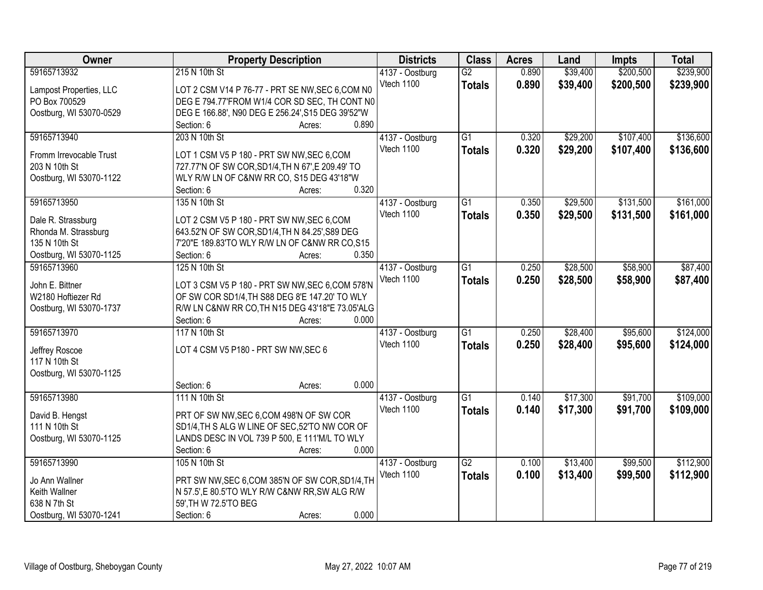| Owner | Property Description | Districts | Class | Acres | Land | Impts | Total |
|---|---|---|---|---|---|---|---|
| 59165713932<br>Lampost Properties, LLC<br>PO Box 700529<br>Oostburg, WI 53070-0529 | 215 N 10th St<br>LOT 2 CSM V14 P 76-77 - PRT SE NW,SEC 6,COM N0 DEG E 794.77'FROM W1/4 COR SD SEC, TH CONT N0 DEG E 166.88', N90 DEG E 256.24',S15 DEG 39'52"W<br>Section: 6 Acres: 0.890 | 4137 - Oostburg<br>Vtech 1100 | G2<br>**Totals** | 0.890<br>**0.890** | $39,400<br>**$39,400** | $200,500<br>**$200,500** | $239,900<br>**$239,900** |
| 59165713940<br>Fromm Irrevocable Trust<br>203 N 10th St<br>Oostburg, WI 53070-1122 | 203 N 10th St<br>LOT 1 CSM V5 P 180 - PRT SW NW,SEC 6,COM 727.77'N OF SW COR,SD1/4,TH N 67',E 209.49' TO WLY R/W LN OF C&NW RR CO, S15 DEG 43'18"W<br>Section: 6 Acres: 0.320 | 4137 - Oostburg<br>Vtech 1100 | G1<br>**Totals** | 0.320<br>**0.320** | $29,200<br>**$29,200** | $107,400<br>**$107,400** | $136,600<br>**$136,600** |
| 59165713950<br>Dale R. Strassburg<br>Rhonda M. Strassburg<br>135 N 10th St<br>Oostburg, WI 53070-1125 | 135 N 10th St<br>LOT 2 CSM V5 P 180 - PRT SW NW,SEC 6,COM 643.52'N OF SW COR,SD1/4,TH N 84.25',S89 DEG 7'20"E 189.83'TO WLY R/W LN OF C&NW RR CO,S15<br>Section: 6 Acres: 0.350 | 4137 - Oostburg<br>Vtech 1100 | G1<br>**Totals** | 0.350<br>**0.350** | $29,500<br>**$29,500** | $131,500<br>**$131,500** | $161,000<br>**$161,000** |
| 59165713960<br>John E. Bittner<br>W2180 Hoftiezer Rd<br>Oostburg, WI 53070-1737 | 125 N 10th St<br>LOT 3 CSM V5 P 180 - PRT SW NW,SEC 6,COM 578'N OF SW COR SD1/4,TH S88 DEG 8'E 147.20' TO WLY R/W LN C&NW RR CO,TH N15 DEG 43'18"E 73.05'ALG<br>Section: 6 Acres: 0.000 | 4137 - Oostburg<br>Vtech 1100 | G1<br>**Totals** | 0.250<br>**0.250** | $28,500<br>**$28,500** | $58,900<br>**$58,900** | $87,400<br>**$87,400** |
| 59165713970<br>Jeffrey Roscoe<br>117 N 10th St<br>Oostburg, WI 53070-1125 | 117 N 10th St<br>LOT 4 CSM V5 P180 - PRT SW NW,SEC 6<br>Section: 6 Acres: 0.000 | 4137 - Oostburg<br>Vtech 1100 | G1<br>**Totals** | 0.250<br>**0.250** | $28,400<br>**$28,400** | $95,600<br>**$95,600** | $124,000<br>**$124,000** |
| 59165713980<br>David B. Hengst<br>111 N 10th St<br>Oostburg, WI 53070-1125 | 111 N 10th St<br>PRT OF SW NW,SEC 6,COM 498'N OF SW COR SD1/4,TH S ALG W LINE OF SEC,52'TO NW COR OF LANDS DESC IN VOL 739 P 500, E 111'M/L TO WLY<br>Section: 6 Acres: 0.000 | 4137 - Oostburg<br>Vtech 1100 | G1<br>**Totals** | 0.140<br>**0.140** | $17,300<br>**$17,300** | $91,700<br>**$91,700** | $109,000<br>**$109,000** |
| 59165713990<br>Jo Ann Wallner<br>Keith Wallner<br>638 N 7th St<br>Oostburg, WI 53070-1241 | 105 N 10th St<br>PRT SW NW,SEC 6,COM 385'N OF SW COR,SD1/4,TH N 57.5',E 80.5'TO WLY R/W C&NW RR,SW ALG R/W 59',TH W 72.5'TO BEG<br>Section: 6 Acres: 0.000 | 4137 - Oostburg<br>Vtech 1100 | G2<br>**Totals** | 0.100<br>**0.100** | $13,400<br>**$13,400** | $99,500<br>**$99,500** | $112,900<br>**$112,900** |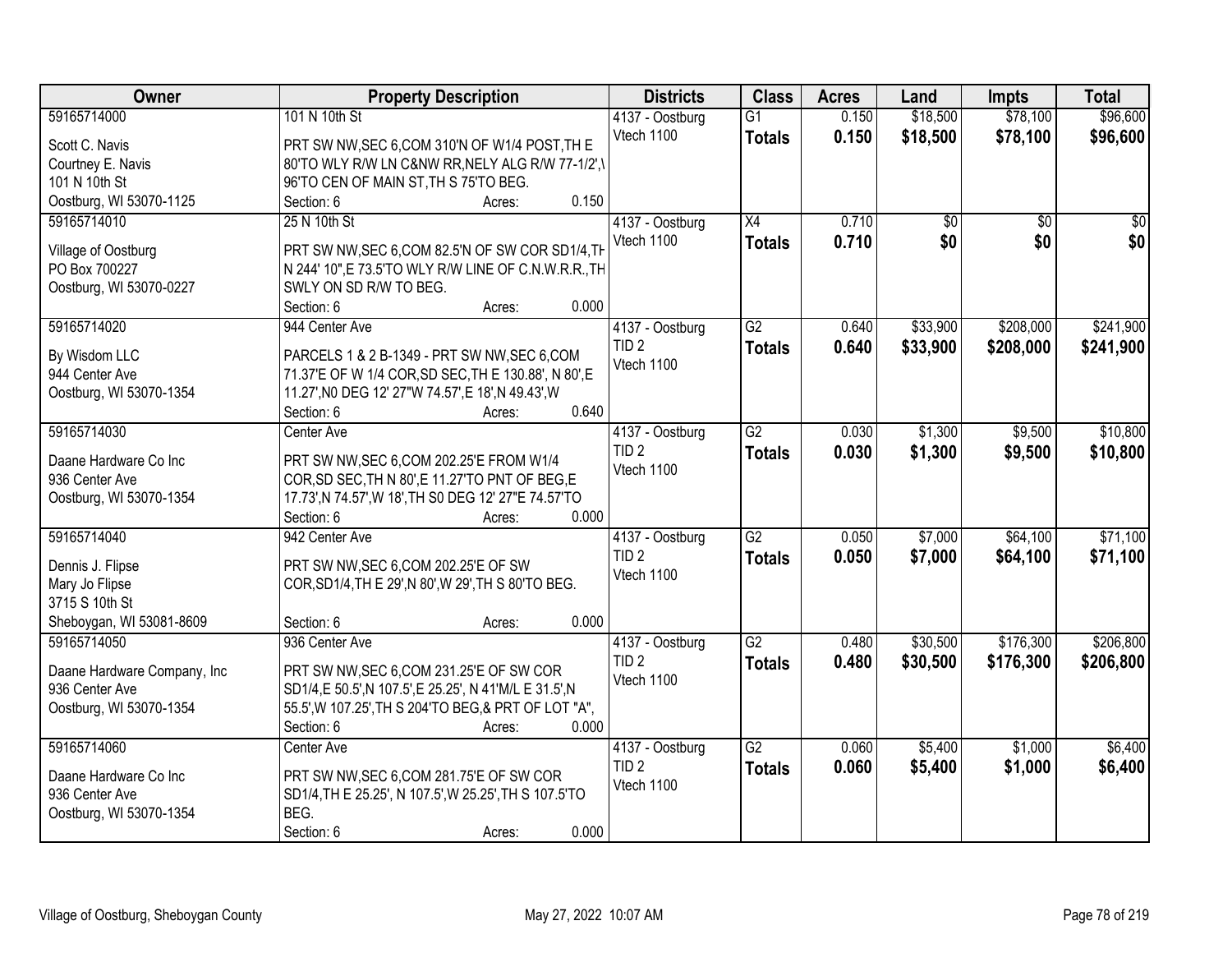| Owner | Property Description | Districts | Class | Acres | Land | Impts | Total |
|---|---|---|---|---|---|---|---|
| 59165714000<br>Scott C. Navis<br>Courtney E. Navis<br>101 N 10th St<br>Oostburg, WI 53070-1125 | 101 N 10th St<br>PRT SW NW,SEC 6,COM 310'N OF W1/4 POST,TH E 80'TO WLY R/W LN C&NW RR,NELY ALG R/W 77-1/2',\ 96'TO CEN OF MAIN ST,TH S 75'TO BEG.<br>Section: 6 Acres: 0.150 | 4137 - Oostburg<br>Vtech 1100 | G1<br>**Totals** | 0.150<br>**0.150** | $18,500<br>**$18,500** | $78,100<br>**$78,100** | $96,600<br>**$96,600** |
| 59165714010<br>Village of Oostburg<br>PO Box 700227<br>Oostburg, WI 53070-0227 | 25 N 10th St<br>PRT SW NW,SEC 6,COM 82.5'N OF SW COR SD1/4,TH N 244' 10",E 73.5'TO WLY R/W LINE OF C.N.W.R.R.,TH SWLY ON SD R/W TO BEG.<br>Section: 6 Acres: 0.000 | 4137 - Oostburg<br>Vtech 1100 | X4<br>**Totals** | 0.710<br>**0.710** | $0<br>**$0** | $0<br>**$0** | $0<br>**$0** |
| 59165714020<br>By Wisdom LLC<br>944 Center Ave<br>Oostburg, WI 53070-1354 | 944 Center Ave<br>PARCELS 1 & 2 B-1349 - PRT SW NW,SEC 6,COM 71.37'E OF W 1/4 COR,SD SEC,TH E 130.88', N 80',E 11.27',N0 DEG 12' 27"W 74.57',E 18',N 49.43',W<br>Section: 6 Acres: 0.640 | 4137 - Oostburg<br>TID 2<br>Vtech 1100 | G2<br>**Totals** | 0.640<br>**0.640** | $33,900<br>**$33,900** | $208,000<br>**$208,000** | $241,900<br>**$241,900** |
| 59165714030<br>Daane Hardware Co Inc<br>936 Center Ave<br>Oostburg, WI 53070-1354 | Center Ave<br>PRT SW NW,SEC 6,COM 202.25'E FROM W1/4 COR,SD SEC,TH N 80',E 11.27'TO PNT OF BEG,E 17.73',N 74.57',W 18',TH S0 DEG 12' 27"E 74.57'TO<br>Section: 6 Acres: 0.000 | 4137 - Oostburg<br>TID 2<br>Vtech 1100 | G2<br>**Totals** | 0.030<br>**0.030** | $1,300<br>**$1,300** | $9,500<br>**$9,500** | $10,800<br>**$10,800** |
| 59165714040<br>Dennis J. Flipse<br>Mary Jo Flipse<br>3715 S 10th St<br>Sheboygan, WI 53081-8609 | 942 Center Ave<br>PRT SW NW,SEC 6,COM 202.25'E OF SW COR,SD1/4,TH E 29',N 80',W 29',TH S 80'TO BEG.<br>Section: 6 Acres: 0.000 | 4137 - Oostburg<br>TID 2<br>Vtech 1100 | G2<br>**Totals** | 0.050<br>**0.050** | $7,000<br>**$7,000** | $64,100<br>**$64,100** | $71,100<br>**$71,100** |
| 59165714050<br>Daane Hardware Company, Inc<br>936 Center Ave<br>Oostburg, WI 53070-1354 | 936 Center Ave<br>PRT SW NW,SEC 6,COM 231.25'E OF SW COR SD1/4,E 50.5',N 107.5',E 25.25', N 41'M/L E 31.5',N 55.5',W 107.25',TH S 204'TO BEG,& PRT OF LOT "A",<br>Section: 6 Acres: 0.000 | 4137 - Oostburg<br>TID 2<br>Vtech 1100 | G2<br>**Totals** | 0.480<br>**0.480** | $30,500<br>**$30,500** | $176,300<br>**$176,300** | $206,800<br>**$206,800** |
| 59165714060<br>Daane Hardware Co Inc<br>936 Center Ave<br>Oostburg, WI 53070-1354 | Center Ave<br>PRT SW NW,SEC 6,COM 281.75'E OF SW COR SD1/4,TH E 25.25', N 107.5',W 25.25',TH S 107.5'TO BEG.<br>Section: 6 Acres: 0.000 | 4137 - Oostburg<br>TID 2<br>Vtech 1100 | G2<br>**Totals** | 0.060<br>**0.060** | $5,400<br>**$5,400** | $1,000<br>**$1,000** | $6,400<br>**$6,400** |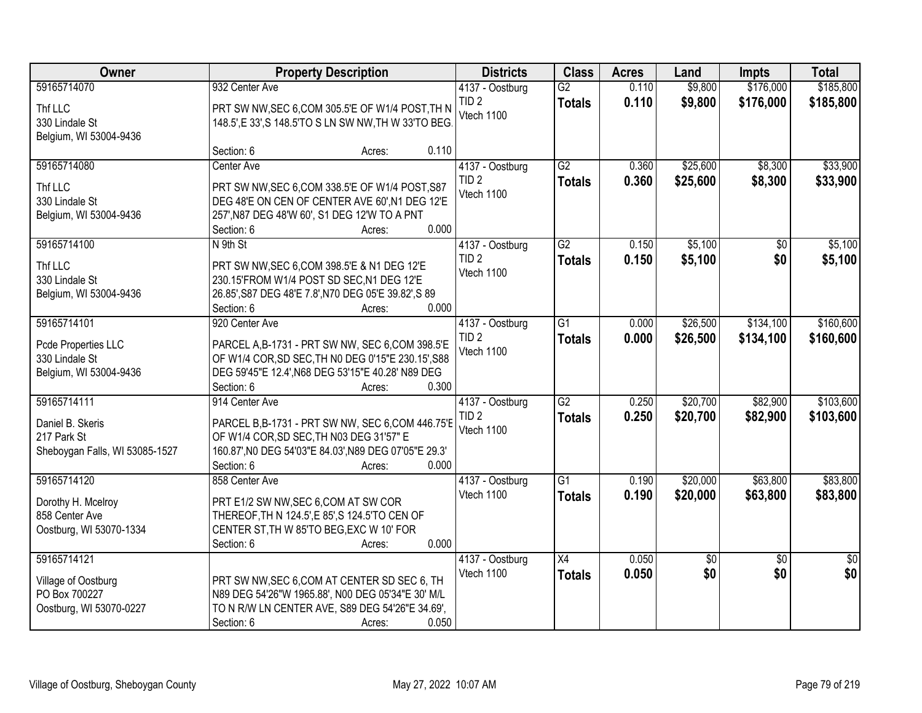| Owner | Property Description | Districts | Class | Acres | Land | Impts | Total |
|---|---|---|---|---|---|---|---|
| 59165714070<br>Thf LLC<br>330 Lindale St<br>Belgium, WI 53004-9436 | 932 Center Ave<br>PRT SW NW,SEC 6,COM 305.5'E OF W1/4 POST,TH N 148.5',E 33',S 148.5'TO S LN SW NW,TH W 33'TO BEG.<br>Section: 6 Acres: 0.110 | 4137 - Oostburg<br>TID 2<br>Vtech 1100 | G2<br>**Totals** | 0.110<br>**0.110** | $9,800<br>**$9,800** | $176,000<br>**$176,000** | $185,800<br>**$185,800** |
| 59165714080<br>Thf LLC<br>330 Lindale St<br>Belgium, WI 53004-9436 | Center Ave<br>PRT SW NW,SEC 6,COM 338.5'E OF W1/4 POST,S87 DEG 48'E ON CEN OF CENTER AVE 60',N1 DEG 12'E 257',N87 DEG 48'W 60', S1 DEG 12'W TO A PNT<br>Section: 6 Acres: 0.000 | 4137 - Oostburg<br>TID 2<br>Vtech 1100 | G2<br>**Totals** | 0.360<br>**0.360** | $25,600<br>**$25,600** | $8,300<br>**$8,300** | $33,900<br>**$33,900** |
| 59165714100<br>Thf LLC<br>330 Lindale St<br>Belgium, WI 53004-9436 | N 9th St<br>PRT SW NW,SEC 6,COM 398.5'E & N1 DEG 12'E 230.15'FROM W1/4 POST SD SEC,N1 DEG 12'E 26.85',S87 DEG 48'E 7.8',N70 DEG 05'E 39.82',S 89<br>Section: 6 Acres: 0.000 | 4137 - Oostburg<br>TID 2<br>Vtech 1100 | G2<br>**Totals** | 0.150<br>**0.150** | $5,100<br>**$5,100** | $0<br>**$0** | $5,100<br>**$5,100** |
| 59165714101<br>Pcde Properties LLC<br>330 Lindale St<br>Belgium, WI 53004-9436 | 920 Center Ave<br>PARCEL A,B-1731 - PRT SW NW, SEC 6,COM 398.5'E OF W1/4 COR,SD SEC,TH N0 DEG 0'15"E 230.15',S88 DEG 59'45"E 12.4',N68 DEG 53'15"E 40.28' N89 DEG<br>Section: 6 Acres: 0.300 | 4137 - Oostburg<br>TID 2<br>Vtech 1100 | G1<br>**Totals** | 0.000<br>**0.000** | $26,500<br>**$26,500** | $134,100<br>**$134,100** | $160,600<br>**$160,600** |
| 59165714111<br>Daniel B. Skeris<br>217 Park St<br>Sheboygan Falls, WI 53085-1527 | 914 Center Ave<br>PARCEL B,B-1731 - PRT SW NW, SEC 6,COM 446.75'E OF W1/4 COR,SD SEC,TH N03 DEG 31'57" E 160.87',N0 DEG 54'03"E 84.03',N89 DEG 07'05"E 29.3'<br>Section: 6 Acres: 0.000 | 4137 - Oostburg<br>TID 2<br>Vtech 1100 | G2<br>**Totals** | 0.250<br>**0.250** | $20,700<br>**$20,700** | $82,900<br>**$82,900** | $103,600<br>**$103,600** |
| 59165714120<br>Dorothy H. Mcelroy<br>858 Center Ave<br>Oostburg, WI 53070-1334 | 858 Center Ave<br>PRT E1/2 SW NW,SEC 6,COM AT SW COR THEREOF,TH N 124.5',E 85',S 124.5'TO CEN OF CENTER ST,TH W 85'TO BEG,EXC W 10' FOR<br>Section: 6 Acres: 0.000 | 4137 - Oostburg<br>Vtech 1100 | G1<br>**Totals** | 0.190<br>**0.190** | $20,000<br>**$20,000** | $63,800<br>**$63,800** | $83,800<br>**$83,800** |
| 59165714121<br>Village of Oostburg<br>PO Box 700227<br>Oostburg, WI 53070-0227 | PRT SW NW,SEC 6,COM AT CENTER SD SEC 6, TH N89 DEG 54'26"W 1965.88', N00 DEG 05'34"E 30' M/L TO N R/W LN CENTER AVE, S89 DEG 54'26"E 34.69',<br>Section: 6 Acres: 0.050 | 4137 - Oostburg<br>Vtech 1100 | X4<br>**Totals** | 0.050<br>**0.050** | $0<br>**$0** | $0<br>**$0** | $0<br>**$0** |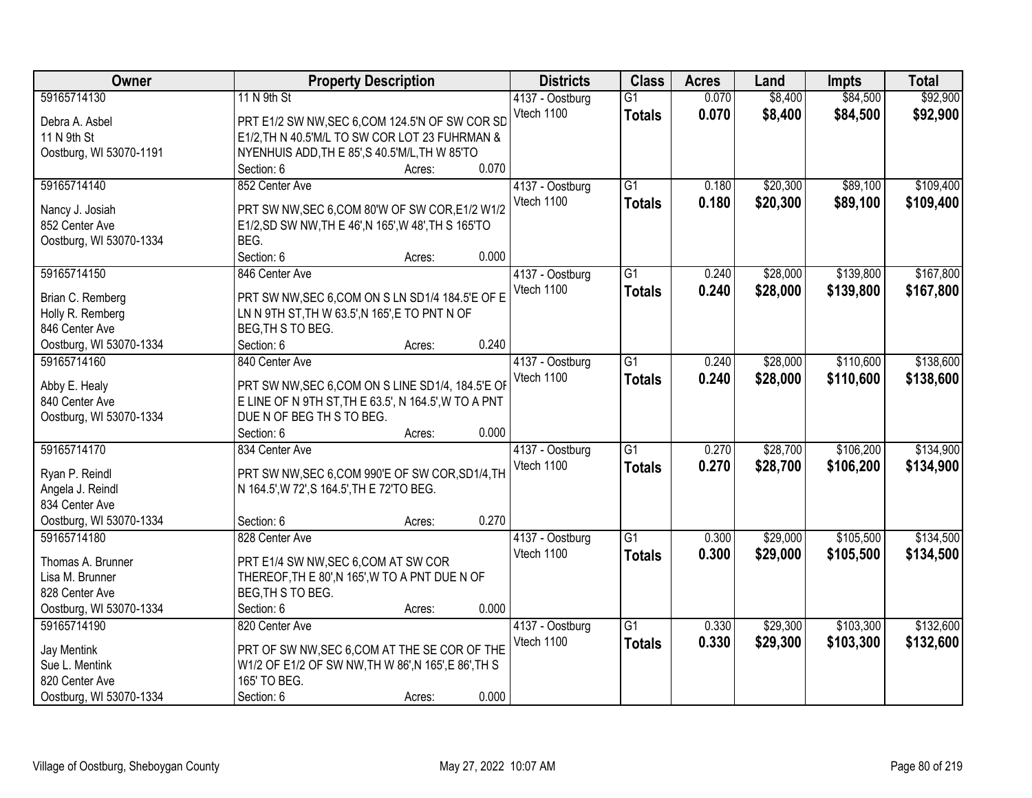| Owner | Property Description | Districts | Class | Acres | Land | Impts | Total |
|---|---|---|---|---|---|---|---|
| 59165714130<br>Debra A. Asbel<br>11 N 9th St<br>Oostburg, WI 53070-1191 | 11 N 9th St<br>PRT E1/2 SW NW,SEC 6,COM 124.5'N OF SW COR SD E1/2,TH N 40.5'M/L TO SW COR LOT 23 FUHRMAN & NYENHUIS ADD,TH E 85',S 40.5'M/L,TH W 85'TO<br>Section: 6 Acres: 0.070 | 4137 - Oostburg<br>Vtech 1100 | G1<br>**Totals** | 0.070<br>**0.070** | $8,400<br>**$8,400** | $84,500<br>**$84,500** | $92,900<br>**$92,900** |
| 59165714140<br>Nancy J. Josiah<br>852 Center Ave<br>Oostburg, WI 53070-1334 | 852 Center Ave<br>PRT SW NW,SEC 6,COM 80'W OF SW COR,E1/2 W1/2 E1/2,SD SW NW,TH E 46',N 165',W 48',TH S 165'TO BEG.<br>Section: 6 Acres: 0.000 | 4137 - Oostburg<br>Vtech 1100 | G1<br>**Totals** | 0.180<br>**0.180** | $20,300<br>**$20,300** | $89,100<br>**$89,100** | $109,400<br>**$109,400** |
| 59165714150<br>Brian C. Remberg<br>Holly R. Remberg<br>846 Center Ave<br>Oostburg, WI 53070-1334 | 846 Center Ave<br>PRT SW NW,SEC 6,COM ON S LN SD1/4 184.5'E OF E LN N 9TH ST,TH W 63.5',N 165',E TO PNT N OF BEG,TH S TO BEG.<br>Section: 6 Acres: 0.240 | 4137 - Oostburg<br>Vtech 1100 | G1<br>**Totals** | 0.240<br>**0.240** | $28,000<br>**$28,000** | $139,800<br>**$139,800** | $167,800<br>**$167,800** |
| 59165714160<br>Abby E. Healy<br>840 Center Ave<br>Oostburg, WI 53070-1334 | 840 Center Ave<br>PRT SW NW,SEC 6,COM ON S LINE SD1/4, 184.5'E OF E LINE OF N 9TH ST,TH E 63.5', N 164.5',W TO A PNT DUE N OF BEG TH S TO BEG.<br>Section: 6 Acres: 0.000 | 4137 - Oostburg<br>Vtech 1100 | G1<br>**Totals** | 0.240<br>**0.240** | $28,000<br>**$28,000** | $110,600<br>**$110,600** | $138,600<br>**$138,600** |
| 59165714170<br>Ryan P. Reindl<br>Angela J. Reindl<br>834 Center Ave<br>Oostburg, WI 53070-1334 | 834 Center Ave<br>PRT SW NW,SEC 6,COM 990'E OF SW COR,SD1/4,TH N 164.5',W 72',S 164.5',TH E 72'TO BEG.<br>Section: 6 Acres: 0.270 | 4137 - Oostburg<br>Vtech 1100 | G1<br>**Totals** | 0.270<br>**0.270** | $28,700<br>**$28,700** | $106,200<br>**$106,200** | $134,900<br>**$134,900** |
| 59165714180<br>Thomas A. Brunner<br>Lisa M. Brunner<br>828 Center Ave<br>Oostburg, WI 53070-1334 | 828 Center Ave<br>PRT E1/4 SW NW,SEC 6,COM AT SW COR THEREOF,TH E 80',N 165',W TO A PNT DUE N OF BEG,TH S TO BEG.<br>Section: 6 Acres: 0.000 | 4137 - Oostburg<br>Vtech 1100 | G1<br>**Totals** | 0.300<br>**0.300** | $29,000<br>**$29,000** | $105,500<br>**$105,500** | $134,500<br>**$134,500** |
| 59165714190<br>Jay Mentink<br>Sue L. Mentink<br>820 Center Ave<br>Oostburg, WI 53070-1334 | 820 Center Ave<br>PRT OF SW NW,SEC 6,COM AT THE SE COR OF THE W1/2 OF E1/2 OF SW NW,TH W 86',N 165',E 86',TH S 165' TO BEG.<br>Section: 6 Acres: 0.000 | 4137 - Oostburg<br>Vtech 1100 | G1<br>**Totals** | 0.330<br>**0.330** | $29,300<br>**$29,300** | $103,300<br>**$103,300** | $132,600<br>**$132,600** |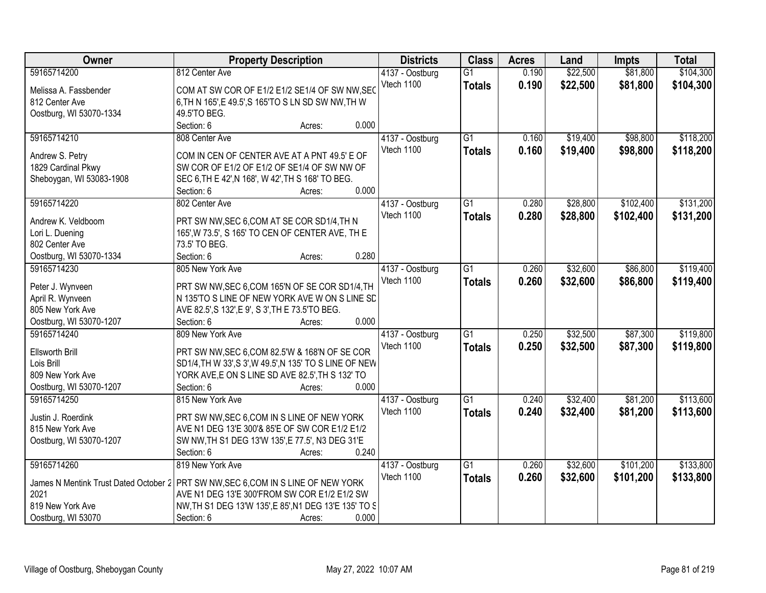| Owner | Property Description | Districts | Class | Acres | Land | Impts | Total |
|---|---|---|---|---|---|---|---|
| 59165714200<br>Melissa A. Fassbender<br>812 Center Ave<br>Oostburg, WI 53070-1334 | 812 Center Ave<br>COM AT SW COR OF E1/2 E1/2 SE1/4 OF SW NW,SEC 6,TH N 165',E 49.5',S 165'TO S LN SD SW NW,TH W 49.5'TO BEG.<br>Section: 6 Acres: 0.000 | 4137 - Oostburg<br>Vtech 1100 | G1<br>**Totals** | 0.190<br>**0.190** | $22,500<br>**$22,500** | $81,800<br>**$81,800** | $104,300<br>**$104,300** |
| 59165714210<br>Andrew S. Petry<br>1829 Cardinal Pkwy<br>Sheboygan, WI 53083-1908 | 808 Center Ave<br>COM IN CEN OF CENTER AVE AT A PNT 49.5' E OF SW COR OF E1/2 OF E1/2 OF SE1/4 OF SW NW OF SEC 6,TH E 42',N 168', W 42',TH S 168' TO BEG.<br>Section: 6 Acres: 0.000 | 4137 - Oostburg<br>Vtech 1100 | G1<br>**Totals** | 0.160<br>**0.160** | $19,400<br>**$19,400** | $98,800<br>**$98,800** | $118,200<br>**$118,200** |
| 59165714220<br>Andrew K. Veldboom<br>Lori L. Duening<br>802 Center Ave<br>Oostburg, WI 53070-1334 | 802 Center Ave<br>PRT SW NW,SEC 6,COM AT SE COR SD1/4,TH N 165',W 73.5', S 165' TO CEN OF CENTER AVE, TH E 73.5' TO BEG.<br>Section: 6 Acres: 0.280 | 4137 - Oostburg<br>Vtech 1100 | G1<br>**Totals** | 0.280<br>**0.280** | $28,800<br>**$28,800** | $102,400<br>**$102,400** | $131,200<br>**$131,200** |
| 59165714230<br>Peter J. Wynveen<br>April R. Wynveen<br>805 New York Ave<br>Oostburg, WI 53070-1207 | 805 New York Ave<br>PRT SW NW,SEC 6,COM 165'N OF SE COR SD1/4,TH N 135'TO S LINE OF NEW YORK AVE W ON S LINE SD AVE 82.5',S 132',E 9', S 3',TH E 73.5'TO BEG.<br>Section: 6 Acres: 0.000 | 4137 - Oostburg<br>Vtech 1100 | G1<br>**Totals** | 0.260<br>**0.260** | $32,600<br>**$32,600** | $86,800<br>**$86,800** | $119,400<br>**$119,400** |
| 59165714240<br>Ellsworth Brill<br>Lois Brill<br>809 New York Ave<br>Oostburg, WI 53070-1207 | 809 New York Ave<br>PRT SW NW,SEC 6,COM 82.5'W & 168'N OF SE COR SD1/4,TH W 33',S 3',W 49.5',N 135' TO S LINE OF NEW YORK AVE,E ON S LINE SD AVE 82.5',TH S 132' TO<br>Section: 6 Acres: 0.000 | 4137 - Oostburg<br>Vtech 1100 | G1<br>**Totals** | 0.250<br>**0.250** | $32,500<br>**$32,500** | $87,300<br>**$87,300** | $119,800<br>**$119,800** |
| 59165714250<br>Justin J. Roerdink<br>815 New York Ave<br>Oostburg, WI 53070-1207 | 815 New York Ave<br>PRT SW NW,SEC 6,COM IN S LINE OF NEW YORK AVE N1 DEG 13'E 300'& 85'E OF SW COR E1/2 E1/2 SW NW,TH S1 DEG 13'W 135',E 77.5', N3 DEG 31'E<br>Section: 6 Acres: 0.240 | 4137 - Oostburg<br>Vtech 1100 | G1<br>**Totals** | 0.240<br>**0.240** | $32,400<br>**$32,400** | $81,200<br>**$81,200** | $113,600<br>**$113,600** |
| 59165714260<br>James N Mentink Trust Dated October 2 2021<br>819 New York Ave<br>Oostburg, WI 53070 | 819 New York Ave<br>PRT SW NW,SEC 6,COM IN S LINE OF NEW YORK AVE N1 DEG 13'E 300'FROM SW COR E1/2 E1/2 SW NW,TH S1 DEG 13'W 135',E 85',N1 DEG 13'E 135' TO S<br>Section: 6 Acres: 0.000 | 4137 - Oostburg<br>Vtech 1100 | G1<br>**Totals** | 0.260<br>**0.260** | $32,600<br>**$32,600** | $101,200<br>**$101,200** | $133,800<br>**$133,800** |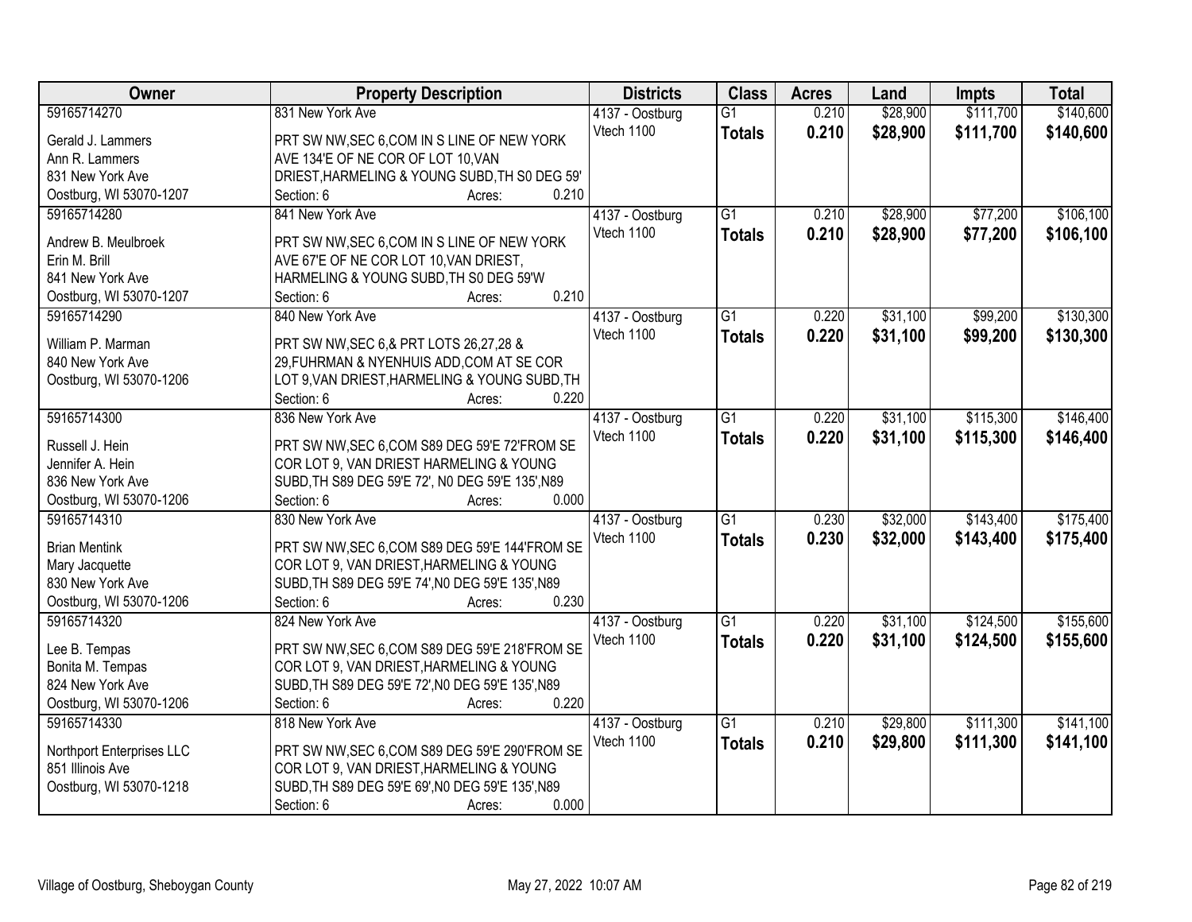| Owner | Property Description | Districts | Class | Acres | Land | Impts | Total |
|---|---|---|---|---|---|---|---|
| 59165714270<br>Gerald J. Lammers<br>Ann R. Lammers<br>831 New York Ave<br>Oostburg, WI 53070-1207 | 831 New York Ave<br>PRT SW NW,SEC 6,COM IN S LINE OF NEW YORK AVE 134'E OF NE COR OF LOT 10,VAN DRIEST,HARMELING & YOUNG SUBD,TH S0 DEG 59'<br>Section: 6 Acres: 0.210 | 4137 - Oostburg<br>Vtech 1100 | G1<br>**Totals** | 0.210<br>**0.210** | \$28,900<br>**\$28,900** | \$111,700<br>**\$111,700** | \$140,600<br>**\$140,600** |
| 59165714280<br>Andrew B. Meulbroek<br>Erin M. Brill<br>841 New York Ave<br>Oostburg, WI 53070-1207 | 841 New York Ave<br>PRT SW NW,SEC 6,COM IN S LINE OF NEW YORK AVE 67'E OF NE COR LOT 10,VAN DRIEST, HARMELING & YOUNG SUBD,TH S0 DEG 59'W<br>Section: 6 Acres: 0.210 | 4137 - Oostburg<br>Vtech 1100 | G1<br>**Totals** | 0.210<br>**0.210** | \$28,900<br>**\$28,900** | \$77,200<br>**\$77,200** | \$106,100<br>**\$106,100** |
| 59165714290<br>William P. Marman<br>840 New York Ave<br>Oostburg, WI 53070-1206 | 840 New York Ave<br>PRT SW NW,SEC 6,& PRT LOTS 26,27,28 & 29,FUHRMAN & NYENHUIS ADD,COM AT SE COR LOT 9,VAN DRIEST,HARMELING & YOUNG SUBD,TH<br>Section: 6 Acres: 0.220 | 4137 - Oostburg<br>Vtech 1100 | G1<br>**Totals** | 0.220<br>**0.220** | \$31,100<br>**\$31,100** | \$99,200<br>**\$99,200** | \$130,300<br>**\$130,300** |
| 59165714300<br>Russell J. Hein<br>Jennifer A. Hein<br>836 New York Ave<br>Oostburg, WI 53070-1206 | 836 New York Ave<br>PRT SW NW,SEC 6,COM S89 DEG 59'E 72'FROM SE COR LOT 9, VAN DRIEST HARMELING & YOUNG SUBD,TH S89 DEG 59'E 72', N0 DEG 59'E 135',N89<br>Section: 6 Acres: 0.000 | 4137 - Oostburg<br>Vtech 1100 | G1<br>**Totals** | 0.220<br>**0.220** | \$31,100<br>**\$31,100** | \$115,300<br>**\$115,300** | \$146,400<br>**\$146,400** |
| 59165714310<br>Brian Mentink<br>Mary Jacquette<br>830 New York Ave<br>Oostburg, WI 53070-1206 | 830 New York Ave<br>PRT SW NW,SEC 6,COM S89 DEG 59'E 144'FROM SE COR LOT 9, VAN DRIEST,HARMELING & YOUNG SUBD,TH S89 DEG 59'E 74',N0 DEG 59'E 135',N89<br>Section: 6 Acres: 0.230 | 4137 - Oostburg<br>Vtech 1100 | G1<br>**Totals** | 0.230<br>**0.230** | \$32,000<br>**\$32,000** | \$143,400<br>**\$143,400** | \$175,400<br>**\$175,400** |
| 59165714320<br>Lee B. Tempas<br>Bonita M. Tempas<br>824 New York Ave<br>Oostburg, WI 53070-1206 | 824 New York Ave<br>PRT SW NW,SEC 6,COM S89 DEG 59'E 218'FROM SE COR LOT 9, VAN DRIEST,HARMELING & YOUNG SUBD,TH S89 DEG 59'E 72',N0 DEG 59'E 135',N89<br>Section: 6 Acres: 0.220 | 4137 - Oostburg<br>Vtech 1100 | G1<br>**Totals** | 0.220<br>**0.220** | \$31,100<br>**\$31,100** | \$124,500<br>**\$124,500** | \$155,600<br>**\$155,600** |
| 59165714330<br>Northport Enterprises LLC<br>851 Illinois Ave<br>Oostburg, WI 53070-1218 | 818 New York Ave<br>PRT SW NW,SEC 6,COM S89 DEG 59'E 290'FROM SE COR LOT 9, VAN DRIEST,HARMELING & YOUNG SUBD,TH S89 DEG 59'E 69',N0 DEG 59'E 135',N89<br>Section: 6 Acres: 0.000 | 4137 - Oostburg<br>Vtech 1100 | G1<br>**Totals** | 0.210<br>**0.210** | \$29,800<br>**\$29,800** | \$111,300<br>**\$111,300** | \$141,100<br>**\$141,100** |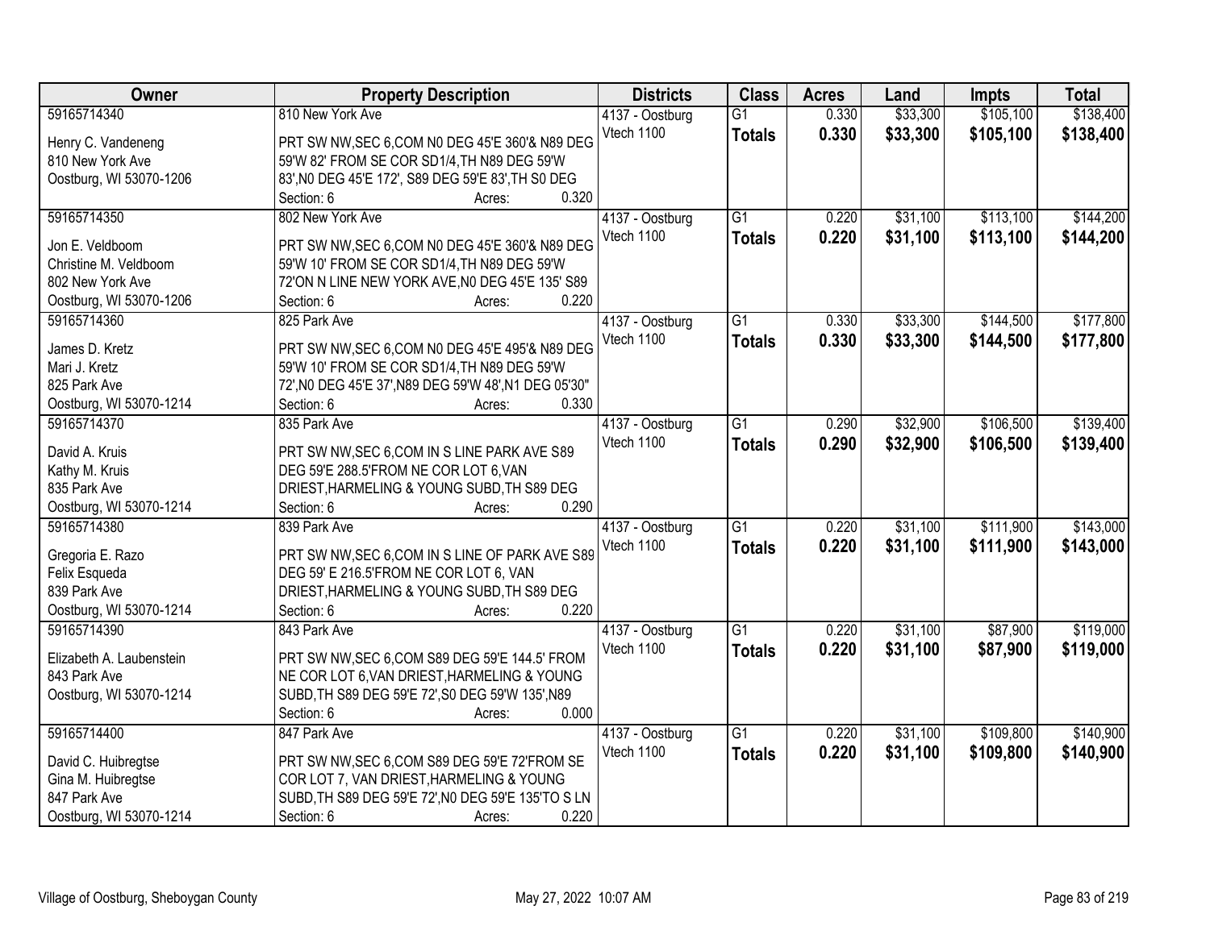| Owner | Property Description | Districts | Class | Acres | Land | Impts | Total |
|---|---|---|---|---|---|---|---|
| 59165714340<br>Henry C. Vandeneng<br>810 New York Ave<br>Oostburg, WI 53070-1206 | 810 New York Ave<br>PRT SW NW,SEC 6,COM N0 DEG 45'E 360'& N89 DEG 59'W 82' FROM SE COR SD1/4,TH N89 DEG 59'W 83',N0 DEG 45'E 172', S89 DEG 59'E 83',TH S0 DEG<br>Section: 6 Acres: 0.320 | 4137 - Oostburg<br>Vtech 1100 | G1<br>**Totals** | 0.330<br>**0.330** | $33,300<br>**$33,300** | $105,100<br>**$105,100** | $138,400<br>**$138,400** |
| 59165714350<br>Jon E. Veldboom<br>Christine M. Veldboom<br>802 New York Ave<br>Oostburg, WI 53070-1206 | 802 New York Ave<br>PRT SW NW,SEC 6,COM N0 DEG 45'E 360'& N89 DEG 59'W 10' FROM SE COR SD1/4,TH N89 DEG 59'W 72'ON N LINE NEW YORK AVE,N0 DEG 45'E 135' S89<br>Section: 6 Acres: 0.220 | 4137 - Oostburg<br>Vtech 1100 | G1<br>**Totals** | 0.220<br>**0.220** | $31,100<br>**$31,100** | $113,100<br>**$113,100** | $144,200<br>**$144,200** |
| 59165714360<br>James D. Kretz<br>Mari J. Kretz<br>825 Park Ave<br>Oostburg, WI 53070-1214 | 825 Park Ave<br>PRT SW NW,SEC 6,COM N0 DEG 45'E 495'& N89 DEG 59'W 10' FROM SE COR SD1/4,TH N89 DEG 59'W 72',N0 DEG 45'E 37',N89 DEG 59'W 48',N1 DEG 05'30"<br>Section: 6 Acres: 0.330 | 4137 - Oostburg<br>Vtech 1100 | G1<br>**Totals** | 0.330<br>**0.330** | $33,300<br>**$33,300** | $144,500<br>**$144,500** | $177,800<br>**$177,800** |
| 59165714370<br>David A. Kruis<br>Kathy M. Kruis<br>835 Park Ave<br>Oostburg, WI 53070-1214 | 835 Park Ave<br>PRT SW NW,SEC 6,COM IN S LINE PARK AVE S89 DEG 59'E 288.5'FROM NE COR LOT 6,VAN DRIEST,HARMELING & YOUNG SUBD,TH S89 DEG<br>Section: 6 Acres: 0.290 | 4137 - Oostburg<br>Vtech 1100 | G1<br>**Totals** | 0.290<br>**0.290** | $32,900<br>**$32,900** | $106,500<br>**$106,500** | $139,400<br>**$139,400** |
| 59165714380<br>Gregoria E. Razo<br>Felix Esqueda<br>839 Park Ave<br>Oostburg, WI 53070-1214 | 839 Park Ave<br>PRT SW NW,SEC 6,COM IN S LINE OF PARK AVE S89 DEG 59' E 216.5'FROM NE COR LOT 6, VAN DRIEST,HARMELING & YOUNG SUBD,TH S89 DEG<br>Section: 6 Acres: 0.220 | 4137 - Oostburg<br>Vtech 1100 | G1<br>**Totals** | 0.220<br>**0.220** | $31,100<br>**$31,100** | $111,900<br>**$111,900** | $143,000<br>**$143,000** |
| 59165714390<br>Elizabeth A. Laubenstein<br>843 Park Ave<br>Oostburg, WI 53070-1214 | 843 Park Ave<br>PRT SW NW,SEC 6,COM S89 DEG 59'E 144.5' FROM NE COR LOT 6,VAN DRIEST,HARMELING & YOUNG SUBD,TH S89 DEG 59'E 72',S0 DEG 59'W 135',N89<br>Section: 6 Acres: 0.000 | 4137 - Oostburg<br>Vtech 1100 | G1<br>**Totals** | 0.220<br>**0.220** | $31,100<br>**$31,100** | $87,900<br>**$87,900** | $119,000<br>**$119,000** |
| 59165714400<br>David C. Huibregtse<br>Gina M. Huibregtse<br>847 Park Ave<br>Oostburg, WI 53070-1214 | 847 Park Ave<br>PRT SW NW,SEC 6,COM S89 DEG 59'E 72'FROM SE COR LOT 7, VAN DRIEST,HARMELING & YOUNG SUBD,TH S89 DEG 59'E 72',N0 DEG 59'E 135'TO S LN<br>Section: 6 Acres: 0.220 | 4137 - Oostburg<br>Vtech 1100 | G1<br>**Totals** | 0.220<br>**0.220** | $31,100<br>**$31,100** | $109,800<br>**$109,800** | $140,900<br>**$140,900** |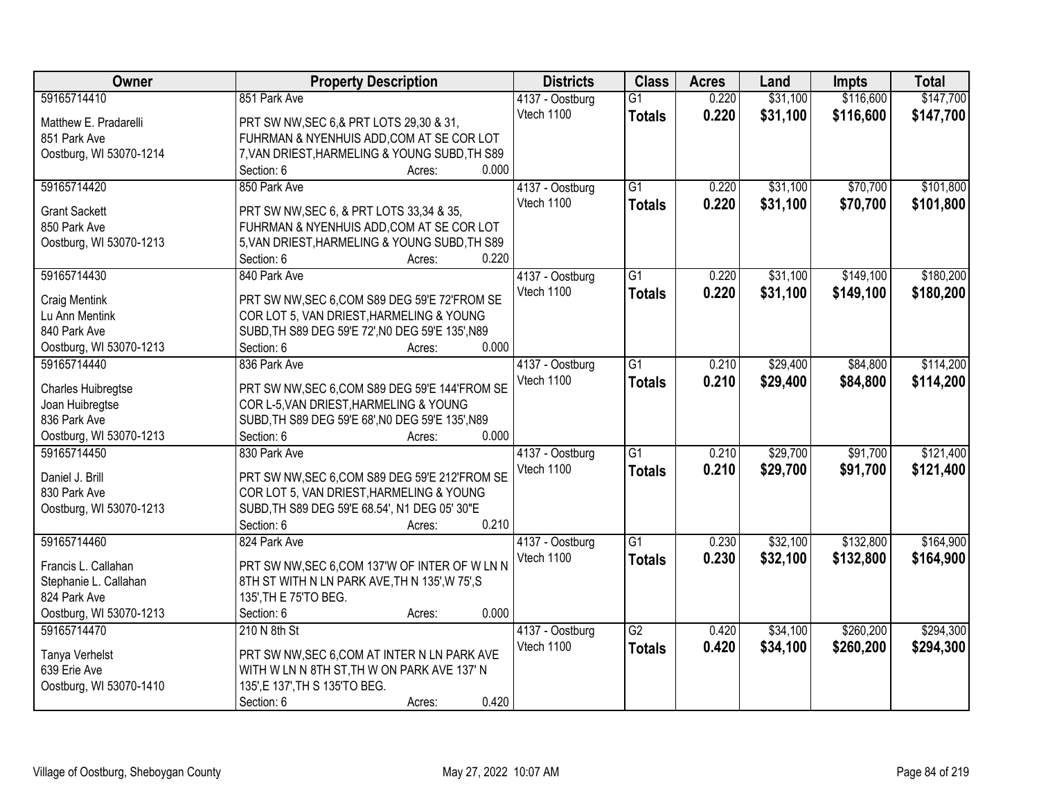| Owner | Property Description | Districts | Class | Acres | Land | Impts | Total |
|---|---|---|---|---|---|---|---|
| 59165714410<br><br>Matthew E. Pradarelli<br>851 Park Ave<br>Oostburg, WI 53070-1214 | 851 Park Ave<br><br>PRT SW NW,SEC 6,& PRT LOTS 29,30 & 31, FUHRMAN & NYENHUIS ADD,COM AT SE COR LOT 7,VAN DRIEST,HARMELING & YOUNG SUBD,TH S89<br>Section: 6 Acres: 0.000 | 4137 - Oostburg<br>Vtech 1100 | G1<br>**Totals** | 0.220<br>**0.220** | $31,100<br>**$31,100** | $116,600<br>**$116,600** | $147,700<br>**$147,700** |
| 59165714420<br><br>Grant Sackett<br>850 Park Ave<br>Oostburg, WI 53070-1213 | 850 Park Ave<br><br>PRT SW NW,SEC 6, & PRT LOTS 33,34 & 35, FUHRMAN & NYENHUIS ADD,COM AT SE COR LOT 5,VAN DRIEST,HARMELING & YOUNG SUBD,TH S89<br>Section: 6 Acres: 0.220 | 4137 - Oostburg<br>Vtech 1100 | G1<br>**Totals** | 0.220<br>**0.220** | $31,100<br>**$31,100** | $70,700<br>**$70,700** | $101,800<br>**$101,800** |
| 59165714430<br><br>Craig Mentink<br>Lu Ann Mentink<br>840 Park Ave<br>Oostburg, WI 53070-1213 | 840 Park Ave<br><br>PRT SW NW,SEC 6,COM S89 DEG 59'E 72'FROM SE COR LOT 5, VAN DRIEST,HARMELING & YOUNG SUBD,TH S89 DEG 59'E 72',N0 DEG 59'E 135',N89<br>Section: 6 Acres: 0.000 | 4137 - Oostburg<br>Vtech 1100 | G1<br>**Totals** | 0.220<br>**0.220** | $31,100<br>**$31,100** | $149,100<br>**$149,100** | $180,200<br>**$180,200** |
| 59165714440<br><br>Charles Huibregtse<br>Joan Huibregtse<br>836 Park Ave<br>Oostburg, WI 53070-1213 | 836 Park Ave<br><br>PRT SW NW,SEC 6,COM S89 DEG 59'E 144'FROM SE COR L-5,VAN DRIEST,HARMELING & YOUNG SUBD,TH S89 DEG 59'E 68',N0 DEG 59'E 135',N89<br>Section: 6 Acres: 0.000 | 4137 - Oostburg<br>Vtech 1100 | G1<br>**Totals** | 0.210<br>**0.210** | $29,400<br>**$29,400** | $84,800<br>**$84,800** | $114,200<br>**$114,200** |
| 59165714450<br><br>Daniel J. Brill<br>830 Park Ave<br>Oostburg, WI 53070-1213 | 830 Park Ave<br><br>PRT SW NW,SEC 6,COM S89 DEG 59'E 212'FROM SE COR LOT 5, VAN DRIEST,HARMELING & YOUNG SUBD,TH S89 DEG 59'E 68.54', N1 DEG 05' 30"E<br>Section: 6 Acres: 0.210 | 4137 - Oostburg<br>Vtech 1100 | G1<br>**Totals** | 0.210<br>**0.210** | $29,700<br>**$29,700** | $91,700<br>**$91,700** | $121,400<br>**$121,400** |
| 59165714460<br><br>Francis L. Callahan<br>Stephanie L. Callahan<br>824 Park Ave<br>Oostburg, WI 53070-1213 | 824 Park Ave<br><br>PRT SW NW,SEC 6,COM 137'W OF INTER OF W LN N 8TH ST WITH N LN PARK AVE,TH N 135',W 75',S 135',TH E 75'TO BEG.<br>Section: 6 Acres: 0.000 | 4137 - Oostburg<br>Vtech 1100 | G1<br>**Totals** | 0.230<br>**0.230** | $32,100<br>**$32,100** | $132,800<br>**$132,800** | $164,900<br>**$164,900** |
| 59165714470<br><br>Tanya Verhelst<br>639 Erie Ave<br>Oostburg, WI 53070-1410 | 210 N 8th St<br><br>PRT SW NW,SEC 6,COM AT INTER N LN PARK AVE WITH W LN N 8TH ST,TH W ON PARK AVE 137' N 135',E 137',TH S 135'TO BEG.<br>Section: 6 Acres: 0.420 | 4137 - Oostburg<br>Vtech 1100 | G2<br>**Totals** | 0.420<br>**0.420** | $34,100<br>**$34,100** | $260,200<br>**$260,200** | $294,300<br>**$294,300** |

Village of Oostburg, Sheboygan County May 27, 2022 10:07 AM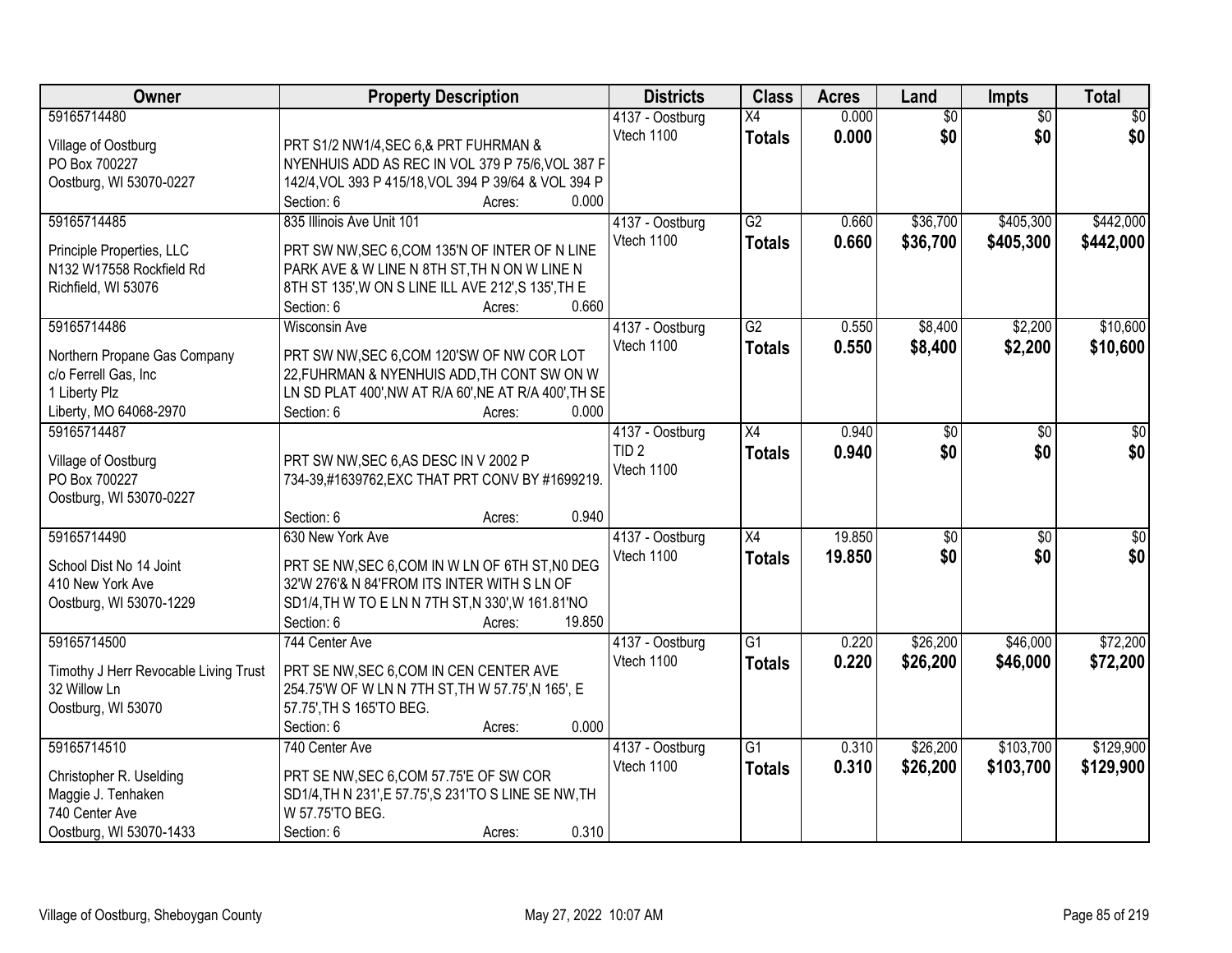| Owner | Property Description | Districts | Class | Acres | Land | Impts | Total |
|---|---|---|---|---|---|---|---|
| 59165714480<br>Village of Oostburg<br>PO Box 700227<br>Oostburg, WI 53070-0227 | PRT S1/2 NW1/4,SEC 6,& PRT FUHRMAN & NYENHUIS ADD AS REC IN VOL 379 P 75/6,VOL 387 F 142/4,VOL 393 P 415/18,VOL 394 P 39/64 & VOL 394 P<br>Section: 6 Acres: 0.000 | 4137 - Oostburg<br>Vtech 1100 | X4<br>**Totals** | 0.000<br>**0.000** | $0<br>**$0** | $0<br>**$0** | $0<br>**$0** |
| 59165714485<br>Principle Properties, LLC<br>N132 W17558 Rockfield Rd<br>Richfield, WI 53076 | 835 Illinois Ave Unit 101<br>PRT SW NW,SEC 6,COM 135'N OF INTER OF N LINE PARK AVE & W LINE N 8TH ST,TH N ON W LINE N 8TH ST 135',W ON S LINE ILL AVE 212',S 135',TH E<br>Section: 6 Acres: 0.660 | 4137 - Oostburg<br>Vtech 1100 | G2<br>**Totals** | 0.660<br>**0.660** | $36,700<br>**$36,700** | $405,300<br>**$405,300** | $442,000<br>**$442,000** |
| 59165714486<br>Northern Propane Gas Company<br>c/o Ferrell Gas, Inc<br>1 Liberty Plz<br>Liberty, MO 64068-2970 | Wisconsin Ave<br>PRT SW NW,SEC 6,COM 120'SW OF NW COR LOT 22,FUHRMAN & NYENHUIS ADD,TH CONT SW ON W LN SD PLAT 400',NW AT R/A 60',NE AT R/A 400',TH SE<br>Section: 6 Acres: 0.000 | 4137 - Oostburg<br>Vtech 1100 | G2<br>**Totals** | 0.550<br>**0.550** | $8,400<br>**$8,400** | $2,200<br>**$2,200** | $10,600<br>**$10,600** |
| 59165714487<br>Village of Oostburg<br>PO Box 700227<br>Oostburg, WI 53070-0227 | PRT SW NW,SEC 6,AS DESC IN V 2002 P 734-39,#1639762,EXC THAT PRT CONV BY #1699219.<br>Section: 6 Acres: 0.940 | 4137 - Oostburg<br>TID 2<br>Vtech 1100 | X4<br>**Totals** | 0.940<br>**0.940** | $0<br>**$0** | $0<br>**$0** | $0<br>**$0** |
| 59165714490<br>School Dist No 14 Joint<br>410 New York Ave<br>Oostburg, WI 53070-1229 | 630 New York Ave<br>PRT SE NW,SEC 6,COM IN W LN OF 6TH ST,N0 DEG 32'W 276'& N 84'FROM ITS INTER WITH S LN OF SD1/4,TH W TO E LN N 7TH ST,N 330',W 161.81'NO<br>Section: 6 Acres: 19.850 | 4137 - Oostburg<br>Vtech 1100 | X4<br>**Totals** | 19.850<br>**19.850** | $0<br>**$0** | $0<br>**$0** | $0<br>**$0** |
| 59165714500<br>Timothy J Herr Revocable Living Trust<br>32 Willow Ln<br>Oostburg, WI 53070 | 744 Center Ave<br>PRT SE NW,SEC 6,COM IN CEN CENTER AVE 254.75'W OF W LN N 7TH ST,TH W 57.75',N 165', E 57.75',TH S 165'TO BEG.<br>Section: 6 Acres: 0.000 | 4137 - Oostburg<br>Vtech 1100 | G1<br>**Totals** | 0.220<br>**0.220** | $26,200<br>**$26,200** | $46,000<br>**$46,000** | $72,200<br>**$72,200** |
| 59165714510<br>Christopher R. Uselding<br>Maggie J. Tenhaken<br>740 Center Ave<br>Oostburg, WI 53070-1433 | 740 Center Ave<br>PRT SE NW,SEC 6,COM 57.75'E OF SW COR SD1/4,TH N 231',E 57.75',S 231'TO S LINE SE NW,TH W 57.75'TO BEG.<br>Section: 6 Acres: 0.310 | 4137 - Oostburg<br>Vtech 1100 | G1<br>**Totals** | 0.310<br>**0.310** | $26,200<br>**$26,200** | $103,700<br>**$103,700** | $129,900<br>**$129,900** |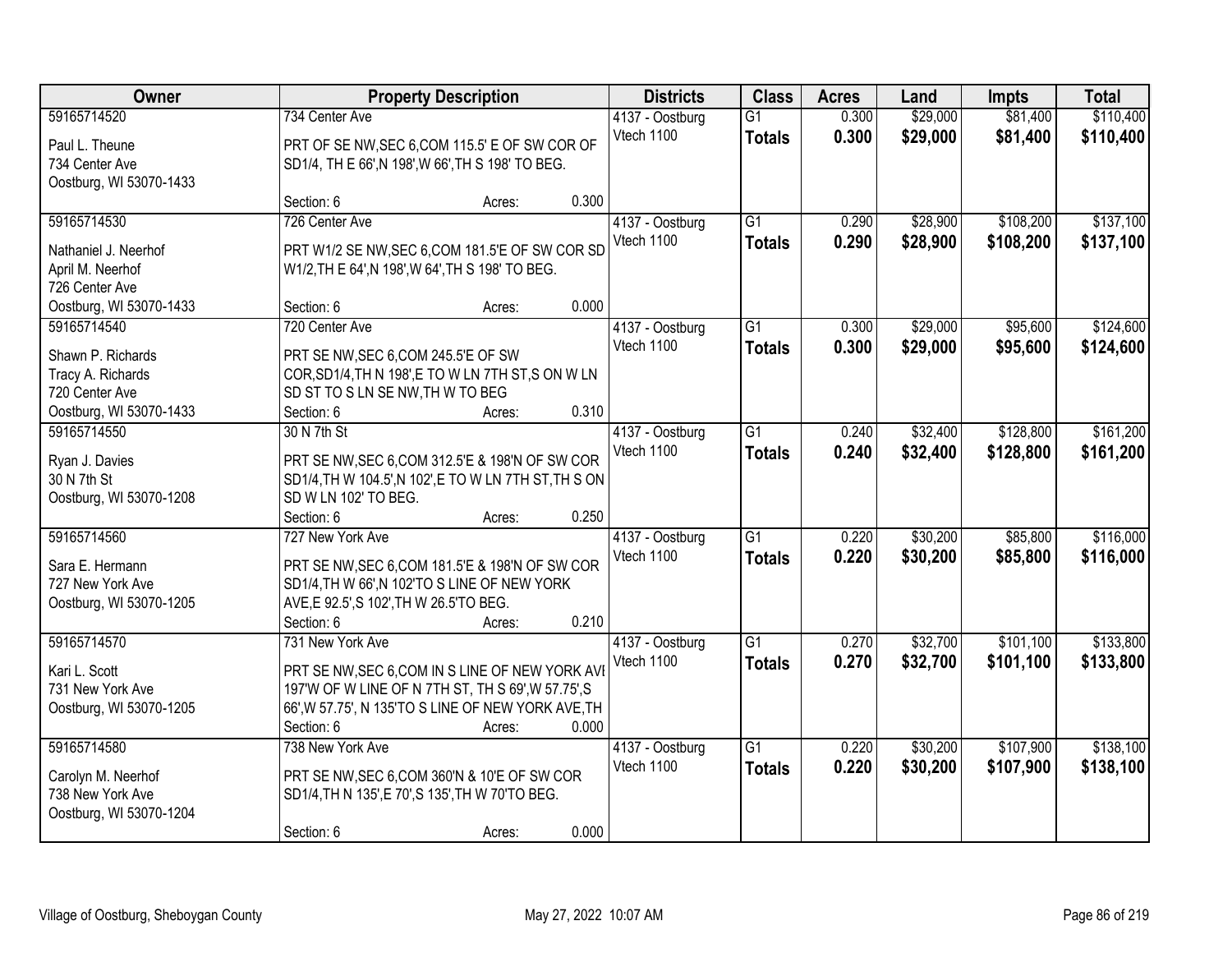| Owner | Property Description | Districts | Class | Acres | Land | Impts | Total |
|---|---|---|---|---|---|---|---|
| 59165714520<br>Paul L. Theune<br>734 Center Ave<br>Oostburg, WI 53070-1433 | 734 Center Ave<br>PRT OF SE NW,SEC 6,COM 115.5' E OF SW COR OF SD1/4, TH E 66',N 198',W 66',TH S 198' TO BEG.<br>Section: 6 Acres: 0.300 | 4137 - Oostburg<br>Vtech 1100 | G1<br>**Totals** | 0.300<br>**0.300** | $29,000<br>**$29,000** | $81,400<br>**$81,400** | $110,400<br>**$110,400** |
| 59165714530<br>Nathaniel J. Neerhof<br>April M. Neerhof<br>726 Center Ave<br>Oostburg, WI 53070-1433 | 726 Center Ave<br>PRT W1/2 SE NW,SEC 6,COM 181.5'E OF SW COR SD W1/2,TH E 64',N 198',W 64',TH S 198' TO BEG.<br>Section: 6 Acres: 0.000 | 4137 - Oostburg<br>Vtech 1100 | G1<br>**Totals** | 0.290<br>**0.290** | $28,900<br>**$28,900** | $108,200<br>**$108,200** | $137,100<br>**$137,100** |
| 59165714540<br>Shawn P. Richards<br>Tracy A. Richards<br>720 Center Ave<br>Oostburg, WI 53070-1433 | 720 Center Ave<br>PRT SE NW,SEC 6,COM 245.5'E OF SW COR,SD1/4,TH N 198',E TO W LN 7TH ST,S ON W LN SD ST TO S LN SE NW,TH W TO BEG<br>Section: 6 Acres: 0.310 | 4137 - Oostburg<br>Vtech 1100 | G1<br>**Totals** | 0.300<br>**0.300** | $29,000<br>**$29,000** | $95,600<br>**$95,600** | $124,600<br>**$124,600** |
| 59165714550<br>Ryan J. Davies<br>30 N 7th St<br>Oostburg, WI 53070-1208 | 30 N 7th St<br>PRT SE NW,SEC 6,COM 312.5'E & 198'N OF SW COR SD1/4,TH W 104.5',N 102',E TO W LN 7TH ST,TH S ON SD W LN 102' TO BEG.<br>Section: 6 Acres: 0.250 | 4137 - Oostburg<br>Vtech 1100 | G1<br>**Totals** | 0.240<br>**0.240** | $32,400<br>**$32,400** | $128,800<br>**$128,800** | $161,200<br>**$161,200** |
| 59165714560<br>Sara E. Hermann<br>727 New York Ave<br>Oostburg, WI 53070-1205 | 727 New York Ave<br>PRT SE NW,SEC 6,COM 181.5'E & 198'N OF SW COR SD1/4,TH W 66',N 102'TO S LINE OF NEW YORK AVE,E 92.5',S 102',TH W 26.5'TO BEG.<br>Section: 6 Acres: 0.210 | 4137 - Oostburg<br>Vtech 1100 | G1<br>**Totals** | 0.220<br>**0.220** | $30,200<br>**$30,200** | $85,800<br>**$85,800** | $116,000<br>**$116,000** |
| 59165714570<br>Kari L. Scott<br>731 New York Ave<br>Oostburg, WI 53070-1205 | 731 New York Ave<br>PRT SE NW,SEC 6,COM IN S LINE OF NEW YORK AVE 197'W OF W LINE OF N 7TH ST, TH S 69',W 57.75',S 66',W 57.75', N 135'TO S LINE OF NEW YORK AVE,TH<br>Section: 6 Acres: 0.000 | 4137 - Oostburg<br>Vtech 1100 | G1<br>**Totals** | 0.270<br>**0.270** | $32,700<br>**$32,700** | $101,100<br>**$101,100** | $133,800<br>**$133,800** |
| 59165714580<br>Carolyn M. Neerhof<br>738 New York Ave<br>Oostburg, WI 53070-1204 | 738 New York Ave<br>PRT SE NW,SEC 6,COM 360'N & 10'E OF SW COR SD1/4,TH N 135',E 70',S 135',TH W 70'TO BEG.<br>Section: 6 Acres: 0.000 | 4137 - Oostburg<br>Vtech 1100 | G1<br>**Totals** | 0.220<br>**0.220** | $30,200<br>**$30,200** | $107,900<br>**$107,900** | $138,100<br>**$138,100** |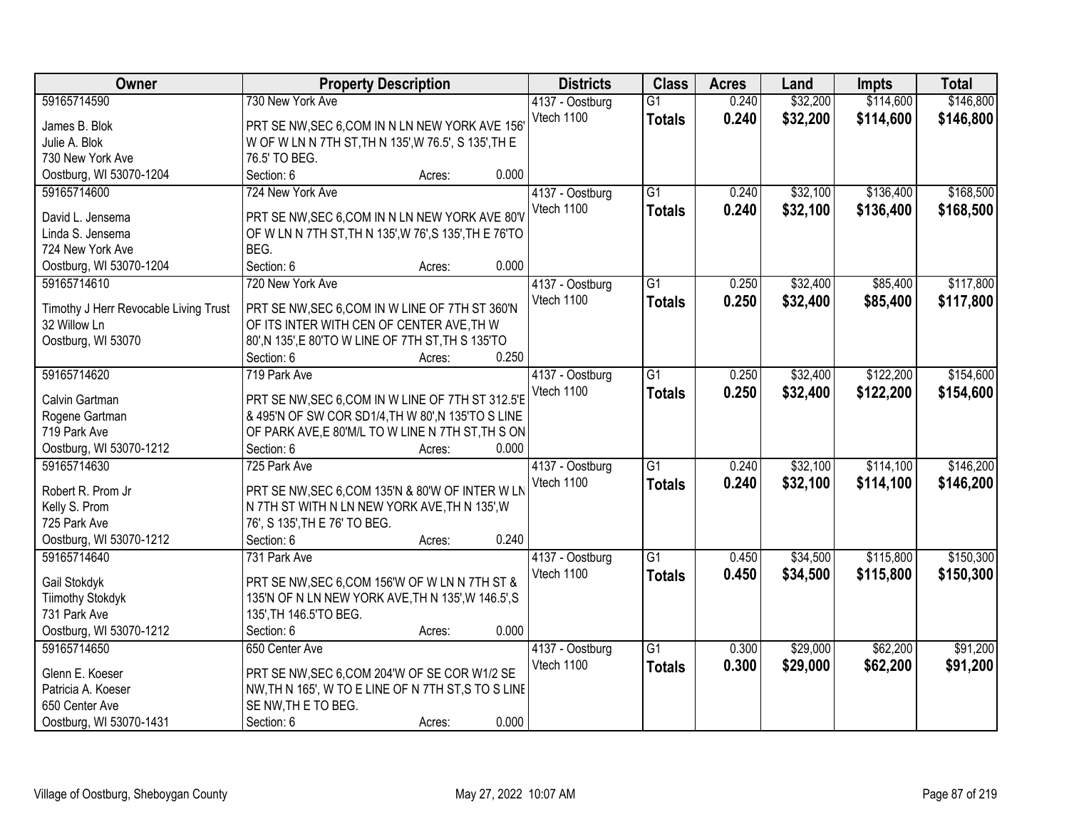| Owner | Property Description | Districts | Class | Acres | Land | Impts | Total |
|---|---|---|---|---|---|---|---|
| 59165714590<br>James B. Blok<br>Julie A. Blok<br>730 New York Ave<br>Oostburg, WI 53070-1204 | 730 New York Ave<br>PRT SE NW,SEC 6,COM IN N LN NEW YORK AVE 156' W OF W LN N 7TH ST,TH N 135',W 76.5', S 135',TH E 76.5' TO BEG.<br>Section: 6 Acres: 0.000 | 4137 - Oostburg<br>Vtech 1100 | G1<br>**Totals** | 0.240<br>**0.240** | \$32,200<br>**\$32,200** | \$114,600<br>**\$114,600** | \$146,800<br>**\$146,800** |
| 59165714600<br>David L. Jensema<br>Linda S. Jensema<br>724 New York Ave<br>Oostburg, WI 53070-1204 | 724 New York Ave<br>PRT SE NW,SEC 6,COM IN N LN NEW YORK AVE 80'W OF W LN N 7TH ST,TH N 135',W 76',S 135',TH E 76'TO BEG.<br>Section: 6 Acres: 0.000 | 4137 - Oostburg<br>Vtech 1100 | G1<br>**Totals** | 0.240<br>**0.240** | \$32,100<br>**\$32,100** | \$136,400<br>**\$136,400** | \$168,500<br>**\$168,500** |
| 59165714610<br>Timothy J Herr Revocable Living Trust<br>32 Willow Ln<br>Oostburg, WI 53070 | 720 New York Ave<br>PRT SE NW,SEC 6,COM IN W LINE OF 7TH ST 360'N OF ITS INTER WITH CEN OF CENTER AVE,TH W 80',N 135',E 80'TO W LINE OF 7TH ST,TH S 135'TO<br>Section: 6 Acres: 0.250 | 4137 - Oostburg<br>Vtech 1100 | G1<br>**Totals** | 0.250<br>**0.250** | \$32,400<br>**\$32,400** | \$85,400<br>**\$85,400** | \$117,800<br>**\$117,800** |
| 59165714620<br>Calvin Gartman<br>Rogene Gartman<br>719 Park Ave<br>Oostburg, WI 53070-1212 | 719 Park Ave<br>PRT SE NW,SEC 6,COM IN W LINE OF 7TH ST 312.5'E & 495'N OF SW COR SD1/4,TH W 80',N 135'TO S LINE OF PARK AVE,E 80'M/L TO W LINE N 7TH ST,TH S ON<br>Section: 6 Acres: 0.000 | 4137 - Oostburg<br>Vtech 1100 | G1<br>**Totals** | 0.250<br>**0.250** | \$32,400<br>**\$32,400** | \$122,200<br>**\$122,200** | \$154,600<br>**\$154,600** |
| 59165714630<br>Robert R. Prom Jr<br>Kelly S. Prom<br>725 Park Ave<br>Oostburg, WI 53070-1212 | 725 Park Ave<br>PRT SE NW,SEC 6,COM 135'N & 80'W OF INTER W LN N 7TH ST WITH N LN NEW YORK AVE,TH N 135',W 76', S 135',TH E 76' TO BEG.<br>Section: 6 Acres: 0.240 | 4137 - Oostburg<br>Vtech 1100 | G1<br>**Totals** | 0.240<br>**0.240** | \$32,100<br>**\$32,100** | \$114,100<br>**\$114,100** | \$146,200<br>**\$146,200** |
| 59165714640<br>Gail Stokdyk<br>Tiimothy Stokdyk<br>731 Park Ave<br>Oostburg, WI 53070-1212 | 731 Park Ave<br>PRT SE NW,SEC 6,COM 156'W OF W LN N 7TH ST & 135'N OF N LN NEW YORK AVE,TH N 135',W 146.5',S 135',TH 146.5'TO BEG.<br>Section: 6 Acres: 0.000 | 4137 - Oostburg<br>Vtech 1100 | G1<br>**Totals** | 0.450<br>**0.450** | \$34,500<br>**\$34,500** | \$115,800<br>**\$115,800** | \$150,300<br>**\$150,300** |
| 59165714650<br>Glenn E. Koeser<br>Patricia A. Koeser<br>650 Center Ave<br>Oostburg, WI 53070-1431 | 650 Center Ave<br>PRT SE NW,SEC 6,COM 204'W OF SE COR W1/2 SE NW,TH N 165', W TO E LINE OF N 7TH ST,S TO S LINE SE NW,TH E TO BEG.<br>Section: 6 Acres: 0.000 | 4137 - Oostburg<br>Vtech 1100 | G1<br>**Totals** | 0.300<br>**0.300** | \$29,000<br>**\$29,000** | \$62,200<br>**\$62,200** | \$91,200<br>**\$91,200** |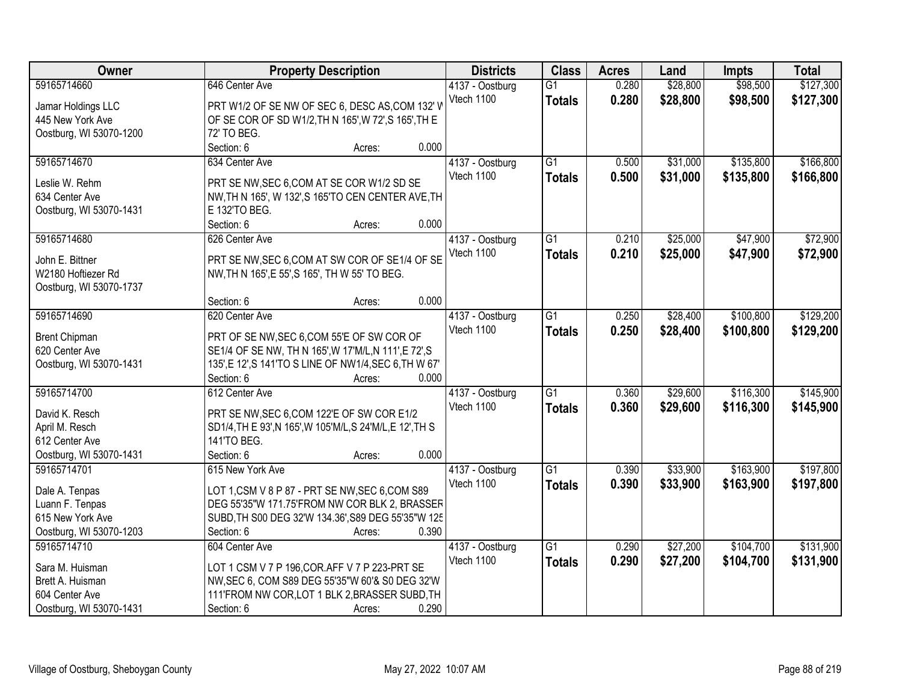| Owner | Property Description | Districts | Class | Acres | Land | Impts | Total |
|---|---|---|---|---|---|---|---|
| 59165714660<br>Jamar Holdings LLC<br>445 New York Ave<br>Oostburg, WI 53070-1200 | 646 Center Ave<br>PRT W1/2 OF SE NW OF SEC 6, DESC AS,COM 132' W OF SE COR OF SD W1/2,TH N 165',W 72',S 165',TH E 72' TO BEG.<br>Section: 6 Acres: 0.000 | 4137 - Oostburg<br>Vtech 1100 | G1<br>**Totals** | 0.280<br>**0.280** | $28,800<br>**$28,800** | $98,500<br>**$98,500** | $127,300<br>**$127,300** |
| 59165714670<br>Leslie W. Rehm<br>634 Center Ave<br>Oostburg, WI 53070-1431 | 634 Center Ave<br>PRT SE NW,SEC 6,COM AT SE COR W1/2 SD SE NW,TH N 165', W 132',S 165'TO CEN CENTER AVE,TH E 132'TO BEG.<br>Section: 6 Acres: 0.000 | 4137 - Oostburg<br>Vtech 1100 | G1<br>**Totals** | 0.500<br>**0.500** | $31,000<br>**$31,000** | $135,800<br>**$135,800** | $166,800<br>**$166,800** |
| 59165714680<br>John E. Bittner<br>W2180 Hoftiezer Rd<br>Oostburg, WI 53070-1737 | 626 Center Ave<br>PRT SE NW,SEC 6,COM AT SW COR OF SE1/4 OF SE NW,TH N 165',E 55',S 165', TH W 55' TO BEG.<br>Section: 6 Acres: 0.000 | 4137 - Oostburg<br>Vtech 1100 | G1<br>**Totals** | 0.210<br>**0.210** | $25,000<br>**$25,000** | $47,900<br>**$47,900** | $72,900<br>**$72,900** |
| 59165714690<br>Brent Chipman<br>620 Center Ave<br>Oostburg, WI 53070-1431 | 620 Center Ave<br>PRT OF SE NW,SEC 6,COM 55'E OF SW COR OF SE1/4 OF SE NW, TH N 165',W 17'M/L,N 111',E 72',S 135',E 12',S 141'TO S LINE OF NW1/4,SEC 6,TH W 67'<br>Section: 6 Acres: 0.000 | 4137 - Oostburg<br>Vtech 1100 | G1<br>**Totals** | 0.250<br>**0.250** | $28,400<br>**$28,400** | $100,800<br>**$100,800** | $129,200<br>**$129,200** |
| 59165714700<br>David K. Resch<br>April M. Resch<br>612 Center Ave<br>Oostburg, WI 53070-1431 | 612 Center Ave<br>PRT SE NW,SEC 6,COM 122'E OF SW COR E1/2 SD1/4,TH E 93',N 165',W 105'M/L,S 24'M/L,E 12',TH S 141'TO BEG.<br>Section: 6 Acres: 0.000 | 4137 - Oostburg<br>Vtech 1100 | G1<br>**Totals** | 0.360<br>**0.360** | $29,600<br>**$29,600** | $116,300<br>**$116,300** | $145,900<br>**$145,900** |
| 59165714701<br>Dale A. Tenpas<br>Luann F. Tenpas<br>615 New York Ave<br>Oostburg, WI 53070-1203 | 615 New York Ave<br>LOT 1,CSM V 8 P 87 - PRT SE NW,SEC 6,COM S89 DEG 55'35"W 171.75'FROM NW COR BLK 2, BRASSER SUBD,TH S00 DEG 32'W 134.36',S89 DEG 55'35"W 125<br>Section: 6 Acres: 0.390 | 4137 - Oostburg<br>Vtech 1100 | G1<br>**Totals** | 0.390<br>**0.390** | $33,900<br>**$33,900** | $163,900<br>**$163,900** | $197,800<br>**$197,800** |
| 59165714710<br>Sara M. Huisman<br>Brett A. Huisman<br>604 Center Ave<br>Oostburg, WI 53070-1431 | 604 Center Ave<br>LOT 1 CSM V 7 P 196,COR.AFF V 7 P 223-PRT SE NW,SEC 6, COM S89 DEG 55'35"W 60'& S0 DEG 32'W 111'FROM NW COR,LOT 1 BLK 2,BRASSER SUBD,TH<br>Section: 6 Acres: 0.290 | 4137 - Oostburg<br>Vtech 1100 | G1<br>**Totals** | 0.290<br>**0.290** | $27,200<br>**$27,200** | $104,700<br>**$104,700** | $131,900<br>**$131,900** |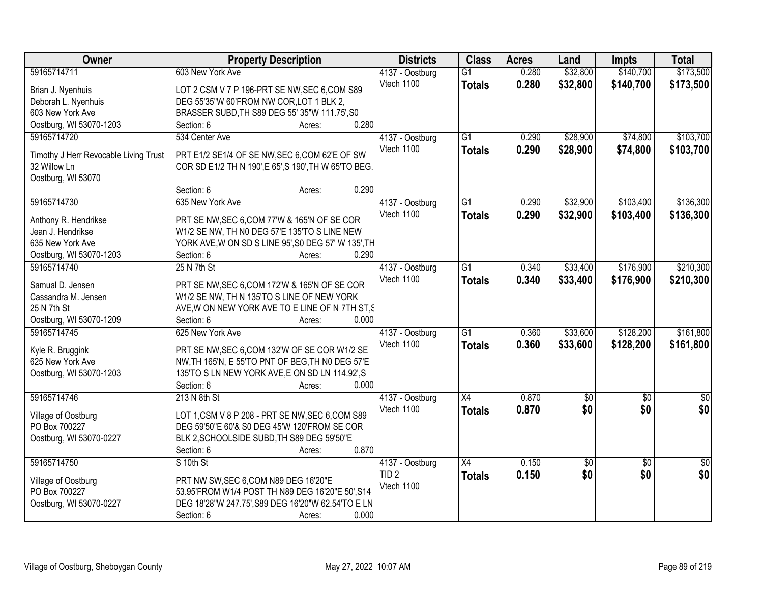| Owner | Property Description | Districts | Class | Acres | Land | Impts | Total |
|---|---|---|---|---|---|---|---|
| 59165714711<br>Brian J. Nyenhuis<br>Deborah L. Nyenhuis<br>603 New York Ave<br>Oostburg, WI 53070-1203 | 603 New York Ave<br>LOT 2 CSM V 7 P 196-PRT SE NW,SEC 6,COM S89 DEG 55'35"W 60'FROM NW COR,LOT 1 BLK 2, BRASSER SUBD,TH S89 DEG 55' 35"W 111.75',S0<br>Section: 6 Acres: 0.280 | 4137 - Oostburg<br>Vtech 1100 | G1<br>**Totals** | 0.280<br>**0.280** | $32,800<br>**$32,800** | $140,700<br>**$140,700** | $173,500<br>**$173,500** |
| 59165714720<br>Timothy J Herr Revocable Living Trust<br>32 Willow Ln<br>Oostburg, WI 53070 | 534 Center Ave<br>PRT E1/2 SE1/4 OF SE NW,SEC 6,COM 62'E OF SW COR SD E1/2 TH N 190',E 65',S 190',TH W 65'TO BEG.<br>Section: 6 Acres: 0.290 | 4137 - Oostburg<br>Vtech 1100 | G1<br>**Totals** | 0.290<br>**0.290** | $28,900<br>**$28,900** | $74,800<br>**$74,800** | $103,700<br>**$103,700** |
| 59165714730<br>Anthony R. Hendrikse<br>Jean J. Hendrikse<br>635 New York Ave<br>Oostburg, WI 53070-1203 | 635 New York Ave<br>PRT SE NW,SEC 6,COM 77'W & 165'N OF SE COR W1/2 SE NW, TH N0 DEG 57'E 135'TO S LINE NEW YORK AVE,W ON SD S LINE 95',S0 DEG 57' W 135',TH<br>Section: 6 Acres: 0.290 | 4137 - Oostburg<br>Vtech 1100 | G1<br>**Totals** | 0.290<br>**0.290** | $32,900<br>**$32,900** | $103,400<br>**$103,400** | $136,300<br>**$136,300** |
| 59165714740<br>Samual D. Jensen<br>Cassandra M. Jensen<br>25 N 7th St<br>Oostburg, WI 53070-1209 | 25 N 7th St<br>PRT SE NW,SEC 6,COM 172'W & 165'N OF SE COR W1/2 SE NW, TH N 135'TO S LINE OF NEW YORK AVE,W ON NEW YORK AVE TO E LINE OF N 7TH ST,S<br>Section: 6 Acres: 0.000 | 4137 - Oostburg<br>Vtech 1100 | G1<br>**Totals** | 0.340<br>**0.340** | $33,400<br>**$33,400** | $176,900<br>**$176,900** | $210,300<br>**$210,300** |
| 59165714745<br>Kyle R. Bruggink<br>625 New York Ave<br>Oostburg, WI 53070-1203 | 625 New York Ave<br>PRT SE NW,SEC 6,COM 132'W OF SE COR W1/2 SE NW,TH 165'N, E 55'TO PNT OF BEG,TH N0 DEG 57'E 135'TO S LN NEW YORK AVE,E ON SD LN 114.92',S<br>Section: 6 Acres: 0.000 | 4137 - Oostburg<br>Vtech 1100 | G1<br>**Totals** | 0.360<br>**0.360** | $33,600<br>**$33,600** | $128,200<br>**$128,200** | $161,800<br>**$161,800** |
| 59165714746<br>Village of Oostburg<br>PO Box 700227<br>Oostburg, WI 53070-0227 | 213 N 8th St<br>LOT 1,CSM V 8 P 208 - PRT SE NW,SEC 6,COM S89 DEG 59'50"E 60'& S0 DEG 45'W 120'FROM SE COR BLK 2,SCHOOLSIDE SUBD,TH S89 DEG 59'50"E<br>Section: 6 Acres: 0.870 | 4137 - Oostburg<br>Vtech 1100 | X4<br>**Totals** | 0.870<br>**0.870** | $0<br>**$0** | $0<br>**$0** | $0<br>**$0** |
| 59165714750<br>Village of Oostburg<br>PO Box 700227<br>Oostburg, WI 53070-0227 | S 10th St<br>PRT NW SW,SEC 6,COM N89 DEG 16'20"E 53.95'FROM W1/4 POST TH N89 DEG 16'20"E 50',S14 DEG 18'28"W 247.75',S89 DEG 16'20"W 62.54'TO E LN<br>Section: 6 Acres: 0.000 | 4137 - Oostburg<br>TID 2<br>Vtech 1100 | X4<br>**Totals** | 0.150<br>**0.150** | $0<br>**$0** | $0<br>**$0** | $0<br>**$0** |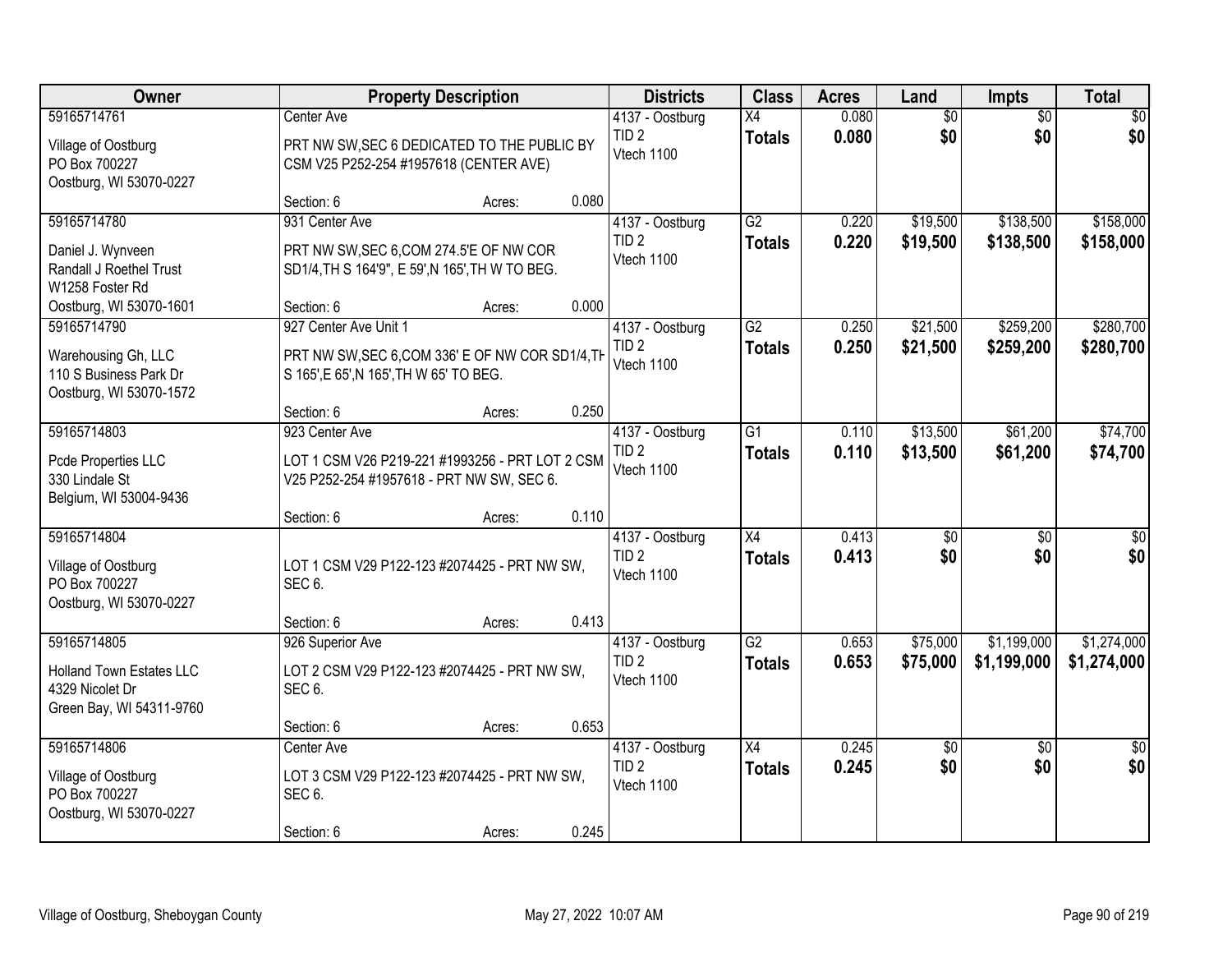| Owner | Property Description | Districts | Class | Acres | Land | Impts | Total |
|---|---|---|---|---|---|---|---|
| 59165714761<br>Village of Oostburg<br>PO Box 700227<br>Oostburg, WI 53070-0227 | Center Ave<br>PRT NW SW,SEC 6 DEDICATED TO THE PUBLIC BY CSM V25 P252-254 #1957618 (CENTER AVE)<br>Section: 6 Acres: 0.080 | 4137 - Oostburg<br>TID 2<br>Vtech 1100 | X4<br>**Totals** | 0.080<br>**0.080** | $0<br>**$0** | $0<br>**$0** | $0<br>**$0** |
| 59165714780<br>Daniel J. Wynveen<br>Randall J Roethel Trust<br>W1258 Foster Rd<br>Oostburg, WI 53070-1601 | 931 Center Ave<br>PRT NW SW,SEC 6,COM 274.5'E OF NW COR SD1/4,TH S 164'9", E 59',N 165',TH W TO BEG.<br>Section: 6 Acres: 0.000 | 4137 - Oostburg<br>TID 2<br>Vtech 1100 | G2<br>**Totals** | 0.220<br>**0.220** | $19,500<br>**$19,500** | $138,500<br>**$138,500** | $158,000<br>**$158,000** |
| 59165714790<br>Warehousing Gh, LLC<br>110 S Business Park Dr<br>Oostburg, WI 53070-1572 | 927 Center Ave Unit 1<br>PRT NW SW,SEC 6,COM 336' E OF NW COR SD1/4,TH S 165',E 65',N 165',TH W 65' TO BEG.<br>Section: 6 Acres: 0.250 | 4137 - Oostburg<br>TID 2<br>Vtech 1100 | G2<br>**Totals** | 0.250<br>**0.250** | $21,500<br>**$21,500** | $259,200<br>**$259,200** | $280,700<br>**$280,700** |
| 59165714803<br>Pcde Properties LLC<br>330 Lindale St<br>Belgium, WI 53004-9436 | 923 Center Ave<br>LOT 1 CSM V26 P219-221 #1993256 - PRT LOT 2 CSM V25 P252-254 #1957618 - PRT NW SW, SEC 6.<br>Section: 6 Acres: 0.110 | 4137 - Oostburg<br>TID 2<br>Vtech 1100 | G1<br>**Totals** | 0.110<br>**0.110** | $13,500<br>**$13,500** | $61,200<br>**$61,200** | $74,700<br>**$74,700** |
| 59165714804<br>Village of Oostburg<br>PO Box 700227<br>Oostburg, WI 53070-0227 | LOT 1 CSM V29 P122-123 #2074425 - PRT NW SW, SEC 6.<br>Section: 6 Acres: 0.413 | 4137 - Oostburg<br>TID 2<br>Vtech 1100 | X4<br>**Totals** | 0.413<br>**0.413** | $0<br>**$0** | $0<br>**$0** | $0<br>**$0** |
| 59165714805<br>Holland Town Estates LLC<br>4329 Nicolet Dr<br>Green Bay, WI 54311-9760 | 926 Superior Ave<br>LOT 2 CSM V29 P122-123 #2074425 - PRT NW SW, SEC 6.<br>Section: 6 Acres: 0.653 | 4137 - Oostburg<br>TID 2<br>Vtech 1100 | G2<br>**Totals** | 0.653<br>**0.653** | $75,000<br>**$75,000** | $1,199,000<br>**$1,199,000** | $1,274,000<br>**$1,274,000** |
| 59165714806<br>Village of Oostburg<br>PO Box 700227<br>Oostburg, WI 53070-0227 | Center Ave<br>LOT 3 CSM V29 P122-123 #2074425 - PRT NW SW, SEC 6.<br>Section: 6 Acres: 0.245 | 4137 - Oostburg<br>TID 2<br>Vtech 1100 | X4<br>**Totals** | 0.245<br>**0.245** | $0<br>**$0** | $0<br>**$0** | $0<br>**$0** |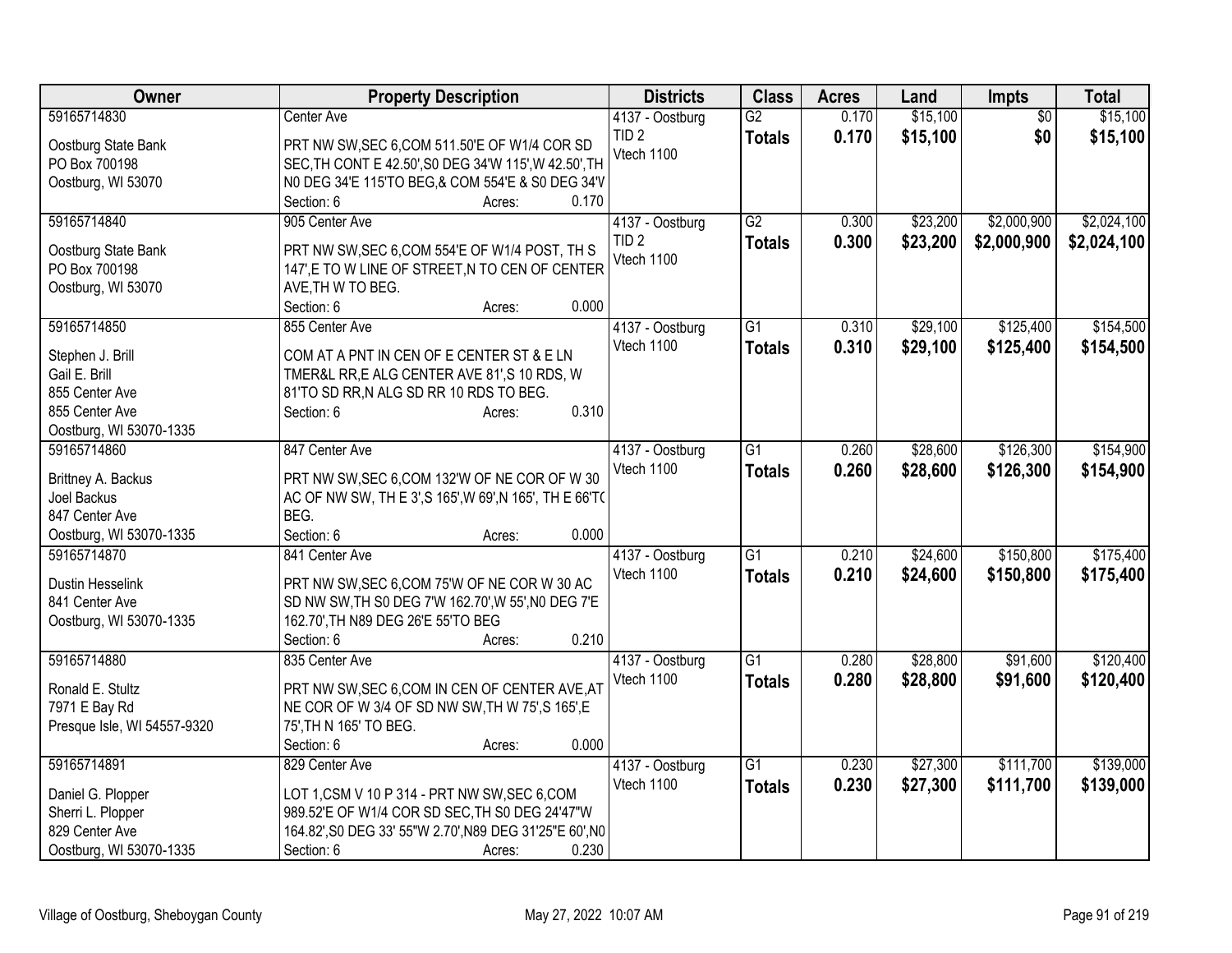| Owner | Property Description | Districts | Class | Acres | Land | Impts | Total |
|---|---|---|---|---|---|---|---|
| 59165714830<br>Oostburg State Bank<br>PO Box 700198<br>Oostburg, WI 53070 | Center Ave<br>PRT NW SW,SEC 6,COM 511.50'E OF W1/4 COR SD SEC,TH CONT E 42.50',S0 DEG 34'W 115',W 42.50',TH N0 DEG 34'E 115'TO BEG,& COM 554'E & S0 DEG 34'V<br>Section: 6 Acres: 0.170 | 4137 - Oostburg<br>TID 2<br>Vtech 1100 | G2<br>**Totals** | 0.170<br>**0.170** | $15,100<br>**$15,100** | $0<br>**$0** | $15,100<br>**$15,100** |
| 59165714840<br>Oostburg State Bank<br>PO Box 700198<br>Oostburg, WI 53070 | 905 Center Ave<br>PRT NW SW,SEC 6,COM 554'E OF W1/4 POST, TH S 147',E TO W LINE OF STREET,N TO CEN OF CENTER AVE,TH W TO BEG.<br>Section: 6 Acres: 0.000 | 4137 - Oostburg<br>TID 2<br>Vtech 1100 | G2<br>**Totals** | 0.300<br>**0.300** | $23,200<br>**$23,200** | $2,000,900<br>**$2,000,900** | $2,024,100<br>**$2,024,100** |
| 59165714850<br>Stephen J. Brill<br>Gail E. Brill<br>855 Center Ave<br>855 Center Ave<br>Oostburg, WI 53070-1335 | 855 Center Ave<br>COM AT A PNT IN CEN OF E CENTER ST & E LN TMER&L RR,E ALG CENTER AVE 81',S 10 RDS, W 81'TO SD RR,N ALG SD RR 10 RDS TO BEG.<br>Section: 6 Acres: 0.310 | 4137 - Oostburg<br>Vtech 1100 | G1<br>**Totals** | 0.310<br>**0.310** | $29,100<br>**$29,100** | $125,400<br>**$125,400** | $154,500<br>**$154,500** |
| 59165714860<br>Brittney A. Backus<br>Joel Backus<br>847 Center Ave<br>Oostburg, WI 53070-1335 | 847 Center Ave<br>PRT NW SW,SEC 6,COM 132'W OF NE COR OF W 30 AC OF NW SW, TH E 3',S 165',W 69',N 165', TH E 66'TO BEG.<br>Section: 6 Acres: 0.000 | 4137 - Oostburg<br>Vtech 1100 | G1<br>**Totals** | 0.260<br>**0.260** | $28,600<br>**$28,600** | $126,300<br>**$126,300** | $154,900<br>**$154,900** |
| 59165714870<br>Dustin Hesselink<br>841 Center Ave<br>Oostburg, WI 53070-1335 | 841 Center Ave<br>PRT NW SW,SEC 6,COM 75'W OF NE COR W 30 AC SD NW SW,TH S0 DEG 7'W 162.70',W 55',N0 DEG 7'E 162.70',TH N89 DEG 26'E 55'TO BEG<br>Section: 6 Acres: 0.210 | 4137 - Oostburg<br>Vtech 1100 | G1<br>**Totals** | 0.210<br>**0.210** | $24,600<br>**$24,600** | $150,800<br>**$150,800** | $175,400<br>**$175,400** |
| 59165714880<br>Ronald E. Stultz<br>7971 E Bay Rd<br>Presque Isle, WI 54557-9320 | 835 Center Ave<br>PRT NW SW,SEC 6,COM IN CEN OF CENTER AVE,AT NE COR OF W 3/4 OF SD NW SW,TH W 75',S 165',E 75',TH N 165' TO BEG.<br>Section: 6 Acres: 0.000 | 4137 - Oostburg<br>Vtech 1100 | G1<br>**Totals** | 0.280<br>**0.280** | $28,800<br>**$28,800** | $91,600<br>**$91,600** | $120,400<br>**$120,400** |
| 59165714891<br>Daniel G. Plopper<br>Sherri L. Plopper<br>829 Center Ave<br>Oostburg, WI 53070-1335 | 829 Center Ave<br>LOT 1,CSM V 10 P 314 - PRT NW SW,SEC 6,COM 989.52'E OF W1/4 COR SD SEC,TH S0 DEG 24'47"W 164.82',S0 DEG 33' 55"W 2.70',N89 DEG 31'25"E 60',N0<br>Section: 6 Acres: 0.230 | 4137 - Oostburg<br>Vtech 1100 | G1<br>**Totals** | 0.230<br>**0.230** | $27,300<br>**$27,300** | $111,700<br>**$111,700** | $139,000<br>**$139,000** |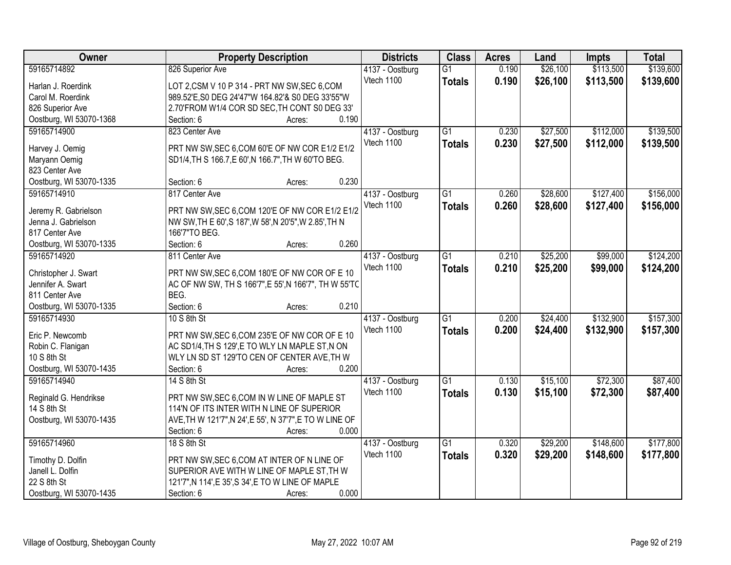| Owner | Property Description | Districts | Class | Acres | Land | Impts | Total |
|---|---|---|---|---|---|---|---|
| 59165714892<br>Harlan J. Roerdink<br>Carol M. Roerdink<br>826 Superior Ave<br>Oostburg, WI 53070-1368 | 826 Superior Ave<br>LOT 2,CSM V 10 P 314 - PRT NW SW,SEC 6,COM 989.52'E,S0 DEG 24'47"W 164.82'& S0 DEG 33'55"W 2.70'FROM W1/4 COR SD SEC,TH CONT S0 DEG 33'<br>Section: 6 Acres: 0.190 | 4137 - Oostburg<br>Vtech 1100 | G1<br>**Totals** | 0.190<br>**0.190** | $26,100<br>**$26,100** | $113,500<br>**$113,500** | $139,600<br>**$139,600** |
| 59165714900<br>Harvey J. Oemig<br>Maryann Oemig<br>823 Center Ave<br>Oostburg, WI 53070-1335 | 823 Center Ave<br>PRT NW SW,SEC 6,COM 60'E OF NW COR E1/2 E1/2 SD1/4,TH S 166.7,E 60',N 166.7",TH W 60'TO BEG.<br>Section: 6 Acres: 0.230 | 4137 - Oostburg<br>Vtech 1100 | G1<br>**Totals** | 0.230<br>**0.230** | $27,500<br>**$27,500** | $112,000<br>**$112,000** | $139,500<br>**$139,500** |
| 59165714910<br>Jeremy R. Gabrielson<br>Jenna J. Gabrielson<br>817 Center Ave<br>Oostburg, WI 53070-1335 | 817 Center Ave<br>PRT NW SW,SEC 6,COM 120'E OF NW COR E1/2 E1/2 NW SW,TH E 60',S 187',W 58',N 20'5",W 2.85',TH N 166'7"TO BEG.<br>Section: 6 Acres: 0.260 | 4137 - Oostburg<br>Vtech 1100 | G1<br>**Totals** | 0.260<br>**0.260** | $28,600<br>**$28,600** | $127,400<br>**$127,400** | $156,000<br>**$156,000** |
| 59165714920<br>Christopher J. Swart<br>Jennifer A. Swart<br>811 Center Ave<br>Oostburg, WI 53070-1335 | 811 Center Ave<br>PRT NW SW,SEC 6,COM 180'E OF NW COR OF E 10 AC OF NW SW, TH S 166'7",E 55',N 166'7", TH W 55'TO BEG.<br>Section: 6 Acres: 0.210 | 4137 - Oostburg<br>Vtech 1100 | G1<br>**Totals** | 0.210<br>**0.210** | $25,200<br>**$25,200** | $99,000<br>**$99,000** | $124,200<br>**$124,200** |
| 59165714930<br>Eric P. Newcomb<br>Robin C. Flanigan<br>10 S 8th St<br>Oostburg, WI 53070-1435 | 10 S 8th St<br>PRT NW SW,SEC 6,COM 235'E OF NW COR OF E 10 AC SD1/4,TH S 129',E TO WLY LN MAPLE ST,N ON WLY LN SD ST 129'TO CEN OF CENTER AVE,TH W<br>Section: 6 Acres: 0.200 | 4137 - Oostburg<br>Vtech 1100 | G1<br>**Totals** | 0.200<br>**0.200** | $24,400<br>**$24,400** | $132,900<br>**$132,900** | $157,300<br>**$157,300** |
| 59165714940<br>Reginald G. Hendrikse<br>14 S 8th St<br>Oostburg, WI 53070-1435 | 14 S 8th St<br>PRT NW SW,SEC 6,COM IN W LINE OF MAPLE ST 114'N OF ITS INTER WITH N LINE OF SUPERIOR AVE,TH W 121'7",N 24',E 55', N 37'7",E TO W LINE OF<br>Section: 6 Acres: 0.000 | 4137 - Oostburg<br>Vtech 1100 | G1<br>**Totals** | 0.130<br>**0.130** | $15,100<br>**$15,100** | $72,300<br>**$72,300** | $87,400<br>**$87,400** |
| 59165714960<br>Timothy D. Dolfin<br>Janell L. Dolfin<br>22 S 8th St<br>Oostburg, WI 53070-1435 | 18 S 8th St<br>PRT NW SW,SEC 6,COM AT INTER OF N LINE OF SUPERIOR AVE WITH W LINE OF MAPLE ST,TH W 121'7",N 114',E 35',S 34',E TO W LINE OF MAPLE<br>Section: 6 Acres: 0.000 | 4137 - Oostburg<br>Vtech 1100 | G1<br>**Totals** | 0.320<br>**0.320** | $29,200<br>**$29,200** | $148,600<br>**$148,600** | $177,800<br>**$177,800** |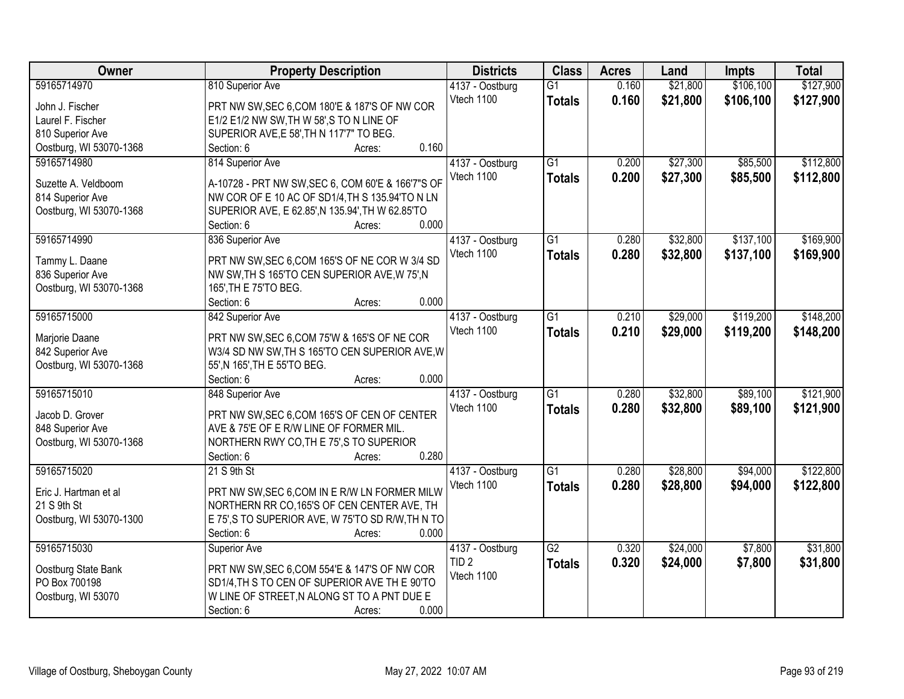| Owner | Property Description | Districts | Class | Acres | Land | Impts | Total |
|---|---|---|---|---|---|---|---|
| 59165714970<br>John J. Fischer<br>Laurel F. Fischer<br>810 Superior Ave<br>Oostburg, WI 53070-1368 | 810 Superior Ave<br>PRT NW SW,SEC 6,COM 180'E & 187'S OF NW COR E1/2 E1/2 NW SW,TH W 58',S TO N LINE OF SUPERIOR AVE,E 58',TH N 117'7" TO BEG.<br>Section: 6 Acres: 0.160 | 4137 - Oostburg<br>Vtech 1100 | G1<br>**Totals** | 0.160<br>**0.160** | $21,800<br>**$21,800** | $106,100<br>**$106,100** | $127,900<br>**$127,900** |
| 59165714980<br>Suzette A. Veldboom<br>814 Superior Ave<br>Oostburg, WI 53070-1368 | 814 Superior Ave<br>A-10728 - PRT NW SW,SEC 6, COM 60'E & 166'7"S OF NW COR OF E 10 AC OF SD1/4,TH S 135.94'TO N LN SUPERIOR AVE, E 62.85',N 135.94',TH W 62.85'TO<br>Section: 6 Acres: 0.000 | 4137 - Oostburg<br>Vtech 1100 | G1<br>**Totals** | 0.200<br>**0.200** | $27,300<br>**$27,300** | $85,500<br>**$85,500** | $112,800<br>**$112,800** |
| 59165714990<br>Tammy L. Daane<br>836 Superior Ave<br>Oostburg, WI 53070-1368 | 836 Superior Ave<br>PRT NW SW,SEC 6,COM 165'S OF NE COR W 3/4 SD NW SW,TH S 165'TO CEN SUPERIOR AVE,W 75',N 165',TH E 75'TO BEG.<br>Section: 6 Acres: 0.000 | 4137 - Oostburg<br>Vtech 1100 | G1<br>**Totals** | 0.280<br>**0.280** | $32,800<br>**$32,800** | $137,100<br>**$137,100** | $169,900<br>**$169,900** |
| 59165715000<br>Marjorie Daane<br>842 Superior Ave<br>Oostburg, WI 53070-1368 | 842 Superior Ave<br>PRT NW SW,SEC 6,COM 75'W & 165'S OF NE COR W3/4 SD NW SW,TH S 165'TO CEN SUPERIOR AVE,W 55',N 165',TH E 55'TO BEG.<br>Section: 6 Acres: 0.000 | 4137 - Oostburg<br>Vtech 1100 | G1<br>**Totals** | 0.210<br>**0.210** | $29,000<br>**$29,000** | $119,200<br>**$119,200** | $148,200<br>**$148,200** |
| 59165715010<br>Jacob D. Grover<br>848 Superior Ave<br>Oostburg, WI 53070-1368 | 848 Superior Ave<br>PRT NW SW,SEC 6,COM 165'S OF CEN OF CENTER AVE & 75'E OF E R/W LINE OF FORMER MIL. NORTHERN RWY CO,TH E 75',S TO SUPERIOR<br>Section: 6 Acres: 0.280 | 4137 - Oostburg<br>Vtech 1100 | G1<br>**Totals** | 0.280<br>**0.280** | $32,800<br>**$32,800** | $89,100<br>**$89,100** | $121,900<br>**$121,900** |
| 59165715020<br>Eric J. Hartman et al<br>21 S 9th St<br>Oostburg, WI 53070-1300 | 21 S 9th St<br>PRT NW SW,SEC 6,COM IN E R/W LN FORMER MILW NORTHERN RR CO,165'S OF CEN CENTER AVE, TH E 75',S TO SUPERIOR AVE, W 75'TO SD R/W,TH N TO<br>Section: 6 Acres: 0.000 | 4137 - Oostburg<br>Vtech 1100 | G1<br>**Totals** | 0.280<br>**0.280** | $28,800<br>**$28,800** | $94,000<br>**$94,000** | $122,800<br>**$122,800** |
| 59165715030<br>Oostburg State Bank<br>PO Box 700198<br>Oostburg, WI 53070 | Superior Ave<br>PRT NW SW,SEC 6,COM 554'E & 147'S OF NW COR SD1/4,TH S TO CEN OF SUPERIOR AVE TH E 90'TO W LINE OF STREET,N ALONG ST TO A PNT DUE E<br>Section: 6 Acres: 0.000 | 4137 - Oostburg<br>TID 2<br>Vtech 1100 | G2<br>**Totals** | 0.320<br>**0.320** | $24,000<br>**$24,000** | $7,800<br>**$7,800** | $31,800<br>**$31,800** |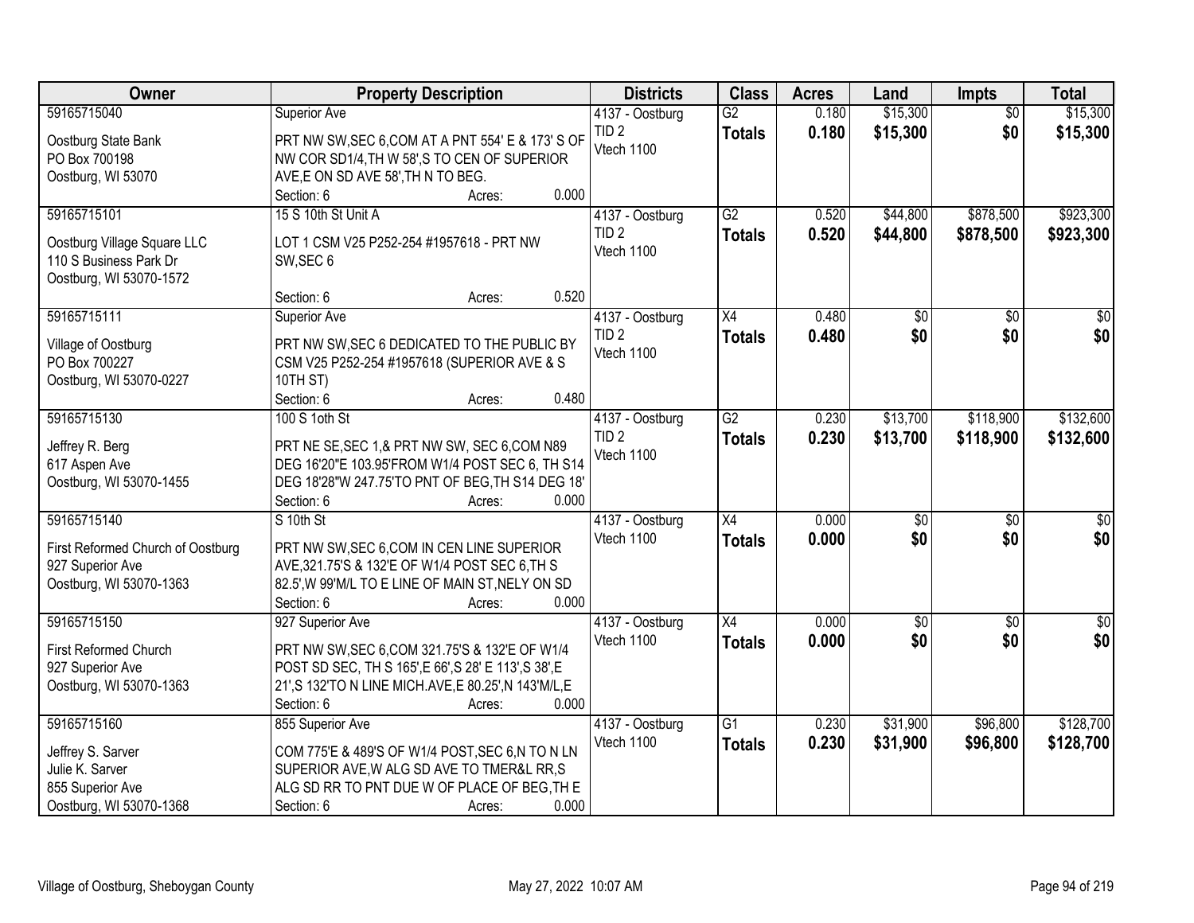| Owner | Property Description | Districts | Class | Acres | Land | Impts | Total |
|---|---|---|---|---|---|---|---|
| 59165715040<br>Oostburg State Bank<br>PO Box 700198<br>Oostburg, WI 53070 | Superior Ave<br>PRT NW SW,SEC 6,COM AT A PNT 554' E & 173' S OF NW COR SD1/4,TH W 58',S TO CEN OF SUPERIOR AVE,E ON SD AVE 58',TH N TO BEG.<br>Section: 6 Acres: 0.000 | 4137 - Oostburg<br>TID 2<br>Vtech 1100 | G2<br>**Totals** | 0.180<br>**0.180** | $15,300<br>**$15,300** | $0<br>**$0** | $15,300<br>**$15,300** |
| 59165715101<br>Oostburg Village Square LLC<br>110 S Business Park Dr<br>Oostburg, WI 53070-1572 | 15 S 10th St Unit A<br>LOT 1 CSM V25 P252-254 #1957618 - PRT NW SW,SEC 6<br>Section: 6 Acres: 0.520 | 4137 - Oostburg<br>TID 2<br>Vtech 1100 | G2<br>**Totals** | 0.520<br>**0.520** | $44,800<br>**$44,800** | $878,500<br>**$878,500** | $923,300<br>**$923,300** |
| 59165715111<br>Village of Oostburg<br>PO Box 700227<br>Oostburg, WI 53070-0227 | Superior Ave<br>PRT NW SW,SEC 6 DEDICATED TO THE PUBLIC BY CSM V25 P252-254 #1957618 (SUPERIOR AVE & S 10TH ST)<br>Section: 6 Acres: 0.480 | 4137 - Oostburg<br>TID 2<br>Vtech 1100 | X4<br>**Totals** | 0.480<br>**0.480** | $0<br>**$0** | $0<br>**$0** | $0<br>**$0** |
| 59165715130<br>Jeffrey R. Berg<br>617 Aspen Ave<br>Oostburg, WI 53070-1455 | 100 S 1oth St<br>PRT NE SE,SEC 1,& PRT NW SW, SEC 6,COM N89 DEG 16'20"E 103.95'FROM W1/4 POST SEC 6, TH S14 DEG 18'28"W 247.75'TO PNT OF BEG,TH S14 DEG 18'<br>Section: 6 Acres: 0.000 | 4137 - Oostburg<br>TID 2<br>Vtech 1100 | G2<br>**Totals** | 0.230<br>**0.230** | $13,700<br>**$13,700** | $118,900<br>**$118,900** | $132,600<br>**$132,600** |
| 59165715140<br>First Reformed Church of Oostburg<br>927 Superior Ave<br>Oostburg, WI 53070-1363 | S 10th St<br>PRT NW SW,SEC 6,COM IN CEN LINE SUPERIOR AVE,321.75'S & 132'E OF W1/4 POST SEC 6,TH S 82.5',W 99'M/L TO E LINE OF MAIN ST,NELY ON SD<br>Section: 6 Acres: 0.000 | 4137 - Oostburg<br>Vtech 1100 | X4<br>**Totals** | 0.000<br>**0.000** | $0<br>**$0** | $0<br>**$0** | $0<br>**$0** |
| 59165715150<br>First Reformed Church<br>927 Superior Ave<br>Oostburg, WI 53070-1363 | 927 Superior Ave<br>PRT NW SW,SEC 6,COM 321.75'S & 132'E OF W1/4 POST SD SEC, TH S 165',E 66',S 28' E 113',S 38',E 21',S 132'TO N LINE MICH.AVE,E 80.25',N 143'M/L,E<br>Section: 6 Acres: 0.000 | 4137 - Oostburg<br>Vtech 1100 | X4<br>**Totals** | 0.000<br>**0.000** | $0<br>**$0** | $0<br>**$0** | $0<br>**$0** |
| 59165715160<br>Jeffrey S. Sarver<br>Julie K. Sarver<br>855 Superior Ave<br>Oostburg, WI 53070-1368 | 855 Superior Ave<br>COM 775'E & 489'S OF W1/4 POST,SEC 6,N TO N LN SUPERIOR AVE,W ALG SD AVE TO TMER&L RR,S ALG SD RR TO PNT DUE W OF PLACE OF BEG,TH E<br>Section: 6 Acres: 0.000 | 4137 - Oostburg<br>Vtech 1100 | G1<br>**Totals** | 0.230<br>**0.230** | $31,900<br>**$31,900** | $96,800<br>**$96,800** | $128,700<br>**$128,700** |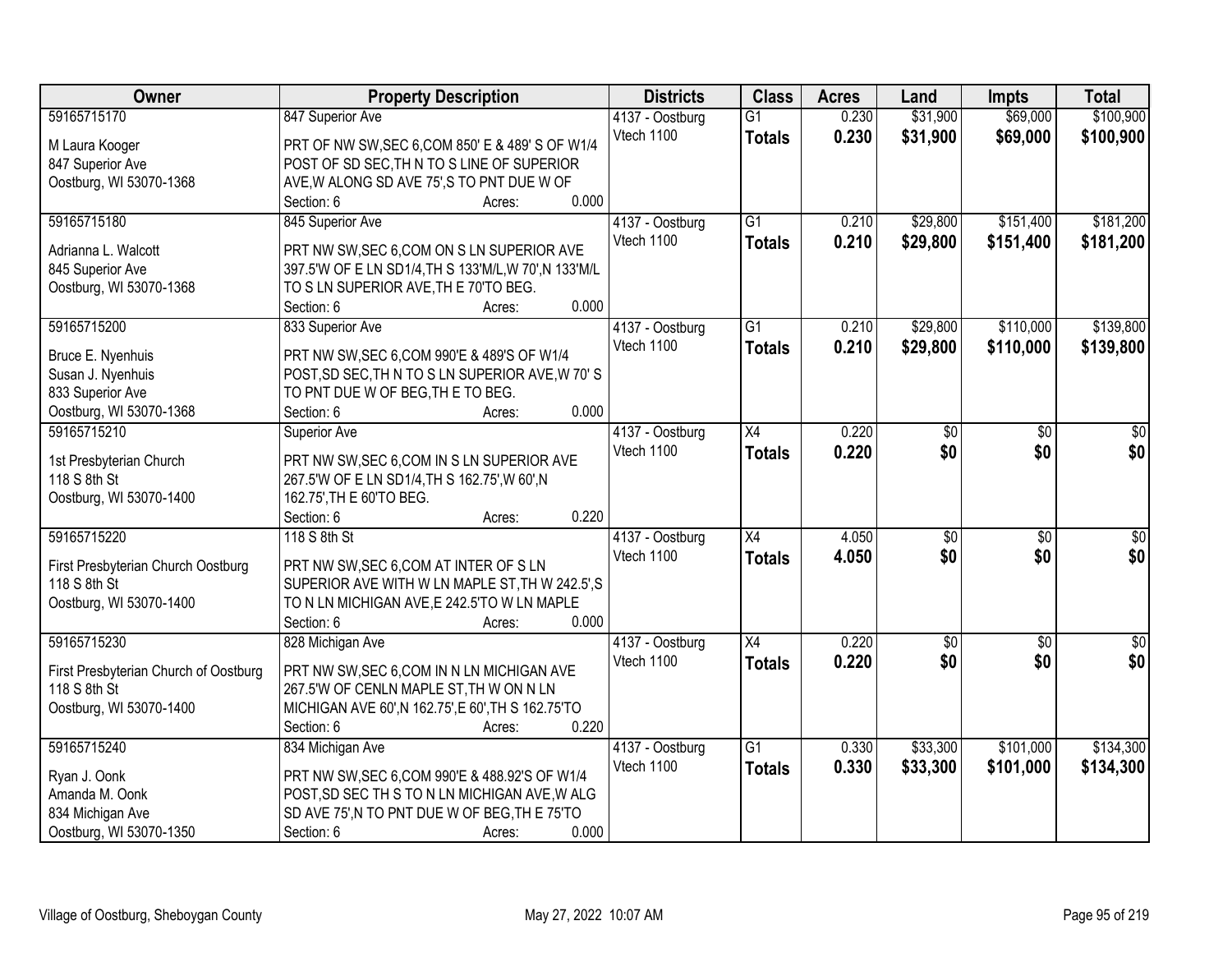| Owner | Property Description | Districts | Class | Acres | Land | Impts | Total |
|---|---|---|---|---|---|---|---|
| 59165715170 | 847 Superior Ave | 4137 - Oostburg | G1 | 0.230 | $31,900 | $69,000 | $100,900 |
| M Laura Kooger<br>847 Superior Ave<br>Oostburg, WI 53070-1368 | PRT OF NW SW,SEC 6,COM 850' E & 489' S OF W1/4 POST OF SD SEC,TH N TO S LINE OF SUPERIOR AVE,W ALONG SD AVE 75',S TO PNT DUE W OF<br>Section: 6 Acres: 0.000 | Vtech 1100 | **Totals** | **0.230** | **$31,900** | **$69,000** | **$100,900** |
| 59165715180 | 845 Superior Ave | 4137 - Oostburg | G1 | 0.210 | $29,800 | $151,400 | $181,200 |
| Adrianna L. Walcott<br>845 Superior Ave<br>Oostburg, WI 53070-1368 | PRT NW SW,SEC 6,COM ON S LN SUPERIOR AVE 397.5'W OF E LN SD1/4,TH S 133'M/L,W 70',N 133'M/L TO S LN SUPERIOR AVE,TH E 70'TO BEG.<br>Section: 6 Acres: 0.000 | Vtech 1100 | **Totals** | **0.210** | **$29,800** | **$151,400** | **$181,200** |
| 59165715200 | 833 Superior Ave | 4137 - Oostburg | G1 | 0.210 | $29,800 | $110,000 | $139,800 |
| Bruce E. Nyenhuis<br>Susan J. Nyenhuis<br>833 Superior Ave<br>Oostburg, WI 53070-1368 | PRT NW SW,SEC 6,COM 990'E & 489'S OF W1/4 POST,SD SEC,TH N TO S LN SUPERIOR AVE,W 70' S TO PNT DUE W OF BEG,TH E TO BEG.<br>Section: 6 Acres: 0.000 | Vtech 1100 | **Totals** | **0.210** | **$29,800** | **$110,000** | **$139,800** |
| 59165715210 | Superior Ave | 4137 - Oostburg | X4 | 0.220 | $0 | $0 | $0 |
| 1st Presbyterian Church<br>118 S 8th St<br>Oostburg, WI 53070-1400 | PRT NW SW,SEC 6,COM IN S LN SUPERIOR AVE 267.5'W OF E LN SD1/4,TH S 162.75',W 60',N 162.75',TH E 60'TO BEG.<br>Section: 6 Acres: 0.220 | Vtech 1100 | **Totals** | **0.220** | **$0** | **$0** | **$0** |
| 59165715220 | 118 S 8th St | 4137 - Oostburg | X4 | 4.050 | $0 | $0 | $0 |
| First Presbyterian Church Oostburg<br>118 S 8th St<br>Oostburg, WI 53070-1400 | PRT NW SW,SEC 6,COM AT INTER OF S LN SUPERIOR AVE WITH W LN MAPLE ST,TH W 242.5',S TO N LN MICHIGAN AVE,E 242.5'TO W LN MAPLE<br>Section: 6 Acres: 0.000 | Vtech 1100 | **Totals** | **4.050** | **$0** | **$0** | **$0** |
| 59165715230 | 828 Michigan Ave | 4137 - Oostburg | X4 | 0.220 | $0 | $0 | $0 |
| First Presbyterian Church of Oostburg<br>118 S 8th St<br>Oostburg, WI 53070-1400 | PRT NW SW,SEC 6,COM IN N LN MICHIGAN AVE 267.5'W OF CENLN MAPLE ST,TH W ON N LN MICHIGAN AVE 60',N 162.75',E 60',TH S 162.75'TO<br>Section: 6 Acres: 0.220 | Vtech 1100 | **Totals** | **0.220** | **$0** | **$0** | **$0** |
| 59165715240 | 834 Michigan Ave | 4137 - Oostburg | G1 | 0.330 | $33,300 | $101,000 | $134,300 |
| Ryan J. Oonk<br>Amanda M. Oonk<br>834 Michigan Ave<br>Oostburg, WI 53070-1350 | PRT NW SW,SEC 6,COM 990'E & 488.92'S OF W1/4 POST,SD SEC TH S TO N LN MICHIGAN AVE,W ALG SD AVE 75',N TO PNT DUE W OF BEG,TH E 75'TO<br>Section: 6 Acres: 0.000 | Vtech 1100 | **Totals** | **0.330** | **$33,300** | **$101,000** | **$134,300** |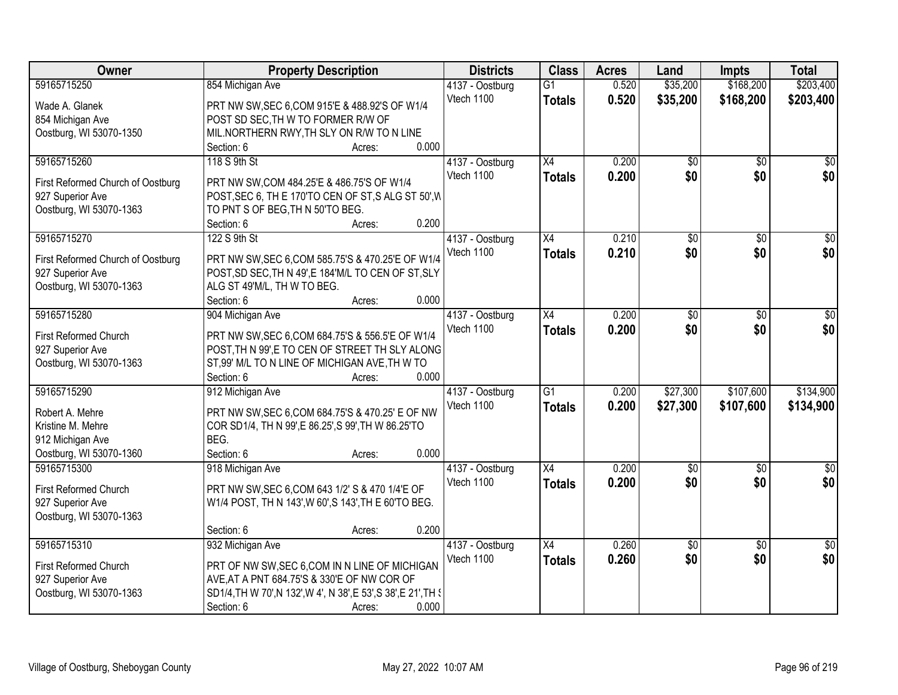| Owner | Property Description | Districts | Class | Acres | Land | Impts | Total |
|---|---|---|---|---|---|---|---|
| 59165715250 | 854 Michigan Ave | 4137 - Oostburg | G1 | 0.520 | $35,200 | $168,200 | $203,400 |
| Wade A. Glanek<br>854 Michigan Ave<br>Oostburg, WI 53070-1350 | PRT NW SW,SEC 6,COM 915'E & 488.92'S OF W1/4 POST SD SEC,TH W TO FORMER R/W OF MIL.NORTHERN RWY,TH SLY ON R/W TO N LINE<br>Section: 6 Acres: 0.000 | Vtech 1100 | **Totals** | **0.520** | **$35,200** | **$168,200** | **$203,400** |
| 59165715260 | 118 S 9th St | 4137 - Oostburg | X4 | 0.200 | $0 | $0 | $0 |
| First Reformed Church of Oostburg<br>927 Superior Ave<br>Oostburg, WI 53070-1363 | PRT NW SW,COM 484.25'E & 486.75'S OF W1/4 POST,SEC 6, TH E 170'TO CEN OF ST,S ALG ST 50',W TO PNT S OF BEG,TH N 50'TO BEG.<br>Section: 6 Acres: 0.200 | Vtech 1100 | **Totals** | **0.200** | **$0** | **$0** | **$0** |
| 59165715270 | 122 S 9th St | 4137 - Oostburg | X4 | 0.210 | $0 | $0 | $0 |
| First Reformed Church of Oostburg<br>927 Superior Ave<br>Oostburg, WI 53070-1363 | PRT NW SW,SEC 6,COM 585.75'S & 470.25'E OF W1/4 POST,SD SEC,TH N 49',E 184'M/L TO CEN OF ST,SLY ALG ST 49'M/L, TH W TO BEG.<br>Section: 6 Acres: 0.000 | Vtech 1100 | **Totals** | **0.210** | **$0** | **$0** | **$0** |
| 59165715280 | 904 Michigan Ave | 4137 - Oostburg | X4 | 0.200 | $0 | $0 | $0 |
| First Reformed Church<br>927 Superior Ave<br>Oostburg, WI 53070-1363 | PRT NW SW,SEC 6,COM 684.75'S & 556.5'E OF W1/4 POST,TH N 99',E TO CEN OF STREET TH SLY ALONG ST,99' M/L TO N LINE OF MICHIGAN AVE,TH W TO<br>Section: 6 Acres: 0.000 | Vtech 1100 | **Totals** | **0.200** | **$0** | **$0** | **$0** |
| 59165715290 | 912 Michigan Ave | 4137 - Oostburg | G1 | 0.200 | $27,300 | $107,600 | $134,900 |
| Robert A. Mehre<br>Kristine M. Mehre<br>912 Michigan Ave<br>Oostburg, WI 53070-1360 | PRT NW SW,SEC 6,COM 684.75'S & 470.25' E OF NW COR SD1/4, TH N 99',E 86.25',S 99',TH W 86.25'TO BEG.<br>Section: 6 Acres: 0.000 | Vtech 1100 | **Totals** | **0.200** | **$27,300** | **$107,600** | **$134,900** |
| 59165715300 | 918 Michigan Ave | 4137 - Oostburg | X4 | 0.200 | $0 | $0 | $0 |
| First Reformed Church<br>927 Superior Ave<br>Oostburg, WI 53070-1363 | PRT NW SW,SEC 6,COM 643 1/2' S & 470 1/4'E OF W1/4 POST, TH N 143',W 60',S 143',TH E 60'TO BEG.<br>Section: 6 Acres: 0.200 | Vtech 1100 | **Totals** | **0.200** | **$0** | **$0** | **$0** |
| 59165715310 | 932 Michigan Ave | 4137 - Oostburg | X4 | 0.260 | $0 | $0 | $0 |
| First Reformed Church<br>927 Superior Ave<br>Oostburg, WI 53070-1363 | PRT OF NW SW,SEC 6,COM IN N LINE OF MICHIGAN AVE,AT A PNT 684.75'S & 330'E OF NW COR OF SD1/4,TH W 70',N 132',W 4', N 38',E 53',S 38',E 21',TH S<br>Section: 6 Acres: 0.000 | Vtech 1100 | **Totals** | **0.260** | **$0** | **$0** | **$0** |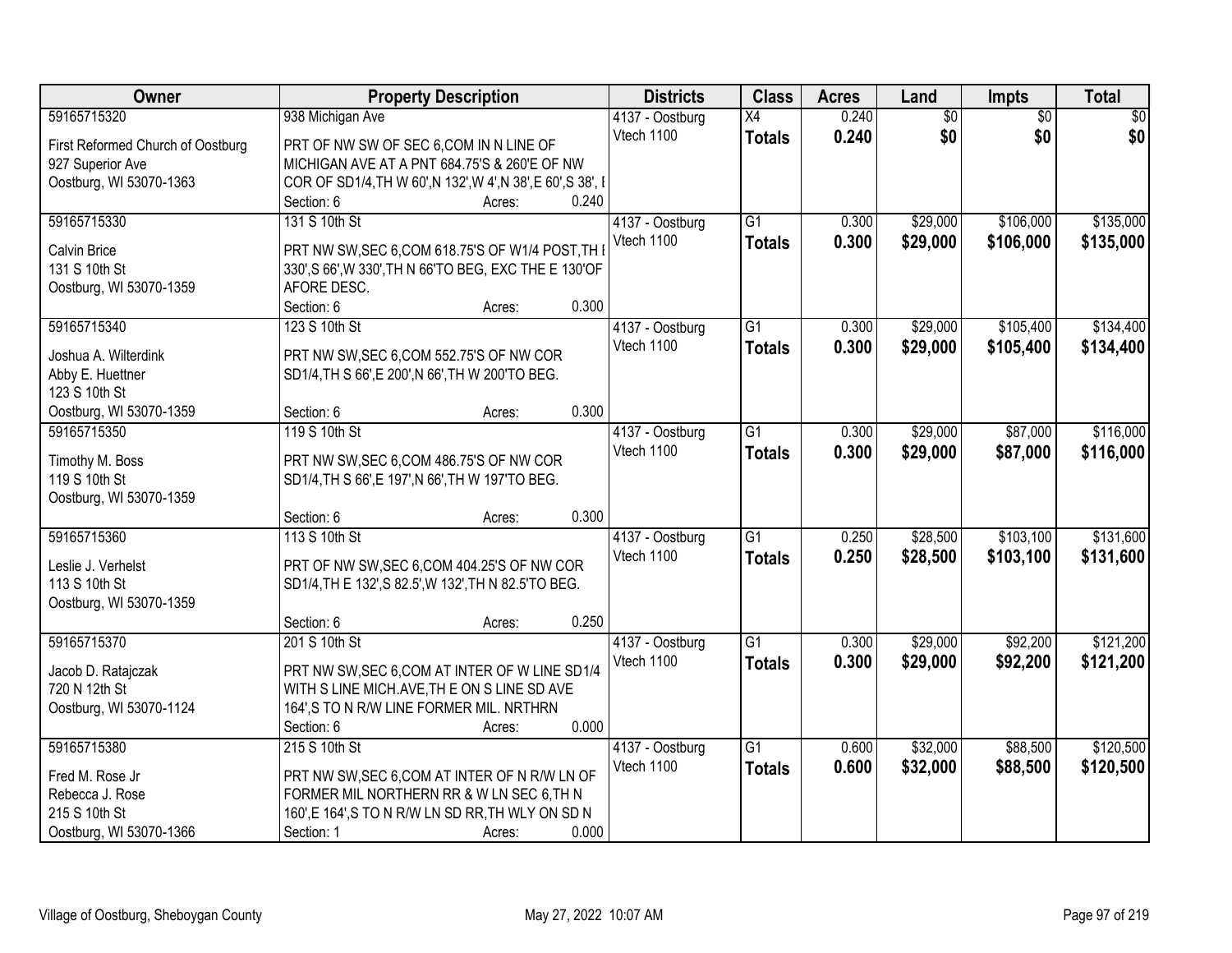| Owner | Property Description | Districts | Class | Acres | Land | Impts | Total |
|---|---|---|---|---|---|---|---|
| 59165715320<br>First Reformed Church of Oostburg<br>927 Superior Ave<br>Oostburg, WI 53070-1363 | 938 Michigan Ave<br>PRT OF NW SW OF SEC 6,COM IN N LINE OF MICHIGAN AVE AT A PNT 684.75'S & 260'E OF NW COR OF SD1/4,TH W 60',N 132',W 4',N 38',E 60',S 38', I<br>Section: 6 Acres: 0.240 | 4137 - Oostburg<br>Vtech 1100 | X4<br>**Totals** | 0.240<br>**0.240** | $0<br>**$0** | $0<br>**$0** | $0<br>**$0** |
| 59165715330<br>Calvin Brice<br>131 S 10th St<br>Oostburg, WI 53070-1359 | 131 S 10th St<br>PRT NW SW,SEC 6,COM 618.75'S OF W1/4 POST,TH I 330',S 66',W 330',TH N 66'TO BEG, EXC THE E 130'OF AFORE DESC.<br>Section: 6 Acres: 0.300 | 4137 - Oostburg<br>Vtech 1100 | G1<br>**Totals** | 0.300<br>**0.300** | $29,000<br>**$29,000** | $106,000<br>**$106,000** | $135,000<br>**$135,000** |
| 59165715340<br>Joshua A. Wilterdink<br>Abby E. Huettner<br>123 S 10th St<br>Oostburg, WI 53070-1359 | 123 S 10th St<br>PRT NW SW,SEC 6,COM 552.75'S OF NW COR SD1/4,TH S 66',E 200',N 66',TH W 200'TO BEG.<br>Section: 6 Acres: 0.300 | 4137 - Oostburg<br>Vtech 1100 | G1<br>**Totals** | 0.300<br>**0.300** | $29,000<br>**$29,000** | $105,400<br>**$105,400** | $134,400<br>**$134,400** |
| 59165715350<br>Timothy M. Boss<br>119 S 10th St<br>Oostburg, WI 53070-1359 | 119 S 10th St<br>PRT NW SW,SEC 6,COM 486.75'S OF NW COR SD1/4,TH S 66',E 197',N 66',TH W 197'TO BEG.<br>Section: 6 Acres: 0.300 | 4137 - Oostburg<br>Vtech 1100 | G1<br>**Totals** | 0.300<br>**0.300** | $29,000<br>**$29,000** | $87,000<br>**$87,000** | $116,000<br>**$116,000** |
| 59165715360<br>Leslie J. Verhelst<br>113 S 10th St<br>Oostburg, WI 53070-1359 | 113 S 10th St<br>PRT OF NW SW,SEC 6,COM 404.25'S OF NW COR SD1/4,TH E 132',S 82.5',W 132',TH N 82.5'TO BEG.<br>Section: 6 Acres: 0.250 | 4137 - Oostburg<br>Vtech 1100 | G1<br>**Totals** | 0.250<br>**0.250** | $28,500<br>**$28,500** | $103,100<br>**$103,100** | $131,600<br>**$131,600** |
| 59165715370<br>Jacob D. Ratajczak<br>720 N 12th St<br>Oostburg, WI 53070-1124 | 201 S 10th St<br>PRT NW SW,SEC 6,COM AT INTER OF W LINE SD1/4 WITH S LINE MICH.AVE,TH E ON S LINE SD AVE 164',S TO N R/W LINE FORMER MIL. NRTHRN<br>Section: 6 Acres: 0.000 | 4137 - Oostburg<br>Vtech 1100 | G1<br>**Totals** | 0.300<br>**0.300** | $29,000<br>**$29,000** | $92,200<br>**$92,200** | $121,200<br>**$121,200** |
| 59165715380<br>Fred M. Rose Jr<br>Rebecca J. Rose<br>215 S 10th St<br>Oostburg, WI 53070-1366 | 215 S 10th St<br>PRT NW SW,SEC 6,COM AT INTER OF N R/W LN OF FORMER MIL NORTHERN RR & W LN SEC 6,TH N 160',E 164',S TO N R/W LN SD RR,TH WLY ON SD N<br>Section: 1 Acres: 0.000 | 4137 - Oostburg<br>Vtech 1100 | G1<br>**Totals** | 0.600<br>**0.600** | $32,000<br>**$32,000** | $88,500<br>**$88,500** | $120,500<br>**$120,500** |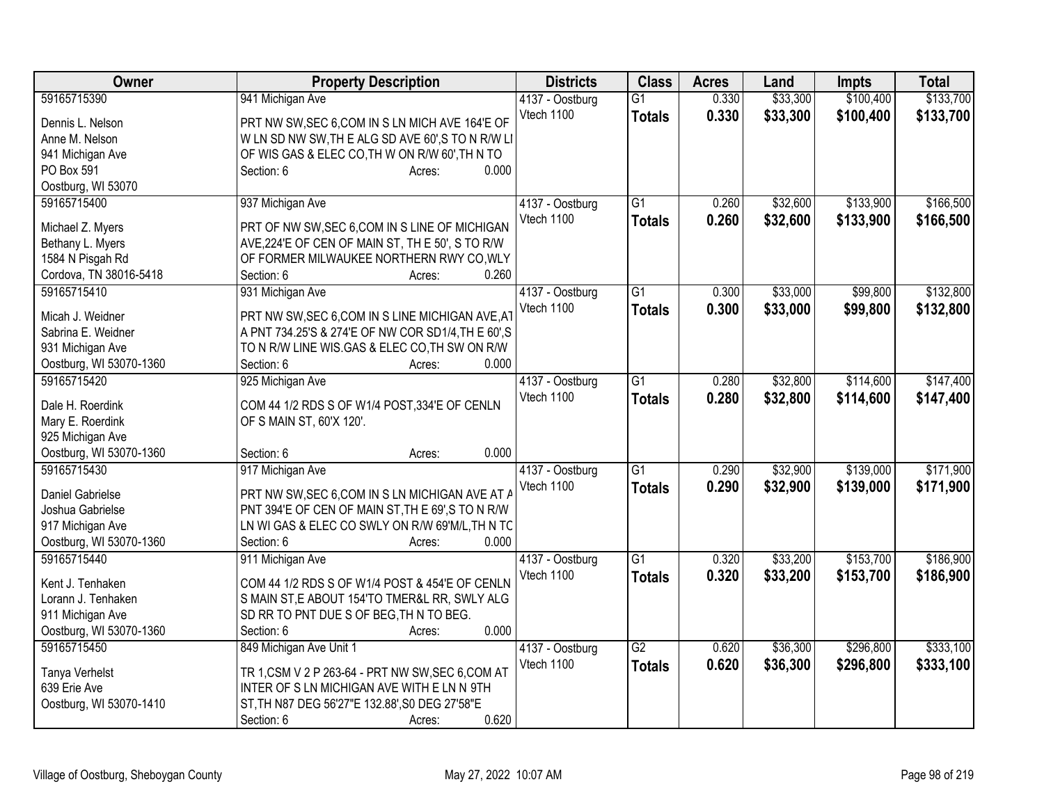| Owner | Property Description | Districts | Class | Acres | Land | Impts | Total |
|---|---|---|---|---|---|---|---|
| 59165715390<br>Dennis L. Nelson<br>Anne M. Nelson<br>941 Michigan Ave<br>PO Box 591<br>Oostburg, WI 53070 | 941 Michigan Ave<br>PRT NW SW,SEC 6,COM IN S LN MICH AVE 164'E OF W LN SD NW SW,TH E ALG SD AVE 60',S TO N R/W LI OF WIS GAS & ELEC CO,TH W ON R/W 60',TH N TO<br>Section: 6 Acres: 0.000 | 4137 - Oostburg<br>Vtech 1100 | G1<br>**Totals** | 0.330<br>**0.330** | $33,300<br>**$33,300** | $100,400<br>**$100,400** | $133,700<br>**$133,700** |
| 59165715400<br>Michael Z. Myers<br>Bethany L. Myers<br>1584 N Pisgah Rd<br>Cordova, TN 38016-5418 | 937 Michigan Ave<br>PRT OF NW SW,SEC 6,COM IN S LINE OF MICHIGAN AVE,224'E OF CEN OF MAIN ST, TH E 50', S TO R/W OF FORMER MILWAUKEE NORTHERN RWY CO,WLY<br>Section: 6 Acres: 0.260 | 4137 - Oostburg<br>Vtech 1100 | G1<br>**Totals** | 0.260<br>**0.260** | $32,600<br>**$32,600** | $133,900<br>**$133,900** | $166,500<br>**$166,500** |
| 59165715410<br>Micah J. Weidner<br>Sabrina E. Weidner<br>931 Michigan Ave<br>Oostburg, WI 53070-1360 | 931 Michigan Ave<br>PRT NW SW,SEC 6,COM IN S LINE MICHIGAN AVE,AT A PNT 734.25'S & 274'E OF NW COR SD1/4,TH E 60',S TO N R/W LINE WIS.GAS & ELEC CO,TH SW ON R/W<br>Section: 6 Acres: 0.000 | 4137 - Oostburg<br>Vtech 1100 | G1<br>**Totals** | 0.300<br>**0.300** | $33,000<br>**$33,000** | $99,800<br>**$99,800** | $132,800<br>**$132,800** |
| 59165715420<br>Dale H. Roerdink<br>Mary E. Roerdink<br>925 Michigan Ave<br>Oostburg, WI 53070-1360 | 925 Michigan Ave<br>COM 44 1/2 RDS S OF W1/4 POST,334'E OF CENLN OF S MAIN ST, 60'X 120'.<br>Section: 6 Acres: 0.000 | 4137 - Oostburg<br>Vtech 1100 | G1<br>**Totals** | 0.280<br>**0.280** | $32,800<br>**$32,800** | $114,600<br>**$114,600** | $147,400<br>**$147,400** |
| 59165715430<br>Daniel Gabrielse<br>Joshua Gabrielse<br>917 Michigan Ave<br>Oostburg, WI 53070-1360 | 917 Michigan Ave<br>PRT NW SW,SEC 6,COM IN S LN MICHIGAN AVE AT A PNT 394'E OF CEN OF MAIN ST,TH E 69',S TO N R/W LN WI GAS & ELEC CO SWLY ON R/W 69'M/L,TH N TO<br>Section: 6 Acres: 0.000 | 4137 - Oostburg<br>Vtech 1100 | G1<br>**Totals** | 0.290<br>**0.290** | $32,900<br>**$32,900** | $139,000<br>**$139,000** | $171,900<br>**$171,900** |
| 59165715440<br>Kent J. Tenhaken<br>Lorann J. Tenhaken<br>911 Michigan Ave<br>Oostburg, WI 53070-1360 | 911 Michigan Ave<br>COM 44 1/2 RDS S OF W1/4 POST & 454'E OF CENLN S MAIN ST,E ABOUT 154'TO TMER&L RR, SWLY ALG SD RR TO PNT DUE S OF BEG,TH N TO BEG.<br>Section: 6 Acres: 0.000 | 4137 - Oostburg<br>Vtech 1100 | G1<br>**Totals** | 0.320<br>**0.320** | $33,200<br>**$33,200** | $153,700<br>**$153,700** | $186,900<br>**$186,900** |
| 59165715450<br>Tanya Verhelst<br>639 Erie Ave<br>Oostburg, WI 53070-1410 | 849 Michigan Ave Unit 1<br>TR 1,CSM V 2 P 263-64 - PRT NW SW,SEC 6,COM AT INTER OF S LN MICHIGAN AVE WITH E LN N 9TH ST,TH N87 DEG 56'27"E 132.88',S0 DEG 27'58"E<br>Section: 6 Acres: 0.620 | 4137 - Oostburg<br>Vtech 1100 | G2<br>**Totals** | 0.620<br>**0.620** | $36,300<br>**$36,300** | $296,800<br>**$296,800** | $333,100<br>**$333,100** |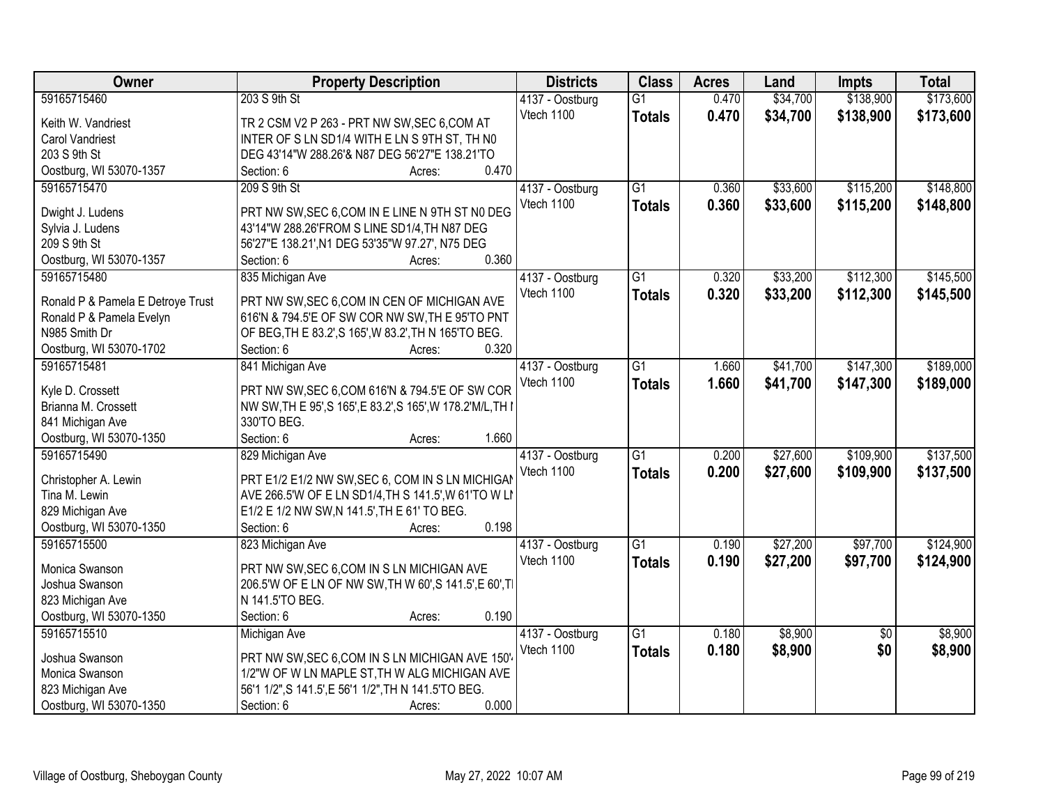| Owner | Property Description | Districts | Class | Acres | Land | Impts | Total |
|---|---|---|---|---|---|---|---|
| 59165715460 | 203 S 9th St | 4137 - Oostburg | G1 | 0.470 | $34,700 | $138,900 | $173,600 |
| Keith W. Vandriest<br>Carol Vandriest<br>203 S 9th St<br>Oostburg, WI 53070-1357 | TR 2 CSM V2 P 263 - PRT NW SW,SEC 6,COM AT INTER OF S LN SD1/4 WITH E LN S 9TH ST, TH N0 DEG 43'14"W 288.26'& N87 DEG 56'27"E 138.21'TO<br>Section: 6 Acres: 0.470 | Vtech 1100 | **Totals** | **0.470** | **$34,700** | **$138,900** | **$173,600** |
| 59165715470 | 209 S 9th St | 4137 - Oostburg | G1 | 0.360 | $33,600 | $115,200 | $148,800 |
| Dwight J. Ludens<br>Sylvia J. Ludens<br>209 S 9th St<br>Oostburg, WI 53070-1357 | PRT NW SW,SEC 6,COM IN E LINE N 9TH ST N0 DEG 43'14"W 288.26'FROM S LINE SD1/4,TH N87 DEG 56'27"E 138.21',N1 DEG 53'35"W 97.27', N75 DEG<br>Section: 6 Acres: 0.360 | Vtech 1100 | **Totals** | **0.360** | **$33,600** | **$115,200** | **$148,800** |
| 59165715480 | 835 Michigan Ave | 4137 - Oostburg | G1 | 0.320 | $33,200 | $112,300 | $145,500 |
| Ronald P & Pamela E Detroye Trust<br>Ronald P & Pamela Evelyn<br>N985 Smith Dr<br>Oostburg, WI 53070-1702 | PRT NW SW,SEC 6,COM IN CEN OF MICHIGAN AVE 616'N & 794.5'E OF SW COR NW SW,TH E 95'TO PNT OF BEG,TH E 83.2',S 165',W 83.2',TH N 165'TO BEG.<br>Section: 6 Acres: 0.320 | Vtech 1100 | **Totals** | **0.320** | **$33,200** | **$112,300** | **$145,500** |
| 59165715481 | 841 Michigan Ave | 4137 - Oostburg | G1 | 1.660 | $41,700 | $147,300 | $189,000 |
| Kyle D. Crossett<br>Brianna M. Crossett<br>841 Michigan Ave<br>Oostburg, WI 53070-1350 | PRT NW SW,SEC 6,COM 616'N & 794.5'E OF SW COR NW SW,TH E 95',S 165',E 83.2',S 165',W 178.2'M/L,TH I 330'TO BEG.<br>Section: 6 Acres: 1.660 | Vtech 1100 | **Totals** | **1.660** | **$41,700** | **$147,300** | **$189,000** |
| 59165715490 | 829 Michigan Ave | 4137 - Oostburg | G1 | 0.200 | $27,600 | $109,900 | $137,500 |
| Christopher A. Lewin<br>Tina M. Lewin<br>829 Michigan Ave<br>Oostburg, WI 53070-1350 | PRT E1/2 E1/2 NW SW,SEC 6, COM IN S LN MICHIGAN AVE 266.5'W OF E LN SD1/4,TH S 141.5',W 61'TO W LI E1/2 E 1/2 NW SW,N 141.5',TH E 61' TO BEG.<br>Section: 6 Acres: 0.198 | Vtech 1100 | **Totals** | **0.200** | **$27,600** | **$109,900** | **$137,500** |
| 59165715500 | 823 Michigan Ave | 4137 - Oostburg | G1 | 0.190 | $27,200 | $97,700 | $124,900 |
| Monica Swanson<br>Joshua Swanson<br>823 Michigan Ave<br>Oostburg, WI 53070-1350 | PRT NW SW,SEC 6,COM IN S LN MICHIGAN AVE 206.5'W OF E LN OF NW SW,TH W 60',S 141.5',E 60',TI N 141.5'TO BEG.<br>Section: 6 Acres: 0.190 | Vtech 1100 | **Totals** | **0.190** | **$27,200** | **$97,700** | **$124,900** |
| 59165715510 | Michigan Ave | 4137 - Oostburg | G1 | 0.180 | $8,900 | $0 | $8,900 |
| Joshua Swanson<br>Monica Swanson<br>823 Michigan Ave<br>Oostburg, WI 53070-1350 | PRT NW SW,SEC 6,COM IN S LN MICHIGAN AVE 150'1/2"W OF W LN MAPLE ST,TH W ALG MICHIGAN AVE 56'1 1/2",S 141.5',E 56'1 1/2",TH N 141.5'TO BEG.<br>Section: 6 Acres: 0.000 | Vtech 1100 | **Totals** | **0.180** | **$8,900** | **$0** | **$8,900** |

Village of Oostburg, Sheboygan County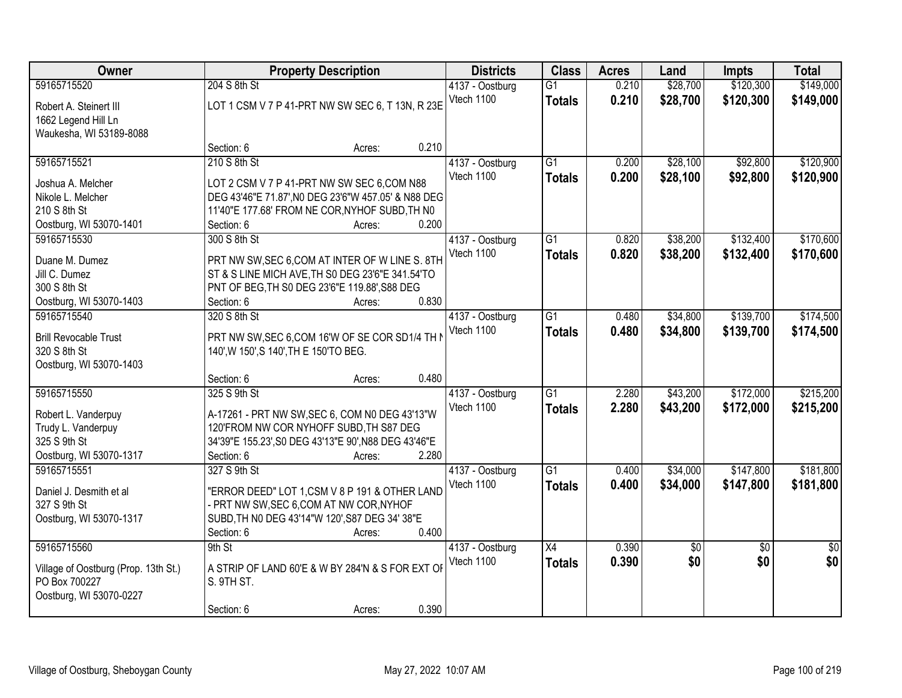| Owner | Property Description | Districts | Class | Acres | Land | Impts | Total |
|---|---|---|---|---|---|---|---|
| 59165715520<br>Robert A. Steinert III<br>1662 Legend Hill Ln<br>Waukesha, WI 53189-8088 | 204 S 8th St<br>LOT 1 CSM V 7 P 41-PRT NW SW SEC 6, T 13N, R 23E<br>Section: 6 Acres: 0.210 | 4137 - Oostburg<br>Vtech 1100 | G1<br>**Totals** | 0.210<br>**0.210** | $28,700<br>**$28,700** | $120,300<br>**$120,300** | $149,000<br>**$149,000** |
| 59165715521<br>Joshua A. Melcher<br>Nikole L. Melcher<br>210 S 8th St<br>Oostburg, WI 53070-1401 | 210 S 8th St<br>LOT 2 CSM V 7 P 41-PRT NW SW SEC 6,COM N88 DEG 43'46"E 71.87',N0 DEG 23'6"W 457.05' & N88 DEG 11'40"E 177.68' FROM NE COR,NYHOF SUBD,TH N0<br>Section: 6 Acres: 0.200 | 4137 - Oostburg<br>Vtech 1100 | G1<br>**Totals** | 0.200<br>**0.200** | $28,100<br>**$28,100** | $92,800<br>**$92,800** | $120,900<br>**$120,900** |
| 59165715530<br>Duane M. Dumez<br>Jill C. Dumez<br>300 S 8th St<br>Oostburg, WI 53070-1403 | 300 S 8th St<br>PRT NW SW,SEC 6,COM AT INTER OF W LINE S. 8TH ST & S LINE MICH AVE,TH S0 DEG 23'6"E 341.54'TO PNT OF BEG,TH S0 DEG 23'6"E 119.88',S88 DEG<br>Section: 6 Acres: 0.830 | 4137 - Oostburg<br>Vtech 1100 | G1<br>**Totals** | 0.820<br>**0.820** | $38,200<br>**$38,200** | $132,400<br>**$132,400** | $170,600<br>**$170,600** |
| 59165715540<br>Brill Revocable Trust<br>320 S 8th St<br>Oostburg, WI 53070-1403 | 320 S 8th St<br>PRT NW SW,SEC 6,COM 16'W OF SE COR SD1/4 TH N 140',W 150',S 140',TH E 150'TO BEG.<br>Section: 6 Acres: 0.480 | 4137 - Oostburg<br>Vtech 1100 | G1<br>**Totals** | 0.480<br>**0.480** | $34,800<br>**$34,800** | $139,700<br>**$139,700** | $174,500<br>**$174,500** |
| 59165715550<br>Robert L. Vanderpuy<br>Trudy L. Vanderpuy<br>325 S 9th St<br>Oostburg, WI 53070-1317 | 325 S 9th St<br>A-17261 - PRT NW SW,SEC 6, COM N0 DEG 43'13"W 120'FROM NW COR NYHOFF SUBD,TH S87 DEG 34'39"E 155.23',S0 DEG 43'13"E 90',N88 DEG 43'46"E<br>Section: 6 Acres: 2.280 | 4137 - Oostburg<br>Vtech 1100 | G1<br>**Totals** | 2.280<br>**2.280** | $43,200<br>**$43,200** | $172,000<br>**$172,000** | $215,200<br>**$215,200** |
| 59165715551<br>Daniel J. Desmith et al<br>327 S 9th St<br>Oostburg, WI 53070-1317 | 327 S 9th St<br>"ERROR DEED" LOT 1,CSM V 8 P 191 & OTHER LAND - PRT NW SW,SEC 6,COM AT NW COR,NYHOF SUBD,TH N0 DEG 43'14"W 120',S87 DEG 34' 38"E<br>Section: 6 Acres: 0.400 | 4137 - Oostburg<br>Vtech 1100 | G1<br>**Totals** | 0.400<br>**0.400** | $34,000<br>**$34,000** | $147,800<br>**$147,800** | $181,800<br>**$181,800** |
| 59165715560<br>Village of Oostburg (Prop. 13th St.)<br>PO Box 700227<br>Oostburg, WI 53070-0227 | 9th St<br>A STRIP OF LAND 60'E & W BY 284'N & S FOR EXT OF S. 9TH ST.<br>Section: 6 Acres: 0.390 | 4137 - Oostburg<br>Vtech 1100 | X4<br>**Totals** | 0.390<br>**0.390** | $0<br>**$0** | $0<br>**$0** | $0<br>**$0** |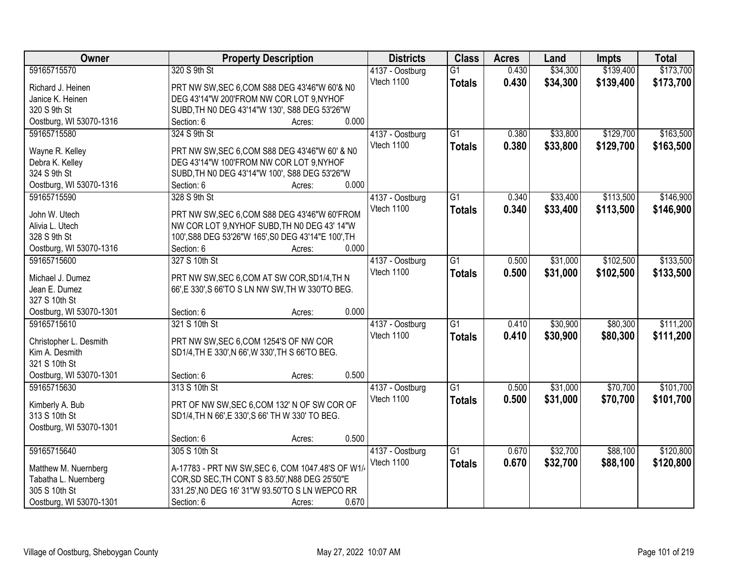| Owner | Property Description | Districts | Class | Acres | Land | Impts | Total |
|---|---|---|---|---|---|---|---|
| 59165715570<br>Richard J. Heinen<br>Janice K. Heinen<br>320 S 9th St<br>Oostburg, WI 53070-1316 | 320 S 9th St<br>PRT NW SW,SEC 6,COM S88 DEG 43'46"W 60'& N0 DEG 43'14"W 200'FROM NW COR LOT 9,NYHOF SUBD,TH N0 DEG 43'14"W 130', S88 DEG 53'26"W<br>Section: 6 Acres: 0.000 | 4137 - Oostburg<br>Vtech 1100 | G1<br>**Totals** | 0.430<br>**0.430** | $34,300<br>**$34,300** | $139,400<br>**$139,400** | $173,700<br>**$173,700** |
| 59165715580<br>Wayne R. Kelley<br>Debra K. Kelley<br>324 S 9th St<br>Oostburg, WI 53070-1316 | 324 S 9th St<br>PRT NW SW,SEC 6,COM S88 DEG 43'46"W 60' & N0 DEG 43'14"W 100'FROM NW COR LOT 9,NYHOF SUBD,TH N0 DEG 43'14"W 100', S88 DEG 53'26"W<br>Section: 6 Acres: 0.000 | 4137 - Oostburg<br>Vtech 1100 | G1<br>**Totals** | 0.380<br>**0.380** | $33,800<br>**$33,800** | $129,700<br>**$129,700** | $163,500<br>**$163,500** |
| 59165715590<br>John W. Utech<br>Alivia L. Utech<br>328 S 9th St<br>Oostburg, WI 53070-1316 | 328 S 9th St<br>PRT NW SW,SEC 6,COM S88 DEG 43'46"W 60'FROM NW COR LOT 9,NYHOF SUBD,TH N0 DEG 43' 14"W 100',S88 DEG 53'26"W 165',S0 DEG 43'14"E 100',TH<br>Section: 6 Acres: 0.000 | 4137 - Oostburg<br>Vtech 1100 | G1<br>**Totals** | 0.340<br>**0.340** | $33,400<br>**$33,400** | $113,500<br>**$113,500** | $146,900<br>**$146,900** |
| 59165715600<br>Michael J. Dumez<br>Jean E. Dumez<br>327 S 10th St<br>Oostburg, WI 53070-1301 | 327 S 10th St<br>PRT NW SW,SEC 6,COM AT SW COR,SD1/4,TH N 66',E 330',S 66'TO S LN NW SW,TH W 330'TO BEG.<br>Section: 6 Acres: 0.000 | 4137 - Oostburg<br>Vtech 1100 | G1<br>**Totals** | 0.500<br>**0.500** | $31,000<br>**$31,000** | $102,500<br>**$102,500** | $133,500<br>**$133,500** |
| 59165715610<br>Christopher L. Desmith<br>Kim A. Desmith<br>321 S 10th St<br>Oostburg, WI 53070-1301 | 321 S 10th St<br>PRT NW SW,SEC 6,COM 1254'S OF NW COR SD1/4,TH E 330',N 66',W 330',TH S 66'TO BEG.<br>Section: 6 Acres: 0.500 | 4137 - Oostburg<br>Vtech 1100 | G1<br>**Totals** | 0.410<br>**0.410** | $30,900<br>**$30,900** | $80,300<br>**$80,300** | $111,200<br>**$111,200** |
| 59165715630<br>Kimberly A. Bub<br>313 S 10th St<br>Oostburg, WI 53070-1301 | 313 S 10th St<br>PRT OF NW SW,SEC 6,COM 132' N OF SW COR OF SD1/4,TH N 66',E 330',S 66' TH W 330' TO BEG.<br>Section: 6 Acres: 0.500 | 4137 - Oostburg<br>Vtech 1100 | G1<br>**Totals** | 0.500<br>**0.500** | $31,000<br>**$31,000** | $70,700<br>**$70,700** | $101,700<br>**$101,700** |
| 59165715640<br>Matthew M. Nuernberg<br>Tabatha L. Nuernberg<br>305 S 10th St<br>Oostburg, WI 53070-1301 | 305 S 10th St<br>A-17783 - PRT NW SW,SEC 6, COM 1047.48'S OF W1/4 COR,SD SEC,TH CONT S 83.50',N88 DEG 25'50"E 331.25',N0 DEG 16' 31"W 93.50'TO S LN WEPCO RR<br>Section: 6 Acres: 0.670 | 4137 - Oostburg<br>Vtech 1100 | G1<br>**Totals** | 0.670<br>**0.670** | $32,700<br>**$32,700** | $88,100<br>**$88,100** | $120,800<br>**$120,800** |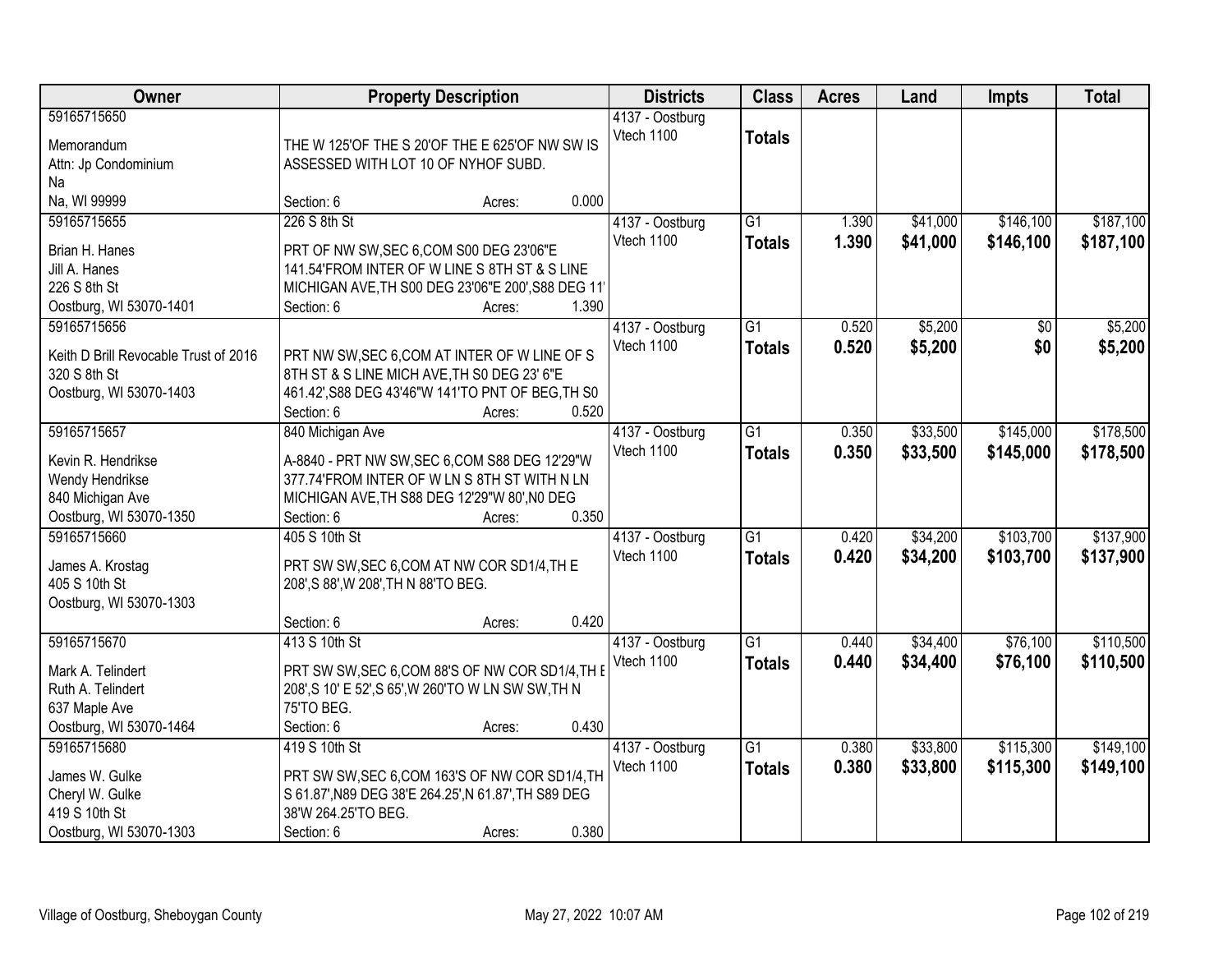| Owner | Property Description | Districts | Class | Acres | Land | Impts | Total |
|---|---|---|---|---|---|---|---|
| 59165715650<br>Memorandum<br>Attn: Jp Condominium<br>Na<br>Na, WI 99999 | THE W 125'OF THE S 20'OF THE E 625'OF NW SW IS ASSESSED WITH LOT 10 OF NYHOF SUBD.<br>Section: 6 Acres: 0.000 | 4137 - Oostburg<br>Vtech 1100 | Totals | | | | |
| 59165715655<br>Brian H. Hanes<br>Jill A. Hanes<br>226 S 8th St<br>Oostburg, WI 53070-1401 | 226 S 8th St<br>PRT OF NW SW,SEC 6,COM S00 DEG 23'06"E 141.54'FROM INTER OF W LINE S 8TH ST & S LINE MICHIGAN AVE,TH S00 DEG 23'06"E 200',S88 DEG 11'<br>Section: 6 Acres: 1.390 | 4137 - Oostburg<br>Vtech 1100 | G1<br>Totals | 1.390<br>1.390 | $41,000<br>$41,000 | $146,100<br>$146,100 | $187,100<br>$187,100 |
| 59165715656<br>Keith D Brill Revocable Trust of 2016<br>320 S 8th St<br>Oostburg, WI 53070-1403 | PRT NW SW,SEC 6,COM AT INTER OF W LINE OF S 8TH ST & S LINE MICH AVE,TH S0 DEG 23' 6"E 461.42',S88 DEG 43'46"W 141'TO PNT OF BEG,TH S0<br>Section: 6 Acres: 0.520 | 4137 - Oostburg<br>Vtech 1100 | G1<br>Totals | 0.520<br>0.520 | $5,200<br>$5,200 | $0<br>$0 | $5,200<br>$5,200 |
| 59165715657<br>Kevin R. Hendrikse<br>Wendy Hendrikse<br>840 Michigan Ave<br>Oostburg, WI 53070-1350 | 840 Michigan Ave<br>A-8840 - PRT NW SW,SEC 6,COM S88 DEG 12'29"W 377.74'FROM INTER OF W LN S 8TH ST WITH N LN MICHIGAN AVE,TH S88 DEG 12'29"W 80',N0 DEG<br>Section: 6 Acres: 0.350 | 4137 - Oostburg<br>Vtech 1100 | G1<br>Totals | 0.350<br>0.350 | $33,500<br>$33,500 | $145,000<br>$145,000 | $178,500<br>$178,500 |
| 59165715660<br>James A. Krostag<br>405 S 10th St<br>Oostburg, WI 53070-1303 | 405 S 10th St<br>PRT SW SW,SEC 6,COM AT NW COR SD1/4,TH E 208',S 88',W 208',TH N 88'TO BEG.<br>Section: 6 Acres: 0.420 | 4137 - Oostburg<br>Vtech 1100 | G1<br>Totals | 0.420<br>0.420 | $34,200<br>$34,200 | $103,700<br>$103,700 | $137,900<br>$137,900 |
| 59165715670<br>Mark A. Telindert<br>Ruth A. Telindert<br>637 Maple Ave<br>Oostburg, WI 53070-1464 | 413 S 10th St<br>PRT SW SW,SEC 6,COM 88'S OF NW COR SD1/4,TH E 208',S 10' E 52',S 65',W 260'TO W LN SW SW,TH N 75'TO BEG.<br>Section: 6 Acres: 0.430 | 4137 - Oostburg<br>Vtech 1100 | G1<br>Totals | 0.440<br>0.440 | $34,400<br>$34,400 | $76,100<br>$76,100 | $110,500<br>$110,500 |
| 59165715680<br>James W. Gulke<br>Cheryl W. Gulke<br>419 S 10th St<br>Oostburg, WI 53070-1303 | 419 S 10th St<br>PRT SW SW,SEC 6,COM 163'S OF NW COR SD1/4,TH S 61.87',N89 DEG 38'E 264.25',N 61.87',TH S89 DEG 38'W 264.25'TO BEG.<br>Section: 6 Acres: 0.380 | 4137 - Oostburg<br>Vtech 1100 | G1<br>Totals | 0.380<br>0.380 | $33,800<br>$33,800 | $115,300<br>$115,300 | $149,100<br>$149,100 |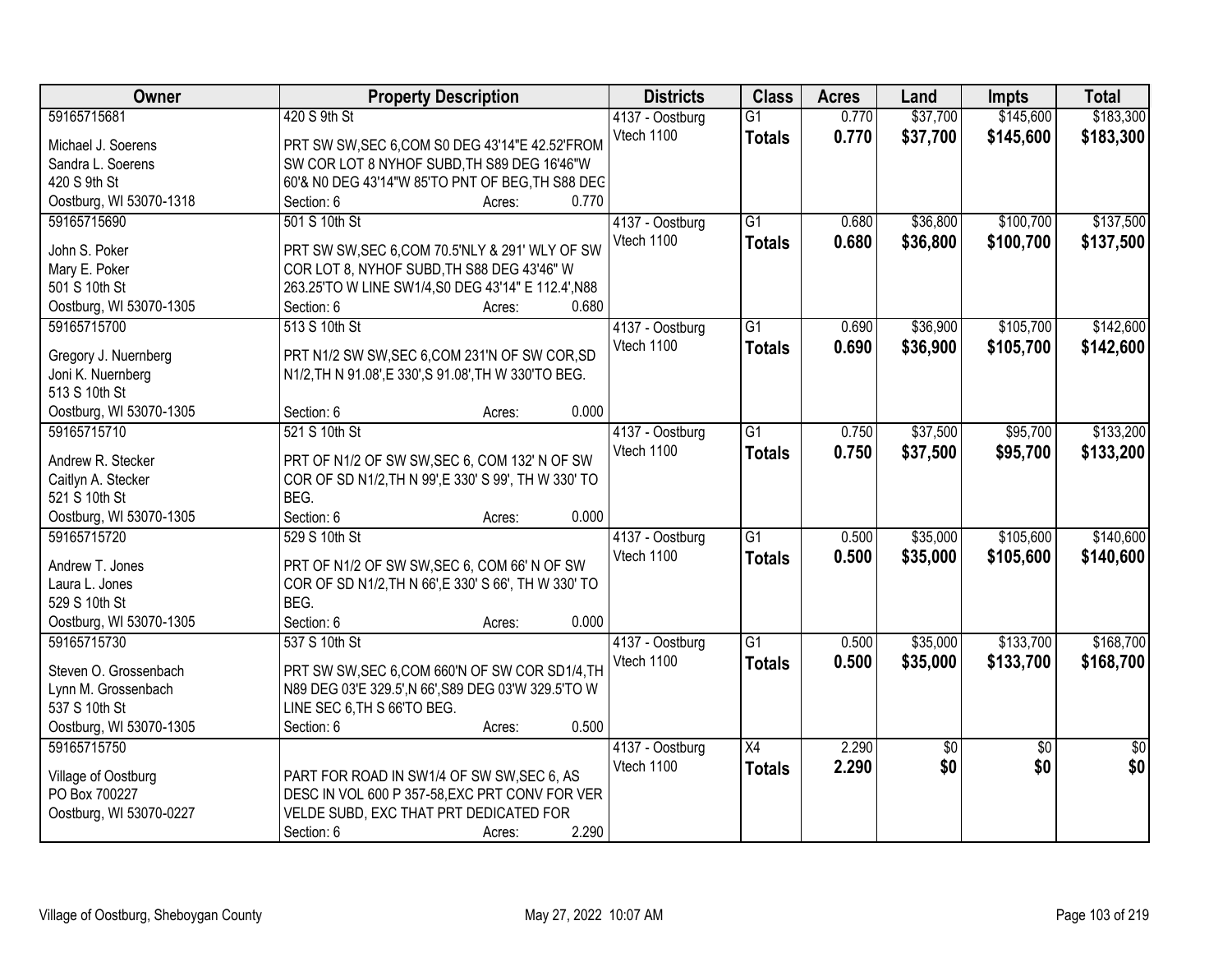| Owner | Property Description | Districts | Class | Acres | Land | Impts | Total |
|---|---|---|---|---|---|---|---|
| 59165715681<br>Michael J. Soerens<br>Sandra L. Soerens<br>420 S 9th St<br>Oostburg, WI 53070-1318 | 420 S 9th St<br>PRT SW SW,SEC 6,COM S0 DEG 43'14"E 42.52'FROM SW COR LOT 8 NYHOF SUBD,TH S89 DEG 16'46"W 60'& N0 DEG 43'14"W 85'TO PNT OF BEG,TH S88 DEG<br>Section: 6 Acres: 0.770 | 4137 - Oostburg<br>Vtech 1100 | G1<br>**Totals** | 0.770<br>**0.770** | \$37,700<br>**\$37,700** | \$145,600<br>**\$145,600** | \$183,300<br>**\$183,300** |
| 59165715690<br>John S. Poker<br>Mary E. Poker<br>501 S 10th St<br>Oostburg, WI 53070-1305 | 501 S 10th St<br>PRT SW SW,SEC 6,COM 70.5'NLY & 291' WLY OF SW COR LOT 8, NYHOF SUBD,TH S88 DEG 43'46" W 263.25'TO W LINE SW1/4,S0 DEG 43'14" E 112.4',N88<br>Section: 6 Acres: 0.680 | 4137 - Oostburg<br>Vtech 1100 | G1<br>**Totals** | 0.680<br>**0.680** | \$36,800<br>**\$36,800** | \$100,700<br>**\$100,700** | \$137,500<br>**\$137,500** |
| 59165715700<br>Gregory J. Nuernberg<br>Joni K. Nuernberg<br>513 S 10th St<br>Oostburg, WI 53070-1305 | 513 S 10th St<br>PRT N1/2 SW SW,SEC 6,COM 231'N OF SW COR,SD N1/2,TH N 91.08',E 330',S 91.08',TH W 330'TO BEG.<br>Section: 6 Acres: 0.000 | 4137 - Oostburg<br>Vtech 1100 | G1<br>**Totals** | 0.690<br>**0.690** | \$36,900<br>**\$36,900** | \$105,700<br>**\$105,700** | \$142,600<br>**\$142,600** |
| 59165715710<br>Andrew R. Stecker<br>Caitlyn A. Stecker<br>521 S 10th St<br>Oostburg, WI 53070-1305 | 521 S 10th St<br>PRT OF N1/2 OF SW SW,SEC 6, COM 132' N OF SW COR OF SD N1/2,TH N 99',E 330' S 99', TH W 330' TO BEG.<br>Section: 6 Acres: 0.000 | 4137 - Oostburg<br>Vtech 1100 | G1<br>**Totals** | 0.750<br>**0.750** | \$37,500<br>**\$37,500** | \$95,700<br>**\$95,700** | \$133,200<br>**\$133,200** |
| 59165715720<br>Andrew T. Jones<br>Laura L. Jones<br>529 S 10th St<br>Oostburg, WI 53070-1305 | 529 S 10th St<br>PRT OF N1/2 OF SW SW,SEC 6, COM 66' N OF SW COR OF SD N1/2,TH N 66',E 330' S 66', TH W 330' TO BEG.<br>Section: 6 Acres: 0.000 | 4137 - Oostburg<br>Vtech 1100 | G1<br>**Totals** | 0.500<br>**0.500** | \$35,000<br>**\$35,000** | \$105,600<br>**\$105,600** | \$140,600<br>**\$140,600** |
| 59165715730<br>Steven O. Grossenbach<br>Lynn M. Grossenbach<br>537 S 10th St<br>Oostburg, WI 53070-1305 | 537 S 10th St<br>PRT SW SW,SEC 6,COM 660'N OF SW COR SD1/4,TH N89 DEG 03'E 329.5',N 66',S89 DEG 03'W 329.5'TO W LINE SEC 6,TH S 66'TO BEG.<br>Section: 6 Acres: 0.500 | 4137 - Oostburg<br>Vtech 1100 | G1<br>**Totals** | 0.500<br>**0.500** | \$35,000<br>**\$35,000** | \$133,700<br>**\$133,700** | \$168,700<br>**\$168,700** |
| 59165715750<br>Village of Oostburg<br>PO Box 700227<br>Oostburg, WI 53070-0227 | PART FOR ROAD IN SW1/4 OF SW SW,SEC 6, AS DESC IN VOL 600 P 357-58,EXC PRT CONV FOR VER VELDE SUBD, EXC THAT PRT DEDICATED FOR<br>Section: 6 Acres: 2.290 | 4137 - Oostburg<br>Vtech 1100 | X4<br>**Totals** | 2.290<br>**2.290** | \$0<br>**\$0** | \$0<br>**\$0** | \$0<br>**\$0** |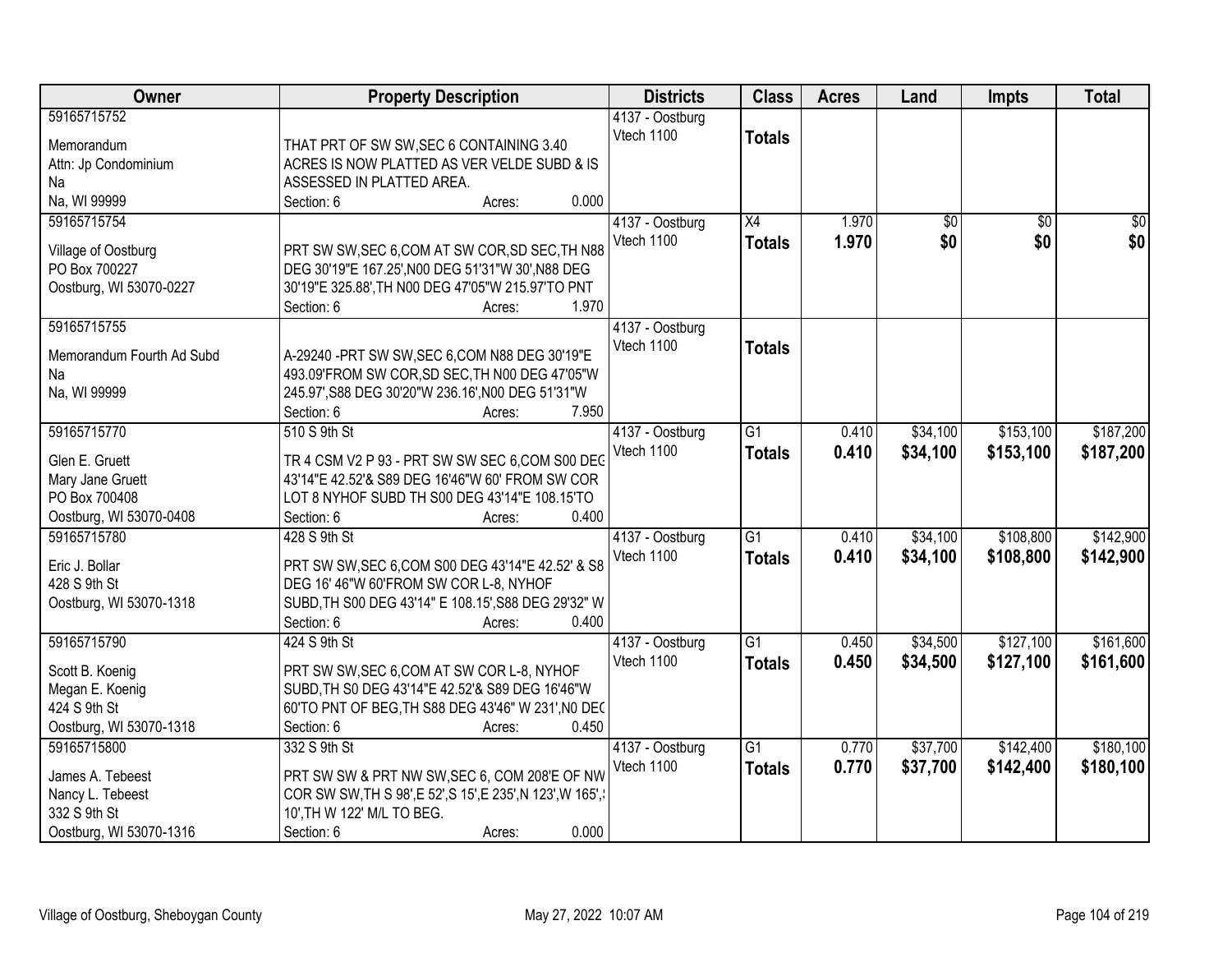| Owner | Property Description | Districts | Class | Acres | Land | Impts | Total |
|---|---|---|---|---|---|---|---|
| 59165715752<br><br>Memorandum<br>Attn: Jp Condominium<br>Na<br>Na, WI 99999 | THAT PRT OF SW SW,SEC 6 CONTAINING 3.40 ACRES IS NOW PLATTED AS VER VELDE SUBD & IS ASSESSED IN PLATTED AREA.<br>Section: 6 Acres: 0.000 | 4137 - Oostburg<br>Vtech 1100 | **Totals** | | | | |
| 59165715754<br><br>Village of Oostburg<br>PO Box 700227<br>Oostburg, WI 53070-0227 | PRT SW SW,SEC 6,COM AT SW COR,SD SEC,TH N88 DEG 30'19"E 167.25',N00 DEG 51'31"W 30',N88 DEG 30'19"E 325.88',TH N00 DEG 47'05"W 215.97'TO PNT<br>Section: 6 Acres: 1.970 | 4137 - Oostburg<br>Vtech 1100 | X4<br>**Totals** | 1.970<br>**1.970** | $0<br>**$0** | $0<br>**$0** | $0<br>**$0** |
| 59165715755<br><br>Memorandum Fourth Ad Subd<br>Na<br>Na, WI 99999 | A-29240 -PRT SW SW,SEC 6,COM N88 DEG 30'19"E 493.09'FROM SW COR,SD SEC,TH N00 DEG 47'05"W 245.97',S88 DEG 30'20"W 236.16',N00 DEG 51'31"W<br>Section: 6 Acres: 7.950 | 4137 - Oostburg<br>Vtech 1100 | **Totals** | | | | |
| 59165715770<br><br>Glen E. Gruett<br>Mary Jane Gruett<br>PO Box 700408<br>Oostburg, WI 53070-0408 | 510 S 9th St<br><br>TR 4 CSM V2 P 93 - PRT SW SW SEC 6,COM S00 DEG 43'14"E 42.52'& S89 DEG 16'46"W 60' FROM SW COR LOT 8 NYHOF SUBD TH S00 DEG 43'14"E 108.15'TO<br>Section: 6 Acres: 0.400 | 4137 - Oostburg<br>Vtech 1100 | G1<br>**Totals** | 0.410<br>**0.410** | $34,100<br>**$34,100** | $153,100<br>**$153,100** | $187,200<br>**$187,200** |
| 59165715780<br><br>Eric J. Bollar<br>428 S 9th St<br>Oostburg, WI 53070-1318 | 428 S 9th St<br><br>PRT SW SW,SEC 6,COM S00 DEG 43'14"E 42.52' & S8 DEG 16' 46"W 60'FROM SW COR L-8, NYHOF SUBD,TH S00 DEG 43'14" E 108.15',S88 DEG 29'32" W<br>Section: 6 Acres: 0.400 | 4137 - Oostburg<br>Vtech 1100 | G1<br>**Totals** | 0.410<br>**0.410** | $34,100<br>**$34,100** | $108,800<br>**$108,800** | $142,900<br>**$142,900** |
| 59165715790<br><br>Scott B. Koenig<br>Megan E. Koenig<br>424 S 9th St<br>Oostburg, WI 53070-1318 | 424 S 9th St<br><br>PRT SW SW,SEC 6,COM AT SW COR L-8, NYHOF SUBD,TH S0 DEG 43'14"E 42.52'& S89 DEG 16'46"W 60'TO PNT OF BEG,TH S88 DEG 43'46" W 231',N0 DEG<br>Section: 6 Acres: 0.450 | 4137 - Oostburg<br>Vtech 1100 | G1<br>**Totals** | 0.450<br>**0.450** | $34,500<br>**$34,500** | $127,100<br>**$127,100** | $161,600<br>**$161,600** |
| 59165715800<br><br>James A. Tebeest<br>Nancy L. Tebeest<br>332 S 9th St<br>Oostburg, WI 53070-1316 | 332 S 9th St<br><br>PRT SW SW & PRT NW SW,SEC 6, COM 208'E OF NW COR SW SW,TH S 98',E 52',S 15',E 235',N 123',W 165',S 10',TH W 122' M/L TO BEG.<br>Section: 6 Acres: 0.000 | 4137 - Oostburg<br>Vtech 1100 | G1<br>**Totals** | 0.770<br>**0.770** | $37,700<br>**$37,700** | $142,400<br>**$142,400** | $180,100<br>**$180,100** |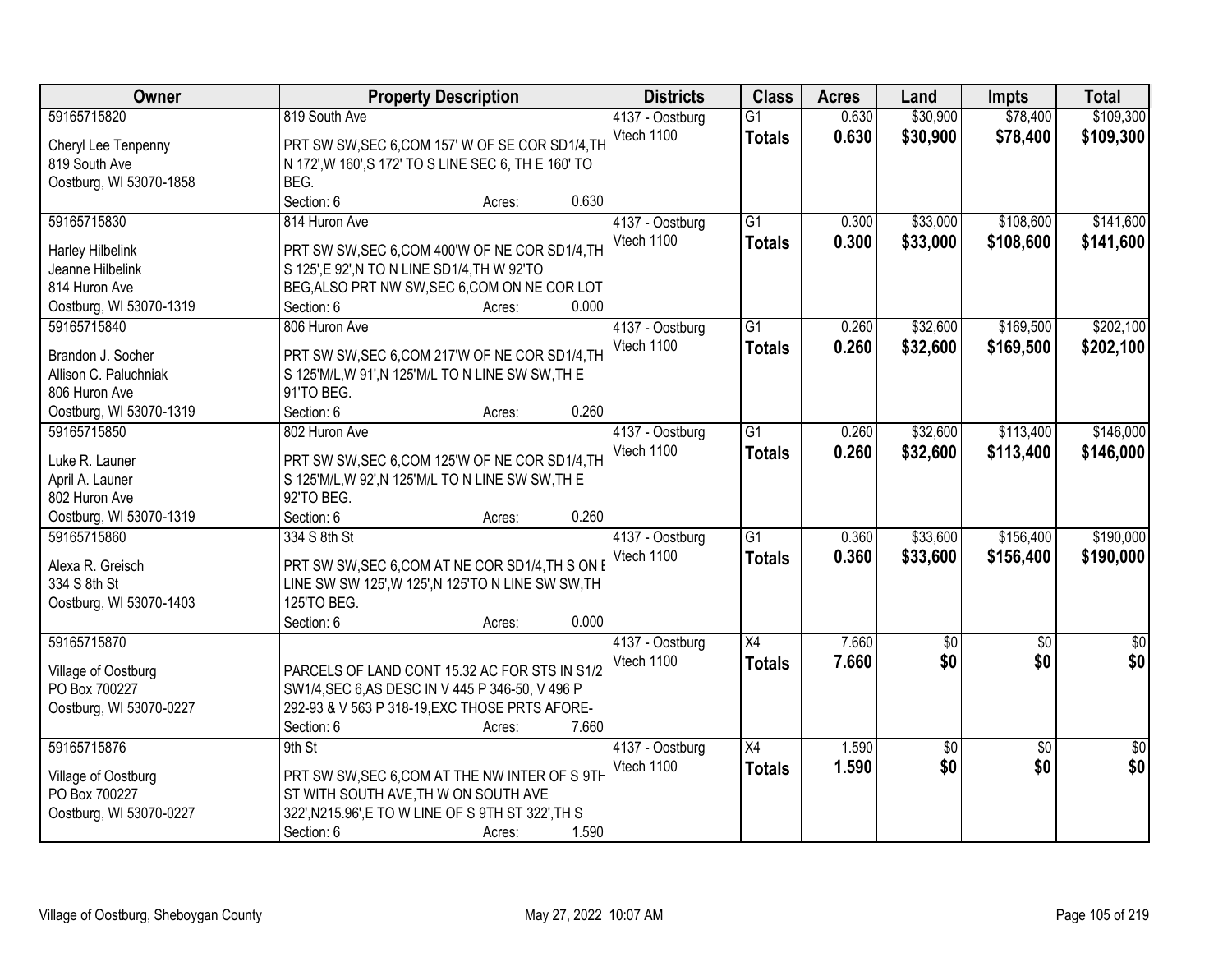| Owner | Property Description | Districts | Class | Acres | Land | Impts | Total |
|---|---|---|---|---|---|---|---|
| 59165715820<br>Cheryl Lee Tenpenny<br>819 South Ave<br>Oostburg, WI 53070-1858 | 819 South Ave<br>PRT SW SW,SEC 6,COM 157' W OF SE COR SD1/4,TH N 172',W 160',S 172' TO S LINE SEC 6, TH E 160' TO BEG.<br>Section: 6 Acres: 0.630 | 4137 - Oostburg<br>Vtech 1100 | G1<br>**Totals** | 0.630<br>**0.630** | $30,900<br>**$30,900** | $78,400<br>**$78,400** | $109,300<br>**$109,300** |
| 59165715830<br>Harley Hilbelink<br>Jeanne Hilbelink<br>814 Huron Ave<br>Oostburg, WI 53070-1319 | 814 Huron Ave<br>PRT SW SW,SEC 6,COM 400'W OF NE COR SD1/4,TH S 125',E 92',N TO N LINE SD1/4,TH W 92'TO BEG,ALSO PRT NW SW,SEC 6,COM ON NE COR LOT<br>Section: 6 Acres: 0.000 | 4137 - Oostburg<br>Vtech 1100 | G1<br>**Totals** | 0.300<br>**0.300** | $33,000<br>**$33,000** | $108,600<br>**$108,600** | $141,600<br>**$141,600** |
| 59165715840<br>Brandon J. Socher<br>Allison C. Paluchniak<br>806 Huron Ave<br>Oostburg, WI 53070-1319 | 806 Huron Ave<br>PRT SW SW,SEC 6,COM 217'W OF NE COR SD1/4,TH S 125'M/L,W 91',N 125'M/L TO N LINE SW SW,TH E 91'TO BEG.<br>Section: 6 Acres: 0.260 | 4137 - Oostburg<br>Vtech 1100 | G1<br>**Totals** | 0.260<br>**0.260** | $32,600<br>**$32,600** | $169,500<br>**$169,500** | $202,100<br>**$202,100** |
| 59165715850<br>Luke R. Launer<br>April A. Launer<br>802 Huron Ave<br>Oostburg, WI 53070-1319 | 802 Huron Ave<br>PRT SW SW,SEC 6,COM 125'W OF NE COR SD1/4,TH S 125'M/L,W 92',N 125'M/L TO N LINE SW SW,TH E 92'TO BEG.<br>Section: 6 Acres: 0.260 | 4137 - Oostburg<br>Vtech 1100 | G1<br>**Totals** | 0.260<br>**0.260** | $32,600<br>**$32,600** | $113,400<br>**$113,400** | $146,000<br>**$146,000** |
| 59165715860<br>Alexa R. Greisch<br>334 S 8th St<br>Oostburg, WI 53070-1403 | 334 S 8th St<br>PRT SW SW,SEC 6,COM AT NE COR SD1/4,TH S ON E LINE SW SW 125',W 125',N 125'TO N LINE SW SW,TH 125'TO BEG.<br>Section: 6 Acres: 0.000 | 4137 - Oostburg<br>Vtech 1100 | G1<br>**Totals** | 0.360<br>**0.360** | $33,600<br>**$33,600** | $156,400<br>**$156,400** | $190,000<br>**$190,000** |
| 59165715870<br>Village of Oostburg<br>PO Box 700227<br>Oostburg, WI 53070-0227 | PARCELS OF LAND CONT 15.32 AC FOR STS IN S1/2 SW1/4,SEC 6,AS DESC IN V 445 P 346-50, V 496 P 292-93 & V 563 P 318-19,EXC THOSE PRTS AFORE-<br>Section: 6 Acres: 7.660 | 4137 - Oostburg<br>Vtech 1100 | X4<br>**Totals** | 7.660<br>**7.660** | $0<br>**$0** | $0<br>**$0** | $0<br>**$0** |
| 59165715876<br>Village of Oostburg<br>PO Box 700227<br>Oostburg, WI 53070-0227 | 9th St<br>PRT SW SW,SEC 6,COM AT THE NW INTER OF S 9TH ST WITH SOUTH AVE,TH W ON SOUTH AVE 322',N215.96',E TO W LINE OF S 9TH ST 322',TH S<br>Section: 6 Acres: 1.590 | 4137 - Oostburg<br>Vtech 1100 | X4<br>**Totals** | 1.590<br>**1.590** | $0<br>**$0** | $0<br>**$0** | $0<br>**$0** |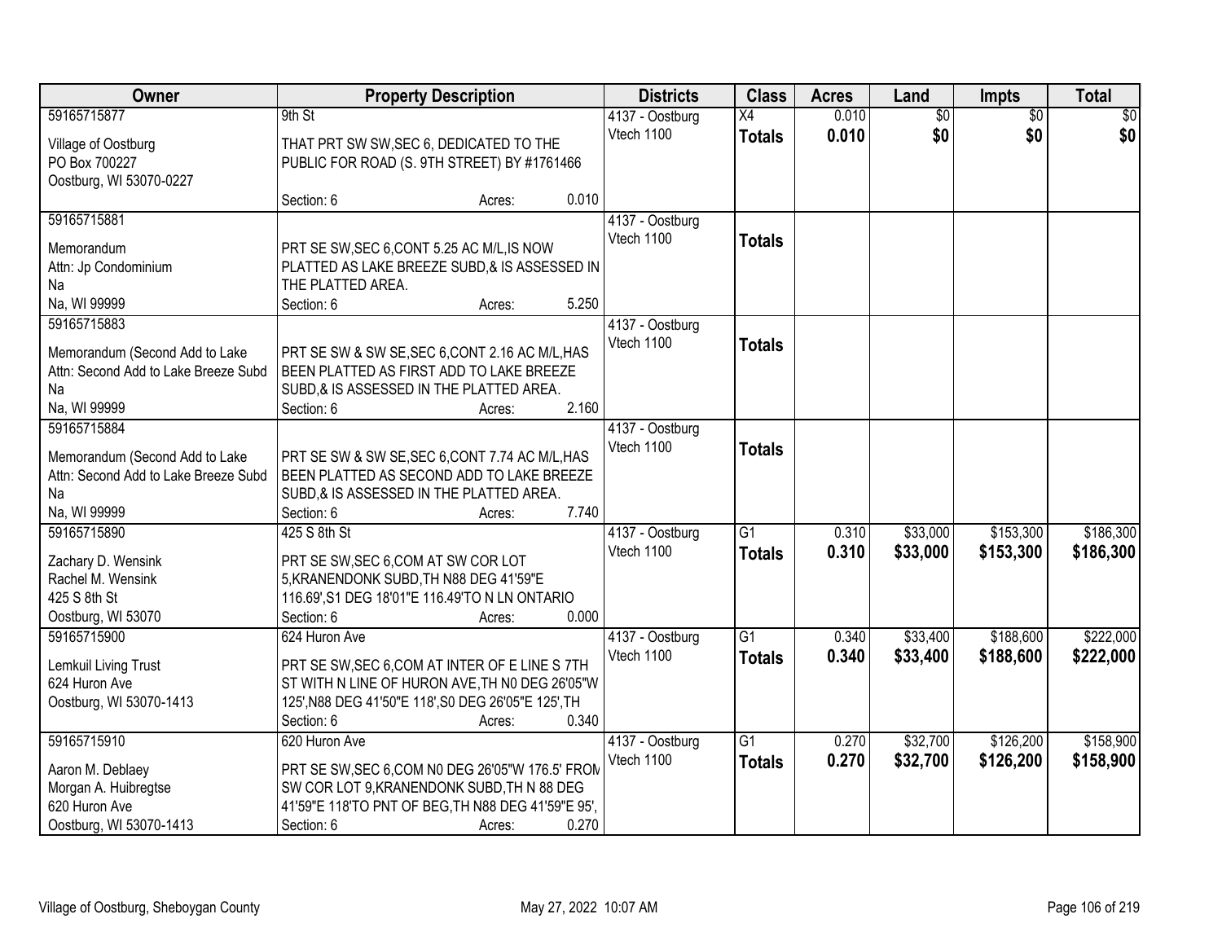| Owner | Property Description | Districts | Class | Acres | Land | Impts | Total |
|---|---|---|---|---|---|---|---|
| 59165715877<br>Village of Oostburg<br>PO Box 700227<br>Oostburg, WI 53070-0227 | 9th St<br>THAT PRT SW SW,SEC 6, DEDICATED TO THE PUBLIC FOR ROAD (S. 9TH STREET) BY #1761466<br>Section: 6 Acres: 0.010 | 4137 - Oostburg<br>Vtech 1100 | X4<br>**Totals** | 0.010<br>**0.010** | $0<br>**$0** | $0<br>**$0** | $0<br>**$0** |
| 59165715881<br>Memorandum<br>Attn: Jp Condominium<br>Na<br>Na, WI 99999 | PRT SE SW,SEC 6,CONT 5.25 AC M/L,IS NOW PLATTED AS LAKE BREEZE SUBD,& IS ASSESSED IN THE PLATTED AREA.<br>Section: 6 Acres: 5.250 | 4137 - Oostburg<br>Vtech 1100 | **Totals** | | | | |
| 59165715883<br>Memorandum (Second Add to Lake<br>Attn: Second Add to Lake Breeze Subd<br>Na<br>Na, WI 99999 | PRT SE SW & SW SE,SEC 6,CONT 2.16 AC M/L,HAS BEEN PLATTED AS FIRST ADD TO LAKE BREEZE SUBD,& IS ASSESSED IN THE PLATTED AREA.<br>Section: 6 Acres: 2.160 | 4137 - Oostburg<br>Vtech 1100 | **Totals** | | | | |
| 59165715884<br>Memorandum (Second Add to Lake<br>Attn: Second Add to Lake Breeze Subd<br>Na<br>Na, WI 99999 | PRT SE SW & SW SE,SEC 6,CONT 7.74 AC M/L,HAS BEEN PLATTED AS SECOND ADD TO LAKE BREEZE SUBD,& IS ASSESSED IN THE PLATTED AREA.<br>Section: 6 Acres: 7.740 | 4137 - Oostburg<br>Vtech 1100 | **Totals** | | | | |
| 59165715890<br>Zachary D. Wensink<br>Rachel M. Wensink<br>425 S 8th St<br>Oostburg, WI 53070 | 425 S 8th St<br>PRT SE SW,SEC 6,COM AT SW COR LOT 5,KRANENDONK SUBD,TH N88 DEG 41'59"E 116.69',S1 DEG 18'01"E 116.49'TO N LN ONTARIO<br>Section: 6 Acres: 0.000 | 4137 - Oostburg<br>Vtech 1100 | G1<br>**Totals** | 0.310<br>**0.310** | $33,000<br>**$33,000** | $153,300<br>**$153,300** | $186,300<br>**$186,300** |
| 59165715900<br>Lemkuil Living Trust<br>624 Huron Ave<br>Oostburg, WI 53070-1413 | 624 Huron Ave<br>PRT SE SW,SEC 6,COM AT INTER OF E LINE S 7TH ST WITH N LINE OF HURON AVE,TH N0 DEG 26'05"W 125',N88 DEG 41'50"E 118',S0 DEG 26'05"E 125',TH<br>Section: 6 Acres: 0.340 | 4137 - Oostburg<br>Vtech 1100 | G1<br>**Totals** | 0.340<br>**0.340** | $33,400<br>**$33,400** | $188,600<br>**$188,600** | $222,000<br>**$222,000** |
| 59165715910<br>Aaron M. Deblaey<br>Morgan A. Huibregtse<br>620 Huron Ave<br>Oostburg, WI 53070-1413 | 620 Huron Ave<br>PRT SE SW,SEC 6,COM N0 DEG 26'05"W 176.5' FROM SW COR LOT 9,KRANENDONK SUBD,TH N 88 DEG 41'59"E 118'TO PNT OF BEG,TH N88 DEG 41'59"E 95',<br>Section: 6 Acres: 0.270 | 4137 - Oostburg<br>Vtech 1100 | G1<br>**Totals** | 0.270<br>**0.270** | $32,700<br>**$32,700** | $126,200<br>**$126,200** | $158,900<br>**$158,900** |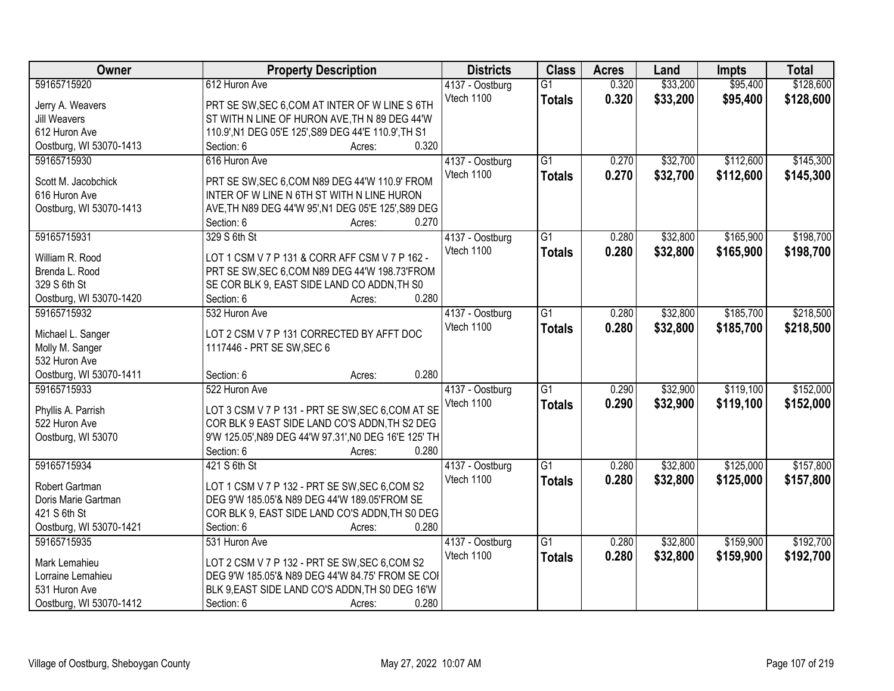| Owner | Property Description | Districts | Class | Acres | Land | Impts | Total |
|---|---|---|---|---|---|---|---|
| 59165715920<br>Jerry A. Weavers<br>Jill Weavers<br>612 Huron Ave<br>Oostburg, WI 53070-1413 | 612 Huron Ave<br>PRT SE SW,SEC 6,COM AT INTER OF W LINE S 6TH ST WITH N LINE OF HURON AVE,TH N 89 DEG 44'W 110.9',N1 DEG 05'E 125',S89 DEG 44'E 110.9',TH S1<br>Section: 6 Acres: 0.320 | 4137 - Oostburg<br>Vtech 1100 | G1<br>**Totals** | 0.320<br>**0.320** | $33,200<br>**$33,200** | $95,400<br>**$95,400** | $128,600<br>**$128,600** |
| 59165715930<br>Scott M. Jacobchick<br>616 Huron Ave<br>Oostburg, WI 53070-1413 | 616 Huron Ave<br>PRT SE SW,SEC 6,COM N89 DEG 44'W 110.9' FROM INTER OF W LINE N 6TH ST WITH N LINE HURON AVE,TH N89 DEG 44'W 95',N1 DEG 05'E 125',S89 DEG<br>Section: 6 Acres: 0.270 | 4137 - Oostburg<br>Vtech 1100 | G1<br>**Totals** | 0.270<br>**0.270** | $32,700<br>**$32,700** | $112,600<br>**$112,600** | $145,300<br>**$145,300** |
| 59165715931<br>William R. Rood<br>Brenda L. Rood<br>329 S 6th St<br>Oostburg, WI 53070-1420 | 329 S 6th St<br>LOT 1 CSM V 7 P 131 & CORR AFF CSM V 7 P 162 - PRT SE SW,SEC 6,COM N89 DEG 44'W 198.73'FROM SE COR BLK 9, EAST SIDE LAND CO ADDN,TH S0<br>Section: 6 Acres: 0.280 | 4137 - Oostburg<br>Vtech 1100 | G1<br>**Totals** | 0.280<br>**0.280** | $32,800<br>**$32,800** | $165,900<br>**$165,900** | $198,700<br>**$198,700** |
| 59165715932<br>Michael L. Sanger<br>Molly M. Sanger<br>532 Huron Ave<br>Oostburg, WI 53070-1411 | 532 Huron Ave<br>LOT 2 CSM V 7 P 131 CORRECTED BY AFFT DOC 1117446 - PRT SE SW,SEC 6<br>Section: 6 Acres: 0.280 | 4137 - Oostburg<br>Vtech 1100 | G1<br>**Totals** | 0.280<br>**0.280** | $32,800<br>**$32,800** | $185,700<br>**$185,700** | $218,500<br>**$218,500** |
| 59165715933<br>Phyllis A. Parrish<br>522 Huron Ave<br>Oostburg, WI 53070 | 522 Huron Ave<br>LOT 3 CSM V 7 P 131 - PRT SE SW,SEC 6,COM AT SE COR BLK 9 EAST SIDE LAND CO'S ADDN,TH S2 DEG 9'W 125.05',N89 DEG 44'W 97.31',N0 DEG 16'E 125' TH<br>Section: 6 Acres: 0.280 | 4137 - Oostburg<br>Vtech 1100 | G1<br>**Totals** | 0.290<br>**0.290** | $32,900<br>**$32,900** | $119,100<br>**$119,100** | $152,000<br>**$152,000** |
| 59165715934<br>Robert Gartman<br>Doris Marie Gartman<br>421 S 6th St<br>Oostburg, WI 53070-1421 | 421 S 6th St<br>LOT 1 CSM V 7 P 132 - PRT SE SW,SEC 6,COM S2 DEG 9'W 185.05'& N89 DEG 44'W 189.05'FROM SE COR BLK 9, EAST SIDE LAND CO'S ADDN,TH S0 DEG<br>Section: 6 Acres: 0.280 | 4137 - Oostburg<br>Vtech 1100 | G1<br>**Totals** | 0.280<br>**0.280** | $32,800<br>**$32,800** | $125,000<br>**$125,000** | $157,800<br>**$157,800** |
| 59165715935<br>Mark Lemahieu<br>Lorraine Lemahieu<br>531 Huron Ave<br>Oostburg, WI 53070-1412 | 531 Huron Ave<br>LOT 2 CSM V 7 P 132 - PRT SE SW,SEC 6,COM S2 DEG 9'W 185.05'& N89 DEG 44'W 84.75' FROM SE COI BLK 9,EAST SIDE LAND CO'S ADDN,TH S0 DEG 16'W<br>Section: 6 Acres: 0.280 | 4137 - Oostburg<br>Vtech 1100 | G1<br>**Totals** | 0.280<br>**0.280** | $32,800<br>**$32,800** | $159,900<br>**$159,900** | $192,700<br>**$192,700** |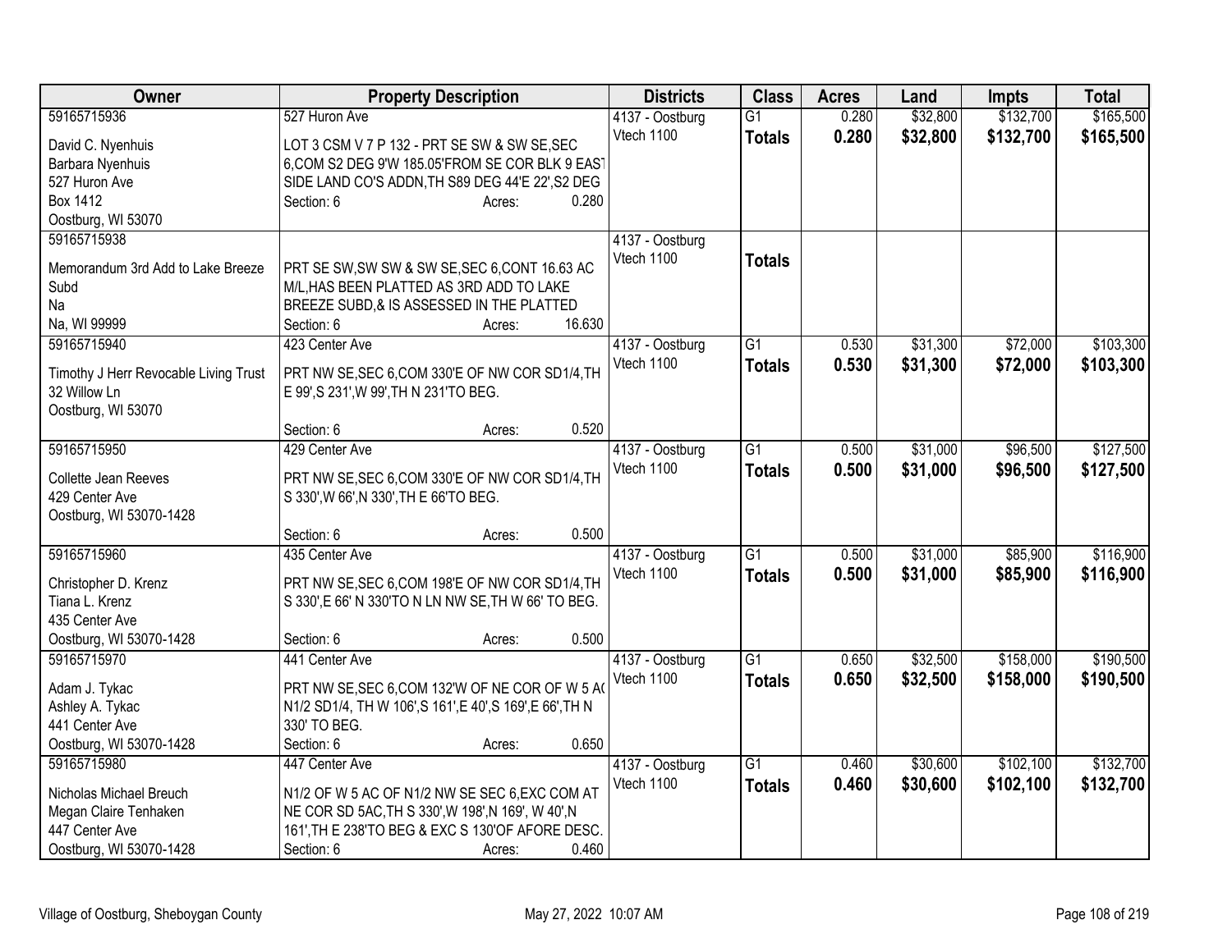| Owner | Property Description | Districts | Class | Acres | Land | Impts | Total |
|---|---|---|---|---|---|---|---|
| 59165715936<br>David C. Nyenhuis<br>Barbara Nyenhuis<br>527 Huron Ave<br>Box 1412<br>Oostburg, WI 53070 | 527 Huron Ave<br>LOT 3 CSM V 7 P 132 - PRT SE SW & SW SE,SEC 6,COM S2 DEG 9'W 185.05'FROM SE COR BLK 9 EAST SIDE LAND CO'S ADDN,TH S89 DEG 44'E 22',S2 DEG<br>Section: 6 Acres: 0.280 | 4137 - Oostburg<br>Vtech 1100 | G1<br>**Totals** | 0.280<br>**0.280** | $32,800<br>**$32,800** | $132,700<br>**$132,700** | $165,500<br>**$165,500** |
| 59165715938<br>Memorandum 3rd Add to Lake Breeze Subd<br>Na<br>Na, WI 99999 | PRT SE SW,SW SW & SW SE,SEC 6,CONT 16.63 AC M/L,HAS BEEN PLATTED AS 3RD ADD TO LAKE BREEZE SUBD,& IS ASSESSED IN THE PLATTED<br>Section: 6 Acres: 16.630 | 4137 - Oostburg<br>Vtech 1100 | **Totals** | | | | |
| 59165715940<br>Timothy J Herr Revocable Living Trust<br>32 Willow Ln<br>Oostburg, WI 53070 | 423 Center Ave<br>PRT NW SE,SEC 6,COM 330'E OF NW COR SD1/4,TH E 99',S 231',W 99',TH N 231'TO BEG.<br>Section: 6 Acres: 0.520 | 4137 - Oostburg<br>Vtech 1100 | G1<br>**Totals** | 0.530<br>**0.530** | $31,300<br>**$31,300** | $72,000<br>**$72,000** | $103,300<br>**$103,300** |
| 59165715950<br>Collette Jean Reeves<br>429 Center Ave<br>Oostburg, WI 53070-1428 | 429 Center Ave<br>PRT NW SE,SEC 6,COM 330'E OF NW COR SD1/4,TH S 330',W 66',N 330',TH E 66'TO BEG.<br>Section: 6 Acres: 0.500 | 4137 - Oostburg<br>Vtech 1100 | G1<br>**Totals** | 0.500<br>**0.500** | $31,000<br>**$31,000** | $96,500<br>**$96,500** | $127,500<br>**$127,500** |
| 59165715960<br>Christopher D. Krenz<br>Tiana L. Krenz<br>435 Center Ave<br>Oostburg, WI 53070-1428 | 435 Center Ave<br>PRT NW SE,SEC 6,COM 198'E OF NW COR SD1/4,TH S 330',E 66' N 330'TO N LN NW SE,TH W 66' TO BEG.<br>Section: 6 Acres: 0.500 | 4137 - Oostburg<br>Vtech 1100 | G1<br>**Totals** | 0.500<br>**0.500** | $31,000<br>**$31,000** | $85,900<br>**$85,900** | $116,900<br>**$116,900** |
| 59165715970<br>Adam J. Tykac<br>Ashley A. Tykac<br>441 Center Ave<br>Oostburg, WI 53070-1428 | 441 Center Ave<br>PRT NW SE,SEC 6,COM 132'W OF NE COR OF W 5 AC N1/2 SD1/4, TH W 106',S 161',E 40',S 169',E 66',TH N 330' TO BEG.<br>Section: 6 Acres: 0.650 | 4137 - Oostburg<br>Vtech 1100 | G1<br>**Totals** | 0.650<br>**0.650** | $32,500<br>**$32,500** | $158,000<br>**$158,000** | $190,500<br>**$190,500** |
| 59165715980<br>Nicholas Michael Breuch<br>Megan Claire Tenhaken<br>447 Center Ave<br>Oostburg, WI 53070-1428 | 447 Center Ave<br>N1/2 OF W 5 AC OF N1/2 NW SE SEC 6,EXC COM AT NE COR SD 5AC,TH S 330',W 198',N 169', W 40',N 161',TH E 238'TO BEG & EXC S 130'OF AFORE DESC.<br>Section: 6 Acres: 0.460 | 4137 - Oostburg<br>Vtech 1100 | G1<br>**Totals** | 0.460<br>**0.460** | $30,600<br>**$30,600** | $102,100<br>**$102,100** | $132,700<br>**$132,700** |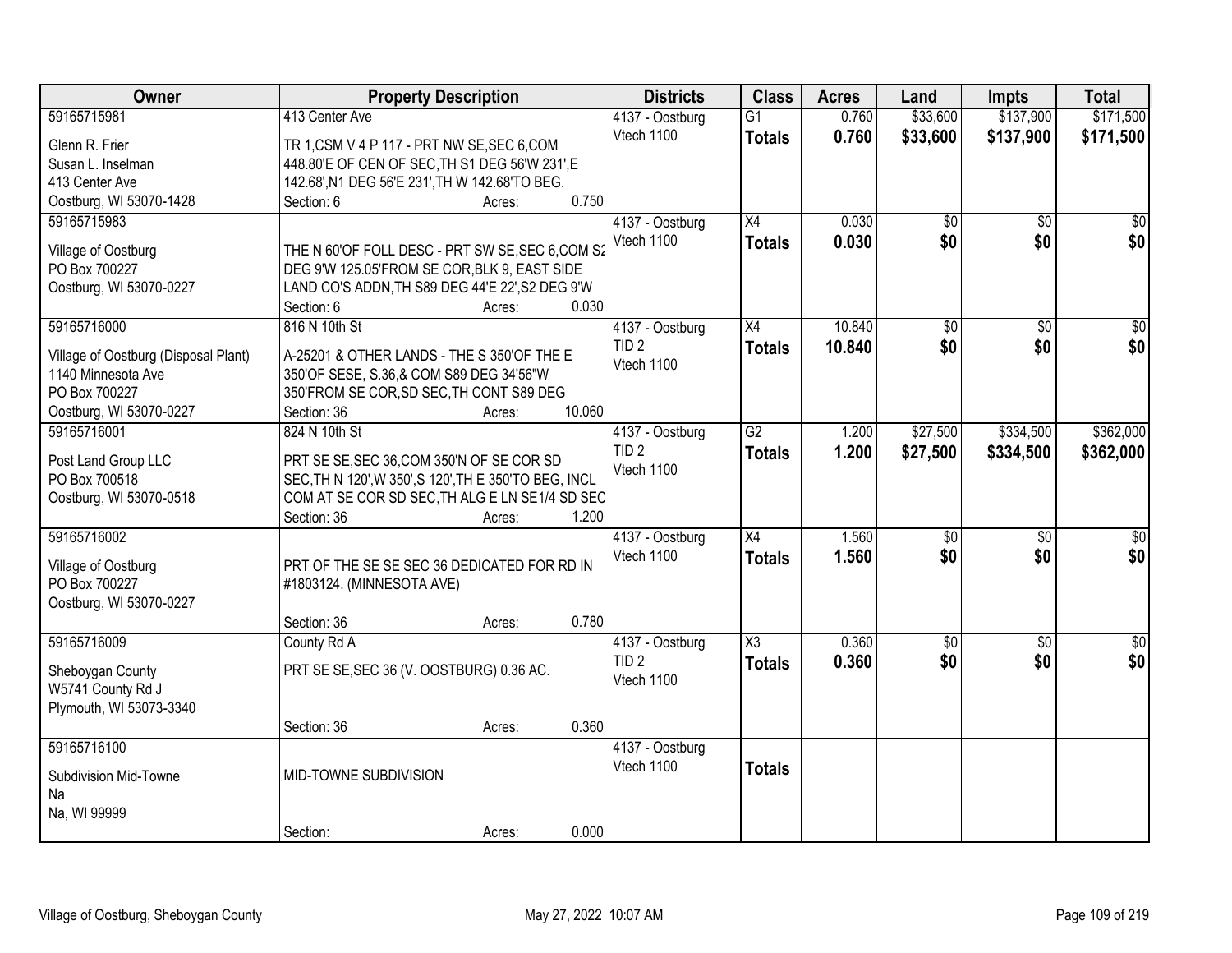| Owner | Property Description | Districts | Class | Acres | Land | Impts | Total |
|---|---|---|---|---|---|---|---|
| 59165715981<br>Glenn R. Frier<br>Susan L. Inselman<br>413 Center Ave<br>Oostburg, WI 53070-1428 | 413 Center Ave<br>TR 1,CSM V 4 P 117 - PRT NW SE,SEC 6,COM 448.80'E OF CEN OF SEC,TH S1 DEG 56'W 231',E 142.68',N1 DEG 56'E 231',TH W 142.68'TO BEG.<br>Section: 6 Acres: 0.750 | 4137 - Oostburg<br>Vtech 1100 | G1<br>**Totals** | 0.760<br>**0.760** | $33,600<br>**$33,600** | $137,900<br>**$137,900** | $171,500<br>**$171,500** |
| 59165715983<br>Village of Oostburg<br>PO Box 700227<br>Oostburg, WI 53070-0227 | THE N 60'OF FOLL DESC - PRT SW SE,SEC 6,COM S2 DEG 9'W 125.05'FROM SE COR,BLK 9, EAST SIDE LAND CO'S ADDN,TH S89 DEG 44'E 22',S2 DEG 9'W<br>Section: 6 Acres: 0.030 | 4137 - Oostburg<br>Vtech 1100 | X4<br>**Totals** | 0.030<br>**0.030** | $0<br>**$0** | $0<br>**$0** | $0<br>**$0** |
| 59165716000<br>Village of Oostburg (Disposal Plant)<br>1140 Minnesota Ave<br>PO Box 700227<br>Oostburg, WI 53070-0227 | 816 N 10th St<br>A-25201 & OTHER LANDS - THE S 350'OF THE E 350'OF SESE, S.36,& COM S89 DEG 34'56"W 350'FROM SE COR,SD SEC,TH CONT S89 DEG<br>Section: 36 Acres: 10.060 | 4137 - Oostburg<br>TID 2<br>Vtech 1100 | X4<br>**Totals** | 10.840<br>**10.840** | $0<br>**$0** | $0<br>**$0** | $0<br>**$0** |
| 59165716001<br>Post Land Group LLC<br>PO Box 700518<br>Oostburg, WI 53070-0518 | 824 N 10th St<br>PRT SE SE,SEC 36,COM 350'N OF SE COR SD SEC,TH N 120',W 350',S 120',TH E 350'TO BEG, INCL COM AT SE COR SD SEC,TH ALG E LN SE1/4 SD SEC<br>Section: 36 Acres: 1.200 | 4137 - Oostburg<br>TID 2<br>Vtech 1100 | G2<br>**Totals** | 1.200<br>**1.200** | $27,500<br>**$27,500** | $334,500<br>**$334,500** | $362,000<br>**$362,000** |
| 59165716002<br>Village of Oostburg<br>PO Box 700227<br>Oostburg, WI 53070-0227 | PRT OF THE SE SE SEC 36 DEDICATED FOR RD IN #1803124. (MINNESOTA AVE)<br>Section: 36 Acres: 0.780 | 4137 - Oostburg<br>Vtech 1100 | X4<br>**Totals** | 1.560<br>**1.560** | $0<br>**$0** | $0<br>**$0** | $0<br>**$0** |
| 59165716009<br>Sheboygan County<br>W5741 County Rd J<br>Plymouth, WI 53073-3340 | County Rd A<br>PRT SE SE,SEC 36 (V. OOSTBURG) 0.36 AC.<br>Section: 36 Acres: 0.360 | 4137 - Oostburg<br>TID 2<br>Vtech 1100 | X3<br>**Totals** | 0.360<br>**0.360** | $0<br>**$0** | $0<br>**$0** | $0<br>**$0** |
| 59165716100<br>Subdivision Mid-Towne<br>Na<br>Na, WI 99999 | MID-TOWNE SUBDIVISION<br>Section: Acres: 0.000 | 4137 - Oostburg<br>Vtech 1100 | **Totals** | | | | |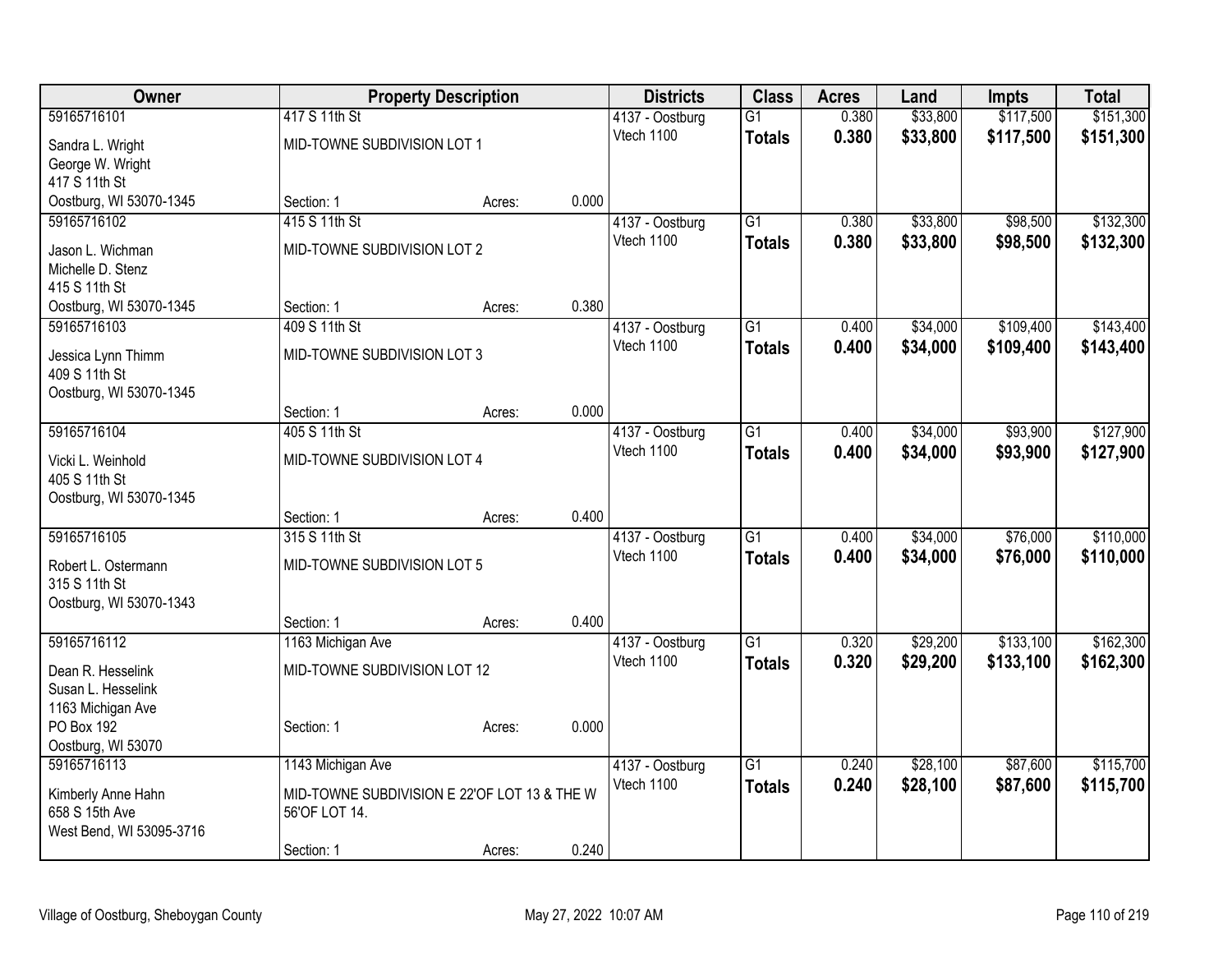| Owner | Property Description | | | Districts | Class | Acres | Land | Impts | Total |
|---|---|---|---|---|---|---|---|---|---|
| 59165716101 | 417 S 11th St | | | 4137 - Oostburg | G1 | 0.380 | $33,800 | $117,500 | $151,300 |
| Sandra L. Wright<br>George W. Wright<br>417 S 11th St<br>Oostburg, WI 53070-1345 | MID-TOWNE SUBDIVISION LOT 1 | | | Vtech 1100 | **Totals** | **0.380** | **$33,800** | **$117,500** | **$151,300** |
| | Section: 1 | Acres: | 0.000 | | | | | | |
| 59165716102 | 415 S 11th St | | | 4137 - Oostburg | G1 | 0.380 | $33,800 | $98,500 | $132,300 |
| Jason L. Wichman<br>Michelle D. Stenz<br>415 S 11th St<br>Oostburg, WI 53070-1345 | MID-TOWNE SUBDIVISION LOT 2 | | | Vtech 1100 | **Totals** | **0.380** | **$33,800** | **$98,500** | **$132,300** |
| | Section: 1 | Acres: | 0.380 | | | | | | |
| 59165716103 | 409 S 11th St | | | 4137 - Oostburg | G1 | 0.400 | $34,000 | $109,400 | $143,400 |
| Jessica Lynn Thimm<br>409 S 11th St<br>Oostburg, WI 53070-1345 | MID-TOWNE SUBDIVISION LOT 3 | | | Vtech 1100 | **Totals** | **0.400** | **$34,000** | **$109,400** | **$143,400** |
| | Section: 1 | Acres: | 0.000 | | | | | | |
| 59165716104 | 405 S 11th St | | | 4137 - Oostburg | G1 | 0.400 | $34,000 | $93,900 | $127,900 |
| Vicki L. Weinhold<br>405 S 11th St<br>Oostburg, WI 53070-1345 | MID-TOWNE SUBDIVISION LOT 4 | | | Vtech 1100 | **Totals** | **0.400** | **$34,000** | **$93,900** | **$127,900** |
| | Section: 1 | Acres: | 0.400 | | | | | | |
| 59165716105 | 315 S 11th St | | | 4137 - Oostburg | G1 | 0.400 | $34,000 | $76,000 | $110,000 |
| Robert L. Ostermann<br>315 S 11th St<br>Oostburg, WI 53070-1343 | MID-TOWNE SUBDIVISION LOT 5 | | | Vtech 1100 | **Totals** | **0.400** | **$34,000** | **$76,000** | **$110,000** |
| | Section: 1 | Acres: | 0.400 | | | | | | |
| 59165716112 | 1163 Michigan Ave | | | 4137 - Oostburg | G1 | 0.320 | $29,200 | $133,100 | $162,300 |
| Dean R. Hesselink<br>Susan L. Hesselink<br>1163 Michigan Ave<br>PO Box 192<br>Oostburg, WI 53070 | MID-TOWNE SUBDIVISION LOT 12 | | | Vtech 1100 | **Totals** | **0.320** | **$29,200** | **$133,100** | **$162,300** |
| | Section: 1 | Acres: | 0.000 | | | | | | |
| 59165716113 | 1143 Michigan Ave | | | 4137 - Oostburg | G1 | 0.240 | $28,100 | $87,600 | $115,700 |
| Kimberly Anne Hahn<br>658 S 15th Ave<br>West Bend, WI 53095-3716 | MID-TOWNE SUBDIVISION E 22'OF LOT 13 & THE W 56'OF LOT 14. | | | Vtech 1100 | **Totals** | **0.240** | **$28,100** | **$87,600** | **$115,700** |
| | Section: 1 | Acres: | 0.240 | | | | | | |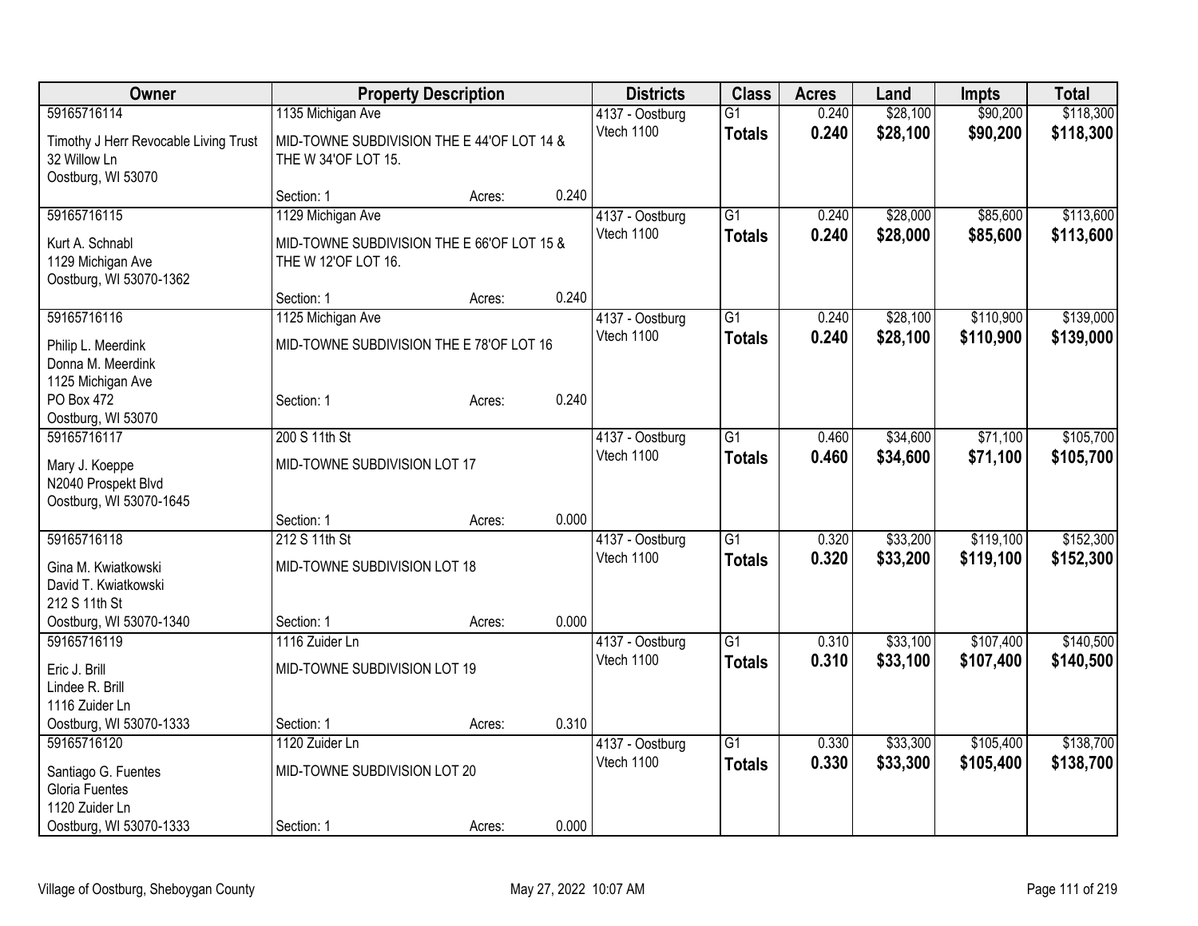| Owner | Property Description | | | Districts | Class | Acres | Land | Impts | Total |
|---|---|---|---|---|---|---|---|---|---|
| 59165716114 | 1135 Michigan Ave | | | 4137 - Oostburg | G1 | 0.240 | $28,100 | $90,200 | $118,300 |
| Timothy J Herr Revocable Living Trust<br>32 Willow Ln<br>Oostburg, WI 53070 | MID-TOWNE SUBDIVISION THE E 44'OF LOT 14 & THE W 34'OF LOT 15. | | | Vtech 1100 | **Totals** | **0.240** | **$28,100** | **$90,200** | **$118,300** |
| | Section: 1 | Acres: | 0.240 | | | | | | |
| 59165716115 | 1129 Michigan Ave | | | 4137 - Oostburg | G1 | 0.240 | $28,000 | $85,600 | $113,600 |
| Kurt A. Schnabl<br>1129 Michigan Ave<br>Oostburg, WI 53070-1362 | MID-TOWNE SUBDIVISION THE E 66'OF LOT 15 & THE W 12'OF LOT 16. | | | Vtech 1100 | **Totals** | **0.240** | **$28,000** | **$85,600** | **$113,600** |
| | Section: 1 | Acres: | 0.240 | | | | | | |
| 59165716116 | 1125 Michigan Ave | | | 4137 - Oostburg | G1 | 0.240 | $28,100 | $110,900 | $139,000 |
| Philip L. Meerdink<br>Donna M. Meerdink<br>1125 Michigan Ave<br>PO Box 472<br>Oostburg, WI 53070 | MID-TOWNE SUBDIVISION THE E 78'OF LOT 16 | | | Vtech 1100 | **Totals** | **0.240** | **$28,100** | **$110,900** | **$139,000** |
| | Section: 1 | Acres: | 0.240 | | | | | | |
| 59165716117 | 200 S 11th St | | | 4137 - Oostburg | G1 | 0.460 | $34,600 | $71,100 | $105,700 |
| Mary J. Koeppe<br>N2040 Prospekt Blvd<br>Oostburg, WI 53070-1645 | MID-TOWNE SUBDIVISION LOT 17 | | | Vtech 1100 | **Totals** | **0.460** | **$34,600** | **$71,100** | **$105,700** |
| | Section: 1 | Acres: | 0.000 | | | | | | |
| 59165716118 | 212 S 11th St | | | 4137 - Oostburg | G1 | 0.320 | $33,200 | $119,100 | $152,300 |
| Gina M. Kwiatkowski<br>David T. Kwiatkowski<br>212 S 11th St<br>Oostburg, WI 53070-1340 | MID-TOWNE SUBDIVISION LOT 18 | | | Vtech 1100 | **Totals** | **0.320** | **$33,200** | **$119,100** | **$152,300** |
| | Section: 1 | Acres: | 0.000 | | | | | | |
| 59165716119 | 1116 Zuider Ln | | | 4137 - Oostburg | G1 | 0.310 | $33,100 | $107,400 | $140,500 |
| Eric J. Brill<br>Lindee R. Brill<br>1116 Zuider Ln<br>Oostburg, WI 53070-1333 | MID-TOWNE SUBDIVISION LOT 19 | | | Vtech 1100 | **Totals** | **0.310** | **$33,100** | **$107,400** | **$140,500** |
| | Section: 1 | Acres: | 0.310 | | | | | | |
| 59165716120 | 1120 Zuider Ln | | | 4137 - Oostburg | G1 | 0.330 | $33,300 | $105,400 | $138,700 |
| Santiago G. Fuentes<br>Gloria Fuentes<br>1120 Zuider Ln<br>Oostburg, WI 53070-1333 | MID-TOWNE SUBDIVISION LOT 20 | | | Vtech 1100 | **Totals** | **0.330** | **$33,300** | **$105,400** | **$138,700** |
| | Section: 1 | Acres: | 0.000 | | | | | | |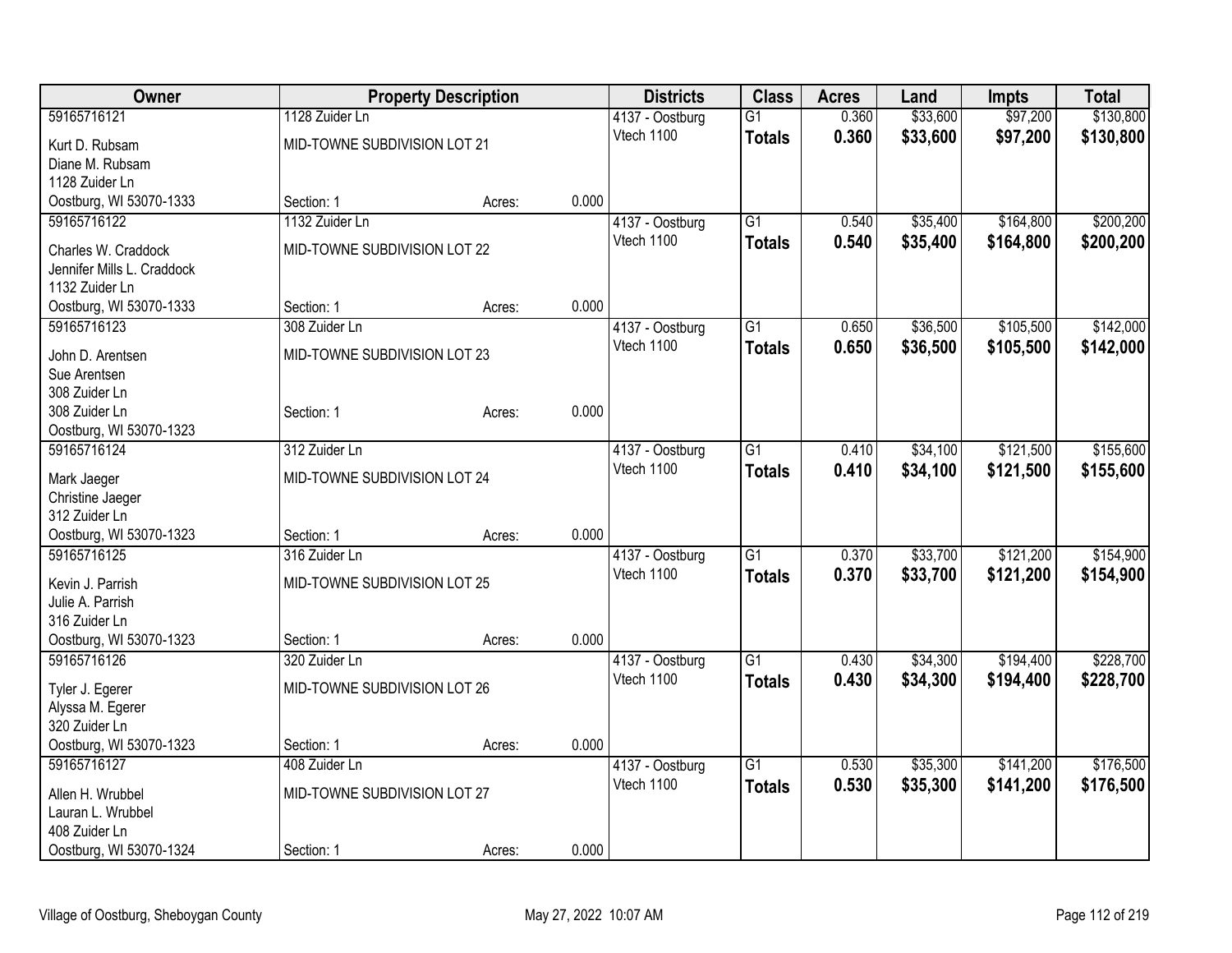| Owner | Property Description | | | Districts | Class | Acres | Land | Impts | Total |
|---|---|---|---|---|---|---|---|---|---|
| 59165716121 | 1128 Zuider Ln | | | 4137 - Oostburg | G1 | 0.360 | $33,600 | $97,200 | $130,800 |
| Kurt D. Rubsam<br>Diane M. Rubsam<br>1128 Zuider Ln<br>Oostburg, WI 53070-1333 | MID-TOWNE SUBDIVISION LOT 21<br><br><br>Section: 1 | Acres: | 0.000 | Vtech 1100 | **Totals** | **0.360** | **$33,600** | **$97,200** | **$130,800** |
| 59165716122 | 1132 Zuider Ln | | | 4137 - Oostburg | G1 | 0.540 | $35,400 | $164,800 | $200,200 |
| Charles W. Craddock<br>Jennifer Mills L. Craddock<br>1132 Zuider Ln<br>Oostburg, WI 53070-1333 | MID-TOWNE SUBDIVISION LOT 22<br><br><br>Section: 1 | Acres: | 0.000 | Vtech 1100 | **Totals** | **0.540** | **$35,400** | **$164,800** | **$200,200** |
| 59165716123 | 308 Zuider Ln | | | 4137 - Oostburg | G1 | 0.650 | $36,500 | $105,500 | $142,000 |
| John D. Arentsen<br>Sue Arentsen<br>308 Zuider Ln<br>308 Zuider Ln<br>Oostburg, WI 53070-1323 | MID-TOWNE SUBDIVISION LOT 23<br><br><br>Section: 1 | Acres: | 0.000 | Vtech 1100 | **Totals** | **0.650** | **$36,500** | **$105,500** | **$142,000** |
| 59165716124 | 312 Zuider Ln | | | 4137 - Oostburg | G1 | 0.410 | $34,100 | $121,500 | $155,600 |
| Mark Jaeger<br>Christine Jaeger<br>312 Zuider Ln<br>Oostburg, WI 53070-1323 | MID-TOWNE SUBDIVISION LOT 24<br><br><br>Section: 1 | Acres: | 0.000 | Vtech 1100 | **Totals** | **0.410** | **$34,100** | **$121,500** | **$155,600** |
| 59165716125 | 316 Zuider Ln | | | 4137 - Oostburg | G1 | 0.370 | $33,700 | $121,200 | $154,900 |
| Kevin J. Parrish<br>Julie A. Parrish<br>316 Zuider Ln<br>Oostburg, WI 53070-1323 | MID-TOWNE SUBDIVISION LOT 25<br><br><br>Section: 1 | Acres: | 0.000 | Vtech 1100 | **Totals** | **0.370** | **$33,700** | **$121,200** | **$154,900** |
| 59165716126 | 320 Zuider Ln | | | 4137 - Oostburg | G1 | 0.430 | $34,300 | $194,400 | $228,700 |
| Tyler J. Egerer<br>Alyssa M. Egerer<br>320 Zuider Ln<br>Oostburg, WI 53070-1323 | MID-TOWNE SUBDIVISION LOT 26<br><br><br>Section: 1 | Acres: | 0.000 | Vtech 1100 | **Totals** | **0.430** | **$34,300** | **$194,400** | **$228,700** |
| 59165716127 | 408 Zuider Ln | | | 4137 - Oostburg | G1 | 0.530 | $35,300 | $141,200 | $176,500 |
| Allen H. Wrubbel<br>Lauran L. Wrubbel<br>408 Zuider Ln<br>Oostburg, WI 53070-1324 | MID-TOWNE SUBDIVISION LOT 27<br><br><br>Section: 1 | Acres: | 0.000 | Vtech 1100 | **Totals** | **0.530** | **$35,300** | **$141,200** | **$176,500** |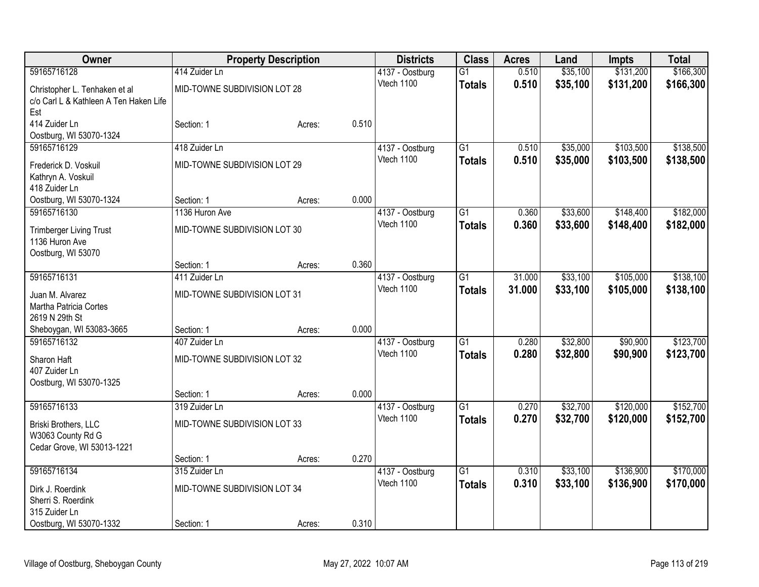| Owner | Property Description | | | Districts | Class | Acres | Land | Impts | Total |
|---|---|---|---|---|---|---|---|---|---|
| 59165716128 | 414 Zuider Ln | | | 4137 - Oostburg | G1 | 0.510 | $35,100 | $131,200 | $166,300 |
| Christopher L. Tenhaken et al | MID-TOWNE SUBDIVISION LOT 28 | | | Vtech 1100 | **Totals** | **0.510** | **$35,100** | **$131,200** | **$166,300** |
| c/o Carl L & Kathleen A Ten Haken Life Est | | | | | | | | | |
| 414 Zuider Ln | Section: 1 | Acres: | 0.510 | | | | | | |
| Oostburg, WI 53070-1324 | | | | | | | | | |
| 59165716129 | 418 Zuider Ln | | | 4137 - Oostburg | G1 | 0.510 | $35,000 | $103,500 | $138,500 |
| Frederick D. Voskuil | MID-TOWNE SUBDIVISION LOT 29 | | | Vtech 1100 | **Totals** | **0.510** | **$35,000** | **$103,500** | **$138,500** |
| Kathryn A. Voskuil | | | | | | | | | |
| 418 Zuider Ln | | | | | | | | | |
| Oostburg, WI 53070-1324 | Section: 1 | Acres: | 0.000 | | | | | | |
| 59165716130 | 1136 Huron Ave | | | 4137 - Oostburg | G1 | 0.360 | $33,600 | $148,400 | $182,000 |
| Trimberger Living Trust | MID-TOWNE SUBDIVISION LOT 30 | | | Vtech 1100 | **Totals** | **0.360** | **$33,600** | **$148,400** | **$182,000** |
| 1136 Huron Ave | | | | | | | | | |
| Oostburg, WI 53070 | | | | | | | | | |
| | Section: 1 | Acres: | 0.360 | | | | | | |
| 59165716131 | 411 Zuider Ln | | | 4137 - Oostburg | G1 | 31.000 | $33,100 | $105,000 | $138,100 |
| Juan M. Alvarez | MID-TOWNE SUBDIVISION LOT 31 | | | Vtech 1100 | **Totals** | **31.000** | **$33,100** | **$105,000** | **$138,100** |
| Martha Patricia Cortes | | | | | | | | | |
| 2619 N 29th St | | | | | | | | | |
| Sheboygan, WI 53083-3665 | Section: 1 | Acres: | 0.000 | | | | | | |
| 59165716132 | 407 Zuider Ln | | | 4137 - Oostburg | G1 | 0.280 | $32,800 | $90,900 | $123,700 |
| Sharon Haft | MID-TOWNE SUBDIVISION LOT 32 | | | Vtech 1100 | **Totals** | **0.280** | **$32,800** | **$90,900** | **$123,700** |
| 407 Zuider Ln | | | | | | | | | |
| Oostburg, WI 53070-1325 | | | | | | | | | |
| | Section: 1 | Acres: | 0.000 | | | | | | |
| 59165716133 | 319 Zuider Ln | | | 4137 - Oostburg | G1 | 0.270 | $32,700 | $120,000 | $152,700 |
| Briski Brothers, LLC | MID-TOWNE SUBDIVISION LOT 33 | | | Vtech 1100 | **Totals** | **0.270** | **$32,700** | **$120,000** | **$152,700** |
| W3063 County Rd G | | | | | | | | | |
| Cedar Grove, WI 53013-1221 | | | | | | | | | |
| | Section: 1 | Acres: | 0.270 | | | | | | |
| 59165716134 | 315 Zuider Ln | | | 4137 - Oostburg | G1 | 0.310 | $33,100 | $136,900 | $170,000 |
| Dirk J. Roerdink | MID-TOWNE SUBDIVISION LOT 34 | | | Vtech 1100 | **Totals** | **0.310** | **$33,100** | **$136,900** | **$170,000** |
| Sherri S. Roerdink | | | | | | | | | |
| 315 Zuider Ln | | | | | | | | | |
| Oostburg, WI 53070-1332 | Section: 1 | Acres: | 0.310 | | | | | | |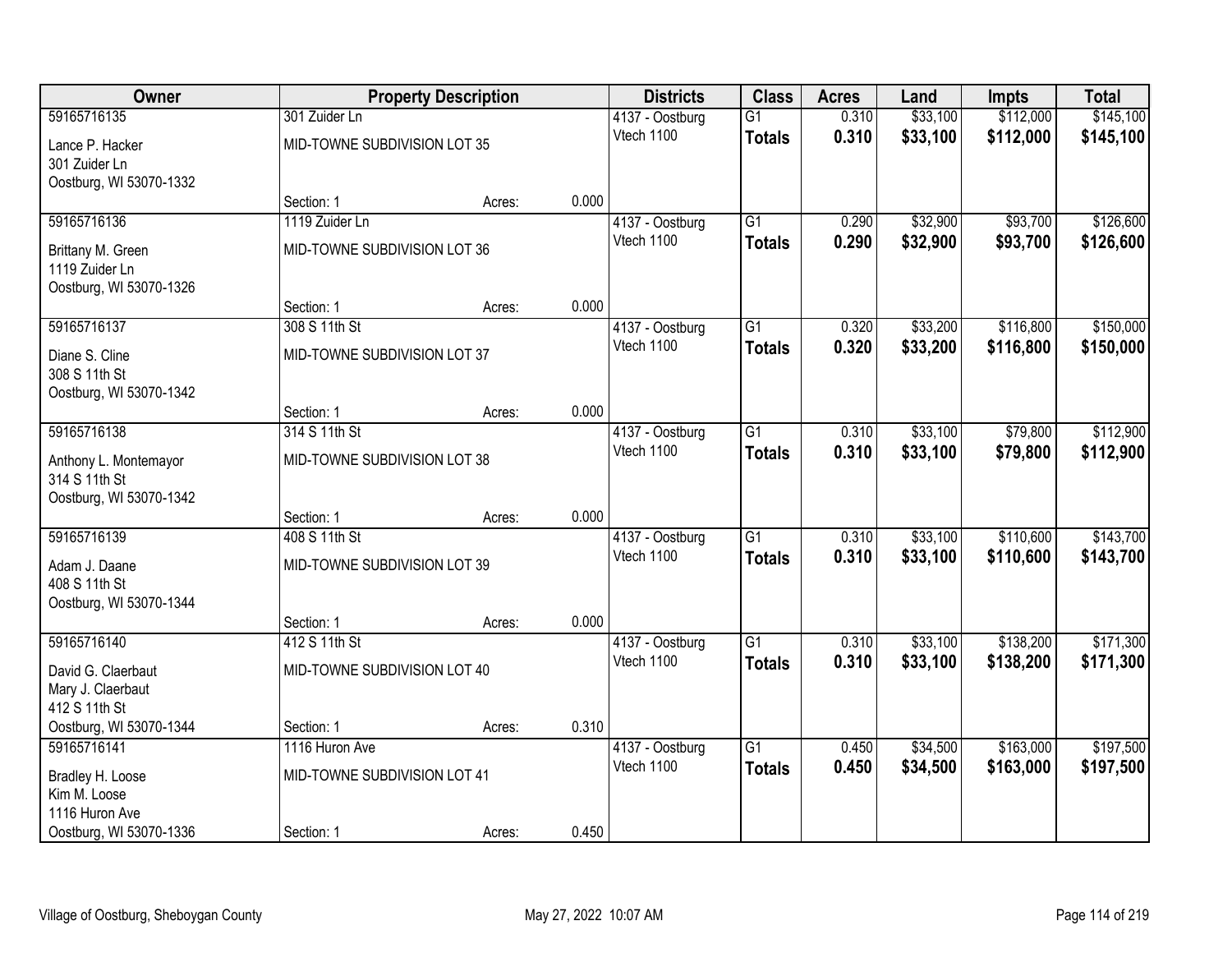| Owner | Property Description | | | Districts | Class | Acres | Land | Impts | Total |
|---|---|---|---|---|---|---|---|---|---|
| 59165716135 | 301 Zuider Ln | | | 4137 - Oostburg | G1 | 0.310 | $33,100 | $112,000 | $145,100 |
| Lance P. Hacker<br>301 Zuider Ln<br>Oostburg, WI 53070-1332 | MID-TOWNE SUBDIVISION LOT 35 | | | Vtech 1100 | **Totals** | **0.310** | **$33,100** | **$112,000** | **$145,100** |
| | Section: 1 | Acres: | 0.000 | | | | | | |
| 59165716136 | 1119 Zuider Ln | | | 4137 - Oostburg | G1 | 0.290 | $32,900 | $93,700 | $126,600 |
| Brittany M. Green<br>1119 Zuider Ln<br>Oostburg, WI 53070-1326 | MID-TOWNE SUBDIVISION LOT 36 | | | Vtech 1100 | **Totals** | **0.290** | **$32,900** | **$93,700** | **$126,600** |
| | Section: 1 | Acres: | 0.000 | | | | | | |
| 59165716137 | 308 S 11th St | | | 4137 - Oostburg | G1 | 0.320 | $33,200 | $116,800 | $150,000 |
| Diane S. Cline<br>308 S 11th St<br>Oostburg, WI 53070-1342 | MID-TOWNE SUBDIVISION LOT 37 | | | Vtech 1100 | **Totals** | **0.320** | **$33,200** | **$116,800** | **$150,000** |
| | Section: 1 | Acres: | 0.000 | | | | | | |
| 59165716138 | 314 S 11th St | | | 4137 - Oostburg | G1 | 0.310 | $33,100 | $79,800 | $112,900 |
| Anthony L. Montemayor<br>314 S 11th St<br>Oostburg, WI 53070-1342 | MID-TOWNE SUBDIVISION LOT 38 | | | Vtech 1100 | **Totals** | **0.310** | **$33,100** | **$79,800** | **$112,900** |
| | Section: 1 | Acres: | 0.000 | | | | | | |
| 59165716139 | 408 S 11th St | | | 4137 - Oostburg | G1 | 0.310 | $33,100 | $110,600 | $143,700 |
| Adam J. Daane<br>408 S 11th St<br>Oostburg, WI 53070-1344 | MID-TOWNE SUBDIVISION LOT 39 | | | Vtech 1100 | **Totals** | **0.310** | **$33,100** | **$110,600** | **$143,700** |
| | Section: 1 | Acres: | 0.000 | | | | | | |
| 59165716140 | 412 S 11th St | | | 4137 - Oostburg | G1 | 0.310 | $33,100 | $138,200 | $171,300 |
| David G. Claerbaut<br>Mary J. Claerbaut<br>412 S 11th St<br>Oostburg, WI 53070-1344 | MID-TOWNE SUBDIVISION LOT 40 | | | Vtech 1100 | **Totals** | **0.310** | **$33,100** | **$138,200** | **$171,300** |
| | Section: 1 | Acres: | 0.310 | | | | | | |
| 59165716141 | 1116 Huron Ave | | | 4137 - Oostburg | G1 | 0.450 | $34,500 | $163,000 | $197,500 |
| Bradley H. Loose<br>Kim M. Loose<br>1116 Huron Ave<br>Oostburg, WI 53070-1336 | MID-TOWNE SUBDIVISION LOT 41 | | | Vtech 1100 | **Totals** | **0.450** | **$34,500** | **$163,000** | **$197,500** |
| | Section: 1 | Acres: | 0.450 | | | | | | |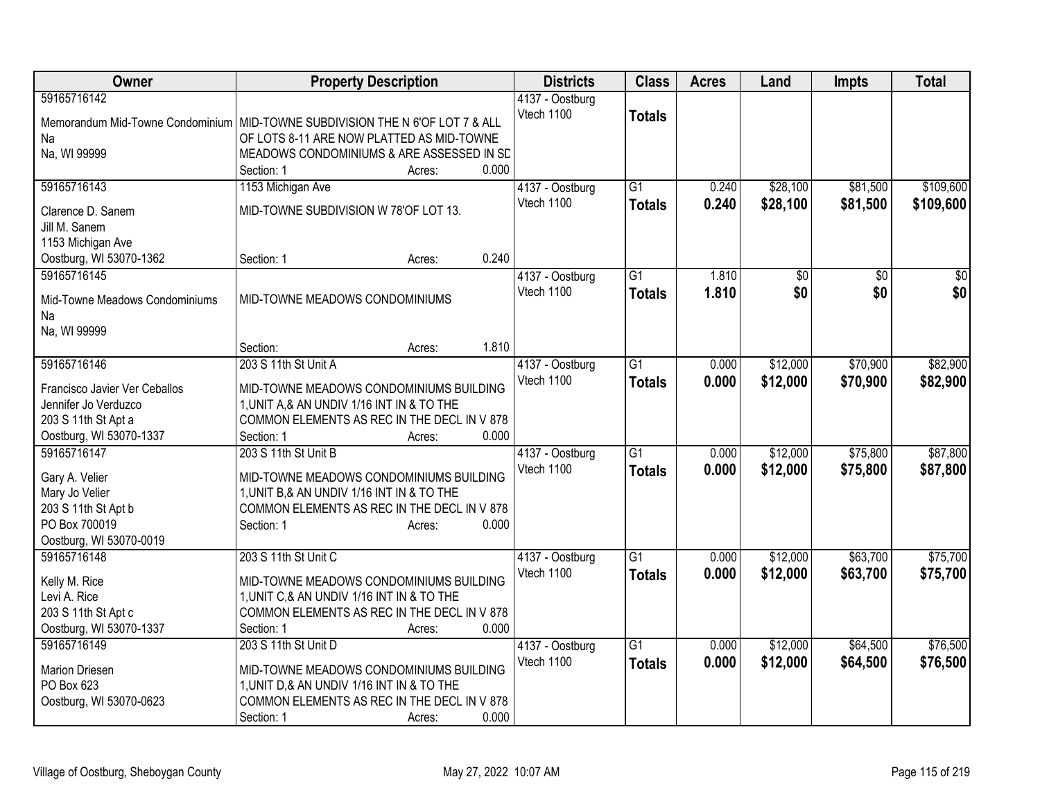| Owner | Property Description | Districts | Class | Acres | Land | Impts | Total |
|---|---|---|---|---|---|---|---|
| 59165716142<br>Memorandum Mid-Towne Condominium<br>Na<br>Na, WI 99999 | MID-TOWNE SUBDIVISION THE N 6'OF LOT 7 & ALL OF LOTS 8-11 ARE NOW PLATTED AS MID-TOWNE MEADOWS CONDOMINIUMS & ARE ASSESSED IN SD<br>Section: 1 Acres: 0.000 | 4137 - Oostburg<br>Vtech 1100 | **Totals** | | | | |
| 59165716143<br>Clarence D. Sanem<br>Jill M. Sanem<br>1153 Michigan Ave<br>Oostburg, WI 53070-1362 | 1153 Michigan Ave<br>MID-TOWNE SUBDIVISION W 78'OF LOT 13.<br>Section: 1 Acres: 0.240 | 4137 - Oostburg<br>Vtech 1100 | G1<br>**Totals** | 0.240<br>**0.240** | \$28,100<br>**\$28,100** | \$81,500<br>**\$81,500** | \$109,600<br>**\$109,600** |
| 59165716145<br>Mid-Towne Meadows Condominiums<br>Na<br>Na, WI 99999 | MID-TOWNE MEADOWS CONDOMINIUMS<br>Section: Acres: 1.810 | 4137 - Oostburg<br>Vtech 1100 | G1<br>**Totals** | 1.810<br>**1.810** | \$0<br>**\$0** | \$0<br>**\$0** | \$0<br>**\$0** |
| 59165716146<br>Francisco Javier Ver Ceballos<br>Jennifer Jo Verduzco<br>203 S 11th St Apt a<br>Oostburg, WI 53070-1337 | 203 S 11th St Unit A<br>MID-TOWNE MEADOWS CONDOMINIUMS BUILDING 1,UNIT A,& AN UNDIV 1/16 INT IN & TO THE COMMON ELEMENTS AS REC IN THE DECL IN V 878<br>Section: 1 Acres: 0.000 | 4137 - Oostburg<br>Vtech 1100 | G1<br>**Totals** | 0.000<br>**0.000** | \$12,000<br>**\$12,000** | \$70,900<br>**\$70,900** | \$82,900<br>**\$82,900** |
| 59165716147<br>Gary A. Velier<br>Mary Jo Velier<br>203 S 11th St Apt b<br>PO Box 700019<br>Oostburg, WI 53070-0019 | 203 S 11th St Unit B<br>MID-TOWNE MEADOWS CONDOMINIUMS BUILDING 1,UNIT B,& AN UNDIV 1/16 INT IN & TO THE COMMON ELEMENTS AS REC IN THE DECL IN V 878<br>Section: 1 Acres: 0.000 | 4137 - Oostburg<br>Vtech 1100 | G1<br>**Totals** | 0.000<br>**0.000** | \$12,000<br>**\$12,000** | \$75,800<br>**\$75,800** | \$87,800<br>**\$87,800** |
| 59165716148<br>Kelly M. Rice<br>Levi A. Rice<br>203 S 11th St Apt c<br>Oostburg, WI 53070-1337 | 203 S 11th St Unit C<br>MID-TOWNE MEADOWS CONDOMINIUMS BUILDING 1,UNIT C,& AN UNDIV 1/16 INT IN & TO THE COMMON ELEMENTS AS REC IN THE DECL IN V 878<br>Section: 1 Acres: 0.000 | 4137 - Oostburg<br>Vtech 1100 | G1<br>**Totals** | 0.000<br>**0.000** | \$12,000<br>**\$12,000** | \$63,700<br>**\$63,700** | \$75,700<br>**\$75,700** |
| 59165716149<br>Marion Driesen<br>PO Box 623<br>Oostburg, WI 53070-0623 | 203 S 11th St Unit D<br>MID-TOWNE MEADOWS CONDOMINIUMS BUILDING 1,UNIT D,& AN UNDIV 1/16 INT IN & TO THE COMMON ELEMENTS AS REC IN THE DECL IN V 878<br>Section: 1 Acres: 0.000 | 4137 - Oostburg<br>Vtech 1100 | G1<br>**Totals** | 0.000<br>**0.000** | \$12,000<br>**\$12,000** | \$64,500<br>**\$64,500** | \$76,500<br>**\$76,500** |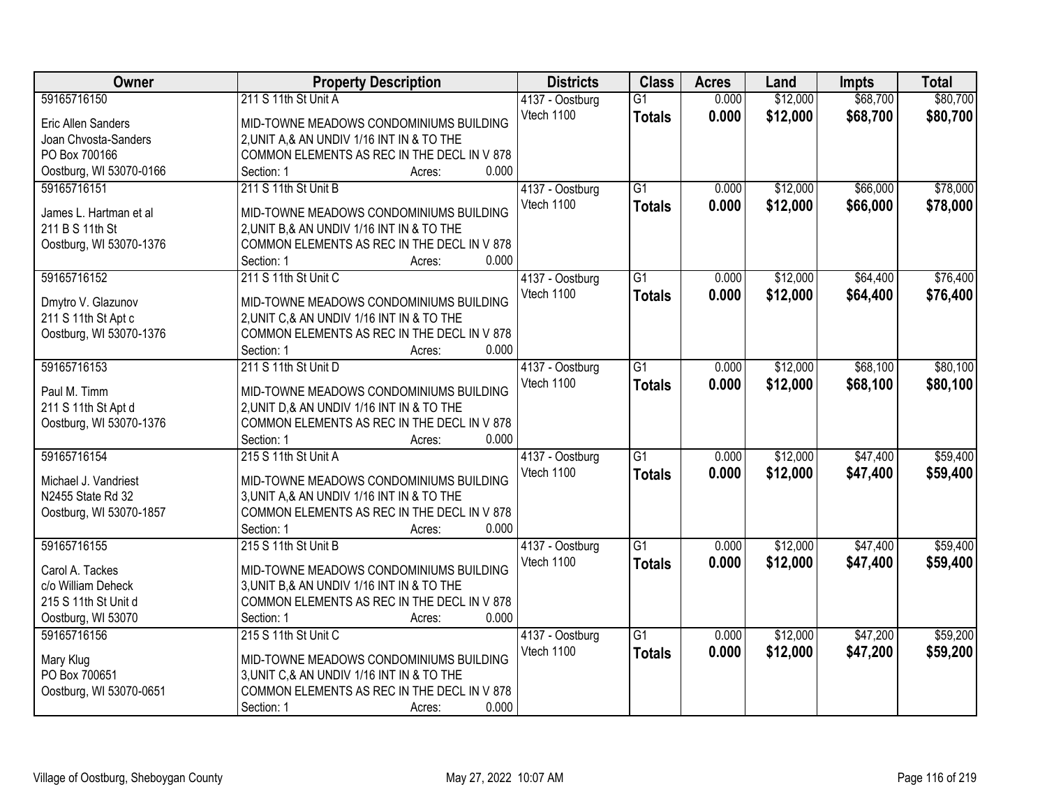| Owner | Property Description | Districts | Class | Acres | Land | Impts | Total |
|---|---|---|---|---|---|---|---|
| 59165716150<br>Eric Allen Sanders<br>Joan Chvosta-Sanders<br>PO Box 700166<br>Oostburg, WI 53070-0166 | 211 S 11th St Unit A<br>MID-TOWNE MEADOWS CONDOMINIUMS BUILDING 2,UNIT A,& AN UNDIV 1/16 INT IN & TO THE COMMON ELEMENTS AS REC IN THE DECL IN V 878<br>Section: 1 Acres: 0.000 | 4137 - Oostburg<br>Vtech 1100 | G1<br>**Totals** | 0.000<br>**0.000** | $12,000<br>**$12,000** | $68,700<br>**$68,700** | $80,700<br>**$80,700** |
| 59165716151<br>James L. Hartman et al<br>211 B S 11th St<br>Oostburg, WI 53070-1376 | 211 S 11th St Unit B<br>MID-TOWNE MEADOWS CONDOMINIUMS BUILDING 2,UNIT B,& AN UNDIV 1/16 INT IN & TO THE COMMON ELEMENTS AS REC IN THE DECL IN V 878<br>Section: 1 Acres: 0.000 | 4137 - Oostburg<br>Vtech 1100 | G1<br>**Totals** | 0.000<br>**0.000** | $12,000<br>**$12,000** | $66,000<br>**$66,000** | $78,000<br>**$78,000** |
| 59165716152<br>Dmytro V. Glazunov<br>211 S 11th St Apt c<br>Oostburg, WI 53070-1376 | 211 S 11th St Unit C<br>MID-TOWNE MEADOWS CONDOMINIUMS BUILDING 2,UNIT C,& AN UNDIV 1/16 INT IN & TO THE COMMON ELEMENTS AS REC IN THE DECL IN V 878<br>Section: 1 Acres: 0.000 | 4137 - Oostburg<br>Vtech 1100 | G1<br>**Totals** | 0.000<br>**0.000** | $12,000<br>**$12,000** | $64,400<br>**$64,400** | $76,400<br>**$76,400** |
| 59165716153<br>Paul M. Timm<br>211 S 11th St Apt d<br>Oostburg, WI 53070-1376 | 211 S 11th St Unit D<br>MID-TOWNE MEADOWS CONDOMINIUMS BUILDING 2,UNIT D,& AN UNDIV 1/16 INT IN & TO THE COMMON ELEMENTS AS REC IN THE DECL IN V 878<br>Section: 1 Acres: 0.000 | 4137 - Oostburg<br>Vtech 1100 | G1<br>**Totals** | 0.000<br>**0.000** | $12,000<br>**$12,000** | $68,100<br>**$68,100** | $80,100<br>**$80,100** |
| 59165716154<br>Michael J. Vandriest<br>N2455 State Rd 32<br>Oostburg, WI 53070-1857 | 215 S 11th St Unit A<br>MID-TOWNE MEADOWS CONDOMINIUMS BUILDING 3,UNIT A,& AN UNDIV 1/16 INT IN & TO THE COMMON ELEMENTS AS REC IN THE DECL IN V 878<br>Section: 1 Acres: 0.000 | 4137 - Oostburg<br>Vtech 1100 | G1<br>**Totals** | 0.000<br>**0.000** | $12,000<br>**$12,000** | $47,400<br>**$47,400** | $59,400<br>**$59,400** |
| 59165716155<br>Carol A. Tackes<br>c/o William Deheck<br>215 S 11th St Unit d<br>Oostburg, WI 53070 | 215 S 11th St Unit B<br>MID-TOWNE MEADOWS CONDOMINIUMS BUILDING 3,UNIT B,& AN UNDIV 1/16 INT IN & TO THE COMMON ELEMENTS AS REC IN THE DECL IN V 878<br>Section: 1 Acres: 0.000 | 4137 - Oostburg<br>Vtech 1100 | G1<br>**Totals** | 0.000<br>**0.000** | $12,000<br>**$12,000** | $47,400<br>**$47,400** | $59,400<br>**$59,400** |
| 59165716156<br>Mary Klug<br>PO Box 700651<br>Oostburg, WI 53070-0651 | 215 S 11th St Unit C<br>MID-TOWNE MEADOWS CONDOMINIUMS BUILDING 3,UNIT C,& AN UNDIV 1/16 INT IN & TO THE COMMON ELEMENTS AS REC IN THE DECL IN V 878<br>Section: 1 Acres: 0.000 | 4137 - Oostburg<br>Vtech 1100 | G1<br>**Totals** | 0.000<br>**0.000** | $12,000<br>**$12,000** | $47,200<br>**$47,200** | $59,200<br>**$59,200** |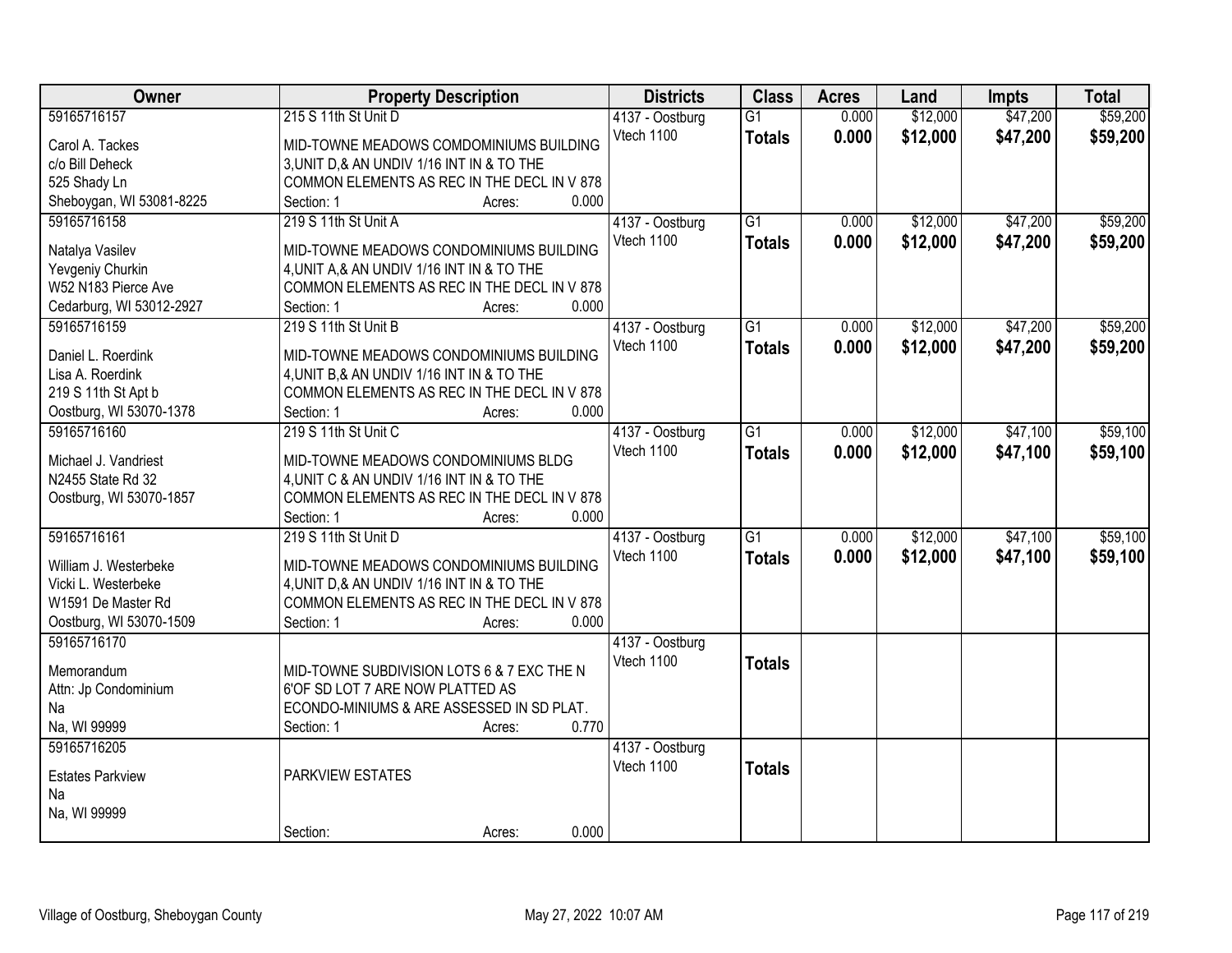| Owner | Property Description | Districts | Class | Acres | Land | Impts | Total |
|---|---|---|---|---|---|---|---|
| 59165716157<br>Carol A. Tackes<br>c/o Bill Deheck<br>525 Shady Ln<br>Sheboygan, WI 53081-8225 | 215 S 11th St Unit D<br>MID-TOWNE MEADOWS COMDOMINIUMS BUILDING 3,UNIT D,& AN UNDIV 1/16 INT IN & TO THE COMMON ELEMENTS AS REC IN THE DECL IN V 878<br>Section: 1 Acres: 0.000 | 4137 - Oostburg<br>Vtech 1100 | G1<br>**Totals** | 0.000<br>**0.000** | $12,000<br>**$12,000** | $47,200<br>**$47,200** | $59,200<br>**$59,200** |
| 59165716158<br>Natalya Vasilev<br>Yevgeniy Churkin<br>W52 N183 Pierce Ave<br>Cedarburg, WI 53012-2927 | 219 S 11th St Unit A<br>MID-TOWNE MEADOWS CONDOMINIUMS BUILDING 4,UNIT A,& AN UNDIV 1/16 INT IN & TO THE COMMON ELEMENTS AS REC IN THE DECL IN V 878<br>Section: 1 Acres: 0.000 | 4137 - Oostburg<br>Vtech 1100 | G1<br>**Totals** | 0.000<br>**0.000** | $12,000<br>**$12,000** | $47,200<br>**$47,200** | $59,200<br>**$59,200** |
| 59165716159<br>Daniel L. Roerdink<br>Lisa A. Roerdink<br>219 S 11th St Apt b<br>Oostburg, WI 53070-1378 | 219 S 11th St Unit B<br>MID-TOWNE MEADOWS CONDOMINIUMS BUILDING 4,UNIT B,& AN UNDIV 1/16 INT IN & TO THE COMMON ELEMENTS AS REC IN THE DECL IN V 878<br>Section: 1 Acres: 0.000 | 4137 - Oostburg<br>Vtech 1100 | G1<br>**Totals** | 0.000<br>**0.000** | $12,000<br>**$12,000** | $47,200<br>**$47,200** | $59,200<br>**$59,200** |
| 59165716160<br>Michael J. Vandriest<br>N2455 State Rd 32<br>Oostburg, WI 53070-1857 | 219 S 11th St Unit C<br>MID-TOWNE MEADOWS CONDOMINIUMS BLDG 4,UNIT C & AN UNDIV 1/16 INT IN & TO THE COMMON ELEMENTS AS REC IN THE DECL IN V 878<br>Section: 1 Acres: 0.000 | 4137 - Oostburg<br>Vtech 1100 | G1<br>**Totals** | 0.000<br>**0.000** | $12,000<br>**$12,000** | $47,100<br>**$47,100** | $59,100<br>**$59,100** |
| 59165716161<br>William J. Westerbeke<br>Vicki L. Westerbeke<br>W1591 De Master Rd<br>Oostburg, WI 53070-1509 | 219 S 11th St Unit D<br>MID-TOWNE MEADOWS CONDOMINIUMS BUILDING 4,UNIT D,& AN UNDIV 1/16 INT IN & TO THE COMMON ELEMENTS AS REC IN THE DECL IN V 878<br>Section: 1 Acres: 0.000 | 4137 - Oostburg<br>Vtech 1100 | G1<br>**Totals** | 0.000<br>**0.000** | $12,000<br>**$12,000** | $47,100<br>**$47,100** | $59,100<br>**$59,100** |
| 59165716170<br>Memorandum<br>Attn: Jp Condominium<br>Na<br>Na, WI 99999 | MID-TOWNE SUBDIVISION LOTS 6 & 7 EXC THE N 6'OF SD LOT 7 ARE NOW PLATTED AS ECONDO-MINIUMS & ARE ASSESSED IN SD PLAT.<br>Section: 1 Acres: 0.770 | 4137 - Oostburg<br>Vtech 1100 | **Totals** | | | | |
| 59165716205<br>Estates Parkview<br>Na<br>Na, WI 99999 | PARKVIEW ESTATES<br>Section: Acres: 0.000 | 4137 - Oostburg<br>Vtech 1100 | **Totals** | | | | |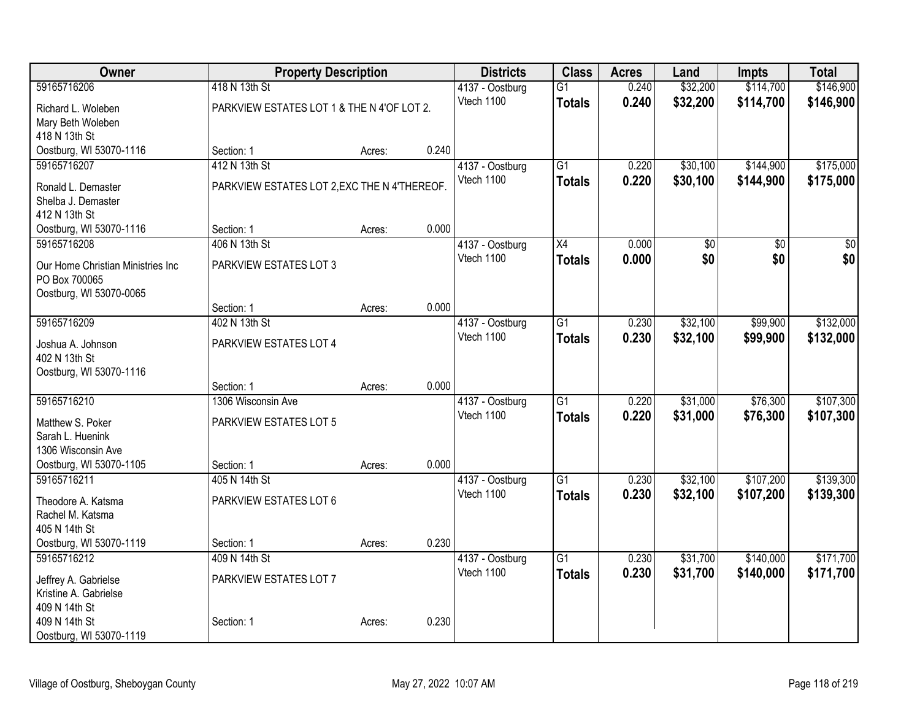| Owner | Property Description | | | Districts | Class | Acres | Land | Impts | Total |
|---|---|---|---|---|---|---|---|---|---|
| 59165716206 | 418 N 13th St | | | 4137 - Oostburg | G1 | 0.240 | $32,200 | $114,700 | $146,900 |
| Richard L. Woleben<br>Mary Beth Woleben<br>418 N 13th St<br>Oostburg, WI 53070-1116 | PARKVIEW ESTATES LOT 1 & THE N 4'OF LOT 2. | | | Vtech 1100 | **Totals** | **0.240** | **$32,200** | **$114,700** | **$146,900** |
| | Section: 1 | Acres: | 0.240 | | | | | | |
| 59165716207 | 412 N 13th St | | | 4137 - Oostburg | G1 | 0.220 | $30,100 | $144,900 | $175,000 |
| Ronald L. Demaster<br>Shelba J. Demaster<br>412 N 13th St<br>Oostburg, WI 53070-1116 | PARKVIEW ESTATES LOT 2,EXC THE N 4'THEREOF. | | | Vtech 1100 | **Totals** | **0.220** | **$30,100** | **$144,900** | **$175,000** |
| | Section: 1 | Acres: | 0.000 | | | | | | |
| 59165716208 | 406 N 13th St | | | 4137 - Oostburg | X4 | 0.000 | $0 | $0 | $0 |
| Our Home Christian Ministries Inc<br>PO Box 700065<br>Oostburg, WI 53070-0065 | PARKVIEW ESTATES LOT 3 | | | Vtech 1100 | **Totals** | **0.000** | **$0** | **$0** | **$0** |
| | Section: 1 | Acres: | 0.000 | | | | | | |
| 59165716209 | 402 N 13th St | | | 4137 - Oostburg | G1 | 0.230 | $32,100 | $99,900 | $132,000 |
| Joshua A. Johnson<br>402 N 13th St<br>Oostburg, WI 53070-1116 | PARKVIEW ESTATES LOT 4 | | | Vtech 1100 | **Totals** | **0.230** | **$32,100** | **$99,900** | **$132,000** |
| | Section: 1 | Acres: | 0.000 | | | | | | |
| 59165716210 | 1306 Wisconsin Ave | | | 4137 - Oostburg | G1 | 0.220 | $31,000 | $76,300 | $107,300 |
| Matthew S. Poker<br>Sarah L. Huenink<br>1306 Wisconsin Ave<br>Oostburg, WI 53070-1105 | PARKVIEW ESTATES LOT 5 | | | Vtech 1100 | **Totals** | **0.220** | **$31,000** | **$76,300** | **$107,300** |
| | Section: 1 | Acres: | 0.000 | | | | | | |
| 59165716211 | 405 N 14th St | | | 4137 - Oostburg | G1 | 0.230 | $32,100 | $107,200 | $139,300 |
| Theodore A. Katsma<br>Rachel M. Katsma<br>405 N 14th St<br>Oostburg, WI 53070-1119 | PARKVIEW ESTATES LOT 6 | | | Vtech 1100 | **Totals** | **0.230** | **$32,100** | **$107,200** | **$139,300** |
| | Section: 1 | Acres: | 0.230 | | | | | | |
| 59165716212 | 409 N 14th St | | | 4137 - Oostburg | G1 | 0.230 | $31,700 | $140,000 | $171,700 |
| Jeffrey A. Gabrielse<br>Kristine A. Gabrielse<br>409 N 14th St<br>409 N 14th St<br>Oostburg, WI 53070-1119 | PARKVIEW ESTATES LOT 7 | | | Vtech 1100 | **Totals** | **0.230** | **$31,700** | **$140,000** | **$171,700** |
| | Section: 1 | Acres: | 0.230 | | | | | | |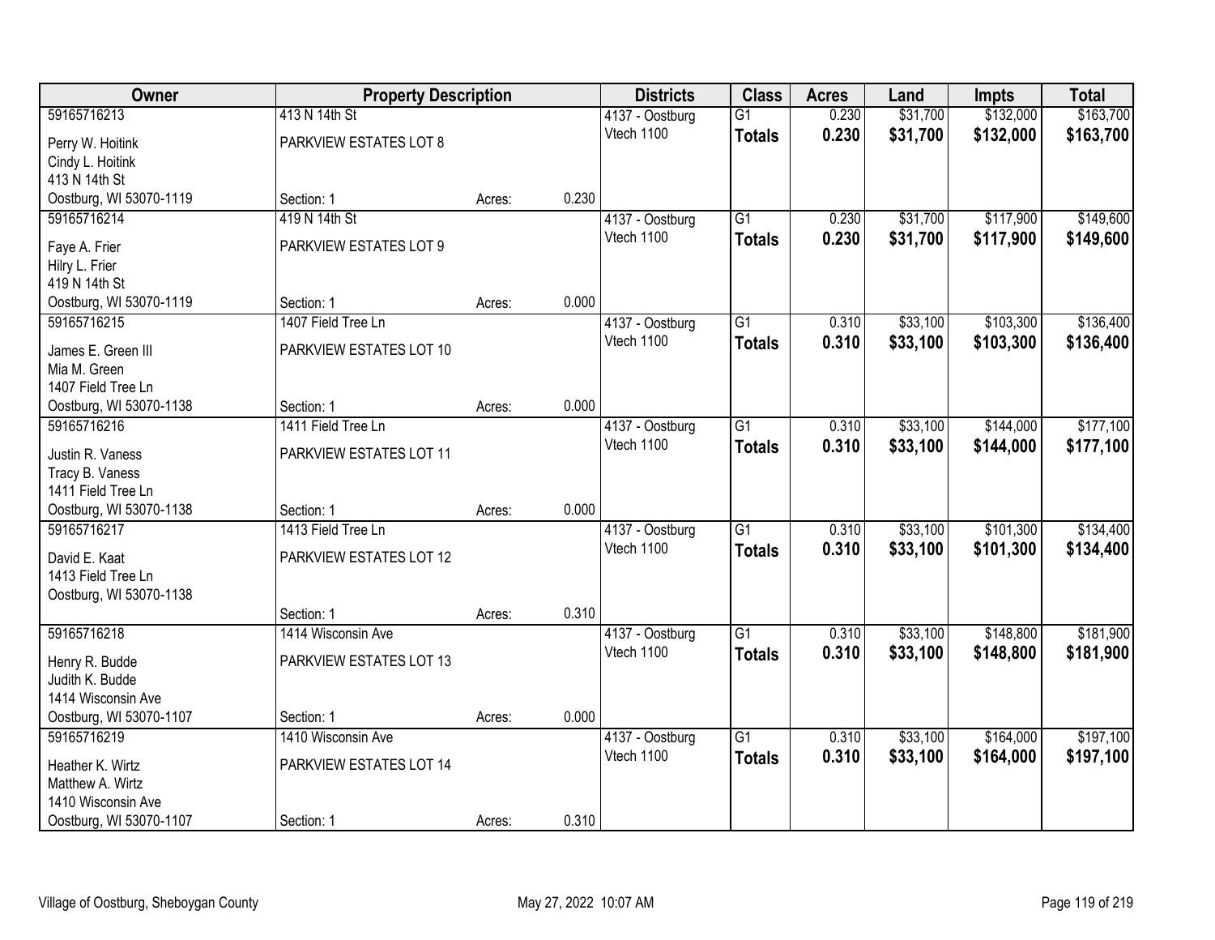| Owner | Property Description | | | Districts | Class | Acres | Land | Impts | Total |
|---|---|---|---|---|---|---|---|---|---|
| 59165716213 | 413 N 14th St | | | 4137 - Oostburg | G1 | 0.230 | $31,700 | $132,000 | $163,700 |
| Perry W. Hoitink<br>Cindy L. Hoitink<br>413 N 14th St<br>Oostburg, WI 53070-1119 | PARKVIEW ESTATES LOT 8<br><br>Section: 1 | Acres: | 0.230 | Vtech 1100 | **Totals** | **0.230** | **$31,700** | **$132,000** | **$163,700** |
| 59165716214 | 419 N 14th St | | | 4137 - Oostburg | G1 | 0.230 | $31,700 | $117,900 | $149,600 |
| Faye A. Frier<br>Hilry L. Frier<br>419 N 14th St<br>Oostburg, WI 53070-1119 | PARKVIEW ESTATES LOT 9<br><br>Section: 1 | Acres: | 0.000 | Vtech 1100 | **Totals** | **0.230** | **$31,700** | **$117,900** | **$149,600** |
| 59165716215 | 1407 Field Tree Ln | | | 4137 - Oostburg | G1 | 0.310 | $33,100 | $103,300 | $136,400 |
| James E. Green III<br>Mia M. Green<br>1407 Field Tree Ln<br>Oostburg, WI 53070-1138 | PARKVIEW ESTATES LOT 10<br><br>Section: 1 | Acres: | 0.000 | Vtech 1100 | **Totals** | **0.310** | **$33,100** | **$103,300** | **$136,400** |
| 59165716216 | 1411 Field Tree Ln | | | 4137 - Oostburg | G1 | 0.310 | $33,100 | $144,000 | $177,100 |
| Justin R. Vaness<br>Tracy B. Vaness<br>1411 Field Tree Ln<br>Oostburg, WI 53070-1138 | PARKVIEW ESTATES LOT 11<br><br>Section: 1 | Acres: | 0.000 | Vtech 1100 | **Totals** | **0.310** | **$33,100** | **$144,000** | **$177,100** |
| 59165716217 | 1413 Field Tree Ln | | | 4137 - Oostburg | G1 | 0.310 | $33,100 | $101,300 | $134,400 |
| David E. Kaat<br>1413 Field Tree Ln<br>Oostburg, WI 53070-1138 | PARKVIEW ESTATES LOT 12<br><br>Section: 1 | Acres: | 0.310 | Vtech 1100 | **Totals** | **0.310** | **$33,100** | **$101,300** | **$134,400** |
| 59165716218 | 1414 Wisconsin Ave | | | 4137 - Oostburg | G1 | 0.310 | $33,100 | $148,800 | $181,900 |
| Henry R. Budde<br>Judith K. Budde<br>1414 Wisconsin Ave<br>Oostburg, WI 53070-1107 | PARKVIEW ESTATES LOT 13<br><br>Section: 1 | Acres: | 0.000 | Vtech 1100 | **Totals** | **0.310** | **$33,100** | **$148,800** | **$181,900** |
| 59165716219 | 1410 Wisconsin Ave | | | 4137 - Oostburg | G1 | 0.310 | $33,100 | $164,000 | $197,100 |
| Heather K. Wirtz<br>Matthew A. Wirtz<br>1410 Wisconsin Ave<br>Oostburg, WI 53070-1107 | PARKVIEW ESTATES LOT 14<br><br>Section: 1 | Acres: | 0.310 | Vtech 1100 | **Totals** | **0.310** | **$33,100** | **$164,000** | **$197,100** |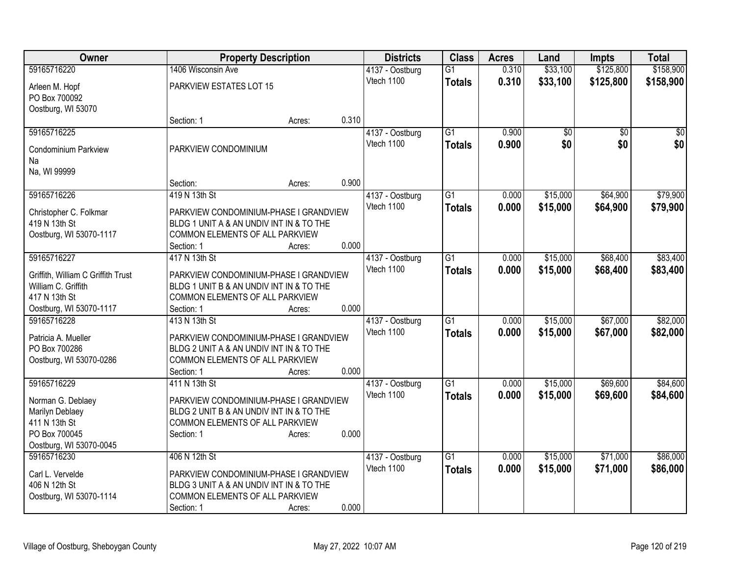| Owner | Property Description | | | Districts | Class | Acres | Land | Impts | Total |
|---|---|---|---|---|---|---|---|---|---|
| 59165716220<br>Arleen M. Hopf<br>PO Box 700092<br>Oostburg, WI 53070 | 1406 Wisconsin Ave<br>PARKVIEW ESTATES LOT 15<br>Section: 1 | Acres: | 0.310 | 4137 - Oostburg<br>Vtech 1100 | G1<br>**Totals** | 0.310<br>**0.310** | $33,100<br>**$33,100** | $125,800<br>**$125,800** | $158,900<br>**$158,900** |
| 59165716225<br>Condominium Parkview<br>Na<br>Na, WI 99999 | PARKVIEW CONDOMINIUM<br>Section: | Acres: | 0.900 | 4137 - Oostburg<br>Vtech 1100 | G1<br>**Totals** | 0.900<br>**0.900** | $0<br>**$0** | $0<br>**$0** | $0<br>**$0** |
| 59165716226<br>Christopher C. Folkmar<br>419 N 13th St<br>Oostburg, WI 53070-1117 | 419 N 13th St<br>PARKVIEW CONDOMINIUM-PHASE I GRANDVIEW BLDG 1 UNIT A & AN UNDIV INT IN & TO THE COMMON ELEMENTS OF ALL PARKVIEW<br>Section: 1 | Acres: | 0.000 | 4137 - Oostburg<br>Vtech 1100 | G1<br>**Totals** | 0.000<br>**0.000** | $15,000<br>**$15,000** | $64,900<br>**$64,900** | $79,900<br>**$79,900** |
| 59165716227<br>Griffith, William C Griffith Trust<br>William C. Griffith<br>417 N 13th St<br>Oostburg, WI 53070-1117 | 417 N 13th St<br>PARKVIEW CONDOMINIUM-PHASE I GRANDVIEW BLDG 1 UNIT B & AN UNDIV INT IN & TO THE COMMON ELEMENTS OF ALL PARKVIEW<br>Section: 1 | Acres: | 0.000 | 4137 - Oostburg<br>Vtech 1100 | G1<br>**Totals** | 0.000<br>**0.000** | $15,000<br>**$15,000** | $68,400<br>**$68,400** | $83,400<br>**$83,400** |
| 59165716228<br>Patricia A. Mueller<br>PO Box 700286<br>Oostburg, WI 53070-0286 | 413 N 13th St<br>PARKVIEW CONDOMINIUM-PHASE I GRANDVIEW BLDG 2 UNIT A & AN UNDIV INT IN & TO THE COMMON ELEMENTS OF ALL PARKVIEW<br>Section: 1 | Acres: | 0.000 | 4137 - Oostburg<br>Vtech 1100 | G1<br>**Totals** | 0.000<br>**0.000** | $15,000<br>**$15,000** | $67,000<br>**$67,000** | $82,000<br>**$82,000** |
| 59165716229<br>Norman G. Deblaey<br>Marilyn Deblaey<br>411 N 13th St<br>PO Box 700045<br>Oostburg, WI 53070-0045 | 411 N 13th St<br>PARKVIEW CONDOMINIUM-PHASE I GRANDVIEW BLDG 2 UNIT B & AN UNDIV INT IN & TO THE COMMON ELEMENTS OF ALL PARKVIEW<br>Section: 1 | Acres: | 0.000 | 4137 - Oostburg<br>Vtech 1100 | G1<br>**Totals** | 0.000<br>**0.000** | $15,000<br>**$15,000** | $69,600<br>**$69,600** | $84,600<br>**$84,600** |
| 59165716230<br>Carl L. Vervelde<br>406 N 12th St<br>Oostburg, WI 53070-1114 | 406 N 12th St<br>PARKVIEW CONDOMINIUM-PHASE I GRANDVIEW BLDG 3 UNIT A & AN UNDIV INT IN & TO THE COMMON ELEMENTS OF ALL PARKVIEW<br>Section: 1 | Acres: | 0.000 | 4137 - Oostburg<br>Vtech 1100 | G1<br>**Totals** | 0.000<br>**0.000** | $15,000<br>**$15,000** | $71,000<br>**$71,000** | $86,000<br>**$86,000** |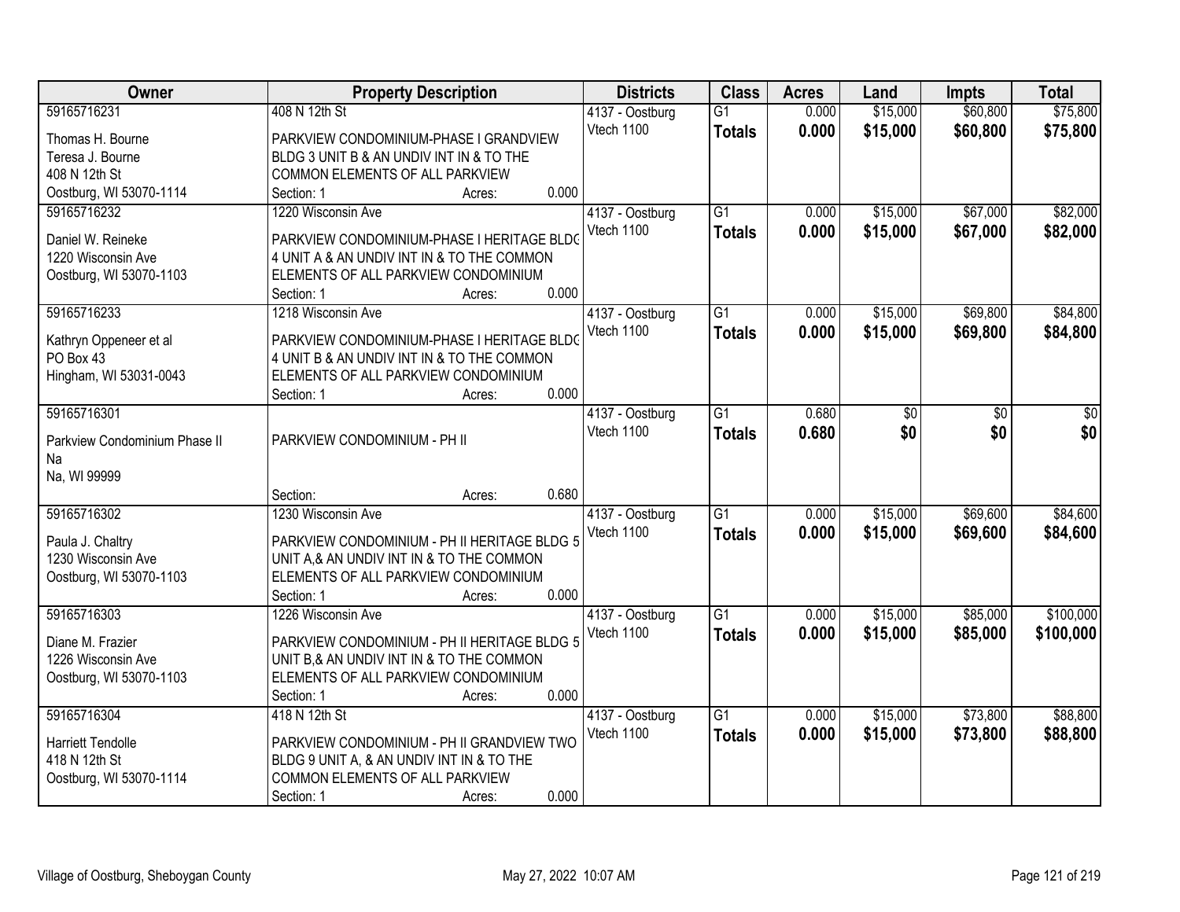| Owner | Property Description | Districts | Class | Acres | Land | Impts | Total |
|---|---|---|---|---|---|---|---|
| 59165716231<br>Thomas H. Bourne<br>Teresa J. Bourne<br>408 N 12th St<br>Oostburg, WI 53070-1114 | 408 N 12th St<br>PARKVIEW CONDOMINIUM-PHASE I GRANDVIEW BLDG 3 UNIT B & AN UNDIV INT IN & TO THE COMMON ELEMENTS OF ALL PARKVIEW<br>Section: 1 Acres: 0.000 | 4137 - Oostburg<br>Vtech 1100 | G1<br>**Totals** | 0.000<br>**0.000** | $15,000<br>**$15,000** | $60,800<br>**$60,800** | $75,800<br>**$75,800** |
| 59165716232<br>Daniel W. Reineke<br>1220 Wisconsin Ave<br>Oostburg, WI 53070-1103 | 1220 Wisconsin Ave<br>PARKVIEW CONDOMINIUM-PHASE I HERITAGE BLDG 4 UNIT A & AN UNDIV INT IN & TO THE COMMON ELEMENTS OF ALL PARKVIEW CONDOMINIUM<br>Section: 1 Acres: 0.000 | 4137 - Oostburg<br>Vtech 1100 | G1<br>**Totals** | 0.000<br>**0.000** | $15,000<br>**$15,000** | $67,000<br>**$67,000** | $82,000<br>**$82,000** |
| 59165716233<br>Kathryn Oppeneer et al<br>PO Box 43<br>Hingham, WI 53031-0043 | 1218 Wisconsin Ave<br>PARKVIEW CONDOMINIUM-PHASE I HERITAGE BLDG 4 UNIT B & AN UNDIV INT IN & TO THE COMMON ELEMENTS OF ALL PARKVIEW CONDOMINIUM<br>Section: 1 Acres: 0.000 | 4137 - Oostburg<br>Vtech 1100 | G1<br>**Totals** | 0.000<br>**0.000** | $15,000<br>**$15,000** | $69,800<br>**$69,800** | $84,800<br>**$84,800** |
| 59165716301<br>Parkview Condominium Phase II<br>Na<br>Na, WI 99999 | PARKVIEW CONDOMINIUM - PH II<br>Section: Acres: 0.680 | 4137 - Oostburg<br>Vtech 1100 | G1<br>**Totals** | 0.680<br>**0.680** | $0<br>**$0** | $0<br>**$0** | $0<br>**$0** |
| 59165716302<br>Paula J. Chaltry<br>1230 Wisconsin Ave<br>Oostburg, WI 53070-1103 | 1230 Wisconsin Ave<br>PARKVIEW CONDOMINIUM - PH II HERITAGE BLDG 5 UNIT A,& AN UNDIV INT IN & TO THE COMMON ELEMENTS OF ALL PARKVIEW CONDOMINIUM<br>Section: 1 Acres: 0.000 | 4137 - Oostburg<br>Vtech 1100 | G1<br>**Totals** | 0.000<br>**0.000** | $15,000<br>**$15,000** | $69,600<br>**$69,600** | $84,600<br>**$84,600** |
| 59165716303<br>Diane M. Frazier<br>1226 Wisconsin Ave<br>Oostburg, WI 53070-1103 | 1226 Wisconsin Ave<br>PARKVIEW CONDOMINIUM - PH II HERITAGE BLDG 5 UNIT B,& AN UNDIV INT IN & TO THE COMMON ELEMENTS OF ALL PARKVIEW CONDOMINIUM<br>Section: 1 Acres: 0.000 | 4137 - Oostburg<br>Vtech 1100 | G1<br>**Totals** | 0.000<br>**0.000** | $15,000<br>**$15,000** | $85,000<br>**$85,000** | $100,000<br>**$100,000** |
| 59165716304<br>Harriett Tendolle<br>418 N 12th St<br>Oostburg, WI 53070-1114 | 418 N 12th St<br>PARKVIEW CONDOMINIUM - PH II GRANDVIEW TWO BLDG 9 UNIT A, & AN UNDIV INT IN & TO THE COMMON ELEMENTS OF ALL PARKVIEW<br>Section: 1 Acres: 0.000 | 4137 - Oostburg<br>Vtech 1100 | G1<br>**Totals** | 0.000<br>**0.000** | $15,000<br>**$15,000** | $73,800<br>**$73,800** | $88,800<br>**$88,800** |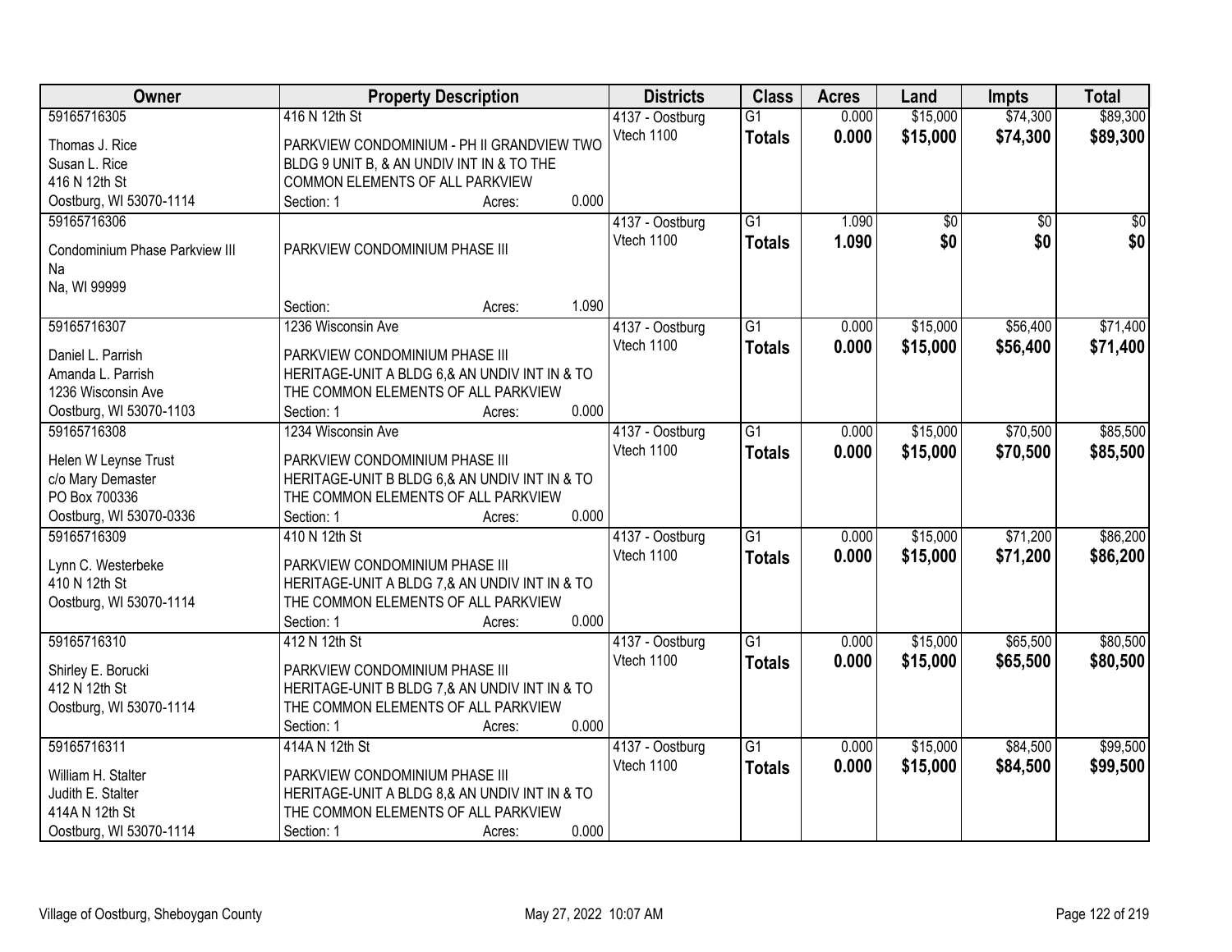| Owner | Property Description | Districts | Class | Acres | Land | Impts | Total |
|---|---|---|---|---|---|---|---|
| 59165716305<br><br>Thomas J. Rice<br>Susan L. Rice<br>416 N 12th St<br>Oostburg, WI 53070-1114 | 416 N 12th St<br><br>PARKVIEW CONDOMINIUM - PH II GRANDVIEW TWO BLDG 9 UNIT B, & AN UNDIV INT IN & TO THE COMMON ELEMENTS OF ALL PARKVIEW<br>Section: 1 Acres: 0.000 | 4137 - Oostburg<br>Vtech 1100 | G1<br>**Totals** | 0.000<br>**0.000** | $15,000<br>**$15,000** | $74,300<br>**$74,300** | $89,300<br>**$89,300** |
| 59165716306<br><br>Condominium Phase Parkview III<br>Na<br>Na, WI 99999 | PARKVIEW CONDOMINIUM PHASE III<br><br>Section: Acres: 1.090 | 4137 - Oostburg<br>Vtech 1100 | G1<br>**Totals** | 1.090<br>**1.090** | $0<br>**$0** | $0<br>**$0** | $0<br>**$0** |
| 59165716307<br><br>Daniel L. Parrish<br>Amanda L. Parrish<br>1236 Wisconsin Ave<br>Oostburg, WI 53070-1103 | 1236 Wisconsin Ave<br><br>PARKVIEW CONDOMINIUM PHASE III HERITAGE-UNIT A BLDG 6,& AN UNDIV INT IN & TO THE COMMON ELEMENTS OF ALL PARKVIEW<br>Section: 1 Acres: 0.000 | 4137 - Oostburg<br>Vtech 1100 | G1<br>**Totals** | 0.000<br>**0.000** | $15,000<br>**$15,000** | $56,400<br>**$56,400** | $71,400<br>**$71,400** |
| 59165716308<br><br>Helen W Leynse Trust<br>c/o Mary Demaster<br>PO Box 700336<br>Oostburg, WI 53070-0336 | 1234 Wisconsin Ave<br><br>PARKVIEW CONDOMINIUM PHASE III HERITAGE-UNIT B BLDG 6,& AN UNDIV INT IN & TO THE COMMON ELEMENTS OF ALL PARKVIEW<br>Section: 1 Acres: 0.000 | 4137 - Oostburg<br>Vtech 1100 | G1<br>**Totals** | 0.000<br>**0.000** | $15,000<br>**$15,000** | $70,500<br>**$70,500** | $85,500<br>**$85,500** |
| 59165716309<br><br>Lynn C. Westerbeke<br>410 N 12th St<br>Oostburg, WI 53070-1114 | 410 N 12th St<br><br>PARKVIEW CONDOMINIUM PHASE III HERITAGE-UNIT A BLDG 7,& AN UNDIV INT IN & TO THE COMMON ELEMENTS OF ALL PARKVIEW<br>Section: 1 Acres: 0.000 | 4137 - Oostburg<br>Vtech 1100 | G1<br>**Totals** | 0.000<br>**0.000** | $15,000<br>**$15,000** | $71,200<br>**$71,200** | $86,200<br>**$86,200** |
| 59165716310<br><br>Shirley E. Borucki<br>412 N 12th St<br>Oostburg, WI 53070-1114 | 412 N 12th St<br><br>PARKVIEW CONDOMINIUM PHASE III HERITAGE-UNIT B BLDG 7,& AN UNDIV INT IN & TO THE COMMON ELEMENTS OF ALL PARKVIEW<br>Section: 1 Acres: 0.000 | 4137 - Oostburg<br>Vtech 1100 | G1<br>**Totals** | 0.000<br>**0.000** | $15,000<br>**$15,000** | $65,500<br>**$65,500** | $80,500<br>**$80,500** |
| 59165716311<br><br>William H. Stalter<br>Judith E. Stalter<br>414A N 12th St<br>Oostburg, WI 53070-1114 | 414A N 12th St<br><br>PARKVIEW CONDOMINIUM PHASE III HERITAGE-UNIT A BLDG 8,& AN UNDIV INT IN & TO THE COMMON ELEMENTS OF ALL PARKVIEW<br>Section: 1 Acres: 0.000 | 4137 - Oostburg<br>Vtech 1100 | G1<br>**Totals** | 0.000<br>**0.000** | $15,000<br>**$15,000** | $84,500<br>**$84,500** | $99,500<br>**$99,500** |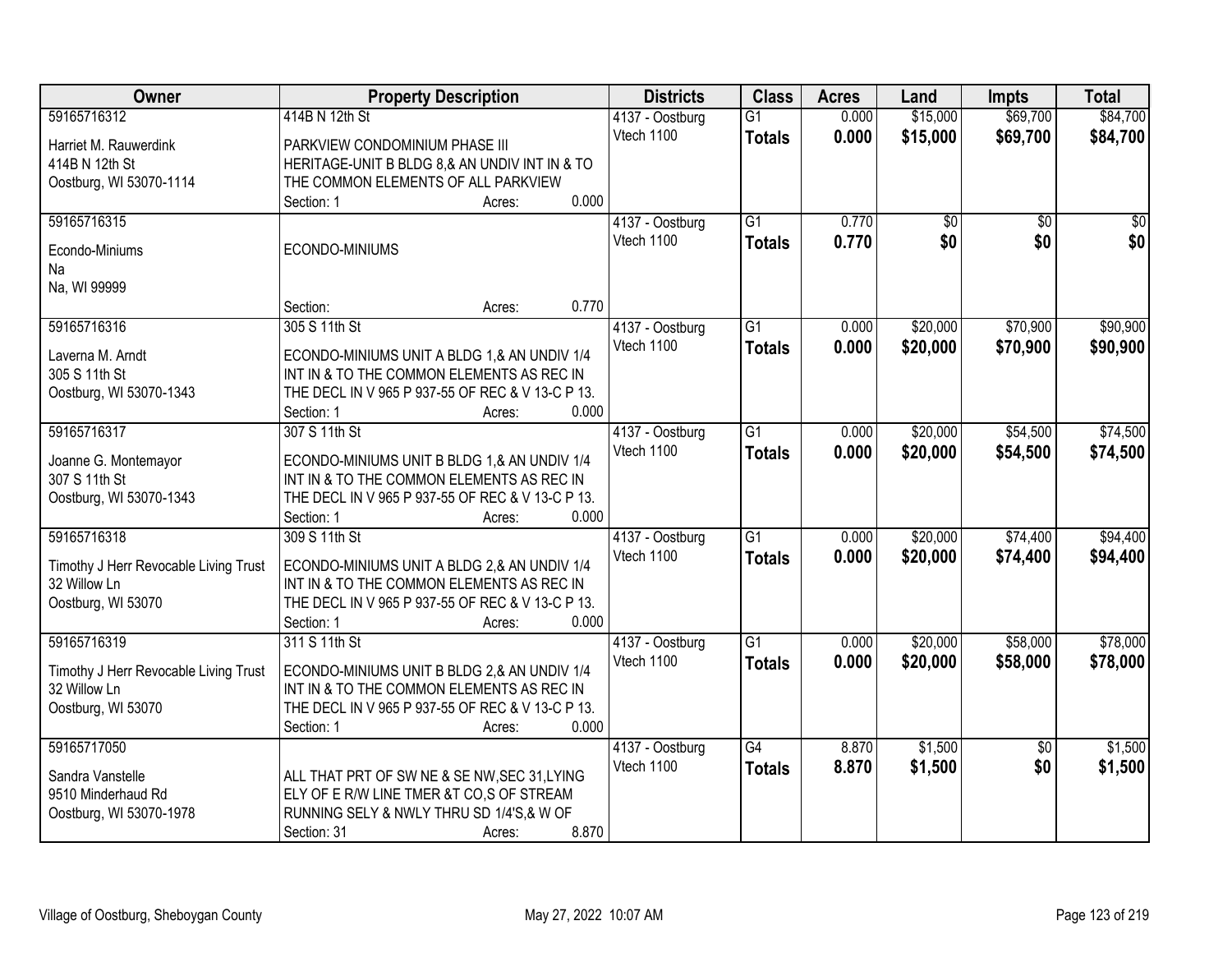| Owner | Property Description | Districts | Class | Acres | Land | Impts | Total |
|---|---|---|---|---|---|---|---|
| 59165716312<br>Harriet M. Rauwerdink<br>414B N 12th St<br>Oostburg, WI 53070-1114 | 414B N 12th St<br>PARKVIEW CONDOMINIUM PHASE III HERITAGE-UNIT B BLDG 8,& AN UNDIV INT IN & TO THE COMMON ELEMENTS OF ALL PARKVIEW<br>Section: 1 Acres: 0.000 | 4137 - Oostburg<br>Vtech 1100 | G1<br>**Totals** | 0.000<br>**0.000** | $15,000<br>**$15,000** | $69,700<br>**$69,700** | $84,700<br>**$84,700** |
| 59165716315<br>Econdo-Miniums<br>Na<br>Na, WI 99999 | ECONDO-MINIUMS<br>Section: Acres: 0.770 | 4137 - Oostburg<br>Vtech 1100 | G1<br>**Totals** | 0.770<br>**0.770** | $0<br>**$0** | $0<br>**$0** | $0<br>**$0** |
| 59165716316<br>Laverna M. Arndt<br>305 S 11th St<br>Oostburg, WI 53070-1343 | 305 S 11th St<br>ECONDO-MINIUMS UNIT A BLDG 1,& AN UNDIV 1/4 INT IN & TO THE COMMON ELEMENTS AS REC IN THE DECL IN V 965 P 937-55 OF REC & V 13-C P 13.<br>Section: 1 Acres: 0.000 | 4137 - Oostburg<br>Vtech 1100 | G1<br>**Totals** | 0.000<br>**0.000** | $20,000<br>**$20,000** | $70,900<br>**$70,900** | $90,900<br>**$90,900** |
| 59165716317<br>Joanne G. Montemayor<br>307 S 11th St<br>Oostburg, WI 53070-1343 | 307 S 11th St<br>ECONDO-MINIUMS UNIT B BLDG 1,& AN UNDIV 1/4 INT IN & TO THE COMMON ELEMENTS AS REC IN THE DECL IN V 965 P 937-55 OF REC & V 13-C P 13.<br>Section: 1 Acres: 0.000 | 4137 - Oostburg<br>Vtech 1100 | G1<br>**Totals** | 0.000<br>**0.000** | $20,000<br>**$20,000** | $54,500<br>**$54,500** | $74,500<br>**$74,500** |
| 59165716318<br>Timothy J Herr Revocable Living Trust<br>32 Willow Ln<br>Oostburg, WI 53070 | 309 S 11th St<br>ECONDO-MINIUMS UNIT A BLDG 2,& AN UNDIV 1/4 INT IN & TO THE COMMON ELEMENTS AS REC IN THE DECL IN V 965 P 937-55 OF REC & V 13-C P 13.<br>Section: 1 Acres: 0.000 | 4137 - Oostburg<br>Vtech 1100 | G1<br>**Totals** | 0.000<br>**0.000** | $20,000<br>**$20,000** | $74,400<br>**$74,400** | $94,400<br>**$94,400** |
| 59165716319<br>Timothy J Herr Revocable Living Trust<br>32 Willow Ln<br>Oostburg, WI 53070 | 311 S 11th St<br>ECONDO-MINIUMS UNIT B BLDG 2,& AN UNDIV 1/4 INT IN & TO THE COMMON ELEMENTS AS REC IN THE DECL IN V 965 P 937-55 OF REC & V 13-C P 13.<br>Section: 1 Acres: 0.000 | 4137 - Oostburg<br>Vtech 1100 | G1<br>**Totals** | 0.000<br>**0.000** | $20,000<br>**$20,000** | $58,000<br>**$58,000** | $78,000<br>**$78,000** |
| 59165717050<br>Sandra Vanstelle<br>9510 Minderhaud Rd<br>Oostburg, WI 53070-1978 | ALL THAT PRT OF SW NE & SE NW,SEC 31,LYING ELY OF E R/W LINE TMER &T CO,S OF STREAM RUNNING SELY & NWLY THRU SD 1/4'S,& W OF<br>Section: 31 Acres: 8.870 | 4137 - Oostburg<br>Vtech 1100 | G4<br>**Totals** | 8.870<br>**8.870** | $1,500<br>**$1,500** | $0<br>**$0** | $1,500<br>**$1,500** |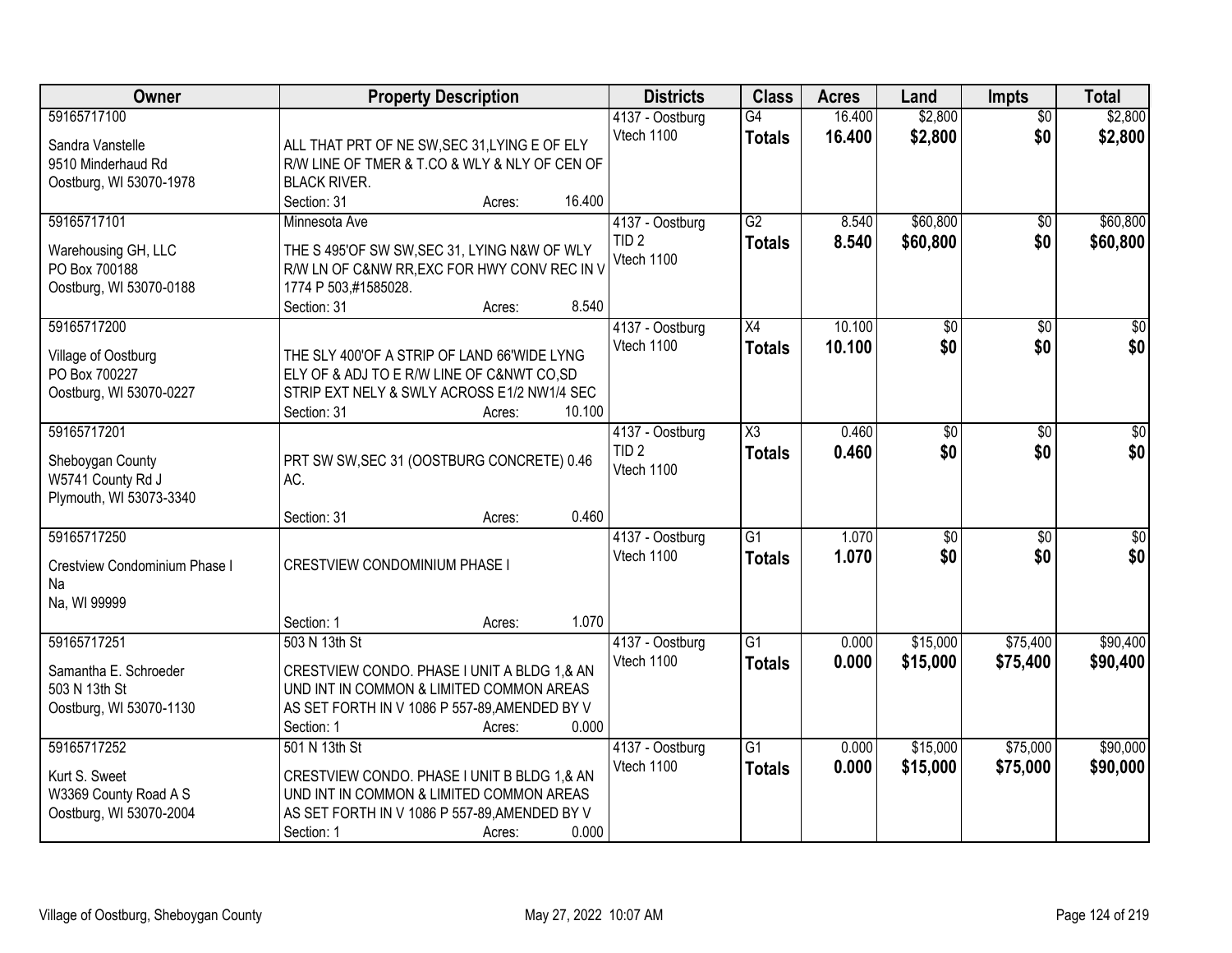| Owner | Property Description | Districts | Class | Acres | Land | Impts | Total |
|---|---|---|---|---|---|---|---|
| 59165717100<br><br>Sandra Vanstelle<br>9510 Minderhaud Rd<br>Oostburg, WI 53070-1978 | ALL THAT PRT OF NE SW,SEC 31,LYING E OF ELY R/W LINE OF TMER & T.CO & WLY & NLY OF CEN OF BLACK RIVER.<br>Section: 31 Acres: 16.400 | 4137 - Oostburg<br>Vtech 1100 | G4<br>**Totals** | 16.400<br>**16.400** | $2,800<br>**$2,800** | $0<br>**$0** | $2,800<br>**$2,800** |
| 59165717101<br><br>Warehousing GH, LLC<br>PO Box 700188<br>Oostburg, WI 53070-0188 | Minnesota Ave<br>THE S 495'OF SW SW,SEC 31, LYING N&W OF WLY R/W LN OF C&NW RR,EXC FOR HWY CONV REC IN V 1774 P 503,#1585028.<br>Section: 31 Acres: 8.540 | 4137 - Oostburg<br>TID 2<br>Vtech 1100 | G2<br>**Totals** | 8.540<br>**8.540** | $60,800<br>**$60,800** | $0<br>**$0** | $60,800<br>**$60,800** |
| 59165717200<br><br>Village of Oostburg<br>PO Box 700227<br>Oostburg, WI 53070-0227 | THE SLY 400'OF A STRIP OF LAND 66'WIDE LYNG ELY OF & ADJ TO E R/W LINE OF C&NWT CO,SD STRIP EXT NELY & SWLY ACROSS E1/2 NW1/4 SEC<br>Section: 31 Acres: 10.100 | 4137 - Oostburg<br>Vtech 1100 | X4<br>**Totals** | 10.100<br>**10.100** | $0<br>**$0** | $0<br>**$0** | $0<br>**$0** |
| 59165717201<br><br>Sheboygan County<br>W5741 County Rd J<br>Plymouth, WI 53073-3340 | PRT SW SW,SEC 31 (OOSTBURG CONCRETE) 0.46 AC.<br>Section: 31 Acres: 0.460 | 4137 - Oostburg<br>TID 2<br>Vtech 1100 | X3<br>**Totals** | 0.460<br>**0.460** | $0<br>**$0** | $0<br>**$0** | $0<br>**$0** |
| 59165717250<br><br>Crestview Condominium Phase I<br>Na<br>Na, WI 99999 | CRESTVIEW CONDOMINIUM PHASE I<br>Section: 1 Acres: 1.070 | 4137 - Oostburg<br>Vtech 1100 | G1<br>**Totals** | 1.070<br>**1.070** | $0<br>**$0** | $0<br>**$0** | $0<br>**$0** |
| 59165717251<br><br>Samantha E. Schroeder<br>503 N 13th St<br>Oostburg, WI 53070-1130 | 503 N 13th St<br>CRESTVIEW CONDO. PHASE I UNIT A BLDG 1,& AN UND INT IN COMMON & LIMITED COMMON AREAS AS SET FORTH IN V 1086 P 557-89,AMENDED BY V<br>Section: 1 Acres: 0.000 | 4137 - Oostburg<br>Vtech 1100 | G1<br>**Totals** | 0.000<br>**0.000** | $15,000<br>**$15,000** | $75,400<br>**$75,400** | $90,400<br>**$90,400** |
| 59165717252<br><br>Kurt S. Sweet<br>W3369 County Road A S<br>Oostburg, WI 53070-2004 | 501 N 13th St<br>CRESTVIEW CONDO. PHASE I UNIT B BLDG 1,& AN UND INT IN COMMON & LIMITED COMMON AREAS AS SET FORTH IN V 1086 P 557-89,AMENDED BY V<br>Section: 1 Acres: 0.000 | 4137 - Oostburg<br>Vtech 1100 | G1<br>**Totals** | 0.000<br>**0.000** | $15,000<br>**$15,000** | $75,000<br>**$75,000** | $90,000<br>**$90,000** |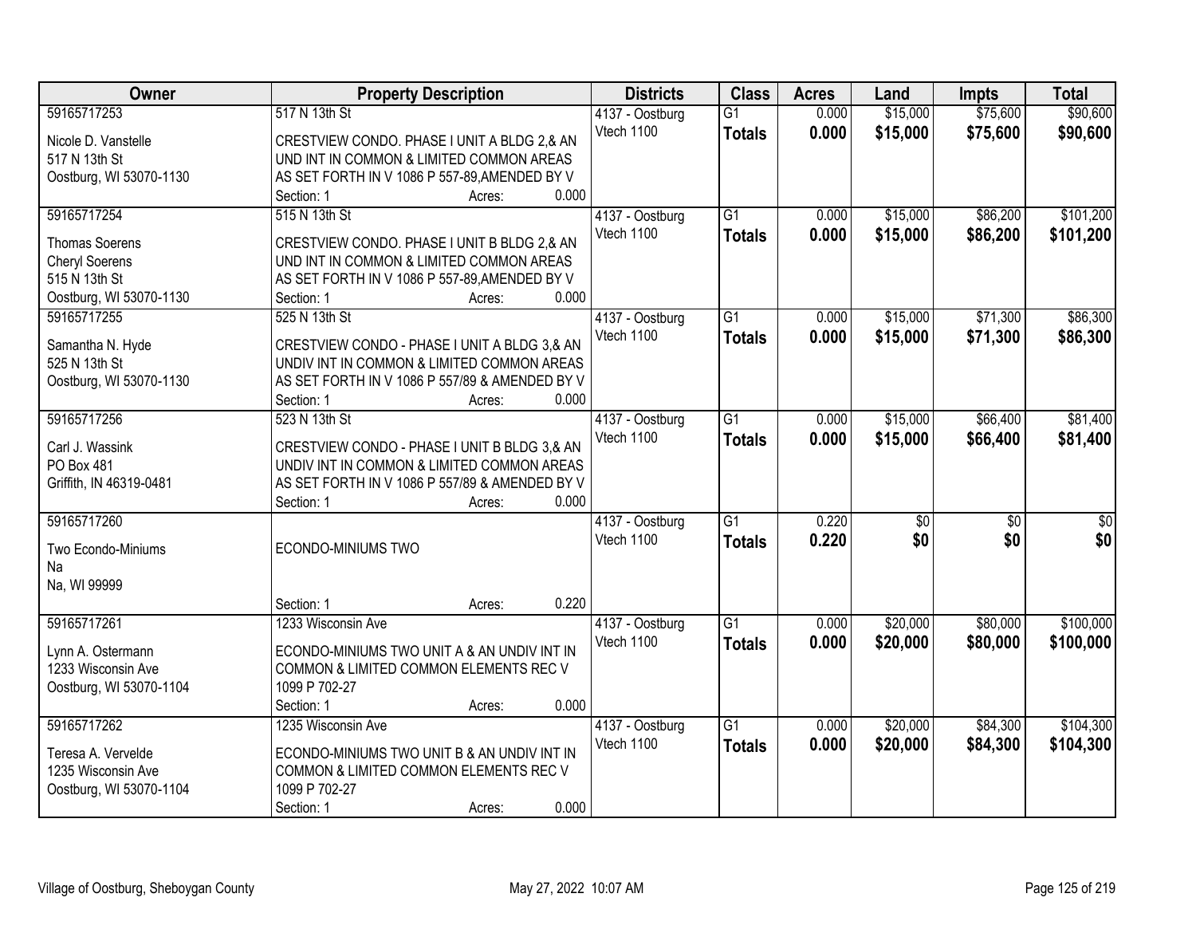| Owner | Property Description | Districts | Class | Acres | Land | Impts | Total |
|---|---|---|---|---|---|---|---|
| 59165717253<br><br>Nicole D. Vanstelle<br>517 N 13th St<br>Oostburg, WI 53070-1130 | 517 N 13th St<br><br>CRESTVIEW CONDO. PHASE I UNIT A BLDG 2,& AN UND INT IN COMMON & LIMITED COMMON AREAS AS SET FORTH IN V 1086 P 557-89,AMENDED BY V<br>Section: 1 Acres: 0.000 | 4137 - Oostburg<br>Vtech 1100 | G1<br>**Totals** | 0.000<br>**0.000** | $15,000<br>**$15,000** | $75,600<br>**$75,600** | $90,600<br>**$90,600** |
| 59165717254<br><br>Thomas Soerens<br>Cheryl Soerens<br>515 N 13th St<br>Oostburg, WI 53070-1130 | 515 N 13th St<br><br>CRESTVIEW CONDO. PHASE I UNIT B BLDG 2,& AN UND INT IN COMMON & LIMITED COMMON AREAS AS SET FORTH IN V 1086 P 557-89,AMENDED BY V<br>Section: 1 Acres: 0.000 | 4137 - Oostburg<br>Vtech 1100 | G1<br>**Totals** | 0.000<br>**0.000** | $15,000<br>**$15,000** | $86,200<br>**$86,200** | $101,200<br>**$101,200** |
| 59165717255<br><br>Samantha N. Hyde<br>525 N 13th St<br>Oostburg, WI 53070-1130 | 525 N 13th St<br><br>CRESTVIEW CONDO - PHASE I UNIT A BLDG 3,& AN UNDIV INT IN COMMON & LIMITED COMMON AREAS AS SET FORTH IN V 1086 P 557/89 & AMENDED BY V<br>Section: 1 Acres: 0.000 | 4137 - Oostburg<br>Vtech 1100 | G1<br>**Totals** | 0.000<br>**0.000** | $15,000<br>**$15,000** | $71,300<br>**$71,300** | $86,300<br>**$86,300** |
| 59165717256<br><br>Carl J. Wassink<br>PO Box 481<br>Griffith, IN 46319-0481 | 523 N 13th St<br><br>CRESTVIEW CONDO - PHASE I UNIT B BLDG 3,& AN UNDIV INT IN COMMON & LIMITED COMMON AREAS AS SET FORTH IN V 1086 P 557/89 & AMENDED BY V<br>Section: 1 Acres: 0.000 | 4137 - Oostburg<br>Vtech 1100 | G1<br>**Totals** | 0.000<br>**0.000** | $15,000<br>**$15,000** | $66,400<br>**$66,400** | $81,400<br>**$81,400** |
| 59165717260<br><br>Two Econdo-Miniums<br>Na<br>Na, WI 99999 | ECONDO-MINIUMS TWO<br><br>Section: 1 Acres: 0.220 | 4137 - Oostburg<br>Vtech 1100 | G1<br>**Totals** | 0.220<br>**0.220** | $0<br>**$0** | $0<br>**$0** | $0<br>**$0** |
| 59165717261<br><br>Lynn A. Ostermann<br>1233 Wisconsin Ave<br>Oostburg, WI 53070-1104 | 1233 Wisconsin Ave<br><br>ECONDO-MINIUMS TWO UNIT A & AN UNDIV INT IN COMMON & LIMITED COMMON ELEMENTS REC V 1099 P 702-27<br>Section: 1 Acres: 0.000 | 4137 - Oostburg<br>Vtech 1100 | G1<br>**Totals** | 0.000<br>**0.000** | $20,000<br>**$20,000** | $80,000<br>**$80,000** | $100,000<br>**$100,000** |
| 59165717262<br><br>Teresa A. Vervelde<br>1235 Wisconsin Ave<br>Oostburg, WI 53070-1104 | 1235 Wisconsin Ave<br><br>ECONDO-MINIUMS TWO UNIT B & AN UNDIV INT IN COMMON & LIMITED COMMON ELEMENTS REC V 1099 P 702-27<br>Section: 1 Acres: 0.000 | 4137 - Oostburg<br>Vtech 1100 | G1<br>**Totals** | 0.000<br>**0.000** | $20,000<br>**$20,000** | $84,300<br>**$84,300** | $104,300<br>**$104,300** |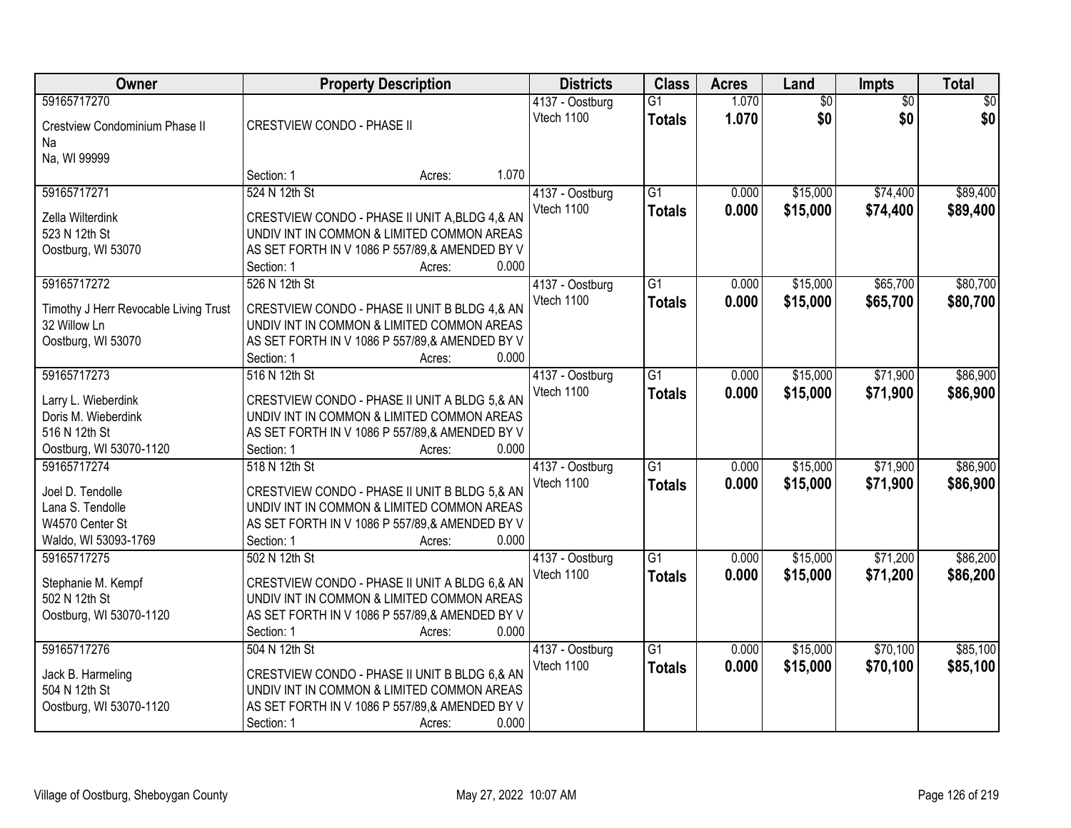| Owner | Property Description | Districts | Class | Acres | Land | Impts | Total |
|---|---|---|---|---|---|---|---|
| 59165717270<br>Crestview Condominium Phase II<br>Na<br>Na, WI 99999 | CRESTVIEW CONDO - PHASE II<br>Section: 1 Acres: 1.070 | 4137 - Oostburg<br>Vtech 1100 | G1<br>**Totals** | 1.070<br>**1.070** | $0<br>**$0** | $0<br>**$0** | $0<br>**$0** |
| 59165717271<br>Zella Wilterdink<br>523 N 12th St<br>Oostburg, WI 53070 | 524 N 12th St<br>CRESTVIEW CONDO - PHASE II UNIT A,BLDG 4,& AN UNDIV INT IN COMMON & LIMITED COMMON AREAS AS SET FORTH IN V 1086 P 557/89,& AMENDED BY V<br>Section: 1 Acres: 0.000 | 4137 - Oostburg<br>Vtech 1100 | G1<br>**Totals** | 0.000<br>**0.000** | $15,000<br>**$15,000** | $74,400<br>**$74,400** | $89,400<br>**$89,400** |
| 59165717272<br>Timothy J Herr Revocable Living Trust<br>32 Willow Ln<br>Oostburg, WI 53070 | 526 N 12th St<br>CRESTVIEW CONDO - PHASE II UNIT B BLDG 4,& AN UNDIV INT IN COMMON & LIMITED COMMON AREAS AS SET FORTH IN V 1086 P 557/89,& AMENDED BY V<br>Section: 1 Acres: 0.000 | 4137 - Oostburg<br>Vtech 1100 | G1<br>**Totals** | 0.000<br>**0.000** | $15,000<br>**$15,000** | $65,700<br>**$65,700** | $80,700<br>**$80,700** |
| 59165717273<br>Larry L. Wieberdink<br>Doris M. Wieberdink<br>516 N 12th St<br>Oostburg, WI 53070-1120 | 516 N 12th St<br>CRESTVIEW CONDO - PHASE II UNIT A BLDG 5,& AN UNDIV INT IN COMMON & LIMITED COMMON AREAS AS SET FORTH IN V 1086 P 557/89,& AMENDED BY V<br>Section: 1 Acres: 0.000 | 4137 - Oostburg<br>Vtech 1100 | G1<br>**Totals** | 0.000<br>**0.000** | $15,000<br>**$15,000** | $71,900<br>**$71,900** | $86,900<br>**$86,900** |
| 59165717274<br>Joel D. Tendolle<br>Lana S. Tendolle<br>W4570 Center St<br>Waldo, WI 53093-1769 | 518 N 12th St<br>CRESTVIEW CONDO - PHASE II UNIT B BLDG 5,& AN UNDIV INT IN COMMON & LIMITED COMMON AREAS AS SET FORTH IN V 1086 P 557/89,& AMENDED BY V<br>Section: 1 Acres: 0.000 | 4137 - Oostburg<br>Vtech 1100 | G1<br>**Totals** | 0.000<br>**0.000** | $15,000<br>**$15,000** | $71,900<br>**$71,900** | $86,900<br>**$86,900** |
| 59165717275<br>Stephanie M. Kempf<br>502 N 12th St<br>Oostburg, WI 53070-1120 | 502 N 12th St<br>CRESTVIEW CONDO - PHASE II UNIT A BLDG 6,& AN UNDIV INT IN COMMON & LIMITED COMMON AREAS AS SET FORTH IN V 1086 P 557/89,& AMENDED BY V<br>Section: 1 Acres: 0.000 | 4137 - Oostburg<br>Vtech 1100 | G1<br>**Totals** | 0.000<br>**0.000** | $15,000<br>**$15,000** | $71,200<br>**$71,200** | $86,200<br>**$86,200** |
| 59165717276<br>Jack B. Harmeling<br>504 N 12th St<br>Oostburg, WI 53070-1120 | 504 N 12th St<br>CRESTVIEW CONDO - PHASE II UNIT B BLDG 6,& AN UNDIV INT IN COMMON & LIMITED COMMON AREAS AS SET FORTH IN V 1086 P 557/89,& AMENDED BY V<br>Section: 1 Acres: 0.000 | 4137 - Oostburg<br>Vtech 1100 | G1<br>**Totals** | 0.000<br>**0.000** | $15,000<br>**$15,000** | $70,100<br>**$70,100** | $85,100<br>**$85,100** |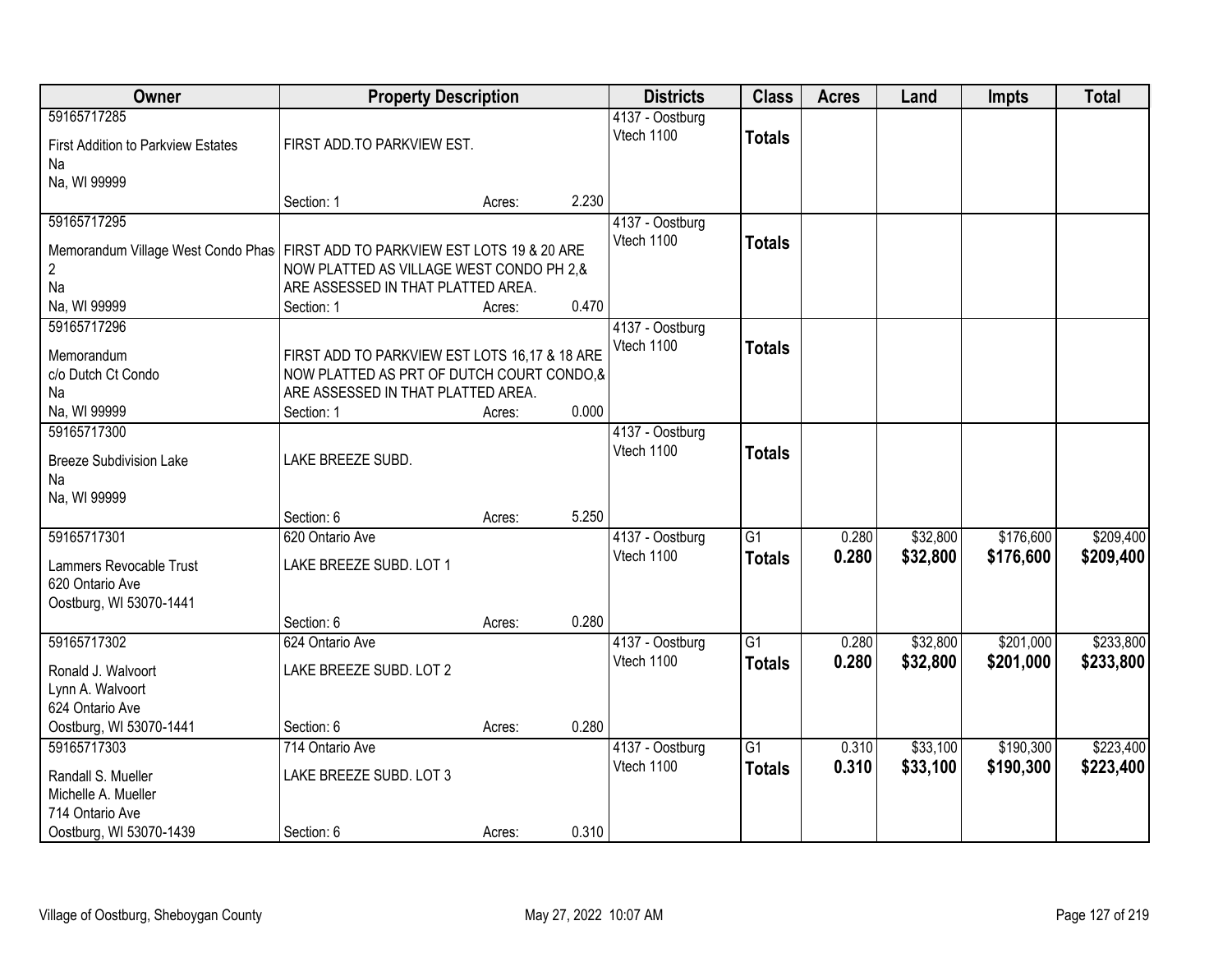| Owner | Property Description | Districts | Class | Acres | Land | Impts | Total |
|---|---|---|---|---|---|---|---|
| 59165717285<br>First Addition to Parkview Estates<br>Na<br>Na, WI 99999 | FIRST ADD.TO PARKVIEW EST.<br>Section: 1 Acres: 2.230 | 4137 - Oostburg<br>Vtech 1100 | **Totals** | | | | |
| 59165717295<br>Memorandum Village West Condo Phas 2<br>Na<br>Na, WI 99999 | FIRST ADD TO PARKVIEW EST LOTS 19 & 20 ARE NOW PLATTED AS VILLAGE WEST CONDO PH 2,& ARE ASSESSED IN THAT PLATTED AREA.<br>Section: 1 Acres: 0.470 | 4137 - Oostburg<br>Vtech 1100 | **Totals** | | | | |
| 59165717296<br>Memorandum<br>c/o Dutch Ct Condo<br>Na<br>Na, WI 99999 | FIRST ADD TO PARKVIEW EST LOTS 16,17 & 18 ARE NOW PLATTED AS PRT OF DUTCH COURT CONDO,& ARE ASSESSED IN THAT PLATTED AREA.<br>Section: 1 Acres: 0.000 | 4137 - Oostburg<br>Vtech 1100 | **Totals** | | | | |
| 59165717300<br>Breeze Subdivision Lake<br>Na<br>Na, WI 99999 | LAKE BREEZE SUBD.<br>Section: 6 Acres: 5.250 | 4137 - Oostburg<br>Vtech 1100 | **Totals** | | | | |
| 59165717301<br>Lammers Revocable Trust<br>620 Ontario Ave<br>Oostburg, WI 53070-1441 | 620 Ontario Ave<br>LAKE BREEZE SUBD. LOT 1<br>Section: 6 Acres: 0.280 | 4137 - Oostburg<br>Vtech 1100 | G1<br>**Totals** | 0.280<br>**0.280** | $32,800<br>**$32,800** | $176,600<br>**$176,600** | $209,400<br>**$209,400** |
| 59165717302<br>Ronald J. Walvoort<br>Lynn A. Walvoort<br>624 Ontario Ave<br>Oostburg, WI 53070-1441 | 624 Ontario Ave<br>LAKE BREEZE SUBD. LOT 2<br>Section: 6 Acres: 0.280 | 4137 - Oostburg<br>Vtech 1100 | G1<br>**Totals** | 0.280<br>**0.280** | $32,800<br>**$32,800** | $201,000<br>**$201,000** | $233,800<br>**$233,800** |
| 59165717303<br>Randall S. Mueller<br>Michelle A. Mueller<br>714 Ontario Ave<br>Oostburg, WI 53070-1439 | 714 Ontario Ave<br>LAKE BREEZE SUBD. LOT 3<br>Section: 6 Acres: 0.310 | 4137 - Oostburg<br>Vtech 1100 | G1<br>**Totals** | 0.310<br>**0.310** | $33,100<br>**$33,100** | $190,300<br>**$190,300** | $223,400<br>**$223,400** |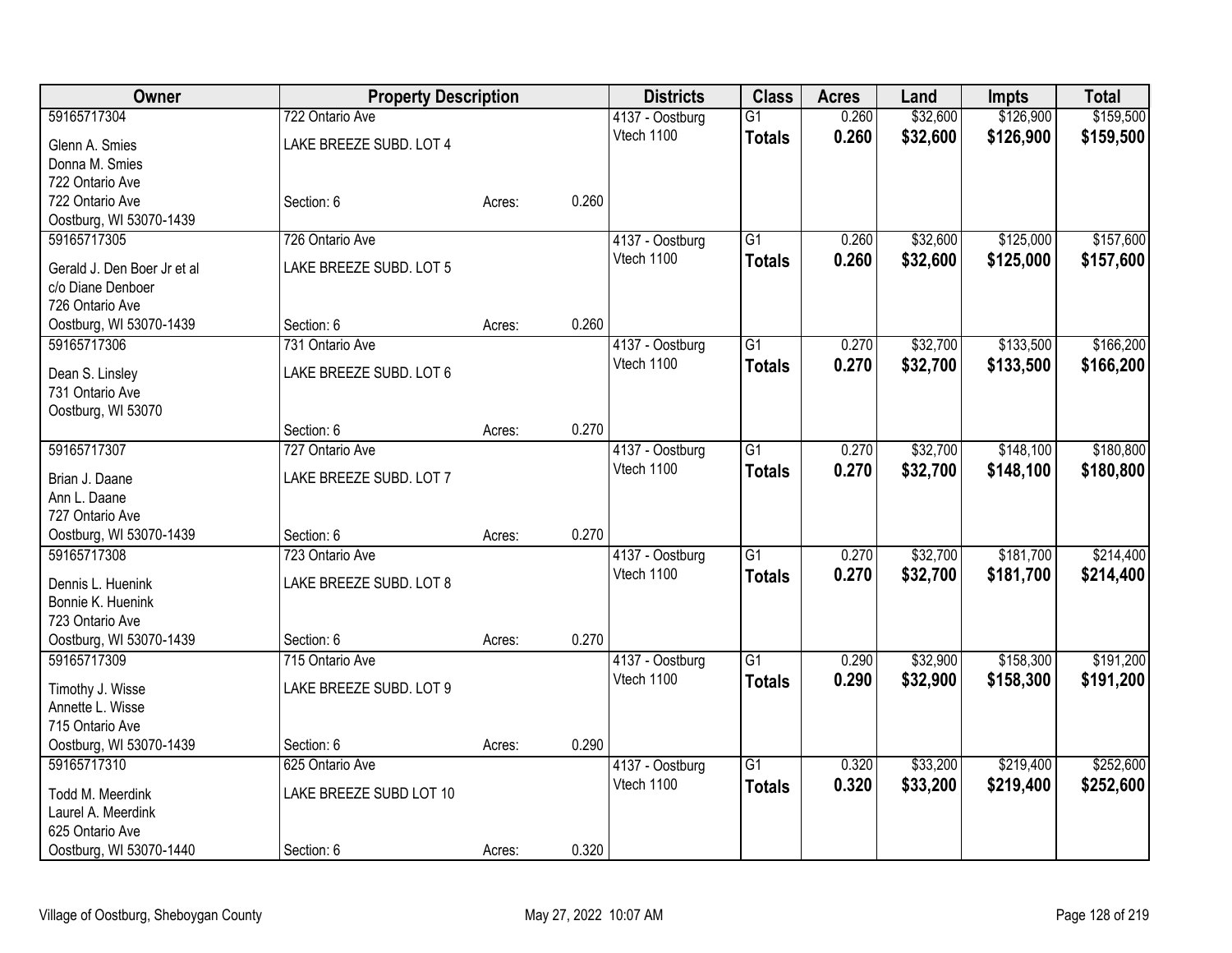| Owner | Property Description | | | Districts | Class | Acres | Land | Impts | Total |
|---|---|---|---|---|---|---|---|---|---|
| 59165717304 | 722 Ontario Ave | | | 4137 - Oostburg | G1 | 0.260 | $32,600 | $126,900 | $159,500 |
| Glenn A. Smies<br>Donna M. Smies<br>722 Ontario Ave<br>722 Ontario Ave<br>Oostburg, WI 53070-1439 | LAKE BREEZE SUBD. LOT 4<br><br>Section: 6 | Acres: | 0.260 | Vtech 1100 | **Totals** | **0.260** | **$32,600** | **$126,900** | **$159,500** |
| 59165717305 | 726 Ontario Ave | | | 4137 - Oostburg | G1 | 0.260 | $32,600 | $125,000 | $157,600 |
| Gerald J. Den Boer Jr et al<br>c/o Diane Denboer<br>726 Ontario Ave<br>Oostburg, WI 53070-1439 | LAKE BREEZE SUBD. LOT 5<br><br>Section: 6 | Acres: | 0.260 | Vtech 1100 | **Totals** | **0.260** | **$32,600** | **$125,000** | **$157,600** |
| 59165717306 | 731 Ontario Ave | | | 4137 - Oostburg | G1 | 0.270 | $32,700 | $133,500 | $166,200 |
| Dean S. Linsley<br>731 Ontario Ave<br>Oostburg, WI 53070 | LAKE BREEZE SUBD. LOT 6<br><br>Section: 6 | Acres: | 0.270 | Vtech 1100 | **Totals** | **0.270** | **$32,700** | **$133,500** | **$166,200** |
| 59165717307 | 727 Ontario Ave | | | 4137 - Oostburg | G1 | 0.270 | $32,700 | $148,100 | $180,800 |
| Brian J. Daane<br>Ann L. Daane<br>727 Ontario Ave<br>Oostburg, WI 53070-1439 | LAKE BREEZE SUBD. LOT 7<br><br>Section: 6 | Acres: | 0.270 | Vtech 1100 | **Totals** | **0.270** | **$32,700** | **$148,100** | **$180,800** |
| 59165717308 | 723 Ontario Ave | | | 4137 - Oostburg | G1 | 0.270 | $32,700 | $181,700 | $214,400 |
| Dennis L. Huenink<br>Bonnie K. Huenink<br>723 Ontario Ave<br>Oostburg, WI 53070-1439 | LAKE BREEZE SUBD. LOT 8<br><br>Section: 6 | Acres: | 0.270 | Vtech 1100 | **Totals** | **0.270** | **$32,700** | **$181,700** | **$214,400** |
| 59165717309 | 715 Ontario Ave | | | 4137 - Oostburg | G1 | 0.290 | $32,900 | $158,300 | $191,200 |
| Timothy J. Wisse<br>Annette L. Wisse<br>715 Ontario Ave<br>Oostburg, WI 53070-1439 | LAKE BREEZE SUBD. LOT 9<br><br>Section: 6 | Acres: | 0.290 | Vtech 1100 | **Totals** | **0.290** | **$32,900** | **$158,300** | **$191,200** |
| 59165717310 | 625 Ontario Ave | | | 4137 - Oostburg | G1 | 0.320 | $33,200 | $219,400 | $252,600 |
| Todd M. Meerdink<br>Laurel A. Meerdink<br>625 Ontario Ave<br>Oostburg, WI 53070-1440 | LAKE BREEZE SUBD LOT 10<br><br>Section: 6 | Acres: | 0.320 | Vtech 1100 | **Totals** | **0.320** | **$33,200** | **$219,400** | **$252,600** |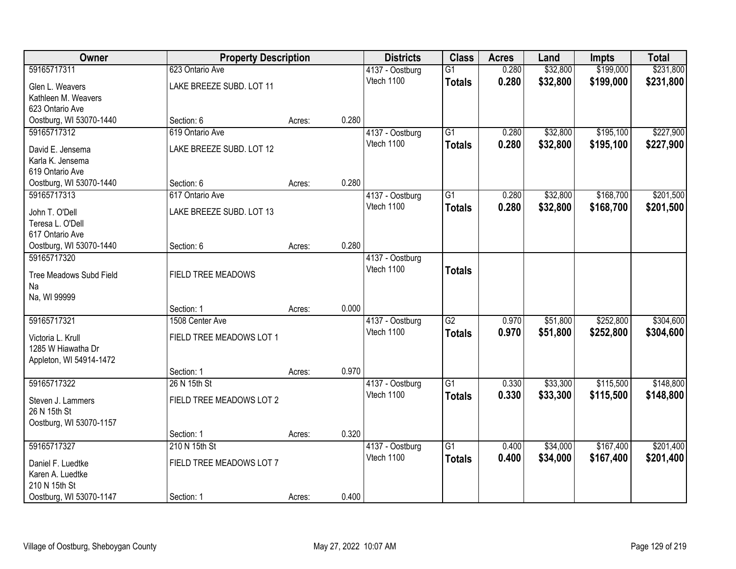| Owner | Property Description | | | Districts | Class | Acres | Land | Impts | Total |
|---|---|---|---|---|---|---|---|---|---|
| 59165717311 | 623 Ontario Ave | | | 4137 - Oostburg | G1 | 0.280 | $32,800 | $199,000 | $231,800 |
| Glen L. Weavers<br>Kathleen M. Weavers<br>623 Ontario Ave<br>Oostburg, WI 53070-1440 | LAKE BREEZE SUBD. LOT 11 | | | Vtech 1100 | **Totals** | **0.280** | **$32,800** | **$199,000** | **$231,800** |
| | Section: 6 | Acres: | 0.280 | | | | | | |
| 59165717312 | 619 Ontario Ave | | | 4137 - Oostburg | G1 | 0.280 | $32,800 | $195,100 | $227,900 |
| David E. Jensema<br>Karla K. Jensema<br>619 Ontario Ave<br>Oostburg, WI 53070-1440 | LAKE BREEZE SUBD. LOT 12 | | | Vtech 1100 | **Totals** | **0.280** | **$32,800** | **$195,100** | **$227,900** |
| | Section: 6 | Acres: | 0.280 | | | | | | |
| 59165717313 | 617 Ontario Ave | | | 4137 - Oostburg | G1 | 0.280 | $32,800 | $168,700 | $201,500 |
| John T. O'Dell<br>Teresa L. O'Dell<br>617 Ontario Ave<br>Oostburg, WI 53070-1440 | LAKE BREEZE SUBD. LOT 13 | | | Vtech 1100 | **Totals** | **0.280** | **$32,800** | **$168,700** | **$201,500** |
| | Section: 6 | Acres: | 0.280 | | | | | | |
| 59165717320 | | | | 4137 - Oostburg | | | | | |
| Tree Meadows Subd Field<br>Na<br>Na, WI 99999 | FIELD TREE MEADOWS | | | Vtech 1100 | **Totals** | | | | |
| | Section: 1 | Acres: | 0.000 | | | | | | |
| 59165717321 | 1508 Center Ave | | | 4137 - Oostburg | G2 | 0.970 | $51,800 | $252,800 | $304,600 |
| Victoria L. Krull<br>1285 W Hiawatha Dr<br>Appleton, WI 54914-1472 | FIELD TREE MEADOWS LOT 1 | | | Vtech 1100 | **Totals** | **0.970** | **$51,800** | **$252,800** | **$304,600** |
| | Section: 1 | Acres: | 0.970 | | | | | | |
| 59165717322 | 26 N 15th St | | | 4137 - Oostburg | G1 | 0.330 | $33,300 | $115,500 | $148,800 |
| Steven J. Lammers<br>26 N 15th St<br>Oostburg, WI 53070-1157 | FIELD TREE MEADOWS LOT 2 | | | Vtech 1100 | **Totals** | **0.330** | **$33,300** | **$115,500** | **$148,800** |
| | Section: 1 | Acres: | 0.320 | | | | | | |
| 59165717327 | 210 N 15th St | | | 4137 - Oostburg | G1 | 0.400 | $34,000 | $167,400 | $201,400 |
| Daniel F. Luedtke<br>Karen A. Luedtke<br>210 N 15th St<br>Oostburg, WI 53070-1147 | FIELD TREE MEADOWS LOT 7 | | | Vtech 1100 | **Totals** | **0.400** | **$34,000** | **$167,400** | **$201,400** |
| | Section: 1 | Acres: | 0.400 | | | | | | |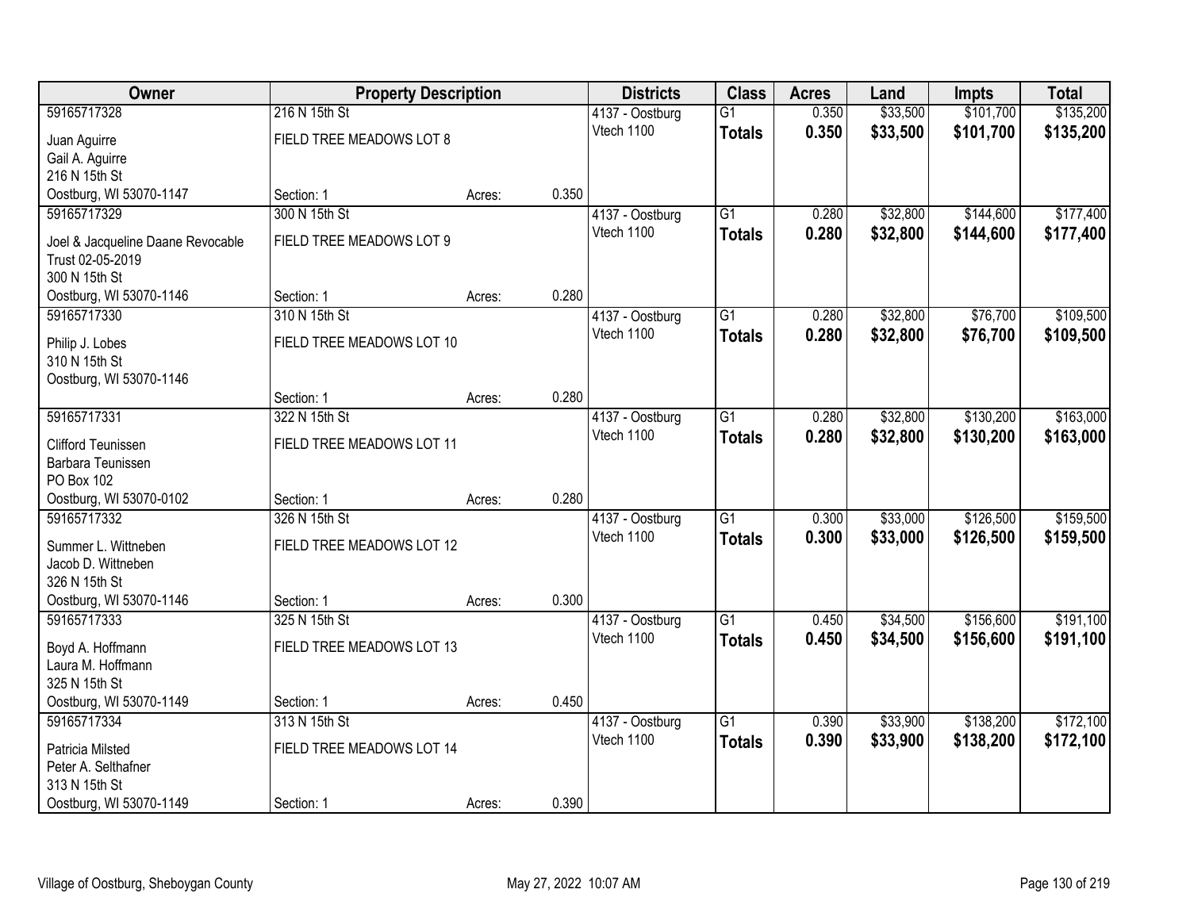| Owner | Property Description | | | Districts | Class | Acres | Land | Impts | Total |
|---|---|---|---|---|---|---|---|---|---|
| 59165717328<br>Juan Aguirre<br>Gail A. Aguirre<br>216 N 15th St<br>Oostburg, WI 53070-1147 | 216 N 15th St<br>FIELD TREE MEADOWS LOT 8<br>Section: 1 | Acres: | 0.350 | 4137 - Oostburg<br>Vtech 1100 | G1<br>**Totals** | 0.350<br>**0.350** | $33,500<br>**$33,500** | $101,700<br>**$101,700** | $135,200<br>**$135,200** |
| 59165717329<br>Joel & Jacqueline Daane Revocable Trust 02-05-2019<br>300 N 15th St<br>Oostburg, WI 53070-1146 | 300 N 15th St<br>FIELD TREE MEADOWS LOT 9<br>Section: 1 | Acres: | 0.280 | 4137 - Oostburg<br>Vtech 1100 | G1<br>**Totals** | 0.280<br>**0.280** | $32,800<br>**$32,800** | $144,600<br>**$144,600** | $177,400<br>**$177,400** |
| 59165717330<br>Philip J. Lobes<br>310 N 15th St<br>Oostburg, WI 53070-1146 | 310 N 15th St<br>FIELD TREE MEADOWS LOT 10<br>Section: 1 | Acres: | 0.280 | 4137 - Oostburg<br>Vtech 1100 | G1<br>**Totals** | 0.280<br>**0.280** | $32,800<br>**$32,800** | $76,700<br>**$76,700** | $109,500<br>**$109,500** |
| 59165717331<br>Clifford Teunissen<br>Barbara Teunissen<br>PO Box 102<br>Oostburg, WI 53070-0102 | 322 N 15th St<br>FIELD TREE MEADOWS LOT 11<br>Section: 1 | Acres: | 0.280 | 4137 - Oostburg<br>Vtech 1100 | G1<br>**Totals** | 0.280<br>**0.280** | $32,800<br>**$32,800** | $130,200<br>**$130,200** | $163,000<br>**$163,000** |
| 59165717332<br>Summer L. Wittneben<br>Jacob D. Wittneben<br>326 N 15th St<br>Oostburg, WI 53070-1146 | 326 N 15th St<br>FIELD TREE MEADOWS LOT 12<br>Section: 1 | Acres: | 0.300 | 4137 - Oostburg<br>Vtech 1100 | G1<br>**Totals** | 0.300<br>**0.300** | $33,000<br>**$33,000** | $126,500<br>**$126,500** | $159,500<br>**$159,500** |
| 59165717333<br>Boyd A. Hoffmann<br>Laura M. Hoffmann<br>325 N 15th St<br>Oostburg, WI 53070-1149 | 325 N 15th St<br>FIELD TREE MEADOWS LOT 13<br>Section: 1 | Acres: | 0.450 | 4137 - Oostburg<br>Vtech 1100 | G1<br>**Totals** | 0.450<br>**0.450** | $34,500<br>**$34,500** | $156,600<br>**$156,600** | $191,100<br>**$191,100** |
| 59165717334<br>Patricia Milsted<br>Peter A. Selthafner<br>313 N 15th St<br>Oostburg, WI 53070-1149 | 313 N 15th St<br>FIELD TREE MEADOWS LOT 14<br>Section: 1 | Acres: | 0.390 | 4137 - Oostburg<br>Vtech 1100 | G1<br>**Totals** | 0.390<br>**0.390** | $33,900<br>**$33,900** | $138,200<br>**$138,200** | $172,100<br>**$172,100** |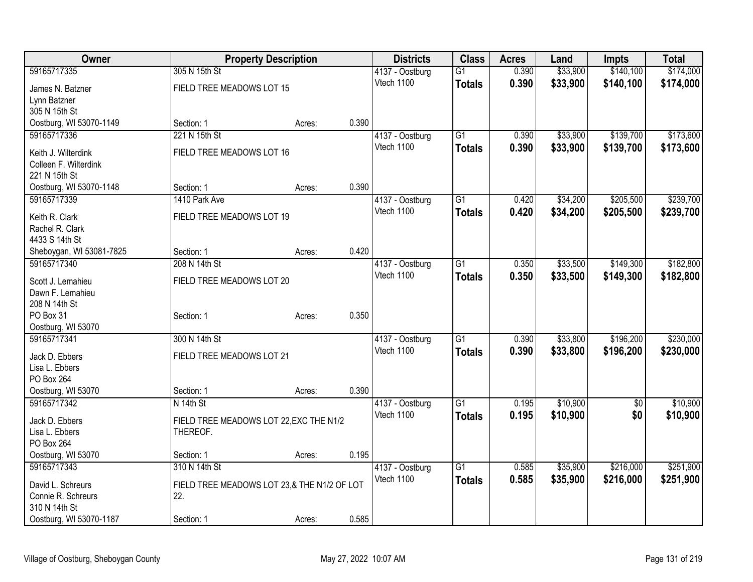| Owner | Property Description | | | Districts | Class | Acres | Land | Impts | Total |
|---|---|---|---|---|---|---|---|---|---|
| 59165717335 | 305 N 15th St | | | 4137 - Oostburg | G1 | 0.390 | $33,900 | $140,100 | $174,000 |
| James N. Batzner<br>Lynn Batzner<br>305 N 15th St<br>Oostburg, WI 53070-1149 | FIELD TREE MEADOWS LOT 15<br>Section: 1 | Acres: | 0.390 | Vtech 1100 | **Totals** | **0.390** | **$33,900** | **$140,100** | **$174,000** |
| 59165717336 | 221 N 15th St | | | 4137 - Oostburg | G1 | 0.390 | $33,900 | $139,700 | $173,600 |
| Keith J. Wilterdink<br>Colleen F. Wilterdink<br>221 N 15th St<br>Oostburg, WI 53070-1148 | FIELD TREE MEADOWS LOT 16<br>Section: 1 | Acres: | 0.390 | Vtech 1100 | **Totals** | **0.390** | **$33,900** | **$139,700** | **$173,600** |
| 59165717339 | 1410 Park Ave | | | 4137 - Oostburg | G1 | 0.420 | $34,200 | $205,500 | $239,700 |
| Keith R. Clark<br>Rachel R. Clark<br>4433 S 14th St<br>Sheboygan, WI 53081-7825 | FIELD TREE MEADOWS LOT 19<br>Section: 1 | Acres: | 0.420 | Vtech 1100 | **Totals** | **0.420** | **$34,200** | **$205,500** | **$239,700** |
| 59165717340 | 208 N 14th St | | | 4137 - Oostburg | G1 | 0.350 | $33,500 | $149,300 | $182,800 |
| Scott J. Lemahieu<br>Dawn F. Lemahieu<br>208 N 14th St<br>PO Box 31<br>Oostburg, WI 53070 | FIELD TREE MEADOWS LOT 20<br>Section: 1 | Acres: | 0.350 | Vtech 1100 | **Totals** | **0.350** | **$33,500** | **$149,300** | **$182,800** |
| 59165717341 | 300 N 14th St | | | 4137 - Oostburg | G1 | 0.390 | $33,800 | $196,200 | $230,000 |
| Jack D. Ebbers<br>Lisa L. Ebbers<br>PO Box 264<br>Oostburg, WI 53070 | FIELD TREE MEADOWS LOT 21<br>Section: 1 | Acres: | 0.390 | Vtech 1100 | **Totals** | **0.390** | **$33,800** | **$196,200** | **$230,000** |
| 59165717342 | N 14th St | | | 4137 - Oostburg | G1 | 0.195 | $10,900 | $0 | $10,900 |
| Jack D. Ebbers<br>Lisa L. Ebbers<br>PO Box 264<br>Oostburg, WI 53070 | FIELD TREE MEADOWS LOT 22,EXC THE N1/2 THEREOF.<br>Section: 1 | Acres: | 0.195 | Vtech 1100 | **Totals** | **0.195** | **$10,900** | **$0** | **$10,900** |
| 59165717343 | 310 N 14th St | | | 4137 - Oostburg | G1 | 0.585 | $35,900 | $216,000 | $251,900 |
| David L. Schreurs<br>Connie R. Schreurs<br>310 N 14th St<br>Oostburg, WI 53070-1187 | FIELD TREE MEADOWS LOT 23,& THE N1/2 OF LOT 22.<br>Section: 1 | Acres: | 0.585 | Vtech 1100 | **Totals** | **0.585** | **$35,900** | **$216,000** | **$251,900** |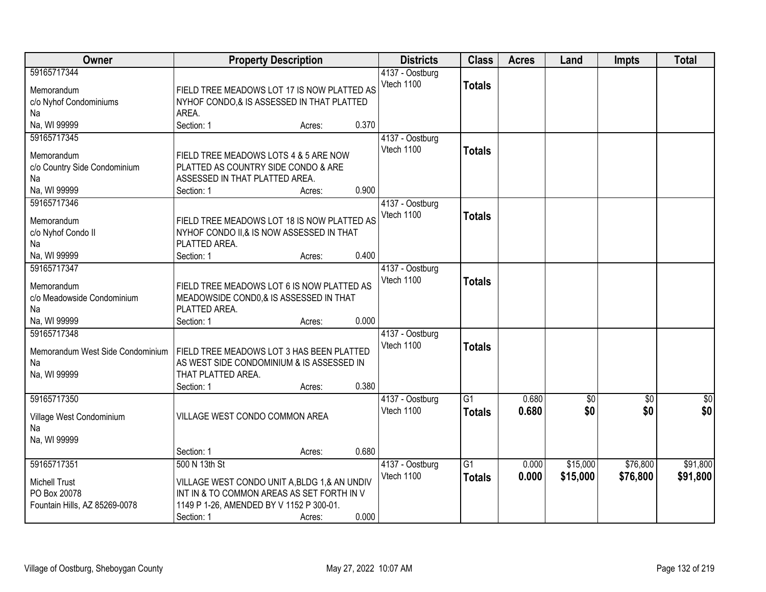| Owner | Property Description | Districts | Class | Acres | Land | Impts | Total |
|---|---|---|---|---|---|---|---|
| 59165717344<br>Memorandum<br>c/o Nyhof Condominiums<br>Na<br>Na, WI 99999 | FIELD TREE MEADOWS LOT 17 IS NOW PLATTED AS NYHOF CONDO,& IS ASSESSED IN THAT PLATTED AREA.<br>Section: 1 Acres: 0.370 | 4137 - Oostburg<br>Vtech 1100 | **Totals** | | | | |
| 59165717345<br>Memorandum<br>c/o Country Side Condominium<br>Na<br>Na, WI 99999 | FIELD TREE MEADOWS LOTS 4 & 5 ARE NOW PLATTED AS COUNTRY SIDE CONDO & ARE ASSESSED IN THAT PLATTED AREA.<br>Section: 1 Acres: 0.900 | 4137 - Oostburg<br>Vtech 1100 | **Totals** | | | | |
| 59165717346<br>Memorandum<br>c/o Nyhof Condo II<br>Na<br>Na, WI 99999 | FIELD TREE MEADOWS LOT 18 IS NOW PLATTED AS NYHOF CONDO II,& IS NOW ASSESSED IN THAT PLATTED AREA.<br>Section: 1 Acres: 0.400 | 4137 - Oostburg<br>Vtech 1100 | **Totals** | | | | |
| 59165717347<br>Memorandum<br>c/o Meadowside Condominium<br>Na<br>Na, WI 99999 | FIELD TREE MEADOWS LOT 6 IS NOW PLATTED AS MEADOWSIDE COND0,& IS ASSESSED IN THAT PLATTED AREA.<br>Section: 1 Acres: 0.000 | 4137 - Oostburg<br>Vtech 1100 | **Totals** | | | | |
| 59165717348<br>Memorandum West Side Condominium<br>Na<br>Na, WI 99999 | FIELD TREE MEADOWS LOT 3 HAS BEEN PLATTED AS WEST SIDE CONDOMINIUM & IS ASSESSED IN THAT PLATTED AREA.<br>Section: 1 Acres: 0.380 | 4137 - Oostburg<br>Vtech 1100 | **Totals** | | | | |
| 59165717350<br>Village West Condominium<br>Na<br>Na, WI 99999 | VILLAGE WEST CONDO COMMON AREA<br>Section: 1 Acres: 0.680 | 4137 - Oostburg<br>Vtech 1100 | G1<br>**Totals** | 0.680<br>**0.680** | $0<br>**$0** | $0<br>**$0** | $0<br>**$0** |
| 59165717351<br>Michell Trust<br>PO Box 20078<br>Fountain Hills, AZ 85269-0078 | 500 N 13th St<br>VILLAGE WEST CONDO UNIT A,BLDG 1,& AN UNDIV INT IN & TO COMMON AREAS AS SET FORTH IN V 1149 P 1-26, AMENDED BY V 1152 P 300-01.<br>Section: 1 Acres: 0.000 | 4137 - Oostburg<br>Vtech 1100 | G1<br>**Totals** | 0.000<br>**0.000** | $15,000<br>**$15,000** | $76,800<br>**$76,800** | $91,800<br>**$91,800** |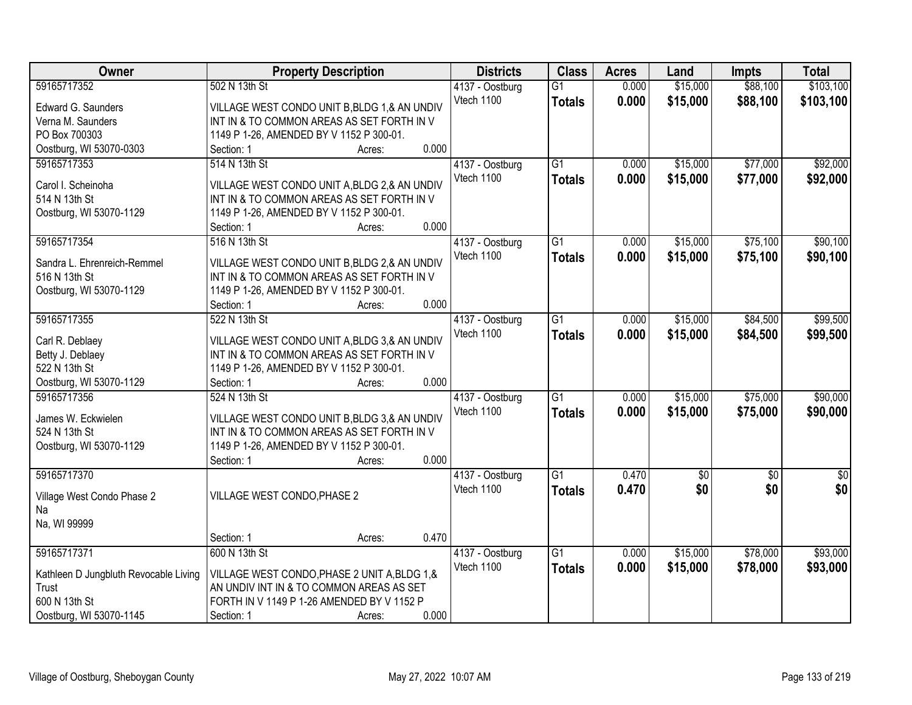| Owner | Property Description | Districts | Class | Acres | Land | Impts | Total |
|---|---|---|---|---|---|---|---|
| 59165717352<br>Edward G. Saunders<br>Verna M. Saunders<br>PO Box 700303<br>Oostburg, WI 53070-0303 | 502 N 13th St<br>VILLAGE WEST CONDO UNIT B,BLDG 1,& AN UNDIV INT IN & TO COMMON AREAS AS SET FORTH IN V 1149 P 1-26, AMENDED BY V 1152 P 300-01.<br>Section: 1 Acres: 0.000 | 4137 - Oostburg<br>Vtech 1100 | G1<br>**Totals** | 0.000<br>**0.000** | $15,000<br>**$15,000** | $88,100<br>**$88,100** | $103,100<br>**$103,100** |
| 59165717353<br>Carol I. Scheinoha<br>514 N 13th St<br>Oostburg, WI 53070-1129 | 514 N 13th St<br>VILLAGE WEST CONDO UNIT A,BLDG 2,& AN UNDIV INT IN & TO COMMON AREAS AS SET FORTH IN V 1149 P 1-26, AMENDED BY V 1152 P 300-01.<br>Section: 1 Acres: 0.000 | 4137 - Oostburg<br>Vtech 1100 | G1<br>**Totals** | 0.000<br>**0.000** | $15,000<br>**$15,000** | $77,000<br>**$77,000** | $92,000<br>**$92,000** |
| 59165717354<br>Sandra L. Ehrenreich-Remmel<br>516 N 13th St<br>Oostburg, WI 53070-1129 | 516 N 13th St<br>VILLAGE WEST CONDO UNIT B,BLDG 2,& AN UNDIV INT IN & TO COMMON AREAS AS SET FORTH IN V 1149 P 1-26, AMENDED BY V 1152 P 300-01.<br>Section: 1 Acres: 0.000 | 4137 - Oostburg<br>Vtech 1100 | G1<br>**Totals** | 0.000<br>**0.000** | $15,000<br>**$15,000** | $75,100<br>**$75,100** | $90,100<br>**$90,100** |
| 59165717355<br>Carl R. Deblaey<br>Betty J. Deblaey<br>522 N 13th St<br>Oostburg, WI 53070-1129 | 522 N 13th St<br>VILLAGE WEST CONDO UNIT A,BLDG 3,& AN UNDIV INT IN & TO COMMON AREAS AS SET FORTH IN V 1149 P 1-26, AMENDED BY V 1152 P 300-01.<br>Section: 1 Acres: 0.000 | 4137 - Oostburg<br>Vtech 1100 | G1<br>**Totals** | 0.000<br>**0.000** | $15,000<br>**$15,000** | $84,500<br>**$84,500** | $99,500<br>**$99,500** |
| 59165717356<br>James W. Eckwielen<br>524 N 13th St<br>Oostburg, WI 53070-1129 | 524 N 13th St<br>VILLAGE WEST CONDO UNIT B,BLDG 3,& AN UNDIV INT IN & TO COMMON AREAS AS SET FORTH IN V 1149 P 1-26, AMENDED BY V 1152 P 300-01.<br>Section: 1 Acres: 0.000 | 4137 - Oostburg<br>Vtech 1100 | G1<br>**Totals** | 0.000<br>**0.000** | $15,000<br>**$15,000** | $75,000<br>**$75,000** | $90,000<br>**$90,000** |
| 59165717370<br>Village West Condo Phase 2<br>Na<br>Na, WI 99999 | VILLAGE WEST CONDO,PHASE 2<br>Section: 1 Acres: 0.470 | 4137 - Oostburg<br>Vtech 1100 | G1<br>**Totals** | 0.470<br>**0.470** | $0<br>**$0** | $0<br>**$0** | $0<br>**$0** |
| 59165717371<br>Kathleen D Jungbluth Revocable Living Trust<br>600 N 13th St<br>Oostburg, WI 53070-1145 | 600 N 13th St<br>VILLAGE WEST CONDO,PHASE 2 UNIT A,BLDG 1,& AN UNDIV INT IN & TO COMMON AREAS AS SET FORTH IN V 1149 P 1-26 AMENDED BY V 1152 P<br>Section: 1 Acres: 0.000 | 4137 - Oostburg<br>Vtech 1100 | G1<br>**Totals** | 0.000<br>**0.000** | $15,000<br>**$15,000** | $78,000<br>**$78,000** | $93,000<br>**$93,000** |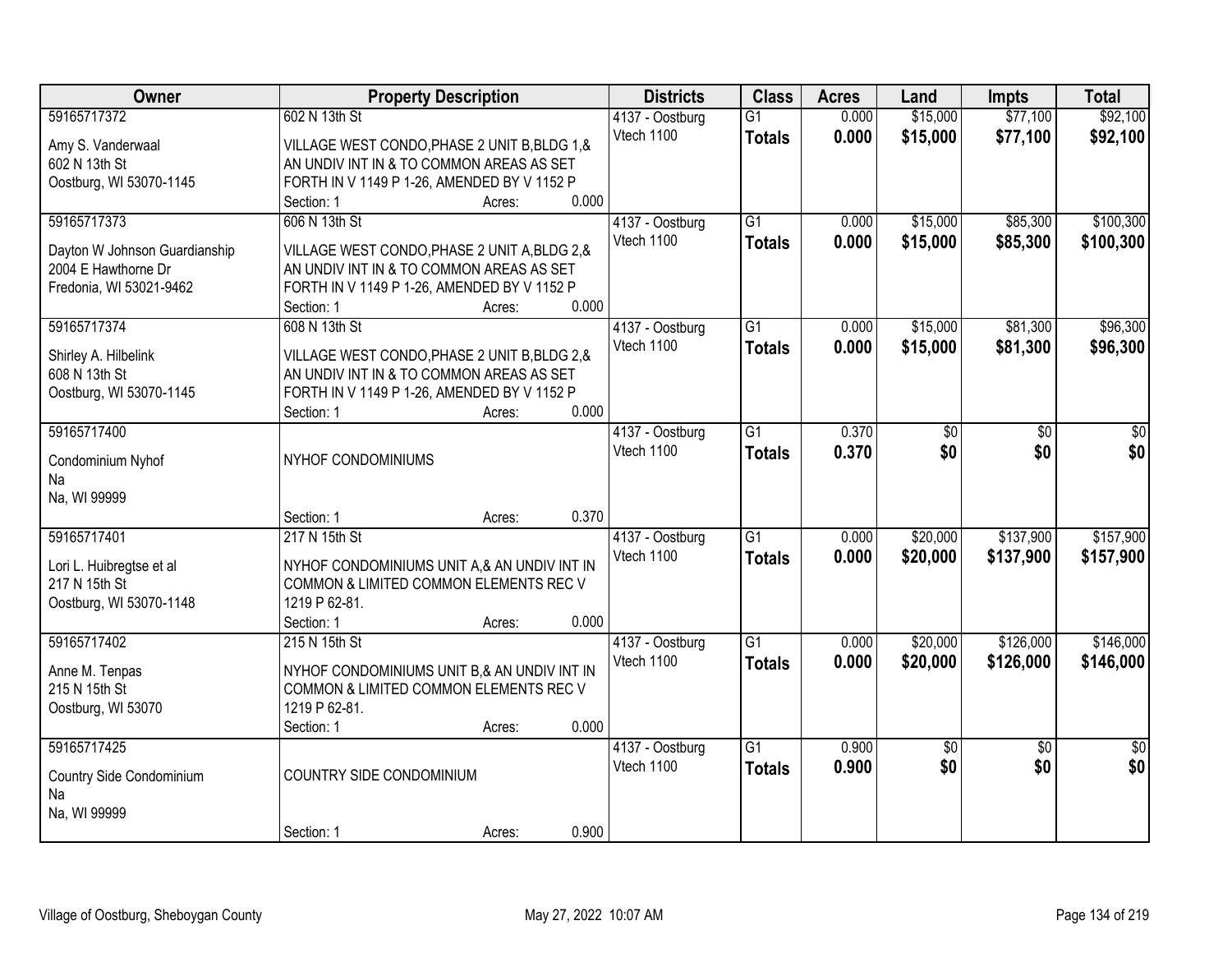| Owner | Property Description | Districts | Class | Acres | Land | Impts | Total |
|---|---|---|---|---|---|---|---|
| 59165717372<br>Amy S. Vanderwaal<br>602 N 13th St<br>Oostburg, WI 53070-1145 | 602 N 13th St<br>VILLAGE WEST CONDO,PHASE 2 UNIT B,BLDG 1,& AN UNDIV INT IN & TO COMMON AREAS AS SET FORTH IN V 1149 P 1-26, AMENDED BY V 1152 P<br>Section: 1 Acres: 0.000 | 4137 - Oostburg<br>Vtech 1100 | G1<br>**Totals** | 0.000<br>**0.000** | $15,000<br>**$15,000** | $77,100<br>**$77,100** | $92,100<br>**$92,100** |
| 59165717373<br>Dayton W Johnson Guardianship<br>2004 E Hawthorne Dr<br>Fredonia, WI 53021-9462 | 606 N 13th St<br>VILLAGE WEST CONDO,PHASE 2 UNIT A,BLDG 2,& AN UNDIV INT IN & TO COMMON AREAS AS SET FORTH IN V 1149 P 1-26, AMENDED BY V 1152 P<br>Section: 1 Acres: 0.000 | 4137 - Oostburg<br>Vtech 1100 | G1<br>**Totals** | 0.000<br>**0.000** | $15,000<br>**$15,000** | $85,300<br>**$85,300** | $100,300<br>**$100,300** |
| 59165717374<br>Shirley A. Hilbelink<br>608 N 13th St<br>Oostburg, WI 53070-1145 | 608 N 13th St<br>VILLAGE WEST CONDO,PHASE 2 UNIT B,BLDG 2,& AN UNDIV INT IN & TO COMMON AREAS AS SET FORTH IN V 1149 P 1-26, AMENDED BY V 1152 P<br>Section: 1 Acres: 0.000 | 4137 - Oostburg<br>Vtech 1100 | G1<br>**Totals** | 0.000<br>**0.000** | $15,000<br>**$15,000** | $81,300<br>**$81,300** | $96,300<br>**$96,300** |
| 59165717400<br>Condominium Nyhof<br>Na<br>Na, WI 99999 | NYHOF CONDOMINIUMS<br>Section: 1 Acres: 0.370 | 4137 - Oostburg<br>Vtech 1100 | G1<br>**Totals** | 0.370<br>**0.370** | $0<br>**$0** | $0<br>**$0** | $0<br>**$0** |
| 59165717401<br>Lori L. Huibregtse et al<br>217 N 15th St<br>Oostburg, WI 53070-1148 | 217 N 15th St<br>NYHOF CONDOMINIUMS UNIT A,& AN UNDIV INT IN COMMON & LIMITED COMMON ELEMENTS REC V 1219 P 62-81.<br>Section: 1 Acres: 0.000 | 4137 - Oostburg<br>Vtech 1100 | G1<br>**Totals** | 0.000<br>**0.000** | $20,000<br>**$20,000** | $137,900<br>**$137,900** | $157,900<br>**$157,900** |
| 59165717402<br>Anne M. Tenpas<br>215 N 15th St<br>Oostburg, WI 53070 | 215 N 15th St<br>NYHOF CONDOMINIUMS UNIT B,& AN UNDIV INT IN COMMON & LIMITED COMMON ELEMENTS REC V 1219 P 62-81.<br>Section: 1 Acres: 0.000 | 4137 - Oostburg<br>Vtech 1100 | G1<br>**Totals** | 0.000<br>**0.000** | $20,000<br>**$20,000** | $126,000<br>**$126,000** | $146,000<br>**$146,000** |
| 59165717425<br>Country Side Condominium<br>Na<br>Na, WI 99999 | COUNTRY SIDE CONDOMINIUM<br>Section: 1 Acres: 0.900 | 4137 - Oostburg<br>Vtech 1100 | G1<br>**Totals** | 0.900<br>**0.900** | $0<br>**$0** | $0<br>**$0** | $0<br>**$0** |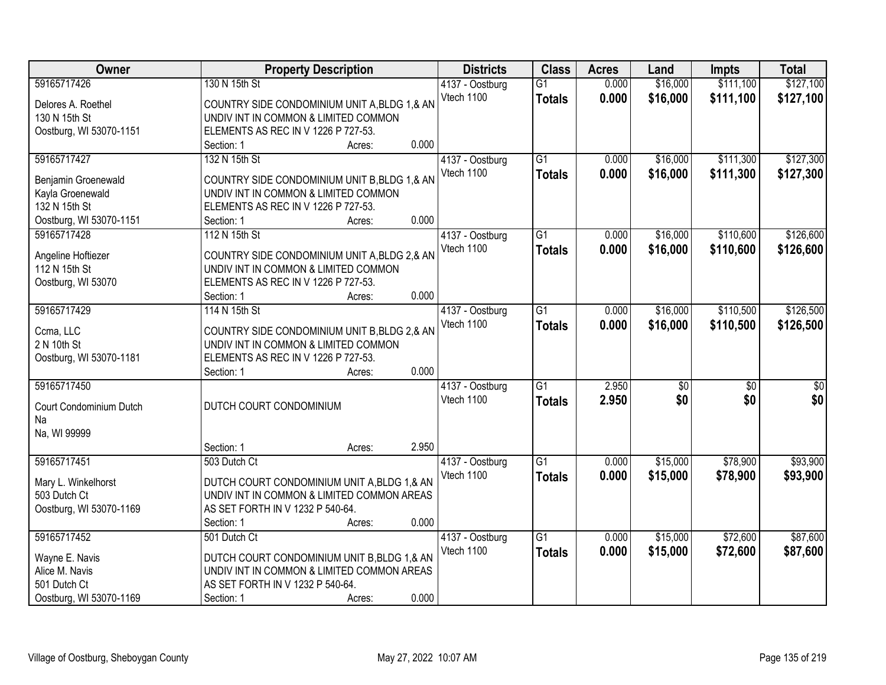| Owner | Property Description | Districts | Class | Acres | Land | Impts | Total |
|---|---|---|---|---|---|---|---|
| 59165717426<br>Delores A. Roethel<br>130 N 15th St<br>Oostburg, WI 53070-1151 | 130 N 15th St<br>COUNTRY SIDE CONDOMINIUM UNIT A,BLDG 1,& AN UNDIV INT IN COMMON & LIMITED COMMON ELEMENTS AS REC IN V 1226 P 727-53.<br>Section: 1 Acres: 0.000 | 4137 - Oostburg<br>Vtech 1100 | G1<br>**Totals** | 0.000<br>**0.000** | $16,000<br>**$16,000** | $111,100<br>**$111,100** | $127,100<br>**$127,100** |
| 59165717427<br>Benjamin Groenewald<br>Kayla Groenewald<br>132 N 15th St<br>Oostburg, WI 53070-1151 | 132 N 15th St<br>COUNTRY SIDE CONDOMINIUM UNIT B,BLDG 1,& AN UNDIV INT IN COMMON & LIMITED COMMON ELEMENTS AS REC IN V 1226 P 727-53.<br>Section: 1 Acres: 0.000 | 4137 - Oostburg<br>Vtech 1100 | G1<br>**Totals** | 0.000<br>**0.000** | $16,000<br>**$16,000** | $111,300<br>**$111,300** | $127,300<br>**$127,300** |
| 59165717428<br>Angeline Hoftiezer<br>112 N 15th St<br>Oostburg, WI 53070 | 112 N 15th St<br>COUNTRY SIDE CONDOMINIUM UNIT A,BLDG 2,& AN UNDIV INT IN COMMON & LIMITED COMMON ELEMENTS AS REC IN V 1226 P 727-53.<br>Section: 1 Acres: 0.000 | 4137 - Oostburg<br>Vtech 1100 | G1<br>**Totals** | 0.000<br>**0.000** | $16,000<br>**$16,000** | $110,600<br>**$110,600** | $126,600<br>**$126,600** |
| 59165717429<br>Ccma, LLC<br>2 N 10th St<br>Oostburg, WI 53070-1181 | 114 N 15th St<br>COUNTRY SIDE CONDOMINIUM UNIT B,BLDG 2,& AN UNDIV INT IN COMMON & LIMITED COMMON ELEMENTS AS REC IN V 1226 P 727-53.<br>Section: 1 Acres: 0.000 | 4137 - Oostburg<br>Vtech 1100 | G1<br>**Totals** | 0.000<br>**0.000** | $16,000<br>**$16,000** | $110,500<br>**$110,500** | $126,500<br>**$126,500** |
| 59165717450<br>Court Condominium Dutch<br>Na<br>Na, WI 99999 | DUTCH COURT CONDOMINIUM<br>Section: 1 Acres: 2.950 | 4137 - Oostburg<br>Vtech 1100 | G1<br>**Totals** | 2.950<br>**2.950** | $0<br>**$0** | $0<br>**$0** | $0<br>**$0** |
| 59165717451<br>Mary L. Winkelhorst<br>503 Dutch Ct<br>Oostburg, WI 53070-1169 | 503 Dutch Ct<br>DUTCH COURT CONDOMINIUM UNIT A,BLDG 1,& AN UNDIV INT IN COMMON & LIMITED COMMON AREAS AS SET FORTH IN V 1232 P 540-64.<br>Section: 1 Acres: 0.000 | 4137 - Oostburg<br>Vtech 1100 | G1<br>**Totals** | 0.000<br>**0.000** | $15,000<br>**$15,000** | $78,900<br>**$78,900** | $93,900<br>**$93,900** |
| 59165717452<br>Wayne E. Navis<br>Alice M. Navis<br>501 Dutch Ct<br>Oostburg, WI 53070-1169 | 501 Dutch Ct<br>DUTCH COURT CONDOMINIUM UNIT B,BLDG 1,& AN UNDIV INT IN COMMON & LIMITED COMMON AREAS AS SET FORTH IN V 1232 P 540-64.<br>Section: 1 Acres: 0.000 | 4137 - Oostburg<br>Vtech 1100 | G1<br>**Totals** | 0.000<br>**0.000** | $15,000<br>**$15,000** | $72,600<br>**$72,600** | $87,600<br>**$87,600** |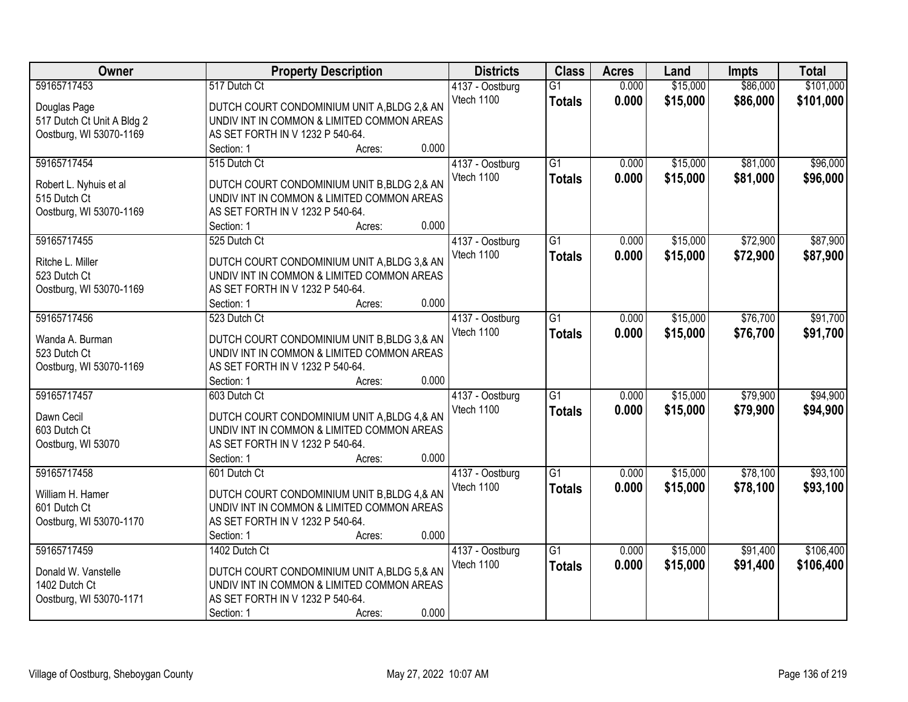| Owner | Property Description | Districts | Class | Acres | Land | Impts | Total |
|---|---|---|---|---|---|---|---|
| 59165717453<br>Douglas Page<br>517 Dutch Ct Unit A Bldg 2<br>Oostburg, WI 53070-1169 | 517 Dutch Ct<br>DUTCH COURT CONDOMINIUM UNIT A,BLDG 2,& AN UNDIV INT IN COMMON & LIMITED COMMON AREAS AS SET FORTH IN V 1232 P 540-64.<br>Section: 1 Acres: 0.000 | 4137 - Oostburg<br>Vtech 1100 | G1<br>**Totals** | 0.000<br>**0.000** | $15,000<br>**$15,000** | $86,000<br>**$86,000** | $101,000<br>**$101,000** |
| 59165717454<br>Robert L. Nyhuis et al<br>515 Dutch Ct<br>Oostburg, WI 53070-1169 | 515 Dutch Ct<br>DUTCH COURT CONDOMINIUM UNIT B,BLDG 2,& AN UNDIV INT IN COMMON & LIMITED COMMON AREAS AS SET FORTH IN V 1232 P 540-64.<br>Section: 1 Acres: 0.000 | 4137 - Oostburg<br>Vtech 1100 | G1<br>**Totals** | 0.000<br>**0.000** | $15,000<br>**$15,000** | $81,000<br>**$81,000** | $96,000<br>**$96,000** |
| 59165717455<br>Ritche L. Miller<br>523 Dutch Ct<br>Oostburg, WI 53070-1169 | 525 Dutch Ct<br>DUTCH COURT CONDOMINIUM UNIT A,BLDG 3,& AN UNDIV INT IN COMMON & LIMITED COMMON AREAS AS SET FORTH IN V 1232 P 540-64.<br>Section: 1 Acres: 0.000 | 4137 - Oostburg<br>Vtech 1100 | G1<br>**Totals** | 0.000<br>**0.000** | $15,000<br>**$15,000** | $72,900<br>**$72,900** | $87,900<br>**$87,900** |
| 59165717456<br>Wanda A. Burman<br>523 Dutch Ct<br>Oostburg, WI 53070-1169 | 523 Dutch Ct<br>DUTCH COURT CONDOMINIUM UNIT B,BLDG 3,& AN UNDIV INT IN COMMON & LIMITED COMMON AREAS AS SET FORTH IN V 1232 P 540-64.<br>Section: 1 Acres: 0.000 | 4137 - Oostburg<br>Vtech 1100 | G1<br>**Totals** | 0.000<br>**0.000** | $15,000<br>**$15,000** | $76,700<br>**$76,700** | $91,700<br>**$91,700** |
| 59165717457<br>Dawn Cecil<br>603 Dutch Ct<br>Oostburg, WI 53070 | 603 Dutch Ct<br>DUTCH COURT CONDOMINIUM UNIT A,BLDG 4,& AN UNDIV INT IN COMMON & LIMITED COMMON AREAS AS SET FORTH IN V 1232 P 540-64.<br>Section: 1 Acres: 0.000 | 4137 - Oostburg<br>Vtech 1100 | G1<br>**Totals** | 0.000<br>**0.000** | $15,000<br>**$15,000** | $79,900<br>**$79,900** | $94,900<br>**$94,900** |
| 59165717458<br>William H. Hamer<br>601 Dutch Ct<br>Oostburg, WI 53070-1170 | 601 Dutch Ct<br>DUTCH COURT CONDOMINIUM UNIT B,BLDG 4,& AN UNDIV INT IN COMMON & LIMITED COMMON AREAS AS SET FORTH IN V 1232 P 540-64.<br>Section: 1 Acres: 0.000 | 4137 - Oostburg<br>Vtech 1100 | G1<br>**Totals** | 0.000<br>**0.000** | $15,000<br>**$15,000** | $78,100<br>**$78,100** | $93,100<br>**$93,100** |
| 59165717459<br>Donald W. Vanstelle<br>1402 Dutch Ct<br>Oostburg, WI 53070-1171 | 1402 Dutch Ct<br>DUTCH COURT CONDOMINIUM UNIT A,BLDG 5,& AN UNDIV INT IN COMMON & LIMITED COMMON AREAS AS SET FORTH IN V 1232 P 540-64.<br>Section: 1 Acres: 0.000 | 4137 - Oostburg<br>Vtech 1100 | G1<br>**Totals** | 0.000<br>**0.000** | $15,000<br>**$15,000** | $91,400<br>**$91,400** | $106,400<br>**$106,400** |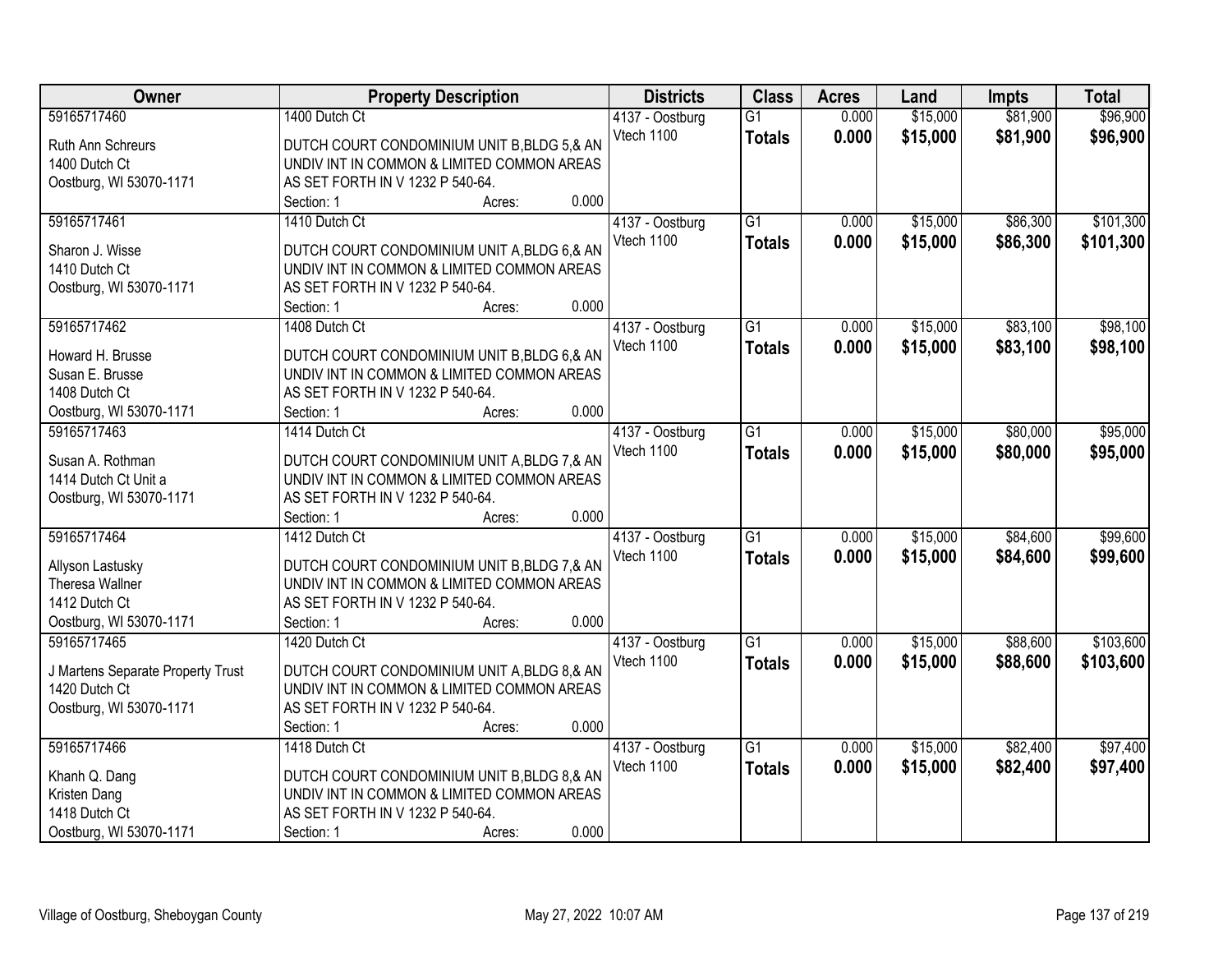| Owner | Property Description | Districts | Class | Acres | Land | Impts | Total |
|---|---|---|---|---|---|---|---|
| 59165717460<br><br>Ruth Ann Schreurs<br>1400 Dutch Ct<br>Oostburg, WI 53070-1171 | 1400 Dutch Ct<br><br>DUTCH COURT CONDOMINIUM UNIT B,BLDG 5,& AN UNDIV INT IN COMMON & LIMITED COMMON AREAS AS SET FORTH IN V 1232 P 540-64.<br>Section: 1 Acres: 0.000 | 4137 - Oostburg<br>Vtech 1100 | G1<br>**Totals** | 0.000<br>**0.000** | $15,000<br>**$15,000** | $81,900<br>**$81,900** | $96,900<br>**$96,900** |
| 59165717461<br><br>Sharon J. Wisse<br>1410 Dutch Ct<br>Oostburg, WI 53070-1171 | 1410 Dutch Ct<br><br>DUTCH COURT CONDOMINIUM UNIT A,BLDG 6,& AN UNDIV INT IN COMMON & LIMITED COMMON AREAS AS SET FORTH IN V 1232 P 540-64.<br>Section: 1 Acres: 0.000 | 4137 - Oostburg<br>Vtech 1100 | G1<br>**Totals** | 0.000<br>**0.000** | $15,000<br>**$15,000** | $86,300<br>**$86,300** | $101,300<br>**$101,300** |
| 59165717462<br><br>Howard H. Brusse<br>Susan E. Brusse<br>1408 Dutch Ct<br>Oostburg, WI 53070-1171 | 1408 Dutch Ct<br><br>DUTCH COURT CONDOMINIUM UNIT B,BLDG 6,& AN UNDIV INT IN COMMON & LIMITED COMMON AREAS AS SET FORTH IN V 1232 P 540-64.<br>Section: 1 Acres: 0.000 | 4137 - Oostburg<br>Vtech 1100 | G1<br>**Totals** | 0.000<br>**0.000** | $15,000<br>**$15,000** | $83,100<br>**$83,100** | $98,100<br>**$98,100** |
| 59165717463<br><br>Susan A. Rothman<br>1414 Dutch Ct Unit a<br>Oostburg, WI 53070-1171 | 1414 Dutch Ct<br><br>DUTCH COURT CONDOMINIUM UNIT A,BLDG 7,& AN UNDIV INT IN COMMON & LIMITED COMMON AREAS AS SET FORTH IN V 1232 P 540-64.<br>Section: 1 Acres: 0.000 | 4137 - Oostburg<br>Vtech 1100 | G1<br>**Totals** | 0.000<br>**0.000** | $15,000<br>**$15,000** | $80,000<br>**$80,000** | $95,000<br>**$95,000** |
| 59165717464<br><br>Allyson Lastusky<br>Theresa Wallner<br>1412 Dutch Ct<br>Oostburg, WI 53070-1171 | 1412 Dutch Ct<br><br>DUTCH COURT CONDOMINIUM UNIT B,BLDG 7,& AN UNDIV INT IN COMMON & LIMITED COMMON AREAS AS SET FORTH IN V 1232 P 540-64.<br>Section: 1 Acres: 0.000 | 4137 - Oostburg<br>Vtech 1100 | G1<br>**Totals** | 0.000<br>**0.000** | $15,000<br>**$15,000** | $84,600<br>**$84,600** | $99,600<br>**$99,600** |
| 59165717465<br><br>J Martens Separate Property Trust<br>1420 Dutch Ct<br>Oostburg, WI 53070-1171 | 1420 Dutch Ct<br><br>DUTCH COURT CONDOMINIUM UNIT A,BLDG 8,& AN UNDIV INT IN COMMON & LIMITED COMMON AREAS AS SET FORTH IN V 1232 P 540-64.<br>Section: 1 Acres: 0.000 | 4137 - Oostburg<br>Vtech 1100 | G1<br>**Totals** | 0.000<br>**0.000** | $15,000<br>**$15,000** | $88,600<br>**$88,600** | $103,600<br>**$103,600** |
| 59165717466<br><br>Khanh Q. Dang<br>Kristen Dang<br>1418 Dutch Ct<br>Oostburg, WI 53070-1171 | 1418 Dutch Ct<br><br>DUTCH COURT CONDOMINIUM UNIT B,BLDG 8,& AN UNDIV INT IN COMMON & LIMITED COMMON AREAS AS SET FORTH IN V 1232 P 540-64.<br>Section: 1 Acres: 0.000 | 4137 - Oostburg<br>Vtech 1100 | G1<br>**Totals** | 0.000<br>**0.000** | $15,000<br>**$15,000** | $82,400<br>**$82,400** | $97,400<br>**$97,400** |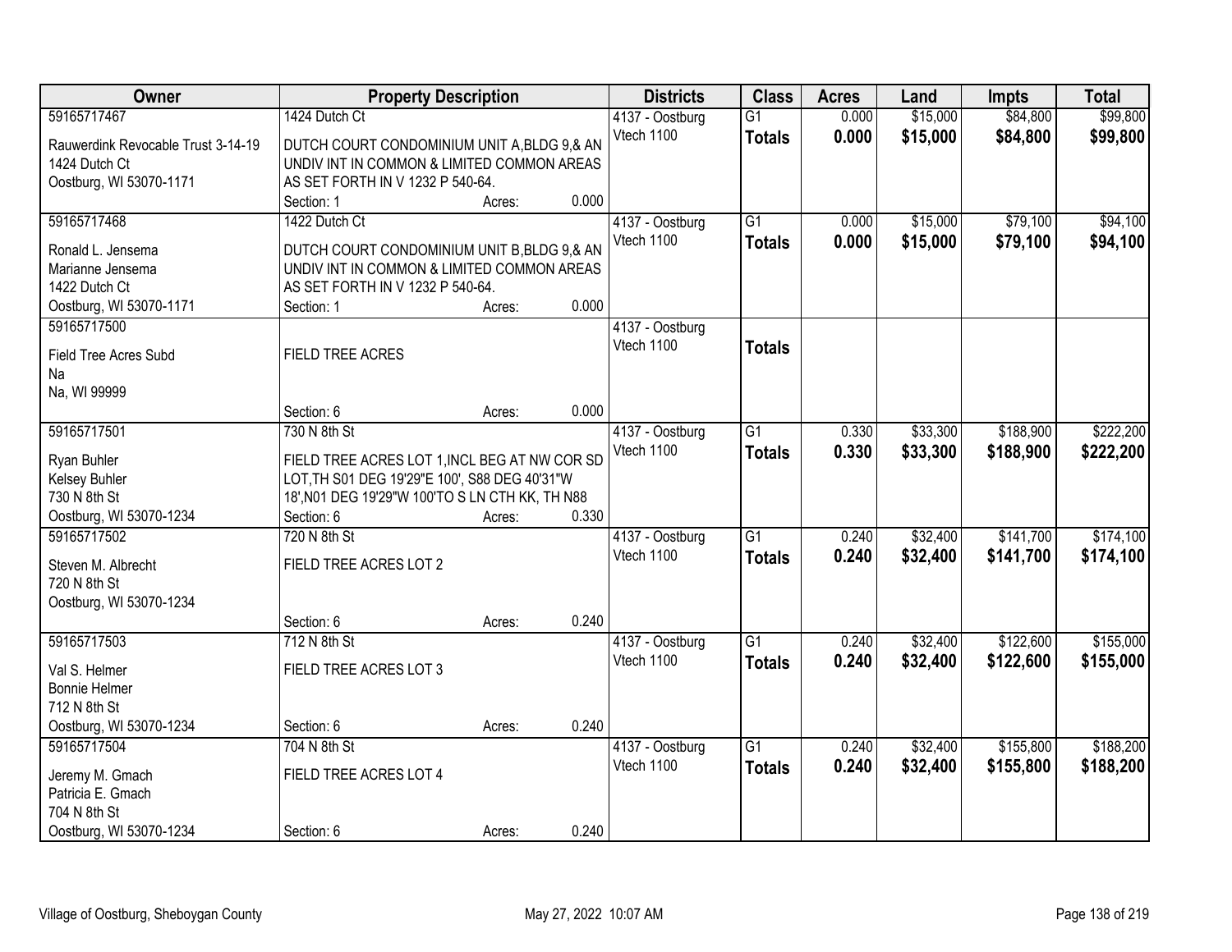| Owner | Property Description | Districts | Class | Acres | Land | Impts | Total |
|---|---|---|---|---|---|---|---|
| 59165717467<br>Rauwerdink Revocable Trust 3-14-19<br>1424 Dutch Ct<br>Oostburg, WI 53070-1171 | 1424 Dutch Ct<br>DUTCH COURT CONDOMINIUM UNIT A,BLDG 9,& AN UNDIV INT IN COMMON & LIMITED COMMON AREAS AS SET FORTH IN V 1232 P 540-64.<br>Section: 1 Acres: 0.000 | 4137 - Oostburg<br>Vtech 1100 | G1<br>**Totals** | 0.000<br>**0.000** | \$15,000<br>**\$15,000** | \$84,800<br>**\$84,800** | \$99,800<br>**\$99,800** |
| 59165717468<br>Ronald L. Jensema<br>Marianne Jensema<br>1422 Dutch Ct<br>Oostburg, WI 53070-1171 | 1422 Dutch Ct<br>DUTCH COURT CONDOMINIUM UNIT B,BLDG 9,& AN UNDIV INT IN COMMON & LIMITED COMMON AREAS AS SET FORTH IN V 1232 P 540-64.<br>Section: 1 Acres: 0.000 | 4137 - Oostburg<br>Vtech 1100 | G1<br>**Totals** | 0.000<br>**0.000** | \$15,000<br>**\$15,000** | \$79,100<br>**\$79,100** | \$94,100<br>**\$94,100** |
| 59165717500<br>Field Tree Acres Subd<br>Na<br>Na, WI 99999 | FIELD TREE ACRES<br>Section: 6 Acres: 0.000 | 4137 - Oostburg<br>Vtech 1100 | **Totals** | | | | |
| 59165717501<br>Ryan Buhler<br>Kelsey Buhler<br>730 N 8th St<br>Oostburg, WI 53070-1234 | 730 N 8th St<br>FIELD TREE ACRES LOT 1,INCL BEG AT NW COR SD LOT,TH S01 DEG 19'29"E 100', S88 DEG 40'31"W 18',N01 DEG 19'29"W 100'TO S LN CTH KK, TH N88<br>Section: 6 Acres: 0.330 | 4137 - Oostburg<br>Vtech 1100 | G1<br>**Totals** | 0.330<br>**0.330** | \$33,300<br>**\$33,300** | \$188,900<br>**\$188,900** | \$222,200<br>**\$222,200** |
| 59165717502<br>Steven M. Albrecht<br>720 N 8th St<br>Oostburg, WI 53070-1234 | 720 N 8th St<br>FIELD TREE ACRES LOT 2<br>Section: 6 Acres: 0.240 | 4137 - Oostburg<br>Vtech 1100 | G1<br>**Totals** | 0.240<br>**0.240** | \$32,400<br>**\$32,400** | \$141,700<br>**\$141,700** | \$174,100<br>**\$174,100** |
| 59165717503<br>Val S. Helmer<br>Bonnie Helmer<br>712 N 8th St<br>Oostburg, WI 53070-1234 | 712 N 8th St<br>FIELD TREE ACRES LOT 3<br>Section: 6 Acres: 0.240 | 4137 - Oostburg<br>Vtech 1100 | G1<br>**Totals** | 0.240<br>**0.240** | \$32,400<br>**\$32,400** | \$122,600<br>**\$122,600** | \$155,000<br>**\$155,000** |
| 59165717504<br>Jeremy M. Gmach<br>Patricia E. Gmach<br>704 N 8th St<br>Oostburg, WI 53070-1234 | 704 N 8th St<br>FIELD TREE ACRES LOT 4<br>Section: 6 Acres: 0.240 | 4137 - Oostburg<br>Vtech 1100 | G1<br>**Totals** | 0.240<br>**0.240** | \$32,400<br>**\$32,400** | \$155,800<br>**\$155,800** | \$188,200<br>**\$188,200** |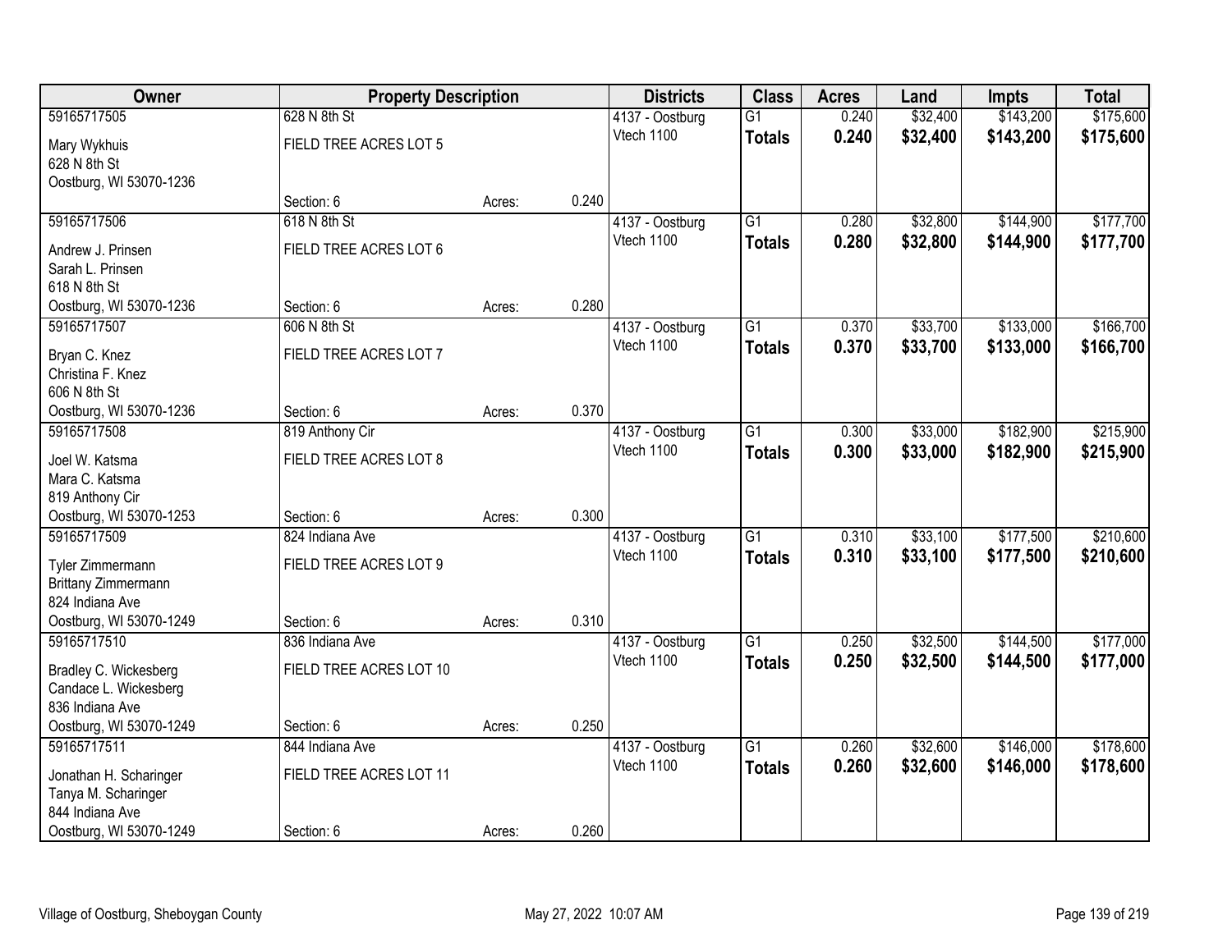| Owner | Property Description | | | Districts | Class | Acres | Land | Impts | Total |
|---|---|---|---|---|---|---|---|---|---|
| 59165717505 | 628 N 8th St | | | 4137 - Oostburg | G1 | 0.240 | $32,400 | $143,200 | $175,600 |
| Mary Wykhuis<br>628 N 8th St<br>Oostburg, WI 53070-1236 | FIELD TREE ACRES LOT 5 | | | Vtech 1100 | **Totals** | **0.240** | **$32,400** | **$143,200** | **$175,600** |
| | Section: 6 | Acres: | 0.240 | | | | | | |
| 59165717506 | 618 N 8th St | | | 4137 - Oostburg | G1 | 0.280 | $32,800 | $144,900 | $177,700 |
| Andrew J. Prinsen<br>Sarah L. Prinsen<br>618 N 8th St<br>Oostburg, WI 53070-1236 | FIELD TREE ACRES LOT 6 | | | Vtech 1100 | **Totals** | **0.280** | **$32,800** | **$144,900** | **$177,700** |
| | Section: 6 | Acres: | 0.280 | | | | | | |
| 59165717507 | 606 N 8th St | | | 4137 - Oostburg | G1 | 0.370 | $33,700 | $133,000 | $166,700 |
| Bryan C. Knez<br>Christina F. Knez<br>606 N 8th St<br>Oostburg, WI 53070-1236 | FIELD TREE ACRES LOT 7 | | | Vtech 1100 | **Totals** | **0.370** | **$33,700** | **$133,000** | **$166,700** |
| | Section: 6 | Acres: | 0.370 | | | | | | |
| 59165717508 | 819 Anthony Cir | | | 4137 - Oostburg | G1 | 0.300 | $33,000 | $182,900 | $215,900 |
| Joel W. Katsma<br>Mara C. Katsma<br>819 Anthony Cir<br>Oostburg, WI 53070-1253 | FIELD TREE ACRES LOT 8 | | | Vtech 1100 | **Totals** | **0.300** | **$33,000** | **$182,900** | **$215,900** |
| | Section: 6 | Acres: | 0.300 | | | | | | |
| 59165717509 | 824 Indiana Ave | | | 4137 - Oostburg | G1 | 0.310 | $33,100 | $177,500 | $210,600 |
| Tyler Zimmermann<br>Brittany Zimmermann<br>824 Indiana Ave<br>Oostburg, WI 53070-1249 | FIELD TREE ACRES LOT 9 | | | Vtech 1100 | **Totals** | **0.310** | **$33,100** | **$177,500** | **$210,600** |
| | Section: 6 | Acres: | 0.310 | | | | | | |
| 59165717510 | 836 Indiana Ave | | | 4137 - Oostburg | G1 | 0.250 | $32,500 | $144,500 | $177,000 |
| Bradley C. Wickesberg<br>Candace L. Wickesberg<br>836 Indiana Ave<br>Oostburg, WI 53070-1249 | FIELD TREE ACRES LOT 10 | | | Vtech 1100 | **Totals** | **0.250** | **$32,500** | **$144,500** | **$177,000** |
| | Section: 6 | Acres: | 0.250 | | | | | | |
| 59165717511 | 844 Indiana Ave | | | 4137 - Oostburg | G1 | 0.260 | $32,600 | $146,000 | $178,600 |
| Jonathan H. Scharinger<br>Tanya M. Scharinger<br>844 Indiana Ave<br>Oostburg, WI 53070-1249 | FIELD TREE ACRES LOT 11 | | | Vtech 1100 | **Totals** | **0.260** | **$32,600** | **$146,000** | **$178,600** |
| | Section: 6 | Acres: | 0.260 | | | | | | |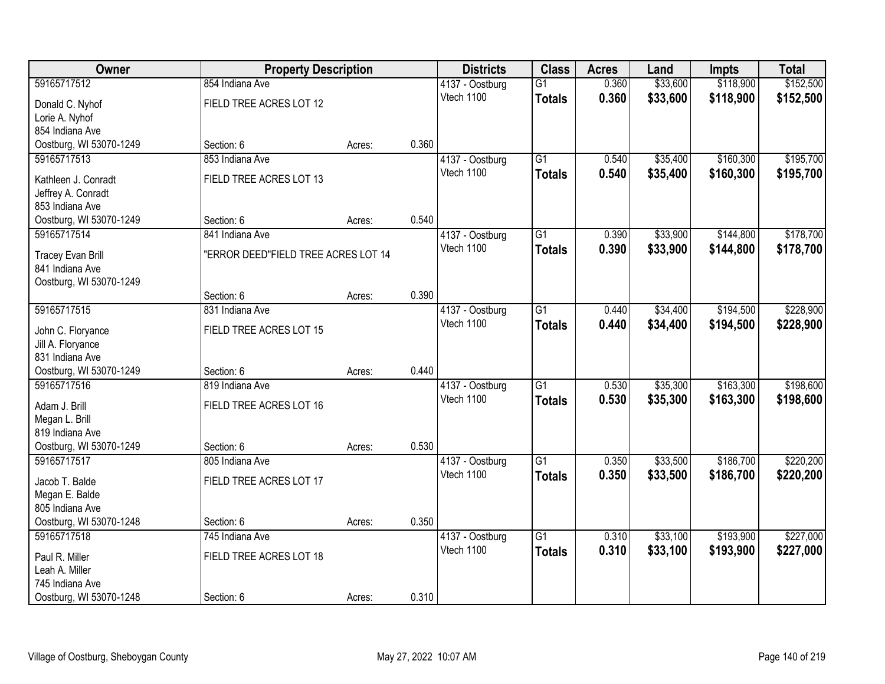| Owner | Property Description | | | Districts | Class | Acres | Land | Impts | Total |
|---|---|---|---|---|---|---|---|---|---|
| 59165717512<br>Donald C. Nyhof<br>Lorie A. Nyhof<br>854 Indiana Ave<br>Oostburg, WI 53070-1249 | 854 Indiana Ave<br>FIELD TREE ACRES LOT 12<br>Section: 6 | Acres: | 0.360 | 4137 - Oostburg<br>Vtech 1100 | G1<br>**Totals** | 0.360<br>**0.360** | $33,600<br>**$33,600** | $118,900<br>**$118,900** | $152,500<br>**$152,500** |
| 59165717513<br>Kathleen J. Conradt<br>Jeffrey A. Conradt<br>853 Indiana Ave<br>Oostburg, WI 53070-1249 | 853 Indiana Ave<br>FIELD TREE ACRES LOT 13<br>Section: 6 | Acres: | 0.540 | 4137 - Oostburg<br>Vtech 1100 | G1<br>**Totals** | 0.540<br>**0.540** | $35,400<br>**$35,400** | $160,300<br>**$160,300** | $195,700<br>**$195,700** |
| 59165717514<br>Tracey Evan Brill<br>841 Indiana Ave<br>Oostburg, WI 53070-1249 | 841 Indiana Ave<br>"ERROR DEED"FIELD TREE ACRES LOT 14<br>Section: 6 | Acres: | 0.390 | 4137 - Oostburg<br>Vtech 1100 | G1<br>**Totals** | 0.390<br>**0.390** | $33,900<br>**$33,900** | $144,800<br>**$144,800** | $178,700<br>**$178,700** |
| 59165717515<br>John C. Floryance<br>Jill A. Floryance<br>831 Indiana Ave<br>Oostburg, WI 53070-1249 | 831 Indiana Ave<br>FIELD TREE ACRES LOT 15<br>Section: 6 | Acres: | 0.440 | 4137 - Oostburg<br>Vtech 1100 | G1<br>**Totals** | 0.440<br>**0.440** | $34,400<br>**$34,400** | $194,500<br>**$194,500** | $228,900<br>**$228,900** |
| 59165717516<br>Adam J. Brill<br>Megan L. Brill<br>819 Indiana Ave<br>Oostburg, WI 53070-1249 | 819 Indiana Ave<br>FIELD TREE ACRES LOT 16<br>Section: 6 | Acres: | 0.530 | 4137 - Oostburg<br>Vtech 1100 | G1<br>**Totals** | 0.530<br>**0.530** | $35,300<br>**$35,300** | $163,300<br>**$163,300** | $198,600<br>**$198,600** |
| 59165717517<br>Jacob T. Balde<br>Megan E. Balde<br>805 Indiana Ave<br>Oostburg, WI 53070-1248 | 805 Indiana Ave<br>FIELD TREE ACRES LOT 17<br>Section: 6 | Acres: | 0.350 | 4137 - Oostburg<br>Vtech 1100 | G1<br>**Totals** | 0.350<br>**0.350** | $33,500<br>**$33,500** | $186,700<br>**$186,700** | $220,200<br>**$220,200** |
| 59165717518<br>Paul R. Miller<br>Leah A. Miller<br>745 Indiana Ave<br>Oostburg, WI 53070-1248 | 745 Indiana Ave<br>FIELD TREE ACRES LOT 18<br>Section: 6 | Acres: | 0.310 | 4137 - Oostburg<br>Vtech 1100 | G1<br>**Totals** | 0.310<br>**0.310** | $33,100<br>**$33,100** | $193,900<br>**$193,900** | $227,000<br>**$227,000** |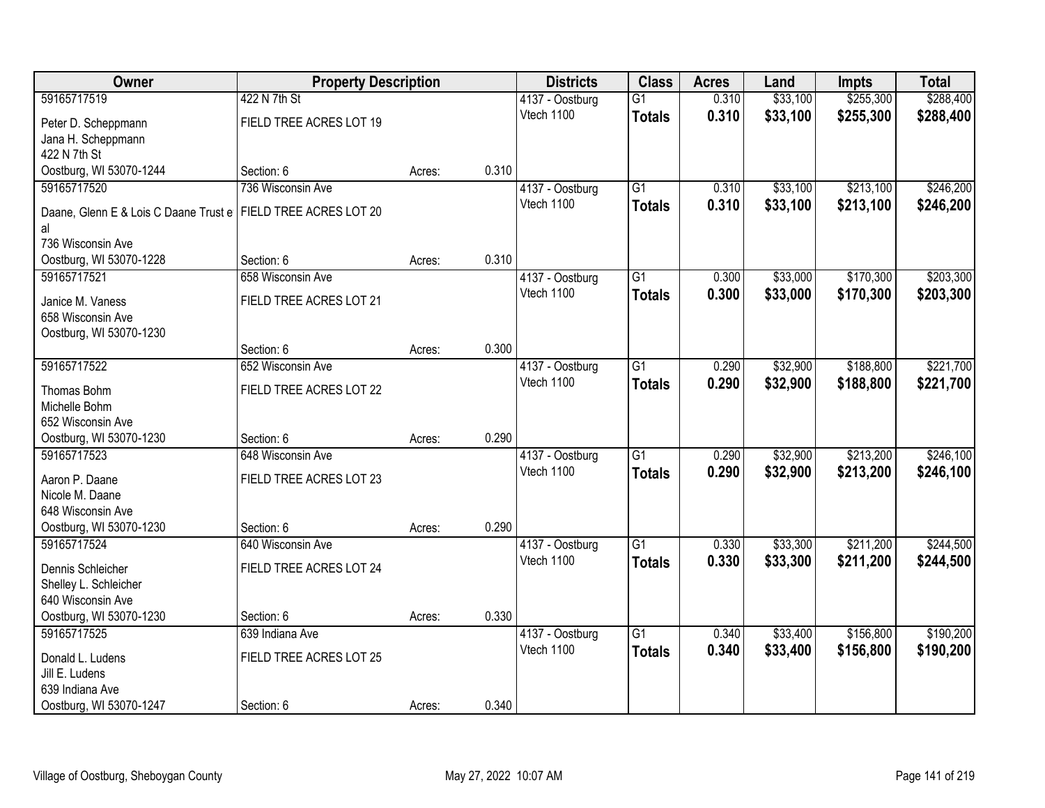| Owner | Property Description | | | Districts | Class | Acres | Land | Impts | Total |
|---|---|---|---|---|---|---|---|---|---|
| 59165717519 | 422 N 7th St | | | 4137 - Oostburg | G1 | 0.310 | $33,100 | $255,300 | $288,400 |
| Peter D. Scheppmann<br>Jana H. Scheppmann<br>422 N 7th St<br>Oostburg, WI 53070-1244 | FIELD TREE ACRES LOT 19 | | | Vtech 1100 | **Totals** | **0.310** | **$33,100** | **$255,300** | **$288,400** |
| | Section: 6 | Acres: | 0.310 | | | | | | |
| 59165717520 | 736 Wisconsin Ave | | | 4137 - Oostburg | G1 | 0.310 | $33,100 | $213,100 | $246,200 |
| Daane, Glenn E & Lois C Daane Trust e al<br>736 Wisconsin Ave<br>Oostburg, WI 53070-1228 | FIELD TREE ACRES LOT 20 | | | Vtech 1100 | **Totals** | **0.310** | **$33,100** | **$213,100** | **$246,200** |
| | Section: 6 | Acres: | 0.310 | | | | | | |
| 59165717521 | 658 Wisconsin Ave | | | 4137 - Oostburg | G1 | 0.300 | $33,000 | $170,300 | $203,300 |
| Janice M. Vaness<br>658 Wisconsin Ave<br>Oostburg, WI 53070-1230 | FIELD TREE ACRES LOT 21 | | | Vtech 1100 | **Totals** | **0.300** | **$33,000** | **$170,300** | **$203,300** |
| | Section: 6 | Acres: | 0.300 | | | | | | |
| 59165717522 | 652 Wisconsin Ave | | | 4137 - Oostburg | G1 | 0.290 | $32,900 | $188,800 | $221,700 |
| Thomas Bohm<br>Michelle Bohm<br>652 Wisconsin Ave<br>Oostburg, WI 53070-1230 | FIELD TREE ACRES LOT 22 | | | Vtech 1100 | **Totals** | **0.290** | **$32,900** | **$188,800** | **$221,700** |
| | Section: 6 | Acres: | 0.290 | | | | | | |
| 59165717523 | 648 Wisconsin Ave | | | 4137 - Oostburg | G1 | 0.290 | $32,900 | $213,200 | $246,100 |
| Aaron P. Daane<br>Nicole M. Daane<br>648 Wisconsin Ave<br>Oostburg, WI 53070-1230 | FIELD TREE ACRES LOT 23 | | | Vtech 1100 | **Totals** | **0.290** | **$32,900** | **$213,200** | **$246,100** |
| | Section: 6 | Acres: | 0.290 | | | | | | |
| 59165717524 | 640 Wisconsin Ave | | | 4137 - Oostburg | G1 | 0.330 | $33,300 | $211,200 | $244,500 |
| Dennis Schleicher<br>Shelley L. Schleicher<br>640 Wisconsin Ave<br>Oostburg, WI 53070-1230 | FIELD TREE ACRES LOT 24 | | | Vtech 1100 | **Totals** | **0.330** | **$33,300** | **$211,200** | **$244,500** |
| | Section: 6 | Acres: | 0.330 | | | | | | |
| 59165717525 | 639 Indiana Ave | | | 4137 - Oostburg | G1 | 0.340 | $33,400 | $156,800 | $190,200 |
| Donald L. Ludens<br>Jill E. Ludens<br>639 Indiana Ave<br>Oostburg, WI 53070-1247 | FIELD TREE ACRES LOT 25 | | | Vtech 1100 | **Totals** | **0.340** | **$33,400** | **$156,800** | **$190,200** |
| | Section: 6 | Acres: | 0.340 | | | | | | |

Village of Oostburg, Sheboygan County — May 27, 2022 10:07 AM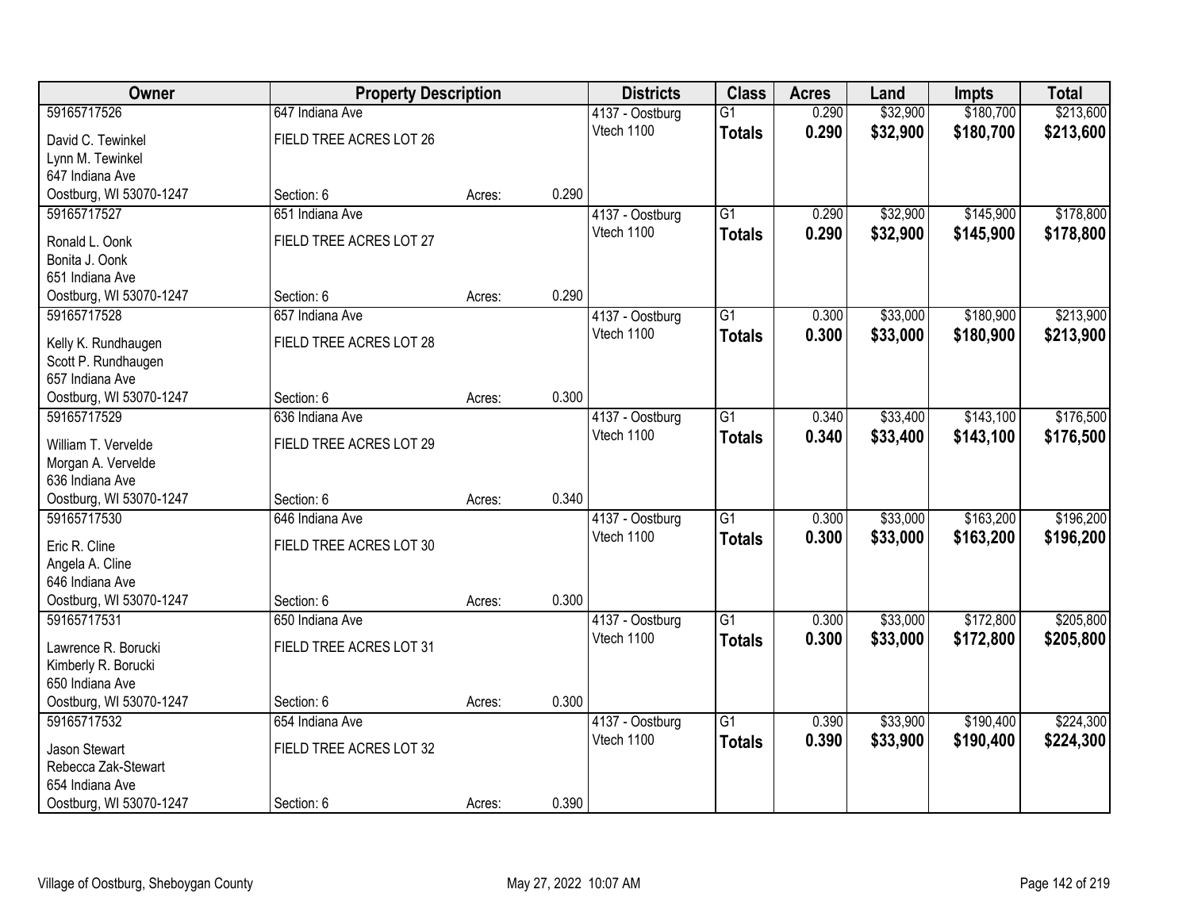| Owner | Property Description | | | Districts | Class | Acres | Land | Impts | Total |
|---|---|---|---|---|---|---|---|---|---|
| 59165717526 | 647 Indiana Ave | | | 4137 - Oostburg | G1 | 0.290 | $32,900 | $180,700 | $213,600 |
| David C. Tewinkel | FIELD TREE ACRES LOT 26 | | | Vtech 1100 | **Totals** | **0.290** | **$32,900** | **$180,700** | **$213,600** |
| Lynn M. Tewinkel | | | | | | | | | |
| 647 Indiana Ave | | | | | | | | | |
| Oostburg, WI 53070-1247 | Section: 6 | Acres: | 0.290 | | | | | | |
| 59165717527 | 651 Indiana Ave | | | 4137 - Oostburg | G1 | 0.290 | $32,900 | $145,900 | $178,800 |
| Ronald L. Oonk | FIELD TREE ACRES LOT 27 | | | Vtech 1100 | **Totals** | **0.290** | **$32,900** | **$145,900** | **$178,800** |
| Bonita J. Oonk | | | | | | | | | |
| 651 Indiana Ave | | | | | | | | | |
| Oostburg, WI 53070-1247 | Section: 6 | Acres: | 0.290 | | | | | | |
| 59165717528 | 657 Indiana Ave | | | 4137 - Oostburg | G1 | 0.300 | $33,000 | $180,900 | $213,900 |
| Kelly K. Rundhaugen | FIELD TREE ACRES LOT 28 | | | Vtech 1100 | **Totals** | **0.300** | **$33,000** | **$180,900** | **$213,900** |
| Scott P. Rundhaugen | | | | | | | | | |
| 657 Indiana Ave | | | | | | | | | |
| Oostburg, WI 53070-1247 | Section: 6 | Acres: | 0.300 | | | | | | |
| 59165717529 | 636 Indiana Ave | | | 4137 - Oostburg | G1 | 0.340 | $33,400 | $143,100 | $176,500 |
| William T. Vervelde | FIELD TREE ACRES LOT 29 | | | Vtech 1100 | **Totals** | **0.340** | **$33,400** | **$143,100** | **$176,500** |
| Morgan A. Vervelde | | | | | | | | | |
| 636 Indiana Ave | | | | | | | | | |
| Oostburg, WI 53070-1247 | Section: 6 | Acres: | 0.340 | | | | | | |
| 59165717530 | 646 Indiana Ave | | | 4137 - Oostburg | G1 | 0.300 | $33,000 | $163,200 | $196,200 |
| Eric R. Cline | FIELD TREE ACRES LOT 30 | | | Vtech 1100 | **Totals** | **0.300** | **$33,000** | **$163,200** | **$196,200** |
| Angela A. Cline | | | | | | | | | |
| 646 Indiana Ave | | | | | | | | | |
| Oostburg, WI 53070-1247 | Section: 6 | Acres: | 0.300 | | | | | | |
| 59165717531 | 650 Indiana Ave | | | 4137 - Oostburg | G1 | 0.300 | $33,000 | $172,800 | $205,800 |
| Lawrence R. Borucki | FIELD TREE ACRES LOT 31 | | | Vtech 1100 | **Totals** | **0.300** | **$33,000** | **$172,800** | **$205,800** |
| Kimberly R. Borucki | | | | | | | | | |
| 650 Indiana Ave | | | | | | | | | |
| Oostburg, WI 53070-1247 | Section: 6 | Acres: | 0.300 | | | | | | |
| 59165717532 | 654 Indiana Ave | | | 4137 - Oostburg | G1 | 0.390 | $33,900 | $190,400 | $224,300 |
| Jason Stewart | FIELD TREE ACRES LOT 32 | | | Vtech 1100 | **Totals** | **0.390** | **$33,900** | **$190,400** | **$224,300** |
| Rebecca Zak-Stewart | | | | | | | | | |
| 654 Indiana Ave | | | | | | | | | |
| Oostburg, WI 53070-1247 | Section: 6 | Acres: | 0.390 | | | | | | |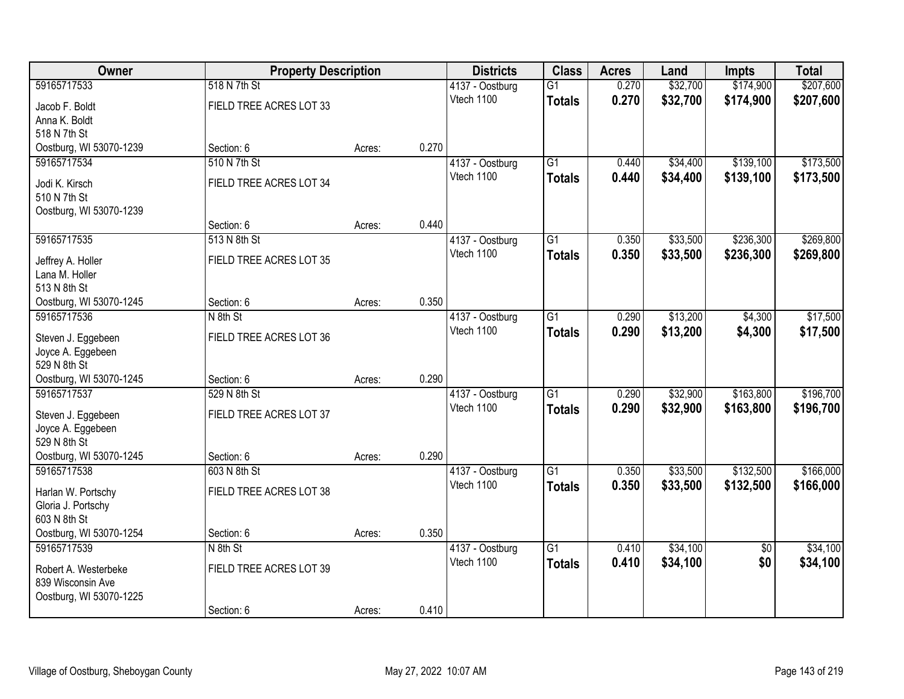| Owner | Property Description | | | Districts | Class | Acres | Land | Impts | Total |
|---|---|---|---|---|---|---|---|---|---|
| 59165717533 | 518 N 7th St | | | 4137 - Oostburg | G1 | 0.270 | $32,700 | $174,900 | $207,600 |
| Jacob F. Boldt<br>Anna K. Boldt<br>518 N 7th St<br>Oostburg, WI 53070-1239 | FIELD TREE ACRES LOT 33 | | | Vtech 1100 | **Totals** | **0.270** | **$32,700** | **$174,900** | **$207,600** |
| | Section: 6 | Acres: | 0.270 | | | | | | |
| 59165717534 | 510 N 7th St | | | 4137 - Oostburg | G1 | 0.440 | $34,400 | $139,100 | $173,500 |
| Jodi K. Kirsch<br>510 N 7th St<br>Oostburg, WI 53070-1239 | FIELD TREE ACRES LOT 34 | | | Vtech 1100 | **Totals** | **0.440** | **$34,400** | **$139,100** | **$173,500** |
| | Section: 6 | Acres: | 0.440 | | | | | | |
| 59165717535 | 513 N 8th St | | | 4137 - Oostburg | G1 | 0.350 | $33,500 | $236,300 | $269,800 |
| Jeffrey A. Holler<br>Lana M. Holler<br>513 N 8th St<br>Oostburg, WI 53070-1245 | FIELD TREE ACRES LOT 35 | | | Vtech 1100 | **Totals** | **0.350** | **$33,500** | **$236,300** | **$269,800** |
| | Section: 6 | Acres: | 0.350 | | | | | | |
| 59165717536 | N 8th St | | | 4137 - Oostburg | G1 | 0.290 | $13,200 | $4,300 | $17,500 |
| Steven J. Eggebeen<br>Joyce A. Eggebeen<br>529 N 8th St<br>Oostburg, WI 53070-1245 | FIELD TREE ACRES LOT 36 | | | Vtech 1100 | **Totals** | **0.290** | **$13,200** | **$4,300** | **$17,500** |
| | Section: 6 | Acres: | 0.290 | | | | | | |
| 59165717537 | 529 N 8th St | | | 4137 - Oostburg | G1 | 0.290 | $32,900 | $163,800 | $196,700 |
| Steven J. Eggebeen<br>Joyce A. Eggebeen<br>529 N 8th St<br>Oostburg, WI 53070-1245 | FIELD TREE ACRES LOT 37 | | | Vtech 1100 | **Totals** | **0.290** | **$32,900** | **$163,800** | **$196,700** |
| | Section: 6 | Acres: | 0.290 | | | | | | |
| 59165717538 | 603 N 8th St | | | 4137 - Oostburg | G1 | 0.350 | $33,500 | $132,500 | $166,000 |
| Harlan W. Portschy<br>Gloria J. Portschy<br>603 N 8th St<br>Oostburg, WI 53070-1254 | FIELD TREE ACRES LOT 38 | | | Vtech 1100 | **Totals** | **0.350** | **$33,500** | **$132,500** | **$166,000** |
| | Section: 6 | Acres: | 0.350 | | | | | | |
| 59165717539 | N 8th St | | | 4137 - Oostburg | G1 | 0.410 | $34,100 | $0 | $34,100 |
| Robert A. Westerbeke<br>839 Wisconsin Ave<br>Oostburg, WI 53070-1225 | FIELD TREE ACRES LOT 39 | | | Vtech 1100 | **Totals** | **0.410** | **$34,100** | **$0** | **$34,100** |
| | Section: 6 | Acres: | 0.410 | | | | | | |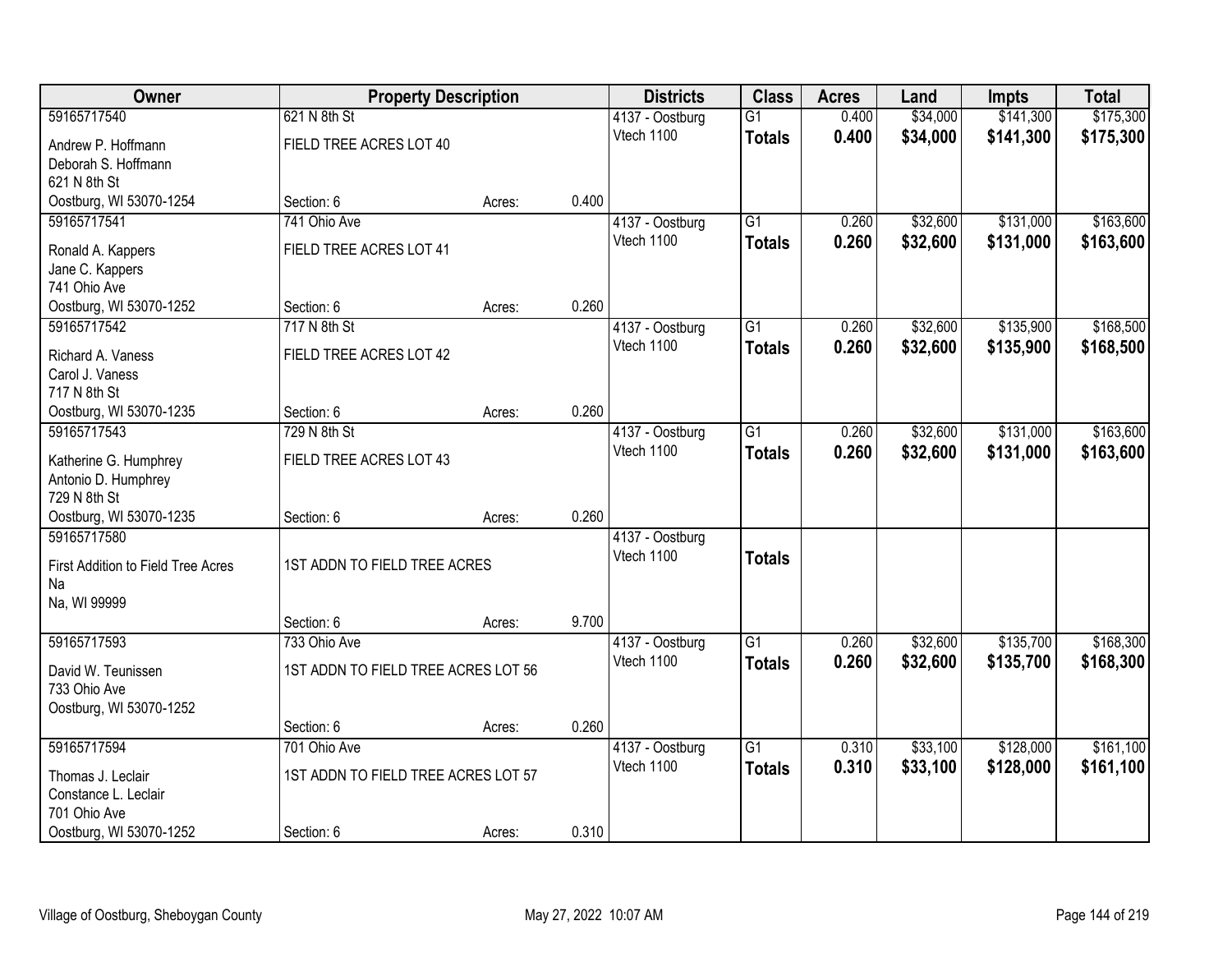| Owner | Property Description | | | Districts | Class | Acres | Land | Impts | Total |
|---|---|---|---|---|---|---|---|---|---|
| 59165717540 | 621 N 8th St | | | 4137 - Oostburg | G1 | 0.400 | $34,000 | $141,300 | $175,300 |
| Andrew P. Hoffmann<br>Deborah S. Hoffmann<br>621 N 8th St<br>Oostburg, WI 53070-1254 | FIELD TREE ACRES LOT 40 | | | Vtech 1100 | **Totals** | **0.400** | **$34,000** | **$141,300** | **$175,300** |
| | Section: 6 | Acres: | 0.400 | | | | | | |
| 59165717541 | 741 Ohio Ave | | | 4137 - Oostburg | G1 | 0.260 | $32,600 | $131,000 | $163,600 |
| Ronald A. Kappers<br>Jane C. Kappers<br>741 Ohio Ave<br>Oostburg, WI 53070-1252 | FIELD TREE ACRES LOT 41 | | | Vtech 1100 | **Totals** | **0.260** | **$32,600** | **$131,000** | **$163,600** |
| | Section: 6 | Acres: | 0.260 | | | | | | |
| 59165717542 | 717 N 8th St | | | 4137 - Oostburg | G1 | 0.260 | $32,600 | $135,900 | $168,500 |
| Richard A. Vaness<br>Carol J. Vaness<br>717 N 8th St<br>Oostburg, WI 53070-1235 | FIELD TREE ACRES LOT 42 | | | Vtech 1100 | **Totals** | **0.260** | **$32,600** | **$135,900** | **$168,500** |
| | Section: 6 | Acres: | 0.260 | | | | | | |
| 59165717543 | 729 N 8th St | | | 4137 - Oostburg | G1 | 0.260 | $32,600 | $131,000 | $163,600 |
| Katherine G. Humphrey<br>Antonio D. Humphrey<br>729 N 8th St<br>Oostburg, WI 53070-1235 | FIELD TREE ACRES LOT 43 | | | Vtech 1100 | **Totals** | **0.260** | **$32,600** | **$131,000** | **$163,600** |
| | Section: 6 | Acres: | 0.260 | | | | | | |
| 59165717580 | | | | 4137 - Oostburg | | | | | |
| First Addition to Field Tree Acres<br>Na<br>Na, WI 99999 | 1ST ADDN TO FIELD TREE ACRES | | | Vtech 1100 | **Totals** | | | | |
| | Section: 6 | Acres: | 9.700 | | | | | | |
| 59165717593 | 733 Ohio Ave | | | 4137 - Oostburg | G1 | 0.260 | $32,600 | $135,700 | $168,300 |
| David W. Teunissen<br>733 Ohio Ave<br>Oostburg, WI 53070-1252 | 1ST ADDN TO FIELD TREE ACRES LOT 56 | | | Vtech 1100 | **Totals** | **0.260** | **$32,600** | **$135,700** | **$168,300** |
| | Section: 6 | Acres: | 0.260 | | | | | | |
| 59165717594 | 701 Ohio Ave | | | 4137 - Oostburg | G1 | 0.310 | $33,100 | $128,000 | $161,100 |
| Thomas J. Leclair<br>Constance L. Leclair<br>701 Ohio Ave<br>Oostburg, WI 53070-1252 | 1ST ADDN TO FIELD TREE ACRES LOT 57 | | | Vtech 1100 | **Totals** | **0.310** | **$33,100** | **$128,000** | **$161,100** |
| | Section: 6 | Acres: | 0.310 | | | | | | |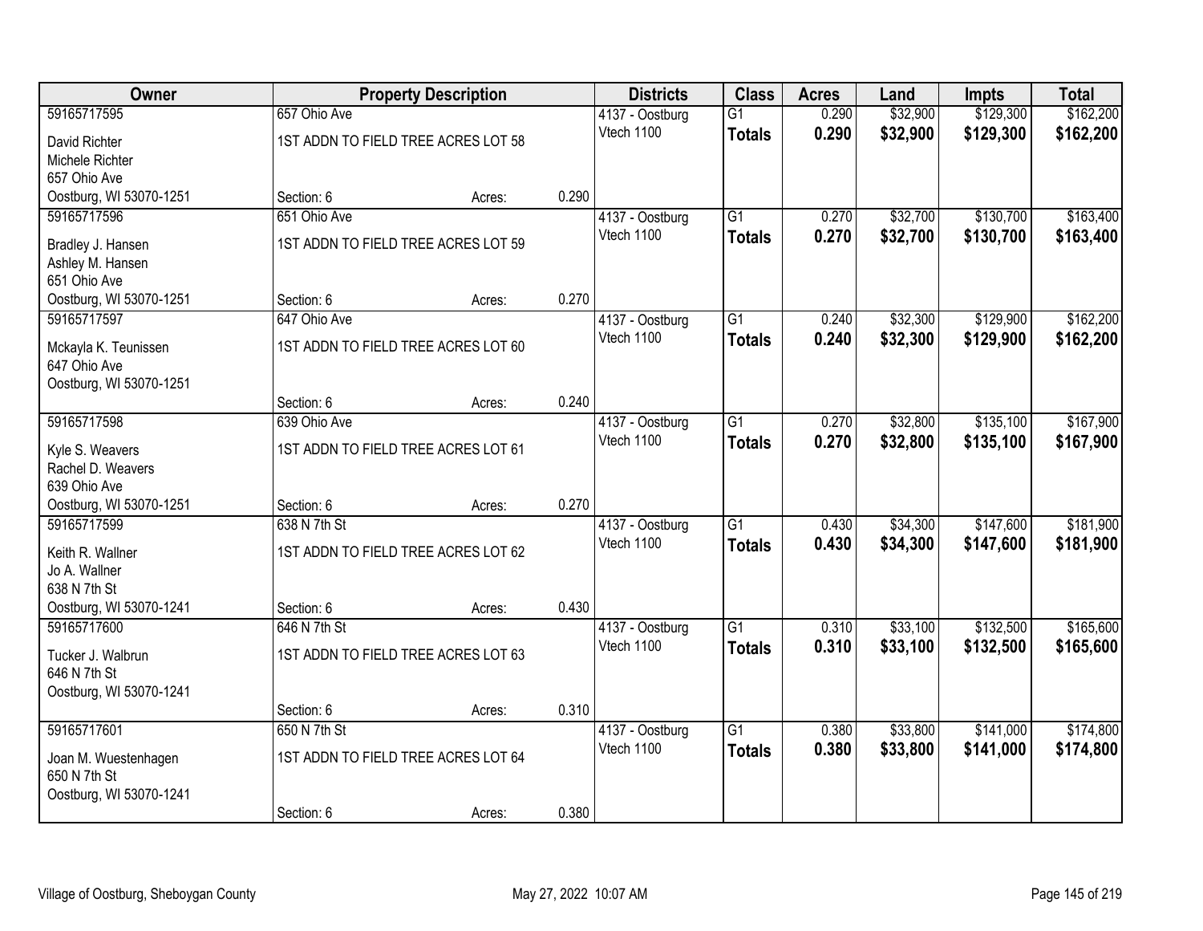| Owner | Property Description | | | Districts | Class | Acres | Land | Impts | Total |
|---|---|---|---|---|---|---|---|---|---|
| 59165717595 | 657 Ohio Ave | | | 4137 - Oostburg | G1 | 0.290 | $32,900 | $129,300 | $162,200 |
| David Richter<br>Michele Richter<br>657 Ohio Ave<br>Oostburg, WI 53070-1251 | 1ST ADDN TO FIELD TREE ACRES LOT 58 | | | Vtech 1100 | **Totals** | **0.290** | **$32,900** | **$129,300** | **$162,200** |
| | Section: 6 | Acres: | 0.290 | | | | | | |
| 59165717596 | 651 Ohio Ave | | | 4137 - Oostburg | G1 | 0.270 | $32,700 | $130,700 | $163,400 |
| Bradley J. Hansen<br>Ashley M. Hansen<br>651 Ohio Ave<br>Oostburg, WI 53070-1251 | 1ST ADDN TO FIELD TREE ACRES LOT 59 | | | Vtech 1100 | **Totals** | **0.270** | **$32,700** | **$130,700** | **$163,400** |
| | Section: 6 | Acres: | 0.270 | | | | | | |
| 59165717597 | 647 Ohio Ave | | | 4137 - Oostburg | G1 | 0.240 | $32,300 | $129,900 | $162,200 |
| Mckayla K. Teunissen<br>647 Ohio Ave<br>Oostburg, WI 53070-1251 | 1ST ADDN TO FIELD TREE ACRES LOT 60 | | | Vtech 1100 | **Totals** | **0.240** | **$32,300** | **$129,900** | **$162,200** |
| | Section: 6 | Acres: | 0.240 | | | | | | |
| 59165717598 | 639 Ohio Ave | | | 4137 - Oostburg | G1 | 0.270 | $32,800 | $135,100 | $167,900 |
| Kyle S. Weavers<br>Rachel D. Weavers<br>639 Ohio Ave<br>Oostburg, WI 53070-1251 | 1ST ADDN TO FIELD TREE ACRES LOT 61 | | | Vtech 1100 | **Totals** | **0.270** | **$32,800** | **$135,100** | **$167,900** |
| | Section: 6 | Acres: | 0.270 | | | | | | |
| 59165717599 | 638 N 7th St | | | 4137 - Oostburg | G1 | 0.430 | $34,300 | $147,600 | $181,900 |
| Keith R. Wallner<br>Jo A. Wallner<br>638 N 7th St<br>Oostburg, WI 53070-1241 | 1ST ADDN TO FIELD TREE ACRES LOT 62 | | | Vtech 1100 | **Totals** | **0.430** | **$34,300** | **$147,600** | **$181,900** |
| | Section: 6 | Acres: | 0.430 | | | | | | |
| 59165717600 | 646 N 7th St | | | 4137 - Oostburg | G1 | 0.310 | $33,100 | $132,500 | $165,600 |
| Tucker J. Walbrun<br>646 N 7th St<br>Oostburg, WI 53070-1241 | 1ST ADDN TO FIELD TREE ACRES LOT 63 | | | Vtech 1100 | **Totals** | **0.310** | **$33,100** | **$132,500** | **$165,600** |
| | Section: 6 | Acres: | 0.310 | | | | | | |
| 59165717601 | 650 N 7th St | | | 4137 - Oostburg | G1 | 0.380 | $33,800 | $141,000 | $174,800 |
| Joan M. Wuestenhagen<br>650 N 7th St<br>Oostburg, WI 53070-1241 | 1ST ADDN TO FIELD TREE ACRES LOT 64 | | | Vtech 1100 | **Totals** | **0.380** | **$33,800** | **$141,000** | **$174,800** |
| | Section: 6 | Acres: | 0.380 | | | | | | |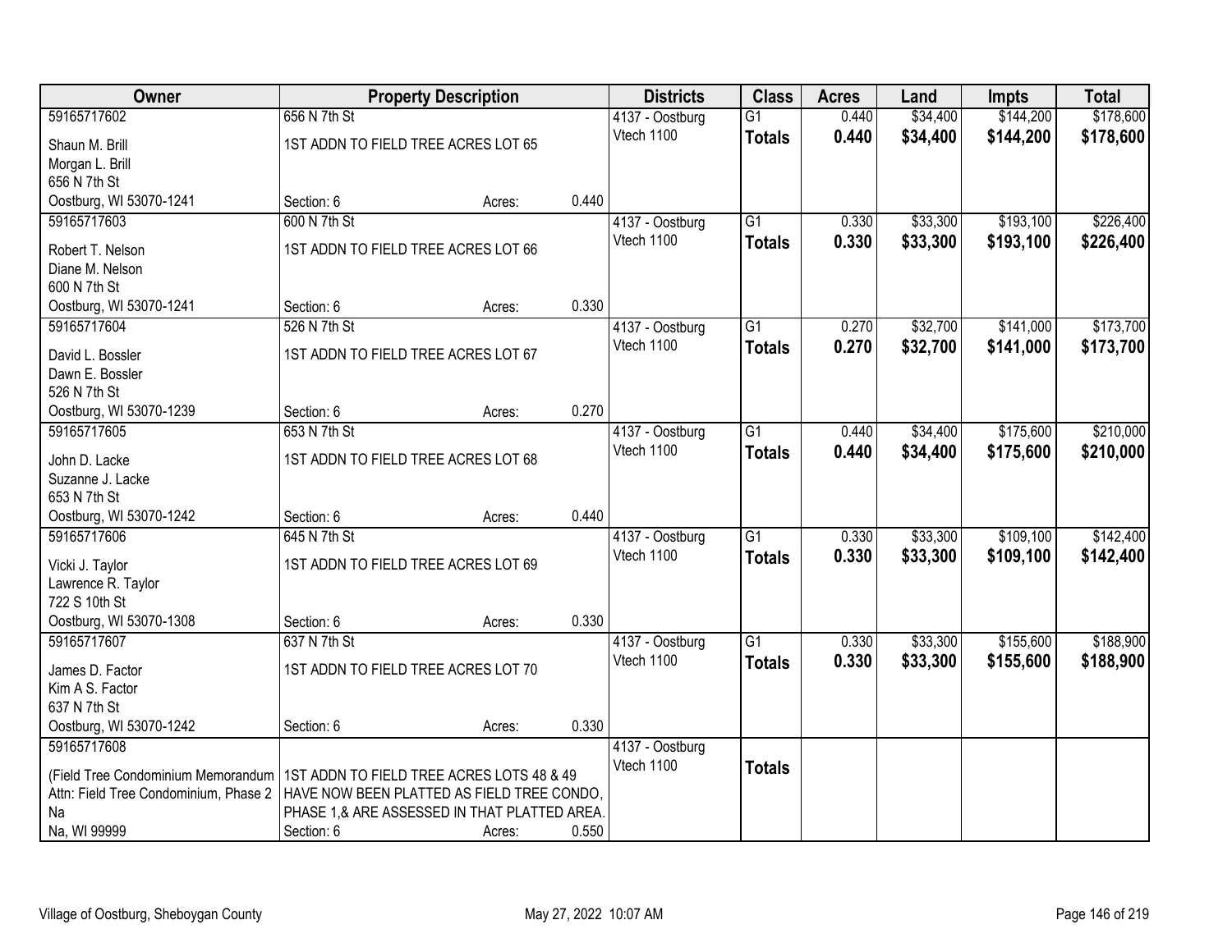| Owner | Property Description | | | Districts | Class | Acres | Land | Impts | Total |
|---|---|---|---|---|---|---|---|---|---|
| 59165717602 | 656 N 7th St | | | 4137 - Oostburg | G1 | 0.440 | $34,400 | $144,200 | $178,600 |
| Shaun M. Brill<br>Morgan L. Brill<br>656 N 7th St<br>Oostburg, WI 53070-1241 | 1ST ADDN TO FIELD TREE ACRES LOT 65 | | | Vtech 1100 | **Totals** | **0.440** | **$34,400** | **$144,200** | **$178,600** |
| | Section: 6 | Acres: | 0.440 | | | | | | |
| 59165717603 | 600 N 7th St | | | 4137 - Oostburg | G1 | 0.330 | $33,300 | $193,100 | $226,400 |
| Robert T. Nelson<br>Diane M. Nelson<br>600 N 7th St<br>Oostburg, WI 53070-1241 | 1ST ADDN TO FIELD TREE ACRES LOT 66 | | | Vtech 1100 | **Totals** | **0.330** | **$33,300** | **$193,100** | **$226,400** |
| | Section: 6 | Acres: | 0.330 | | | | | | |
| 59165717604 | 526 N 7th St | | | 4137 - Oostburg | G1 | 0.270 | $32,700 | $141,000 | $173,700 |
| David L. Bossler<br>Dawn E. Bossler<br>526 N 7th St<br>Oostburg, WI 53070-1239 | 1ST ADDN TO FIELD TREE ACRES LOT 67 | | | Vtech 1100 | **Totals** | **0.270** | **$32,700** | **$141,000** | **$173,700** |
| | Section: 6 | Acres: | 0.270 | | | | | | |
| 59165717605 | 653 N 7th St | | | 4137 - Oostburg | G1 | 0.440 | $34,400 | $175,600 | $210,000 |
| John D. Lacke<br>Suzanne J. Lacke<br>653 N 7th St<br>Oostburg, WI 53070-1242 | 1ST ADDN TO FIELD TREE ACRES LOT 68 | | | Vtech 1100 | **Totals** | **0.440** | **$34,400** | **$175,600** | **$210,000** |
| | Section: 6 | Acres: | 0.440 | | | | | | |
| 59165717606 | 645 N 7th St | | | 4137 - Oostburg | G1 | 0.330 | $33,300 | $109,100 | $142,400 |
| Vicki J. Taylor<br>Lawrence R. Taylor<br>722 S 10th St<br>Oostburg, WI 53070-1308 | 1ST ADDN TO FIELD TREE ACRES LOT 69 | | | Vtech 1100 | **Totals** | **0.330** | **$33,300** | **$109,100** | **$142,400** |
| | Section: 6 | Acres: | 0.330 | | | | | | |
| 59165717607 | 637 N 7th St | | | 4137 - Oostburg | G1 | 0.330 | $33,300 | $155,600 | $188,900 |
| James D. Factor<br>Kim A S. Factor<br>637 N 7th St<br>Oostburg, WI 53070-1242 | 1ST ADDN TO FIELD TREE ACRES LOT 70 | | | Vtech 1100 | **Totals** | **0.330** | **$33,300** | **$155,600** | **$188,900** |
| | Section: 6 | Acres: | 0.330 | | | | | | |
| 59165717608 | | | | 4137 - Oostburg | | | | | |
| (Field Tree Condominium Memorandum<br>Attn: Field Tree Condominium, Phase 2<br>Na<br>Na, WI 99999 | 1ST ADDN TO FIELD TREE ACRES LOTS 48 & 49 HAVE NOW BEEN PLATTED AS FIELD TREE CONDO, PHASE 1,& ARE ASSESSED IN THAT PLATTED AREA. | | | Vtech 1100 | **Totals** | | | | |
| | Section: 6 | Acres: | 0.550 | | | | | | |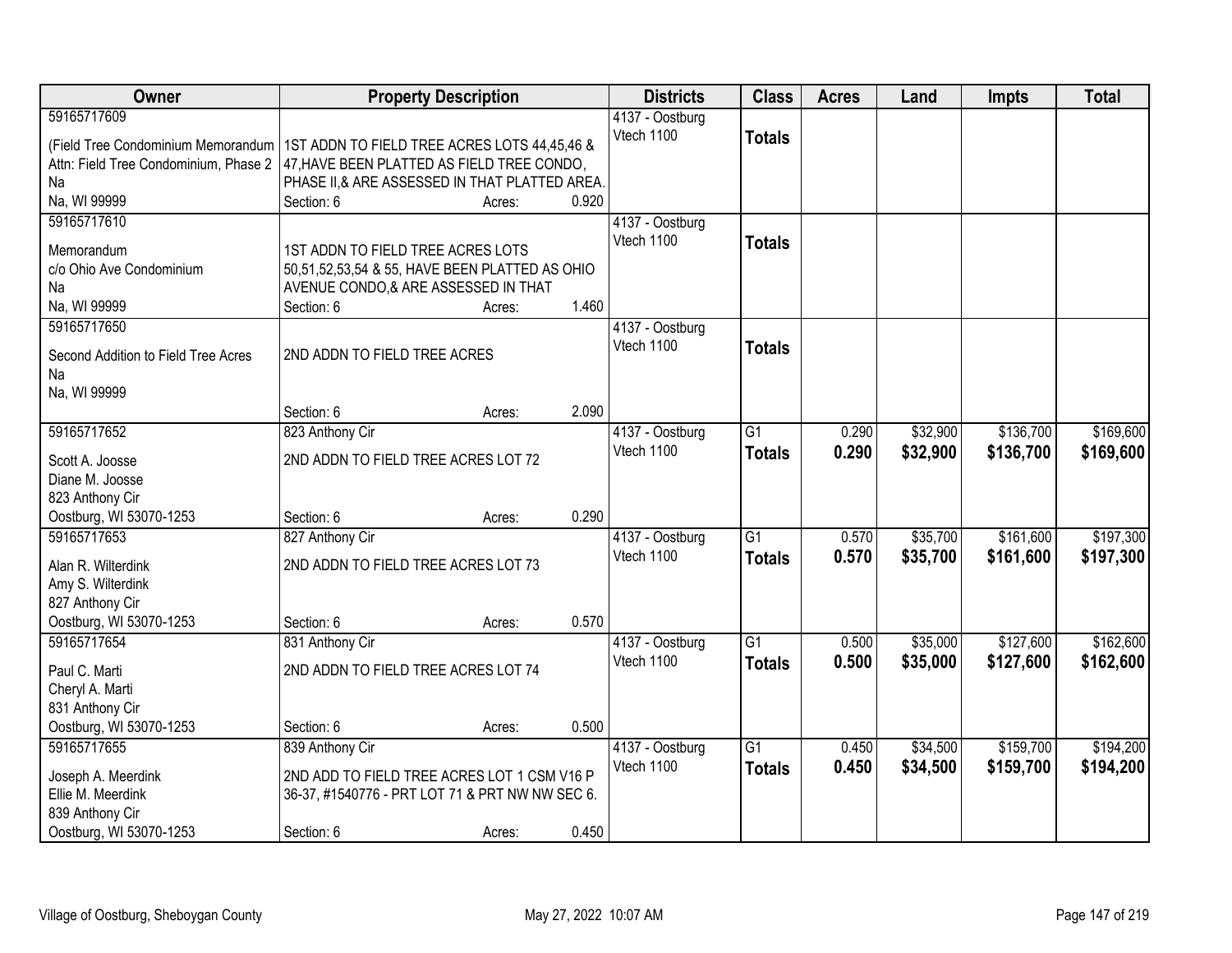| Owner | Property Description | Districts | Class | Acres | Land | Impts | Total |
|---|---|---|---|---|---|---|---|
| 59165717609<br>(Field Tree Condominium Memorandum<br>Attn: Field Tree Condominium, Phase 2<br>Na<br>Na, WI 99999 | 1ST ADDN TO FIELD TREE ACRES LOTS 44,45,46 & 47,HAVE BEEN PLATTED AS FIELD TREE CONDO, PHASE II,& ARE ASSESSED IN THAT PLATTED AREA.<br>Section: 6 Acres: 0.920 | 4137 - Oostburg<br>Vtech 1100 | **Totals** | | | | |
| 59165717610<br>Memorandum<br>c/o Ohio Ave Condominium<br>Na<br>Na, WI 99999 | 1ST ADDN TO FIELD TREE ACRES LOTS 50,51,52,53,54 & 55, HAVE BEEN PLATTED AS OHIO AVENUE CONDO,& ARE ASSESSED IN THAT<br>Section: 6 Acres: 1.460 | 4137 - Oostburg<br>Vtech 1100 | **Totals** | | | | |
| 59165717650<br>Second Addition to Field Tree Acres<br>Na<br>Na, WI 99999 | 2ND ADDN TO FIELD TREE ACRES<br>Section: 6 Acres: 2.090 | 4137 - Oostburg<br>Vtech 1100 | **Totals** | | | | |
| 59165717652<br>Scott A. Joosse<br>Diane M. Joosse<br>823 Anthony Cir<br>Oostburg, WI 53070-1253 | 823 Anthony Cir<br>2ND ADDN TO FIELD TREE ACRES LOT 72<br>Section: 6 Acres: 0.290 | 4137 - Oostburg<br>Vtech 1100 | G1<br>**Totals** | 0.290<br>**0.290** | $32,900<br>**$32,900** | $136,700<br>**$136,700** | $169,600<br>**$169,600** |
| 59165717653<br>Alan R. Wilterdink<br>Amy S. Wilterdink<br>827 Anthony Cir<br>Oostburg, WI 53070-1253 | 827 Anthony Cir<br>2ND ADDN TO FIELD TREE ACRES LOT 73<br>Section: 6 Acres: 0.570 | 4137 - Oostburg<br>Vtech 1100 | G1<br>**Totals** | 0.570<br>**0.570** | $35,700<br>**$35,700** | $161,600<br>**$161,600** | $197,300<br>**$197,300** |
| 59165717654<br>Paul C. Marti<br>Cheryl A. Marti<br>831 Anthony Cir<br>Oostburg, WI 53070-1253 | 831 Anthony Cir<br>2ND ADDN TO FIELD TREE ACRES LOT 74<br>Section: 6 Acres: 0.500 | 4137 - Oostburg<br>Vtech 1100 | G1<br>**Totals** | 0.500<br>**0.500** | $35,000<br>**$35,000** | $127,600<br>**$127,600** | $162,600<br>**$162,600** |
| 59165717655<br>Joseph A. Meerdink<br>Ellie M. Meerdink<br>839 Anthony Cir<br>Oostburg, WI 53070-1253 | 839 Anthony Cir<br>2ND ADD TO FIELD TREE ACRES LOT 1 CSM V16 P 36-37, #1540776 - PRT LOT 71 & PRT NW NW SEC 6.<br>Section: 6 Acres: 0.450 | 4137 - Oostburg<br>Vtech 1100 | G1<br>**Totals** | 0.450<br>**0.450** | $34,500<br>**$34,500** | $159,700<br>**$159,700** | $194,200<br>**$194,200** |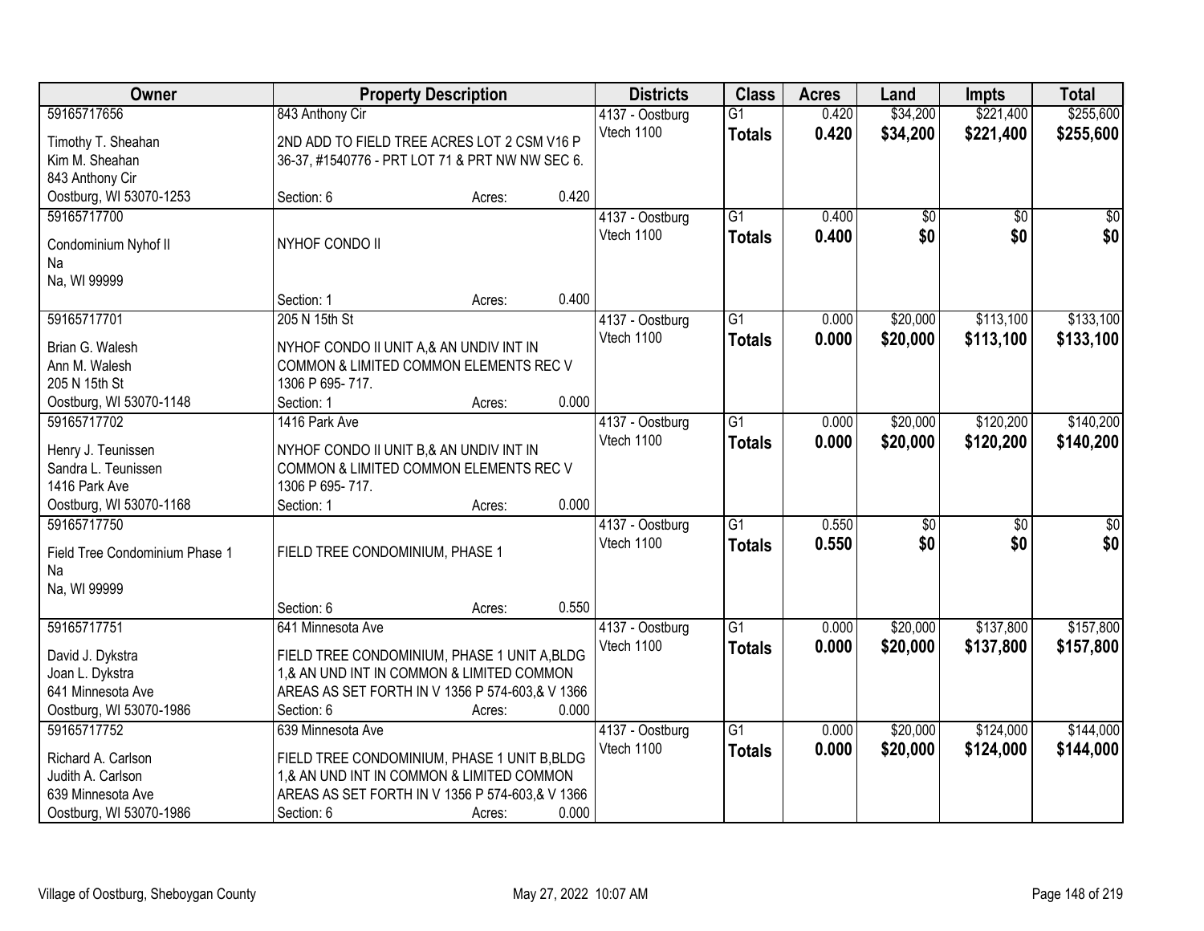| Owner | Property Description | | | Districts | Class | Acres | Land | Impts | Total |
|---|---|---|---|---|---|---|---|---|---|
| 59165717656<br>Timothy T. Sheahan<br>Kim M. Sheahan<br>843 Anthony Cir<br>Oostburg, WI 53070-1253 | 843 Anthony Cir<br>2ND ADD TO FIELD TREE ACRES LOT 2 CSM V16 P 36-37, #1540776 - PRT LOT 71 & PRT NW NW SEC 6.<br>Section: 6 | Acres: | 0.420 | 4137 - Oostburg<br>Vtech 1100 | G1<br>**Totals** | 0.420<br>**0.420** | $34,200<br>**$34,200** | $221,400<br>**$221,400** | $255,600<br>**$255,600** |
| 59165717700<br>Condominium Nyhof II<br>Na<br>Na, WI 99999 | NYHOF CONDO II<br>Section: 1 | Acres: | 0.400 | 4137 - Oostburg<br>Vtech 1100 | G1<br>**Totals** | 0.400<br>**0.400** | $0<br>**$0** | $0<br>**$0** | $0<br>**$0** |
| 59165717701<br>Brian G. Walesh<br>Ann M. Walesh<br>205 N 15th St<br>Oostburg, WI 53070-1148 | 205 N 15th St<br>NYHOF CONDO II UNIT A,& AN UNDIV INT IN COMMON & LIMITED COMMON ELEMENTS REC V 1306 P 695- 717.<br>Section: 1 | Acres: | 0.000 | 4137 - Oostburg<br>Vtech 1100 | G1<br>**Totals** | 0.000<br>**0.000** | $20,000<br>**$20,000** | $113,100<br>**$113,100** | $133,100<br>**$133,100** |
| 59165717702<br>Henry J. Teunissen<br>Sandra L. Teunissen<br>1416 Park Ave<br>Oostburg, WI 53070-1168 | 1416 Park Ave<br>NYHOF CONDO II UNIT B,& AN UNDIV INT IN COMMON & LIMITED COMMON ELEMENTS REC V 1306 P 695- 717.<br>Section: 1 | Acres: | 0.000 | 4137 - Oostburg<br>Vtech 1100 | G1<br>**Totals** | 0.000<br>**0.000** | $20,000<br>**$20,000** | $120,200<br>**$120,200** | $140,200<br>**$140,200** |
| 59165717750<br>Field Tree Condominium Phase 1<br>Na<br>Na, WI 99999 | FIELD TREE CONDOMINIUM, PHASE 1<br>Section: 6 | Acres: | 0.550 | 4137 - Oostburg<br>Vtech 1100 | G1<br>**Totals** | 0.550<br>**0.550** | $0<br>**$0** | $0<br>**$0** | $0<br>**$0** |
| 59165717751<br>David J. Dykstra<br>Joan L. Dykstra<br>641 Minnesota Ave<br>Oostburg, WI 53070-1986 | 641 Minnesota Ave<br>FIELD TREE CONDOMINIUM, PHASE 1 UNIT A,BLDG 1,& AN UND INT IN COMMON & LIMITED COMMON AREAS AS SET FORTH IN V 1356 P 574-603,& V 1366<br>Section: 6 | Acres: | 0.000 | 4137 - Oostburg<br>Vtech 1100 | G1<br>**Totals** | 0.000<br>**0.000** | $20,000<br>**$20,000** | $137,800<br>**$137,800** | $157,800<br>**$157,800** |
| 59165717752<br>Richard A. Carlson<br>Judith A. Carlson<br>639 Minnesota Ave<br>Oostburg, WI 53070-1986 | 639 Minnesota Ave<br>FIELD TREE CONDOMINIUM, PHASE 1 UNIT B,BLDG 1,& AN UND INT IN COMMON & LIMITED COMMON AREAS AS SET FORTH IN V 1356 P 574-603,& V 1366<br>Section: 6 | Acres: | 0.000 | 4137 - Oostburg<br>Vtech 1100 | G1<br>**Totals** | 0.000<br>**0.000** | $20,000<br>**$20,000** | $124,000<br>**$124,000** | $144,000<br>**$144,000** |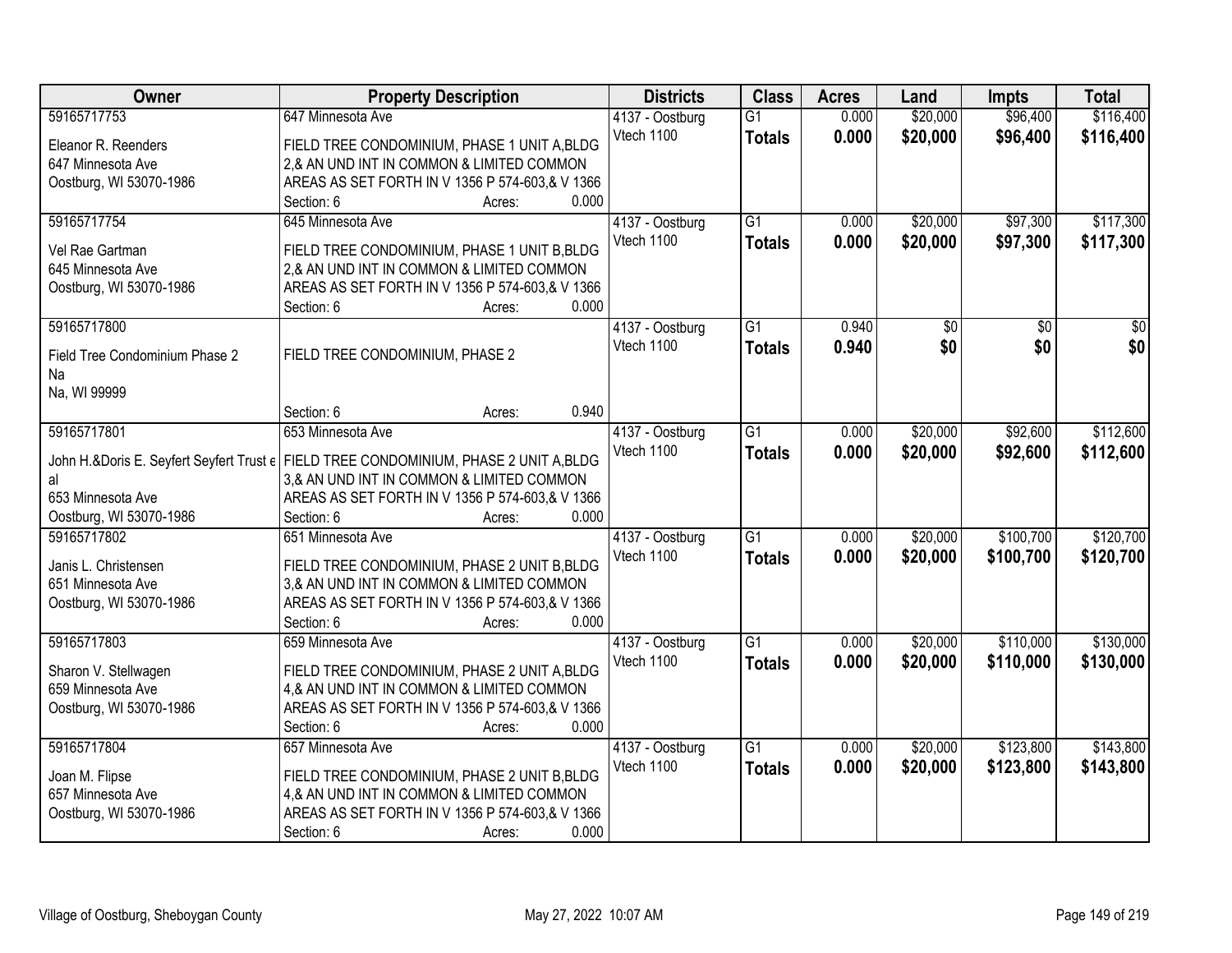| Owner | Property Description | Districts | Class | Acres | Land | Impts | Total |
|---|---|---|---|---|---|---|---|
| 59165717753<br>Eleanor R. Reenders<br>647 Minnesota Ave<br>Oostburg, WI 53070-1986 | 647 Minnesota Ave<br>FIELD TREE CONDOMINIUM, PHASE 1 UNIT A,BLDG 2,& AN UND INT IN COMMON & LIMITED COMMON AREAS AS SET FORTH IN V 1356 P 574-603,& V 1366<br>Section: 6 Acres: 0.000 | 4137 - Oostburg<br>Vtech 1100 | G1<br>**Totals** | 0.000<br>**0.000** | $20,000<br>**$20,000** | $96,400<br>**$96,400** | $116,400<br>**$116,400** |
| 59165717754<br>Vel Rae Gartman<br>645 Minnesota Ave<br>Oostburg, WI 53070-1986 | 645 Minnesota Ave<br>FIELD TREE CONDOMINIUM, PHASE 1 UNIT B,BLDG 2,& AN UND INT IN COMMON & LIMITED COMMON AREAS AS SET FORTH IN V 1356 P 574-603,& V 1366<br>Section: 6 Acres: 0.000 | 4137 - Oostburg<br>Vtech 1100 | G1<br>**Totals** | 0.000<br>**0.000** | $20,000<br>**$20,000** | $97,300<br>**$97,300** | $117,300<br>**$117,300** |
| 59165717800<br>Field Tree Condominium Phase 2<br>Na<br>Na, WI 99999 | FIELD TREE CONDOMINIUM, PHASE 2<br>Section: 6 Acres: 0.940 | 4137 - Oostburg<br>Vtech 1100 | G1<br>**Totals** | 0.940<br>**0.940** | $0<br>**$0** | $0<br>**$0** | $0<br>**$0** |
| 59165717801<br>John H.&Doris E. Seyfert Seyfert Trust et al<br>653 Minnesota Ave<br>Oostburg, WI 53070-1986 | 653 Minnesota Ave<br>FIELD TREE CONDOMINIUM, PHASE 2 UNIT A,BLDG 3,& AN UND INT IN COMMON & LIMITED COMMON AREAS AS SET FORTH IN V 1356 P 574-603,& V 1366<br>Section: 6 Acres: 0.000 | 4137 - Oostburg<br>Vtech 1100 | G1<br>**Totals** | 0.000<br>**0.000** | $20,000<br>**$20,000** | $92,600<br>**$92,600** | $112,600<br>**$112,600** |
| 59165717802<br>Janis L. Christensen<br>651 Minnesota Ave<br>Oostburg, WI 53070-1986 | 651 Minnesota Ave<br>FIELD TREE CONDOMINIUM, PHASE 2 UNIT B,BLDG 3,& AN UND INT IN COMMON & LIMITED COMMON AREAS AS SET FORTH IN V 1356 P 574-603,& V 1366<br>Section: 6 Acres: 0.000 | 4137 - Oostburg<br>Vtech 1100 | G1<br>**Totals** | 0.000<br>**0.000** | $20,000<br>**$20,000** | $100,700<br>**$100,700** | $120,700<br>**$120,700** |
| 59165717803<br>Sharon V. Stellwagen<br>659 Minnesota Ave<br>Oostburg, WI 53070-1986 | 659 Minnesota Ave<br>FIELD TREE CONDOMINIUM, PHASE 2 UNIT A,BLDG 4,& AN UND INT IN COMMON & LIMITED COMMON AREAS AS SET FORTH IN V 1356 P 574-603,& V 1366<br>Section: 6 Acres: 0.000 | 4137 - Oostburg<br>Vtech 1100 | G1<br>**Totals** | 0.000<br>**0.000** | $20,000<br>**$20,000** | $110,000<br>**$110,000** | $130,000<br>**$130,000** |
| 59165717804<br>Joan M. Flipse<br>657 Minnesota Ave<br>Oostburg, WI 53070-1986 | 657 Minnesota Ave<br>FIELD TREE CONDOMINIUM, PHASE 2 UNIT B,BLDG 4,& AN UND INT IN COMMON & LIMITED COMMON AREAS AS SET FORTH IN V 1356 P 574-603,& V 1366<br>Section: 6 Acres: 0.000 | 4137 - Oostburg<br>Vtech 1100 | G1<br>**Totals** | 0.000<br>**0.000** | $20,000<br>**$20,000** | $123,800<br>**$123,800** | $143,800<br>**$143,800** |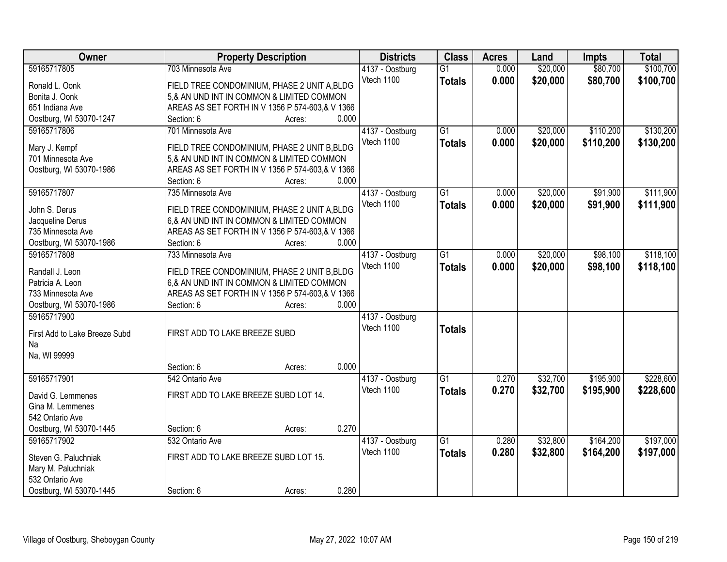| Owner | Property Description | Districts | Class | Acres | Land | Impts | Total |
|---|---|---|---|---|---|---|---|
| 59165717805<br>Ronald L. Oonk<br>Bonita J. Oonk<br>651 Indiana Ave<br>Oostburg, WI 53070-1247 | 703 Minnesota Ave<br>FIELD TREE CONDOMINIUM, PHASE 2 UNIT A,BLDG 5,& AN UND INT IN COMMON & LIMITED COMMON AREAS AS SET FORTH IN V 1356 P 574-603,& V 1366<br>Section: 6 Acres: 0.000 | 4137 - Oostburg<br>Vtech 1100 | G1<br>**Totals** | 0.000<br>**0.000** | \$20,000<br>**\$20,000** | \$80,700<br>**\$80,700** | \$100,700<br>**\$100,700** |
| 59165717806<br>Mary J. Kempf<br>701 Minnesota Ave<br>Oostburg, WI 53070-1986 | 701 Minnesota Ave<br>FIELD TREE CONDOMINIUM, PHASE 2 UNIT B,BLDG 5,& AN UND INT IN COMMON & LIMITED COMMON AREAS AS SET FORTH IN V 1356 P 574-603,& V 1366<br>Section: 6 Acres: 0.000 | 4137 - Oostburg<br>Vtech 1100 | G1<br>**Totals** | 0.000<br>**0.000** | \$20,000<br>**\$20,000** | \$110,200<br>**\$110,200** | \$130,200<br>**\$130,200** |
| 59165717807<br>John S. Derus<br>Jacqueline Derus<br>735 Minnesota Ave<br>Oostburg, WI 53070-1986 | 735 Minnesota Ave<br>FIELD TREE CONDOMINIUM, PHASE 2 UNIT A,BLDG 6,& AN UND INT IN COMMON & LIMITED COMMON AREAS AS SET FORTH IN V 1356 P 574-603,& V 1366<br>Section: 6 Acres: 0.000 | 4137 - Oostburg<br>Vtech 1100 | G1<br>**Totals** | 0.000<br>**0.000** | \$20,000<br>**\$20,000** | \$91,900<br>**\$91,900** | \$111,900<br>**\$111,900** |
| 59165717808<br>Randall J. Leon<br>Patricia A. Leon<br>733 Minnesota Ave<br>Oostburg, WI 53070-1986 | 733 Minnesota Ave<br>FIELD TREE CONDOMINIUM, PHASE 2 UNIT B,BLDG 6,& AN UND INT IN COMMON & LIMITED COMMON AREAS AS SET FORTH IN V 1356 P 574-603,& V 1366<br>Section: 6 Acres: 0.000 | 4137 - Oostburg<br>Vtech 1100 | G1<br>**Totals** | 0.000<br>**0.000** | \$20,000<br>**\$20,000** | \$98,100<br>**\$98,100** | \$118,100<br>**\$118,100** |
| 59165717900<br>First Add to Lake Breeze Subd<br>Na<br>Na, WI 99999 | FIRST ADD TO LAKE BREEZE SUBD<br>Section: 6 Acres: 0.000 | 4137 - Oostburg<br>Vtech 1100 | **Totals** | | | | |
| 59165717901<br>David G. Lemmenes<br>Gina M. Lemmenes<br>542 Ontario Ave<br>Oostburg, WI 53070-1445 | 542 Ontario Ave<br>FIRST ADD TO LAKE BREEZE SUBD LOT 14.<br>Section: 6 Acres: 0.270 | 4137 - Oostburg<br>Vtech 1100 | G1<br>**Totals** | 0.270<br>**0.270** | \$32,700<br>**\$32,700** | \$195,900<br>**\$195,900** | \$228,600<br>**\$228,600** |
| 59165717902<br>Steven G. Paluchniak<br>Mary M. Paluchniak<br>532 Ontario Ave<br>Oostburg, WI 53070-1445 | 532 Ontario Ave<br>FIRST ADD TO LAKE BREEZE SUBD LOT 15.<br>Section: 6 Acres: 0.280 | 4137 - Oostburg<br>Vtech 1100 | G1<br>**Totals** | 0.280<br>**0.280** | \$32,800<br>**\$32,800** | \$164,200<br>**\$164,200** | \$197,000<br>**\$197,000** |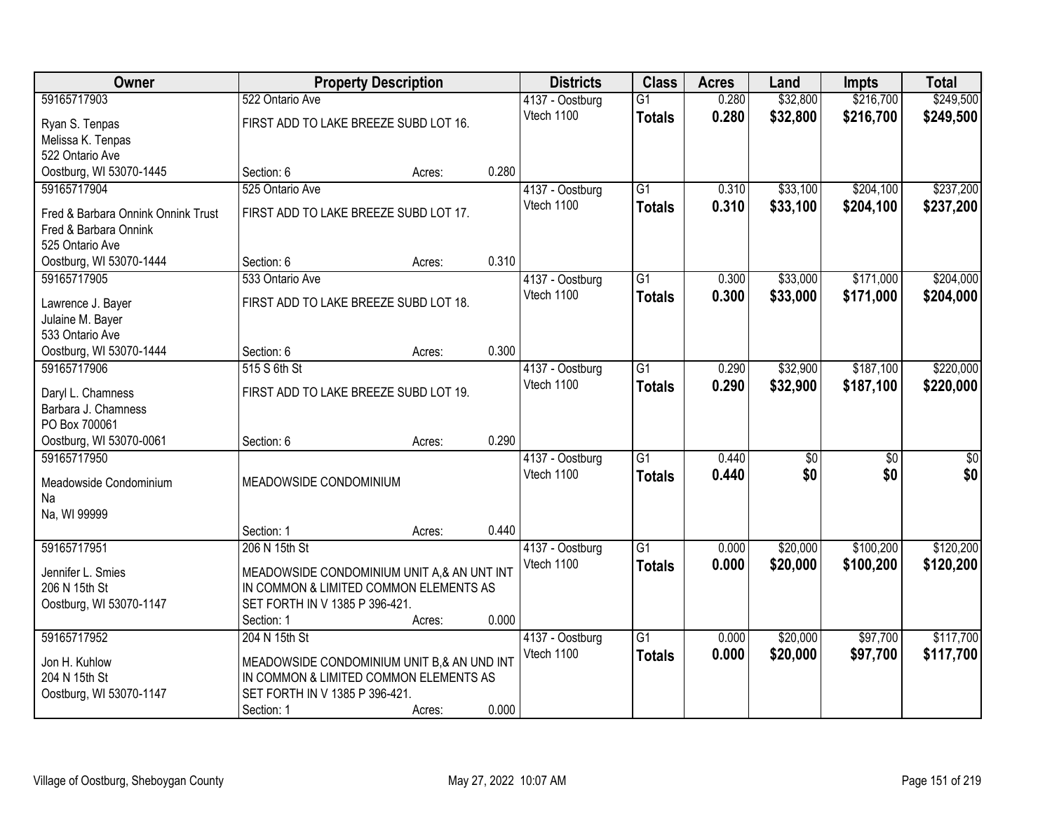| Owner | Property Description | | | Districts | Class | Acres | Land | Impts | Total |
|---|---|---|---|---|---|---|---|---|---|
| 59165717903 | 522 Ontario Ave | | | 4137 - Oostburg | G1 | 0.280 | $32,800 | $216,700 | $249,500 |
| Ryan S. Tenpas<br>Melissa K. Tenpas<br>522 Ontario Ave<br>Oostburg, WI 53070-1445 | FIRST ADD TO LAKE BREEZE SUBD LOT 16.<br>Section: 6 | Acres: | 0.280 | Vtech 1100 | **Totals** | **0.280** | **$32,800** | **$216,700** | **$249,500** |
| 59165717904 | 525 Ontario Ave | | | 4137 - Oostburg | G1 | 0.310 | $33,100 | $204,100 | $237,200 |
| Fred & Barbara Onnink Onnink Trust<br>Fred & Barbara Onnink<br>525 Ontario Ave<br>Oostburg, WI 53070-1444 | FIRST ADD TO LAKE BREEZE SUBD LOT 17.<br>Section: 6 | Acres: | 0.310 | Vtech 1100 | **Totals** | **0.310** | **$33,100** | **$204,100** | **$237,200** |
| 59165717905 | 533 Ontario Ave | | | 4137 - Oostburg | G1 | 0.300 | $33,000 | $171,000 | $204,000 |
| Lawrence J. Bayer<br>Julaine M. Bayer<br>533 Ontario Ave<br>Oostburg, WI 53070-1444 | FIRST ADD TO LAKE BREEZE SUBD LOT 18.<br>Section: 6 | Acres: | 0.300 | Vtech 1100 | **Totals** | **0.300** | **$33,000** | **$171,000** | **$204,000** |
| 59165717906 | 515 S 6th St | | | 4137 - Oostburg | G1 | 0.290 | $32,900 | $187,100 | $220,000 |
| Daryl L. Chamness<br>Barbara J. Chamness<br>PO Box 700061<br>Oostburg, WI 53070-0061 | FIRST ADD TO LAKE BREEZE SUBD LOT 19.<br>Section: 6 | Acres: | 0.290 | Vtech 1100 | **Totals** | **0.290** | **$32,900** | **$187,100** | **$220,000** |
| 59165717950 | | | | 4137 - Oostburg | G1 | 0.440 | $0 | $0 | $0 |
| Meadowside Condominium<br>Na<br>Na, WI 99999 | MEADOWSIDE CONDOMINIUM<br>Section: 1 | Acres: | 0.440 | Vtech 1100 | **Totals** | **0.440** | **$0** | **$0** | **$0** |
| 59165717951 | 206 N 15th St | | | 4137 - Oostburg | G1 | 0.000 | $20,000 | $100,200 | $120,200 |
| Jennifer L. Smies<br>206 N 15th St<br>Oostburg, WI 53070-1147 | MEADOWSIDE CONDOMINIUM UNIT A,& AN UNT INT IN COMMON & LIMITED COMMON ELEMENTS AS SET FORTH IN V 1385 P 396-421.<br>Section: 1 | Acres: | 0.000 | Vtech 1100 | **Totals** | **0.000** | **$20,000** | **$100,200** | **$120,200** |
| 59165717952 | 204 N 15th St | | | 4137 - Oostburg | G1 | 0.000 | $20,000 | $97,700 | $117,700 |
| Jon H. Kuhlow<br>204 N 15th St<br>Oostburg, WI 53070-1147 | MEADOWSIDE CONDOMINIUM UNIT B,& AN UND INT IN COMMON & LIMITED COMMON ELEMENTS AS SET FORTH IN V 1385 P 396-421.<br>Section: 1 | Acres: | 0.000 | Vtech 1100 | **Totals** | **0.000** | **$20,000** | **$97,700** | **$117,700** |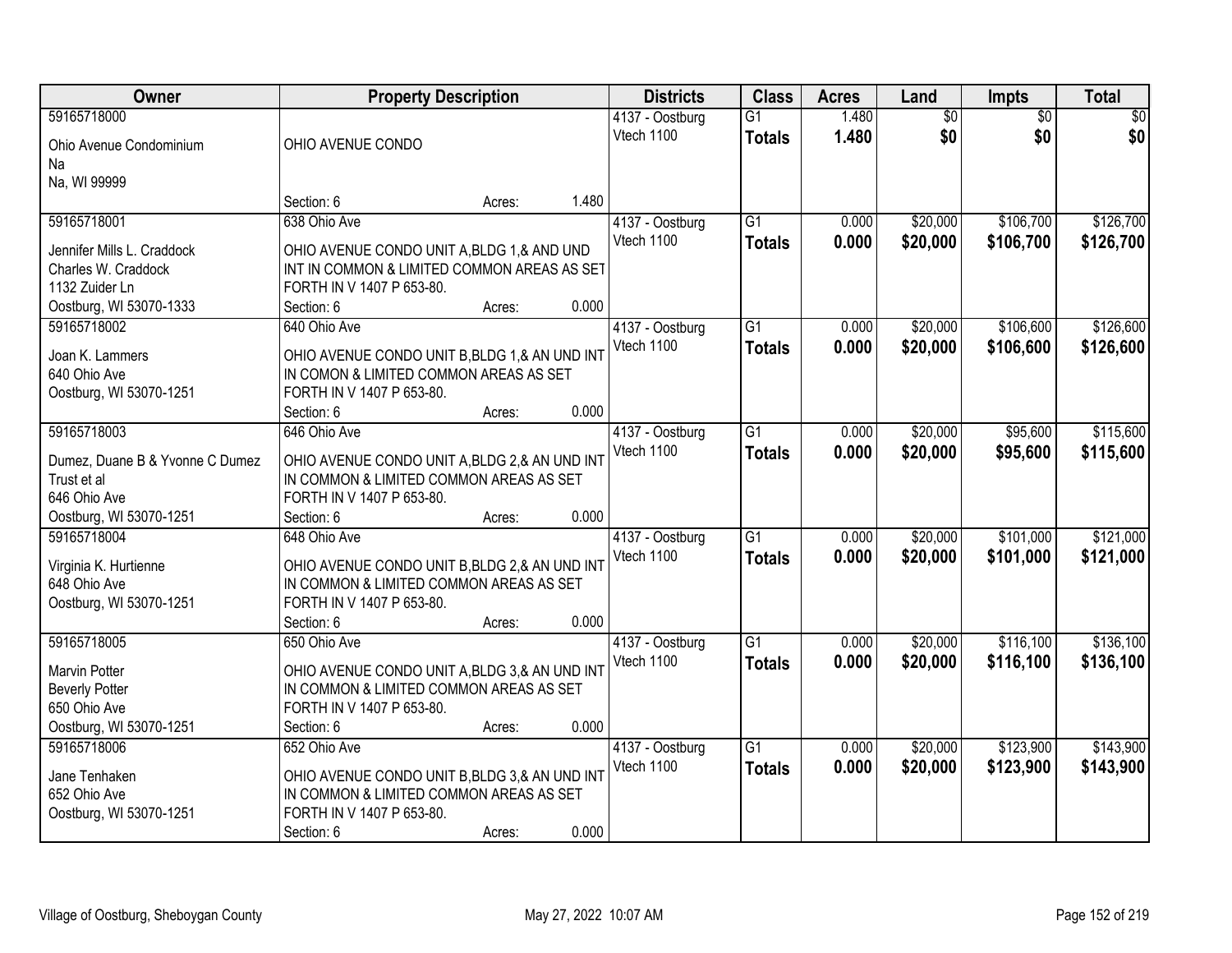| Owner | Property Description | Districts | Class | Acres | Land | Impts | Total |
|---|---|---|---|---|---|---|---|
| 59165718000<br>Ohio Avenue Condominium<br>Na<br>Na, WI 99999 | OHIO AVENUE CONDO<br>Section: 6 Acres: 1.480 | 4137 - Oostburg<br>Vtech 1100 | G1<br>**Totals** | 1.480<br>**1.480** | $0<br>**$0** | $0<br>**$0** | $0<br>**$0** |
| 59165718001<br>Jennifer Mills L. Craddock<br>Charles W. Craddock<br>1132 Zuider Ln<br>Oostburg, WI 53070-1333 | 638 Ohio Ave<br>OHIO AVENUE CONDO UNIT A,BLDG 1,& AND UND INT IN COMMON & LIMITED COMMON AREAS AS SET FORTH IN V 1407 P 653-80.<br>Section: 6 Acres: 0.000 | 4137 - Oostburg<br>Vtech 1100 | G1<br>**Totals** | 0.000<br>**0.000** | $20,000<br>**$20,000** | $106,700<br>**$106,700** | $126,700<br>**$126,700** |
| 59165718002<br>Joan K. Lammers<br>640 Ohio Ave<br>Oostburg, WI 53070-1251 | 640 Ohio Ave<br>OHIO AVENUE CONDO UNIT B,BLDG 1,& AN UND INT IN COMON & LIMITED COMMON AREAS AS SET FORTH IN V 1407 P 653-80.<br>Section: 6 Acres: 0.000 | 4137 - Oostburg<br>Vtech 1100 | G1<br>**Totals** | 0.000<br>**0.000** | $20,000<br>**$20,000** | $106,600<br>**$106,600** | $126,600<br>**$126,600** |
| 59165718003<br>Dumez, Duane B & Yvonne C Dumez Trust et al<br>646 Ohio Ave<br>Oostburg, WI 53070-1251 | 646 Ohio Ave<br>OHIO AVENUE CONDO UNIT A,BLDG 2,& AN UND INT IN COMMON & LIMITED COMMON AREAS AS SET FORTH IN V 1407 P 653-80.<br>Section: 6 Acres: 0.000 | 4137 - Oostburg<br>Vtech 1100 | G1<br>**Totals** | 0.000<br>**0.000** | $20,000<br>**$20,000** | $95,600<br>**$95,600** | $115,600<br>**$115,600** |
| 59165718004<br>Virginia K. Hurtienne<br>648 Ohio Ave<br>Oostburg, WI 53070-1251 | 648 Ohio Ave<br>OHIO AVENUE CONDO UNIT B,BLDG 2,& AN UND INT IN COMMON & LIMITED COMMON AREAS AS SET FORTH IN V 1407 P 653-80.<br>Section: 6 Acres: 0.000 | 4137 - Oostburg<br>Vtech 1100 | G1<br>**Totals** | 0.000<br>**0.000** | $20,000<br>**$20,000** | $101,000<br>**$101,000** | $121,000<br>**$121,000** |
| 59165718005<br>Marvin Potter<br>Beverly Potter<br>650 Ohio Ave<br>Oostburg, WI 53070-1251 | 650 Ohio Ave<br>OHIO AVENUE CONDO UNIT A,BLDG 3,& AN UND INT IN COMMON & LIMITED COMMON AREAS AS SET FORTH IN V 1407 P 653-80.<br>Section: 6 Acres: 0.000 | 4137 - Oostburg<br>Vtech 1100 | G1<br>**Totals** | 0.000<br>**0.000** | $20,000<br>**$20,000** | $116,100<br>**$116,100** | $136,100<br>**$136,100** |
| 59165718006<br>Jane Tenhaken<br>652 Ohio Ave<br>Oostburg, WI 53070-1251 | 652 Ohio Ave<br>OHIO AVENUE CONDO UNIT B,BLDG 3,& AN UND INT IN COMMON & LIMITED COMMON AREAS AS SET FORTH IN V 1407 P 653-80.<br>Section: 6 Acres: 0.000 | 4137 - Oostburg<br>Vtech 1100 | G1<br>**Totals** | 0.000<br>**0.000** | $20,000<br>**$20,000** | $123,900<br>**$123,900** | $143,900<br>**$143,900** |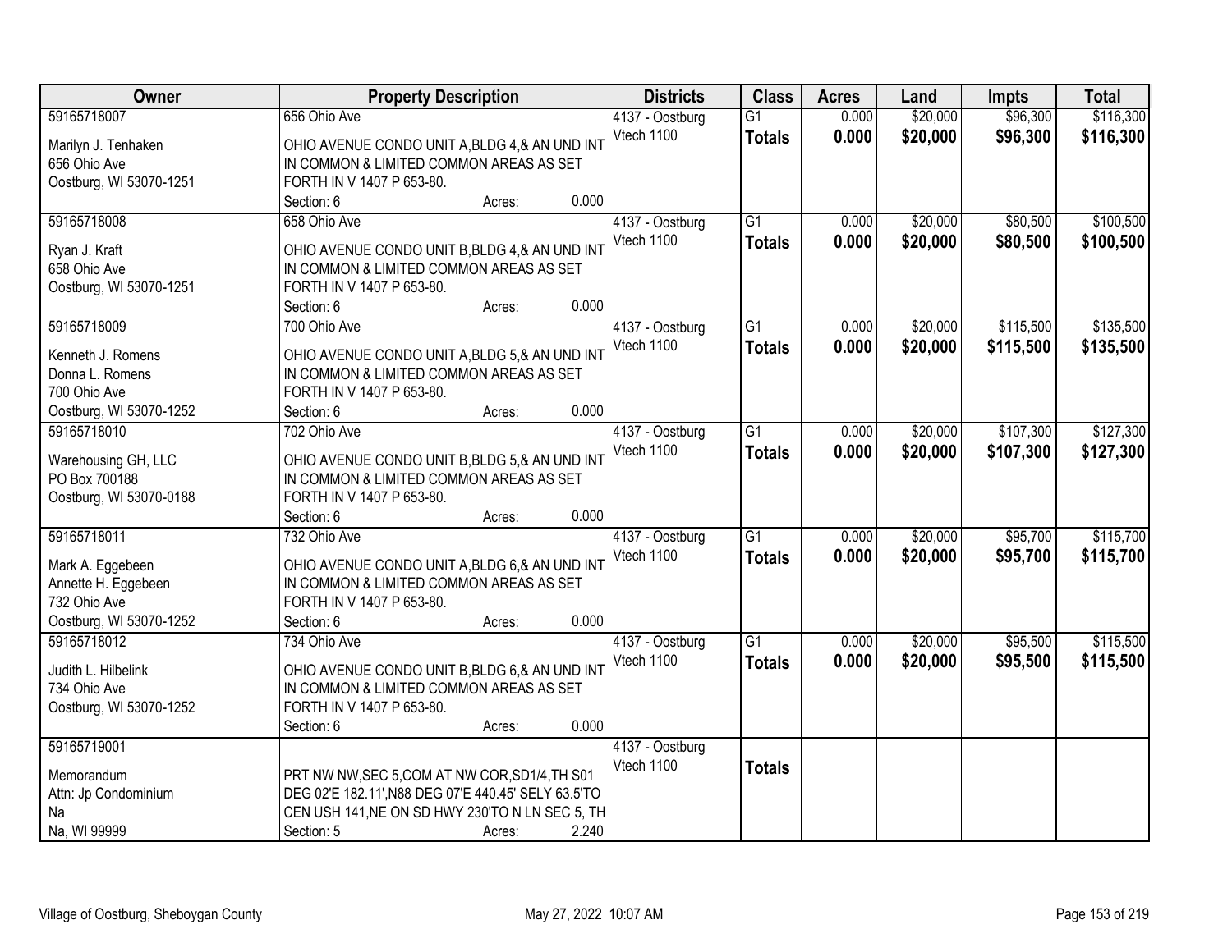| Owner | Property Description | Districts | Class | Acres | Land | Impts | Total |
|---|---|---|---|---|---|---|---|
| 59165718007<br><br>Marilyn J. Tenhaken<br>656 Ohio Ave<br>Oostburg, WI 53070-1251 | 656 Ohio Ave<br><br>OHIO AVENUE CONDO UNIT A,BLDG 4,& AN UND INT IN COMMON & LIMITED COMMON AREAS AS SET FORTH IN V 1407 P 653-80.<br>Section: 6 Acres: 0.000 | 4137 - Oostburg<br>Vtech 1100 | G1<br>**Totals** | 0.000<br>**0.000** | $20,000<br>**$20,000** | $96,300<br>**$96,300** | $116,300<br>**$116,300** |
| 59165718008<br><br>Ryan J. Kraft<br>658 Ohio Ave<br>Oostburg, WI 53070-1251 | 658 Ohio Ave<br><br>OHIO AVENUE CONDO UNIT B,BLDG 4,& AN UND INT IN COMMON & LIMITED COMMON AREAS AS SET FORTH IN V 1407 P 653-80.<br>Section: 6 Acres: 0.000 | 4137 - Oostburg<br>Vtech 1100 | G1<br>**Totals** | 0.000<br>**0.000** | $20,000<br>**$20,000** | $80,500<br>**$80,500** | $100,500<br>**$100,500** |
| 59165718009<br><br>Kenneth J. Romens<br>Donna L. Romens<br>700 Ohio Ave<br>Oostburg, WI 53070-1252 | 700 Ohio Ave<br><br>OHIO AVENUE CONDO UNIT A,BLDG 5,& AN UND INT IN COMMON & LIMITED COMMON AREAS AS SET FORTH IN V 1407 P 653-80.<br>Section: 6 Acres: 0.000 | 4137 - Oostburg<br>Vtech 1100 | G1<br>**Totals** | 0.000<br>**0.000** | $20,000<br>**$20,000** | $115,500<br>**$115,500** | $135,500<br>**$135,500** |
| 59165718010<br><br>Warehousing GH, LLC<br>PO Box 700188<br>Oostburg, WI 53070-0188 | 702 Ohio Ave<br><br>OHIO AVENUE CONDO UNIT B,BLDG 5,& AN UND INT IN COMMON & LIMITED COMMON AREAS AS SET FORTH IN V 1407 P 653-80.<br>Section: 6 Acres: 0.000 | 4137 - Oostburg<br>Vtech 1100 | G1<br>**Totals** | 0.000<br>**0.000** | $20,000<br>**$20,000** | $107,300<br>**$107,300** | $127,300<br>**$127,300** |
| 59165718011<br><br>Mark A. Eggebeen<br>Annette H. Eggebeen<br>732 Ohio Ave<br>Oostburg, WI 53070-1252 | 732 Ohio Ave<br><br>OHIO AVENUE CONDO UNIT A,BLDG 6,& AN UND INT IN COMMON & LIMITED COMMON AREAS AS SET FORTH IN V 1407 P 653-80.<br>Section: 6 Acres: 0.000 | 4137 - Oostburg<br>Vtech 1100 | G1<br>**Totals** | 0.000<br>**0.000** | $20,000<br>**$20,000** | $95,700<br>**$95,700** | $115,700<br>**$115,700** |
| 59165718012<br><br>Judith L. Hilbelink<br>734 Ohio Ave<br>Oostburg, WI 53070-1252 | 734 Ohio Ave<br><br>OHIO AVENUE CONDO UNIT B,BLDG 6,& AN UND INT IN COMMON & LIMITED COMMON AREAS AS SET FORTH IN V 1407 P 653-80.<br>Section: 6 Acres: 0.000 | 4137 - Oostburg<br>Vtech 1100 | G1<br>**Totals** | 0.000<br>**0.000** | $20,000<br>**$20,000** | $95,500<br>**$95,500** | $115,500<br>**$115,500** |
| 59165719001<br><br>Memorandum<br>Attn: Jp Condominium<br>Na<br>Na, WI 99999 | PRT NW NW,SEC 5,COM AT NW COR,SD1/4,TH S01 DEG 02'E 182.11',N88 DEG 07'E 440.45' SELY 63.5'TO CEN USH 141,NE ON SD HWY 230'TO N LN SEC 5, TH<br>Section: 5 Acres: 2.240 | 4137 - Oostburg<br>Vtech 1100 | **Totals** | | | | |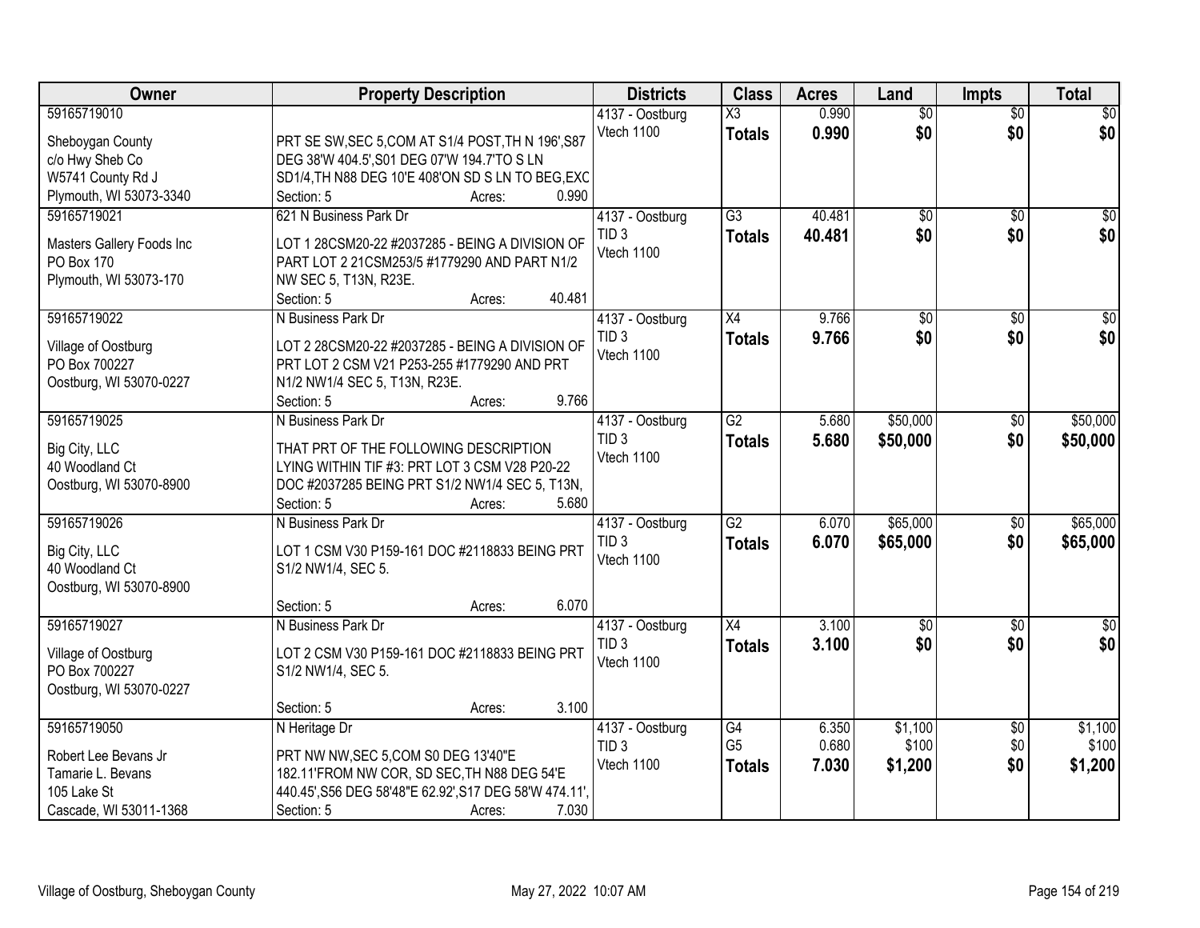| Owner | Property Description | Districts | Class | Acres | Land | Impts | Total |
|---|---|---|---|---|---|---|---|
| 59165719010<br><br>Sheboygan County<br>c/o Hwy Sheb Co<br>W5741 County Rd J<br>Plymouth, WI 53073-3340 | PRT SE SW,SEC 5,COM AT S1/4 POST,TH N 196',S87 DEG 38'W 404.5',S01 DEG 07'W 194.7'TO S LN SD1/4,TH N88 DEG 10'E 408'ON SD S LN TO BEG,EXC<br>Section: 5 Acres: 0.990 | 4137 - Oostburg<br>Vtech 1100 | X3<br>**Totals** | 0.990<br>**0.990** | $0<br>**$0** | $0<br>**$0** | $0<br>**$0** |
| 59165719021<br><br>Masters Gallery Foods Inc<br>PO Box 170<br>Plymouth, WI 53073-170 | 621 N Business Park Dr<br>LOT 1 28CSM20-22 #2037285 - BEING A DIVISION OF PART LOT 2 21CSM253/5 #1779290 AND PART N1/2 NW SEC 5, T13N, R23E.<br>Section: 5 Acres: 40.481 | 4137 - Oostburg<br>TID 3<br>Vtech 1100 | G3<br>**Totals** | 40.481<br>**40.481** | $0<br>**$0** | $0<br>**$0** | $0<br>**$0** |
| 59165719022<br><br>Village of Oostburg<br>PO Box 700227<br>Oostburg, WI 53070-0227 | N Business Park Dr<br>LOT 2 28CSM20-22 #2037285 - BEING A DIVISION OF PRT LOT 2 CSM V21 P253-255 #1779290 AND PRT N1/2 NW1/4 SEC 5, T13N, R23E.<br>Section: 5 Acres: 9.766 | 4137 - Oostburg<br>TID 3<br>Vtech 1100 | X4<br>**Totals** | 9.766<br>**9.766** | $0<br>**$0** | $0<br>**$0** | $0<br>**$0** |
| 59165719025<br><br>Big City, LLC<br>40 Woodland Ct<br>Oostburg, WI 53070-8900 | N Business Park Dr<br>THAT PRT OF THE FOLLOWING DESCRIPTION LYING WITHIN TIF #3: PRT LOT 3 CSM V28 P20-22 DOC #2037285 BEING PRT S1/2 NW1/4 SEC 5, T13N,<br>Section: 5 Acres: 5.680 | 4137 - Oostburg<br>TID 3<br>Vtech 1100 | G2<br>**Totals** | 5.680<br>**5.680** | $50,000<br>**$50,000** | $0<br>**$0** | $50,000<br>**$50,000** |
| 59165719026<br><br>Big City, LLC<br>40 Woodland Ct<br>Oostburg, WI 53070-8900 | N Business Park Dr<br>LOT 1 CSM V30 P159-161 DOC #2118833 BEING PRT S1/2 NW1/4, SEC 5.<br>Section: 5 Acres: 6.070 | 4137 - Oostburg<br>TID 3<br>Vtech 1100 | G2<br>**Totals** | 6.070<br>**6.070** | $65,000<br>**$65,000** | $0<br>**$0** | $65,000<br>**$65,000** |
| 59165719027<br><br>Village of Oostburg<br>PO Box 700227<br>Oostburg, WI 53070-0227 | N Business Park Dr<br>LOT 2 CSM V30 P159-161 DOC #2118833 BEING PRT S1/2 NW1/4, SEC 5.<br>Section: 5 Acres: 3.100 | 4137 - Oostburg<br>TID 3<br>Vtech 1100 | X4<br>**Totals** | 3.100<br>**3.100** | $0<br>**$0** | $0<br>**$0** | $0<br>**$0** |
| 59165719050<br><br>Robert Lee Bevans Jr<br>Tamarie L. Bevans<br>105 Lake St<br>Cascade, WI 53011-1368 | N Heritage Dr<br>PRT NW NW,SEC 5,COM S0 DEG 13'40"E 182.11'FROM NW COR, SD SEC,TH N88 DEG 54'E 440.45',S56 DEG 58'48"E 62.92',S17 DEG 58'W 474.11',<br>Section: 5 Acres: 7.030 | 4137 - Oostburg<br>TID 3<br>Vtech 1100 | G4<br>G5<br>**Totals** | 6.350<br>0.680<br>**7.030** | $1,100<br>$100<br>**$1,200** | $0<br>$0<br>**$0** | $1,100<br>$100<br>**$1,200** |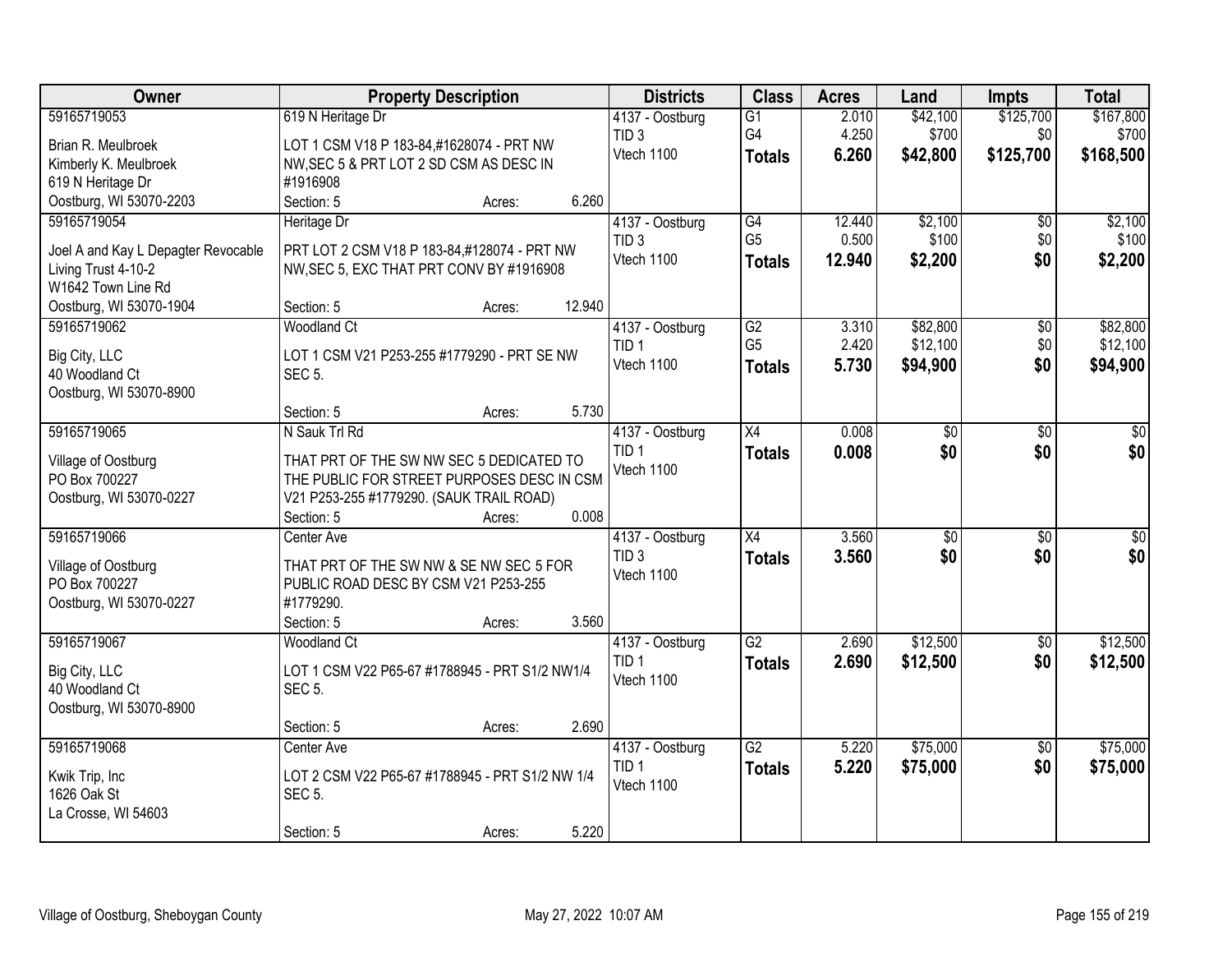| Owner | Property Description | Districts | Class | Acres | Land | Impts | Total |
|---|---|---|---|---|---|---|---|
| 59165719053<br><br>Brian R. Meulbroek<br>Kimberly K. Meulbroek<br>619 N Heritage Dr<br>Oostburg, WI 53070-2203 | 619 N Heritage Dr<br><br>LOT 1 CSM V18 P 183-84,#1628074 - PRT NW NW,SEC 5 & PRT LOT 2 SD CSM AS DESC IN #1916908<br>Section: 5 Acres: 6.260 | 4137 - Oostburg<br>TID 3<br>Vtech 1100 | G1<br>G4<br>**Totals** | 2.010<br>4.250<br>**6.260** | $42,100<br>$700<br>**$42,800** | $125,700<br>$0<br>**$125,700** | $167,800<br>$700<br>**$168,500** |
| 59165719054<br><br>Joel A and Kay L Depagter Revocable Living Trust 4-10-2<br>W1642 Town Line Rd<br>Oostburg, WI 53070-1904 | Heritage Dr<br><br>PRT LOT 2 CSM V18 P 183-84,#128074 - PRT NW NW,SEC 5, EXC THAT PRT CONV BY #1916908<br>Section: 5 Acres: 12.940 | 4137 - Oostburg<br>TID 3<br>Vtech 1100 | G4<br>G5<br>**Totals** | 12.440<br>0.500<br>**12.940** | $2,100<br>$100<br>**$2,200** | $0<br>$0<br>**$0** | $2,100<br>$100<br>**$2,200** |
| 59165719062<br><br>Big City, LLC<br>40 Woodland Ct<br>Oostburg, WI 53070-8900 | Woodland Ct<br><br>LOT 1 CSM V21 P253-255 #1779290 - PRT SE NW SEC 5.<br>Section: 5 Acres: 5.730 | 4137 - Oostburg<br>TID 1<br>Vtech 1100 | G2<br>G5<br>**Totals** | 3.310<br>2.420<br>**5.730** | $82,800<br>$12,100<br>**$94,900** | $0<br>$0<br>**$0** | $82,800<br>$12,100<br>**$94,900** |
| 59165719065<br><br>Village of Oostburg<br>PO Box 700227<br>Oostburg, WI 53070-0227 | N Sauk Trl Rd<br><br>THAT PRT OF THE SW NW SEC 5 DEDICATED TO THE PUBLIC FOR STREET PURPOSES DESC IN CSM V21 P253-255 #1779290. (SAUK TRAIL ROAD)<br>Section: 5 Acres: 0.008 | 4137 - Oostburg<br>TID 1<br>Vtech 1100 | X4<br>**Totals** | 0.008<br>**0.008** | $0<br>**$0** | $0<br>**$0** | $0<br>**$0** |
| 59165719066<br><br>Village of Oostburg<br>PO Box 700227<br>Oostburg, WI 53070-0227 | Center Ave<br><br>THAT PRT OF THE SW NW & SE NW SEC 5 FOR PUBLIC ROAD DESC BY CSM V21 P253-255 #1779290.<br>Section: 5 Acres: 3.560 | 4137 - Oostburg<br>TID 3<br>Vtech 1100 | X4<br>**Totals** | 3.560<br>**3.560** | $0<br>**$0** | $0<br>**$0** | $0<br>**$0** |
| 59165719067<br><br>Big City, LLC<br>40 Woodland Ct<br>Oostburg, WI 53070-8900 | Woodland Ct<br><br>LOT 1 CSM V22 P65-67 #1788945 - PRT S1/2 NW1/4 SEC 5.<br>Section: 5 Acres: 2.690 | 4137 - Oostburg<br>TID 1<br>Vtech 1100 | G2<br>**Totals** | 2.690<br>**2.690** | $12,500<br>**$12,500** | $0<br>**$0** | $12,500<br>**$12,500** |
| 59165719068<br><br>Kwik Trip, Inc<br>1626 Oak St<br>La Crosse, WI 54603 | Center Ave<br><br>LOT 2 CSM V22 P65-67 #1788945 - PRT S1/2 NW 1/4 SEC 5.<br>Section: 5 Acres: 5.220 | 4137 - Oostburg<br>TID 1<br>Vtech 1100 | G2<br>**Totals** | 5.220<br>**5.220** | $75,000<br>**$75,000** | $0<br>**$0** | $75,000<br>**$75,000** |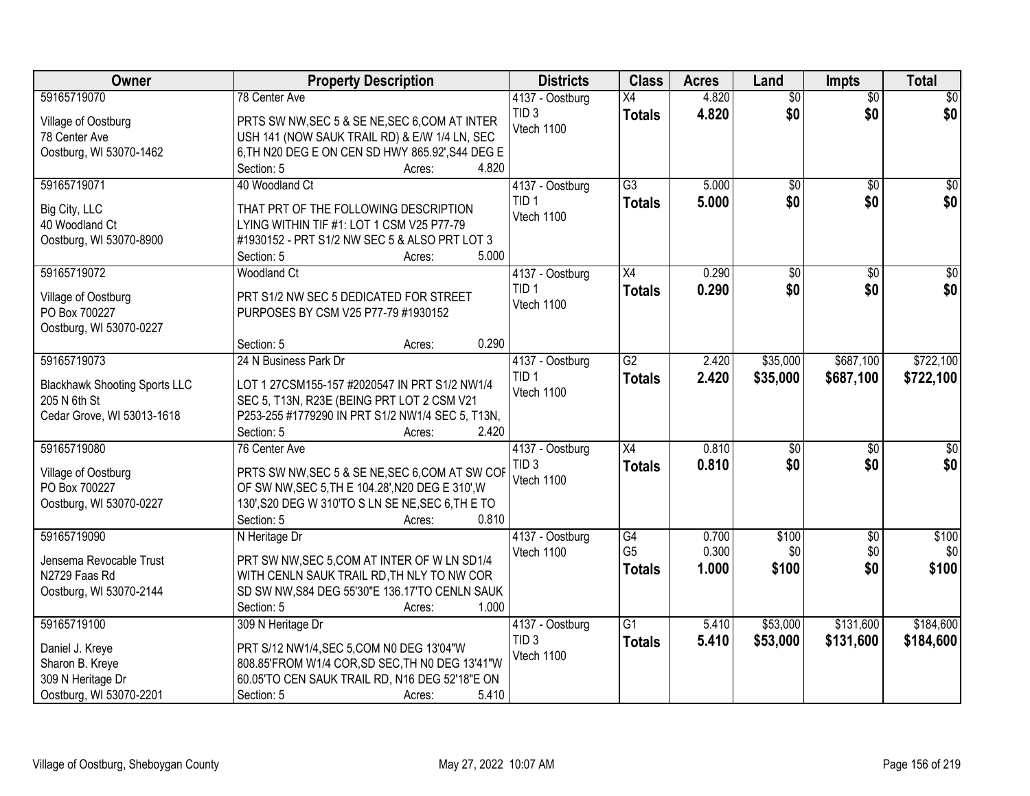| Owner | Property Description | Districts | Class | Acres | Land | Impts | Total |
|---|---|---|---|---|---|---|---|
| 59165719070<br>Village of Oostburg<br>78 Center Ave<br>Oostburg, WI 53070-1462 | 78 Center Ave<br>PRTS SW NW,SEC 5 & SE NE,SEC 6,COM AT INTER USH 141 (NOW SAUK TRAIL RD) & E/W 1/4 LN, SEC 6,TH N20 DEG E ON CEN SD HWY 865.92',S44 DEG E<br>Section: 5 Acres: 4.820 | 4137 - Oostburg<br>TID 3<br>Vtech 1100 | X4<br>**Totals** | 4.820<br>**4.820** | $0<br>**$0** | $0<br>**$0** | $0<br>**$0** |
| 59165719071<br>Big City, LLC<br>40 Woodland Ct<br>Oostburg, WI 53070-8900 | 40 Woodland Ct<br>THAT PRT OF THE FOLLOWING DESCRIPTION LYING WITHIN TIF #1: LOT 1 CSM V25 P77-79 #1930152 - PRT S1/2 NW SEC 5 & ALSO PRT LOT 3<br>Section: 5 Acres: 5.000 | 4137 - Oostburg<br>TID 1<br>Vtech 1100 | G3<br>**Totals** | 5.000<br>**5.000** | $0<br>**$0** | $0<br>**$0** | $0<br>**$0** |
| 59165719072<br>Village of Oostburg<br>PO Box 700227<br>Oostburg, WI 53070-0227 | Woodland Ct<br>PRT S1/2 NW SEC 5 DEDICATED FOR STREET PURPOSES BY CSM V25 P77-79 #1930152<br>Section: 5 Acres: 0.290 | 4137 - Oostburg<br>TID 1<br>Vtech 1100 | X4<br>**Totals** | 0.290<br>**0.290** | $0<br>**$0** | $0<br>**$0** | $0<br>**$0** |
| 59165719073<br>Blackhawk Shooting Sports LLC<br>205 N 6th St<br>Cedar Grove, WI 53013-1618 | 24 N Business Park Dr<br>LOT 1 27CSM155-157 #2020547 IN PRT S1/2 NW1/4 SEC 5, T13N, R23E (BEING PRT LOT 2 CSM V21 P253-255 #1779290 IN PRT S1/2 NW1/4 SEC 5, T13N,<br>Section: 5 Acres: 2.420 | 4137 - Oostburg<br>TID 1<br>Vtech 1100 | G2<br>**Totals** | 2.420<br>**2.420** | $35,000<br>**$35,000** | $687,100<br>**$687,100** | $722,100<br>**$722,100** |
| 59165719080<br>Village of Oostburg<br>PO Box 700227<br>Oostburg, WI 53070-0227 | 76 Center Ave<br>PRTS SW NW,SEC 5 & SE NE,SEC 6,COM AT SW COR OF SW NW,SEC 5,TH E 104.28',N20 DEG E 310',W 130',S20 DEG W 310'TO S LN SE NE,SEC 6,TH E TO<br>Section: 5 Acres: 0.810 | 4137 - Oostburg<br>TID 3<br>Vtech 1100 | X4<br>**Totals** | 0.810<br>**0.810** | $0<br>**$0** | $0<br>**$0** | $0<br>**$0** |
| 59165719090<br>Jensema Revocable Trust<br>N2729 Faas Rd<br>Oostburg, WI 53070-2144 | N Heritage Dr<br>PRT SW NW,SEC 5,COM AT INTER OF W LN SD1/4 WITH CENLN SAUK TRAIL RD,TH NLY TO NW COR SD SW NW,S84 DEG 55'30"E 136.17'TO CENLN SAUK<br>Section: 5 Acres: 1.000 | 4137 - Oostburg<br>Vtech 1100 | G4<br>G5<br>**Totals** | 0.700<br>0.300<br>**1.000** | $100<br>$0<br>**$100** | $0<br>$0<br>**$0** | $100<br>$0<br>**$100** |
| 59165719100<br>Daniel J. Kreye<br>Sharon B. Kreye<br>309 N Heritage Dr<br>Oostburg, WI 53070-2201 | 309 N Heritage Dr<br>PRT S/12 NW1/4,SEC 5,COM N0 DEG 13'04"W 808.85'FROM W1/4 COR,SD SEC,TH N0 DEG 13'41"W 60.05'TO CEN SAUK TRAIL RD, N16 DEG 52'18"E ON<br>Section: 5 Acres: 5.410 | 4137 - Oostburg<br>TID 3<br>Vtech 1100 | G1<br>**Totals** | 5.410<br>**5.410** | $53,000<br>**$53,000** | $131,600<br>**$131,600** | $184,600<br>**$184,600** |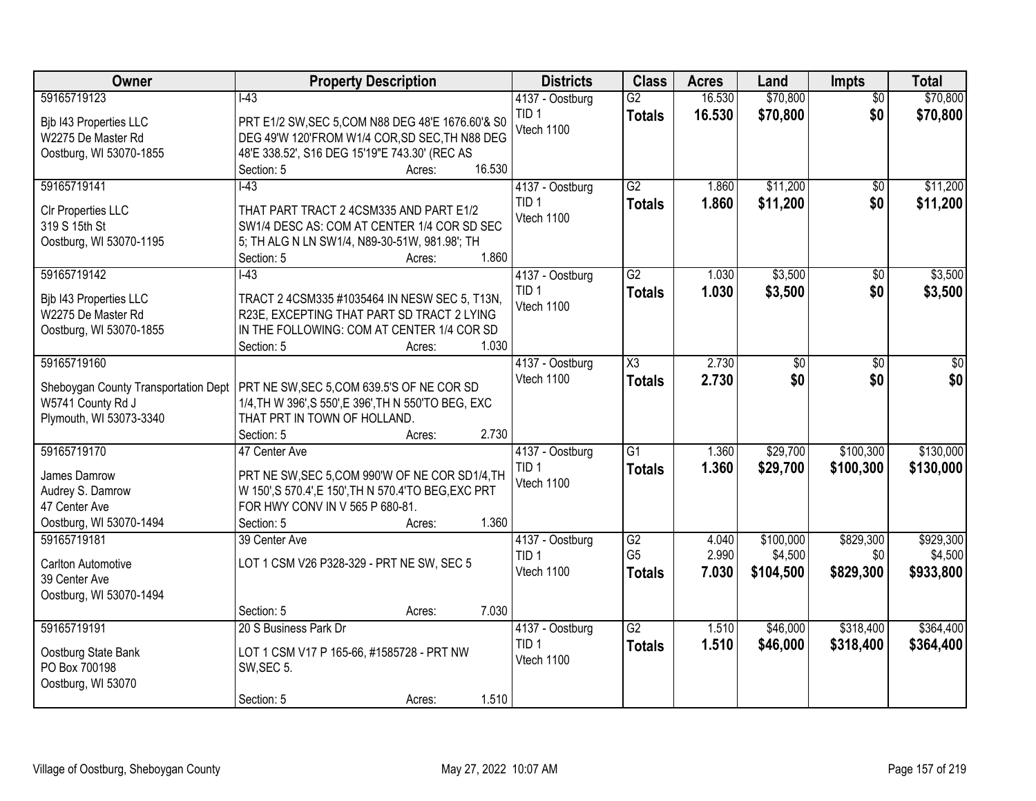| Owner | Property Description | Districts | Class | Acres | Land | Impts | Total |
|---|---|---|---|---|---|---|---|
| 59165719123<br>Bjb I43 Properties LLC<br>W2275 De Master Rd<br>Oostburg, WI 53070-1855 | I-43<br>PRT E1/2 SW,SEC 5,COM N88 DEG 48'E 1676.60'& S0 DEG 49'W 120'FROM W1/4 COR,SD SEC,TH N88 DEG 48'E 338.52', S16 DEG 15'19"E 743.30' (REC AS<br>Section: 5 Acres: 16.530 | 4137 - Oostburg<br>TID 1<br>Vtech 1100 | G2<br>**Totals** | 16.530<br>**16.530** | $70,800<br>**$70,800** | $0<br>**$0** | $70,800<br>**$70,800** |
| 59165719141<br>Clr Properties LLC<br>319 S 15th St<br>Oostburg, WI 53070-1195 | I-43<br>THAT PART TRACT 2 4CSM335 AND PART E1/2 SW1/4 DESC AS: COM AT CENTER 1/4 COR SD SEC 5; TH ALG N LN SW1/4, N89-30-51W, 981.98'; TH<br>Section: 5 Acres: 1.860 | 4137 - Oostburg<br>TID 1<br>Vtech 1100 | G2<br>**Totals** | 1.860<br>**1.860** | $11,200<br>**$11,200** | $0<br>**$0** | $11,200<br>**$11,200** |
| 59165719142<br>Bjb I43 Properties LLC<br>W2275 De Master Rd<br>Oostburg, WI 53070-1855 | I-43<br>TRACT 2 4CSM335 #1035464 IN NESW SEC 5, T13N, R23E, EXCEPTING THAT PART SD TRACT 2 LYING IN THE FOLLOWING: COM AT CENTER 1/4 COR SD<br>Section: 5 Acres: 1.030 | 4137 - Oostburg<br>TID 1<br>Vtech 1100 | G2<br>**Totals** | 1.030<br>**1.030** | $3,500<br>**$3,500** | $0<br>**$0** | $3,500<br>**$3,500** |
| 59165719160<br>Sheboygan County Transportation Dept<br>W5741 County Rd J<br>Plymouth, WI 53073-3340 | PRT NE SW,SEC 5,COM 639.5'S OF NE COR SD 1/4,TH W 396',S 550',E 396',TH N 550'TO BEG, EXC THAT PRT IN TOWN OF HOLLAND.<br>Section: 5 Acres: 2.730 | 4137 - Oostburg<br>Vtech 1100 | X3<br>**Totals** | 2.730<br>**2.730** | $0<br>**$0** | $0<br>**$0** | $0<br>**$0** |
| 59165719170<br>James Damrow<br>Audrey S. Damrow<br>47 Center Ave<br>Oostburg, WI 53070-1494 | 47 Center Ave<br>PRT NE SW,SEC 5,COM 990'W OF NE COR SD1/4,TH W 150',S 570.4',E 150',TH N 570.4'TO BEG,EXC PRT FOR HWY CONV IN V 565 P 680-81.<br>Section: 5 Acres: 1.360 | 4137 - Oostburg<br>TID 1<br>Vtech 1100 | G1<br>**Totals** | 1.360<br>**1.360** | $29,700<br>**$29,700** | $100,300<br>**$100,300** | $130,000<br>**$130,000** |
| 59165719181<br>Carlton Automotive<br>39 Center Ave<br>Oostburg, WI 53070-1494 | 39 Center Ave<br>LOT 1 CSM V26 P328-329 - PRT NE SW, SEC 5<br>Section: 5 Acres: 7.030 | 4137 - Oostburg<br>TID 1<br>Vtech 1100 | G2<br>G5<br>**Totals** | 4.040<br>2.990<br>**7.030** | $100,000<br>$4,500<br>**$104,500** | $829,300<br>$0<br>**$829,300** | $929,300<br>$4,500<br>**$933,800** |
| 59165719191<br>Oostburg State Bank<br>PO Box 700198<br>Oostburg, WI 53070 | 20 S Business Park Dr<br>LOT 1 CSM V17 P 165-66, #1585728 - PRT NW SW,SEC 5.<br>Section: 5 Acres: 1.510 | 4137 - Oostburg<br>TID 1<br>Vtech 1100 | G2<br>**Totals** | 1.510<br>**1.510** | $46,000<br>**$46,000** | $318,400<br>**$318,400** | $364,400<br>**$364,400** |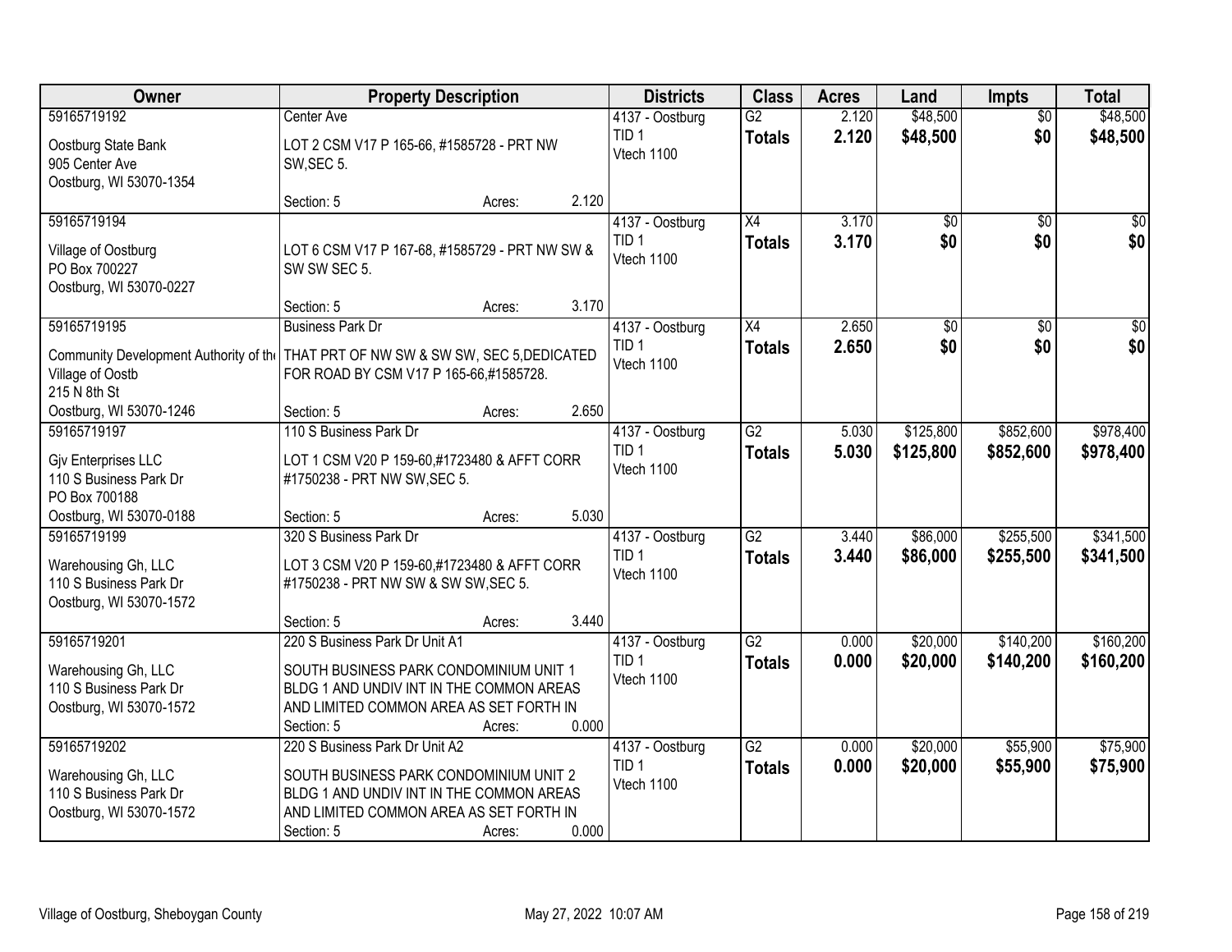| Owner | Property Description | | | Districts | Class | Acres | Land | Impts | Total |
|---|---|---|---|---|---|---|---|---|---|
| 59165719192<br>Oostburg State Bank<br>905 Center Ave<br>Oostburg, WI 53070-1354 | Center Ave<br>LOT 2 CSM V17 P 165-66, #1585728 - PRT NW SW,SEC 5.<br>Section: 5 | Acres: | 2.120 | 4137 - Oostburg<br>TID 1<br>Vtech 1100 | G2<br>**Totals** | 2.120<br>**2.120** | $48,500<br>**$48,500** | $0<br>**$0** | $48,500<br>**$48,500** |
| 59165719194<br>Village of Oostburg<br>PO Box 700227<br>Oostburg, WI 53070-0227 | LOT 6 CSM V17 P 167-68, #1585729 - PRT NW SW & SW SW SEC 5.<br>Section: 5 | Acres: | 3.170 | 4137 - Oostburg<br>TID 1<br>Vtech 1100 | X4<br>**Totals** | 3.170<br>**3.170** | $0<br>**$0** | $0<br>**$0** | $0<br>**$0** |
| 59165719195<br>Community Development Authority of the Village of Oostb<br>215 N 8th St<br>Oostburg, WI 53070-1246 | Business Park Dr<br>THAT PRT OF NW SW & SW SW, SEC 5,DEDICATED FOR ROAD BY CSM V17 P 165-66,#1585728.<br>Section: 5 | Acres: | 2.650 | 4137 - Oostburg<br>TID 1<br>Vtech 1100 | X4<br>**Totals** | 2.650<br>**2.650** | $0<br>**$0** | $0<br>**$0** | $0<br>**$0** |
| 59165719197<br>Gjv Enterprises LLC<br>110 S Business Park Dr<br>PO Box 700188<br>Oostburg, WI 53070-0188 | 110 S Business Park Dr<br>LOT 1 CSM V20 P 159-60,#1723480 & AFFT CORR #1750238 - PRT NW SW,SEC 5.<br>Section: 5 | Acres: | 5.030 | 4137 - Oostburg<br>TID 1<br>Vtech 1100 | G2<br>**Totals** | 5.030<br>**5.030** | $125,800<br>**$125,800** | $852,600<br>**$852,600** | $978,400<br>**$978,400** |
| 59165719199<br>Warehousing Gh, LLC<br>110 S Business Park Dr<br>Oostburg, WI 53070-1572 | 320 S Business Park Dr<br>LOT 3 CSM V20 P 159-60,#1723480 & AFFT CORR #1750238 - PRT NW SW & SW SW,SEC 5.<br>Section: 5 | Acres: | 3.440 | 4137 - Oostburg<br>TID 1<br>Vtech 1100 | G2<br>**Totals** | 3.440<br>**3.440** | $86,000<br>**$86,000** | $255,500<br>**$255,500** | $341,500<br>**$341,500** |
| 59165719201<br>Warehousing Gh, LLC<br>110 S Business Park Dr<br>Oostburg, WI 53070-1572 | 220 S Business Park Dr Unit A1<br>SOUTH BUSINESS PARK CONDOMINIUM UNIT 1 BLDG 1 AND UNDIV INT IN THE COMMON AREAS AND LIMITED COMMON AREA AS SET FORTH IN<br>Section: 5 | Acres: | 0.000 | 4137 - Oostburg<br>TID 1<br>Vtech 1100 | G2<br>**Totals** | 0.000<br>**0.000** | $20,000<br>**$20,000** | $140,200<br>**$140,200** | $160,200<br>**$160,200** |
| 59165719202<br>Warehousing Gh, LLC<br>110 S Business Park Dr<br>Oostburg, WI 53070-1572 | 220 S Business Park Dr Unit A2<br>SOUTH BUSINESS PARK CONDOMINIUM UNIT 2 BLDG 1 AND UNDIV INT IN THE COMMON AREAS AND LIMITED COMMON AREA AS SET FORTH IN<br>Section: 5 | Acres: | 0.000 | 4137 - Oostburg<br>TID 1<br>Vtech 1100 | G2<br>**Totals** | 0.000<br>**0.000** | $20,000<br>**$20,000** | $55,900<br>**$55,900** | $75,900<br>**$75,900** |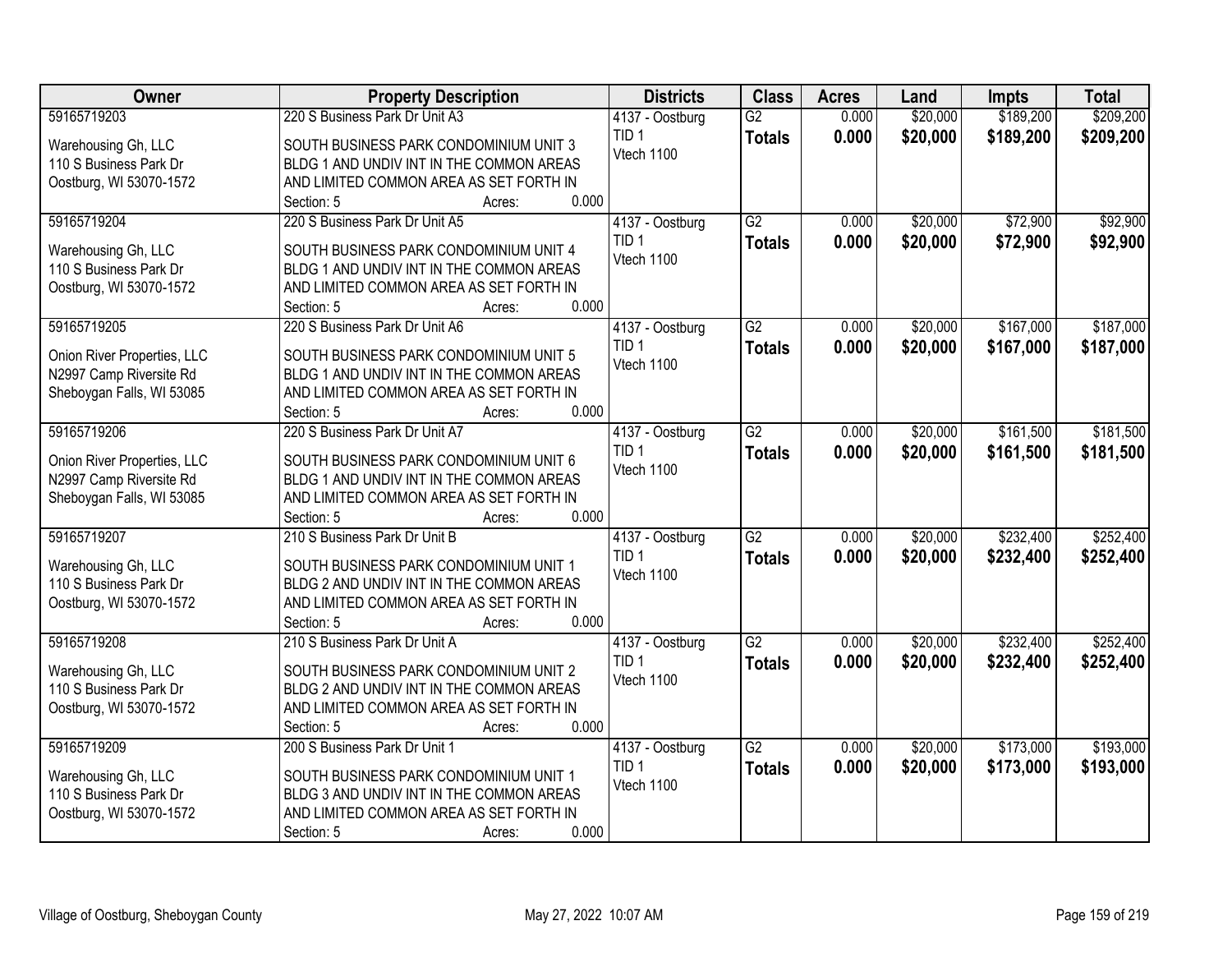| Owner | Property Description | Districts | Class | Acres | Land | Impts | Total |
|---|---|---|---|---|---|---|---|
| 59165719203<br><br>Warehousing Gh, LLC<br>110 S Business Park Dr<br>Oostburg, WI 53070-1572 | 220 S Business Park Dr Unit A3<br><br>SOUTH BUSINESS PARK CONDOMINIUM UNIT 3 BLDG 1 AND UNDIV INT IN THE COMMON AREAS AND LIMITED COMMON AREA AS SET FORTH IN<br>Section: 5 Acres: 0.000 | 4137 - Oostburg<br>TID 1<br>Vtech 1100 | G2<br>**Totals** | 0.000<br>**0.000** | $20,000<br>**$20,000** | $189,200<br>**$189,200** | $209,200<br>**$209,200** |
| 59165719204<br><br>Warehousing Gh, LLC<br>110 S Business Park Dr<br>Oostburg, WI 53070-1572 | 220 S Business Park Dr Unit A5<br><br>SOUTH BUSINESS PARK CONDOMINIUM UNIT 4 BLDG 1 AND UNDIV INT IN THE COMMON AREAS AND LIMITED COMMON AREA AS SET FORTH IN<br>Section: 5 Acres: 0.000 | 4137 - Oostburg<br>TID 1<br>Vtech 1100 | G2<br>**Totals** | 0.000<br>**0.000** | $20,000<br>**$20,000** | $72,900<br>**$72,900** | $92,900<br>**$92,900** |
| 59165719205<br><br>Onion River Properties, LLC<br>N2997 Camp Riversite Rd<br>Sheboygan Falls, WI 53085 | 220 S Business Park Dr Unit A6<br><br>SOUTH BUSINESS PARK CONDOMINIUM UNIT 5 BLDG 1 AND UNDIV INT IN THE COMMON AREAS AND LIMITED COMMON AREA AS SET FORTH IN<br>Section: 5 Acres: 0.000 | 4137 - Oostburg<br>TID 1<br>Vtech 1100 | G2<br>**Totals** | 0.000<br>**0.000** | $20,000<br>**$20,000** | $167,000<br>**$167,000** | $187,000<br>**$187,000** |
| 59165719206<br><br>Onion River Properties, LLC<br>N2997 Camp Riversite Rd<br>Sheboygan Falls, WI 53085 | 220 S Business Park Dr Unit A7<br><br>SOUTH BUSINESS PARK CONDOMINIUM UNIT 6 BLDG 1 AND UNDIV INT IN THE COMMON AREAS AND LIMITED COMMON AREA AS SET FORTH IN<br>Section: 5 Acres: 0.000 | 4137 - Oostburg<br>TID 1<br>Vtech 1100 | G2<br>**Totals** | 0.000<br>**0.000** | $20,000<br>**$20,000** | $161,500<br>**$161,500** | $181,500<br>**$181,500** |
| 59165719207<br><br>Warehousing Gh, LLC<br>110 S Business Park Dr<br>Oostburg, WI 53070-1572 | 210 S Business Park Dr Unit B<br><br>SOUTH BUSINESS PARK CONDOMINIUM UNIT 1 BLDG 2 AND UNDIV INT IN THE COMMON AREAS AND LIMITED COMMON AREA AS SET FORTH IN<br>Section: 5 Acres: 0.000 | 4137 - Oostburg<br>TID 1<br>Vtech 1100 | G2<br>**Totals** | 0.000<br>**0.000** | $20,000<br>**$20,000** | $232,400<br>**$232,400** | $252,400<br>**$252,400** |
| 59165719208<br><br>Warehousing Gh, LLC<br>110 S Business Park Dr<br>Oostburg, WI 53070-1572 | 210 S Business Park Dr Unit A<br><br>SOUTH BUSINESS PARK CONDOMINIUM UNIT 2 BLDG 2 AND UNDIV INT IN THE COMMON AREAS AND LIMITED COMMON AREA AS SET FORTH IN<br>Section: 5 Acres: 0.000 | 4137 - Oostburg<br>TID 1<br>Vtech 1100 | G2<br>**Totals** | 0.000<br>**0.000** | $20,000<br>**$20,000** | $232,400<br>**$232,400** | $252,400<br>**$252,400** |
| 59165719209<br><br>Warehousing Gh, LLC<br>110 S Business Park Dr<br>Oostburg, WI 53070-1572 | 200 S Business Park Dr Unit 1<br><br>SOUTH BUSINESS PARK CONDOMINIUM UNIT 1 BLDG 3 AND UNDIV INT IN THE COMMON AREAS AND LIMITED COMMON AREA AS SET FORTH IN<br>Section: 5 Acres: 0.000 | 4137 - Oostburg<br>TID 1<br>Vtech 1100 | G2<br>**Totals** | 0.000<br>**0.000** | $20,000<br>**$20,000** | $173,000<br>**$173,000** | $193,000<br>**$193,000** |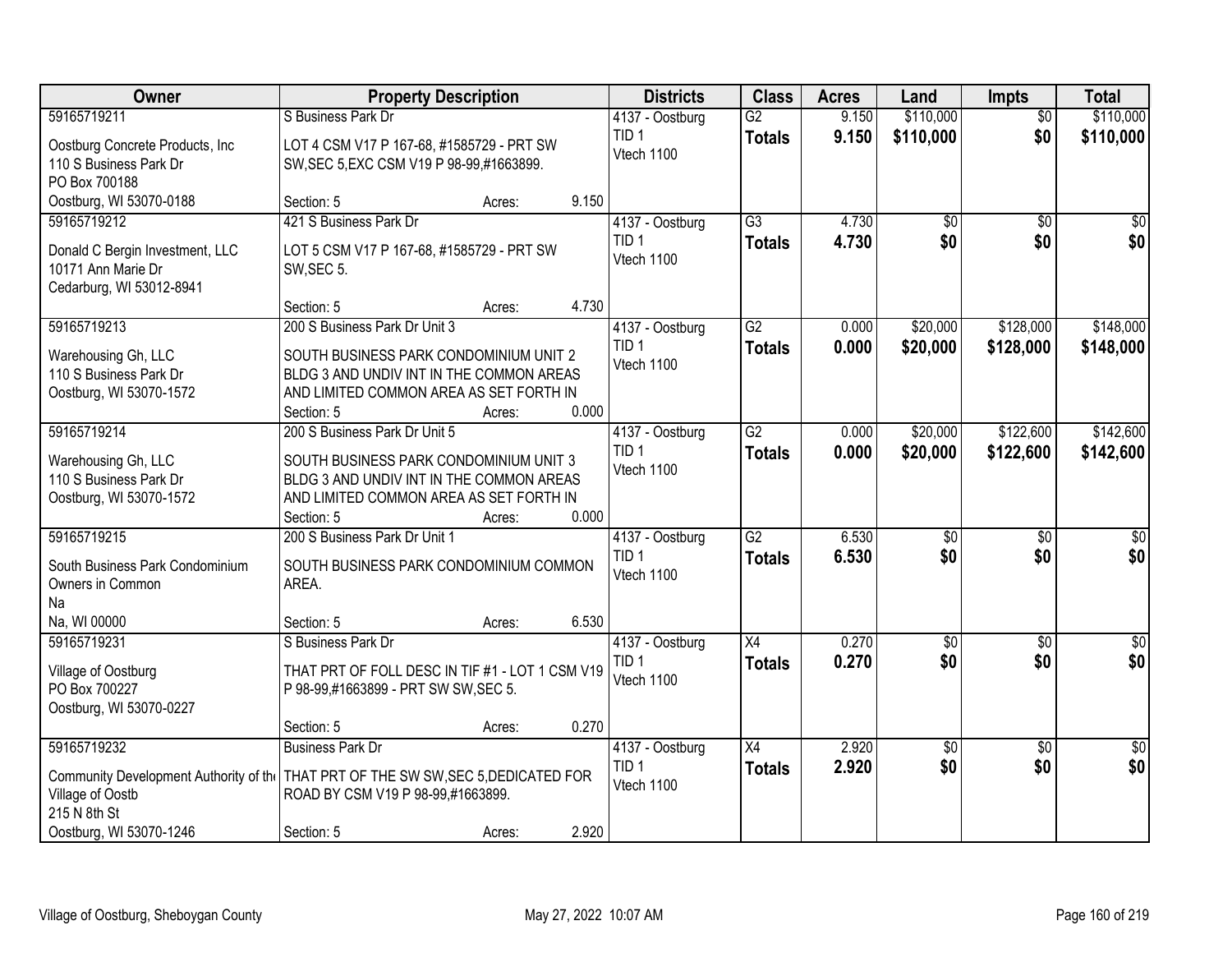| Owner | Property Description | Districts | Class | Acres | Land | Impts | Total |
|---|---|---|---|---|---|---|---|
| 59165719211<br>Oostburg Concrete Products, Inc<br>110 S Business Park Dr<br>PO Box 700188<br>Oostburg, WI 53070-0188 | S Business Park Dr<br>LOT 4 CSM V17 P 167-68, #1585729 - PRT SW SW,SEC 5,EXC CSM V19 P 98-99,#1663899.<br>Section: 5 Acres: 9.150 | 4137 - Oostburg<br>TID 1<br>Vtech 1100 | G2<br>**Totals** | 9.150<br>**9.150** | $110,000<br>**$110,000** | $0<br>**$0** | $110,000<br>**$110,000** |
| 59165719212<br>Donald C Bergin Investment, LLC<br>10171 Ann Marie Dr<br>Cedarburg, WI 53012-8941 | 421 S Business Park Dr<br>LOT 5 CSM V17 P 167-68, #1585729 - PRT SW SW,SEC 5.<br>Section: 5 Acres: 4.730 | 4137 - Oostburg<br>TID 1<br>Vtech 1100 | G3<br>**Totals** | 4.730<br>**4.730** | $0<br>**$0** | $0<br>**$0** | $0<br>**$0** |
| 59165719213<br>Warehousing Gh, LLC<br>110 S Business Park Dr<br>Oostburg, WI 53070-1572 | 200 S Business Park Dr Unit 3<br>SOUTH BUSINESS PARK CONDOMINIUM UNIT 2 BLDG 3 AND UNDIV INT IN THE COMMON AREAS AND LIMITED COMMON AREA AS SET FORTH IN<br>Section: 5 Acres: 0.000 | 4137 - Oostburg<br>TID 1<br>Vtech 1100 | G2<br>**Totals** | 0.000<br>**0.000** | $20,000<br>**$20,000** | $128,000<br>**$128,000** | $148,000<br>**$148,000** |
| 59165719214<br>Warehousing Gh, LLC<br>110 S Business Park Dr<br>Oostburg, WI 53070-1572 | 200 S Business Park Dr Unit 5<br>SOUTH BUSINESS PARK CONDOMINIUM UNIT 3 BLDG 3 AND UNDIV INT IN THE COMMON AREAS AND LIMITED COMMON AREA AS SET FORTH IN<br>Section: 5 Acres: 0.000 | 4137 - Oostburg<br>TID 1<br>Vtech 1100 | G2<br>**Totals** | 0.000<br>**0.000** | $20,000<br>**$20,000** | $122,600<br>**$122,600** | $142,600<br>**$142,600** |
| 59165719215<br>South Business Park Condominium Owners in Common<br>Na<br>Na, WI 00000 | 200 S Business Park Dr Unit 1<br>SOUTH BUSINESS PARK CONDOMINIUM COMMON AREA.<br>Section: 5 Acres: 6.530 | 4137 - Oostburg<br>TID 1<br>Vtech 1100 | G2<br>**Totals** | 6.530<br>**6.530** | $0<br>**$0** | $0<br>**$0** | $0<br>**$0** |
| 59165719231<br>Village of Oostburg<br>PO Box 700227<br>Oostburg, WI 53070-0227 | S Business Park Dr<br>THAT PRT OF FOLL DESC IN TIF #1 - LOT 1 CSM V19 P 98-99,#1663899 - PRT SW SW,SEC 5.<br>Section: 5 Acres: 0.270 | 4137 - Oostburg<br>TID 1<br>Vtech 1100 | X4<br>**Totals** | 0.270<br>**0.270** | $0<br>**$0** | $0<br>**$0** | $0<br>**$0** |
| 59165719232<br>Community Development Authority of the Village of Oostb<br>215 N 8th St<br>Oostburg, WI 53070-1246 | Business Park Dr<br>THAT PRT OF THE SW SW,SEC 5,DEDICATED FOR ROAD BY CSM V19 P 98-99,#1663899.<br>Section: 5 Acres: 2.920 | 4137 - Oostburg<br>TID 1<br>Vtech 1100 | X4<br>**Totals** | 2.920<br>**2.920** | $0<br>**$0** | $0<br>**$0** | $0<br>**$0** |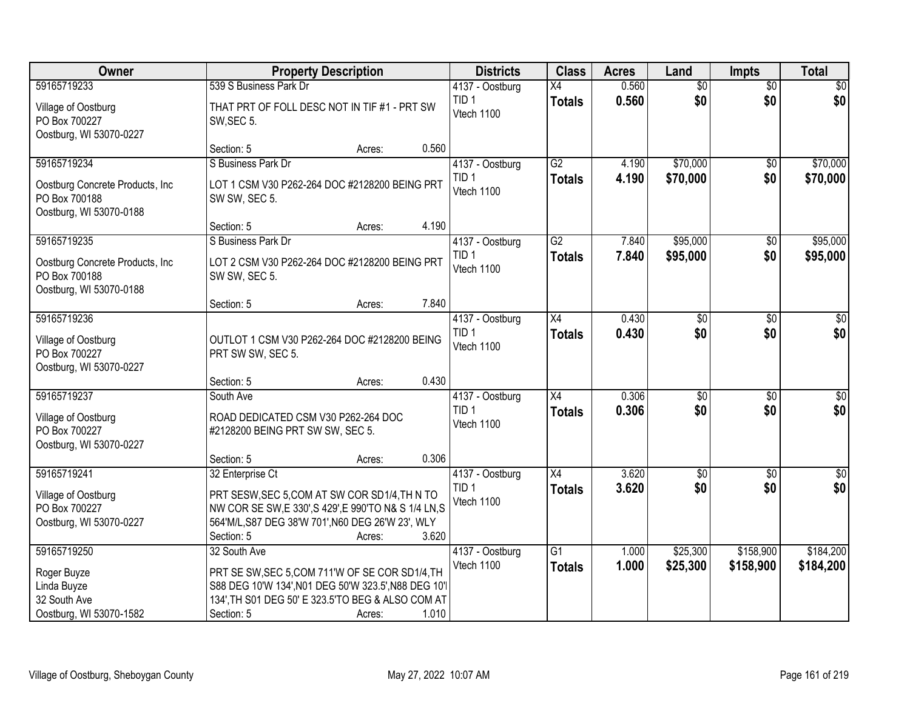| Owner | Property Description | Districts | Class | Acres | Land | Impts | Total |
|---|---|---|---|---|---|---|---|
| 59165719233<br>Village of Oostburg<br>PO Box 700227<br>Oostburg, WI 53070-0227 | 539 S Business Park Dr<br>THAT PRT OF FOLL DESC NOT IN TIF #1 - PRT SW SW,SEC 5.<br>Section: 5 Acres: 0.560 | 4137 - Oostburg<br>TID 1<br>Vtech 1100 | X4<br>**Totals** | 0.560<br>**0.560** | $0<br>**$0** | $0<br>**$0** | $0<br>**$0** |
| 59165719234<br>Oostburg Concrete Products, Inc<br>PO Box 700188<br>Oostburg, WI 53070-0188 | S Business Park Dr<br>LOT 1 CSM V30 P262-264 DOC #2128200 BEING PRT SW SW, SEC 5.<br>Section: 5 Acres: 4.190 | 4137 - Oostburg<br>TID 1<br>Vtech 1100 | G2<br>**Totals** | 4.190<br>**4.190** | $70,000<br>**$70,000** | $0<br>**$0** | $70,000<br>**$70,000** |
| 59165719235<br>Oostburg Concrete Products, Inc<br>PO Box 700188<br>Oostburg, WI 53070-0188 | S Business Park Dr<br>LOT 2 CSM V30 P262-264 DOC #2128200 BEING PRT SW SW, SEC 5.<br>Section: 5 Acres: 7.840 | 4137 - Oostburg<br>TID 1<br>Vtech 1100 | G2<br>**Totals** | 7.840<br>**7.840** | $95,000<br>**$95,000** | $0<br>**$0** | $95,000<br>**$95,000** |
| 59165719236<br>Village of Oostburg<br>PO Box 700227<br>Oostburg, WI 53070-0227 | OUTLOT 1 CSM V30 P262-264 DOC #2128200 BEING PRT SW SW, SEC 5.<br>Section: 5 Acres: 0.430 | 4137 - Oostburg<br>TID 1<br>Vtech 1100 | X4<br>**Totals** | 0.430<br>**0.430** | $0<br>**$0** | $0<br>**$0** | $0<br>**$0** |
| 59165719237<br>Village of Oostburg<br>PO Box 700227<br>Oostburg, WI 53070-0227 | South Ave<br>ROAD DEDICATED CSM V30 P262-264 DOC #2128200 BEING PRT SW SW, SEC 5.<br>Section: 5 Acres: 0.306 | 4137 - Oostburg<br>TID 1<br>Vtech 1100 | X4<br>**Totals** | 0.306<br>**0.306** | $0<br>**$0** | $0<br>**$0** | $0<br>**$0** |
| 59165719241<br>Village of Oostburg<br>PO Box 700227<br>Oostburg, WI 53070-0227 | 32 Enterprise Ct<br>PRT SESW,SEC 5,COM AT SW COR SD1/4,TH N TO NW COR SE SW,E 330',S 429',E 990'TO N& S 1/4 LN,S 564'M/L,S87 DEG 38'W 701',N60 DEG 26'W 23', WLY<br>Section: 5 Acres: 3.620 | 4137 - Oostburg<br>TID 1<br>Vtech 1100 | X4<br>**Totals** | 3.620<br>**3.620** | $0<br>**$0** | $0<br>**$0** | $0<br>**$0** |
| 59165719250<br>Roger Buyze<br>Linda Buyze<br>32 South Ave<br>Oostburg, WI 53070-1582 | 32 South Ave<br>PRT SE SW,SEC 5,COM 711'W OF SE COR SD1/4,TH S88 DEG 10'W 134',N01 DEG 50'W 323.5',N88 DEG 10'I 134',TH S01 DEG 50' E 323.5'TO BEG & ALSO COM AT<br>Section: 5 Acres: 1.010 | 4137 - Oostburg<br>Vtech 1100 | G1<br>**Totals** | 1.000<br>**1.000** | $25,300<br>**$25,300** | $158,900<br>**$158,900** | $184,200<br>**$184,200** |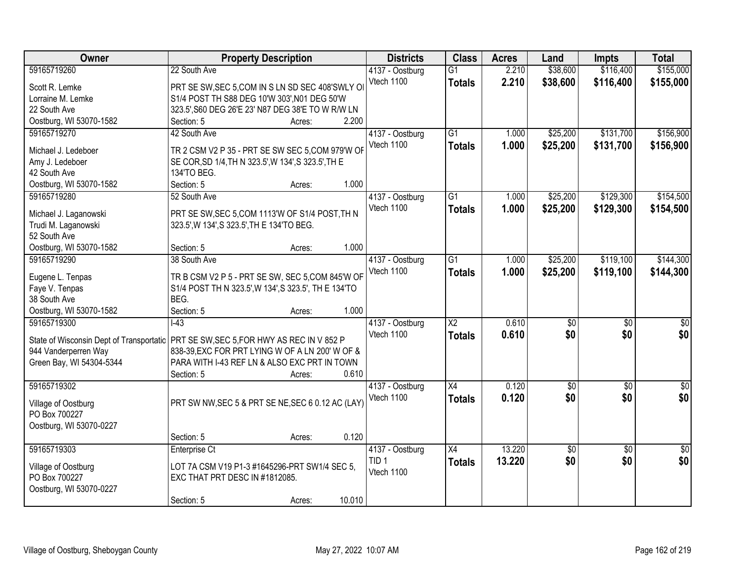| Owner | Property Description | Districts | Class | Acres | Land | Impts | Total |
|---|---|---|---|---|---|---|---|
| 59165719260<br>Scott R. Lemke<br>Lorraine M. Lemke<br>22 South Ave<br>Oostburg, WI 53070-1582 | 22 South Ave<br>PRT SE SW,SEC 5,COM IN S LN SD SEC 408'SWLY OI S1/4 POST TH S88 DEG 10'W 303',N01 DEG 50'W 323.5',S60 DEG 26'E 23' N87 DEG 38'E TO W R/W LN<br>Section: 5 Acres: 2.200 | 4137 - Oostburg<br>Vtech 1100 | G1<br>**Totals** | 2.210<br>**2.210** | $38,600<br>**$38,600** | $116,400<br>**$116,400** | $155,000<br>**$155,000** |
| 59165719270<br>Michael J. Ledeboer<br>Amy J. Ledeboer<br>42 South Ave<br>Oostburg, WI 53070-1582 | 42 South Ave<br>TR 2 CSM V2 P 35 - PRT SE SW SEC 5,COM 979'W OF SE COR,SD 1/4,TH N 323.5',W 134',S 323.5',TH E 134'TO BEG.<br>Section: 5 Acres: 1.000 | 4137 - Oostburg<br>Vtech 1100 | G1<br>**Totals** | 1.000<br>**1.000** | $25,200<br>**$25,200** | $131,700<br>**$131,700** | $156,900<br>**$156,900** |
| 59165719280<br>Michael J. Laganowski<br>Trudi M. Laganowski<br>52 South Ave<br>Oostburg, WI 53070-1582 | 52 South Ave<br>PRT SE SW,SEC 5,COM 1113'W OF S1/4 POST,TH N 323.5',W 134',S 323.5',TH E 134'TO BEG.<br>Section: 5 Acres: 1.000 | 4137 - Oostburg<br>Vtech 1100 | G1<br>**Totals** | 1.000<br>**1.000** | $25,200<br>**$25,200** | $129,300<br>**$129,300** | $154,500<br>**$154,500** |
| 59165719290<br>Eugene L. Tenpas<br>Faye V. Tenpas<br>38 South Ave<br>Oostburg, WI 53070-1582 | 38 South Ave<br>TR B CSM V2 P 5 - PRT SE SW, SEC 5,COM 845'W OF S1/4 POST TH N 323.5',W 134',S 323.5', TH E 134'TO BEG.<br>Section: 5 Acres: 1.000 | 4137 - Oostburg<br>Vtech 1100 | G1<br>**Totals** | 1.000<br>**1.000** | $25,200<br>**$25,200** | $119,100<br>**$119,100** | $144,300<br>**$144,300** |
| 59165719300<br>State of Wisconsin Dept of Transportatio<br>944 Vanderperren Way<br>Green Bay, WI 54304-5344 | I-43<br>PRT SE SW,SEC 5,FOR HWY AS REC IN V 852 P 838-39,EXC FOR PRT LYING W OF A LN 200' W OF & PARA WITH I-43 REF LN & ALSO EXC PRT IN TOWN<br>Section: 5 Acres: 0.610 | 4137 - Oostburg<br>Vtech 1100 | X2<br>**Totals** | 0.610<br>**0.610** | $0<br>**$0** | $0<br>**$0** | $0<br>**$0** |
| 59165719302<br>Village of Oostburg<br>PO Box 700227<br>Oostburg, WI 53070-0227 | PRT SW NW,SEC 5 & PRT SE NE,SEC 6 0.12 AC (LAY)<br>Section: 5 Acres: 0.120 | 4137 - Oostburg<br>Vtech 1100 | X4<br>**Totals** | 0.120<br>**0.120** | $0<br>**$0** | $0<br>**$0** | $0<br>**$0** |
| 59165719303<br>Village of Oostburg<br>PO Box 700227<br>Oostburg, WI 53070-0227 | Enterprise Ct<br>LOT 7A CSM V19 P1-3 #1645296-PRT SW1/4 SEC 5, EXC THAT PRT DESC IN #1812085.<br>Section: 5 Acres: 10.010 | 4137 - Oostburg<br>TID 1<br>Vtech 1100 | X4<br>**Totals** | 13.220<br>**13.220** | $0<br>**$0** | $0<br>**$0** | $0<br>**$0** |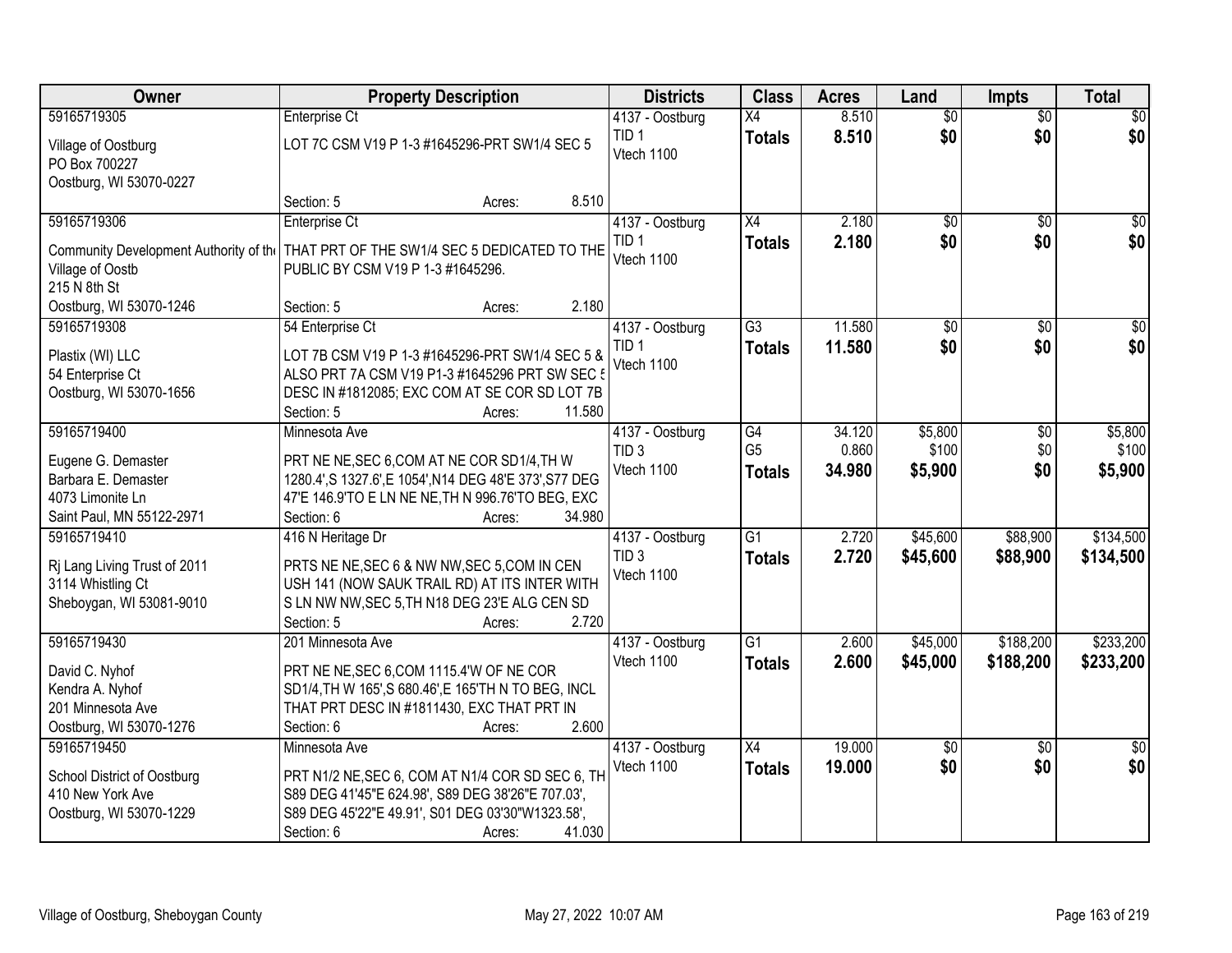| Owner | Property Description | Districts | Class | Acres | Land | Impts | Total |
|---|---|---|---|---|---|---|---|
| 59165719305<br><br>Village of Oostburg<br>PO Box 700227<br>Oostburg, WI 53070-0227 | Enterprise Ct<br><br>LOT 7C CSM V19 P 1-3 #1645296-PRT SW1/4 SEC 5<br><br>Section: 5 Acres: 8.510 | 4137 - Oostburg<br>TID 1<br>Vtech 1100 | X4<br>**Totals** | 8.510<br>**8.510** | $0<br>**$0** | $0<br>**$0** | $0<br>**$0** |
| 59165719306<br><br>Community Development Authority of the Village of Oostb<br>215 N 8th St<br>Oostburg, WI 53070-1246 | Enterprise Ct<br><br>THAT PRT OF THE SW1/4 SEC 5 DEDICATED TO THE PUBLIC BY CSM V19 P 1-3 #1645296.<br><br>Section: 5 Acres: 2.180 | 4137 - Oostburg<br>TID 1<br>Vtech 1100 | X4<br>**Totals** | 2.180<br>**2.180** | $0<br>**$0** | $0<br>**$0** | $0<br>**$0** |
| 59165719308<br><br>Plastix (WI) LLC<br>54 Enterprise Ct<br>Oostburg, WI 53070-1656 | 54 Enterprise Ct<br><br>LOT 7B CSM V19 P 1-3 #1645296-PRT SW1/4 SEC 5 & ALSO PRT 7A CSM V19 P1-3 #1645296 PRT SW SEC 5 DESC IN #1812085; EXC COM AT SE COR SD LOT 7B<br>Section: 5 Acres: 11.580 | 4137 - Oostburg<br>TID 1<br>Vtech 1100 | G3<br>**Totals** | 11.580<br>**11.580** | $0<br>**$0** | $0<br>**$0** | $0<br>**$0** |
| 59165719400<br><br>Eugene G. Demaster<br>Barbara E. Demaster<br>4073 Limonite Ln<br>Saint Paul, MN 55122-2971 | Minnesota Ave<br><br>PRT NE NE,SEC 6,COM AT NE COR SD1/4,TH W 1280.4',S 1327.6',E 1054',N14 DEG 48'E 373',S77 DEG 47'E 146.9'TO E LN NE NE,TH N 996.76'TO BEG, EXC<br>Section: 6 Acres: 34.980 | 4137 - Oostburg<br>TID 3<br>Vtech 1100 | G4<br>G5<br>**Totals** | 34.120<br>0.860<br>**34.980** | $5,800<br>$100<br>**$5,900** | $0<br>$0<br>**$0** | $5,800<br>$100<br>**$5,900** |
| 59165719410<br><br>Rj Lang Living Trust of 2011<br>3114 Whistling Ct<br>Sheboygan, WI 53081-9010 | 416 N Heritage Dr<br><br>PRTS NE NE,SEC 6 & NW NW,SEC 5,COM IN CEN USH 141 (NOW SAUK TRAIL RD) AT ITS INTER WITH S LN NW NW,SEC 5,TH N18 DEG 23'E ALG CEN SD<br>Section: 5 Acres: 2.720 | 4137 - Oostburg<br>TID 3<br>Vtech 1100 | G1<br>**Totals** | 2.720<br>**2.720** | $45,600<br>**$45,600** | $88,900<br>**$88,900** | $134,500<br>**$134,500** |
| 59165719430<br><br>David C. Nyhof<br>Kendra A. Nyhof<br>201 Minnesota Ave<br>Oostburg, WI 53070-1276 | 201 Minnesota Ave<br><br>PRT NE NE,SEC 6,COM 1115.4'W OF NE COR SD1/4,TH W 165',S 680.46',E 165'TH N TO BEG, INCL THAT PRT DESC IN #1811430, EXC THAT PRT IN<br>Section: 6 Acres: 2.600 | 4137 - Oostburg<br>Vtech 1100 | G1<br>**Totals** | 2.600<br>**2.600** | $45,000<br>**$45,000** | $188,200<br>**$188,200** | $233,200<br>**$233,200** |
| 59165719450<br><br>School District of Oostburg<br>410 New York Ave<br>Oostburg, WI 53070-1229 | Minnesota Ave<br><br>PRT N1/2 NE,SEC 6, COM AT N1/4 COR SD SEC 6, TH S89 DEG 41'45"E 624.98', S89 DEG 38'26"E 707.03', S89 DEG 45'22"E 49.91', S01 DEG 03'30"W1323.58',<br>Section: 6 Acres: 41.030 | 4137 - Oostburg<br>Vtech 1100 | X4<br>**Totals** | 19.000<br>**19.000** | $0<br>**$0** | $0<br>**$0** | $0<br>**$0** |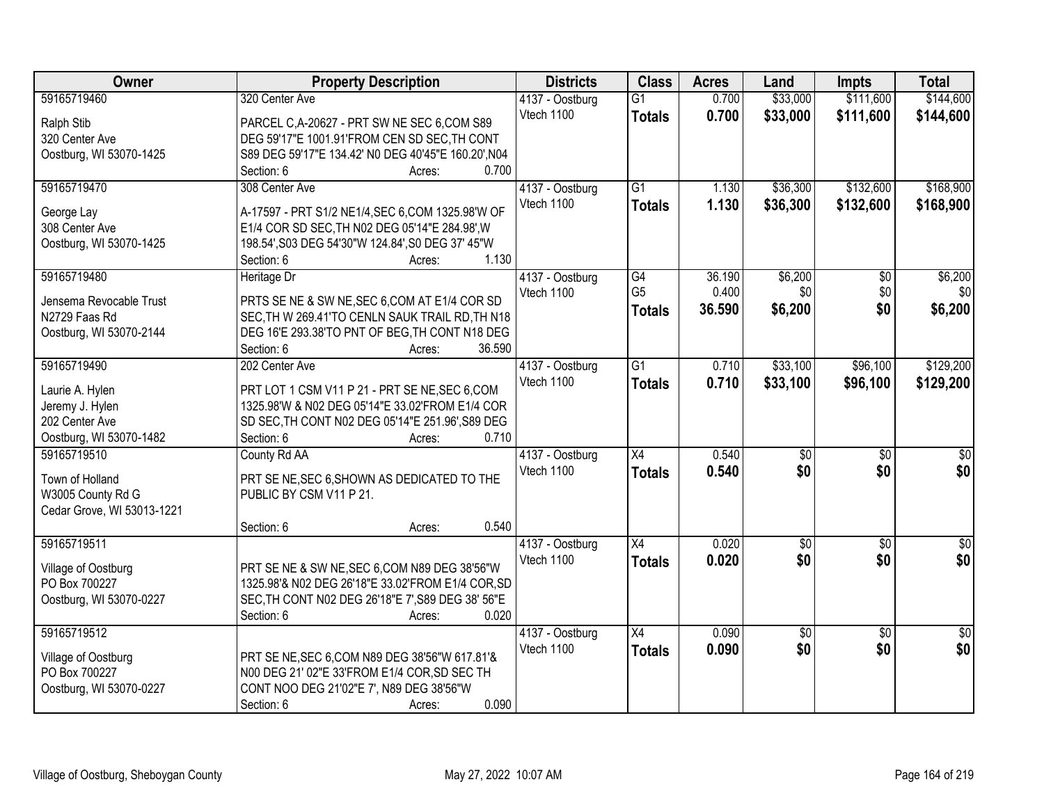| Owner | Property Description | Districts | Class | Acres | Land | Impts | Total |
|---|---|---|---|---|---|---|---|
| 59165719460<br>Ralph Stib<br>320 Center Ave<br>Oostburg, WI 53070-1425 | 320 Center Ave<br>PARCEL C,A-20627 - PRT SW NE SEC 6,COM S89 DEG 59'17"E 1001.91'FROM CEN SD SEC,TH CONT S89 DEG 59'17"E 134.42' N0 DEG 40'45"E 160.20',N04<br>Section: 6 Acres: 0.700 | 4137 - Oostburg<br>Vtech 1100 | G1<br>**Totals** | 0.700<br>**0.700** | $33,000<br>**$33,000** | $111,600<br>**$111,600** | $144,600<br>**$144,600** |
| 59165719470<br>George Lay<br>308 Center Ave<br>Oostburg, WI 53070-1425 | 308 Center Ave<br>A-17597 - PRT S1/2 NE1/4,SEC 6,COM 1325.98'W OF E1/4 COR SD SEC,TH N02 DEG 05'14"E 284.98',W 198.54',S03 DEG 54'30"W 124.84',S0 DEG 37' 45"W<br>Section: 6 Acres: 1.130 | 4137 - Oostburg<br>Vtech 1100 | G1<br>**Totals** | 1.130<br>**1.130** | $36,300<br>**$36,300** | $132,600<br>**$132,600** | $168,900<br>**$168,900** |
| 59165719480<br>Jensema Revocable Trust<br>N2729 Faas Rd<br>Oostburg, WI 53070-2144 | Heritage Dr<br>PRTS SE NE & SW NE,SEC 6,COM AT E1/4 COR SD SEC,TH W 269.41'TO CENLN SAUK TRAIL RD,TH N18 DEG 16'E 293.38'TO PNT OF BEG,TH CONT N18 DEG<br>Section: 6 Acres: 36.590 | 4137 - Oostburg<br>Vtech 1100 | G4<br>G5<br>**Totals** | 36.190<br>0.400<br>**36.590** | $6,200<br>$0<br>**$6,200** | $0<br>$0<br>**$0** | $6,200<br>$0<br>**$6,200** |
| 59165719490<br>Laurie A. Hylen<br>Jeremy J. Hylen<br>202 Center Ave<br>Oostburg, WI 53070-1482 | 202 Center Ave<br>PRT LOT 1 CSM V11 P 21 - PRT SE NE,SEC 6,COM 1325.98'W & N02 DEG 05'14"E 33.02'FROM E1/4 COR SD SEC,TH CONT N02 DEG 05'14"E 251.96',S89 DEG<br>Section: 6 Acres: 0.710 | 4137 - Oostburg<br>Vtech 1100 | G1<br>**Totals** | 0.710<br>**0.710** | $33,100<br>**$33,100** | $96,100<br>**$96,100** | $129,200<br>**$129,200** |
| 59165719510<br>Town of Holland<br>W3005 County Rd G<br>Cedar Grove, WI 53013-1221 | County Rd AA<br>PRT SE NE,SEC 6,SHOWN AS DEDICATED TO THE PUBLIC BY CSM V11 P 21.<br>Section: 6 Acres: 0.540 | 4137 - Oostburg<br>Vtech 1100 | X4<br>**Totals** | 0.540<br>**0.540** | $0<br>**$0** | $0<br>**$0** | $0<br>**$0** |
| 59165719511<br>Village of Oostburg<br>PO Box 700227<br>Oostburg, WI 53070-0227 | PRT SE NE & SW NE,SEC 6,COM N89 DEG 38'56"W 1325.98'& N02 DEG 26'18"E 33.02'FROM E1/4 COR,SD SEC,TH CONT N02 DEG 26'18"E 7',S89 DEG 38' 56"E<br>Section: 6 Acres: 0.020 | 4137 - Oostburg<br>Vtech 1100 | X4<br>**Totals** | 0.020<br>**0.020** | $0<br>**$0** | $0<br>**$0** | $0<br>**$0** |
| 59165719512<br>Village of Oostburg<br>PO Box 700227<br>Oostburg, WI 53070-0227 | PRT SE NE,SEC 6,COM N89 DEG 38'56"W 617.81'& N00 DEG 21' 02"E 33'FROM E1/4 COR,SD SEC TH CONT NOO DEG 21'02"E 7', N89 DEG 38'56"W<br>Section: 6 Acres: 0.090 | 4137 - Oostburg<br>Vtech 1100 | X4<br>**Totals** | 0.090<br>**0.090** | $0<br>**$0** | $0<br>**$0** | $0<br>**$0** |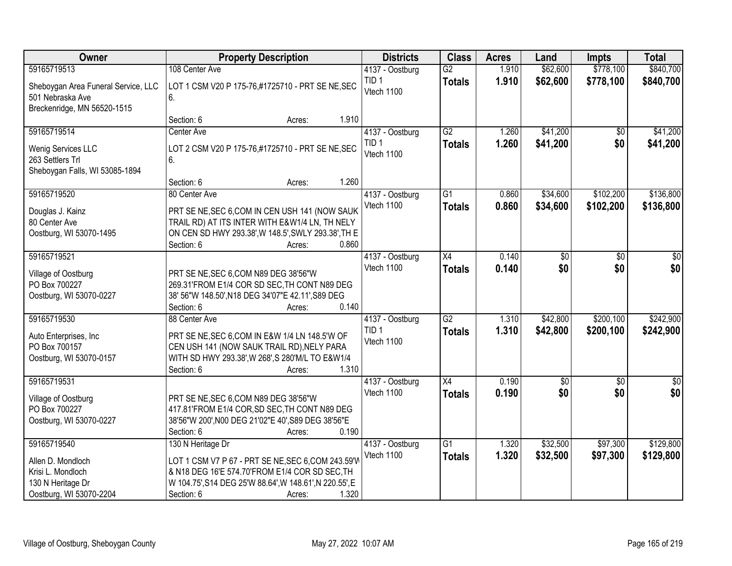| Owner | Property Description | Districts | Class | Acres | Land | Impts | Total |
|---|---|---|---|---|---|---|---|
| 59165719513<br>Sheboygan Area Funeral Service, LLC<br>501 Nebraska Ave<br>Breckenridge, MN 56520-1515 | 108 Center Ave<br>LOT 1 CSM V20 P 175-76,#1725710 - PRT SE NE,SEC 6.<br>Section: 6 Acres: 1.910 | 4137 - Oostburg<br>TID 1<br>Vtech 1100 | G2<br>**Totals** | 1.910<br>**1.910** | $62,600<br>**$62,600** | $778,100<br>**$778,100** | $840,700<br>**$840,700** |
| 59165719514<br>Wenig Services LLC<br>263 Settlers Trl<br>Sheboygan Falls, WI 53085-1894 | Center Ave<br>LOT 2 CSM V20 P 175-76,#1725710 - PRT SE NE,SEC 6.<br>Section: 6 Acres: 1.260 | 4137 - Oostburg<br>TID 1<br>Vtech 1100 | G2<br>**Totals** | 1.260<br>**1.260** | $41,200<br>**$41,200** | $0<br>**$0** | $41,200<br>**$41,200** |
| 59165719520<br>Douglas J. Kainz<br>80 Center Ave<br>Oostburg, WI 53070-1495 | 80 Center Ave<br>PRT SE NE,SEC 6,COM IN CEN USH 141 (NOW SAUK TRAIL RD) AT ITS INTER WITH E&W1/4 LN, TH NELY ON CEN SD HWY 293.38',W 148.5',SWLY 293.38',TH E<br>Section: 6 Acres: 0.860 | 4137 - Oostburg<br>Vtech 1100 | G1<br>**Totals** | 0.860<br>**0.860** | $34,600<br>**$34,600** | $102,200<br>**$102,200** | $136,800<br>**$136,800** |
| 59165719521<br>Village of Oostburg<br>PO Box 700227<br>Oostburg, WI 53070-0227 | PRT SE NE,SEC 6,COM N89 DEG 38'56"W 269.31'FROM E1/4 COR SD SEC,TH CONT N89 DEG 38' 56"W 148.50',N18 DEG 34'07"E 42.11',S89 DEG<br>Section: 6 Acres: 0.140 | 4137 - Oostburg<br>Vtech 1100 | X4<br>**Totals** | 0.140<br>**0.140** | $0<br>**$0** | $0<br>**$0** | $0<br>**$0** |
| 59165719530<br>Auto Enterprises, Inc<br>PO Box 700157<br>Oostburg, WI 53070-0157 | 88 Center Ave<br>PRT SE NE,SEC 6,COM IN E&W 1/4 LN 148.5'W OF CEN USH 141 (NOW SAUK TRAIL RD),NELY PARA WITH SD HWY 293.38',W 268',S 280'M/L TO E&W1/4<br>Section: 6 Acres: 1.310 | 4137 - Oostburg<br>TID 1<br>Vtech 1100 | G2<br>**Totals** | 1.310<br>**1.310** | $42,800<br>**$42,800** | $200,100<br>**$200,100** | $242,900<br>**$242,900** |
| 59165719531<br>Village of Oostburg<br>PO Box 700227<br>Oostburg, WI 53070-0227 | PRT SE NE,SEC 6,COM N89 DEG 38'56"W 417.81'FROM E1/4 COR,SD SEC,TH CONT N89 DEG 38'56"W 200',N00 DEG 21'02"E 40',S89 DEG 38'56"E<br>Section: 6 Acres: 0.190 | 4137 - Oostburg<br>Vtech 1100 | X4<br>**Totals** | 0.190<br>**0.190** | $0<br>**$0** | $0<br>**$0** | $0<br>**$0** |
| 59165719540<br>Allen D. Mondloch<br>Krisi L. Mondloch<br>130 N Heritage Dr<br>Oostburg, WI 53070-2204 | 130 N Heritage Dr<br>LOT 1 CSM V7 P 67 - PRT SE NE,SEC 6,COM 243.59'W & N18 DEG 16'E 574.70'FROM E1/4 COR SD SEC,TH W 104.75',S14 DEG 25'W 88.64',W 148.61',N 220.55',E<br>Section: 6 Acres: 1.320 | 4137 - Oostburg<br>Vtech 1100 | G1<br>**Totals** | 1.320<br>**1.320** | $32,500<br>**$32,500** | $97,300<br>**$97,300** | $129,800<br>**$129,800** |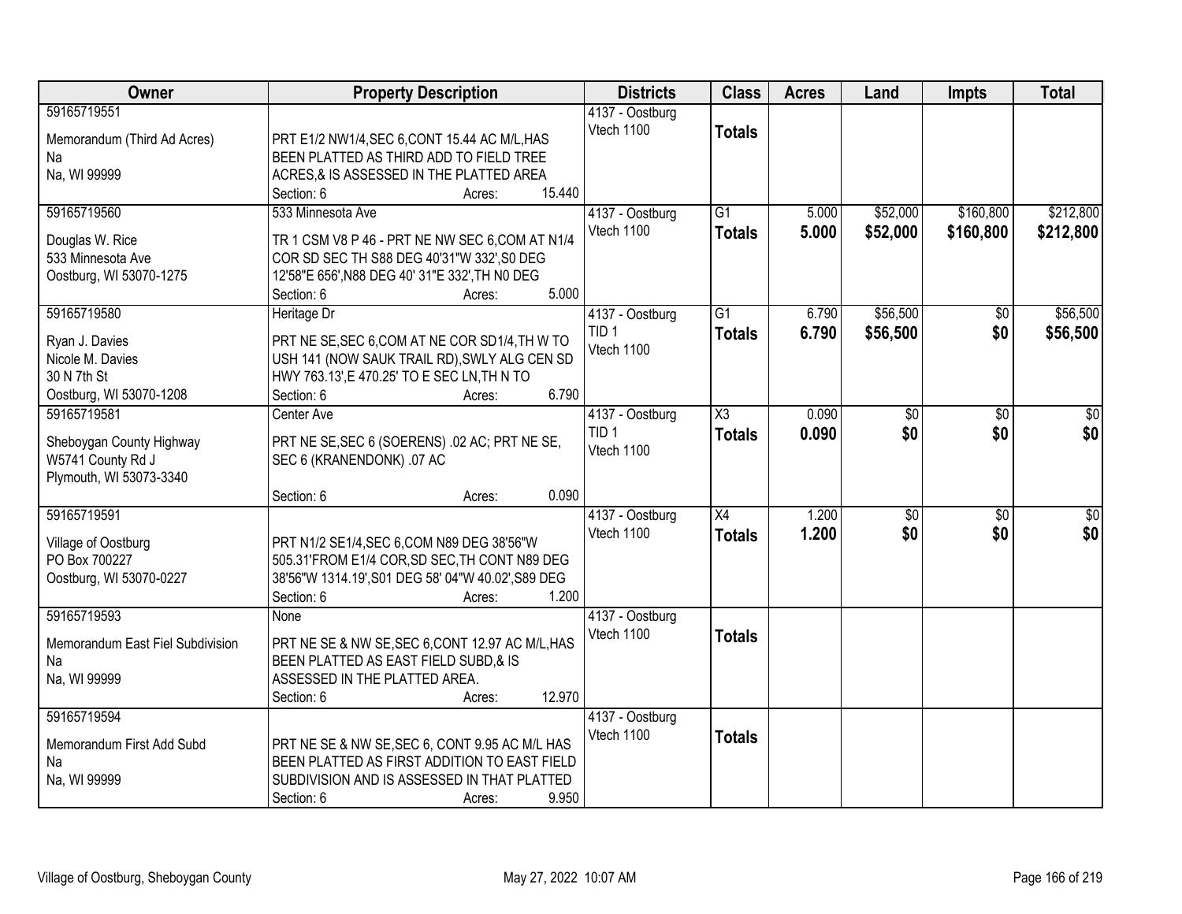| Owner | Property Description | Districts | Class | Acres | Land | Impts | Total |
|---|---|---|---|---|---|---|---|
| 59165719551<br><br>Memorandum (Third Ad Acres)<br>Na<br>Na, WI 99999 | PRT E1/2 NW1/4,SEC 6,CONT 15.44 AC M/L,HAS BEEN PLATTED AS THIRD ADD TO FIELD TREE ACRES,& IS ASSESSED IN THE PLATTED AREA<br>Section: 6 Acres: 15.440 | 4137 - Oostburg<br>Vtech 1100 | **Totals** | | | | |
| 59165719560<br><br>Douglas W. Rice<br>533 Minnesota Ave<br>Oostburg, WI 53070-1275 | 533 Minnesota Ave<br><br>TR 1 CSM V8 P 46 - PRT NE NW SEC 6,COM AT N1/4 COR SD SEC TH S88 DEG 40'31"W 332',S0 DEG 12'58"E 656',N88 DEG 40' 31"E 332',TH N0 DEG<br>Section: 6 Acres: 5.000 | 4137 - Oostburg<br>Vtech 1100 | G1<br>**Totals** | 5.000<br>**5.000** | $52,000<br>**$52,000** | $160,800<br>**$160,800** | $212,800<br>**$212,800** |
| 59165719580<br><br>Ryan J. Davies<br>Nicole M. Davies<br>30 N 7th St<br>Oostburg, WI 53070-1208 | Heritage Dr<br><br>PRT NE SE,SEC 6,COM AT NE COR SD1/4,TH W TO USH 141 (NOW SAUK TRAIL RD),SWLY ALG CEN SD HWY 763.13',E 470.25' TO E SEC LN,TH N TO<br>Section: 6 Acres: 6.790 | 4137 - Oostburg<br>TID 1<br>Vtech 1100 | G1<br>**Totals** | 6.790<br>**6.790** | $56,500<br>**$56,500** | $0<br>**$0** | $56,500<br>**$56,500** |
| 59165719581<br><br>Sheboygan County Highway<br>W5741 County Rd J<br>Plymouth, WI 53073-3340 | Center Ave<br><br>PRT NE SE,SEC 6 (SOERENS) .02 AC; PRT NE SE, SEC 6 (KRANENDONK) .07 AC<br><br>Section: 6 Acres: 0.090 | 4137 - Oostburg<br>TID 1<br>Vtech 1100 | X3<br>**Totals** | 0.090<br>**0.090** | $0<br>**$0** | $0<br>**$0** | $0<br>**$0** |
| 59165719591<br><br>Village of Oostburg<br>PO Box 700227<br>Oostburg, WI 53070-0227 | PRT N1/2 SE1/4,SEC 6,COM N89 DEG 38'56"W 505.31'FROM E1/4 COR,SD SEC,TH CONT N89 DEG 38'56"W 1314.19',S01 DEG 58' 04"W 40.02',S89 DEG<br>Section: 6 Acres: 1.200 | 4137 - Oostburg<br>Vtech 1100 | X4<br>**Totals** | 1.200<br>**1.200** | $0<br>**$0** | $0<br>**$0** | $0<br>**$0** |
| 59165719593<br><br>Memorandum East Fiel Subdivision<br>Na<br>Na, WI 99999 | None<br><br>PRT NE SE & NW SE,SEC 6,CONT 12.97 AC M/L,HAS BEEN PLATTED AS EAST FIELD SUBD,& IS ASSESSED IN THE PLATTED AREA.<br>Section: 6 Acres: 12.970 | 4137 - Oostburg<br>Vtech 1100 | **Totals** | | | | |
| 59165719594<br><br>Memorandum First Add Subd<br>Na<br>Na, WI 99999 | PRT NE SE & NW SE,SEC 6, CONT 9.95 AC M/L HAS BEEN PLATTED AS FIRST ADDITION TO EAST FIELD SUBDIVISION AND IS ASSESSED IN THAT PLATTED<br>Section: 6 Acres: 9.950 | 4137 - Oostburg<br>Vtech 1100 | **Totals** | | | | |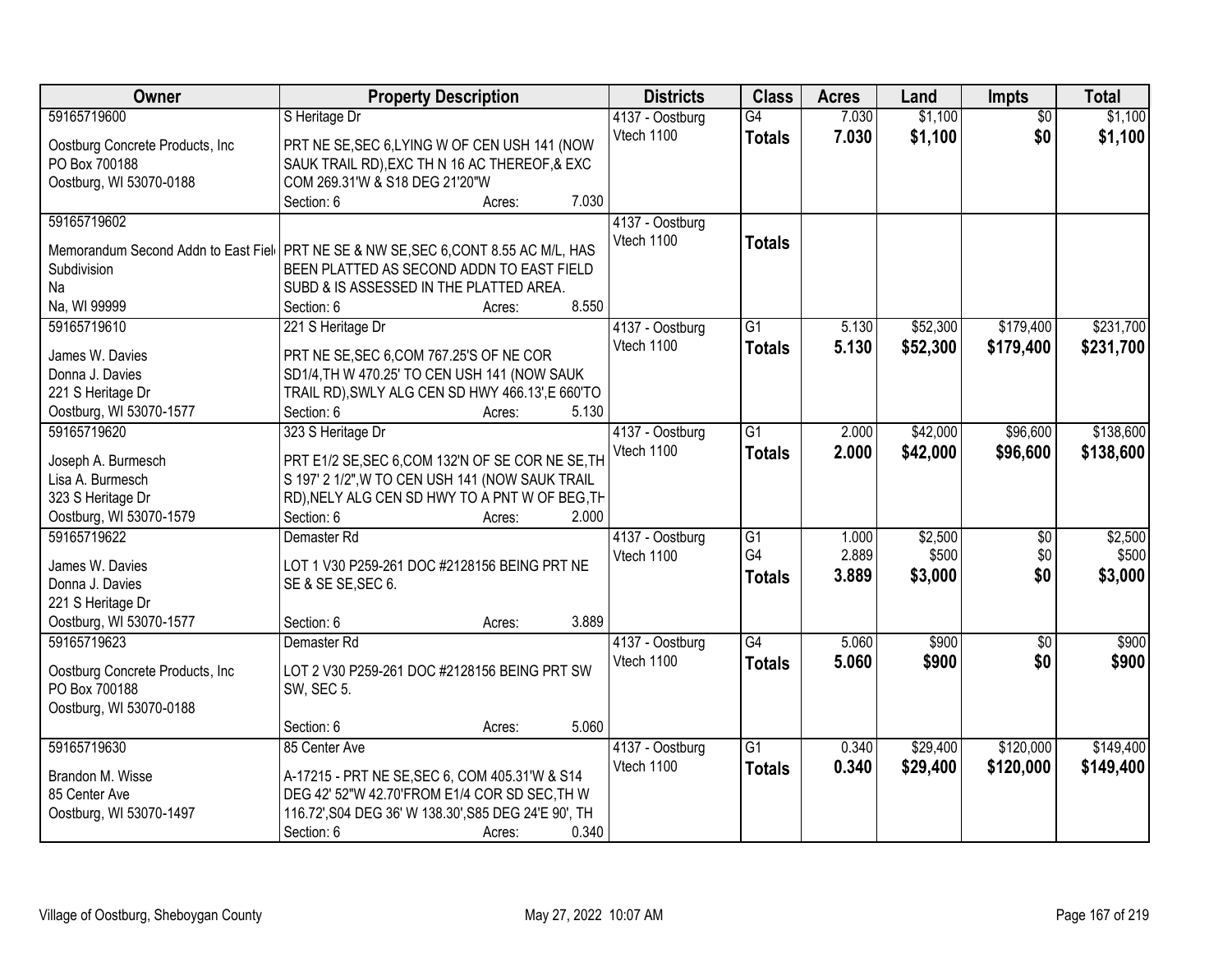| Owner | Property Description | Districts | Class | Acres | Land | Impts | Total |
|---|---|---|---|---|---|---|---|
| 59165719600<br>Oostburg Concrete Products, Inc<br>PO Box 700188<br>Oostburg, WI 53070-0188 | S Heritage Dr<br>PRT NE SE,SEC 6,LYING W OF CEN USH 141 (NOW SAUK TRAIL RD),EXC TH N 16 AC THEREOF,& EXC COM 269.31'W & S18 DEG 21'20"W<br>Section: 6 Acres: 7.030 | 4137 - Oostburg<br>Vtech 1100 | G4<br>**Totals** | 7.030<br>**7.030** | $1,100<br>**$1,100** | $0<br>**$0** | $1,100<br>**$1,100** |
| 59165719602<br>Memorandum Second Addn to East Field Subdivision<br>Na<br>Na, WI 99999 | PRT NE SE & NW SE,SEC 6,CONT 8.55 AC M/L, HAS BEEN PLATTED AS SECOND ADDN TO EAST FIELD SUBD & IS ASSESSED IN THE PLATTED AREA.<br>Section: 6 Acres: 8.550 | 4137 - Oostburg<br>Vtech 1100 | **Totals** | | | | |
| 59165719610<br>James W. Davies<br>Donna J. Davies<br>221 S Heritage Dr<br>Oostburg, WI 53070-1577 | 221 S Heritage Dr<br>PRT NE SE,SEC 6,COM 767.25'S OF NE COR SD1/4,TH W 470.25' TO CEN USH 141 (NOW SAUK TRAIL RD),SWLY ALG CEN SD HWY 466.13',E 660'TO<br>Section: 6 Acres: 5.130 | 4137 - Oostburg<br>Vtech 1100 | G1<br>**Totals** | 5.130<br>**5.130** | $52,300<br>**$52,300** | $179,400<br>**$179,400** | $231,700<br>**$231,700** |
| 59165719620<br>Joseph A. Burmesch<br>Lisa A. Burmesch<br>323 S Heritage Dr<br>Oostburg, WI 53070-1579 | 323 S Heritage Dr<br>PRT E1/2 SE,SEC 6,COM 132'N OF SE COR NE SE,TH S 197' 2 1/2",W TO CEN USH 141 (NOW SAUK TRAIL RD),NELY ALG CEN SD HWY TO A PNT W OF BEG,TH<br>Section: 6 Acres: 2.000 | 4137 - Oostburg<br>Vtech 1100 | G1<br>**Totals** | 2.000<br>**2.000** | $42,000<br>**$42,000** | $96,600<br>**$96,600** | $138,600<br>**$138,600** |
| 59165719622<br>James W. Davies<br>Donna J. Davies<br>221 S Heritage Dr<br>Oostburg, WI 53070-1577 | Demaster Rd<br>LOT 1 V30 P259-261 DOC #2128156 BEING PRT NE SE & SE SE,SEC 6.<br>Section: 6 Acres: 3.889 | 4137 - Oostburg<br>Vtech 1100 | G1<br>G4<br>**Totals** | 1.000<br>2.889<br>**3.889** | $2,500<br>$500<br>**$3,000** | $0<br>$0<br>**$0** | $2,500<br>$500<br>**$3,000** |
| 59165719623<br>Oostburg Concrete Products, Inc<br>PO Box 700188<br>Oostburg, WI 53070-0188 | Demaster Rd<br>LOT 2 V30 P259-261 DOC #2128156 BEING PRT SW SW, SEC 5.<br>Section: 6 Acres: 5.060 | 4137 - Oostburg<br>Vtech 1100 | G4<br>**Totals** | 5.060<br>**5.060** | $900<br>**$900** | $0<br>**$0** | $900<br>**$900** |
| 59165719630<br>Brandon M. Wisse<br>85 Center Ave<br>Oostburg, WI 53070-1497 | 85 Center Ave<br>A-17215 - PRT NE SE,SEC 6, COM 405.31'W & S14 DEG 42' 52"W 42.70'FROM E1/4 COR SD SEC,TH W 116.72',S04 DEG 36' W 138.30',S85 DEG 24'E 90', TH<br>Section: 6 Acres: 0.340 | 4137 - Oostburg<br>Vtech 1100 | G1<br>**Totals** | 0.340<br>**0.340** | $29,400<br>**$29,400** | $120,000<br>**$120,000** | $149,400<br>**$149,400** |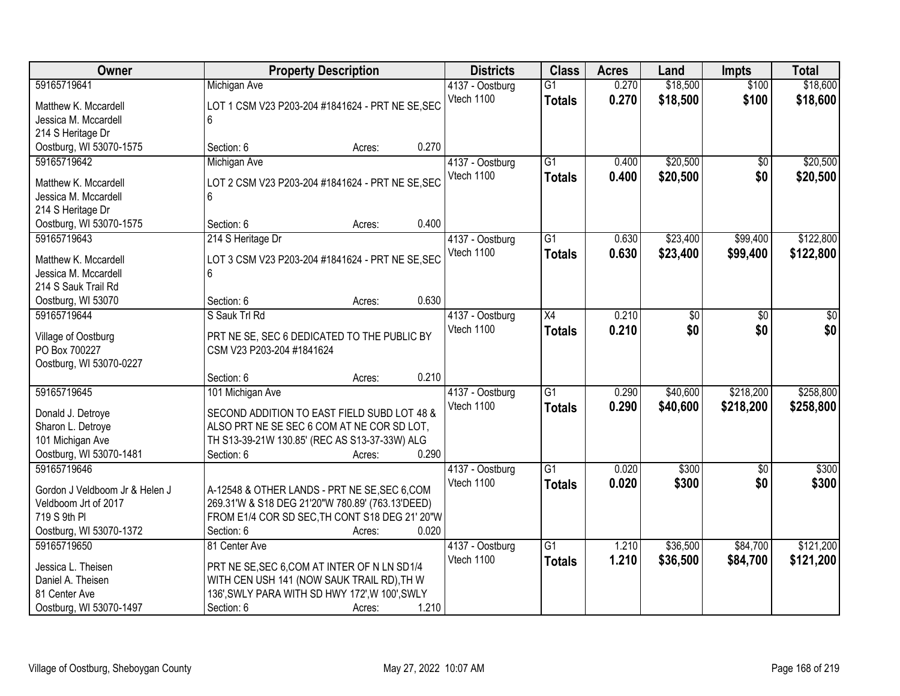| Owner | Property Description | | | Districts | Class | Acres | Land | Impts | Total |
|---|---|---|---|---|---|---|---|---|---|
| 59165719641 | Michigan Ave | | | 4137 - Oostburg | G1 | 0.270 | $18,500 | $100 | $18,600 |
| Matthew K. Mccardell<br>Jessica M. Mccardell<br>214 S Heritage Dr<br>Oostburg, WI 53070-1575 | LOT 1 CSM V23 P203-204 #1841624 - PRT NE SE,SEC 6 | | | Vtech 1100 | **Totals** | **0.270** | **$18,500** | **$100** | **$18,600** |
| | Section: 6 | Acres: | 0.270 | | | | | | |
| 59165719642 | Michigan Ave | | | 4137 - Oostburg | G1 | 0.400 | $20,500 | $0 | $20,500 |
| Matthew K. Mccardell<br>Jessica M. Mccardell<br>214 S Heritage Dr<br>Oostburg, WI 53070-1575 | LOT 2 CSM V23 P203-204 #1841624 - PRT NE SE,SEC 6 | | | Vtech 1100 | **Totals** | **0.400** | **$20,500** | **$0** | **$20,500** |
| | Section: 6 | Acres: | 0.400 | | | | | | |
| 59165719643 | 214 S Heritage Dr | | | 4137 - Oostburg | G1 | 0.630 | $23,400 | $99,400 | $122,800 |
| Matthew K. Mccardell<br>Jessica M. Mccardell<br>214 S Sauk Trail Rd<br>Oostburg, WI 53070 | LOT 3 CSM V23 P203-204 #1841624 - PRT NE SE,SEC 6 | | | Vtech 1100 | **Totals** | **0.630** | **$23,400** | **$99,400** | **$122,800** |
| | Section: 6 | Acres: | 0.630 | | | | | | |
| 59165719644 | S Sauk Trl Rd | | | 4137 - Oostburg | X4 | 0.210 | $0 | $0 | $0 |
| Village of Oostburg<br>PO Box 700227<br>Oostburg, WI 53070-0227 | PRT NE SE, SEC 6 DEDICATED TO THE PUBLIC BY CSM V23 P203-204 #1841624 | | | Vtech 1100 | **Totals** | **0.210** | **$0** | **$0** | **$0** |
| | Section: 6 | Acres: | 0.210 | | | | | | |
| 59165719645 | 101 Michigan Ave | | | 4137 - Oostburg | G1 | 0.290 | $40,600 | $218,200 | $258,800 |
| Donald J. Detroye<br>Sharon L. Detroye<br>101 Michigan Ave<br>Oostburg, WI 53070-1481 | SECOND ADDITION TO EAST FIELD SUBD LOT 48 & ALSO PRT NE SE SEC 6 COM AT NE COR SD LOT, TH S13-39-21W 130.85' (REC AS S13-37-33W) ALG | | | Vtech 1100 | **Totals** | **0.290** | **$40,600** | **$218,200** | **$258,800** |
| | Section: 6 | Acres: | 0.290 | | | | | | |
| 59165719646 | | | | 4137 - Oostburg | G1 | 0.020 | $300 | $0 | $300 |
| Gordon J Veldboom Jr & Helen J Veldboom Jrt of 2017<br>719 S 9th Pl<br>Oostburg, WI 53070-1372 | A-12548 & OTHER LANDS - PRT NE SE,SEC 6,COM 269.31'W & S18 DEG 21'20"W 780.89' (763.13'DEED) FROM E1/4 COR SD SEC,TH CONT S18 DEG 21' 20"W | | | Vtech 1100 | **Totals** | **0.020** | **$300** | **$0** | **$300** |
| | Section: 6 | Acres: | 0.020 | | | | | | |
| 59165719650 | 81 Center Ave | | | 4137 - Oostburg | G1 | 1.210 | $36,500 | $84,700 | $121,200 |
| Jessica L. Theisen<br>Daniel A. Theisen<br>81 Center Ave<br>Oostburg, WI 53070-1497 | PRT NE SE,SEC 6,COM AT INTER OF N LN SD1/4 WITH CEN USH 141 (NOW SAUK TRAIL RD),TH W 136',SWLY PARA WITH SD HWY 172',W 100',SWLY | | | Vtech 1100 | **Totals** | **1.210** | **$36,500** | **$84,700** | **$121,200** |
| | Section: 6 | Acres: | 1.210 | | | | | | |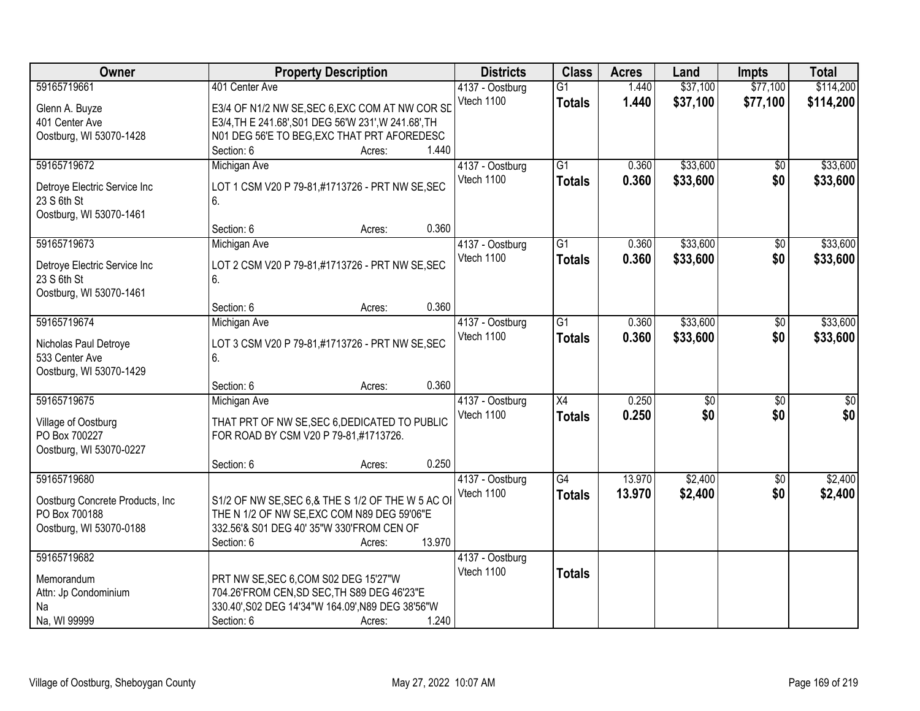| Owner | Property Description | Districts | Class | Acres | Land | Impts | Total |
|---|---|---|---|---|---|---|---|
| 59165719661<br>Glenn A. Buyze<br>401 Center Ave<br>Oostburg, WI 53070-1428 | 401 Center Ave<br>E3/4 OF N1/2 NW SE,SEC 6,EXC COM AT NW COR SD E3/4,TH E 241.68',S01 DEG 56'W 231',W 241.68',TH N01 DEG 56'E TO BEG,EXC THAT PRT AFOREDESC<br>Section: 6 Acres: 1.440 | 4137 - Oostburg<br>Vtech 1100 | G1<br>**Totals** | 1.440<br>**1.440** | $37,100<br>**$37,100** | $77,100<br>**$77,100** | $114,200<br>**$114,200** |
| 59165719672<br>Detroye Electric Service Inc<br>23 S 6th St<br>Oostburg, WI 53070-1461 | Michigan Ave<br>LOT 1 CSM V20 P 79-81,#1713726 - PRT NW SE,SEC 6.<br>Section: 6 Acres: 0.360 | 4137 - Oostburg<br>Vtech 1100 | G1<br>**Totals** | 0.360<br>**0.360** | $33,600<br>**$33,600** | $0<br>**$0** | $33,600<br>**$33,600** |
| 59165719673<br>Detroye Electric Service Inc<br>23 S 6th St<br>Oostburg, WI 53070-1461 | Michigan Ave<br>LOT 2 CSM V20 P 79-81,#1713726 - PRT NW SE,SEC 6.<br>Section: 6 Acres: 0.360 | 4137 - Oostburg<br>Vtech 1100 | G1<br>**Totals** | 0.360<br>**0.360** | $33,600<br>**$33,600** | $0<br>**$0** | $33,600<br>**$33,600** |
| 59165719674<br>Nicholas Paul Detroye<br>533 Center Ave<br>Oostburg, WI 53070-1429 | Michigan Ave<br>LOT 3 CSM V20 P 79-81,#1713726 - PRT NW SE,SEC 6.<br>Section: 6 Acres: 0.360 | 4137 - Oostburg<br>Vtech 1100 | G1<br>**Totals** | 0.360<br>**0.360** | $33,600<br>**$33,600** | $0<br>**$0** | $33,600<br>**$33,600** |
| 59165719675<br>Village of Oostburg<br>PO Box 700227<br>Oostburg, WI 53070-0227 | Michigan Ave<br>THAT PRT OF NW SE,SEC 6,DEDICATED TO PUBLIC FOR ROAD BY CSM V20 P 79-81,#1713726.<br>Section: 6 Acres: 0.250 | 4137 - Oostburg<br>Vtech 1100 | X4<br>**Totals** | 0.250<br>**0.250** | $0<br>**$0** | $0<br>**$0** | $0<br>**$0** |
| 59165719680<br>Oostburg Concrete Products, Inc<br>PO Box 700188<br>Oostburg, WI 53070-0188 | S1/2 OF NW SE,SEC 6,& THE S 1/2 OF THE W 5 AC OF THE N 1/2 OF NW SE,EXC COM N89 DEG 59'06"E 332.56'& S01 DEG 40' 35"W 330'FROM CEN OF<br>Section: 6 Acres: 13.970 | 4137 - Oostburg<br>Vtech 1100 | G4<br>**Totals** | 13.970<br>**13.970** | $2,400<br>**$2,400** | $0<br>**$0** | $2,400<br>**$2,400** |
| 59165719682<br>Memorandum<br>Attn: Jp Condominium<br>Na<br>Na, WI 99999 | PRT NW SE,SEC 6,COM S02 DEG 15'27"W 704.26'FROM CEN,SD SEC,TH S89 DEG 46'23"E 330.40',S02 DEG 14'34"W 164.09',N89 DEG 38'56"W<br>Section: 6 Acres: 1.240 | 4137 - Oostburg<br>Vtech 1100 | **Totals** | | | | |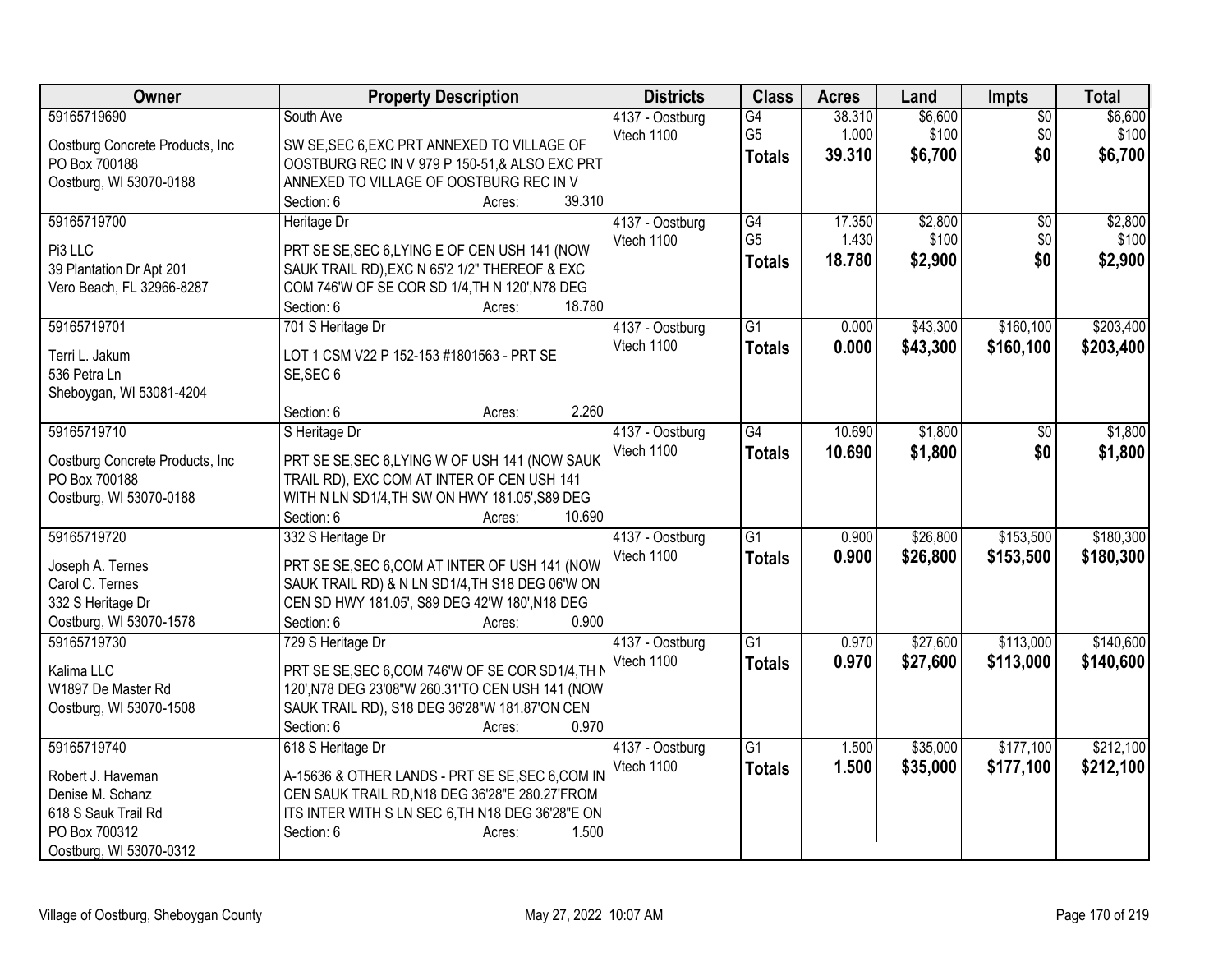| Owner | Property Description | Districts | Class | Acres | Land | Impts | Total |
|---|---|---|---|---|---|---|---|
| 59165719690<br>Oostburg Concrete Products, Inc<br>PO Box 700188<br>Oostburg, WI 53070-0188 | South Ave<br>SW SE,SEC 6,EXC PRT ANNEXED TO VILLAGE OF OOSTBURG REC IN V 979 P 150-51,& ALSO EXC PRT ANNEXED TO VILLAGE OF OOSTBURG REC IN V<br>Section: 6 Acres: 39.310 | 4137 - Oostburg<br>Vtech 1100 | G4<br>G5<br>**Totals** | 38.310<br>1.000<br>**39.310** | $6,600<br>$100<br>**$6,700** | $0<br>$0<br>**$0** | $6,600<br>$100<br>**$6,700** |
| 59165719700<br>Pi3 LLC<br>39 Plantation Dr Apt 201<br>Vero Beach, FL 32966-8287 | Heritage Dr<br>PRT SE SE,SEC 6,LYING E OF CEN USH 141 (NOW SAUK TRAIL RD),EXC N 65'2 1/2" THEREOF & EXC COM 746'W OF SE COR SD 1/4,TH N 120',N78 DEG<br>Section: 6 Acres: 18.780 | 4137 - Oostburg<br>Vtech 1100 | G4<br>G5<br>**Totals** | 17.350<br>1.430<br>**18.780** | $2,800<br>$100<br>**$2,900** | $0<br>$0<br>**$0** | $2,800<br>$100<br>**$2,900** |
| 59165719701<br>Terri L. Jakum<br>536 Petra Ln<br>Sheboygan, WI 53081-4204 | 701 S Heritage Dr<br>LOT 1 CSM V22 P 152-153 #1801563 - PRT SE SE,SEC 6<br>Section: 6 Acres: 2.260 | 4137 - Oostburg<br>Vtech 1100 | G1<br>**Totals** | 0.000<br>**0.000** | $43,300<br>**$43,300** | $160,100<br>**$160,100** | $203,400<br>**$203,400** |
| 59165719710<br>Oostburg Concrete Products, Inc<br>PO Box 700188<br>Oostburg, WI 53070-0188 | S Heritage Dr<br>PRT SE SE,SEC 6,LYING W OF USH 141 (NOW SAUK TRAIL RD), EXC COM AT INTER OF CEN USH 141 WITH N LN SD1/4,TH SW ON HWY 181.05',S89 DEG<br>Section: 6 Acres: 10.690 | 4137 - Oostburg<br>Vtech 1100 | G4<br>**Totals** | 10.690<br>**10.690** | $1,800<br>**$1,800** | $0<br>**$0** | $1,800<br>**$1,800** |
| 59165719720<br>Joseph A. Ternes<br>Carol C. Ternes<br>332 S Heritage Dr<br>Oostburg, WI 53070-1578 | 332 S Heritage Dr<br>PRT SE SE,SEC 6,COM AT INTER OF USH 141 (NOW SAUK TRAIL RD) & N LN SD1/4,TH S18 DEG 06'W ON CEN SD HWY 181.05', S89 DEG 42'W 180',N18 DEG<br>Section: 6 Acres: 0.900 | 4137 - Oostburg<br>Vtech 1100 | G1<br>**Totals** | 0.900<br>**0.900** | $26,800<br>**$26,800** | $153,500<br>**$153,500** | $180,300<br>**$180,300** |
| 59165719730<br>Kalima LLC<br>W1897 De Master Rd<br>Oostburg, WI 53070-1508 | 729 S Heritage Dr<br>PRT SE SE,SEC 6,COM 746'W OF SE COR SD1/4,TH N 120',N78 DEG 23'08"W 260.31'TO CEN USH 141 (NOW SAUK TRAIL RD), S18 DEG 36'28"W 181.87'ON CEN<br>Section: 6 Acres: 0.970 | 4137 - Oostburg<br>Vtech 1100 | G1<br>**Totals** | 0.970<br>**0.970** | $27,600<br>**$27,600** | $113,000<br>**$113,000** | $140,600<br>**$140,600** |
| 59165719740<br>Robert J. Haveman<br>Denise M. Schanz<br>618 S Sauk Trail Rd<br>PO Box 700312<br>Oostburg, WI 53070-0312 | 618 S Heritage Dr<br>A-15636 & OTHER LANDS - PRT SE SE,SEC 6,COM IN CEN SAUK TRAIL RD,N18 DEG 36'28"E 280.27'FROM ITS INTER WITH S LN SEC 6,TH N18 DEG 36'28"E ON<br>Section: 6 Acres: 1.500 | 4137 - Oostburg<br>Vtech 1100 | G1<br>**Totals** | 1.500<br>**1.500** | $35,000<br>**$35,000** | $177,100<br>**$177,100** | $212,100<br>**$212,100** |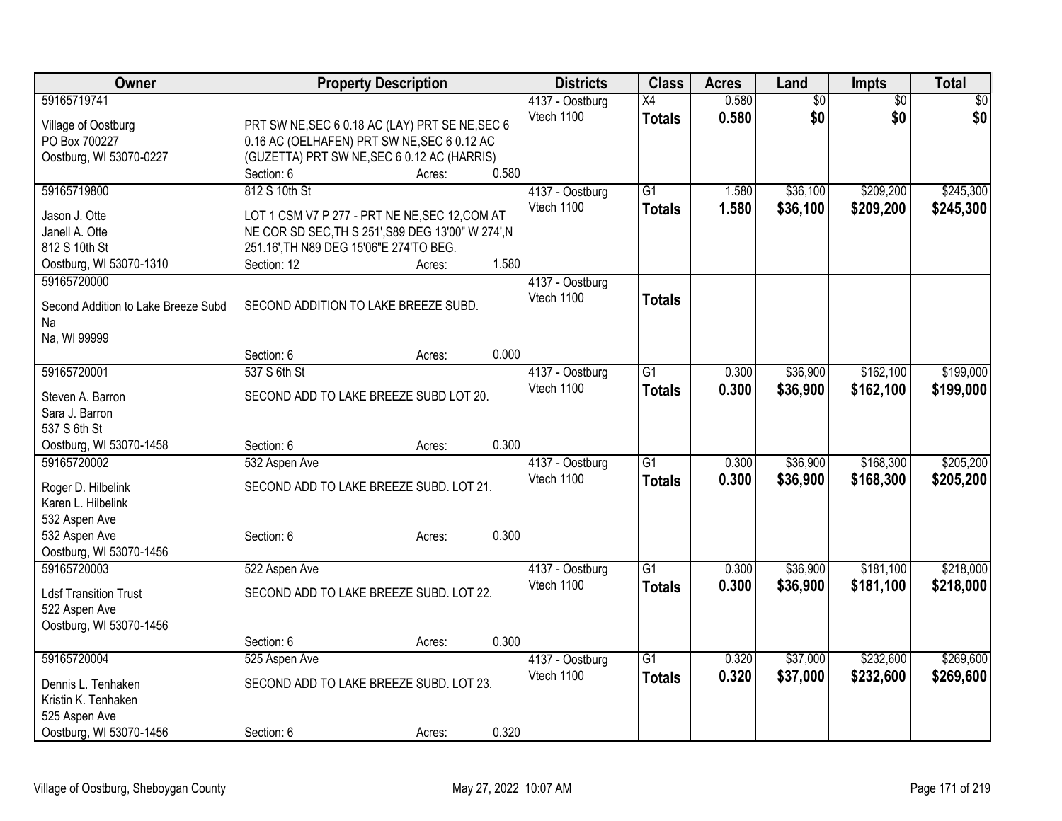| Owner | Property Description | Districts | Class | Acres | Land | Impts | Total |
|---|---|---|---|---|---|---|---|
| 59165719741<br>Village of Oostburg<br>PO Box 700227<br>Oostburg, WI 53070-0227 | PRT SW NE,SEC 6 0.18 AC (LAY) PRT SE NE,SEC 6 0.16 AC (OELHAFEN) PRT SW NE,SEC 6 0.12 AC (GUZETTA) PRT SW NE,SEC 6 0.12 AC (HARRIS)<br>Section: 6 Acres: 0.580 | 4137 - Oostburg<br>Vtech 1100 | X4<br>**Totals** | 0.580<br>**0.580** | $0<br>**$0** | $0<br>**$0** | $0<br>**$0** |
| 59165719800<br>Jason J. Otte<br>Janell A. Otte<br>812 S 10th St<br>Oostburg, WI 53070-1310 | 812 S 10th St<br>LOT 1 CSM V7 P 277 - PRT NE NE,SEC 12,COM AT NE COR SD SEC,TH S 251',S89 DEG 13'00" W 274',N 251.16',TH N89 DEG 15'06"E 274'TO BEG.<br>Section: 12 Acres: 1.580 | 4137 - Oostburg<br>Vtech 1100 | G1<br>**Totals** | 1.580<br>**1.580** | $36,100<br>**$36,100** | $209,200<br>**$209,200** | $245,300<br>**$245,300** |
| 59165720000<br>Second Addition to Lake Breeze Subd<br>Na<br>Na, WI 99999 | SECOND ADDITION TO LAKE BREEZE SUBD.<br>Section: 6 Acres: 0.000 | 4137 - Oostburg<br>Vtech 1100 | **Totals** | | | | |
| 59165720001<br>Steven A. Barron<br>Sara J. Barron<br>537 S 6th St<br>Oostburg, WI 53070-1458 | 537 S 6th St<br>SECOND ADD TO LAKE BREEZE SUBD LOT 20.<br>Section: 6 Acres: 0.300 | 4137 - Oostburg<br>Vtech 1100 | G1<br>**Totals** | 0.300<br>**0.300** | $36,900<br>**$36,900** | $162,100<br>**$162,100** | $199,000<br>**$199,000** |
| 59165720002<br>Roger D. Hilbelink<br>Karen L. Hilbelink<br>532 Aspen Ave<br>532 Aspen Ave<br>Oostburg, WI 53070-1456 | 532 Aspen Ave<br>SECOND ADD TO LAKE BREEZE SUBD. LOT 21.<br>Section: 6 Acres: 0.300 | 4137 - Oostburg<br>Vtech 1100 | G1<br>**Totals** | 0.300<br>**0.300** | $36,900<br>**$36,900** | $168,300<br>**$168,300** | $205,200<br>**$205,200** |
| 59165720003<br>Ldsf Transition Trust<br>522 Aspen Ave<br>Oostburg, WI 53070-1456 | 522 Aspen Ave<br>SECOND ADD TO LAKE BREEZE SUBD. LOT 22.<br>Section: 6 Acres: 0.300 | 4137 - Oostburg<br>Vtech 1100 | G1<br>**Totals** | 0.300<br>**0.300** | $36,900<br>**$36,900** | $181,100<br>**$181,100** | $218,000<br>**$218,000** |
| 59165720004<br>Dennis L. Tenhaken<br>Kristin K. Tenhaken<br>525 Aspen Ave<br>Oostburg, WI 53070-1456 | 525 Aspen Ave<br>SECOND ADD TO LAKE BREEZE SUBD. LOT 23.<br>Section: 6 Acres: 0.320 | 4137 - Oostburg<br>Vtech 1100 | G1<br>**Totals** | 0.320<br>**0.320** | $37,000<br>**$37,000** | $232,600<br>**$232,600** | $269,600<br>**$269,600** |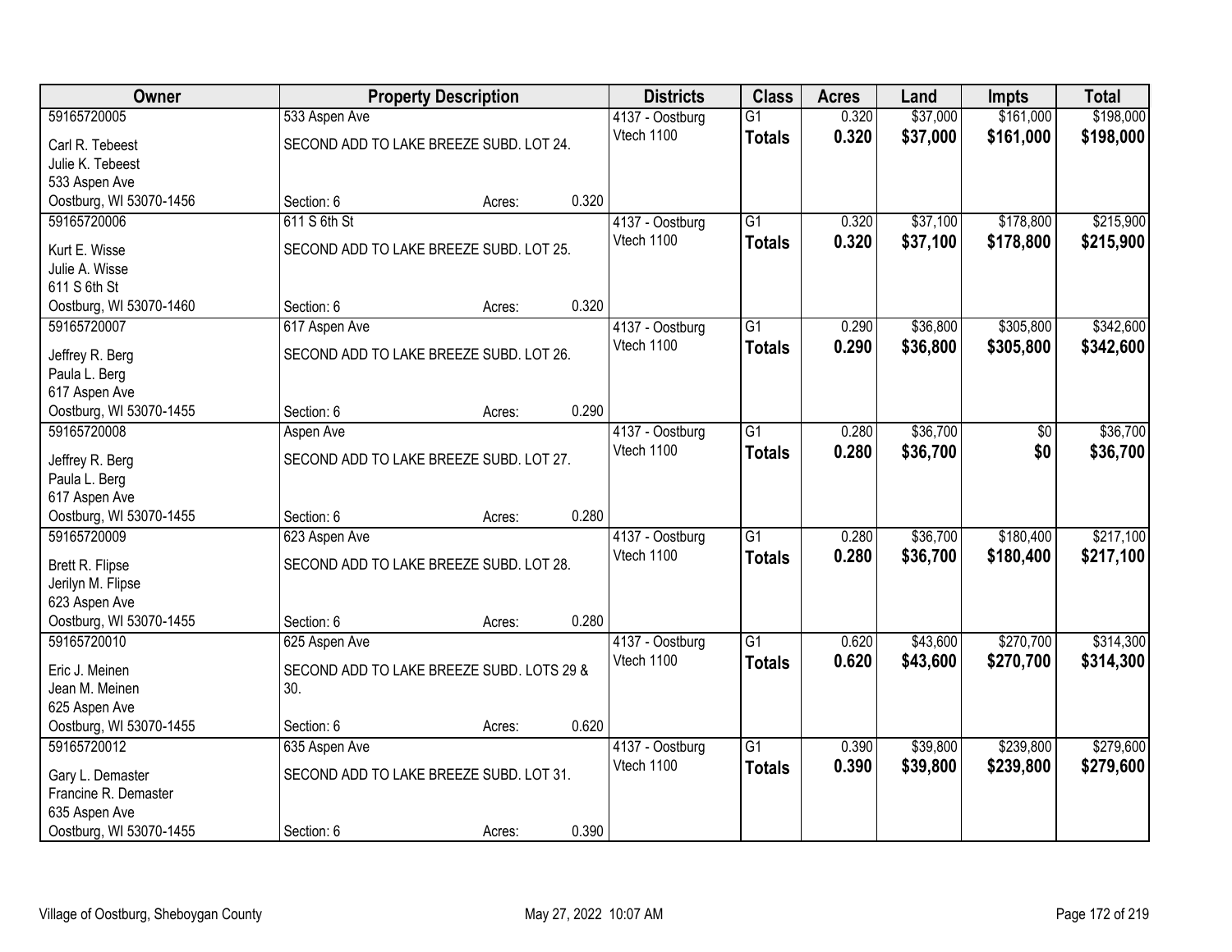| Owner | Property Description | | | Districts | Class | Acres | Land | Impts | Total |
|---|---|---|---|---|---|---|---|---|---|
| 59165720005 | 533 Aspen Ave | | | 4137 - Oostburg | G1 | 0.320 | $37,000 | $161,000 | $198,000 |
| Carl R. Tebeest<br>Julie K. Tebeest<br>533 Aspen Ave<br>Oostburg, WI 53070-1456 | SECOND ADD TO LAKE BREEZE SUBD. LOT 24. | | | Vtech 1100 | **Totals** | **0.320** | **$37,000** | **$161,000** | **$198,000** |
| | Section: 6 | Acres: | 0.320 | | | | | | |
| 59165720006 | 611 S 6th St | | | 4137 - Oostburg | G1 | 0.320 | $37,100 | $178,800 | $215,900 |
| Kurt E. Wisse<br>Julie A. Wisse<br>611 S 6th St<br>Oostburg, WI 53070-1460 | SECOND ADD TO LAKE BREEZE SUBD. LOT 25. | | | Vtech 1100 | **Totals** | **0.320** | **$37,100** | **$178,800** | **$215,900** |
| | Section: 6 | Acres: | 0.320 | | | | | | |
| 59165720007 | 617 Aspen Ave | | | 4137 - Oostburg | G1 | 0.290 | $36,800 | $305,800 | $342,600 |
| Jeffrey R. Berg<br>Paula L. Berg<br>617 Aspen Ave<br>Oostburg, WI 53070-1455 | SECOND ADD TO LAKE BREEZE SUBD. LOT 26. | | | Vtech 1100 | **Totals** | **0.290** | **$36,800** | **$305,800** | **$342,600** |
| | Section: 6 | Acres: | 0.290 | | | | | | |
| 59165720008 | Aspen Ave | | | 4137 - Oostburg | G1 | 0.280 | $36,700 | $0 | $36,700 |
| Jeffrey R. Berg<br>Paula L. Berg<br>617 Aspen Ave<br>Oostburg, WI 53070-1455 | SECOND ADD TO LAKE BREEZE SUBD. LOT 27. | | | Vtech 1100 | **Totals** | **0.280** | **$36,700** | **$0** | **$36,700** |
| | Section: 6 | Acres: | 0.280 | | | | | | |
| 59165720009 | 623 Aspen Ave | | | 4137 - Oostburg | G1 | 0.280 | $36,700 | $180,400 | $217,100 |
| Brett R. Flipse<br>Jerilyn M. Flipse<br>623 Aspen Ave<br>Oostburg, WI 53070-1455 | SECOND ADD TO LAKE BREEZE SUBD. LOT 28. | | | Vtech 1100 | **Totals** | **0.280** | **$36,700** | **$180,400** | **$217,100** |
| | Section: 6 | Acres: | 0.280 | | | | | | |
| 59165720010 | 625 Aspen Ave | | | 4137 - Oostburg | G1 | 0.620 | $43,600 | $270,700 | $314,300 |
| Eric J. Meinen<br>Jean M. Meinen<br>625 Aspen Ave<br>Oostburg, WI 53070-1455 | SECOND ADD TO LAKE BREEZE SUBD. LOTS 29 & 30. | | | Vtech 1100 | **Totals** | **0.620** | **$43,600** | **$270,700** | **$314,300** |
| | Section: 6 | Acres: | 0.620 | | | | | | |
| 59165720012 | 635 Aspen Ave | | | 4137 - Oostburg | G1 | 0.390 | $39,800 | $239,800 | $279,600 |
| Gary L. Demaster<br>Francine R. Demaster<br>635 Aspen Ave<br>Oostburg, WI 53070-1455 | SECOND ADD TO LAKE BREEZE SUBD. LOT 31. | | | Vtech 1100 | **Totals** | **0.390** | **$39,800** | **$239,800** | **$279,600** |
| | Section: 6 | Acres: | 0.390 | | | | | | |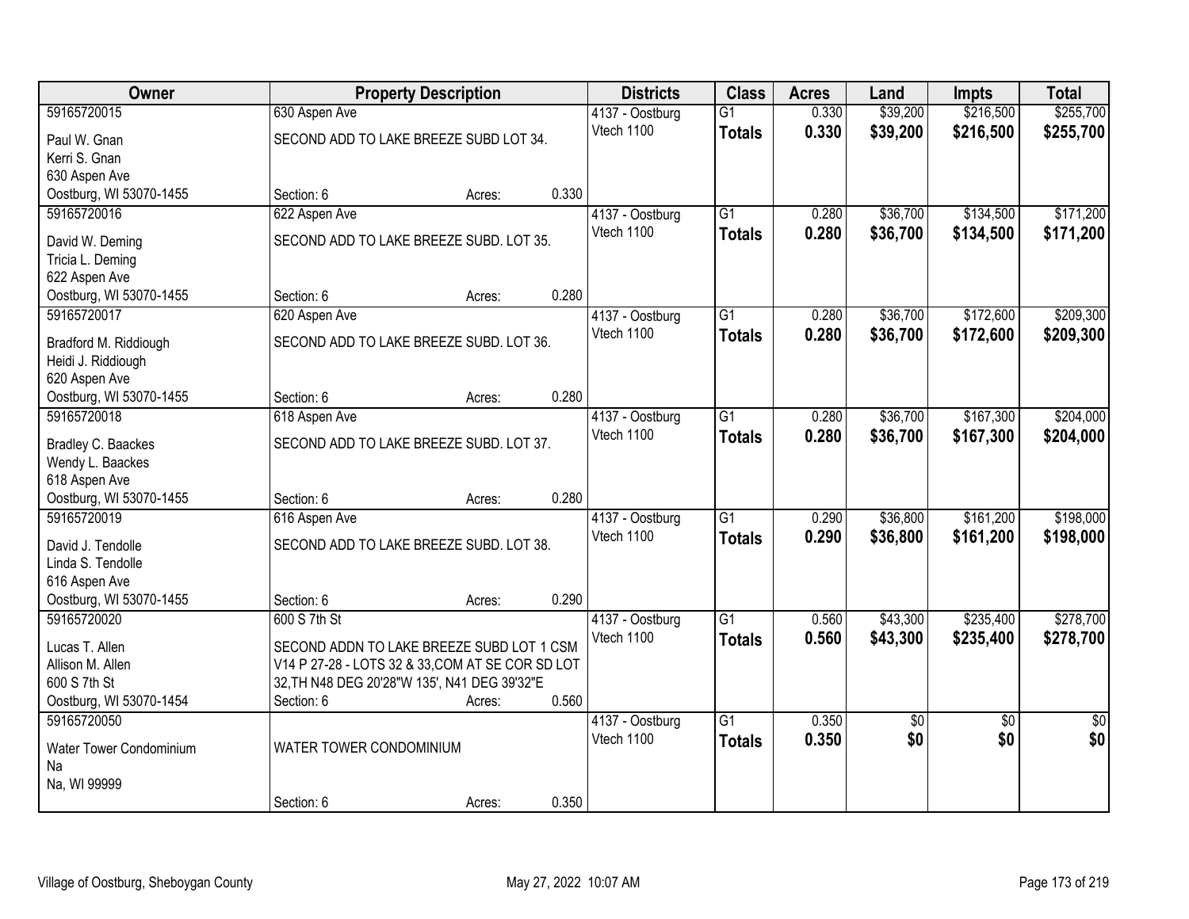| Owner | Property Description | | | Districts | Class | Acres | Land | Impts | Total |
|---|---|---|---|---|---|---|---|---|---|
| 59165720015 | 630 Aspen Ave | | | 4137 - Oostburg | G1 | 0.330 | $39,200 | $216,500 | $255,700 |
| Paul W. Gnan<br>Kerri S. Gnan<br>630 Aspen Ave<br>Oostburg, WI 53070-1455 | SECOND ADD TO LAKE BREEZE SUBD LOT 34. | | | Vtech 1100 | **Totals** | **0.330** | **$39,200** | **$216,500** | **$255,700** |
| | Section: 6 | Acres: | 0.330 | | | | | | |
| 59165720016 | 622 Aspen Ave | | | 4137 - Oostburg | G1 | 0.280 | $36,700 | $134,500 | $171,200 |
| David W. Deming<br>Tricia L. Deming<br>622 Aspen Ave<br>Oostburg, WI 53070-1455 | SECOND ADD TO LAKE BREEZE SUBD. LOT 35. | | | Vtech 1100 | **Totals** | **0.280** | **$36,700** | **$134,500** | **$171,200** |
| | Section: 6 | Acres: | 0.280 | | | | | | |
| 59165720017 | 620 Aspen Ave | | | 4137 - Oostburg | G1 | 0.280 | $36,700 | $172,600 | $209,300 |
| Bradford M. Riddiough<br>Heidi J. Riddiough<br>620 Aspen Ave<br>Oostburg, WI 53070-1455 | SECOND ADD TO LAKE BREEZE SUBD. LOT 36. | | | Vtech 1100 | **Totals** | **0.280** | **$36,700** | **$172,600** | **$209,300** |
| | Section: 6 | Acres: | 0.280 | | | | | | |
| 59165720018 | 618 Aspen Ave | | | 4137 - Oostburg | G1 | 0.280 | $36,700 | $167,300 | $204,000 |
| Bradley C. Baackes<br>Wendy L. Baackes<br>618 Aspen Ave<br>Oostburg, WI 53070-1455 | SECOND ADD TO LAKE BREEZE SUBD. LOT 37. | | | Vtech 1100 | **Totals** | **0.280** | **$36,700** | **$167,300** | **$204,000** |
| | Section: 6 | Acres: | 0.280 | | | | | | |
| 59165720019 | 616 Aspen Ave | | | 4137 - Oostburg | G1 | 0.290 | $36,800 | $161,200 | $198,000 |
| David J. Tendolle<br>Linda S. Tendolle<br>616 Aspen Ave<br>Oostburg, WI 53070-1455 | SECOND ADD TO LAKE BREEZE SUBD. LOT 38. | | | Vtech 1100 | **Totals** | **0.290** | **$36,800** | **$161,200** | **$198,000** |
| | Section: 6 | Acres: | 0.290 | | | | | | |
| 59165720020 | 600 S 7th St | | | 4137 - Oostburg | G1 | 0.560 | $43,300 | $235,400 | $278,700 |
| Lucas T. Allen<br>Allison M. Allen<br>600 S 7th St<br>Oostburg, WI 53070-1454 | SECOND ADDN TO LAKE BREEZE SUBD LOT 1 CSM V14 P 27-28 - LOTS 32 & 33,COM AT SE COR SD LOT 32,TH N48 DEG 20'28"W 135', N41 DEG 39'32"E | | | Vtech 1100 | **Totals** | **0.560** | **$43,300** | **$235,400** | **$278,700** |
| | Section: 6 | Acres: | 0.560 | | | | | | |
| 59165720050 | | | | 4137 - Oostburg | G1 | 0.350 | $0 | $0 | $0 |
| Water Tower Condominium<br>Na<br>Na, WI 99999 | WATER TOWER CONDOMINIUM | | | Vtech 1100 | **Totals** | **0.350** | **$0** | **$0** | **$0** |
| | Section: 6 | Acres: | 0.350 | | | | | | |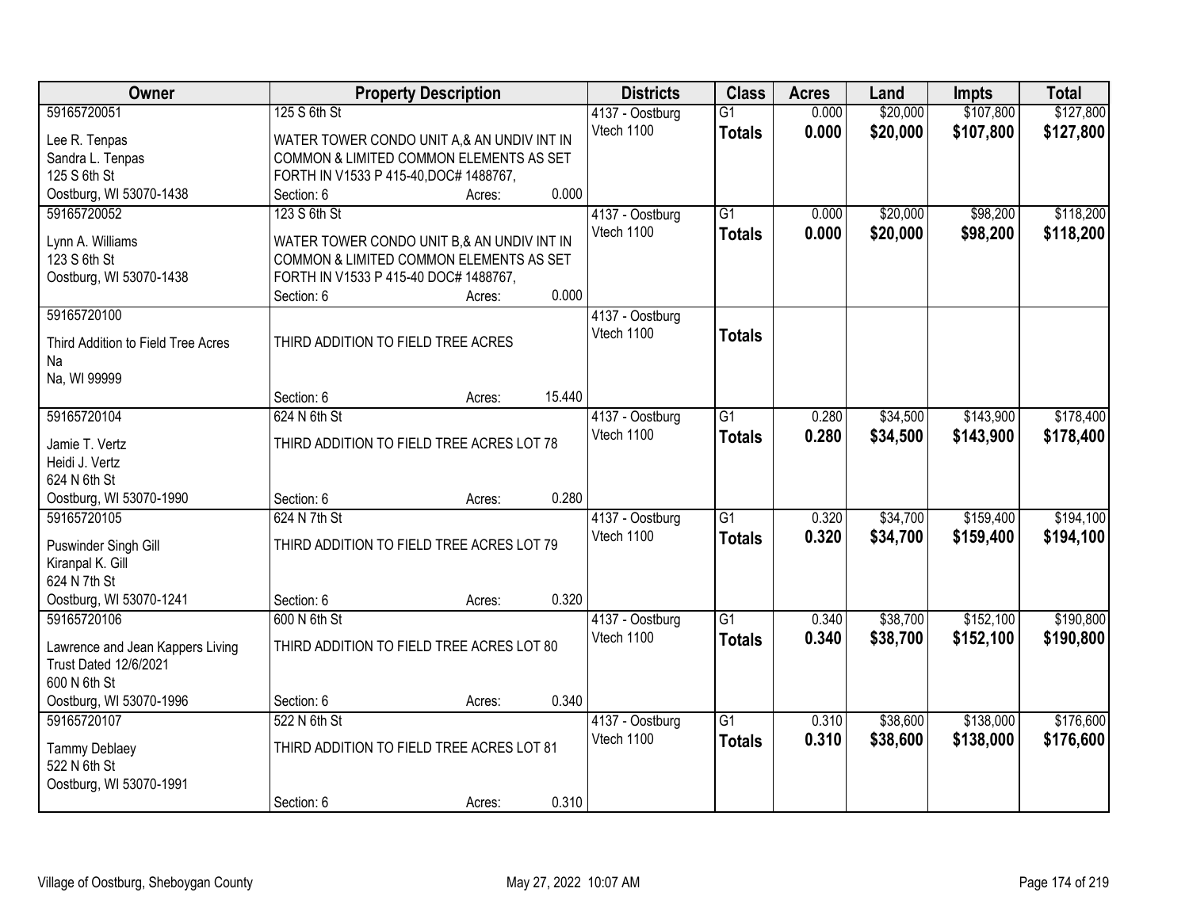| Owner | Property Description | | | Districts | Class | Acres | Land | Impts | Total |
|---|---|---|---|---|---|---|---|---|---|
| 59165720051<br>Lee R. Tenpas<br>Sandra L. Tenpas<br>125 S 6th St<br>Oostburg, WI 53070-1438 | 125 S 6th St<br>WATER TOWER CONDO UNIT A,& AN UNDIV INT IN COMMON & LIMITED COMMON ELEMENTS AS SET FORTH IN V1533 P 415-40,DOC# 1488767,<br>Section: 6 | Acres: | 0.000 | 4137 - Oostburg<br>Vtech 1100 | G1<br>**Totals** | 0.000<br>**0.000** | $20,000<br>**$20,000** | $107,800<br>**$107,800** | $127,800<br>**$127,800** |
| 59165720052<br>Lynn A. Williams<br>123 S 6th St<br>Oostburg, WI 53070-1438 | 123 S 6th St<br>WATER TOWER CONDO UNIT B,& AN UNDIV INT IN COMMON & LIMITED COMMON ELEMENTS AS SET FORTH IN V1533 P 415-40 DOC# 1488767,<br>Section: 6 | Acres: | 0.000 | 4137 - Oostburg<br>Vtech 1100 | G1<br>**Totals** | 0.000<br>**0.000** | $20,000<br>**$20,000** | $98,200<br>**$98,200** | $118,200<br>**$118,200** |
| 59165720100<br>Third Addition to Field Tree Acres<br>Na<br>Na, WI 99999 | THIRD ADDITION TO FIELD TREE ACRES<br>Section: 6 | Acres: | 15.440 | 4137 - Oostburg<br>Vtech 1100 | **Totals** | | | | |
| 59165720104<br>Jamie T. Vertz<br>Heidi J. Vertz<br>624 N 6th St<br>Oostburg, WI 53070-1990 | 624 N 6th St<br>THIRD ADDITION TO FIELD TREE ACRES LOT 78<br>Section: 6 | Acres: | 0.280 | 4137 - Oostburg<br>Vtech 1100 | G1<br>**Totals** | 0.280<br>**0.280** | $34,500<br>**$34,500** | $143,900<br>**$143,900** | $178,400<br>**$178,400** |
| 59165720105<br>Puswinder Singh Gill<br>Kiranpal K. Gill<br>624 N 7th St<br>Oostburg, WI 53070-1241 | 624 N 7th St<br>THIRD ADDITION TO FIELD TREE ACRES LOT 79<br>Section: 6 | Acres: | 0.320 | 4137 - Oostburg<br>Vtech 1100 | G1<br>**Totals** | 0.320<br>**0.320** | $34,700<br>**$34,700** | $159,400<br>**$159,400** | $194,100<br>**$194,100** |
| 59165720106<br>Lawrence and Jean Kappers Living Trust Dated 12/6/2021<br>600 N 6th St<br>Oostburg, WI 53070-1996 | 600 N 6th St<br>THIRD ADDITION TO FIELD TREE ACRES LOT 80<br>Section: 6 | Acres: | 0.340 | 4137 - Oostburg<br>Vtech 1100 | G1<br>**Totals** | 0.340<br>**0.340** | $38,700<br>**$38,700** | $152,100<br>**$152,100** | $190,800<br>**$190,800** |
| 59165720107<br>Tammy Deblaey<br>522 N 6th St<br>Oostburg, WI 53070-1991 | 522 N 6th St<br>THIRD ADDITION TO FIELD TREE ACRES LOT 81<br>Section: 6 | Acres: | 0.310 | 4137 - Oostburg<br>Vtech 1100 | G1<br>**Totals** | 0.310<br>**0.310** | $38,600<br>**$38,600** | $138,000<br>**$138,000** | $176,600<br>**$176,600** |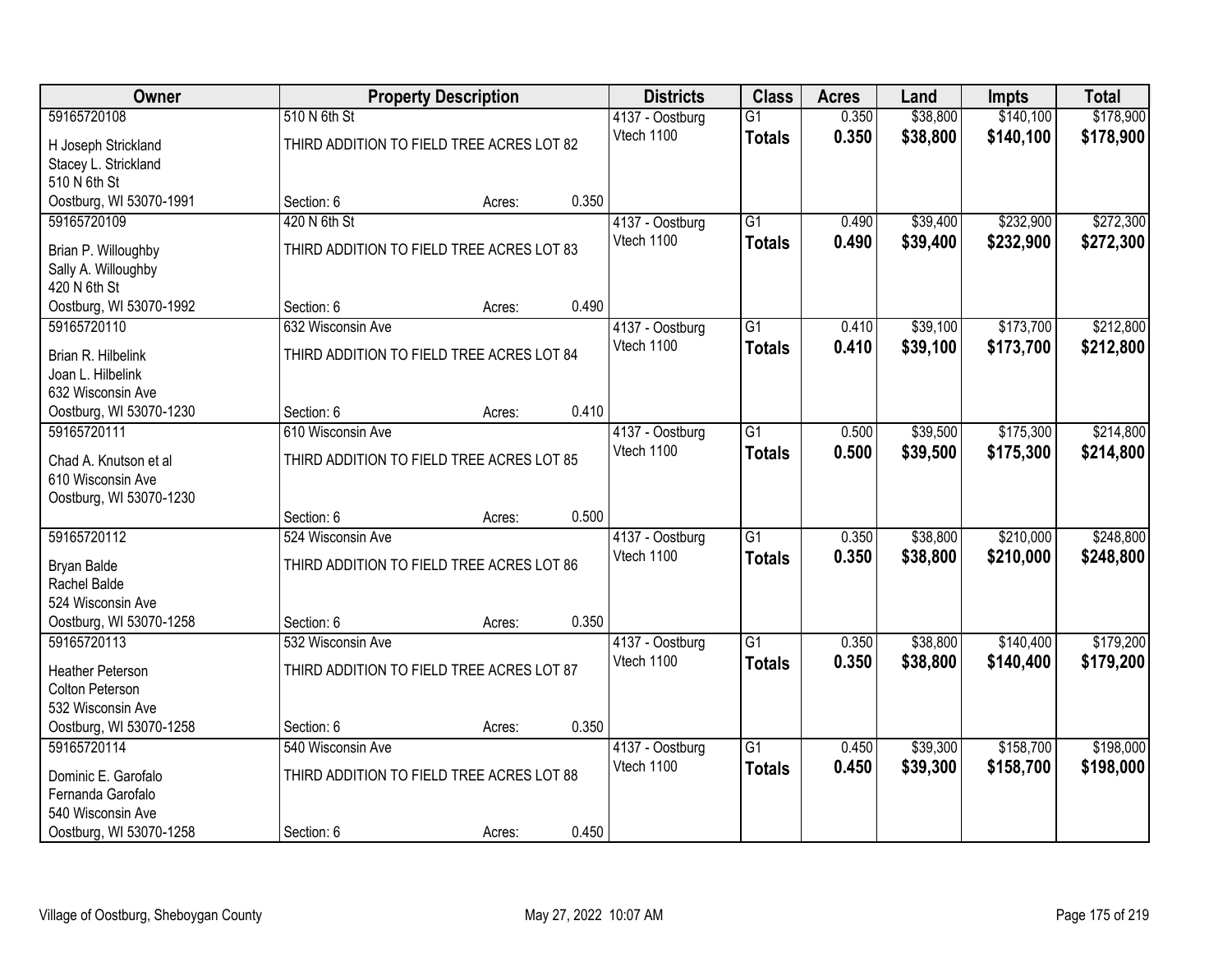| Owner | Property Description | | | Districts | Class | Acres | Land | Impts | Total |
|---|---|---|---|---|---|---|---|---|---|
| 59165720108 | 510 N 6th St | | | 4137 - Oostburg | G1 | 0.350 | $38,800 | $140,100 | $178,900 |
| H Joseph Strickland<br>Stacey L. Strickland<br>510 N 6th St<br>Oostburg, WI 53070-1991 | THIRD ADDITION TO FIELD TREE ACRES LOT 82 | | | Vtech 1100 | **Totals** | **0.350** | **$38,800** | **$140,100** | **$178,900** |
| | Section: 6 | Acres: | 0.350 | | | | | | |
| 59165720109 | 420 N 6th St | | | 4137 - Oostburg | G1 | 0.490 | $39,400 | $232,900 | $272,300 |
| Brian P. Willoughby<br>Sally A. Willoughby<br>420 N 6th St<br>Oostburg, WI 53070-1992 | THIRD ADDITION TO FIELD TREE ACRES LOT 83 | | | Vtech 1100 | **Totals** | **0.490** | **$39,400** | **$232,900** | **$272,300** |
| | Section: 6 | Acres: | 0.490 | | | | | | |
| 59165720110 | 632 Wisconsin Ave | | | 4137 - Oostburg | G1 | 0.410 | $39,100 | $173,700 | $212,800 |
| Brian R. Hilbelink<br>Joan L. Hilbelink<br>632 Wisconsin Ave<br>Oostburg, WI 53070-1230 | THIRD ADDITION TO FIELD TREE ACRES LOT 84 | | | Vtech 1100 | **Totals** | **0.410** | **$39,100** | **$173,700** | **$212,800** |
| | Section: 6 | Acres: | 0.410 | | | | | | |
| 59165720111 | 610 Wisconsin Ave | | | 4137 - Oostburg | G1 | 0.500 | $39,500 | $175,300 | $214,800 |
| Chad A. Knutson et al<br>610 Wisconsin Ave<br>Oostburg, WI 53070-1230 | THIRD ADDITION TO FIELD TREE ACRES LOT 85 | | | Vtech 1100 | **Totals** | **0.500** | **$39,500** | **$175,300** | **$214,800** |
| | Section: 6 | Acres: | 0.500 | | | | | | |
| 59165720112 | 524 Wisconsin Ave | | | 4137 - Oostburg | G1 | 0.350 | $38,800 | $210,000 | $248,800 |
| Bryan Balde<br>Rachel Balde<br>524 Wisconsin Ave<br>Oostburg, WI 53070-1258 | THIRD ADDITION TO FIELD TREE ACRES LOT 86 | | | Vtech 1100 | **Totals** | **0.350** | **$38,800** | **$210,000** | **$248,800** |
| | Section: 6 | Acres: | 0.350 | | | | | | |
| 59165720113 | 532 Wisconsin Ave | | | 4137 - Oostburg | G1 | 0.350 | $38,800 | $140,400 | $179,200 |
| Heather Peterson<br>Colton Peterson<br>532 Wisconsin Ave<br>Oostburg, WI 53070-1258 | THIRD ADDITION TO FIELD TREE ACRES LOT 87 | | | Vtech 1100 | **Totals** | **0.350** | **$38,800** | **$140,400** | **$179,200** |
| | Section: 6 | Acres: | 0.350 | | | | | | |
| 59165720114 | 540 Wisconsin Ave | | | 4137 - Oostburg | G1 | 0.450 | $39,300 | $158,700 | $198,000 |
| Dominic E. Garofalo<br>Fernanda Garofalo<br>540 Wisconsin Ave<br>Oostburg, WI 53070-1258 | THIRD ADDITION TO FIELD TREE ACRES LOT 88 | | | Vtech 1100 | **Totals** | **0.450** | **$39,300** | **$158,700** | **$198,000** |
| | Section: 6 | Acres: | 0.450 | | | | | | |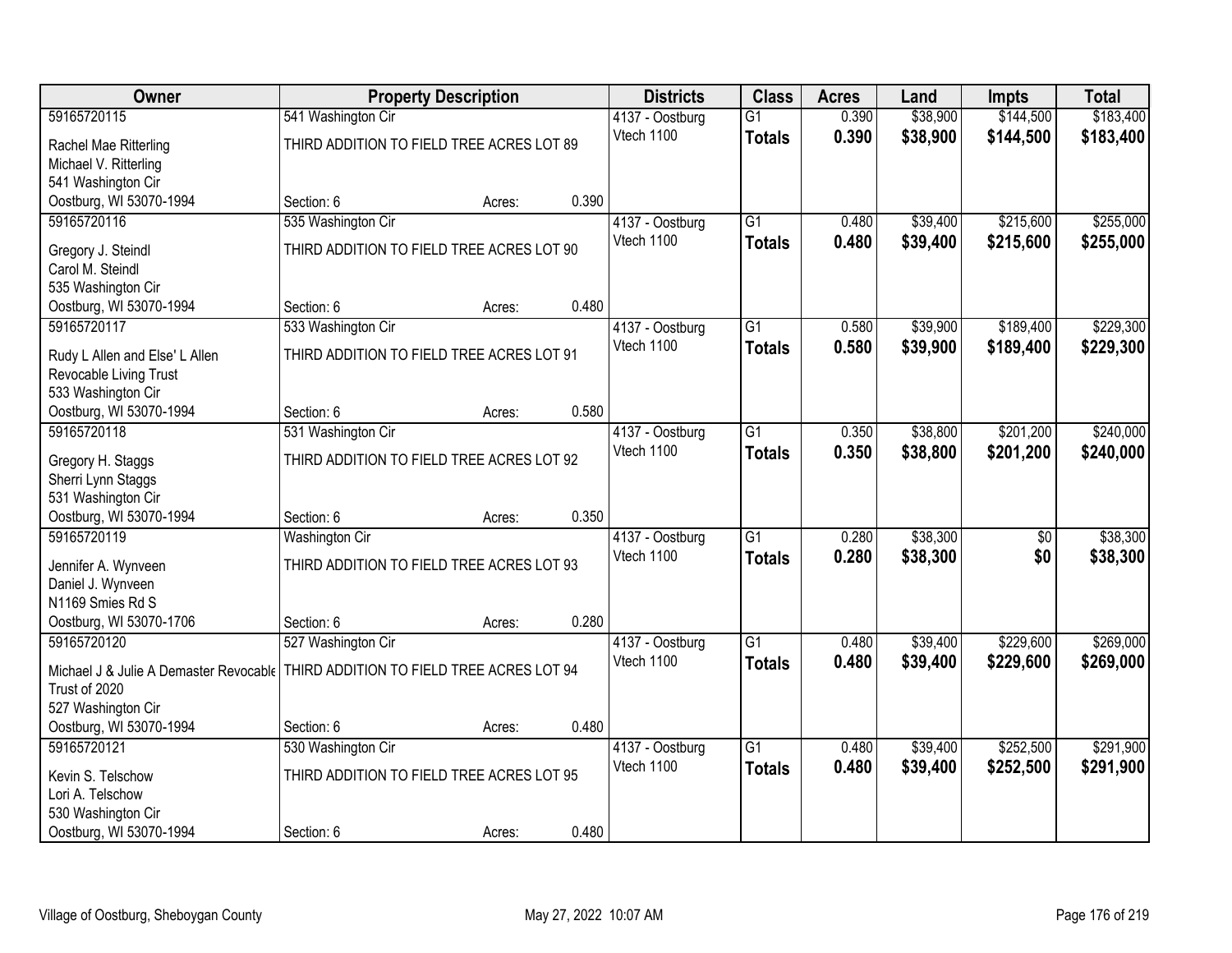| Owner | Property Description | | | Districts | Class | Acres | Land | Impts | Total |
|---|---|---|---|---|---|---|---|---|---|
| 59165720115 | 541 Washington Cir | | | 4137 - Oostburg | G1 | 0.390 | $38,900 | $144,500 | $183,400 |
| Rachel Mae Ritterling<br>Michael V. Ritterling<br>541 Washington Cir<br>Oostburg, WI 53070-1994 | THIRD ADDITION TO FIELD TREE ACRES LOT 89 | | | Vtech 1100 | **Totals** | **0.390** | **$38,900** | **$144,500** | **$183,400** |
| | Section: 6 | Acres: | 0.390 | | | | | | |
| 59165720116 | 535 Washington Cir | | | 4137 - Oostburg | G1 | 0.480 | $39,400 | $215,600 | $255,000 |
| Gregory J. Steindl<br>Carol M. Steindl<br>535 Washington Cir<br>Oostburg, WI 53070-1994 | THIRD ADDITION TO FIELD TREE ACRES LOT 90 | | | Vtech 1100 | **Totals** | **0.480** | **$39,400** | **$215,600** | **$255,000** |
| | Section: 6 | Acres: | 0.480 | | | | | | |
| 59165720117 | 533 Washington Cir | | | 4137 - Oostburg | G1 | 0.580 | $39,900 | $189,400 | $229,300 |
| Rudy L Allen and Else' L Allen<br>Revocable Living Trust<br>533 Washington Cir<br>Oostburg, WI 53070-1994 | THIRD ADDITION TO FIELD TREE ACRES LOT 91 | | | Vtech 1100 | **Totals** | **0.580** | **$39,900** | **$189,400** | **$229,300** |
| | Section: 6 | Acres: | 0.580 | | | | | | |
| 59165720118 | 531 Washington Cir | | | 4137 - Oostburg | G1 | 0.350 | $38,800 | $201,200 | $240,000 |
| Gregory H. Staggs<br>Sherri Lynn Staggs<br>531 Washington Cir<br>Oostburg, WI 53070-1994 | THIRD ADDITION TO FIELD TREE ACRES LOT 92 | | | Vtech 1100 | **Totals** | **0.350** | **$38,800** | **$201,200** | **$240,000** |
| | Section: 6 | Acres: | 0.350 | | | | | | |
| 59165720119 | Washington Cir | | | 4137 - Oostburg | G1 | 0.280 | $38,300 | $0 | $38,300 |
| Jennifer A. Wynveen<br>Daniel J. Wynveen<br>N1169 Smies Rd S<br>Oostburg, WI 53070-1706 | THIRD ADDITION TO FIELD TREE ACRES LOT 93 | | | Vtech 1100 | **Totals** | **0.280** | **$38,300** | **$0** | **$38,300** |
| | Section: 6 | Acres: | 0.280 | | | | | | |
| 59165720120 | 527 Washington Cir | | | 4137 - Oostburg | G1 | 0.480 | $39,400 | $229,600 | $269,000 |
| Michael J & Julie A Demaster Revocable<br>Trust of 2020<br>527 Washington Cir<br>Oostburg, WI 53070-1994 | THIRD ADDITION TO FIELD TREE ACRES LOT 94 | | | Vtech 1100 | **Totals** | **0.480** | **$39,400** | **$229,600** | **$269,000** |
| | Section: 6 | Acres: | 0.480 | | | | | | |
| 59165720121 | 530 Washington Cir | | | 4137 - Oostburg | G1 | 0.480 | $39,400 | $252,500 | $291,900 |
| Kevin S. Telschow<br>Lori A. Telschow<br>530 Washington Cir<br>Oostburg, WI 53070-1994 | THIRD ADDITION TO FIELD TREE ACRES LOT 95 | | | Vtech 1100 | **Totals** | **0.480** | **$39,400** | **$252,500** | **$291,900** |
| | Section: 6 | Acres: | 0.480 | | | | | | |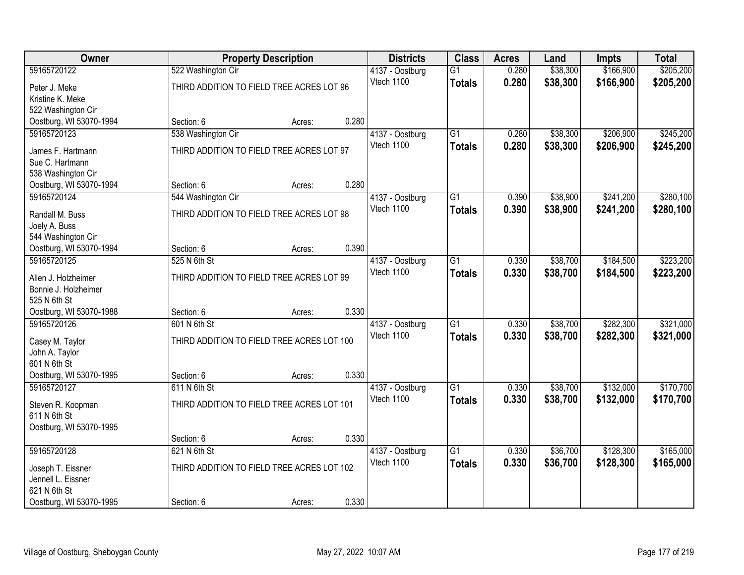| Owner | Property Description | | | Districts | Class | Acres | Land | Impts | Total |
|---|---|---|---|---|---|---|---|---|---|
| 59165720122 | 522 Washington Cir | | | 4137 - Oostburg | G1 | 0.280 | $38,300 | $166,900 | $205,200 |
| Peter J. Meke<br>Kristine K. Meke<br>522 Washington Cir<br>Oostburg, WI 53070-1994 | THIRD ADDITION TO FIELD TREE ACRES LOT 96 | | | Vtech 1100 | **Totals** | **0.280** | **$38,300** | **$166,900** | **$205,200** |
| | Section: 6 | Acres: | 0.280 | | | | | | |
| 59165720123 | 538 Washington Cir | | | 4137 - Oostburg | G1 | 0.280 | $38,300 | $206,900 | $245,200 |
| James F. Hartmann<br>Sue C. Hartmann<br>538 Washington Cir<br>Oostburg, WI 53070-1994 | THIRD ADDITION TO FIELD TREE ACRES LOT 97 | | | Vtech 1100 | **Totals** | **0.280** | **$38,300** | **$206,900** | **$245,200** |
| | Section: 6 | Acres: | 0.280 | | | | | | |
| 59165720124 | 544 Washington Cir | | | 4137 - Oostburg | G1 | 0.390 | $38,900 | $241,200 | $280,100 |
| Randall M. Buss<br>Joely A. Buss<br>544 Washington Cir<br>Oostburg, WI 53070-1994 | THIRD ADDITION TO FIELD TREE ACRES LOT 98 | | | Vtech 1100 | **Totals** | **0.390** | **$38,900** | **$241,200** | **$280,100** |
| | Section: 6 | Acres: | 0.390 | | | | | | |
| 59165720125 | 525 N 6th St | | | 4137 - Oostburg | G1 | 0.330 | $38,700 | $184,500 | $223,200 |
| Allen J. Holzheimer<br>Bonnie J. Holzheimer<br>525 N 6th St<br>Oostburg, WI 53070-1988 | THIRD ADDITION TO FIELD TREE ACRES LOT 99 | | | Vtech 1100 | **Totals** | **0.330** | **$38,700** | **$184,500** | **$223,200** |
| | Section: 6 | Acres: | 0.330 | | | | | | |
| 59165720126 | 601 N 6th St | | | 4137 - Oostburg | G1 | 0.330 | $38,700 | $282,300 | $321,000 |
| Casey M. Taylor<br>John A. Taylor<br>601 N 6th St<br>Oostburg, WI 53070-1995 | THIRD ADDITION TO FIELD TREE ACRES LOT 100 | | | Vtech 1100 | **Totals** | **0.330** | **$38,700** | **$282,300** | **$321,000** |
| | Section: 6 | Acres: | 0.330 | | | | | | |
| 59165720127 | 611 N 6th St | | | 4137 - Oostburg | G1 | 0.330 | $38,700 | $132,000 | $170,700 |
| Steven R. Koopman<br>611 N 6th St<br>Oostburg, WI 53070-1995 | THIRD ADDITION TO FIELD TREE ACRES LOT 101 | | | Vtech 1100 | **Totals** | **0.330** | **$38,700** | **$132,000** | **$170,700** |
| | Section: 6 | Acres: | 0.330 | | | | | | |
| 59165720128 | 621 N 6th St | | | 4137 - Oostburg | G1 | 0.330 | $36,700 | $128,300 | $165,000 |
| Joseph T. Eissner<br>Jennell L. Eissner<br>621 N 6th St<br>Oostburg, WI 53070-1995 | THIRD ADDITION TO FIELD TREE ACRES LOT 102 | | | Vtech 1100 | **Totals** | **0.330** | **$36,700** | **$128,300** | **$165,000** |
| | Section: 6 | Acres: | 0.330 | | | | | | |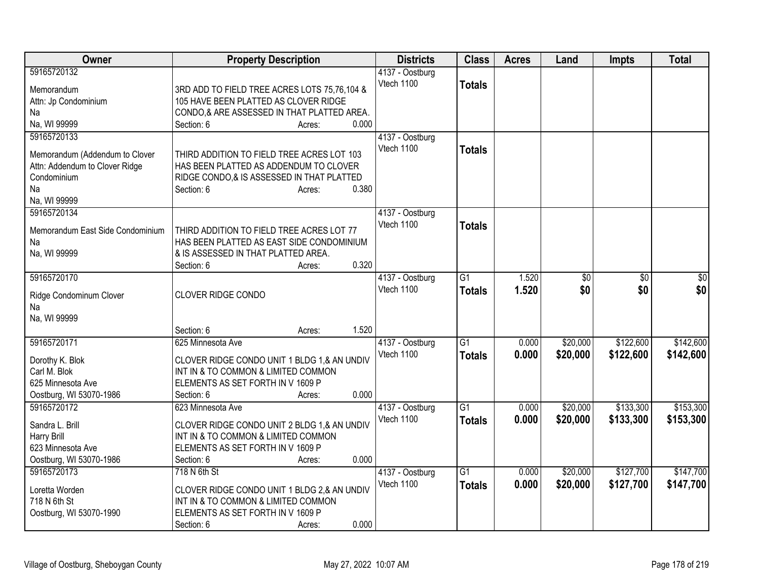| Owner | Property Description | Districts | Class | Acres | Land | Impts | Total |
|---|---|---|---|---|---|---|---|
| 59165720132<br>Memorandum<br>Attn: Jp Condominium<br>Na<br>Na, WI 99999 | 3RD ADD TO FIELD TREE ACRES LOTS 75,76,104 & 105 HAVE BEEN PLATTED AS CLOVER RIDGE CONDO,& ARE ASSESSED IN THAT PLATTED AREA.<br>Section: 6 Acres: 0.000 | 4137 - Oostburg<br>Vtech 1100 | Totals | | | | |
| 59165720133<br>Memorandum (Addendum to Clover<br>Attn: Addendum to Clover Ridge<br>Condominium<br>Na<br>Na, WI 99999 | THIRD ADDITION TO FIELD TREE ACRES LOT 103 HAS BEEN PLATTED AS ADDENDUM TO CLOVER RIDGE CONDO,& IS ASSESSED IN THAT PLATTED<br>Section: 6 Acres: 0.380 | 4137 - Oostburg<br>Vtech 1100 | Totals | | | | |
| 59165720134<br>Memorandum East Side Condominium<br>Na<br>Na, WI 99999 | THIRD ADDITION TO FIELD TREE ACRES LOT 77 HAS BEEN PLATTED AS EAST SIDE CONDOMINIUM & IS ASSESSED IN THAT PLATTED AREA.<br>Section: 6 Acres: 0.320 | 4137 - Oostburg<br>Vtech 1100 | Totals | | | | |
| 59165720170<br>Ridge Condominum Clover<br>Na<br>Na, WI 99999 | CLOVER RIDGE CONDO<br>Section: 6 Acres: 1.520 | 4137 - Oostburg<br>Vtech 1100 | G1<br>**Totals** | 1.520<br>**1.520** | $0<br>**$0** | $0<br>**$0** | $0<br>**$0** |
| 59165720171<br>Dorothy K. Blok<br>Carl M. Blok<br>625 Minnesota Ave<br>Oostburg, WI 53070-1986 | 625 Minnesota Ave<br>CLOVER RIDGE CONDO UNIT 1 BLDG 1,& AN UNDIV INT IN & TO COMMON & LIMITED COMMON ELEMENTS AS SET FORTH IN V 1609 P<br>Section: 6 Acres: 0.000 | 4137 - Oostburg<br>Vtech 1100 | G1<br>**Totals** | 0.000<br>**0.000** | $20,000<br>**$20,000** | $122,600<br>**$122,600** | $142,600<br>**$142,600** |
| 59165720172<br>Sandra L. Brill<br>Harry Brill<br>623 Minnesota Ave<br>Oostburg, WI 53070-1986 | 623 Minnesota Ave<br>CLOVER RIDGE CONDO UNIT 2 BLDG 1,& AN UNDIV INT IN & TO COMMON & LIMITED COMMON ELEMENTS AS SET FORTH IN V 1609 P<br>Section: 6 Acres: 0.000 | 4137 - Oostburg<br>Vtech 1100 | G1<br>**Totals** | 0.000<br>**0.000** | $20,000<br>**$20,000** | $133,300<br>**$133,300** | $153,300<br>**$153,300** |
| 59165720173<br>Loretta Worden<br>718 N 6th St<br>Oostburg, WI 53070-1990 | 718 N 6th St<br>CLOVER RIDGE CONDO UNIT 1 BLDG 2,& AN UNDIV INT IN & TO COMMON & LIMITED COMMON ELEMENTS AS SET FORTH IN V 1609 P<br>Section: 6 Acres: 0.000 | 4137 - Oostburg<br>Vtech 1100 | G1<br>**Totals** | 0.000<br>**0.000** | $20,000<br>**$20,000** | $127,700<br>**$127,700** | $147,700<br>**$147,700** |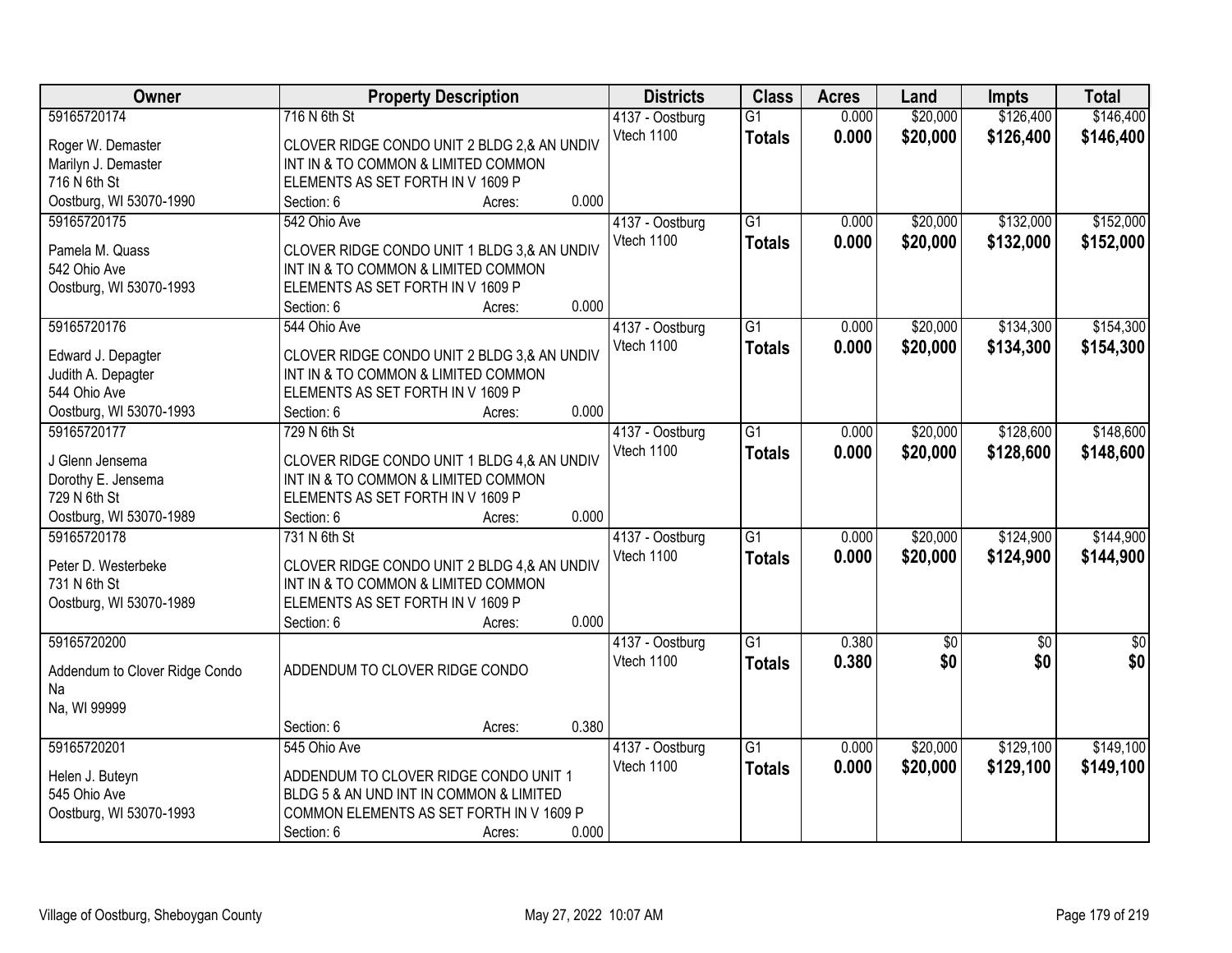| Owner | Property Description | Districts | Class | Acres | Land | Impts | Total |
|---|---|---|---|---|---|---|---|
| 59165720174<br>Roger W. Demaster<br>Marilyn J. Demaster<br>716 N 6th St<br>Oostburg, WI 53070-1990 | 716 N 6th St<br>CLOVER RIDGE CONDO UNIT 2 BLDG 2,& AN UNDIV INT IN & TO COMMON & LIMITED COMMON ELEMENTS AS SET FORTH IN V 1609 P<br>Section: 6 Acres: 0.000 | 4137 - Oostburg<br>Vtech 1100 | G1<br>**Totals** | 0.000<br>**0.000** | \$20,000<br>**\$20,000** | \$126,400<br>**\$126,400** | \$146,400<br>**\$146,400** |
| 59165720175<br>Pamela M. Quass<br>542 Ohio Ave<br>Oostburg, WI 53070-1993 | 542 Ohio Ave<br>CLOVER RIDGE CONDO UNIT 1 BLDG 3,& AN UNDIV INT IN & TO COMMON & LIMITED COMMON ELEMENTS AS SET FORTH IN V 1609 P<br>Section: 6 Acres: 0.000 | 4137 - Oostburg<br>Vtech 1100 | G1<br>**Totals** | 0.000<br>**0.000** | \$20,000<br>**\$20,000** | \$132,000<br>**\$132,000** | \$152,000<br>**\$152,000** |
| 59165720176<br>Edward J. Depagter<br>Judith A. Depagter<br>544 Ohio Ave<br>Oostburg, WI 53070-1993 | 544 Ohio Ave<br>CLOVER RIDGE CONDO UNIT 2 BLDG 3,& AN UNDIV INT IN & TO COMMON & LIMITED COMMON ELEMENTS AS SET FORTH IN V 1609 P<br>Section: 6 Acres: 0.000 | 4137 - Oostburg<br>Vtech 1100 | G1<br>**Totals** | 0.000<br>**0.000** | \$20,000<br>**\$20,000** | \$134,300<br>**\$134,300** | \$154,300<br>**\$154,300** |
| 59165720177<br>J Glenn Jensema<br>Dorothy E. Jensema<br>729 N 6th St<br>Oostburg, WI 53070-1989 | 729 N 6th St<br>CLOVER RIDGE CONDO UNIT 1 BLDG 4,& AN UNDIV INT IN & TO COMMON & LIMITED COMMON ELEMENTS AS SET FORTH IN V 1609 P<br>Section: 6 Acres: 0.000 | 4137 - Oostburg<br>Vtech 1100 | G1<br>**Totals** | 0.000<br>**0.000** | \$20,000<br>**\$20,000** | \$128,600<br>**\$128,600** | \$148,600<br>**\$148,600** |
| 59165720178<br>Peter D. Westerbeke<br>731 N 6th St<br>Oostburg, WI 53070-1989 | 731 N 6th St<br>CLOVER RIDGE CONDO UNIT 2 BLDG 4,& AN UNDIV INT IN & TO COMMON & LIMITED COMMON ELEMENTS AS SET FORTH IN V 1609 P<br>Section: 6 Acres: 0.000 | 4137 - Oostburg<br>Vtech 1100 | G1<br>**Totals** | 0.000<br>**0.000** | \$20,000<br>**\$20,000** | \$124,900<br>**\$124,900** | \$144,900<br>**\$144,900** |
| 59165720200<br>Addendum to Clover Ridge Condo<br>Na<br>Na, WI 99999 | ADDENDUM TO CLOVER RIDGE CONDO<br>Section: 6 Acres: 0.380 | 4137 - Oostburg<br>Vtech 1100 | G1<br>**Totals** | 0.380<br>**0.380** | \$0<br>**\$0** | \$0<br>**\$0** | \$0<br>**\$0** |
| 59165720201<br>Helen J. Buteyn<br>545 Ohio Ave<br>Oostburg, WI 53070-1993 | 545 Ohio Ave<br>ADDENDUM TO CLOVER RIDGE CONDO UNIT 1 BLDG 5 & AN UND INT IN COMMON & LIMITED COMMON ELEMENTS AS SET FORTH IN V 1609 P<br>Section: 6 Acres: 0.000 | 4137 - Oostburg<br>Vtech 1100 | G1<br>**Totals** | 0.000<br>**0.000** | \$20,000<br>**\$20,000** | \$129,100<br>**\$129,100** | \$149,100<br>**\$149,100** |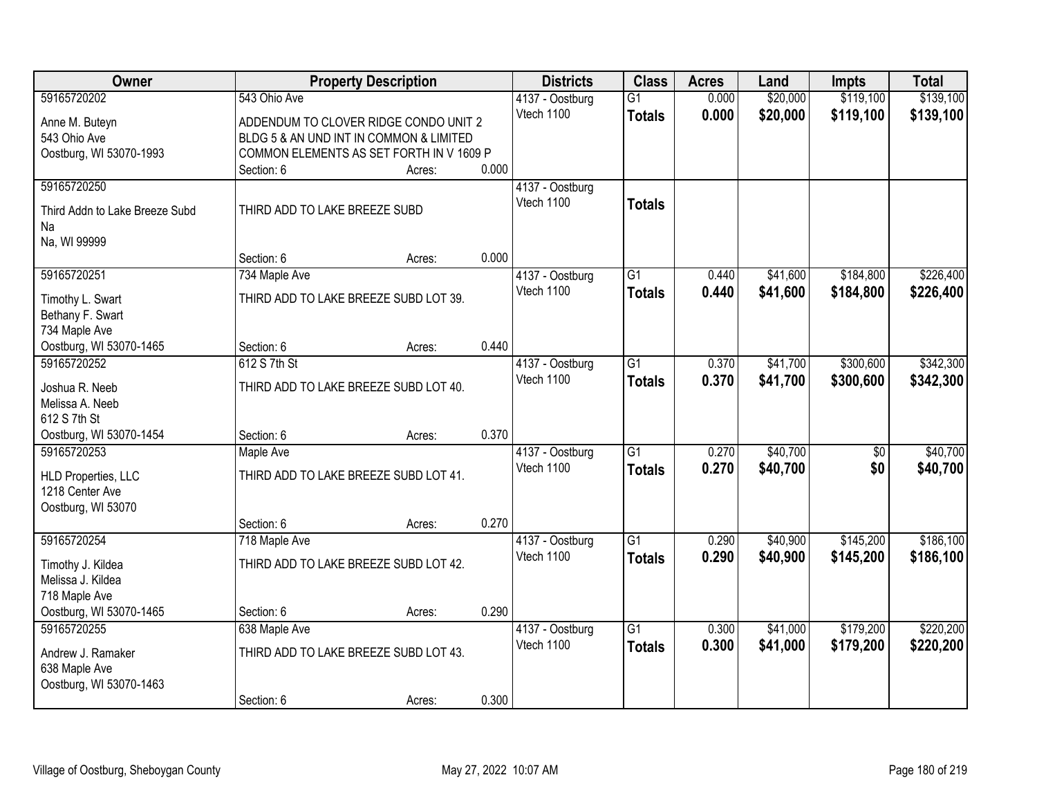| Owner | Property Description | | | Districts | Class | Acres | Land | Impts | Total |
|---|---|---|---|---|---|---|---|---|---|
| 59165720202 | 543 Ohio Ave | | | 4137 - Oostburg | G1 | 0.000 | $20,000 | $119,100 | $139,100 |
| Anne M. Buteyn<br>543 Ohio Ave<br>Oostburg, WI 53070-1993 | ADDENDUM TO CLOVER RIDGE CONDO UNIT 2 BLDG 5 & AN UND INT IN COMMON & LIMITED COMMON ELEMENTS AS SET FORTH IN V 1609 P | | | Vtech 1100 | **Totals** | **0.000** | **$20,000** | **$119,100** | **$139,100** |
| | Section: 6 | Acres: | 0.000 | | | | | | |
| 59165720250 | | | | 4137 - Oostburg | | | | | |
| Third Addn to Lake Breeze Subd<br>Na<br>Na, WI 99999 | THIRD ADD TO LAKE BREEZE SUBD | | | Vtech 1100 | **Totals** | | | | |
| | Section: 6 | Acres: | 0.000 | | | | | | |
| 59165720251 | 734 Maple Ave | | | 4137 - Oostburg | G1 | 0.440 | $41,600 | $184,800 | $226,400 |
| Timothy L. Swart<br>Bethany F. Swart<br>734 Maple Ave<br>Oostburg, WI 53070-1465 | THIRD ADD TO LAKE BREEZE SUBD LOT 39. | | | Vtech 1100 | **Totals** | **0.440** | **$41,600** | **$184,800** | **$226,400** |
| | Section: 6 | Acres: | 0.440 | | | | | | |
| 59165720252 | 612 S 7th St | | | 4137 - Oostburg | G1 | 0.370 | $41,700 | $300,600 | $342,300 |
| Joshua R. Neeb<br>Melissa A. Neeb<br>612 S 7th St<br>Oostburg, WI 53070-1454 | THIRD ADD TO LAKE BREEZE SUBD LOT 40. | | | Vtech 1100 | **Totals** | **0.370** | **$41,700** | **$300,600** | **$342,300** |
| | Section: 6 | Acres: | 0.370 | | | | | | |
| 59165720253 | Maple Ave | | | 4137 - Oostburg | G1 | 0.270 | $40,700 | $0 | $40,700 |
| HLD Properties, LLC<br>1218 Center Ave<br>Oostburg, WI 53070 | THIRD ADD TO LAKE BREEZE SUBD LOT 41. | | | Vtech 1100 | **Totals** | **0.270** | **$40,700** | **$0** | **$40,700** |
| | Section: 6 | Acres: | 0.270 | | | | | | |
| 59165720254 | 718 Maple Ave | | | 4137 - Oostburg | G1 | 0.290 | $40,900 | $145,200 | $186,100 |
| Timothy J. Kildea<br>Melissa J. Kildea<br>718 Maple Ave<br>Oostburg, WI 53070-1465 | THIRD ADD TO LAKE BREEZE SUBD LOT 42. | | | Vtech 1100 | **Totals** | **0.290** | **$40,900** | **$145,200** | **$186,100** |
| | Section: 6 | Acres: | 0.290 | | | | | | |
| 59165720255 | 638 Maple Ave | | | 4137 - Oostburg | G1 | 0.300 | $41,000 | $179,200 | $220,200 |
| Andrew J. Ramaker<br>638 Maple Ave<br>Oostburg, WI 53070-1463 | THIRD ADD TO LAKE BREEZE SUBD LOT 43. | | | Vtech 1100 | **Totals** | **0.300** | **$41,000** | **$179,200** | **$220,200** |
| | Section: 6 | Acres: | 0.300 | | | | | | |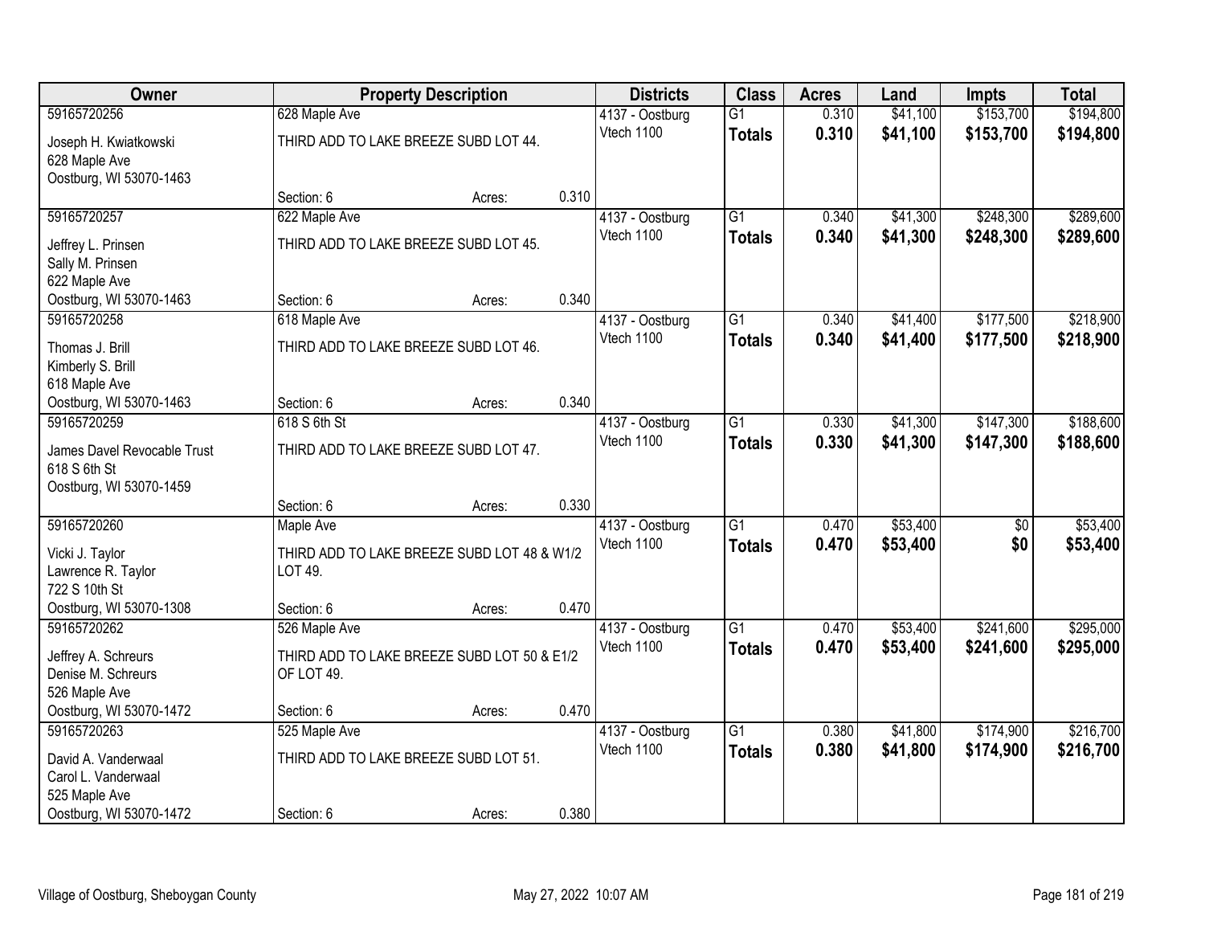| Owner | Property Description | | | Districts | Class | Acres | Land | Impts | Total |
|---|---|---|---|---|---|---|---|---|---|
| 59165720256 | 628 Maple Ave | | | 4137 - Oostburg | G1 | 0.310 | $41,100 | $153,700 | $194,800 |
| Joseph H. Kwiatkowski<br>628 Maple Ave<br>Oostburg, WI 53070-1463 | THIRD ADD TO LAKE BREEZE SUBD LOT 44. | | | Vtech 1100 | **Totals** | **0.310** | **$41,100** | **$153,700** | **$194,800** |
| | Section: 6 | Acres: | 0.310 | | | | | | |
| 59165720257 | 622 Maple Ave | | | 4137 - Oostburg | G1 | 0.340 | $41,300 | $248,300 | $289,600 |
| Jeffrey L. Prinsen<br>Sally M. Prinsen<br>622 Maple Ave<br>Oostburg, WI 53070-1463 | THIRD ADD TO LAKE BREEZE SUBD LOT 45. | | | Vtech 1100 | **Totals** | **0.340** | **$41,300** | **$248,300** | **$289,600** |
| | Section: 6 | Acres: | 0.340 | | | | | | |
| 59165720258 | 618 Maple Ave | | | 4137 - Oostburg | G1 | 0.340 | $41,400 | $177,500 | $218,900 |
| Thomas J. Brill<br>Kimberly S. Brill<br>618 Maple Ave<br>Oostburg, WI 53070-1463 | THIRD ADD TO LAKE BREEZE SUBD LOT 46. | | | Vtech 1100 | **Totals** | **0.340** | **$41,400** | **$177,500** | **$218,900** |
| | Section: 6 | Acres: | 0.340 | | | | | | |
| 59165720259 | 618 S 6th St | | | 4137 - Oostburg | G1 | 0.330 | $41,300 | $147,300 | $188,600 |
| James Davel Revocable Trust<br>618 S 6th St<br>Oostburg, WI 53070-1459 | THIRD ADD TO LAKE BREEZE SUBD LOT 47. | | | Vtech 1100 | **Totals** | **0.330** | **$41,300** | **$147,300** | **$188,600** |
| | Section: 6 | Acres: | 0.330 | | | | | | |
| 59165720260 | Maple Ave | | | 4137 - Oostburg | G1 | 0.470 | $53,400 | $0 | $53,400 |
| Vicki J. Taylor<br>Lawrence R. Taylor<br>722 S 10th St<br>Oostburg, WI 53070-1308 | THIRD ADD TO LAKE BREEZE SUBD LOT 48 & W1/2 LOT 49. | | | Vtech 1100 | **Totals** | **0.470** | **$53,400** | **$0** | **$53,400** |
| | Section: 6 | Acres: | 0.470 | | | | | | |
| 59165720262 | 526 Maple Ave | | | 4137 - Oostburg | G1 | 0.470 | $53,400 | $241,600 | $295,000 |
| Jeffrey A. Schreurs<br>Denise M. Schreurs<br>526 Maple Ave<br>Oostburg, WI 53070-1472 | THIRD ADD TO LAKE BREEZE SUBD LOT 50 & E1/2 OF LOT 49. | | | Vtech 1100 | **Totals** | **0.470** | **$53,400** | **$241,600** | **$295,000** |
| | Section: 6 | Acres: | 0.470 | | | | | | |
| 59165720263 | 525 Maple Ave | | | 4137 - Oostburg | G1 | 0.380 | $41,800 | $174,900 | $216,700 |
| David A. Vanderwaal<br>Carol L. Vanderwaal<br>525 Maple Ave<br>Oostburg, WI 53070-1472 | THIRD ADD TO LAKE BREEZE SUBD LOT 51. | | | Vtech 1100 | **Totals** | **0.380** | **$41,800** | **$174,900** | **$216,700** |
| | Section: 6 | Acres: | 0.380 | | | | | | |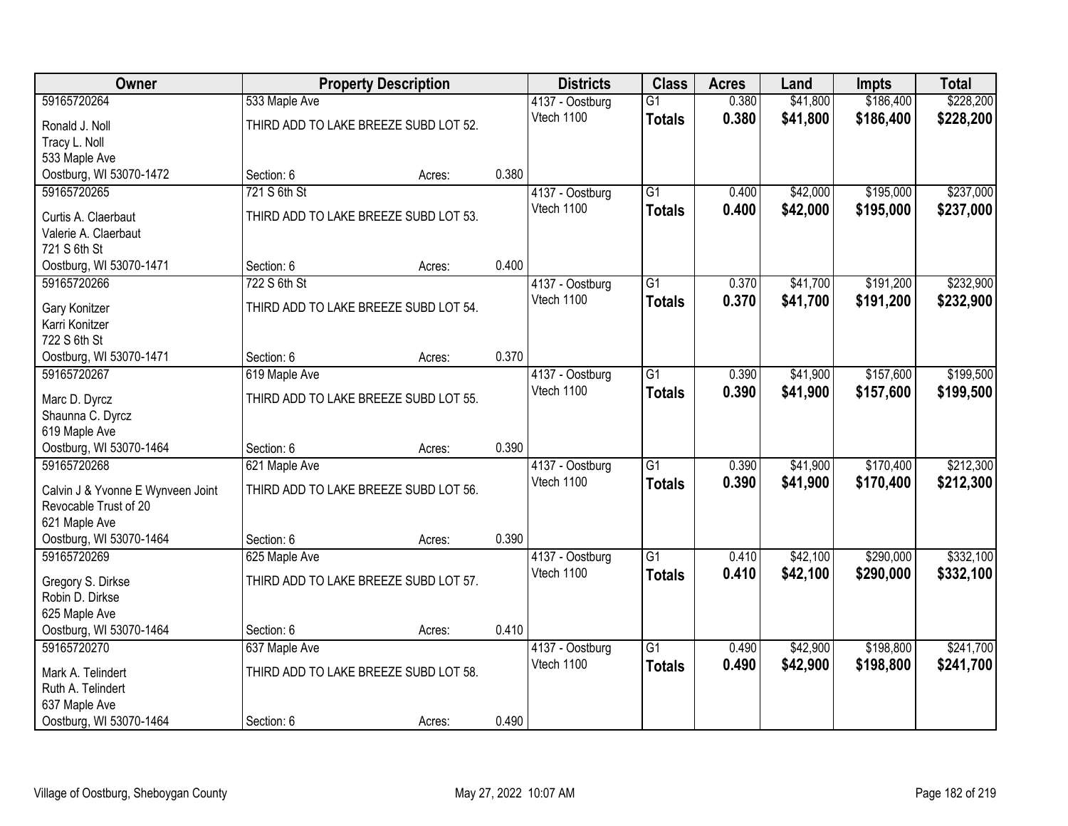| Owner | Property Description | | | Districts | Class | Acres | Land | Impts | Total |
|---|---|---|---|---|---|---|---|---|---|
| 59165720264 | 533 Maple Ave | | | 4137 - Oostburg | G1 | 0.380 | $41,800 | $186,400 | $228,200 |
| Ronald J. Noll<br>Tracy L. Noll<br>533 Maple Ave<br>Oostburg, WI 53070-1472 | THIRD ADD TO LAKE BREEZE SUBD LOT 52. | | | Vtech 1100 | **Totals** | **0.380** | **$41,800** | **$186,400** | **$228,200** |
| | Section: 6 | Acres: | 0.380 | | | | | | |
| 59165720265 | 721 S 6th St | | | 4137 - Oostburg | G1 | 0.400 | $42,000 | $195,000 | $237,000 |
| Curtis A. Claerbaut<br>Valerie A. Claerbaut<br>721 S 6th St<br>Oostburg, WI 53070-1471 | THIRD ADD TO LAKE BREEZE SUBD LOT 53. | | | Vtech 1100 | **Totals** | **0.400** | **$42,000** | **$195,000** | **$237,000** |
| | Section: 6 | Acres: | 0.400 | | | | | | |
| 59165720266 | 722 S 6th St | | | 4137 - Oostburg | G1 | 0.370 | $41,700 | $191,200 | $232,900 |
| Gary Konitzer<br>Karri Konitzer<br>722 S 6th St<br>Oostburg, WI 53070-1471 | THIRD ADD TO LAKE BREEZE SUBD LOT 54. | | | Vtech 1100 | **Totals** | **0.370** | **$41,700** | **$191,200** | **$232,900** |
| | Section: 6 | Acres: | 0.370 | | | | | | |
| 59165720267 | 619 Maple Ave | | | 4137 - Oostburg | G1 | 0.390 | $41,900 | $157,600 | $199,500 |
| Marc D. Dyrcz<br>Shaunna C. Dyrcz<br>619 Maple Ave<br>Oostburg, WI 53070-1464 | THIRD ADD TO LAKE BREEZE SUBD LOT 55. | | | Vtech 1100 | **Totals** | **0.390** | **$41,900** | **$157,600** | **$199,500** |
| | Section: 6 | Acres: | 0.390 | | | | | | |
| 59165720268 | 621 Maple Ave | | | 4137 - Oostburg | G1 | 0.390 | $41,900 | $170,400 | $212,300 |
| Calvin J & Yvonne E Wynveen Joint Revocable Trust of 20<br>621 Maple Ave<br>Oostburg, WI 53070-1464 | THIRD ADD TO LAKE BREEZE SUBD LOT 56. | | | Vtech 1100 | **Totals** | **0.390** | **$41,900** | **$170,400** | **$212,300** |
| | Section: 6 | Acres: | 0.390 | | | | | | |
| 59165720269 | 625 Maple Ave | | | 4137 - Oostburg | G1 | 0.410 | $42,100 | $290,000 | $332,100 |
| Gregory S. Dirkse<br>Robin D. Dirkse<br>625 Maple Ave<br>Oostburg, WI 53070-1464 | THIRD ADD TO LAKE BREEZE SUBD LOT 57. | | | Vtech 1100 | **Totals** | **0.410** | **$42,100** | **$290,000** | **$332,100** |
| | Section: 6 | Acres: | 0.410 | | | | | | |
| 59165720270 | 637 Maple Ave | | | 4137 - Oostburg | G1 | 0.490 | $42,900 | $198,800 | $241,700 |
| Mark A. Telindert<br>Ruth A. Telindert<br>637 Maple Ave<br>Oostburg, WI 53070-1464 | THIRD ADD TO LAKE BREEZE SUBD LOT 58. | | | Vtech 1100 | **Totals** | **0.490** | **$42,900** | **$198,800** | **$241,700** |
| | Section: 6 | Acres: | 0.490 | | | | | | |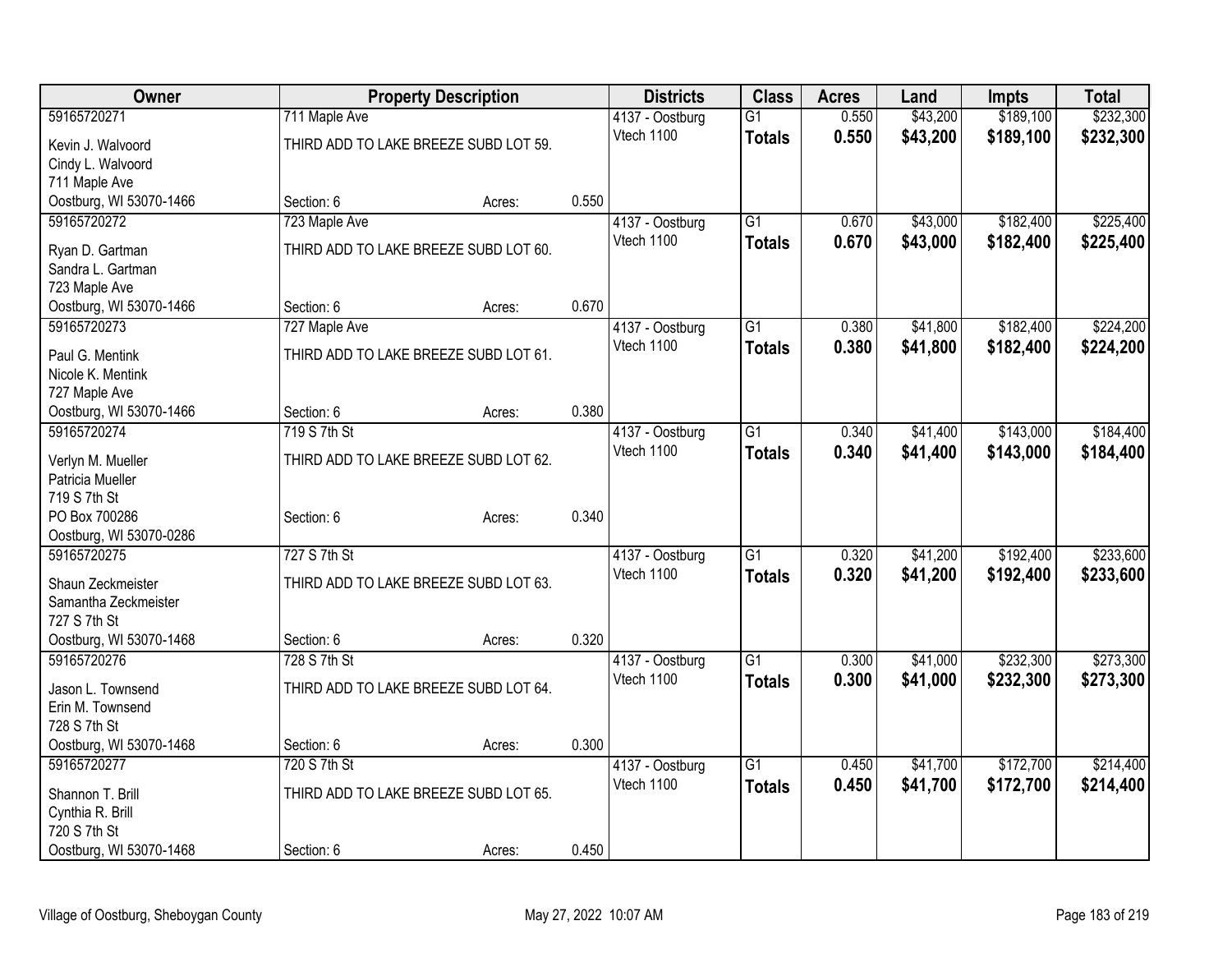| Owner | Property Description | | | Districts | Class | Acres | Land | Impts | Total |
|---|---|---|---|---|---|---|---|---|---|
| 59165720271 | 711 Maple Ave | | | 4137 - Oostburg | G1 | 0.550 | $43,200 | $189,100 | $232,300 |
| Kevin J. Walvoord<br>Cindy L. Walvoord<br>711 Maple Ave<br>Oostburg, WI 53070-1466 | THIRD ADD TO LAKE BREEZE SUBD LOT 59. | | | Vtech 1100 | **Totals** | **0.550** | **$43,200** | **$189,100** | **$232,300** |
| | Section: 6 | Acres: | 0.550 | | | | | | |
| 59165720272 | 723 Maple Ave | | | 4137 - Oostburg | G1 | 0.670 | $43,000 | $182,400 | $225,400 |
| Ryan D. Gartman<br>Sandra L. Gartman<br>723 Maple Ave<br>Oostburg, WI 53070-1466 | THIRD ADD TO LAKE BREEZE SUBD LOT 60. | | | Vtech 1100 | **Totals** | **0.670** | **$43,000** | **$182,400** | **$225,400** |
| | Section: 6 | Acres: | 0.670 | | | | | | |
| 59165720273 | 727 Maple Ave | | | 4137 - Oostburg | G1 | 0.380 | $41,800 | $182,400 | $224,200 |
| Paul G. Mentink<br>Nicole K. Mentink<br>727 Maple Ave<br>Oostburg, WI 53070-1466 | THIRD ADD TO LAKE BREEZE SUBD LOT 61. | | | Vtech 1100 | **Totals** | **0.380** | **$41,800** | **$182,400** | **$224,200** |
| | Section: 6 | Acres: | 0.380 | | | | | | |
| 59165720274 | 719 S 7th St | | | 4137 - Oostburg | G1 | 0.340 | $41,400 | $143,000 | $184,400 |
| Verlyn M. Mueller<br>Patricia Mueller<br>719 S 7th St<br>PO Box 700286<br>Oostburg, WI 53070-0286 | THIRD ADD TO LAKE BREEZE SUBD LOT 62. | | | Vtech 1100 | **Totals** | **0.340** | **$41,400** | **$143,000** | **$184,400** |
| | Section: 6 | Acres: | 0.340 | | | | | | |
| 59165720275 | 727 S 7th St | | | 4137 - Oostburg | G1 | 0.320 | $41,200 | $192,400 | $233,600 |
| Shaun Zeckmeister<br>Samantha Zeckmeister<br>727 S 7th St<br>Oostburg, WI 53070-1468 | THIRD ADD TO LAKE BREEZE SUBD LOT 63. | | | Vtech 1100 | **Totals** | **0.320** | **$41,200** | **$192,400** | **$233,600** |
| | Section: 6 | Acres: | 0.320 | | | | | | |
| 59165720276 | 728 S 7th St | | | 4137 - Oostburg | G1 | 0.300 | $41,000 | $232,300 | $273,300 |
| Jason L. Townsend<br>Erin M. Townsend<br>728 S 7th St<br>Oostburg, WI 53070-1468 | THIRD ADD TO LAKE BREEZE SUBD LOT 64. | | | Vtech 1100 | **Totals** | **0.300** | **$41,000** | **$232,300** | **$273,300** |
| | Section: 6 | Acres: | 0.300 | | | | | | |
| 59165720277 | 720 S 7th St | | | 4137 - Oostburg | G1 | 0.450 | $41,700 | $172,700 | $214,400 |
| Shannon T. Brill<br>Cynthia R. Brill<br>720 S 7th St<br>Oostburg, WI 53070-1468 | THIRD ADD TO LAKE BREEZE SUBD LOT 65. | | | Vtech 1100 | **Totals** | **0.450** | **$41,700** | **$172,700** | **$214,400** |
| | Section: 6 | Acres: | 0.450 | | | | | | |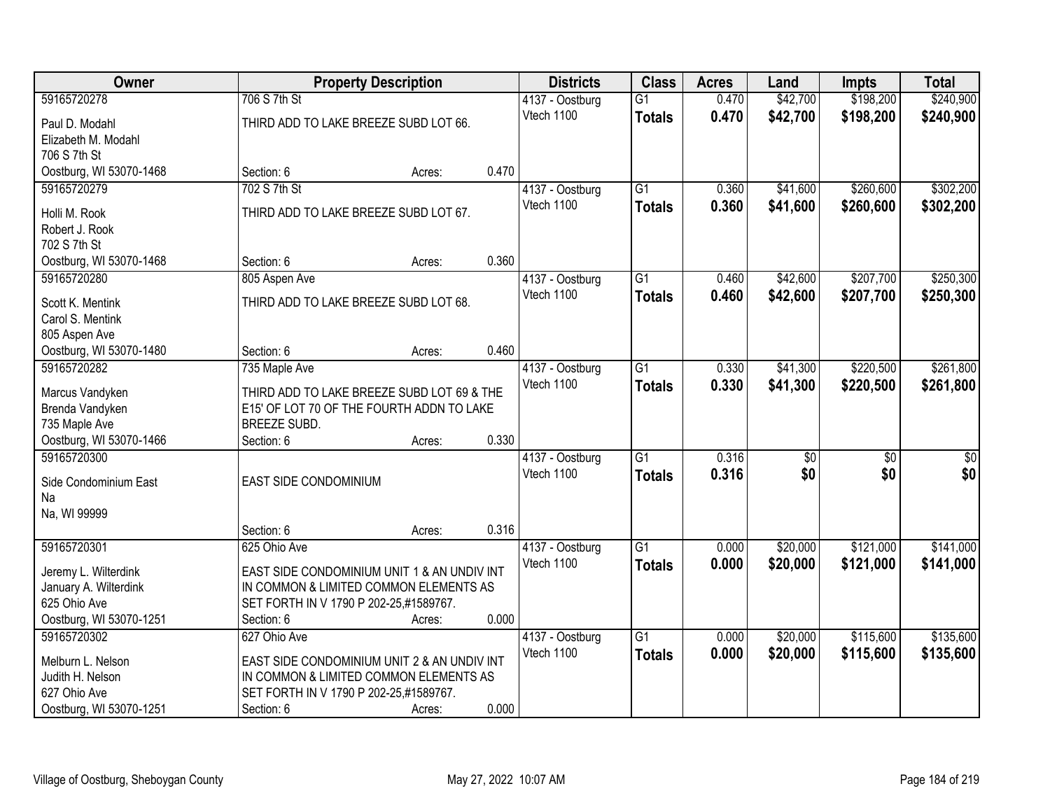| Owner | Property Description | | | Districts | Class | Acres | Land | Impts | Total |
|---|---|---|---|---|---|---|---|---|---|
| 59165720278 | 706 S 7th St | | | 4137 - Oostburg | G1 | 0.470 | $42,700 | $198,200 | $240,900 |
| Paul D. Modahl<br>Elizabeth M. Modahl<br>706 S 7th St<br>Oostburg, WI 53070-1468 | THIRD ADD TO LAKE BREEZE SUBD LOT 66. | | | Vtech 1100 | **Totals** | **0.470** | **$42,700** | **$198,200** | **$240,900** |
| | Section: 6 | Acres: | 0.470 | | | | | | |
| 59165720279 | 702 S 7th St | | | 4137 - Oostburg | G1 | 0.360 | $41,600 | $260,600 | $302,200 |
| Holli M. Rook<br>Robert J. Rook<br>702 S 7th St<br>Oostburg, WI 53070-1468 | THIRD ADD TO LAKE BREEZE SUBD LOT 67. | | | Vtech 1100 | **Totals** | **0.360** | **$41,600** | **$260,600** | **$302,200** |
| | Section: 6 | Acres: | 0.360 | | | | | | |
| 59165720280 | 805 Aspen Ave | | | 4137 - Oostburg | G1 | 0.460 | $42,600 | $207,700 | $250,300 |
| Scott K. Mentink<br>Carol S. Mentink<br>805 Aspen Ave<br>Oostburg, WI 53070-1480 | THIRD ADD TO LAKE BREEZE SUBD LOT 68. | | | Vtech 1100 | **Totals** | **0.460** | **$42,600** | **$207,700** | **$250,300** |
| | Section: 6 | Acres: | 0.460 | | | | | | |
| 59165720282 | 735 Maple Ave | | | 4137 - Oostburg | G1 | 0.330 | $41,300 | $220,500 | $261,800 |
| Marcus Vandyken<br>Brenda Vandyken<br>735 Maple Ave<br>Oostburg, WI 53070-1466 | THIRD ADD TO LAKE BREEZE SUBD LOT 69 & THE E15' OF LOT 70 OF THE FOURTH ADDN TO LAKE BREEZE SUBD. | | | Vtech 1100 | **Totals** | **0.330** | **$41,300** | **$220,500** | **$261,800** |
| | Section: 6 | Acres: | 0.330 | | | | | | |
| 59165720300 | | | | 4137 - Oostburg | G1 | 0.316 | $0 | $0 | $0 |
| Side Condominium East<br>Na<br>Na, WI 99999 | EAST SIDE CONDOMINIUM | | | Vtech 1100 | **Totals** | **0.316** | **$0** | **$0** | **$0** |
| | Section: 6 | Acres: | 0.316 | | | | | | |
| 59165720301 | 625 Ohio Ave | | | 4137 - Oostburg | G1 | 0.000 | $20,000 | $121,000 | $141,000 |
| Jeremy L. Wilterdink<br>January A. Wilterdink<br>625 Ohio Ave<br>Oostburg, WI 53070-1251 | EAST SIDE CONDOMINIUM UNIT 1 & AN UNDIV INT IN COMMON & LIMITED COMMON ELEMENTS AS SET FORTH IN V 1790 P 202-25,#1589767. | | | Vtech 1100 | **Totals** | **0.000** | **$20,000** | **$121,000** | **$141,000** |
| | Section: 6 | Acres: | 0.000 | | | | | | |
| 59165720302 | 627 Ohio Ave | | | 4137 - Oostburg | G1 | 0.000 | $20,000 | $115,600 | $135,600 |
| Melburn L. Nelson<br>Judith H. Nelson<br>627 Ohio Ave<br>Oostburg, WI 53070-1251 | EAST SIDE CONDOMINIUM UNIT 2 & AN UNDIV INT IN COMMON & LIMITED COMMON ELEMENTS AS SET FORTH IN V 1790 P 202-25,#1589767. | | | Vtech 1100 | **Totals** | **0.000** | **$20,000** | **$115,600** | **$135,600** |
| | Section: 6 | Acres: | 0.000 | | | | | | |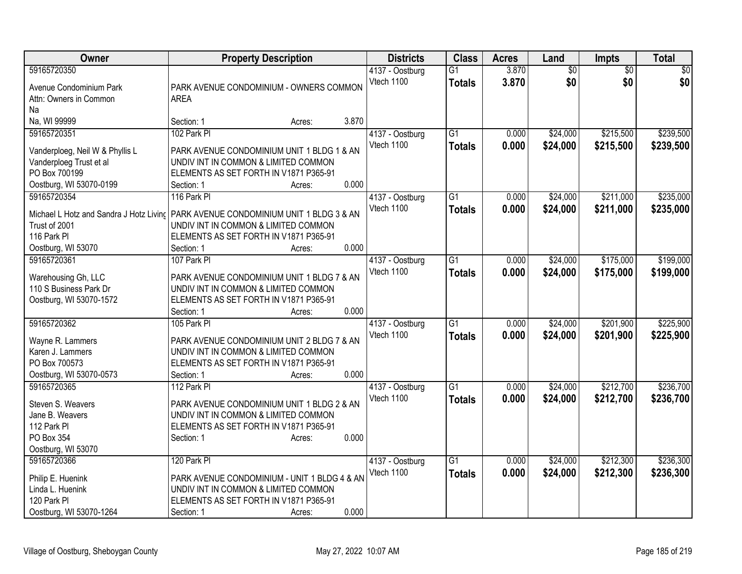| Owner | Property Description | Districts | Class | Acres | Land | Impts | Total |
|---|---|---|---|---|---|---|---|
| 59165720350<br>Avenue Condominium Park<br>Attn: Owners in Common<br>Na<br>Na, WI 99999 | PARK AVENUE CONDOMINIUM - OWNERS COMMON AREA<br>Section: 1 Acres: 3.870 | 4137 - Oostburg<br>Vtech 1100 | G1<br>**Totals** | 3.870<br>**3.870** | $0<br>**$0** | $0<br>**$0** | $0<br>**$0** |
| 59165720351<br>Vanderploeg, Neil W & Phyllis L<br>Vanderploeg Trust et al<br>PO Box 700199<br>Oostburg, WI 53070-0199 | 102 Park Pl<br>PARK AVENUE CONDOMINIUM UNIT 1 BLDG 1 & AN UNDIV INT IN COMMON & LIMITED COMMON ELEMENTS AS SET FORTH IN V1871 P365-91<br>Section: 1 Acres: 0.000 | 4137 - Oostburg<br>Vtech 1100 | G1<br>**Totals** | 0.000<br>**0.000** | $24,000<br>**$24,000** | $215,500<br>**$215,500** | $239,500<br>**$239,500** |
| 59165720354<br>Michael L Hotz and Sandra J Hotz Living Trust of 2001<br>116 Park Pl<br>Oostburg, WI 53070 | 116 Park Pl<br>PARK AVENUE CONDOMINIUM UNIT 1 BLDG 3 & AN UNDIV INT IN COMMON & LIMITED COMMON ELEMENTS AS SET FORTH IN V1871 P365-91<br>Section: 1 Acres: 0.000 | 4137 - Oostburg<br>Vtech 1100 | G1<br>**Totals** | 0.000<br>**0.000** | $24,000<br>**$24,000** | $211,000<br>**$211,000** | $235,000<br>**$235,000** |
| 59165720361<br>Warehousing Gh, LLC<br>110 S Business Park Dr<br>Oostburg, WI 53070-1572 | 107 Park Pl<br>PARK AVENUE CONDOMINIUM UNIT 1 BLDG 7 & AN UNDIV INT IN COMMON & LIMITED COMMON ELEMENTS AS SET FORTH IN V1871 P365-91<br>Section: 1 Acres: 0.000 | 4137 - Oostburg<br>Vtech 1100 | G1<br>**Totals** | 0.000<br>**0.000** | $24,000<br>**$24,000** | $175,000<br>**$175,000** | $199,000<br>**$199,000** |
| 59165720362<br>Wayne R. Lammers<br>Karen J. Lammers<br>PO Box 700573<br>Oostburg, WI 53070-0573 | 105 Park Pl<br>PARK AVENUE CONDOMINIUM UNIT 2 BLDG 7 & AN UNDIV INT IN COMMON & LIMITED COMMON ELEMENTS AS SET FORTH IN V1871 P365-91<br>Section: 1 Acres: 0.000 | 4137 - Oostburg<br>Vtech 1100 | G1<br>**Totals** | 0.000<br>**0.000** | $24,000<br>**$24,000** | $201,900<br>**$201,900** | $225,900<br>**$225,900** |
| 59165720365<br>Steven S. Weavers<br>Jane B. Weavers<br>112 Park Pl<br>PO Box 354<br>Oostburg, WI 53070 | 112 Park Pl<br>PARK AVENUE CONDOMINIUM UNIT 1 BLDG 2 & AN UNDIV INT IN COMMON & LIMITED COMMON ELEMENTS AS SET FORTH IN V1871 P365-91<br>Section: 1 Acres: 0.000 | 4137 - Oostburg<br>Vtech 1100 | G1<br>**Totals** | 0.000<br>**0.000** | $24,000<br>**$24,000** | $212,700<br>**$212,700** | $236,700<br>**$236,700** |
| 59165720366<br>Philip E. Huenink<br>Linda L. Huenink<br>120 Park Pl<br>Oostburg, WI 53070-1264 | 120 Park Pl<br>PARK AVENUE CONDOMINIUM - UNIT 1 BLDG 4 & AN UNDIV INT IN COMMON & LIMITED COMMON ELEMENTS AS SET FORTH IN V1871 P365-91<br>Section: 1 Acres: 0.000 | 4137 - Oostburg<br>Vtech 1100 | G1<br>**Totals** | 0.000<br>**0.000** | $24,000<br>**$24,000** | $212,300<br>**$212,300** | $236,300<br>**$236,300** |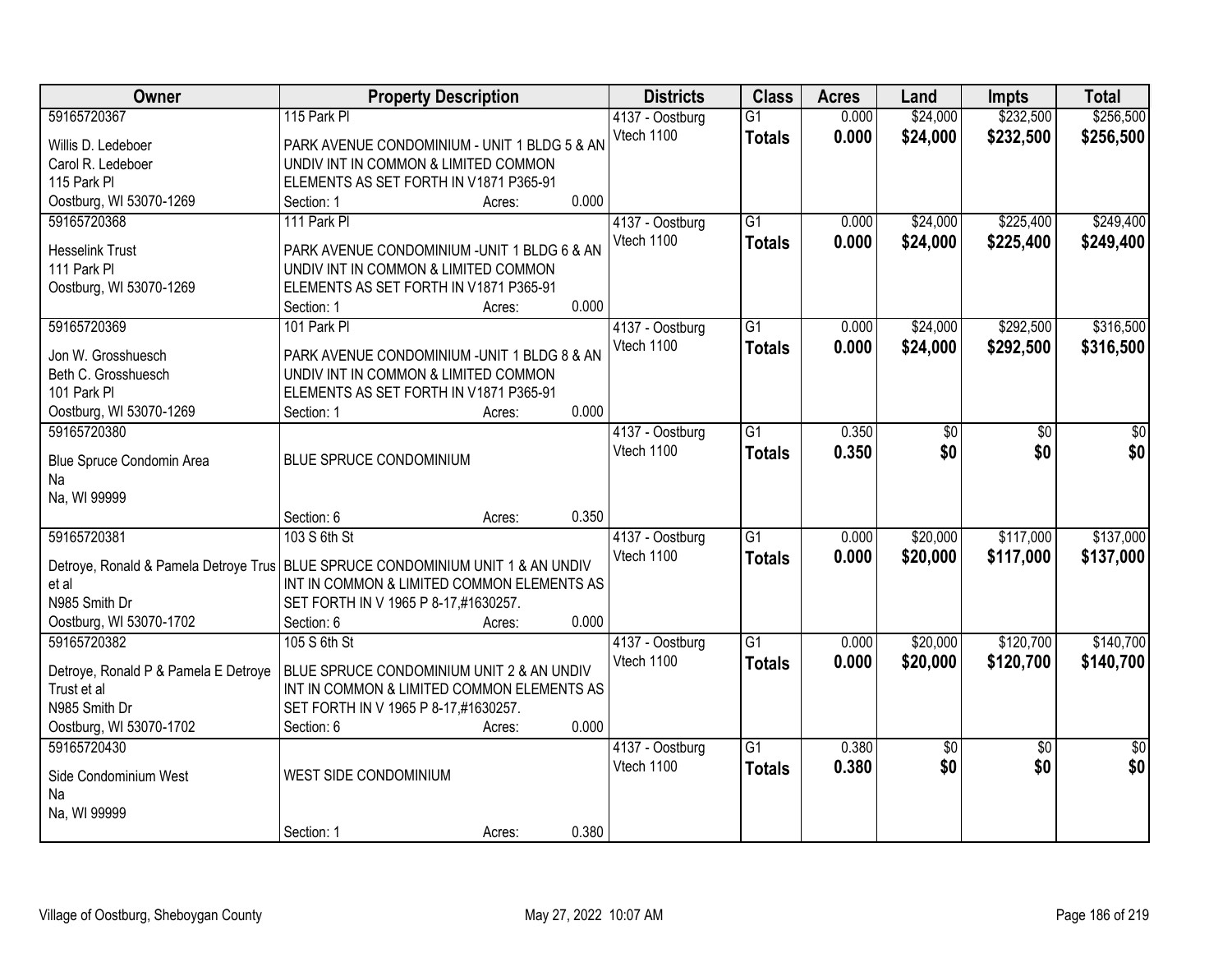| Owner | Property Description | Districts | Class | Acres | Land | Impts | Total |
|---|---|---|---|---|---|---|---|
| 59165720367<br>Willis D. Ledeboer<br>Carol R. Ledeboer<br>115 Park Pl<br>Oostburg, WI 53070-1269 | 115 Park Pl<br>PARK AVENUE CONDOMINIUM - UNIT 1 BLDG 5 & AN UNDIV INT IN COMMON & LIMITED COMMON ELEMENTS AS SET FORTH IN V1871 P365-91<br>Section: 1 Acres: 0.000 | 4137 - Oostburg<br>Vtech 1100 | G1<br>**Totals** | 0.000<br>**0.000** | $24,000<br>**$24,000** | $232,500<br>**$232,500** | $256,500<br>**$256,500** |
| 59165720368<br>Hesselink Trust<br>111 Park Pl<br>Oostburg, WI 53070-1269 | 111 Park Pl<br>PARK AVENUE CONDOMINIUM -UNIT 1 BLDG 6 & AN UNDIV INT IN COMMON & LIMITED COMMON ELEMENTS AS SET FORTH IN V1871 P365-91<br>Section: 1 Acres: 0.000 | 4137 - Oostburg<br>Vtech 1100 | G1<br>**Totals** | 0.000<br>**0.000** | $24,000<br>**$24,000** | $225,400<br>**$225,400** | $249,400<br>**$249,400** |
| 59165720369<br>Jon W. Grosshuesch<br>Beth C. Grosshuesch<br>101 Park Pl<br>Oostburg, WI 53070-1269 | 101 Park Pl<br>PARK AVENUE CONDOMINIUM -UNIT 1 BLDG 8 & AN UNDIV INT IN COMMON & LIMITED COMMON ELEMENTS AS SET FORTH IN V1871 P365-91<br>Section: 1 Acres: 0.000 | 4137 - Oostburg<br>Vtech 1100 | G1<br>**Totals** | 0.000<br>**0.000** | $24,000<br>**$24,000** | $292,500<br>**$292,500** | $316,500<br>**$316,500** |
| 59165720380<br>Blue Spruce Condomin Area<br>Na<br>Na, WI 99999 | BLUE SPRUCE CONDOMINIUM<br>Section: 6 Acres: 0.350 | 4137 - Oostburg<br>Vtech 1100 | G1<br>**Totals** | 0.350<br>**0.350** | $0<br>**$0** | $0<br>**$0** | $0<br>**$0** |
| 59165720381<br>Detroye, Ronald & Pamela Detroye Trus et al<br>N985 Smith Dr<br>Oostburg, WI 53070-1702 | 103 S 6th St<br>BLUE SPRUCE CONDOMINIUM UNIT 1 & AN UNDIV INT IN COMMON & LIMITED COMMON ELEMENTS AS SET FORTH IN V 1965 P 8-17,#1630257.<br>Section: 6 Acres: 0.000 | 4137 - Oostburg<br>Vtech 1100 | G1<br>**Totals** | 0.000<br>**0.000** | $20,000<br>**$20,000** | $117,000<br>**$117,000** | $137,000<br>**$137,000** |
| 59165720382<br>Detroye, Ronald P & Pamela E Detroye Trust et al<br>N985 Smith Dr<br>Oostburg, WI 53070-1702 | 105 S 6th St<br>BLUE SPRUCE CONDOMINIUM UNIT 2 & AN UNDIV INT IN COMMON & LIMITED COMMON ELEMENTS AS SET FORTH IN V 1965 P 8-17,#1630257.<br>Section: 6 Acres: 0.000 | 4137 - Oostburg<br>Vtech 1100 | G1<br>**Totals** | 0.000<br>**0.000** | $20,000<br>**$20,000** | $120,700<br>**$120,700** | $140,700<br>**$140,700** |
| 59165720430<br>Side Condominium West<br>Na<br>Na, WI 99999 | WEST SIDE CONDOMINIUM<br>Section: 1 Acres: 0.380 | 4137 - Oostburg<br>Vtech 1100 | G1<br>**Totals** | 0.380<br>**0.380** | $0<br>**$0** | $0<br>**$0** | $0<br>**$0** |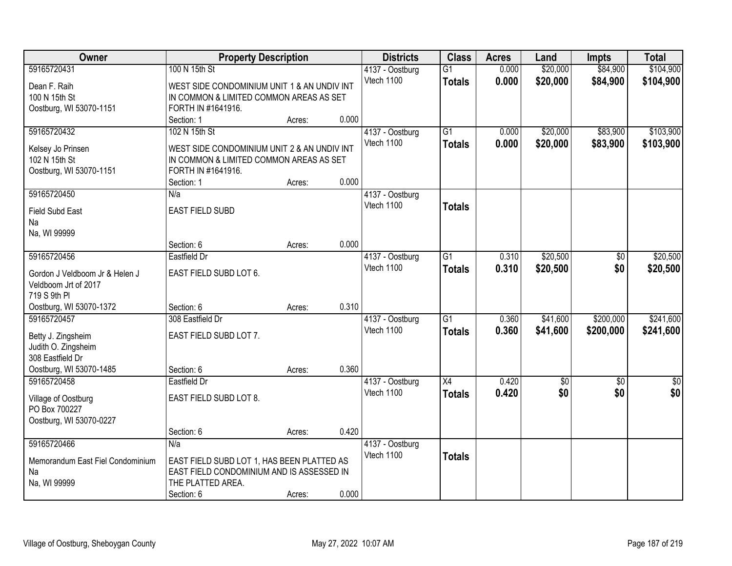| Owner | Property Description | | | Districts | Class | Acres | Land | Impts | Total |
|---|---|---|---|---|---|---|---|---|---|
| 59165720431 | 100 N 15th St | | | 4137 - Oostburg | G1 | 0.000 | $20,000 | $84,900 | $104,900 |
| Dean F. Raih<br>100 N 15th St<br>Oostburg, WI 53070-1151 | WEST SIDE CONDOMINIUM UNIT 1 & AN UNDIV INT IN COMMON & LIMITED COMMON AREAS AS SET FORTH IN #1641916. | | | Vtech 1100 | **Totals** | **0.000** | **$20,000** | **$84,900** | **$104,900** |
| | Section: 1 | Acres: | 0.000 | | | | | | |
| 59165720432 | 102 N 15th St | | | 4137 - Oostburg | G1 | 0.000 | $20,000 | $83,900 | $103,900 |
| Kelsey Jo Prinsen<br>102 N 15th St<br>Oostburg, WI 53070-1151 | WEST SIDE CONDOMINIUM UNIT 2 & AN UNDIV INT IN COMMON & LIMITED COMMON AREAS AS SET FORTH IN #1641916. | | | Vtech 1100 | **Totals** | **0.000** | **$20,000** | **$83,900** | **$103,900** |
| | Section: 1 | Acres: | 0.000 | | | | | | |
| 59165720450 | N/a | | | 4137 - Oostburg | | | | | |
| Field Subd East<br>Na<br>Na, WI 99999 | EAST FIELD SUBD | | | Vtech 1100 | **Totals** | | | | |
| | Section: 6 | Acres: | 0.000 | | | | | | |
| 59165720456 | Eastfield Dr | | | 4137 - Oostburg | G1 | 0.310 | $20,500 | $0 | $20,500 |
| Gordon J Veldboom Jr & Helen J Veldboom Jrt of 2017<br>719 S 9th Pl<br>Oostburg, WI 53070-1372 | EAST FIELD SUBD LOT 6. | | | Vtech 1100 | **Totals** | **0.310** | **$20,500** | **$0** | **$20,500** |
| | Section: 6 | Acres: | 0.310 | | | | | | |
| 59165720457 | 308 Eastfield Dr | | | 4137 - Oostburg | G1 | 0.360 | $41,600 | $200,000 | $241,600 |
| Betty J. Zingsheim<br>Judith O. Zingsheim<br>308 Eastfield Dr<br>Oostburg, WI 53070-1485 | EAST FIELD SUBD LOT 7. | | | Vtech 1100 | **Totals** | **0.360** | **$41,600** | **$200,000** | **$241,600** |
| | Section: 6 | Acres: | 0.360 | | | | | | |
| 59165720458 | Eastfield Dr | | | 4137 - Oostburg | X4 | 0.420 | $0 | $0 | $0 |
| Village of Oostburg<br>PO Box 700227<br>Oostburg, WI 53070-0227 | EAST FIELD SUBD LOT 8. | | | Vtech 1100 | **Totals** | **0.420** | **$0** | **$0** | **$0** |
| | Section: 6 | Acres: | 0.420 | | | | | | |
| 59165720466 | N/a | | | 4137 - Oostburg | | | | | |
| Memorandum East Fiel Condominium<br>Na<br>Na, WI 99999 | EAST FIELD SUBD LOT 1, HAS BEEN PLATTED AS EAST FIELD CONDOMINIUM AND IS ASSESSED IN THE PLATTED AREA. | | | Vtech 1100 | **Totals** | | | | |
| | Section: 6 | Acres: | 0.000 | | | | | | |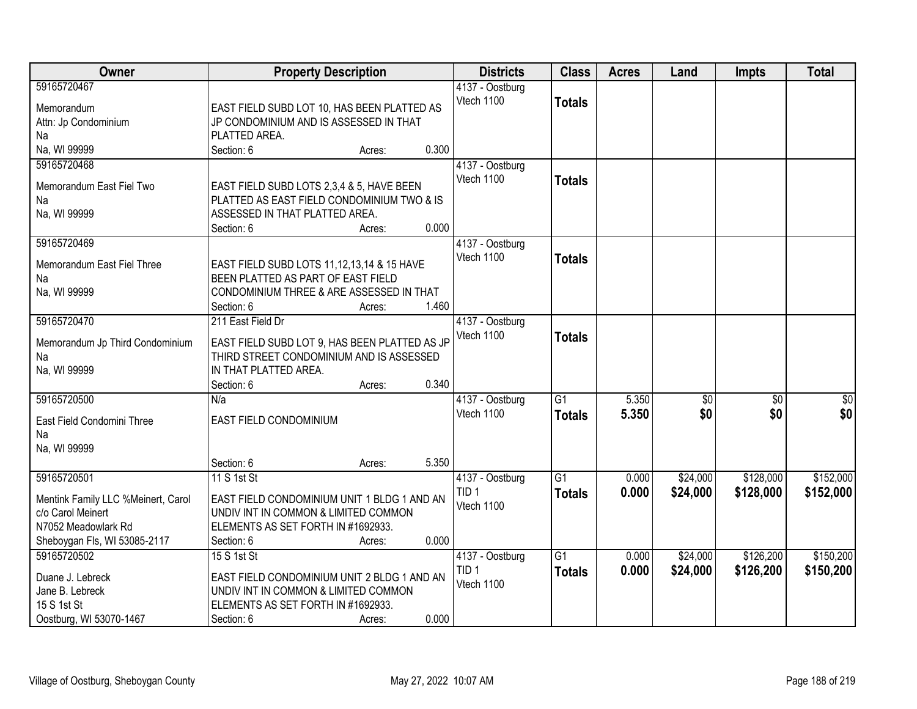| Owner | Property Description | Districts | Class | Acres | Land | Impts | Total |
|---|---|---|---|---|---|---|---|
| 59165720467<br>Memorandum<br>Attn: Jp Condominium<br>Na<br>Na, WI 99999 | EAST FIELD SUBD LOT 10, HAS BEEN PLATTED AS JP CONDOMINIUM AND IS ASSESSED IN THAT PLATTED AREA.<br>Section: 6 Acres: 0.300 | 4137 - Oostburg<br>Vtech 1100 | **Totals** | | | | |
| 59165720468<br>Memorandum East Fiel Two<br>Na<br>Na, WI 99999 | EAST FIELD SUBD LOTS 2,3,4 & 5, HAVE BEEN PLATTED AS EAST FIELD CONDOMINIUM TWO & IS ASSESSED IN THAT PLATTED AREA.<br>Section: 6 Acres: 0.000 | 4137 - Oostburg<br>Vtech 1100 | **Totals** | | | | |
| 59165720469<br>Memorandum East Fiel Three<br>Na<br>Na, WI 99999 | EAST FIELD SUBD LOTS 11,12,13,14 & 15 HAVE BEEN PLATTED AS PART OF EAST FIELD CONDOMINIUM THREE & ARE ASSESSED IN THAT<br>Section: 6 Acres: 1.460 | 4137 - Oostburg<br>Vtech 1100 | **Totals** | | | | |
| 59165720470<br>Memorandum Jp Third Condominium<br>Na<br>Na, WI 99999 | 211 East Field Dr<br>EAST FIELD SUBD LOT 9, HAS BEEN PLATTED AS JP THIRD STREET CONDOMINIUM AND IS ASSESSED IN THAT PLATTED AREA.<br>Section: 6 Acres: 0.340 | 4137 - Oostburg<br>Vtech 1100 | **Totals** | | | | |
| 59165720500<br>East Field Condomini Three<br>Na<br>Na, WI 99999 | N/a<br>EAST FIELD CONDOMINIUM<br>Section: 6 Acres: 5.350 | 4137 - Oostburg<br>Vtech 1100 | G1<br>**Totals** | 5.350<br>**5.350** | $0<br>**$0** | $0<br>**$0** | $0<br>**$0** |
| 59165720501<br>Mentink Family LLC %Meinert, Carol<br>c/o Carol Meinert<br>N7052 Meadowlark Rd<br>Sheboygan Fls, WI 53085-2117 | 11 S 1st St<br>EAST FIELD CONDOMINIUM UNIT 1 BLDG 1 AND AN UNDIV INT IN COMMON & LIMITED COMMON ELEMENTS AS SET FORTH IN #1692933.<br>Section: 6 Acres: 0.000 | 4137 - Oostburg<br>TID 1<br>Vtech 1100 | G1<br>**Totals** | 0.000<br>**0.000** | $24,000<br>**$24,000** | $128,000<br>**$128,000** | $152,000<br>**$152,000** |
| 59165720502<br>Duane J. Lebreck<br>Jane B. Lebreck<br>15 S 1st St<br>Oostburg, WI 53070-1467 | 15 S 1st St<br>EAST FIELD CONDOMINIUM UNIT 2 BLDG 1 AND AN UNDIV INT IN COMMON & LIMITED COMMON ELEMENTS AS SET FORTH IN #1692933.<br>Section: 6 Acres: 0.000 | 4137 - Oostburg<br>TID 1<br>Vtech 1100 | G1<br>**Totals** | 0.000<br>**0.000** | $24,000<br>**$24,000** | $126,200<br>**$126,200** | $150,200<br>**$150,200** |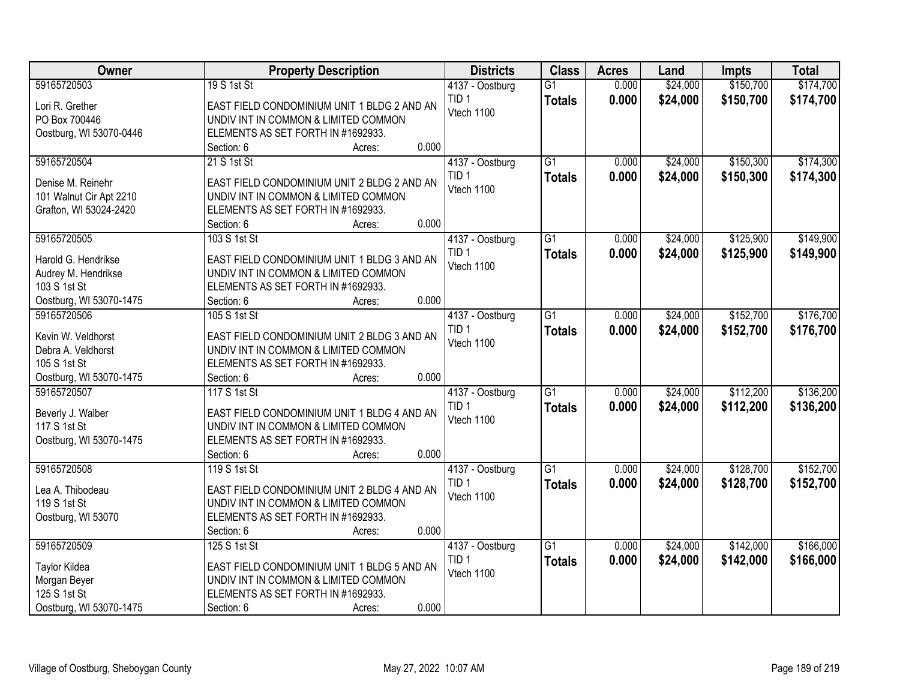| Owner | Property Description | Districts | Class | Acres | Land | Impts | Total |
|---|---|---|---|---|---|---|---|
| 59165720503<br><br>Lori R. Grether<br>PO Box 700446<br>Oostburg, WI 53070-0446 | 19 S 1st St<br><br>EAST FIELD CONDOMINIUM UNIT 1 BLDG 2 AND AN UNDIV INT IN COMMON & LIMITED COMMON ELEMENTS AS SET FORTH IN #1692933.<br>Section: 6 Acres: 0.000 | 4137 - Oostburg<br>TID 1<br>Vtech 1100 | G1<br>**Totals** | 0.000<br>**0.000** | $24,000<br>**$24,000** | $150,700<br>**$150,700** | $174,700<br>**$174,700** |
| 59165720504<br><br>Denise M. Reinehr<br>101 Walnut Cir Apt 2210<br>Grafton, WI 53024-2420 | 21 S 1st St<br><br>EAST FIELD CONDOMINIUM UNIT 2 BLDG 2 AND AN UNDIV INT IN COMMON & LIMITED COMMON ELEMENTS AS SET FORTH IN #1692933.<br>Section: 6 Acres: 0.000 | 4137 - Oostburg<br>TID 1<br>Vtech 1100 | G1<br>**Totals** | 0.000<br>**0.000** | $24,000<br>**$24,000** | $150,300<br>**$150,300** | $174,300<br>**$174,300** |
| 59165720505<br><br>Harold G. Hendrikse<br>Audrey M. Hendrikse<br>103 S 1st St<br>Oostburg, WI 53070-1475 | 103 S 1st St<br><br>EAST FIELD CONDOMINIUM UNIT 1 BLDG 3 AND AN UNDIV INT IN COMMON & LIMITED COMMON ELEMENTS AS SET FORTH IN #1692933.<br>Section: 6 Acres: 0.000 | 4137 - Oostburg<br>TID 1<br>Vtech 1100 | G1<br>**Totals** | 0.000<br>**0.000** | $24,000<br>**$24,000** | $125,900<br>**$125,900** | $149,900<br>**$149,900** |
| 59165720506<br><br>Kevin W. Veldhorst<br>Debra A. Veldhorst<br>105 S 1st St<br>Oostburg, WI 53070-1475 | 105 S 1st St<br><br>EAST FIELD CONDOMINIUM UNIT 2 BLDG 3 AND AN UNDIV INT IN COMMON & LIMITED COMMON ELEMENTS AS SET FORTH IN #1692933.<br>Section: 6 Acres: 0.000 | 4137 - Oostburg<br>TID 1<br>Vtech 1100 | G1<br>**Totals** | 0.000<br>**0.000** | $24,000<br>**$24,000** | $152,700<br>**$152,700** | $176,700<br>**$176,700** |
| 59165720507<br><br>Beverly J. Walber<br>117 S 1st St<br>Oostburg, WI 53070-1475 | 117 S 1st St<br><br>EAST FIELD CONDOMINIUM UNIT 1 BLDG 4 AND AN UNDIV INT IN COMMON & LIMITED COMMON ELEMENTS AS SET FORTH IN #1692933.<br>Section: 6 Acres: 0.000 | 4137 - Oostburg<br>TID 1<br>Vtech 1100 | G1<br>**Totals** | 0.000<br>**0.000** | $24,000<br>**$24,000** | $112,200<br>**$112,200** | $136,200<br>**$136,200** |
| 59165720508<br><br>Lea A. Thibodeau<br>119 S 1st St<br>Oostburg, WI 53070 | 119 S 1st St<br><br>EAST FIELD CONDOMINIUM UNIT 2 BLDG 4 AND AN UNDIV INT IN COMMON & LIMITED COMMON ELEMENTS AS SET FORTH IN #1692933.<br>Section: 6 Acres: 0.000 | 4137 - Oostburg<br>TID 1<br>Vtech 1100 | G1<br>**Totals** | 0.000<br>**0.000** | $24,000<br>**$24,000** | $128,700<br>**$128,700** | $152,700<br>**$152,700** |
| 59165720509<br><br>Taylor Kildea<br>Morgan Beyer<br>125 S 1st St<br>Oostburg, WI 53070-1475 | 125 S 1st St<br><br>EAST FIELD CONDOMINIUM UNIT 1 BLDG 5 AND AN UNDIV INT IN COMMON & LIMITED COMMON ELEMENTS AS SET FORTH IN #1692933.<br>Section: 6 Acres: 0.000 | 4137 - Oostburg<br>TID 1<br>Vtech 1100 | G1<br>**Totals** | 0.000<br>**0.000** | $24,000<br>**$24,000** | $142,000<br>**$142,000** | $166,000<br>**$166,000** |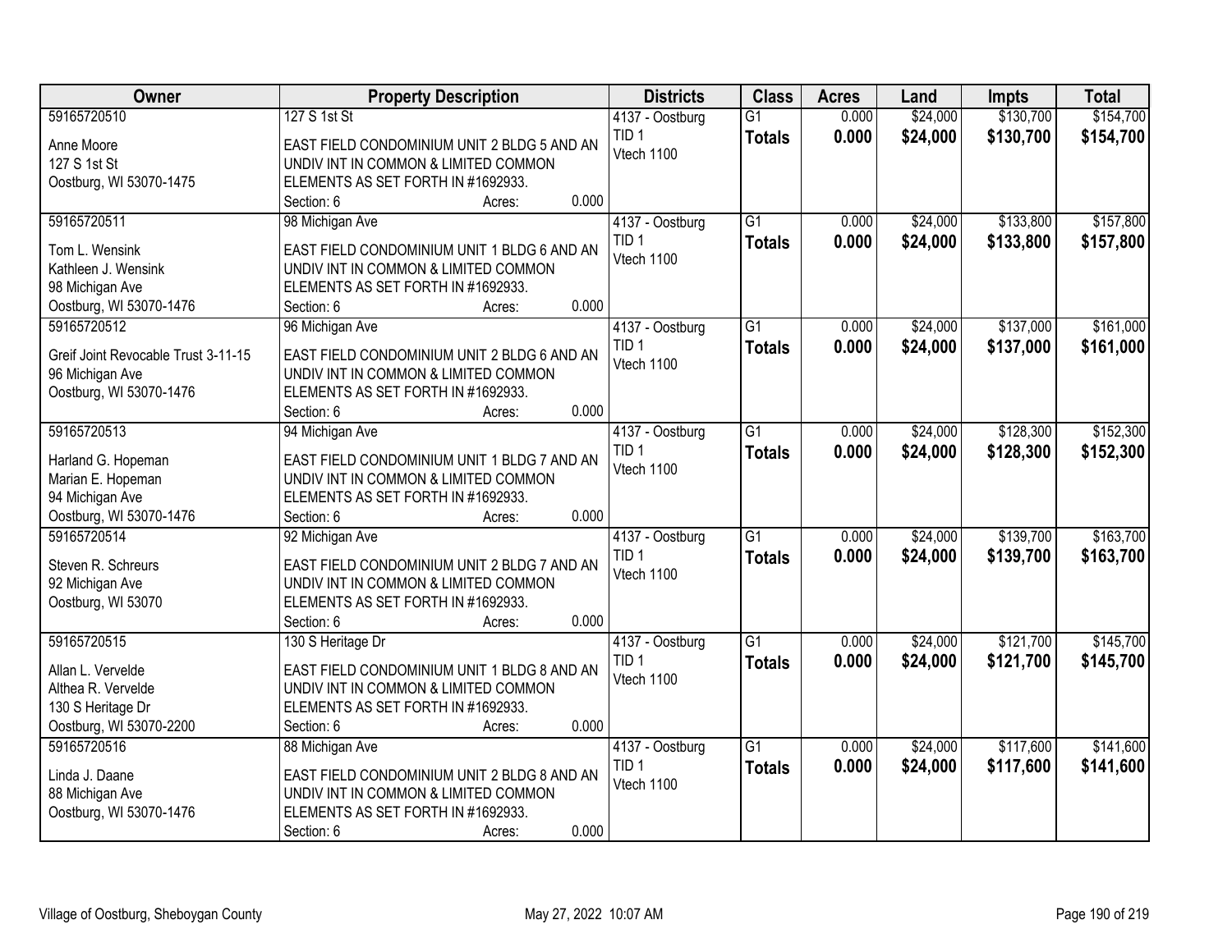| Owner | Property Description | Districts | Class | Acres | Land | Impts | Total |
|---|---|---|---|---|---|---|---|
| 59165720510<br>Anne Moore<br>127 S 1st St<br>Oostburg, WI 53070-1475 | 127 S 1st St<br>EAST FIELD CONDOMINIUM UNIT 2 BLDG 5 AND AN UNDIV INT IN COMMON & LIMITED COMMON ELEMENTS AS SET FORTH IN #1692933.<br>Section: 6 Acres: 0.000 | 4137 - Oostburg<br>TID 1<br>Vtech 1100 | G1<br>**Totals** | 0.000<br>**0.000** | $24,000<br>**$24,000** | $130,700<br>**$130,700** | $154,700<br>**$154,700** |
| 59165720511<br>Tom L. Wensink<br>Kathleen J. Wensink<br>98 Michigan Ave<br>Oostburg, WI 53070-1476 | 98 Michigan Ave<br>EAST FIELD CONDOMINIUM UNIT 1 BLDG 6 AND AN UNDIV INT IN COMMON & LIMITED COMMON ELEMENTS AS SET FORTH IN #1692933.<br>Section: 6 Acres: 0.000 | 4137 - Oostburg<br>TID 1<br>Vtech 1100 | G1<br>**Totals** | 0.000<br>**0.000** | $24,000<br>**$24,000** | $133,800<br>**$133,800** | $157,800<br>**$157,800** |
| 59165720512<br>Greif Joint Revocable Trust 3-11-15<br>96 Michigan Ave<br>Oostburg, WI 53070-1476 | 96 Michigan Ave<br>EAST FIELD CONDOMINIUM UNIT 2 BLDG 6 AND AN UNDIV INT IN COMMON & LIMITED COMMON ELEMENTS AS SET FORTH IN #1692933.<br>Section: 6 Acres: 0.000 | 4137 - Oostburg<br>TID 1<br>Vtech 1100 | G1<br>**Totals** | 0.000<br>**0.000** | $24,000<br>**$24,000** | $137,000<br>**$137,000** | $161,000<br>**$161,000** |
| 59165720513<br>Harland G. Hopeman<br>Marian E. Hopeman<br>94 Michigan Ave<br>Oostburg, WI 53070-1476 | 94 Michigan Ave<br>EAST FIELD CONDOMINIUM UNIT 1 BLDG 7 AND AN UNDIV INT IN COMMON & LIMITED COMMON ELEMENTS AS SET FORTH IN #1692933.<br>Section: 6 Acres: 0.000 | 4137 - Oostburg<br>TID 1<br>Vtech 1100 | G1<br>**Totals** | 0.000<br>**0.000** | $24,000<br>**$24,000** | $128,300<br>**$128,300** | $152,300<br>**$152,300** |
| 59165720514<br>Steven R. Schreurs<br>92 Michigan Ave<br>Oostburg, WI 53070 | 92 Michigan Ave<br>EAST FIELD CONDOMINIUM UNIT 2 BLDG 7 AND AN UNDIV INT IN COMMON & LIMITED COMMON ELEMENTS AS SET FORTH IN #1692933.<br>Section: 6 Acres: 0.000 | 4137 - Oostburg<br>TID 1<br>Vtech 1100 | G1<br>**Totals** | 0.000<br>**0.000** | $24,000<br>**$24,000** | $139,700<br>**$139,700** | $163,700<br>**$163,700** |
| 59165720515<br>Allan L. Vervelde<br>Althea R. Vervelde<br>130 S Heritage Dr<br>Oostburg, WI 53070-2200 | 130 S Heritage Dr<br>EAST FIELD CONDOMINIUM UNIT 1 BLDG 8 AND AN UNDIV INT IN COMMON & LIMITED COMMON ELEMENTS AS SET FORTH IN #1692933.<br>Section: 6 Acres: 0.000 | 4137 - Oostburg<br>TID 1<br>Vtech 1100 | G1<br>**Totals** | 0.000<br>**0.000** | $24,000<br>**$24,000** | $121,700<br>**$121,700** | $145,700<br>**$145,700** |
| 59165720516<br>Linda J. Daane<br>88 Michigan Ave<br>Oostburg, WI 53070-1476 | 88 Michigan Ave<br>EAST FIELD CONDOMINIUM UNIT 2 BLDG 8 AND AN UNDIV INT IN COMMON & LIMITED COMMON ELEMENTS AS SET FORTH IN #1692933.<br>Section: 6 Acres: 0.000 | 4137 - Oostburg<br>TID 1<br>Vtech 1100 | G1<br>**Totals** | 0.000<br>**0.000** | $24,000<br>**$24,000** | $117,600<br>**$117,600** | $141,600<br>**$141,600** |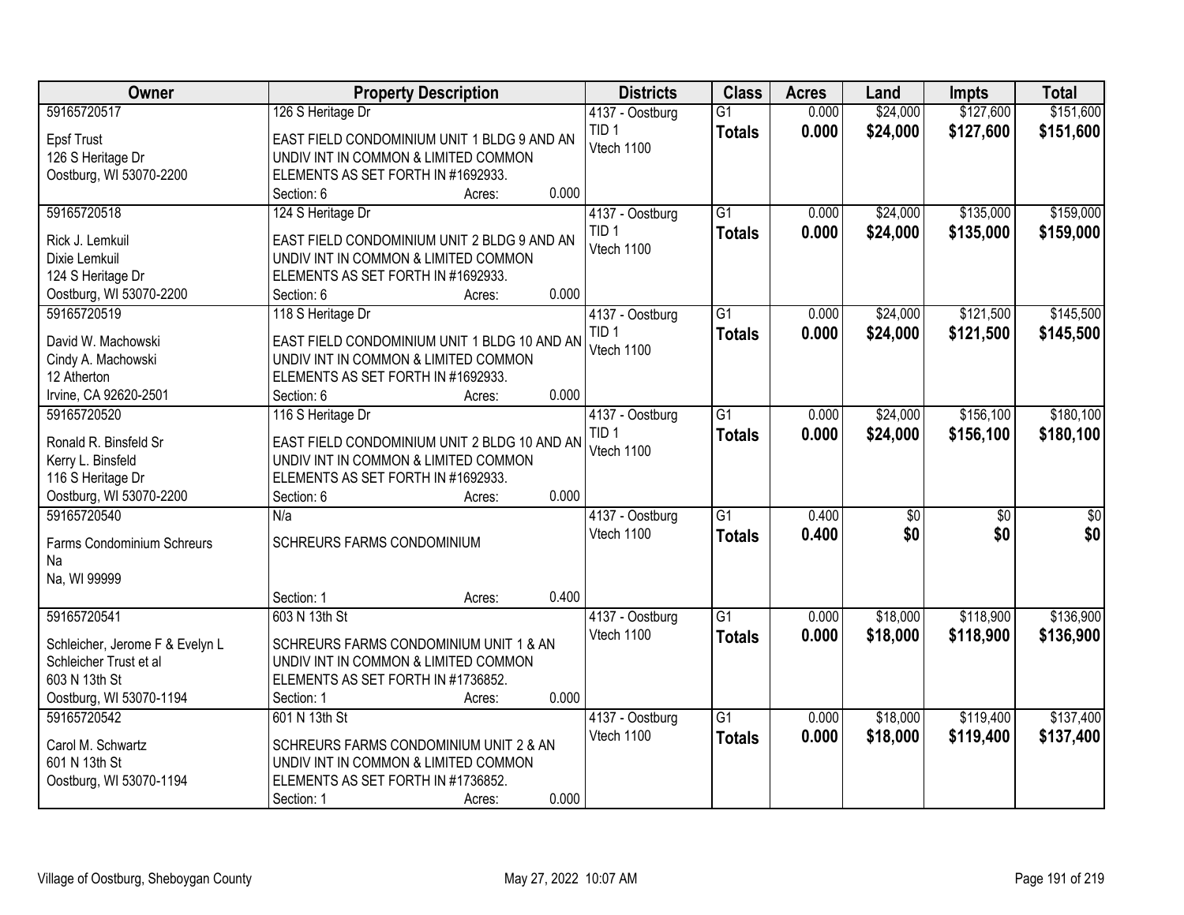| Owner | Property Description | Districts | Class | Acres | Land | Impts | Total |
|---|---|---|---|---|---|---|---|
| 59165720517<br>Epsf Trust<br>126 S Heritage Dr<br>Oostburg, WI 53070-2200 | 126 S Heritage Dr<br>EAST FIELD CONDOMINIUM UNIT 1 BLDG 9 AND AN UNDIV INT IN COMMON & LIMITED COMMON ELEMENTS AS SET FORTH IN #1692933.<br>Section: 6 Acres: 0.000 | 4137 - Oostburg<br>TID 1<br>Vtech 1100 | G1<br>**Totals** | 0.000<br>**0.000** | $24,000<br>**$24,000** | $127,600<br>**$127,600** | $151,600<br>**$151,600** |
| 59165720518<br>Rick J. Lemkuil<br>Dixie Lemkuil<br>124 S Heritage Dr<br>Oostburg, WI 53070-2200 | 124 S Heritage Dr<br>EAST FIELD CONDOMINIUM UNIT 2 BLDG 9 AND AN UNDIV INT IN COMMON & LIMITED COMMON ELEMENTS AS SET FORTH IN #1692933.<br>Section: 6 Acres: 0.000 | 4137 - Oostburg<br>TID 1<br>Vtech 1100 | G1<br>**Totals** | 0.000<br>**0.000** | $24,000<br>**$24,000** | $135,000<br>**$135,000** | $159,000<br>**$159,000** |
| 59165720519<br>David W. Machowski<br>Cindy A. Machowski<br>12 Atherton<br>Irvine, CA 92620-2501 | 118 S Heritage Dr<br>EAST FIELD CONDOMINIUM UNIT 1 BLDG 10 AND AN UNDIV INT IN COMMON & LIMITED COMMON ELEMENTS AS SET FORTH IN #1692933.<br>Section: 6 Acres: 0.000 | 4137 - Oostburg<br>TID 1<br>Vtech 1100 | G1<br>**Totals** | 0.000<br>**0.000** | $24,000<br>**$24,000** | $121,500<br>**$121,500** | $145,500<br>**$145,500** |
| 59165720520<br>Ronald R. Binsfeld Sr<br>Kerry L. Binsfeld<br>116 S Heritage Dr<br>Oostburg, WI 53070-2200 | 116 S Heritage Dr<br>EAST FIELD CONDOMINIUM UNIT 2 BLDG 10 AND AN UNDIV INT IN COMMON & LIMITED COMMON ELEMENTS AS SET FORTH IN #1692933.<br>Section: 6 Acres: 0.000 | 4137 - Oostburg<br>TID 1<br>Vtech 1100 | G1<br>**Totals** | 0.000<br>**0.000** | $24,000<br>**$24,000** | $156,100<br>**$156,100** | $180,100<br>**$180,100** |
| 59165720540<br>Farms Condominium Schreurs<br>Na<br>Na, WI 99999 | N/a<br>SCHREURS FARMS CONDOMINIUM<br>Section: 1 Acres: 0.400 | 4137 - Oostburg<br>Vtech 1100 | G1<br>**Totals** | 0.400<br>**0.400** | $0<br>**$0** | $0<br>**$0** | $0<br>**$0** |
| 59165720541<br>Schleicher, Jerome F & Evelyn L<br>Schleicher Trust et al<br>603 N 13th St<br>Oostburg, WI 53070-1194 | 603 N 13th St<br>SCHREURS FARMS CONDOMINIUM UNIT 1 & AN UNDIV INT IN COMMON & LIMITED COMMON ELEMENTS AS SET FORTH IN #1736852.<br>Section: 1 Acres: 0.000 | 4137 - Oostburg<br>Vtech 1100 | G1<br>**Totals** | 0.000<br>**0.000** | $18,000<br>**$18,000** | $118,900<br>**$118,900** | $136,900<br>**$136,900** |
| 59165720542<br>Carol M. Schwartz<br>601 N 13th St<br>Oostburg, WI 53070-1194 | 601 N 13th St<br>SCHREURS FARMS CONDOMINIUM UNIT 2 & AN UNDIV INT IN COMMON & LIMITED COMMON ELEMENTS AS SET FORTH IN #1736852.<br>Section: 1 Acres: 0.000 | 4137 - Oostburg<br>Vtech 1100 | G1<br>**Totals** | 0.000<br>**0.000** | $18,000<br>**$18,000** | $119,400<br>**$119,400** | $137,400<br>**$137,400** |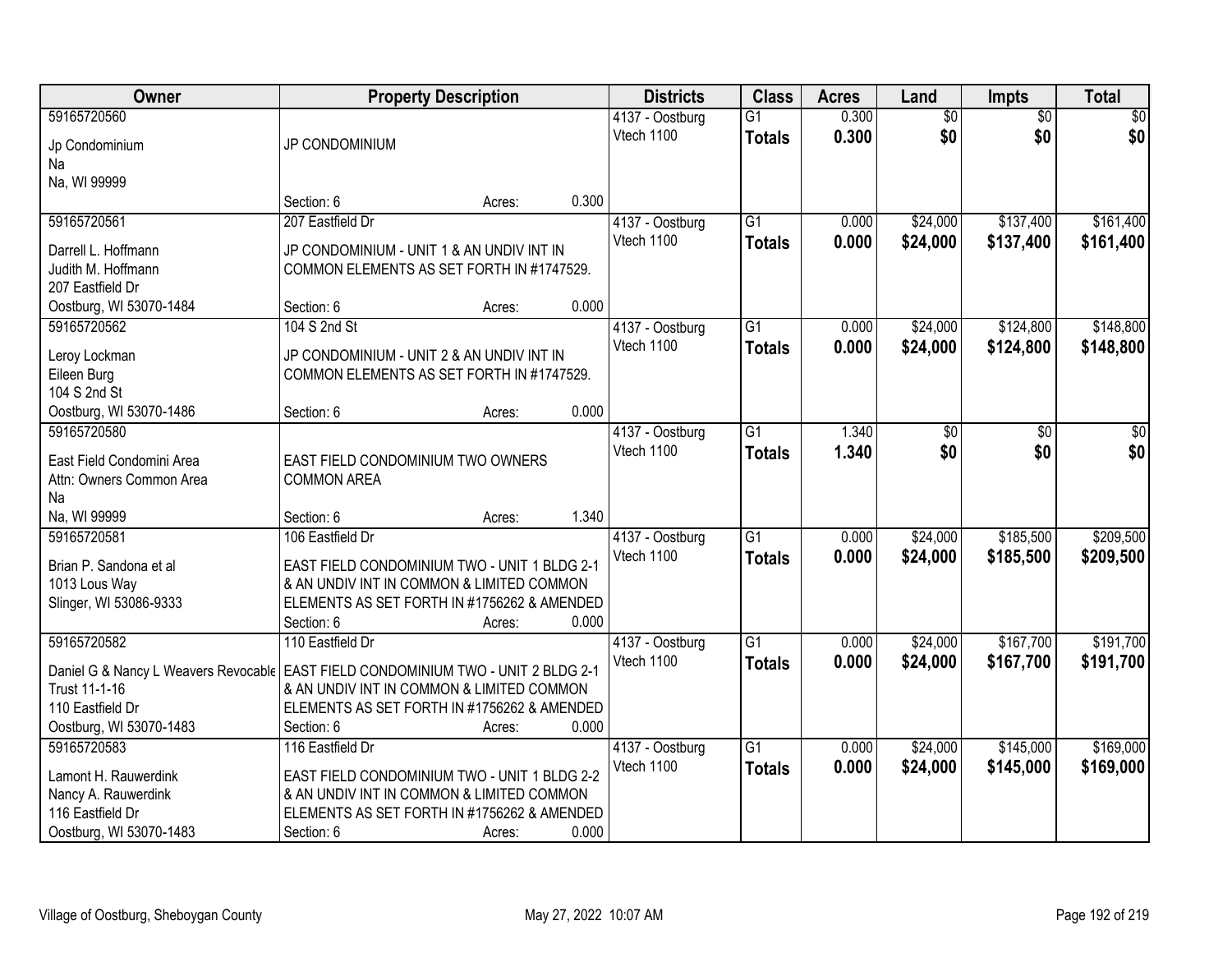| Owner | Property Description | Districts | Class | Acres | Land | Impts | Total |
|---|---|---|---|---|---|---|---|
| 59165720560<br>Jp Condominium<br>Na<br>Na, WI 99999 | JP CONDOMINIUM<br>Section: 6 Acres: 0.300 | 4137 - Oostburg<br>Vtech 1100 | G1<br>**Totals** | 0.300<br>**0.300** | $0<br>**$0** | $0<br>**$0** | $0<br>**$0** |
| 59165720561<br>Darrell L. Hoffmann<br>Judith M. Hoffmann<br>207 Eastfield Dr<br>Oostburg, WI 53070-1484 | 207 Eastfield Dr<br>JP CONDOMINIUM - UNIT 1 & AN UNDIV INT IN COMMON ELEMENTS AS SET FORTH IN #1747529.<br>Section: 6 Acres: 0.000 | 4137 - Oostburg<br>Vtech 1100 | G1<br>**Totals** | 0.000<br>**0.000** | $24,000<br>**$24,000** | $137,400<br>**$137,400** | $161,400<br>**$161,400** |
| 59165720562<br>Leroy Lockman<br>Eileen Burg<br>104 S 2nd St<br>Oostburg, WI 53070-1486 | 104 S 2nd St<br>JP CONDOMINIUM - UNIT 2 & AN UNDIV INT IN COMMON ELEMENTS AS SET FORTH IN #1747529.<br>Section: 6 Acres: 0.000 | 4137 - Oostburg<br>Vtech 1100 | G1<br>**Totals** | 0.000<br>**0.000** | $24,000<br>**$24,000** | $124,800<br>**$124,800** | $148,800<br>**$148,800** |
| 59165720580<br>East Field Condomini Area<br>Attn: Owners Common Area<br>Na<br>Na, WI 99999 | EAST FIELD CONDOMINIUM TWO OWNERS COMMON AREA<br>Section: 6 Acres: 1.340 | 4137 - Oostburg<br>Vtech 1100 | G1<br>**Totals** | 1.340<br>**1.340** | $0<br>**$0** | $0<br>**$0** | $0<br>**$0** |
| 59165720581<br>Brian P. Sandona et al<br>1013 Lous Way<br>Slinger, WI 53086-9333 | 106 Eastfield Dr<br>EAST FIELD CONDOMINIUM TWO - UNIT 1 BLDG 2-1 & AN UNDIV INT IN COMMON & LIMITED COMMON ELEMENTS AS SET FORTH IN #1756262 & AMENDED<br>Section: 6 Acres: 0.000 | 4137 - Oostburg<br>Vtech 1100 | G1<br>**Totals** | 0.000<br>**0.000** | $24,000<br>**$24,000** | $185,500<br>**$185,500** | $209,500<br>**$209,500** |
| 59165720582<br>Daniel G & Nancy L Weavers Revocable Trust 11-1-16<br>110 Eastfield Dr<br>Oostburg, WI 53070-1483 | 110 Eastfield Dr<br>EAST FIELD CONDOMINIUM TWO - UNIT 2 BLDG 2-1 & AN UNDIV INT IN COMMON & LIMITED COMMON ELEMENTS AS SET FORTH IN #1756262 & AMENDED<br>Section: 6 Acres: 0.000 | 4137 - Oostburg<br>Vtech 1100 | G1<br>**Totals** | 0.000<br>**0.000** | $24,000<br>**$24,000** | $167,700<br>**$167,700** | $191,700<br>**$191,700** |
| 59165720583<br>Lamont H. Rauwerdink<br>Nancy A. Rauwerdink<br>116 Eastfield Dr<br>Oostburg, WI 53070-1483 | 116 Eastfield Dr<br>EAST FIELD CONDOMINIUM TWO - UNIT 1 BLDG 2-2 & AN UNDIV INT IN COMMON & LIMITED COMMON ELEMENTS AS SET FORTH IN #1756262 & AMENDED<br>Section: 6 Acres: 0.000 | 4137 - Oostburg<br>Vtech 1100 | G1<br>**Totals** | 0.000<br>**0.000** | $24,000<br>**$24,000** | $145,000<br>**$145,000** | $169,000<br>**$169,000** |

Village of Oostburg, Sheboygan County May 27, 2022 10:07 AM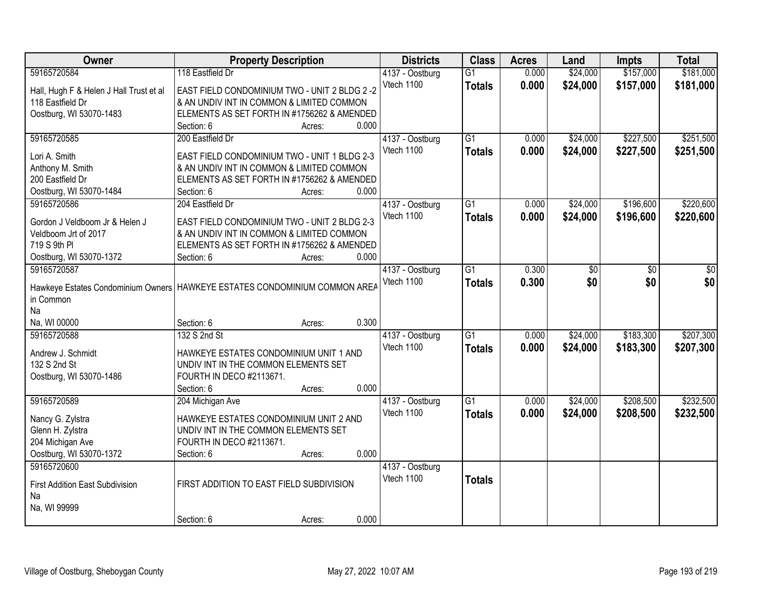| Owner | Property Description | Districts | Class | Acres | Land | Impts | Total |
|---|---|---|---|---|---|---|---|
| 59165720584<br>Hall, Hugh F & Helen J Hall Trust et al<br>118 Eastfield Dr<br>Oostburg, WI 53070-1483 | 118 Eastfield Dr<br>EAST FIELD CONDOMINIUM TWO - UNIT 2 BLDG 2 -2 & AN UNDIV INT IN COMMON & LIMITED COMMON ELEMENTS AS SET FORTH IN #1756262 & AMENDED<br>Section: 6 Acres: 0.000 | 4137 - Oostburg<br>Vtech 1100 | G1<br>**Totals** | 0.000<br>**0.000** | $24,000<br>**$24,000** | $157,000<br>**$157,000** | $181,000<br>**$181,000** |
| 59165720585<br>Lori A. Smith<br>Anthony M. Smith<br>200 Eastfield Dr<br>Oostburg, WI 53070-1484 | 200 Eastfield Dr<br>EAST FIELD CONDOMINIUM TWO - UNIT 1 BLDG 2-3 & AN UNDIV INT IN COMMON & LIMITED COMMON ELEMENTS AS SET FORTH IN #1756262 & AMENDED<br>Section: 6 Acres: 0.000 | 4137 - Oostburg<br>Vtech 1100 | G1<br>**Totals** | 0.000<br>**0.000** | $24,000<br>**$24,000** | $227,500<br>**$227,500** | $251,500<br>**$251,500** |
| 59165720586<br>Gordon J Veldboom Jr & Helen J Veldboom Jrt of 2017<br>719 S 9th Pl<br>Oostburg, WI 53070-1372 | 204 Eastfield Dr<br>EAST FIELD CONDOMINIUM TWO - UNIT 2 BLDG 2-3 & AN UNDIV INT IN COMMON & LIMITED COMMON ELEMENTS AS SET FORTH IN #1756262 & AMENDED<br>Section: 6 Acres: 0.000 | 4137 - Oostburg<br>Vtech 1100 | G1<br>**Totals** | 0.000<br>**0.000** | $24,000<br>**$24,000** | $196,600<br>**$196,600** | $220,600<br>**$220,600** |
| 59165720587<br>Hawkeye Estates Condominium Owners in Common<br>Na<br>Na, WI 00000 | HAWKEYE ESTATES CONDOMINIUM COMMON AREA<br>Section: 6 Acres: 0.300 | 4137 - Oostburg<br>Vtech 1100 | G1<br>**Totals** | 0.300<br>**0.300** | $0<br>**$0** | $0<br>**$0** | $0<br>**$0** |
| 59165720588<br>Andrew J. Schmidt<br>132 S 2nd St<br>Oostburg, WI 53070-1486 | 132 S 2nd St<br>HAWKEYE ESTATES CONDOMINIUM UNIT 1 AND UNDIV INT IN THE COMMON ELEMENTS SET FOURTH IN DECO #2113671.<br>Section: 6 Acres: 0.000 | 4137 - Oostburg<br>Vtech 1100 | G1<br>**Totals** | 0.000<br>**0.000** | $24,000<br>**$24,000** | $183,300<br>**$183,300** | $207,300<br>**$207,300** |
| 59165720589<br>Nancy G. Zylstra<br>Glenn H. Zylstra<br>204 Michigan Ave<br>Oostburg, WI 53070-1372 | 204 Michigan Ave<br>HAWKEYE ESTATES CONDOMINIUM UNIT 2 AND UNDIV INT IN THE COMMON ELEMENTS SET FOURTH IN DECO #2113671.<br>Section: 6 Acres: 0.000 | 4137 - Oostburg<br>Vtech 1100 | G1<br>**Totals** | 0.000<br>**0.000** | $24,000<br>**$24,000** | $208,500<br>**$208,500** | $232,500<br>**$232,500** |
| 59165720600<br>First Addition East Subdivision<br>Na<br>Na, WI 99999 | FIRST ADDITION TO EAST FIELD SUBDIVISION<br>Section: 6 Acres: 0.000 | 4137 - Oostburg<br>Vtech 1100 | **Totals** | | | | |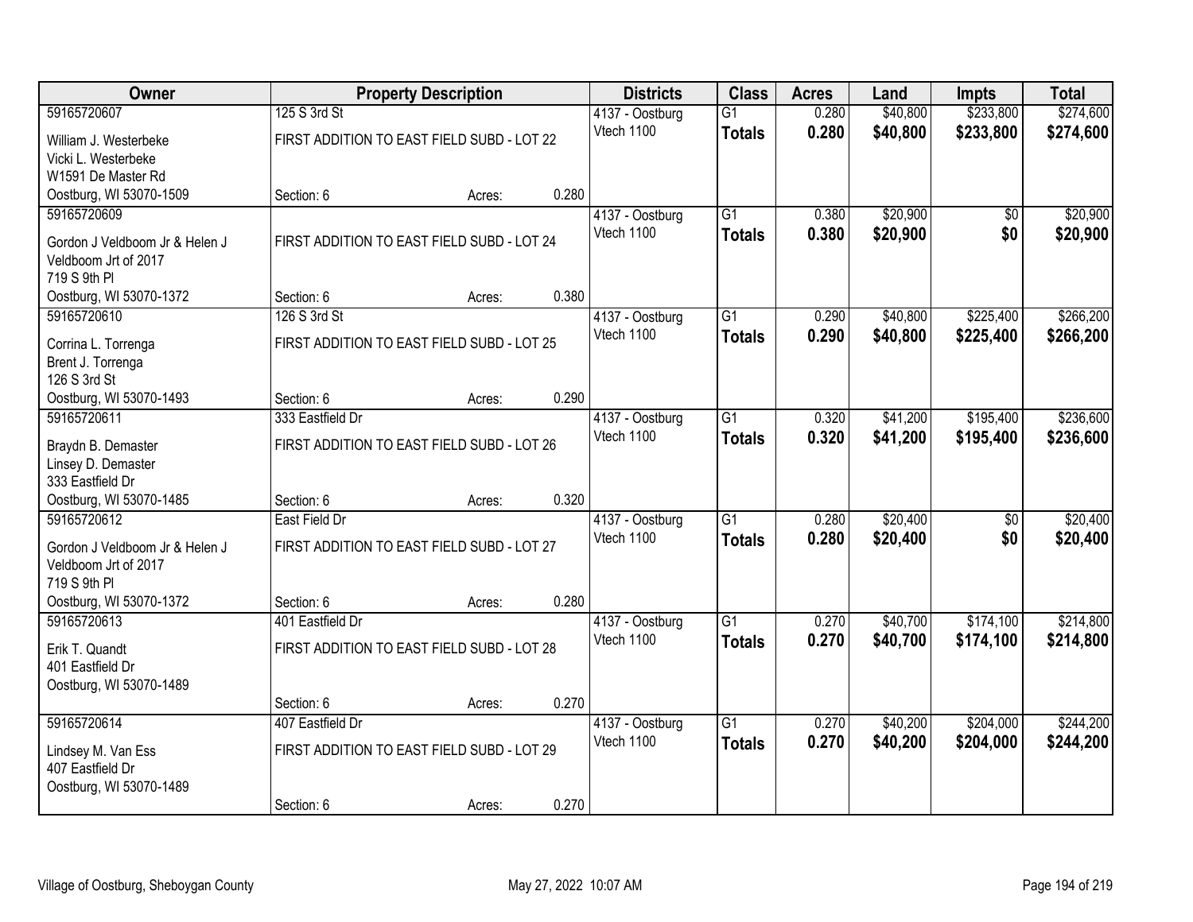| Owner | Property Description | | | Districts | Class | Acres | Land | Impts | Total |
|---|---|---|---|---|---|---|---|---|---|
| 59165720607 | 125 S 3rd St | | | 4137 - Oostburg | G1 | 0.280 | $40,800 | $233,800 | $274,600 |
| William J. Westerbeke<br>Vicki L. Westerbeke<br>W1591 De Master Rd<br>Oostburg, WI 53070-1509 | FIRST ADDITION TO EAST FIELD SUBD - LOT 22 | | | Vtech 1100 | **Totals** | **0.280** | **$40,800** | **$233,800** | **$274,600** |
| | Section: 6 | Acres: | 0.280 | | | | | | |
| 59165720609 | | | | 4137 - Oostburg | G1 | 0.380 | $20,900 | $0 | $20,900 |
| Gordon J Veldboom Jr & Helen J<br>Veldboom Jrt of 2017<br>719 S 9th Pl<br>Oostburg, WI 53070-1372 | FIRST ADDITION TO EAST FIELD SUBD - LOT 24 | | | Vtech 1100 | **Totals** | **0.380** | **$20,900** | **$0** | **$20,900** |
| | Section: 6 | Acres: | 0.380 | | | | | | |
| 59165720610 | 126 S 3rd St | | | 4137 - Oostburg | G1 | 0.290 | $40,800 | $225,400 | $266,200 |
| Corrina L. Torrenga<br>Brent J. Torrenga<br>126 S 3rd St<br>Oostburg, WI 53070-1493 | FIRST ADDITION TO EAST FIELD SUBD - LOT 25 | | | Vtech 1100 | **Totals** | **0.290** | **$40,800** | **$225,400** | **$266,200** |
| | Section: 6 | Acres: | 0.290 | | | | | | |
| 59165720611 | 333 Eastfield Dr | | | 4137 - Oostburg | G1 | 0.320 | $41,200 | $195,400 | $236,600 |
| Braydn B. Demaster<br>Linsey D. Demaster<br>333 Eastfield Dr<br>Oostburg, WI 53070-1485 | FIRST ADDITION TO EAST FIELD SUBD - LOT 26 | | | Vtech 1100 | **Totals** | **0.320** | **$41,200** | **$195,400** | **$236,600** |
| | Section: 6 | Acres: | 0.320 | | | | | | |
| 59165720612 | East Field Dr | | | 4137 - Oostburg | G1 | 0.280 | $20,400 | $0 | $20,400 |
| Gordon J Veldboom Jr & Helen J<br>Veldboom Jrt of 2017<br>719 S 9th Pl<br>Oostburg, WI 53070-1372 | FIRST ADDITION TO EAST FIELD SUBD - LOT 27 | | | Vtech 1100 | **Totals** | **0.280** | **$20,400** | **$0** | **$20,400** |
| | Section: 6 | Acres: | 0.280 | | | | | | |
| 59165720613 | 401 Eastfield Dr | | | 4137 - Oostburg | G1 | 0.270 | $40,700 | $174,100 | $214,800 |
| Erik T. Quandt<br>401 Eastfield Dr<br>Oostburg, WI 53070-1489 | FIRST ADDITION TO EAST FIELD SUBD - LOT 28 | | | Vtech 1100 | **Totals** | **0.270** | **$40,700** | **$174,100** | **$214,800** |
| | Section: 6 | Acres: | 0.270 | | | | | | |
| 59165720614 | 407 Eastfield Dr | | | 4137 - Oostburg | G1 | 0.270 | $40,200 | $204,000 | $244,200 |
| Lindsey M. Van Ess<br>407 Eastfield Dr<br>Oostburg, WI 53070-1489 | FIRST ADDITION TO EAST FIELD SUBD - LOT 29 | | | Vtech 1100 | **Totals** | **0.270** | **$40,200** | **$204,000** | **$244,200** |
| | Section: 6 | Acres: | 0.270 | | | | | | |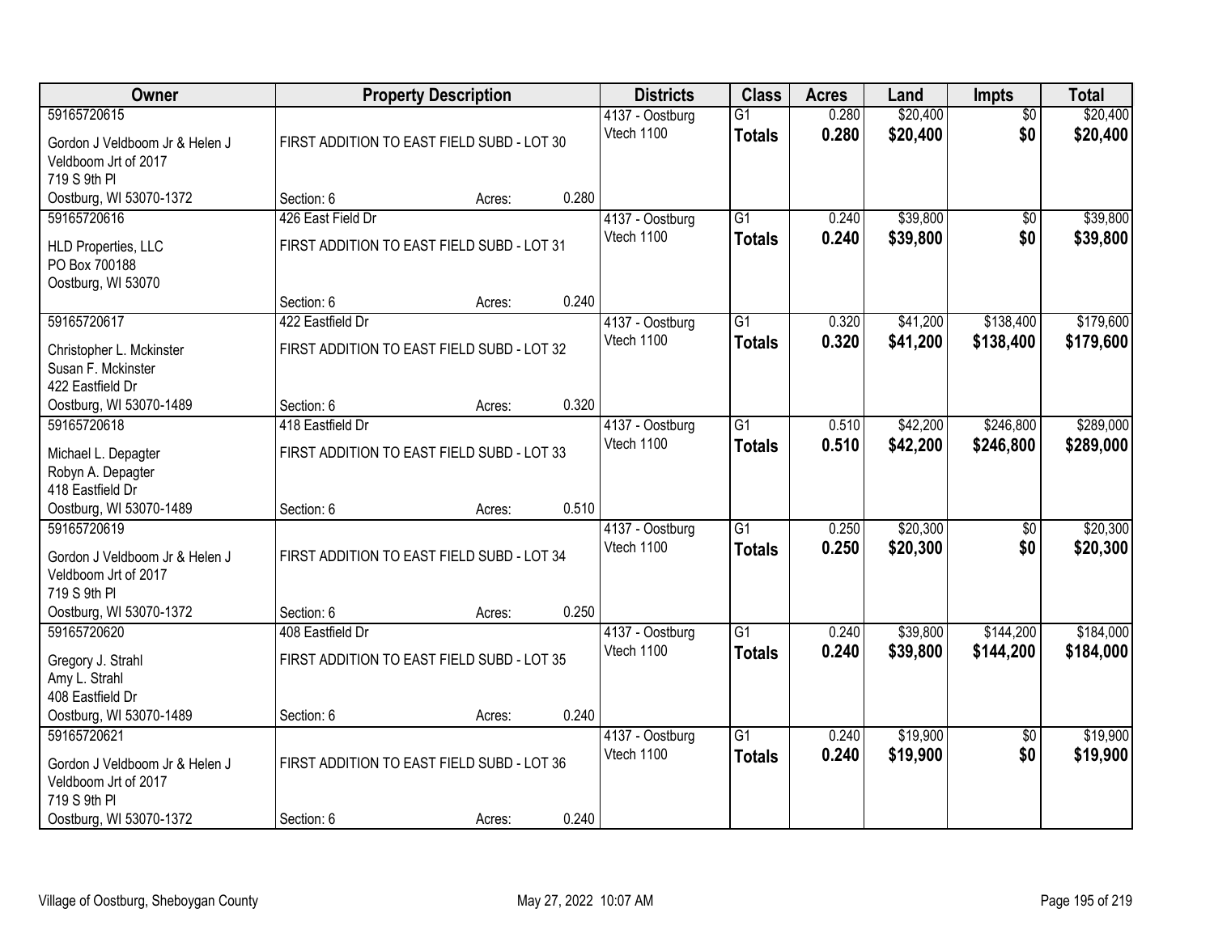| Owner | Property Description | | | Districts | Class | Acres | Land | Impts | Total |
|---|---|---|---|---|---|---|---|---|---|
| 59165720615 | | | | 4137 - Oostburg | G1 | 0.280 | $20,400 | $0 | $20,400 |
| Gordon J Veldboom Jr & Helen J Veldboom Jrt of 2017 719 S 9th Pl Oostburg, WI 53070-1372 | FIRST ADDITION TO EAST FIELD SUBD - LOT 30 | | | Vtech 1100 | **Totals** | **0.280** | **$20,400** | **$0** | **$20,400** |
| | Section: 6 | Acres: | 0.280 | | | | | | |
| 59165720616 | 426 East Field Dr | | | 4137 - Oostburg | G1 | 0.240 | $39,800 | $0 | $39,800 |
| HLD Properties, LLC PO Box 700188 Oostburg, WI 53070 | FIRST ADDITION TO EAST FIELD SUBD - LOT 31 | | | Vtech 1100 | **Totals** | **0.240** | **$39,800** | **$0** | **$39,800** |
| | Section: 6 | Acres: | 0.240 | | | | | | |
| 59165720617 | 422 Eastfield Dr | | | 4137 - Oostburg | G1 | 0.320 | $41,200 | $138,400 | $179,600 |
| Christopher L. Mckinster Susan F. Mckinster 422 Eastfield Dr Oostburg, WI 53070-1489 | FIRST ADDITION TO EAST FIELD SUBD - LOT 32 | | | Vtech 1100 | **Totals** | **0.320** | **$41,200** | **$138,400** | **$179,600** |
| | Section: 6 | Acres: | 0.320 | | | | | | |
| 59165720618 | 418 Eastfield Dr | | | 4137 - Oostburg | G1 | 0.510 | $42,200 | $246,800 | $289,000 |
| Michael L. Depagter Robyn A. Depagter 418 Eastfield Dr Oostburg, WI 53070-1489 | FIRST ADDITION TO EAST FIELD SUBD - LOT 33 | | | Vtech 1100 | **Totals** | **0.510** | **$42,200** | **$246,800** | **$289,000** |
| | Section: 6 | Acres: | 0.510 | | | | | | |
| 59165720619 | | | | 4137 - Oostburg | G1 | 0.250 | $20,300 | $0 | $20,300 |
| Gordon J Veldboom Jr & Helen J Veldboom Jrt of 2017 719 S 9th Pl Oostburg, WI 53070-1372 | FIRST ADDITION TO EAST FIELD SUBD - LOT 34 | | | Vtech 1100 | **Totals** | **0.250** | **$20,300** | **$0** | **$20,300** |
| | Section: 6 | Acres: | 0.250 | | | | | | |
| 59165720620 | 408 Eastfield Dr | | | 4137 - Oostburg | G1 | 0.240 | $39,800 | $144,200 | $184,000 |
| Gregory J. Strahl Amy L. Strahl 408 Eastfield Dr Oostburg, WI 53070-1489 | FIRST ADDITION TO EAST FIELD SUBD - LOT 35 | | | Vtech 1100 | **Totals** | **0.240** | **$39,800** | **$144,200** | **$184,000** |
| | Section: 6 | Acres: | 0.240 | | | | | | |
| 59165720621 | | | | 4137 - Oostburg | G1 | 0.240 | $19,900 | $0 | $19,900 |
| Gordon J Veldboom Jr & Helen J Veldboom Jrt of 2017 719 S 9th Pl Oostburg, WI 53070-1372 | FIRST ADDITION TO EAST FIELD SUBD - LOT 36 | | | Vtech 1100 | **Totals** | **0.240** | **$19,900** | **$0** | **$19,900** |
| | Section: 6 | Acres: | 0.240 | | | | | | |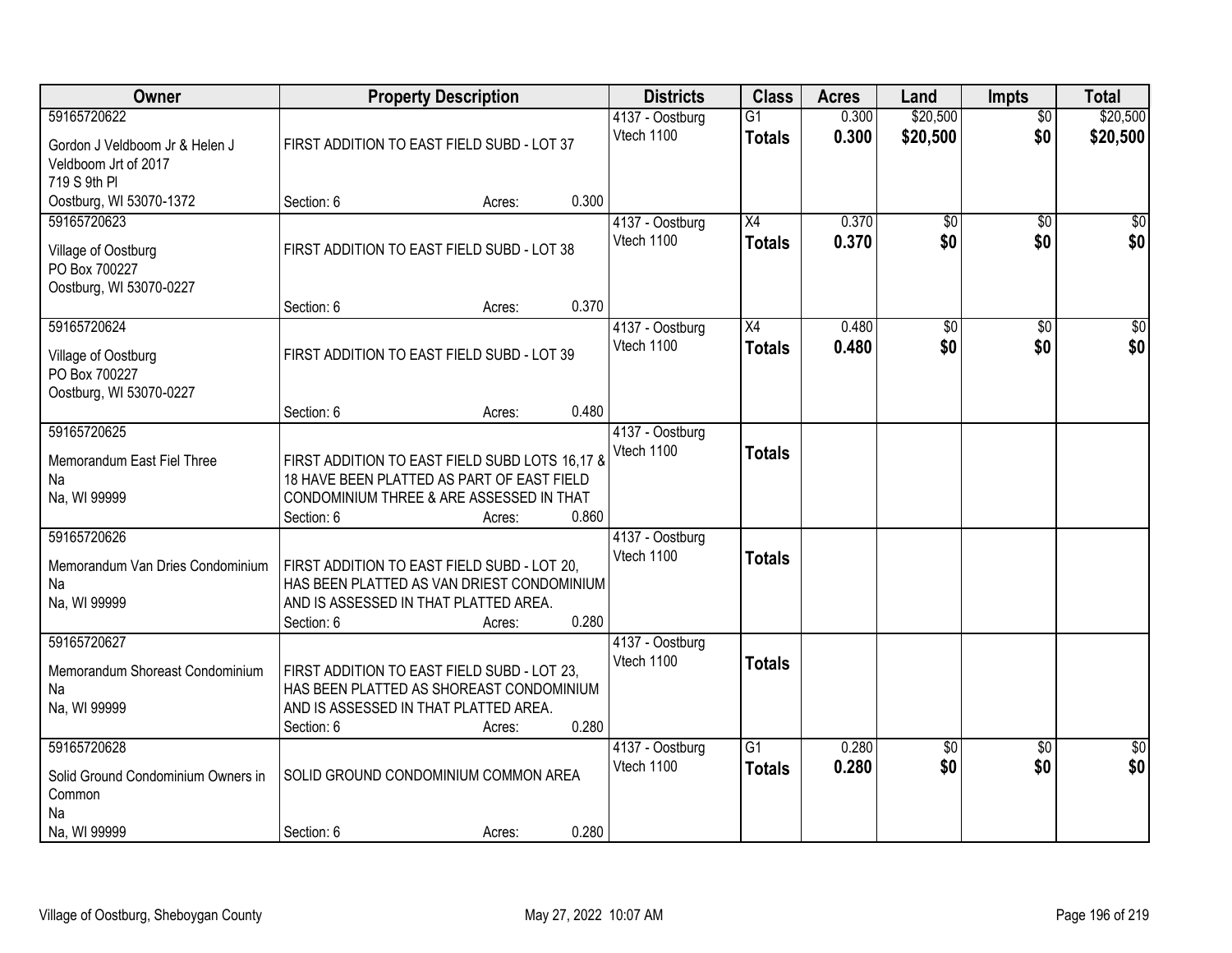| Owner | Property Description | Districts | Class | Acres | Land | Impts | Total |
|---|---|---|---|---|---|---|---|
| 59165720622<br>Gordon J Veldboom Jr & Helen J Veldboom Jrt of 2017<br>719 S 9th Pl<br>Oostburg, WI 53070-1372 | FIRST ADDITION TO EAST FIELD SUBD - LOT 37<br>Section: 6 Acres: 0.300 | 4137 - Oostburg<br>Vtech 1100 | G1<br>**Totals** | 0.300<br>**0.300** | $20,500<br>**$20,500** | $0<br>**$0** | $20,500<br>**$20,500** |
| 59165720623<br>Village of Oostburg<br>PO Box 700227<br>Oostburg, WI 53070-0227 | FIRST ADDITION TO EAST FIELD SUBD - LOT 38<br>Section: 6 Acres: 0.370 | 4137 - Oostburg<br>Vtech 1100 | X4<br>**Totals** | 0.370<br>**0.370** | $0<br>**$0** | $0<br>**$0** | $0<br>**$0** |
| 59165720624<br>Village of Oostburg<br>PO Box 700227<br>Oostburg, WI 53070-0227 | FIRST ADDITION TO EAST FIELD SUBD - LOT 39<br>Section: 6 Acres: 0.480 | 4137 - Oostburg<br>Vtech 1100 | X4<br>**Totals** | 0.480<br>**0.480** | $0<br>**$0** | $0<br>**$0** | $0<br>**$0** |
| 59165720625<br>Memorandum East Fiel Three<br>Na<br>Na, WI 99999 | FIRST ADDITION TO EAST FIELD SUBD LOTS 16,17 & 18 HAVE BEEN PLATTED AS PART OF EAST FIELD CONDOMINIUM THREE & ARE ASSESSED IN THAT<br>Section: 6 Acres: 0.860 | 4137 - Oostburg<br>Vtech 1100 | **Totals** | | | | |
| 59165720626<br>Memorandum Van Dries Condominium<br>Na<br>Na, WI 99999 | FIRST ADDITION TO EAST FIELD SUBD - LOT 20, HAS BEEN PLATTED AS VAN DRIEST CONDOMINIUM AND IS ASSESSED IN THAT PLATTED AREA.<br>Section: 6 Acres: 0.280 | 4137 - Oostburg<br>Vtech 1100 | **Totals** | | | | |
| 59165720627<br>Memorandum Shoreast Condominium<br>Na<br>Na, WI 99999 | FIRST ADDITION TO EAST FIELD SUBD - LOT 23, HAS BEEN PLATTED AS SHOREAST CONDOMINIUM AND IS ASSESSED IN THAT PLATTED AREA.<br>Section: 6 Acres: 0.280 | 4137 - Oostburg<br>Vtech 1100 | **Totals** | | | | |
| 59165720628<br>Solid Ground Condominium Owners in Common<br>Na<br>Na, WI 99999 | SOLID GROUND CONDOMINIUM COMMON AREA<br>Section: 6 Acres: 0.280 | 4137 - Oostburg<br>Vtech 1100 | G1<br>**Totals** | 0.280<br>**0.280** | $0<br>**$0** | $0<br>**$0** | $0<br>**$0** |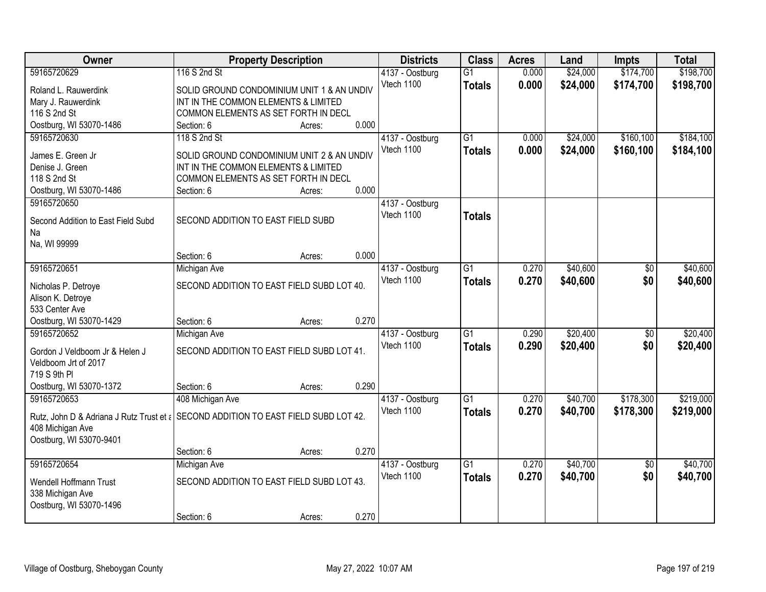| Owner | Property Description | Districts | Class | Acres | Land | Impts | Total |
|---|---|---|---|---|---|---|---|
| 59165720629<br>Roland L. Rauwerdink<br>Mary J. Rauwerdink<br>116 S 2nd St<br>Oostburg, WI 53070-1486 | 116 S 2nd St<br>SOLID GROUND CONDOMINIUM UNIT 1 & AN UNDIV INT IN THE COMMON ELEMENTS & LIMITED COMMON ELEMENTS AS SET FORTH IN DECL<br>Section: 6 Acres: 0.000 | 4137 - Oostburg<br>Vtech 1100 | G1<br>**Totals** | 0.000<br>**0.000** | $24,000<br>**$24,000** | $174,700<br>**$174,700** | $198,700<br>**$198,700** |
| 59165720630<br>James E. Green Jr<br>Denise J. Green<br>118 S 2nd St<br>Oostburg, WI 53070-1486 | 118 S 2nd St<br>SOLID GROUND CONDOMINIUM UNIT 2 & AN UNDIV INT IN THE COMMON ELEMENTS & LIMITED COMMON ELEMENTS AS SET FORTH IN DECL<br>Section: 6 Acres: 0.000 | 4137 - Oostburg<br>Vtech 1100 | G1<br>**Totals** | 0.000<br>**0.000** | $24,000<br>**$24,000** | $160,100<br>**$160,100** | $184,100<br>**$184,100** |
| 59165720650<br>Second Addition to East Field Subd<br>Na<br>Na, WI 99999 | SECOND ADDITION TO EAST FIELD SUBD<br>Section: 6 Acres: 0.000 | 4137 - Oostburg<br>Vtech 1100 | **Totals** | | | | |
| 59165720651<br>Nicholas P. Detroye<br>Alison K. Detroye<br>533 Center Ave<br>Oostburg, WI 53070-1429 | Michigan Ave<br>SECOND ADDITION TO EAST FIELD SUBD LOT 40.<br>Section: 6 Acres: 0.270 | 4137 - Oostburg<br>Vtech 1100 | G1<br>**Totals** | 0.270<br>**0.270** | $40,600<br>**$40,600** | $0<br>**$0** | $40,600<br>**$40,600** |
| 59165720652<br>Gordon J Veldboom Jr & Helen J Veldboom Jrt of 2017<br>719 S 9th Pl<br>Oostburg, WI 53070-1372 | Michigan Ave<br>SECOND ADDITION TO EAST FIELD SUBD LOT 41.<br>Section: 6 Acres: 0.290 | 4137 - Oostburg<br>Vtech 1100 | G1<br>**Totals** | 0.290<br>**0.290** | $20,400<br>**$20,400** | $0<br>**$0** | $20,400<br>**$20,400** |
| 59165720653<br>Rutz, John D & Adriana J Rutz Trust et a<br>408 Michigan Ave<br>Oostburg, WI 53070-9401 | 408 Michigan Ave<br>SECOND ADDITION TO EAST FIELD SUBD LOT 42.<br>Section: 6 Acres: 0.270 | 4137 - Oostburg<br>Vtech 1100 | G1<br>**Totals** | 0.270<br>**0.270** | $40,700<br>**$40,700** | $178,300<br>**$178,300** | $219,000<br>**$219,000** |
| 59165720654<br>Wendell Hoffmann Trust<br>338 Michigan Ave<br>Oostburg, WI 53070-1496 | Michigan Ave<br>SECOND ADDITION TO EAST FIELD SUBD LOT 43.<br>Section: 6 Acres: 0.270 | 4137 - Oostburg<br>Vtech 1100 | G1<br>**Totals** | 0.270<br>**0.270** | $40,700<br>**$40,700** | $0<br>**$0** | $40,700<br>**$40,700** |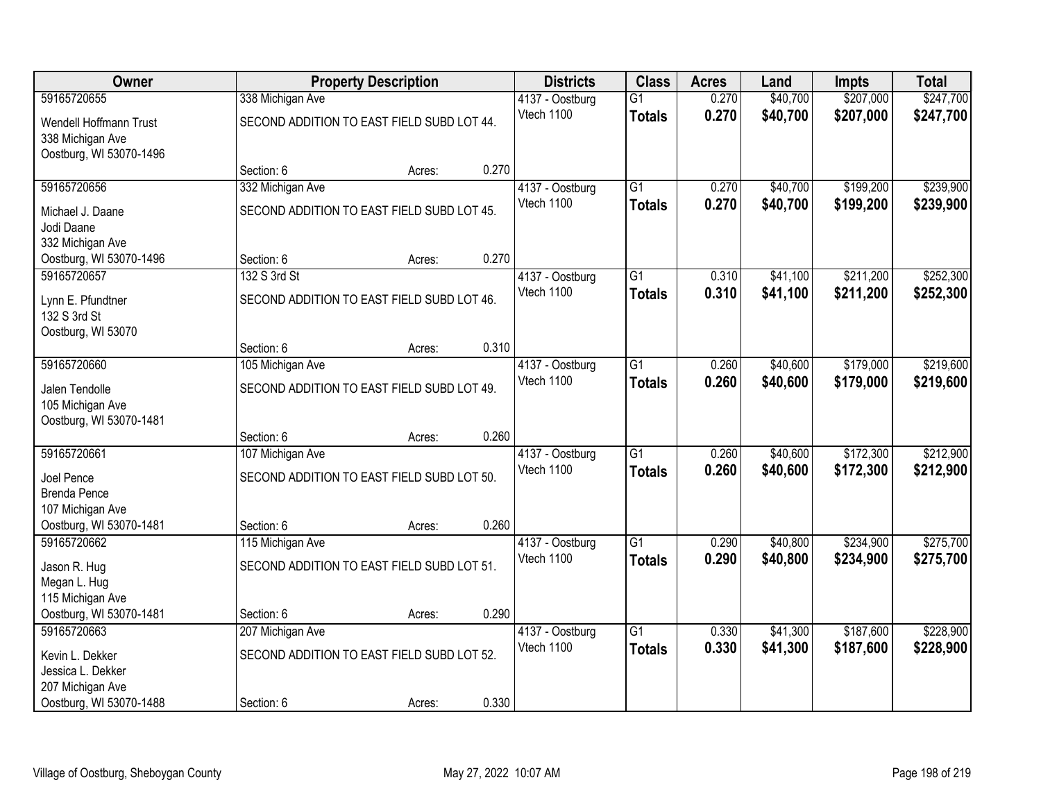| Owner | Property Description | | | Districts | Class | Acres | Land | Impts | Total |
|---|---|---|---|---|---|---|---|---|---|
| 59165720655 | 338 Michigan Ave | | | 4137 - Oostburg | G1 | 0.270 | $40,700 | $207,000 | $247,700 |
| Wendell Hoffmann Trust<br>338 Michigan Ave<br>Oostburg, WI 53070-1496 | SECOND ADDITION TO EAST FIELD SUBD LOT 44. | | | Vtech 1100 | **Totals** | **0.270** | **$40,700** | **$207,000** | **$247,700** |
| | Section: 6 | Acres: | 0.270 | | | | | | |
| 59165720656 | 332 Michigan Ave | | | 4137 - Oostburg | G1 | 0.270 | $40,700 | $199,200 | $239,900 |
| Michael J. Daane<br>Jodi Daane<br>332 Michigan Ave<br>Oostburg, WI 53070-1496 | SECOND ADDITION TO EAST FIELD SUBD LOT 45. | | | Vtech 1100 | **Totals** | **0.270** | **$40,700** | **$199,200** | **$239,900** |
| | Section: 6 | Acres: | 0.270 | | | | | | |
| 59165720657 | 132 S 3rd St | | | 4137 - Oostburg | G1 | 0.310 | $41,100 | $211,200 | $252,300 |
| Lynn E. Pfundtner<br>132 S 3rd St<br>Oostburg, WI 53070 | SECOND ADDITION TO EAST FIELD SUBD LOT 46. | | | Vtech 1100 | **Totals** | **0.310** | **$41,100** | **$211,200** | **$252,300** |
| | Section: 6 | Acres: | 0.310 | | | | | | |
| 59165720660 | 105 Michigan Ave | | | 4137 - Oostburg | G1 | 0.260 | $40,600 | $179,000 | $219,600 |
| Jalen Tendolle<br>105 Michigan Ave<br>Oostburg, WI 53070-1481 | SECOND ADDITION TO EAST FIELD SUBD LOT 49. | | | Vtech 1100 | **Totals** | **0.260** | **$40,600** | **$179,000** | **$219,600** |
| | Section: 6 | Acres: | 0.260 | | | | | | |
| 59165720661 | 107 Michigan Ave | | | 4137 - Oostburg | G1 | 0.260 | $40,600 | $172,300 | $212,900 |
| Joel Pence<br>Brenda Pence<br>107 Michigan Ave<br>Oostburg, WI 53070-1481 | SECOND ADDITION TO EAST FIELD SUBD LOT 50. | | | Vtech 1100 | **Totals** | **0.260** | **$40,600** | **$172,300** | **$212,900** |
| | Section: 6 | Acres: | 0.260 | | | | | | |
| 59165720662 | 115 Michigan Ave | | | 4137 - Oostburg | G1 | 0.290 | $40,800 | $234,900 | $275,700 |
| Jason R. Hug<br>Megan L. Hug<br>115 Michigan Ave<br>Oostburg, WI 53070-1481 | SECOND ADDITION TO EAST FIELD SUBD LOT 51. | | | Vtech 1100 | **Totals** | **0.290** | **$40,800** | **$234,900** | **$275,700** |
| | Section: 6 | Acres: | 0.290 | | | | | | |
| 59165720663 | 207 Michigan Ave | | | 4137 - Oostburg | G1 | 0.330 | $41,300 | $187,600 | $228,900 |
| Kevin L. Dekker<br>Jessica L. Dekker<br>207 Michigan Ave<br>Oostburg, WI 53070-1488 | SECOND ADDITION TO EAST FIELD SUBD LOT 52. | | | Vtech 1100 | **Totals** | **0.330** | **$41,300** | **$187,600** | **$228,900** |
| | Section: 6 | Acres: | 0.330 | | | | | | |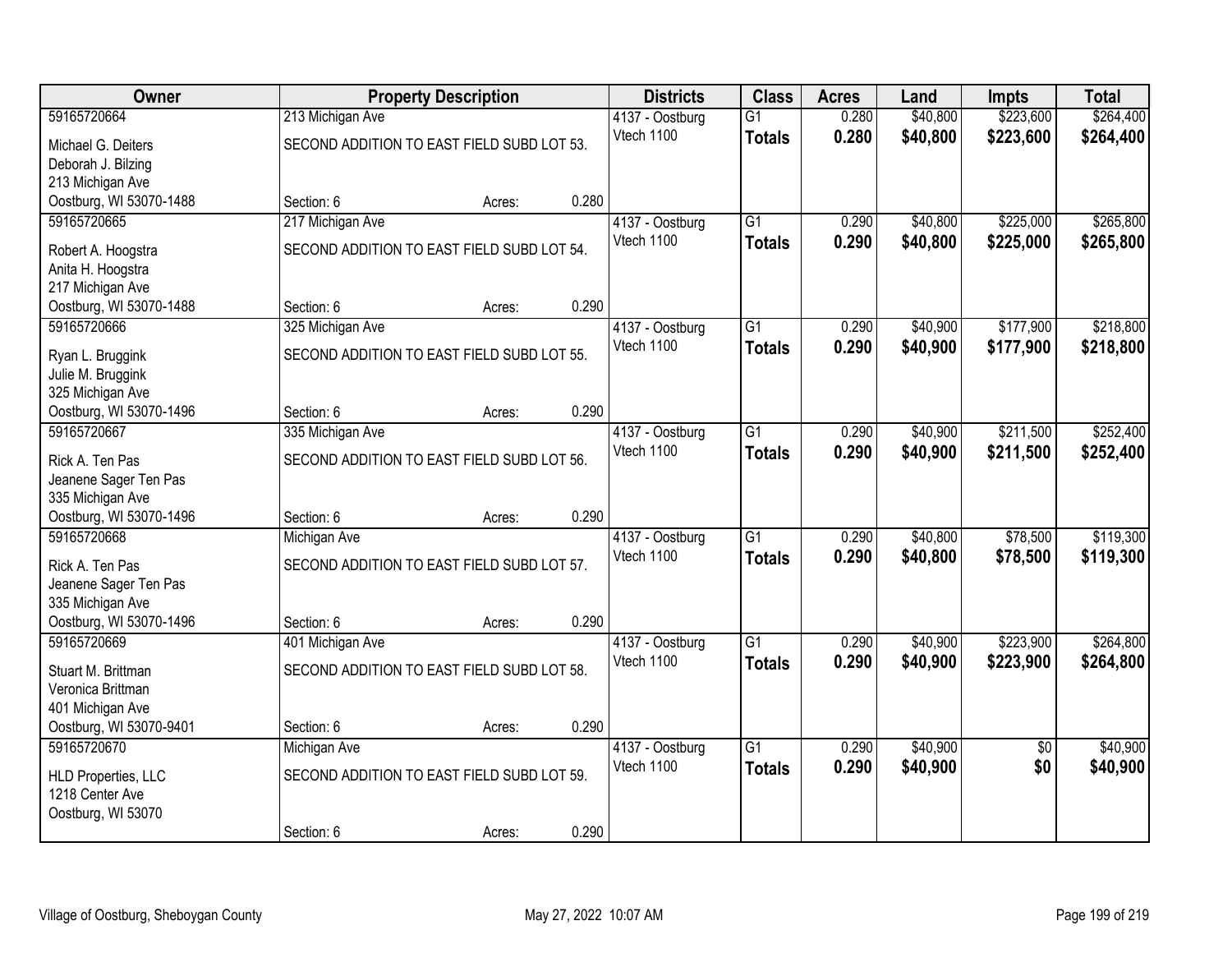| Owner | Property Description | | | Districts | Class | Acres | Land | Impts | Total |
|---|---|---|---|---|---|---|---|---|---|
| 59165720664 | 213 Michigan Ave | | | 4137 - Oostburg | G1 | 0.280 | $40,800 | $223,600 | $264,400 |
| Michael G. Deiters<br>Deborah J. Bilzing<br>213 Michigan Ave<br>Oostburg, WI 53070-1488 | SECOND ADDITION TO EAST FIELD SUBD LOT 53. | | | Vtech 1100 | **Totals** | **0.280** | **$40,800** | **$223,600** | **$264,400** |
| | Section: 6 | Acres: | 0.280 | | | | | | |
| 59165720665 | 217 Michigan Ave | | | 4137 - Oostburg | G1 | 0.290 | $40,800 | $225,000 | $265,800 |
| Robert A. Hoogstra<br>Anita H. Hoogstra<br>217 Michigan Ave<br>Oostburg, WI 53070-1488 | SECOND ADDITION TO EAST FIELD SUBD LOT 54. | | | Vtech 1100 | **Totals** | **0.290** | **$40,800** | **$225,000** | **$265,800** |
| | Section: 6 | Acres: | 0.290 | | | | | | |
| 59165720666 | 325 Michigan Ave | | | 4137 - Oostburg | G1 | 0.290 | $40,900 | $177,900 | $218,800 |
| Ryan L. Bruggink<br>Julie M. Bruggink<br>325 Michigan Ave<br>Oostburg, WI 53070-1496 | SECOND ADDITION TO EAST FIELD SUBD LOT 55. | | | Vtech 1100 | **Totals** | **0.290** | **$40,900** | **$177,900** | **$218,800** |
| | Section: 6 | Acres: | 0.290 | | | | | | |
| 59165720667 | 335 Michigan Ave | | | 4137 - Oostburg | G1 | 0.290 | $40,900 | $211,500 | $252,400 |
| Rick A. Ten Pas<br>Jeanene Sager Ten Pas<br>335 Michigan Ave<br>Oostburg, WI 53070-1496 | SECOND ADDITION TO EAST FIELD SUBD LOT 56. | | | Vtech 1100 | **Totals** | **0.290** | **$40,900** | **$211,500** | **$252,400** |
| | Section: 6 | Acres: | 0.290 | | | | | | |
| 59165720668 | Michigan Ave | | | 4137 - Oostburg | G1 | 0.290 | $40,800 | $78,500 | $119,300 |
| Rick A. Ten Pas<br>Jeanene Sager Ten Pas<br>335 Michigan Ave<br>Oostburg, WI 53070-1496 | SECOND ADDITION TO EAST FIELD SUBD LOT 57. | | | Vtech 1100 | **Totals** | **0.290** | **$40,800** | **$78,500** | **$119,300** |
| | Section: 6 | Acres: | 0.290 | | | | | | |
| 59165720669 | 401 Michigan Ave | | | 4137 - Oostburg | G1 | 0.290 | $40,900 | $223,900 | $264,800 |
| Stuart M. Brittman<br>Veronica Brittman<br>401 Michigan Ave<br>Oostburg, WI 53070-9401 | SECOND ADDITION TO EAST FIELD SUBD LOT 58. | | | Vtech 1100 | **Totals** | **0.290** | **$40,900** | **$223,900** | **$264,800** |
| | Section: 6 | Acres: | 0.290 | | | | | | |
| 59165720670 | Michigan Ave | | | 4137 - Oostburg | G1 | 0.290 | $40,900 | $0 | $40,900 |
| HLD Properties, LLC<br>1218 Center Ave<br>Oostburg, WI 53070 | SECOND ADDITION TO EAST FIELD SUBD LOT 59. | | | Vtech 1100 | **Totals** | **0.290** | **$40,900** | **$0** | **$40,900** |
| | Section: 6 | Acres: | 0.290 | | | | | | |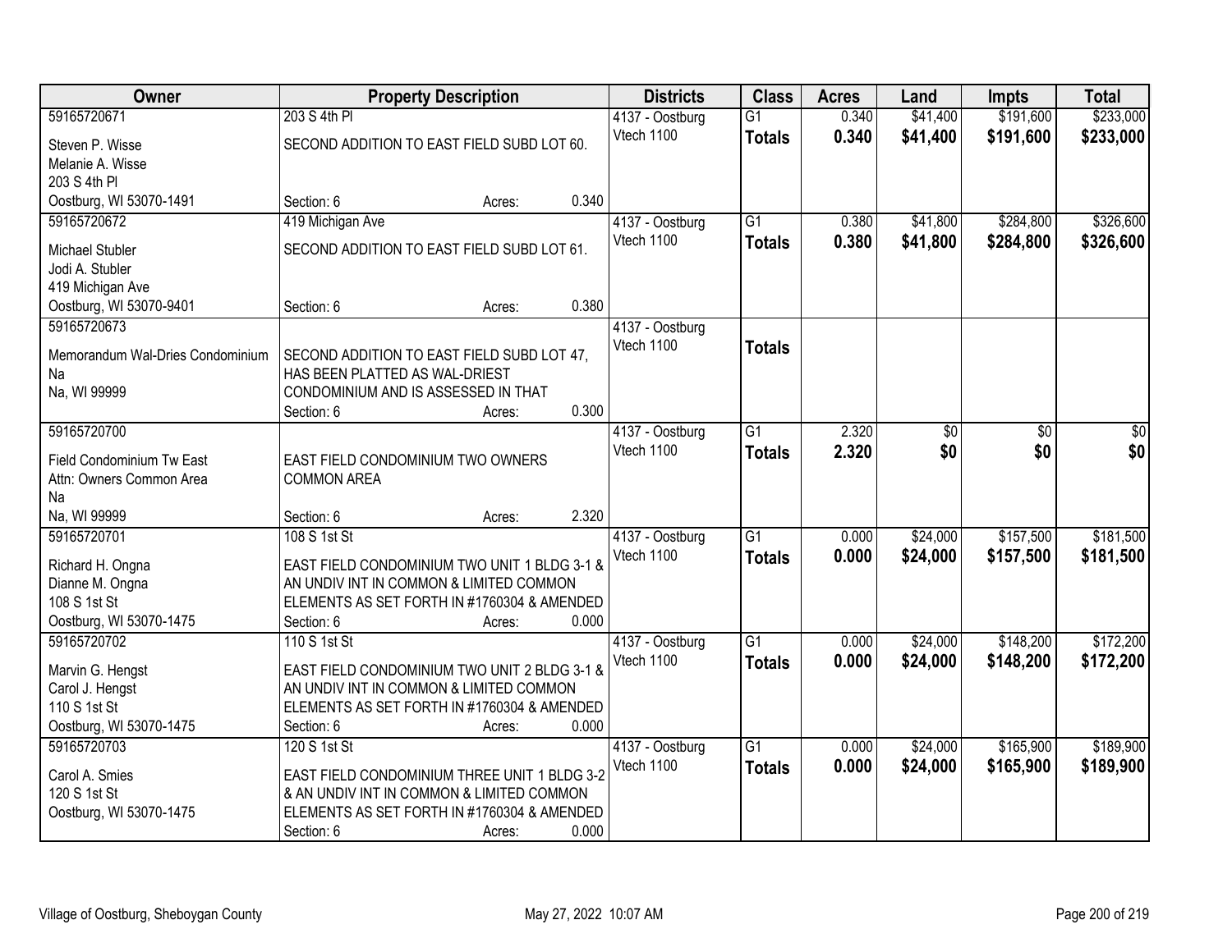| Owner | Property Description | Districts | Class | Acres | Land | Impts | Total |
|---|---|---|---|---|---|---|---|
| 59165720671<br>Steven P. Wisse<br>Melanie A. Wisse<br>203 S 4th Pl<br>Oostburg, WI 53070-1491 | 203 S 4th Pl<br>SECOND ADDITION TO EAST FIELD SUBD LOT 60.<br>Section: 6 Acres: 0.340 | 4137 - Oostburg<br>Vtech 1100 | G1<br>**Totals** | 0.340<br>**0.340** | $41,400<br>**$41,400** | $191,600<br>**$191,600** | $233,000<br>**$233,000** |
| 59165720672<br>Michael Stubler<br>Jodi A. Stubler<br>419 Michigan Ave<br>Oostburg, WI 53070-9401 | 419 Michigan Ave<br>SECOND ADDITION TO EAST FIELD SUBD LOT 61.<br>Section: 6 Acres: 0.380 | 4137 - Oostburg<br>Vtech 1100 | G1<br>**Totals** | 0.380<br>**0.380** | $41,800<br>**$41,800** | $284,800<br>**$284,800** | $326,600<br>**$326,600** |
| 59165720673<br>Memorandum Wal-Dries Condominium<br>Na<br>Na, WI 99999 | SECOND ADDITION TO EAST FIELD SUBD LOT 47, HAS BEEN PLATTED AS WAL-DRIEST CONDOMINIUM AND IS ASSESSED IN THAT<br>Section: 6 Acres: 0.300 | 4137 - Oostburg<br>Vtech 1100 | **Totals** | | | | |
| 59165720700<br>Field Condominium Tw East<br>Attn: Owners Common Area<br>Na<br>Na, WI 99999 | EAST FIELD CONDOMINIUM TWO OWNERS COMMON AREA<br>Section: 6 Acres: 2.320 | 4137 - Oostburg<br>Vtech 1100 | G1<br>**Totals** | 2.320<br>**2.320** | $0<br>**$0** | $0<br>**$0** | $0<br>**$0** |
| 59165720701<br>Richard H. Ongna<br>Dianne M. Ongna<br>108 S 1st St<br>Oostburg, WI 53070-1475 | 108 S 1st St<br>EAST FIELD CONDOMINIUM TWO UNIT 1 BLDG 3-1 & AN UNDIV INT IN COMMON & LIMITED COMMON ELEMENTS AS SET FORTH IN #1760304 & AMENDED<br>Section: 6 Acres: 0.000 | 4137 - Oostburg<br>Vtech 1100 | G1<br>**Totals** | 0.000<br>**0.000** | $24,000<br>**$24,000** | $157,500<br>**$157,500** | $181,500<br>**$181,500** |
| 59165720702<br>Marvin G. Hengst<br>Carol J. Hengst<br>110 S 1st St<br>Oostburg, WI 53070-1475 | 110 S 1st St<br>EAST FIELD CONDOMINIUM TWO UNIT 2 BLDG 3-1 & AN UNDIV INT IN COMMON & LIMITED COMMON ELEMENTS AS SET FORTH IN #1760304 & AMENDED<br>Section: 6 Acres: 0.000 | 4137 - Oostburg<br>Vtech 1100 | G1<br>**Totals** | 0.000<br>**0.000** | $24,000<br>**$24,000** | $148,200<br>**$148,200** | $172,200<br>**$172,200** |
| 59165720703<br>Carol A. Smies<br>120 S 1st St<br>Oostburg, WI 53070-1475 | 120 S 1st St<br>EAST FIELD CONDOMINIUM THREE UNIT 1 BLDG 3-2 & AN UNDIV INT IN COMMON & LIMITED COMMON ELEMENTS AS SET FORTH IN #1760304 & AMENDED<br>Section: 6 Acres: 0.000 | 4137 - Oostburg<br>Vtech 1100 | G1<br>**Totals** | 0.000<br>**0.000** | $24,000<br>**$24,000** | $165,900<br>**$165,900** | $189,900<br>**$189,900** |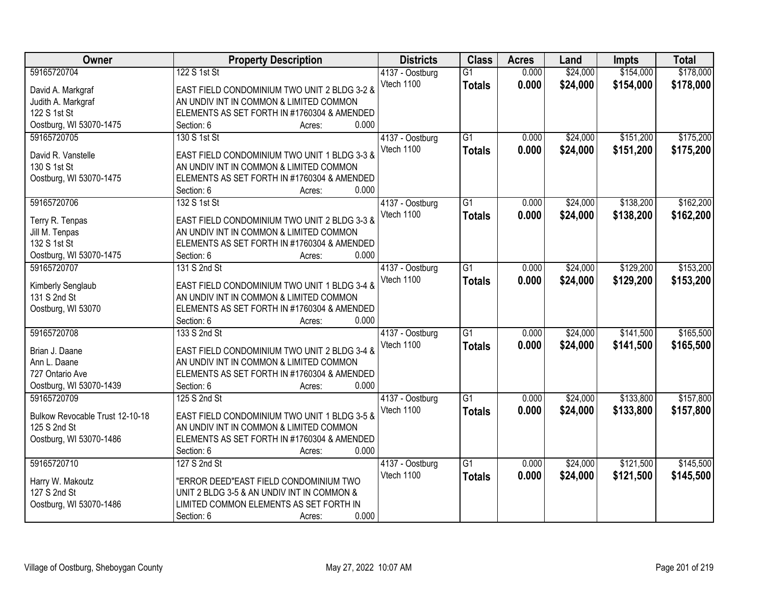| Owner | Property Description | Districts | Class | Acres | Land | Impts | Total |
|---|---|---|---|---|---|---|---|
| 59165720704<br>David A. Markgraf<br>Judith A. Markgraf<br>122 S 1st St<br>Oostburg, WI 53070-1475 | 122 S 1st St<br>EAST FIELD CONDOMINIUM TWO UNIT 2 BLDG 3-2 & AN UNDIV INT IN COMMON & LIMITED COMMON ELEMENTS AS SET FORTH IN #1760304 & AMENDED<br>Section: 6 Acres: 0.000 | 4137 - Oostburg<br>Vtech 1100 | G1<br>**Totals** | 0.000<br>**0.000** | $24,000<br>**$24,000** | $154,000<br>**$154,000** | $178,000<br>**$178,000** |
| 59165720705<br>David R. Vanstelle<br>130 S 1st St<br>Oostburg, WI 53070-1475 | 130 S 1st St<br>EAST FIELD CONDOMINIUM TWO UNIT 1 BLDG 3-3 & AN UNDIV INT IN COMMON & LIMITED COMMON ELEMENTS AS SET FORTH IN #1760304 & AMENDED<br>Section: 6 Acres: 0.000 | 4137 - Oostburg<br>Vtech 1100 | G1<br>**Totals** | 0.000<br>**0.000** | $24,000<br>**$24,000** | $151,200<br>**$151,200** | $175,200<br>**$175,200** |
| 59165720706<br>Terry R. Tenpas<br>Jill M. Tenpas<br>132 S 1st St<br>Oostburg, WI 53070-1475 | 132 S 1st St<br>EAST FIELD CONDOMINIUM TWO UNIT 2 BLDG 3-3 & AN UNDIV INT IN COMMON & LIMITED COMMON ELEMENTS AS SET FORTH IN #1760304 & AMENDED<br>Section: 6 Acres: 0.000 | 4137 - Oostburg<br>Vtech 1100 | G1<br>**Totals** | 0.000<br>**0.000** | $24,000<br>**$24,000** | $138,200<br>**$138,200** | $162,200<br>**$162,200** |
| 59165720707<br>Kimberly Senglaub<br>131 S 2nd St<br>Oostburg, WI 53070 | 131 S 2nd St<br>EAST FIELD CONDOMINIUM TWO UNIT 1 BLDG 3-4 & AN UNDIV INT IN COMMON & LIMITED COMMON ELEMENTS AS SET FORTH IN #1760304 & AMENDED<br>Section: 6 Acres: 0.000 | 4137 - Oostburg<br>Vtech 1100 | G1<br>**Totals** | 0.000<br>**0.000** | $24,000<br>**$24,000** | $129,200<br>**$129,200** | $153,200<br>**$153,200** |
| 59165720708<br>Brian J. Daane<br>Ann L. Daane<br>727 Ontario Ave<br>Oostburg, WI 53070-1439 | 133 S 2nd St<br>EAST FIELD CONDOMINIUM TWO UNIT 2 BLDG 3-4 & AN UNDIV INT IN COMMON & LIMITED COMMON ELEMENTS AS SET FORTH IN #1760304 & AMENDED<br>Section: 6 Acres: 0.000 | 4137 - Oostburg<br>Vtech 1100 | G1<br>**Totals** | 0.000<br>**0.000** | $24,000<br>**$24,000** | $141,500<br>**$141,500** | $165,500<br>**$165,500** |
| 59165720709<br>Bulkow Revocable Trust 12-10-18<br>125 S 2nd St<br>Oostburg, WI 53070-1486 | 125 S 2nd St<br>EAST FIELD CONDOMINIUM TWO UNIT 1 BLDG 3-5 & AN UNDIV INT IN COMMON & LIMITED COMMON ELEMENTS AS SET FORTH IN #1760304 & AMENDED<br>Section: 6 Acres: 0.000 | 4137 - Oostburg<br>Vtech 1100 | G1<br>**Totals** | 0.000<br>**0.000** | $24,000<br>**$24,000** | $133,800<br>**$133,800** | $157,800<br>**$157,800** |
| 59165720710<br>Harry W. Makoutz<br>127 S 2nd St<br>Oostburg, WI 53070-1486 | 127 S 2nd St<br>"ERROR DEED"EAST FIELD CONDOMINIUM TWO UNIT 2 BLDG 3-5 & AN UNDIV INT IN COMMON & LIMITED COMMON ELEMENTS AS SET FORTH IN<br>Section: 6 Acres: 0.000 | 4137 - Oostburg<br>Vtech 1100 | G1<br>**Totals** | 0.000<br>**0.000** | $24,000<br>**$24,000** | $121,500<br>**$121,500** | $145,500<br>**$145,500** |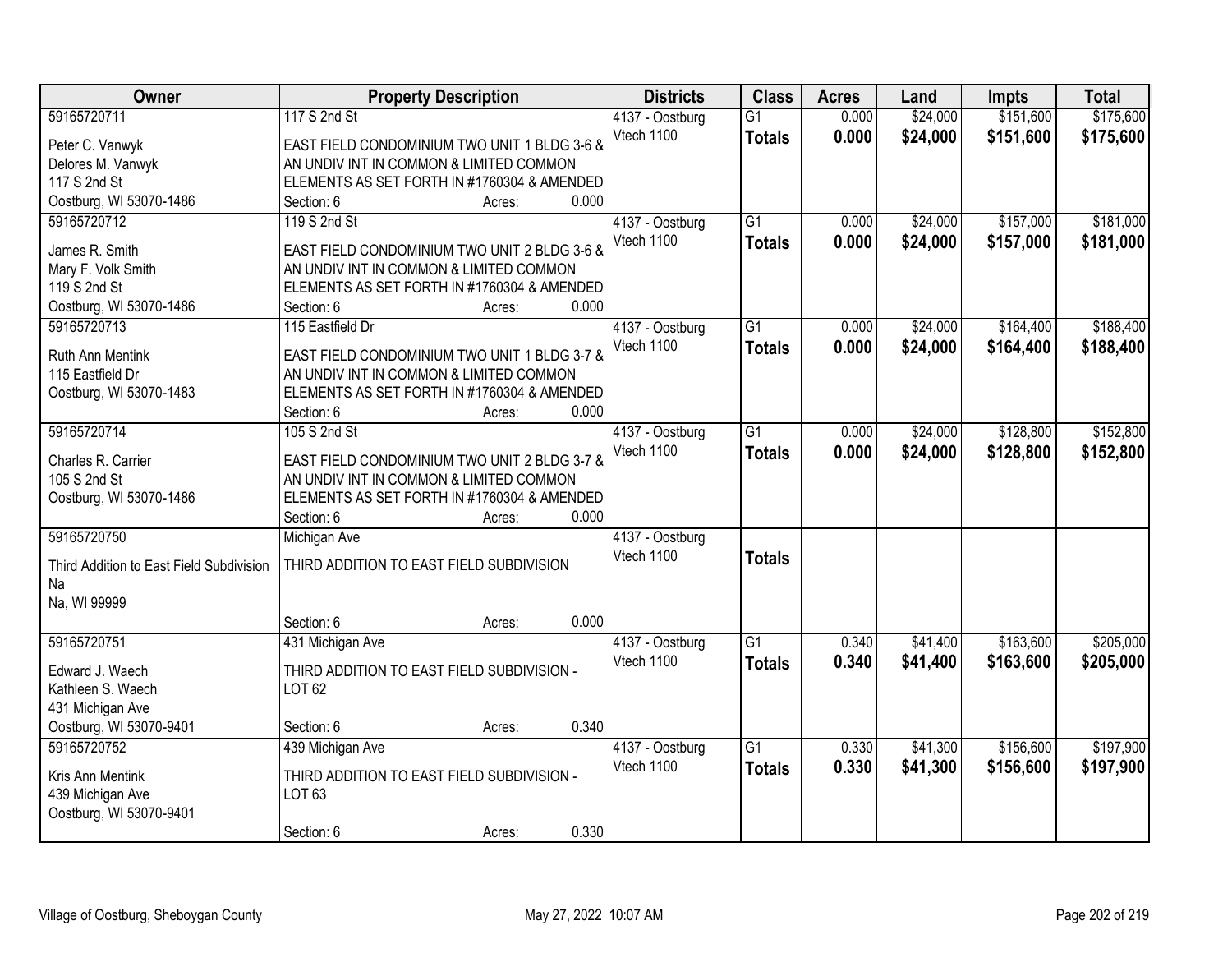| Owner | Property Description | Districts | Class | Acres | Land | Impts | Total |
|---|---|---|---|---|---|---|---|
| 59165720711<br>Peter C. Vanwyk<br>Delores M. Vanwyk<br>117 S 2nd St<br>Oostburg, WI 53070-1486 | 117 S 2nd St<br>EAST FIELD CONDOMINIUM TWO UNIT 1 BLDG 3-6 & AN UNDIV INT IN COMMON & LIMITED COMMON ELEMENTS AS SET FORTH IN #1760304 & AMENDED<br>Section: 6 Acres: 0.000 | 4137 - Oostburg<br>Vtech 1100 | G1<br>**Totals** | 0.000<br>**0.000** | $24,000<br>**$24,000** | $151,600<br>**$151,600** | $175,600<br>**$175,600** |
| 59165720712<br>James R. Smith<br>Mary F. Volk Smith<br>119 S 2nd St<br>Oostburg, WI 53070-1486 | 119 S 2nd St<br>EAST FIELD CONDOMINIUM TWO UNIT 2 BLDG 3-6 & AN UNDIV INT IN COMMON & LIMITED COMMON ELEMENTS AS SET FORTH IN #1760304 & AMENDED<br>Section: 6 Acres: 0.000 | 4137 - Oostburg<br>Vtech 1100 | G1<br>**Totals** | 0.000<br>**0.000** | $24,000<br>**$24,000** | $157,000<br>**$157,000** | $181,000<br>**$181,000** |
| 59165720713<br>Ruth Ann Mentink<br>115 Eastfield Dr<br>Oostburg, WI 53070-1483 | 115 Eastfield Dr<br>EAST FIELD CONDOMINIUM TWO UNIT 1 BLDG 3-7 & AN UNDIV INT IN COMMON & LIMITED COMMON ELEMENTS AS SET FORTH IN #1760304 & AMENDED<br>Section: 6 Acres: 0.000 | 4137 - Oostburg<br>Vtech 1100 | G1<br>**Totals** | 0.000<br>**0.000** | $24,000<br>**$24,000** | $164,400<br>**$164,400** | $188,400<br>**$188,400** |
| 59165720714<br>Charles R. Carrier<br>105 S 2nd St<br>Oostburg, WI 53070-1486 | 105 S 2nd St<br>EAST FIELD CONDOMINIUM TWO UNIT 2 BLDG 3-7 & AN UNDIV INT IN COMMON & LIMITED COMMON ELEMENTS AS SET FORTH IN #1760304 & AMENDED<br>Section: 6 Acres: 0.000 | 4137 - Oostburg<br>Vtech 1100 | G1<br>**Totals** | 0.000<br>**0.000** | $24,000<br>**$24,000** | $128,800<br>**$128,800** | $152,800<br>**$152,800** |
| 59165720750<br>Third Addition to East Field Subdivision<br>Na<br>Na, WI 99999 | Michigan Ave<br>THIRD ADDITION TO EAST FIELD SUBDIVISION<br>Section: 6 Acres: 0.000 | 4137 - Oostburg<br>Vtech 1100 | **Totals** | | | | |
| 59165720751<br>Edward J. Waech<br>Kathleen S. Waech<br>431 Michigan Ave<br>Oostburg, WI 53070-9401 | 431 Michigan Ave<br>THIRD ADDITION TO EAST FIELD SUBDIVISION - LOT 62<br>Section: 6 Acres: 0.340 | 4137 - Oostburg<br>Vtech 1100 | G1<br>**Totals** | 0.340<br>**0.340** | $41,400<br>**$41,400** | $163,600<br>**$163,600** | $205,000<br>**$205,000** |
| 59165720752<br>Kris Ann Mentink<br>439 Michigan Ave<br>Oostburg, WI 53070-9401 | 439 Michigan Ave<br>THIRD ADDITION TO EAST FIELD SUBDIVISION - LOT 63<br>Section: 6 Acres: 0.330 | 4137 - Oostburg<br>Vtech 1100 | G1<br>**Totals** | 0.330<br>**0.330** | $41,300<br>**$41,300** | $156,600<br>**$156,600** | $197,900<br>**$197,900** |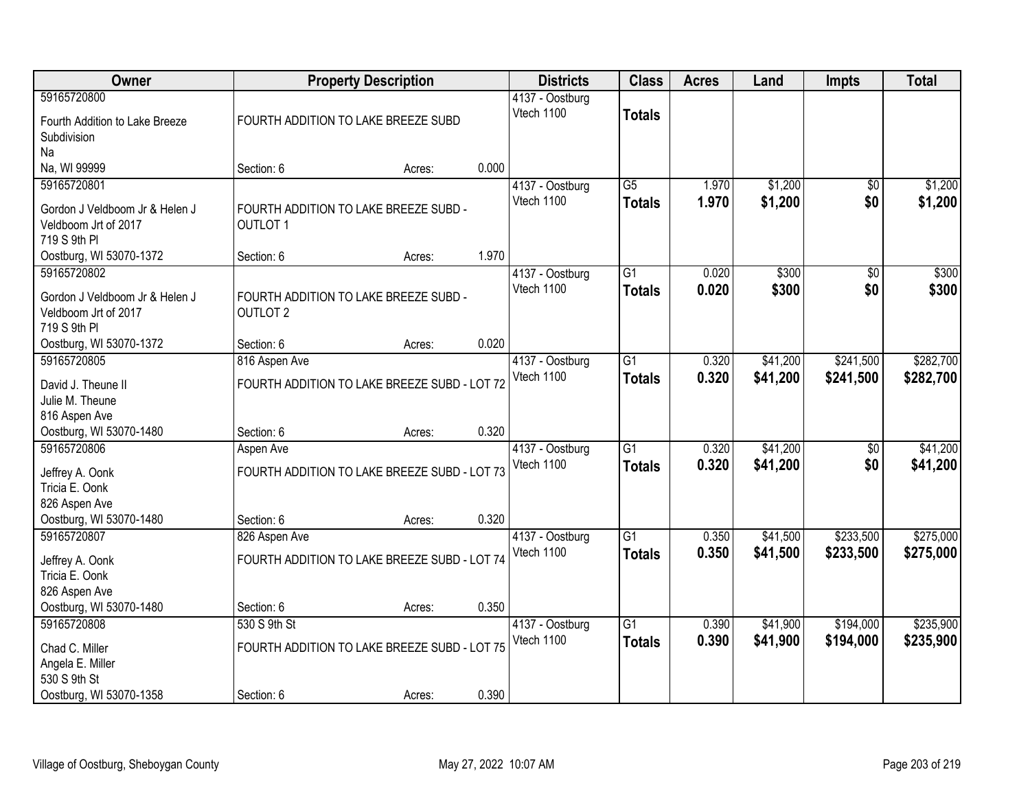| Owner | Property Description | Districts | Class | Acres | Land | Impts | Total |
|---|---|---|---|---|---|---|---|
| 59165720800<br>Fourth Addition to Lake Breeze Subdivision<br>Na<br>Na, WI 99999 | FOURTH ADDITION TO LAKE BREEZE SUBD<br>Section: 6 Acres: 0.000 | 4137 - Oostburg<br>Vtech 1100 | **Totals** | | | | |
| 59165720801<br>Gordon J Veldboom Jr & Helen J Veldboom Jrt of 2017<br>719 S 9th Pl<br>Oostburg, WI 53070-1372 | FOURTH ADDITION TO LAKE BREEZE SUBD - OUTLOT 1<br>Section: 6 Acres: 1.970 | 4137 - Oostburg<br>Vtech 1100 | G5<br>**Totals** | 1.970<br>**1.970** | $1,200<br>**$1,200** | $0<br>**$0** | $1,200<br>**$1,200** |
| 59165720802<br>Gordon J Veldboom Jr & Helen J Veldboom Jrt of 2017<br>719 S 9th Pl<br>Oostburg, WI 53070-1372 | FOURTH ADDITION TO LAKE BREEZE SUBD - OUTLOT 2<br>Section: 6 Acres: 0.020 | 4137 - Oostburg<br>Vtech 1100 | G1<br>**Totals** | 0.020<br>**0.020** | $300<br>**$300** | $0<br>**$0** | $300<br>**$300** |
| 59165720805<br>David J. Theune II<br>Julie M. Theune<br>816 Aspen Ave<br>Oostburg, WI 53070-1480 | 816 Aspen Ave<br>FOURTH ADDITION TO LAKE BREEZE SUBD - LOT 72<br>Section: 6 Acres: 0.320 | 4137 - Oostburg<br>Vtech 1100 | G1<br>**Totals** | 0.320<br>**0.320** | $41,200<br>**$41,200** | $241,500<br>**$241,500** | $282,700<br>**$282,700** |
| 59165720806<br>Jeffrey A. Oonk<br>Tricia E. Oonk<br>826 Aspen Ave<br>Oostburg, WI 53070-1480 | Aspen Ave<br>FOURTH ADDITION TO LAKE BREEZE SUBD - LOT 73<br>Section: 6 Acres: 0.320 | 4137 - Oostburg<br>Vtech 1100 | G1<br>**Totals** | 0.320<br>**0.320** | $41,200<br>**$41,200** | $0<br>**$0** | $41,200<br>**$41,200** |
| 59165720807<br>Jeffrey A. Oonk<br>Tricia E. Oonk<br>826 Aspen Ave<br>Oostburg, WI 53070-1480 | 826 Aspen Ave<br>FOURTH ADDITION TO LAKE BREEZE SUBD - LOT 74<br>Section: 6 Acres: 0.350 | 4137 - Oostburg<br>Vtech 1100 | G1<br>**Totals** | 0.350<br>**0.350** | $41,500<br>**$41,500** | $233,500<br>**$233,500** | $275,000<br>**$275,000** |
| 59165720808<br>Chad C. Miller<br>Angela E. Miller<br>530 S 9th St<br>Oostburg, WI 53070-1358 | 530 S 9th St<br>FOURTH ADDITION TO LAKE BREEZE SUBD - LOT 75<br>Section: 6 Acres: 0.390 | 4137 - Oostburg<br>Vtech 1100 | G1<br>**Totals** | 0.390<br>**0.390** | $41,900<br>**$41,900** | $194,000<br>**$194,000** | $235,900<br>**$235,900** |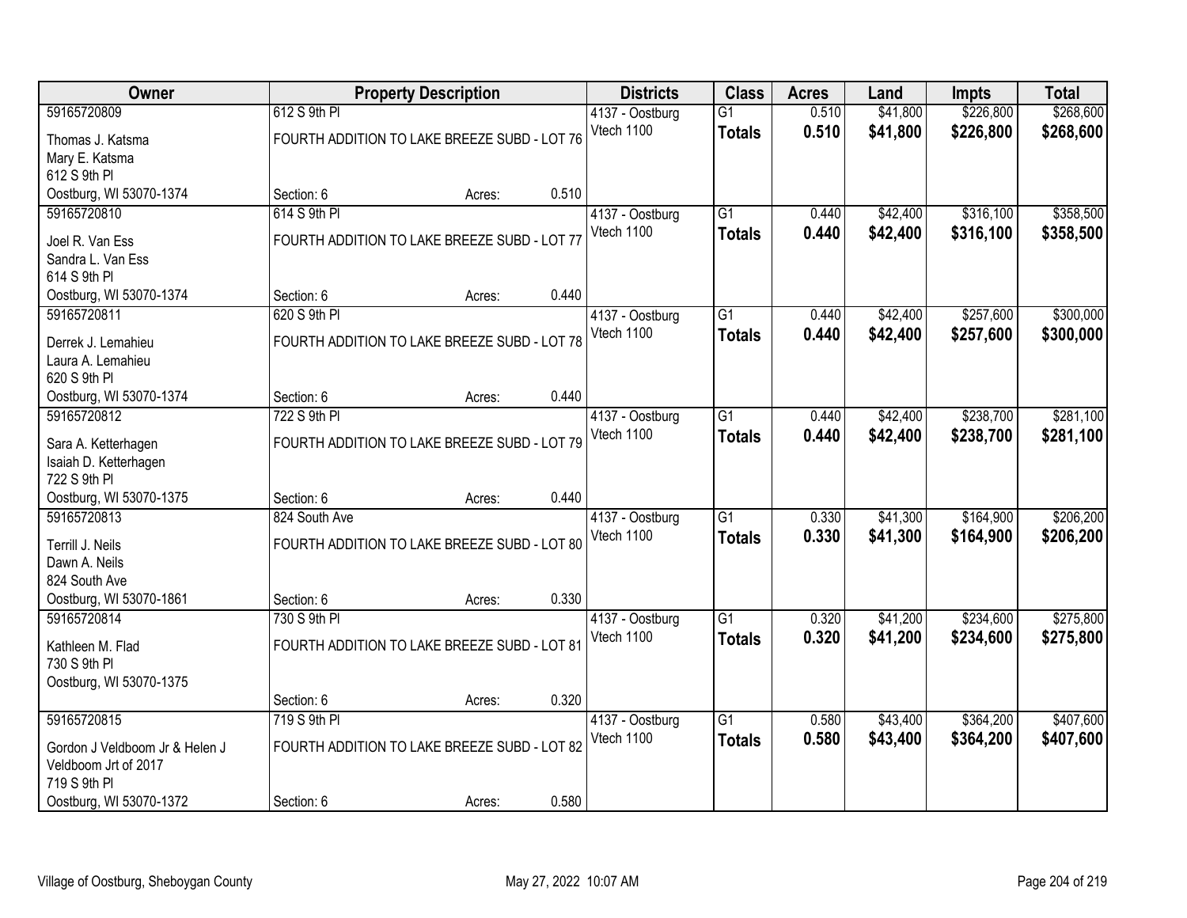| Owner | Property Description | | | Districts | Class | Acres | Land | Impts | Total |
|---|---|---|---|---|---|---|---|---|---|
| 59165720809 | 612 S 9th Pl | | | 4137 - Oostburg | G1 | 0.510 | $41,800 | $226,800 | $268,600 |
| Thomas J. Katsma<br>Mary E. Katsma<br>612 S 9th Pl<br>Oostburg, WI 53070-1374 | FOURTH ADDITION TO LAKE BREEZE SUBD - LOT 76 | | | Vtech 1100 | **Totals** | **0.510** | **$41,800** | **$226,800** | **$268,600** |
| | Section: 6 | Acres: | 0.510 | | | | | | |
| 59165720810 | 614 S 9th Pl | | | 4137 - Oostburg | G1 | 0.440 | $42,400 | $316,100 | $358,500 |
| Joel R. Van Ess<br>Sandra L. Van Ess<br>614 S 9th Pl<br>Oostburg, WI 53070-1374 | FOURTH ADDITION TO LAKE BREEZE SUBD - LOT 77 | | | Vtech 1100 | **Totals** | **0.440** | **$42,400** | **$316,100** | **$358,500** |
| | Section: 6 | Acres: | 0.440 | | | | | | |
| 59165720811 | 620 S 9th Pl | | | 4137 - Oostburg | G1 | 0.440 | $42,400 | $257,600 | $300,000 |
| Derrek J. Lemahieu<br>Laura A. Lemahieu<br>620 S 9th Pl<br>Oostburg, WI 53070-1374 | FOURTH ADDITION TO LAKE BREEZE SUBD - LOT 78 | | | Vtech 1100 | **Totals** | **0.440** | **$42,400** | **$257,600** | **$300,000** |
| | Section: 6 | Acres: | 0.440 | | | | | | |
| 59165720812 | 722 S 9th Pl | | | 4137 - Oostburg | G1 | 0.440 | $42,400 | $238,700 | $281,100 |
| Sara A. Ketterhagen<br>Isaiah D. Ketterhagen<br>722 S 9th Pl<br>Oostburg, WI 53070-1375 | FOURTH ADDITION TO LAKE BREEZE SUBD - LOT 79 | | | Vtech 1100 | **Totals** | **0.440** | **$42,400** | **$238,700** | **$281,100** |
| | Section: 6 | Acres: | 0.440 | | | | | | |
| 59165720813 | 824 South Ave | | | 4137 - Oostburg | G1 | 0.330 | $41,300 | $164,900 | $206,200 |
| Terrill J. Neils<br>Dawn A. Neils<br>824 South Ave<br>Oostburg, WI 53070-1861 | FOURTH ADDITION TO LAKE BREEZE SUBD - LOT 80 | | | Vtech 1100 | **Totals** | **0.330** | **$41,300** | **$164,900** | **$206,200** |
| | Section: 6 | Acres: | 0.330 | | | | | | |
| 59165720814 | 730 S 9th Pl | | | 4137 - Oostburg | G1 | 0.320 | $41,200 | $234,600 | $275,800 |
| Kathleen M. Flad<br>730 S 9th Pl<br>Oostburg, WI 53070-1375 | FOURTH ADDITION TO LAKE BREEZE SUBD - LOT 81 | | | Vtech 1100 | **Totals** | **0.320** | **$41,200** | **$234,600** | **$275,800** |
| | Section: 6 | Acres: | 0.320 | | | | | | |
| 59165720815 | 719 S 9th Pl | | | 4137 - Oostburg | G1 | 0.580 | $43,400 | $364,200 | $407,600 |
| Gordon J Veldboom Jr & Helen J<br>Veldboom Jrt of 2017<br>719 S 9th Pl<br>Oostburg, WI 53070-1372 | FOURTH ADDITION TO LAKE BREEZE SUBD - LOT 82 | | | Vtech 1100 | **Totals** | **0.580** | **$43,400** | **$364,200** | **$407,600** |
| | Section: 6 | Acres: | 0.580 | | | | | | |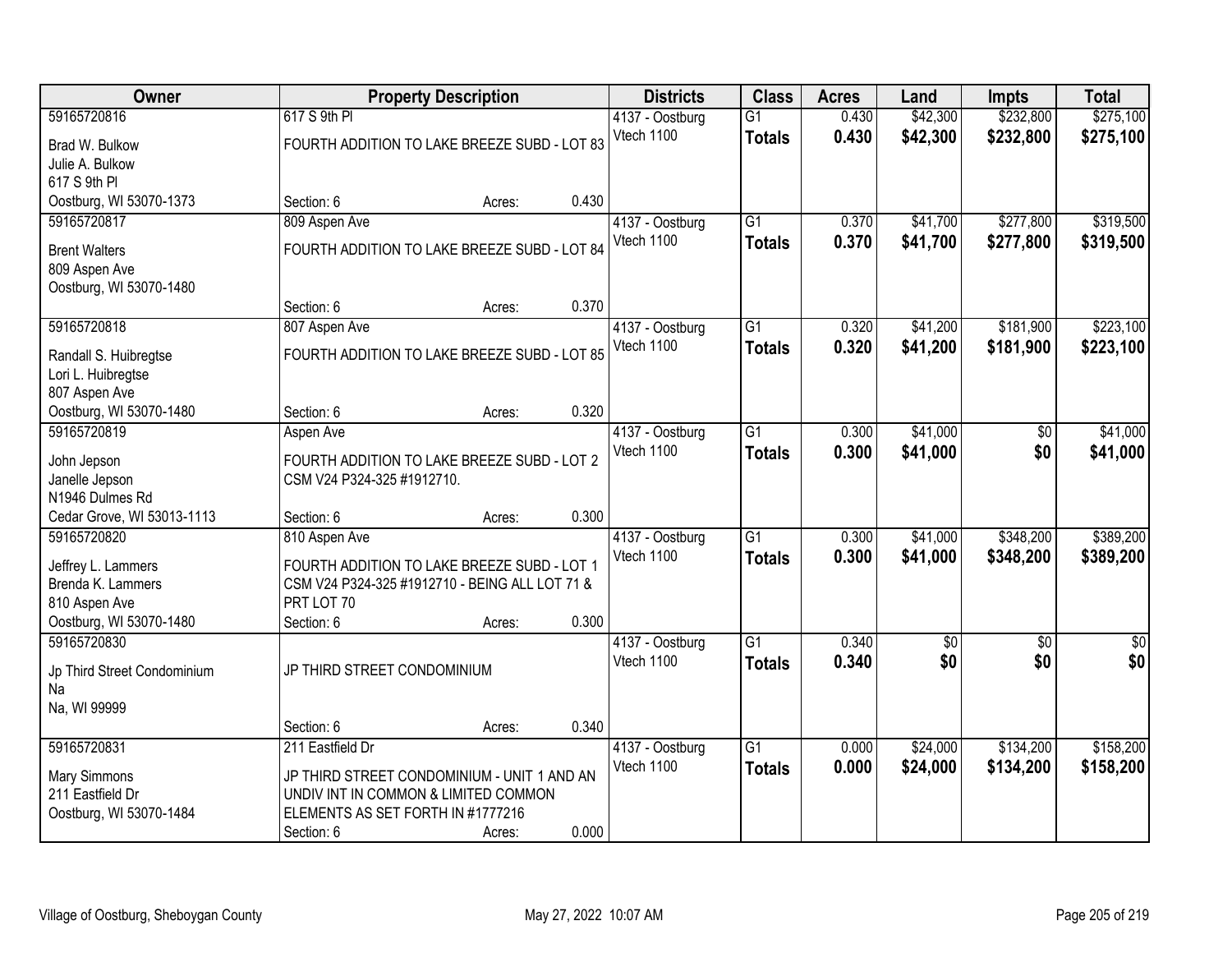| Owner | Property Description | Districts | Class | Acres | Land | Impts | Total |
|---|---|---|---|---|---|---|---|
| 59165720816<br>Brad W. Bulkow<br>Julie A. Bulkow<br>617 S 9th Pl<br>Oostburg, WI 53070-1373 | 617 S 9th Pl<br>FOURTH ADDITION TO LAKE BREEZE SUBD - LOT 83<br>Section: 6 Acres: 0.430 | 4137 - Oostburg<br>Vtech 1100 | G1<br>**Totals** | 0.430<br>**0.430** | $42,300<br>**$42,300** | $232,800<br>**$232,800** | $275,100<br>**$275,100** |
| 59165720817<br>Brent Walters<br>809 Aspen Ave<br>Oostburg, WI 53070-1480 | 809 Aspen Ave<br>FOURTH ADDITION TO LAKE BREEZE SUBD - LOT 84<br>Section: 6 Acres: 0.370 | 4137 - Oostburg<br>Vtech 1100 | G1<br>**Totals** | 0.370<br>**0.370** | $41,700<br>**$41,700** | $277,800<br>**$277,800** | $319,500<br>**$319,500** |
| 59165720818<br>Randall S. Huibregtse<br>Lori L. Huibregtse<br>807 Aspen Ave<br>Oostburg, WI 53070-1480 | 807 Aspen Ave<br>FOURTH ADDITION TO LAKE BREEZE SUBD - LOT 85<br>Section: 6 Acres: 0.320 | 4137 - Oostburg<br>Vtech 1100 | G1<br>**Totals** | 0.320<br>**0.320** | $41,200<br>**$41,200** | $181,900<br>**$181,900** | $223,100<br>**$223,100** |
| 59165720819<br>John Jepson<br>Janelle Jepson<br>N1946 Dulmes Rd<br>Cedar Grove, WI 53013-1113 | Aspen Ave<br>FOURTH ADDITION TO LAKE BREEZE SUBD - LOT 2 CSM V24 P324-325 #1912710.<br>Section: 6 Acres: 0.300 | 4137 - Oostburg<br>Vtech 1100 | G1<br>**Totals** | 0.300<br>**0.300** | $41,000<br>**$41,000** | $0<br>**$0** | $41,000<br>**$41,000** |
| 59165720820<br>Jeffrey L. Lammers<br>Brenda K. Lammers<br>810 Aspen Ave<br>Oostburg, WI 53070-1480 | 810 Aspen Ave<br>FOURTH ADDITION TO LAKE BREEZE SUBD - LOT 1 CSM V24 P324-325 #1912710 - BEING ALL LOT 71 & PRT LOT 70<br>Section: 6 Acres: 0.300 | 4137 - Oostburg<br>Vtech 1100 | G1<br>**Totals** | 0.300<br>**0.300** | $41,000<br>**$41,000** | $348,200<br>**$348,200** | $389,200<br>**$389,200** |
| 59165720830<br>Jp Third Street Condominium<br>Na<br>Na, WI 99999 | JP THIRD STREET CONDOMINIUM<br>Section: 6 Acres: 0.340 | 4137 - Oostburg<br>Vtech 1100 | G1<br>**Totals** | 0.340<br>**0.340** | $0<br>**$0** | $0<br>**$0** | $0<br>**$0** |
| 59165720831<br>Mary Simmons<br>211 Eastfield Dr<br>Oostburg, WI 53070-1484 | 211 Eastfield Dr<br>JP THIRD STREET CONDOMINIUM - UNIT 1 AND AN UNDIV INT IN COMMON & LIMITED COMMON ELEMENTS AS SET FORTH IN #1777216<br>Section: 6 Acres: 0.000 | 4137 - Oostburg<br>Vtech 1100 | G1<br>**Totals** | 0.000<br>**0.000** | $24,000<br>**$24,000** | $134,200<br>**$134,200** | $158,200<br>**$158,200** |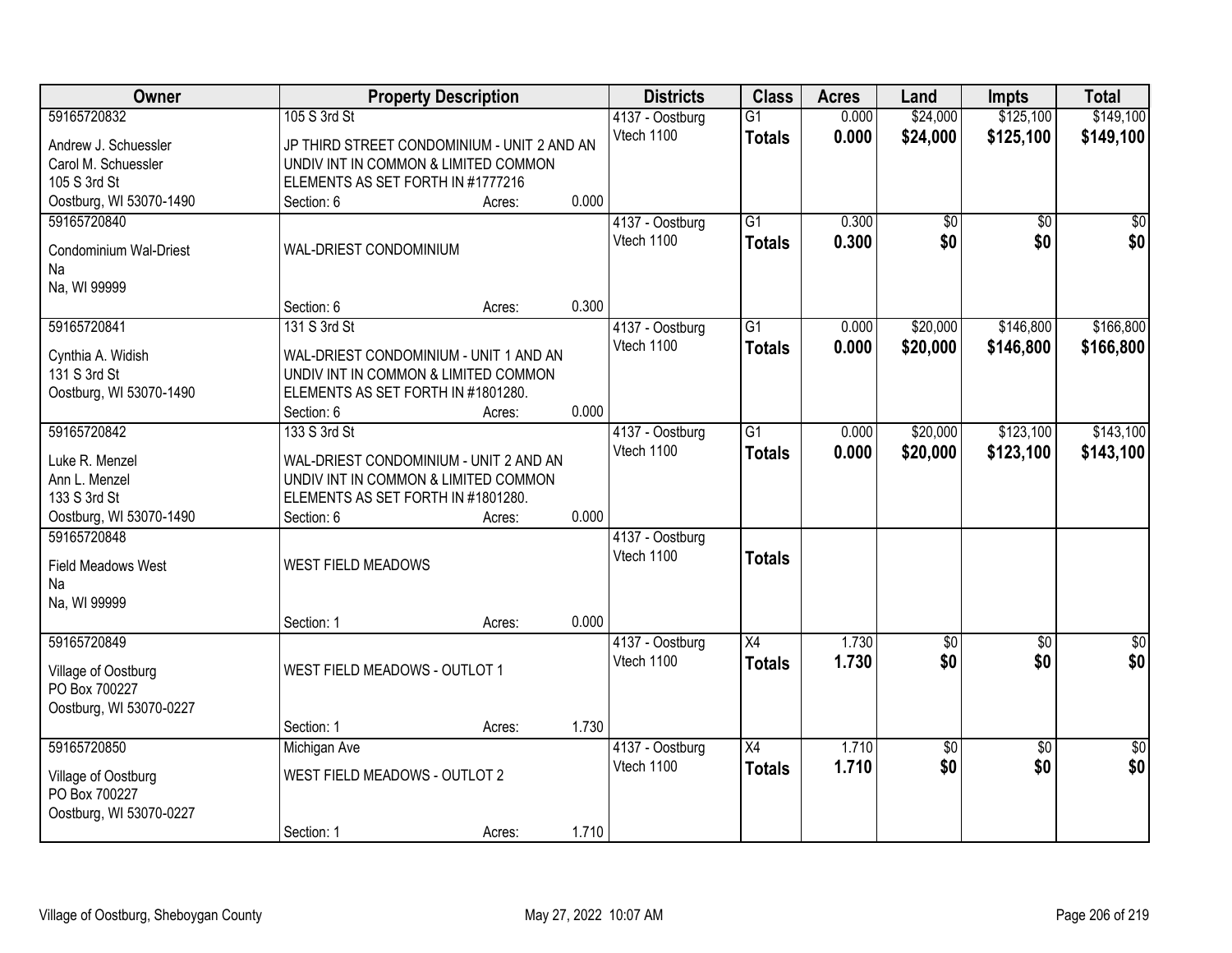| Owner | Property Description | | | Districts | Class | Acres | Land | Impts | Total |
|---|---|---|---|---|---|---|---|---|---|
| 59165720832 | 105 S 3rd St | | | 4137 - Oostburg | G1 | 0.000 | $24,000 | $125,100 | $149,100 |
| Andrew J. Schuessler<br>Carol M. Schuessler<br>105 S 3rd St<br>Oostburg, WI 53070-1490 | JP THIRD STREET CONDOMINIUM - UNIT 2 AND AN UNDIV INT IN COMMON & LIMITED COMMON ELEMENTS AS SET FORTH IN #1777216 | | | Vtech 1100 | **Totals** | **0.000** | **$24,000** | **$125,100** | **$149,100** |
| | Section: 6 | Acres: | 0.000 | | | | | | |
| 59165720840 | | | | 4137 - Oostburg | G1 | 0.300 | $0 | $0 | $0 |
| Condominium Wal-Driest<br>Na<br>Na, WI 99999 | WAL-DRIEST CONDOMINIUM | | | Vtech 1100 | **Totals** | **0.300** | **$0** | **$0** | **$0** |
| | Section: 6 | Acres: | 0.300 | | | | | | |
| 59165720841 | 131 S 3rd St | | | 4137 - Oostburg | G1 | 0.000 | $20,000 | $146,800 | $166,800 |
| Cynthia A. Widish<br>131 S 3rd St<br>Oostburg, WI 53070-1490 | WAL-DRIEST CONDOMINIUM - UNIT 1 AND AN UNDIV INT IN COMMON & LIMITED COMMON ELEMENTS AS SET FORTH IN #1801280. | | | Vtech 1100 | **Totals** | **0.000** | **$20,000** | **$146,800** | **$166,800** |
| | Section: 6 | Acres: | 0.000 | | | | | | |
| 59165720842 | 133 S 3rd St | | | 4137 - Oostburg | G1 | 0.000 | $20,000 | $123,100 | $143,100 |
| Luke R. Menzel<br>Ann L. Menzel<br>133 S 3rd St<br>Oostburg, WI 53070-1490 | WAL-DRIEST CONDOMINIUM - UNIT 2 AND AN UNDIV INT IN COMMON & LIMITED COMMON ELEMENTS AS SET FORTH IN #1801280. | | | Vtech 1100 | **Totals** | **0.000** | **$20,000** | **$123,100** | **$143,100** |
| | Section: 6 | Acres: | 0.000 | | | | | | |
| 59165720848 | | | | 4137 - Oostburg | | | | | |
| Field Meadows West<br>Na<br>Na, WI 99999 | WEST FIELD MEADOWS | | | Vtech 1100 | **Totals** | | | | |
| | Section: 1 | Acres: | 0.000 | | | | | | |
| 59165720849 | | | | 4137 - Oostburg | X4 | 1.730 | $0 | $0 | $0 |
| Village of Oostburg<br>PO Box 700227<br>Oostburg, WI 53070-0227 | WEST FIELD MEADOWS - OUTLOT 1 | | | Vtech 1100 | **Totals** | **1.730** | **$0** | **$0** | **$0** |
| | Section: 1 | Acres: | 1.730 | | | | | | |
| 59165720850 | Michigan Ave | | | 4137 - Oostburg | X4 | 1.710 | $0 | $0 | $0 |
| Village of Oostburg<br>PO Box 700227<br>Oostburg, WI 53070-0227 | WEST FIELD MEADOWS - OUTLOT 2 | | | Vtech 1100 | **Totals** | **1.710** | **$0** | **$0** | **$0** |
| | Section: 1 | Acres: | 1.710 | | | | | | |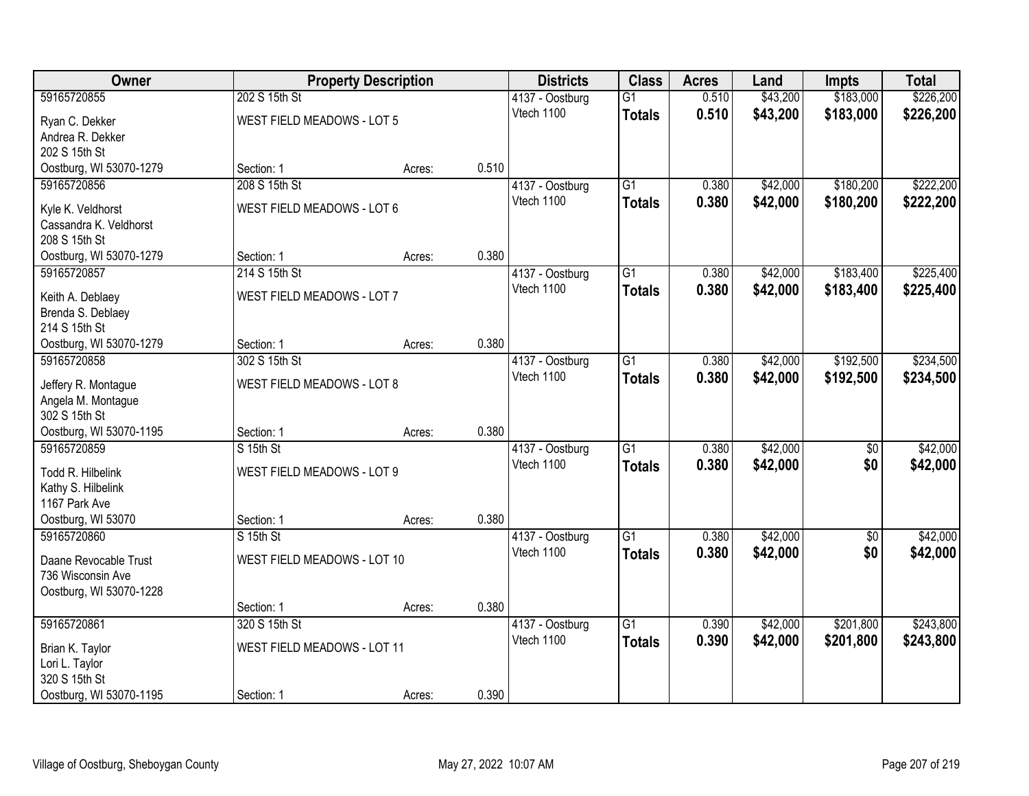| Owner | Property Description | | | Districts | Class | Acres | Land | Impts | Total |
|---|---|---|---|---|---|---|---|---|---|
| 59165720855 | 202 S 15th St | | | 4137 - Oostburg | G1 | 0.510 | $43,200 | $183,000 | $226,200 |
| Ryan C. Dekker<br>Andrea R. Dekker<br>202 S 15th St<br>Oostburg, WI 53070-1279 | WEST FIELD MEADOWS - LOT 5 | | | Vtech 1100 | **Totals** | **0.510** | **$43,200** | **$183,000** | **$226,200** |
| | Section: 1 | Acres: | 0.510 | | | | | | |
| 59165720856 | 208 S 15th St | | | 4137 - Oostburg | G1 | 0.380 | $42,000 | $180,200 | $222,200 |
| Kyle K. Veldhorst<br>Cassandra K. Veldhorst<br>208 S 15th St<br>Oostburg, WI 53070-1279 | WEST FIELD MEADOWS - LOT 6 | | | Vtech 1100 | **Totals** | **0.380** | **$42,000** | **$180,200** | **$222,200** |
| | Section: 1 | Acres: | 0.380 | | | | | | |
| 59165720857 | 214 S 15th St | | | 4137 - Oostburg | G1 | 0.380 | $42,000 | $183,400 | $225,400 |
| Keith A. Deblaey<br>Brenda S. Deblaey<br>214 S 15th St<br>Oostburg, WI 53070-1279 | WEST FIELD MEADOWS - LOT 7 | | | Vtech 1100 | **Totals** | **0.380** | **$42,000** | **$183,400** | **$225,400** |
| | Section: 1 | Acres: | 0.380 | | | | | | |
| 59165720858 | 302 S 15th St | | | 4137 - Oostburg | G1 | 0.380 | $42,000 | $192,500 | $234,500 |
| Jeffery R. Montague<br>Angela M. Montague<br>302 S 15th St<br>Oostburg, WI 53070-1195 | WEST FIELD MEADOWS - LOT 8 | | | Vtech 1100 | **Totals** | **0.380** | **$42,000** | **$192,500** | **$234,500** |
| | Section: 1 | Acres: | 0.380 | | | | | | |
| 59165720859 | S 15th St | | | 4137 - Oostburg | G1 | 0.380 | $42,000 | $0 | $42,000 |
| Todd R. Hilbelink<br>Kathy S. Hilbelink<br>1167 Park Ave<br>Oostburg, WI 53070 | WEST FIELD MEADOWS - LOT 9 | | | Vtech 1100 | **Totals** | **0.380** | **$42,000** | **$0** | **$42,000** |
| | Section: 1 | Acres: | 0.380 | | | | | | |
| 59165720860 | S 15th St | | | 4137 - Oostburg | G1 | 0.380 | $42,000 | $0 | $42,000 |
| Daane Revocable Trust<br>736 Wisconsin Ave<br>Oostburg, WI 53070-1228 | WEST FIELD MEADOWS - LOT 10 | | | Vtech 1100 | **Totals** | **0.380** | **$42,000** | **$0** | **$42,000** |
| | Section: 1 | Acres: | 0.380 | | | | | | |
| 59165720861 | 320 S 15th St | | | 4137 - Oostburg | G1 | 0.390 | $42,000 | $201,800 | $243,800 |
| Brian K. Taylor<br>Lori L. Taylor<br>320 S 15th St<br>Oostburg, WI 53070-1195 | WEST FIELD MEADOWS - LOT 11 | | | Vtech 1100 | **Totals** | **0.390** | **$42,000** | **$201,800** | **$243,800** |
| | Section: 1 | Acres: | 0.390 | | | | | | |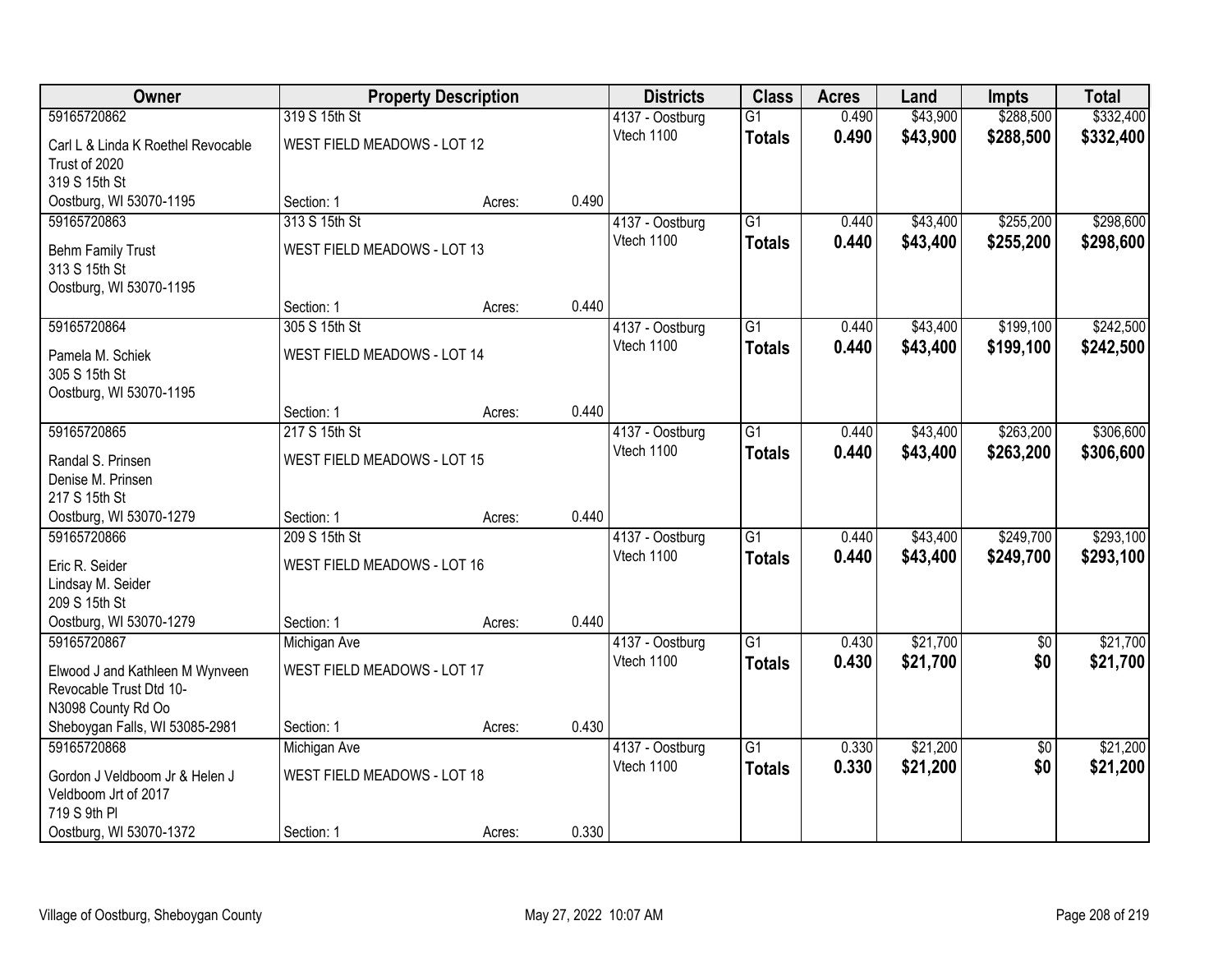| Owner | Property Description | | | Districts | Class | Acres | Land | Impts | Total |
|---|---|---|---|---|---|---|---|---|---|
| 59165720862 | 319 S 15th St | | | 4137 - Oostburg | G1 | 0.490 | $43,900 | $288,500 | $332,400 |
| Carl L & Linda K Roethel Revocable Trust of 2020<br>319 S 15th St<br>Oostburg, WI 53070-1195 | WEST FIELD MEADOWS - LOT 12 | | | Vtech 1100 | **Totals** | **0.490** | **$43,900** | **$288,500** | **$332,400** |
| | Section: 1 | Acres: | 0.490 | | | | | | |
| 59165720863 | 313 S 15th St | | | 4137 - Oostburg | G1 | 0.440 | $43,400 | $255,200 | $298,600 |
| Behm Family Trust<br>313 S 15th St<br>Oostburg, WI 53070-1195 | WEST FIELD MEADOWS - LOT 13 | | | Vtech 1100 | **Totals** | **0.440** | **$43,400** | **$255,200** | **$298,600** |
| | Section: 1 | Acres: | 0.440 | | | | | | |
| 59165720864 | 305 S 15th St | | | 4137 - Oostburg | G1 | 0.440 | $43,400 | $199,100 | $242,500 |
| Pamela M. Schiek<br>305 S 15th St<br>Oostburg, WI 53070-1195 | WEST FIELD MEADOWS - LOT 14 | | | Vtech 1100 | **Totals** | **0.440** | **$43,400** | **$199,100** | **$242,500** |
| | Section: 1 | Acres: | 0.440 | | | | | | |
| 59165720865 | 217 S 15th St | | | 4137 - Oostburg | G1 | 0.440 | $43,400 | $263,200 | $306,600 |
| Randal S. Prinsen<br>Denise M. Prinsen<br>217 S 15th St<br>Oostburg, WI 53070-1279 | WEST FIELD MEADOWS - LOT 15 | | | Vtech 1100 | **Totals** | **0.440** | **$43,400** | **$263,200** | **$306,600** |
| | Section: 1 | Acres: | 0.440 | | | | | | |
| 59165720866 | 209 S 15th St | | | 4137 - Oostburg | G1 | 0.440 | $43,400 | $249,700 | $293,100 |
| Eric R. Seider<br>Lindsay M. Seider<br>209 S 15th St<br>Oostburg, WI 53070-1279 | WEST FIELD MEADOWS - LOT 16 | | | Vtech 1100 | **Totals** | **0.440** | **$43,400** | **$249,700** | **$293,100** |
| | Section: 1 | Acres: | 0.440 | | | | | | |
| 59165720867 | Michigan Ave | | | 4137 - Oostburg | G1 | 0.430 | $21,700 | $0 | $21,700 |
| Elwood J and Kathleen M Wynveen Revocable Trust Dtd 10-<br>N3098 County Rd Oo<br>Sheboygan Falls, WI 53085-2981 | WEST FIELD MEADOWS - LOT 17 | | | Vtech 1100 | **Totals** | **0.430** | **$21,700** | **$0** | **$21,700** |
| | Section: 1 | Acres: | 0.430 | | | | | | |
| 59165720868 | Michigan Ave | | | 4137 - Oostburg | G1 | 0.330 | $21,200 | $0 | $21,200 |
| Gordon J Veldboom Jr & Helen J Veldboom Jrt of 2017<br>719 S 9th Pl<br>Oostburg, WI 53070-1372 | WEST FIELD MEADOWS - LOT 18 | | | Vtech 1100 | **Totals** | **0.330** | **$21,200** | **$0** | **$21,200** |
| | Section: 1 | Acres: | 0.330 | | | | | | |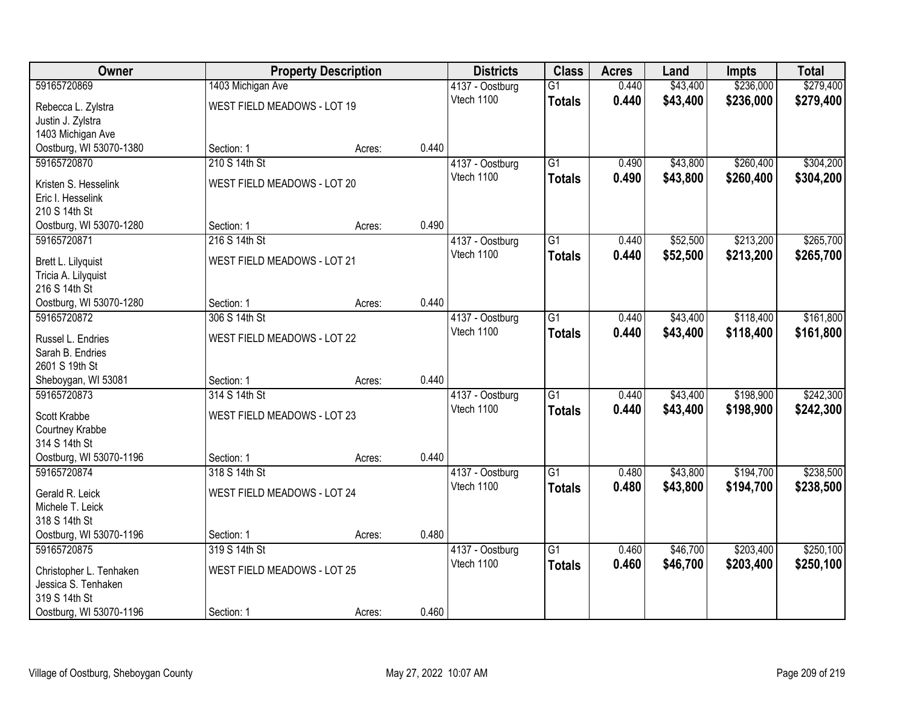| Owner | Property Description | | | Districts | Class | Acres | Land | Impts | Total |
|---|---|---|---|---|---|---|---|---|---|
| 59165720869 | 1403 Michigan Ave | | | 4137 - Oostburg | G1 | 0.440 | $43,400 | $236,000 | $279,400 |
| Rebecca L. Zylstra<br>Justin J. Zylstra<br>1403 Michigan Ave<br>Oostburg, WI 53070-1380 | WEST FIELD MEADOWS - LOT 19<br>Section: 1 | Acres: | 0.440 | Vtech 1100 | **Totals** | **0.440** | **$43,400** | **$236,000** | **$279,400** |
| 59165720870 | 210 S 14th St | | | 4137 - Oostburg | G1 | 0.490 | $43,800 | $260,400 | $304,200 |
| Kristen S. Hesselink<br>Eric I. Hesselink<br>210 S 14th St<br>Oostburg, WI 53070-1280 | WEST FIELD MEADOWS - LOT 20<br>Section: 1 | Acres: | 0.490 | Vtech 1100 | **Totals** | **0.490** | **$43,800** | **$260,400** | **$304,200** |
| 59165720871 | 216 S 14th St | | | 4137 - Oostburg | G1 | 0.440 | $52,500 | $213,200 | $265,700 |
| Brett L. Lilyquist<br>Tricia A. Lilyquist<br>216 S 14th St<br>Oostburg, WI 53070-1280 | WEST FIELD MEADOWS - LOT 21<br>Section: 1 | Acres: | 0.440 | Vtech 1100 | **Totals** | **0.440** | **$52,500** | **$213,200** | **$265,700** |
| 59165720872 | 306 S 14th St | | | 4137 - Oostburg | G1 | 0.440 | $43,400 | $118,400 | $161,800 |
| Russel L. Endries<br>Sarah B. Endries<br>2601 S 19th St<br>Sheboygan, WI 53081 | WEST FIELD MEADOWS - LOT 22<br>Section: 1 | Acres: | 0.440 | Vtech 1100 | **Totals** | **0.440** | **$43,400** | **$118,400** | **$161,800** |
| 59165720873 | 314 S 14th St | | | 4137 - Oostburg | G1 | 0.440 | $43,400 | $198,900 | $242,300 |
| Scott Krabbe<br>Courtney Krabbe<br>314 S 14th St<br>Oostburg, WI 53070-1196 | WEST FIELD MEADOWS - LOT 23<br>Section: 1 | Acres: | 0.440 | Vtech 1100 | **Totals** | **0.440** | **$43,400** | **$198,900** | **$242,300** |
| 59165720874 | 318 S 14th St | | | 4137 - Oostburg | G1 | 0.480 | $43,800 | $194,700 | $238,500 |
| Gerald R. Leick<br>Michele T. Leick<br>318 S 14th St<br>Oostburg, WI 53070-1196 | WEST FIELD MEADOWS - LOT 24<br>Section: 1 | Acres: | 0.480 | Vtech 1100 | **Totals** | **0.480** | **$43,800** | **$194,700** | **$238,500** |
| 59165720875 | 319 S 14th St | | | 4137 - Oostburg | G1 | 0.460 | $46,700 | $203,400 | $250,100 |
| Christopher L. Tenhaken<br>Jessica S. Tenhaken<br>319 S 14th St<br>Oostburg, WI 53070-1196 | WEST FIELD MEADOWS - LOT 25<br>Section: 1 | Acres: | 0.460 | Vtech 1100 | **Totals** | **0.460** | **$46,700** | **$203,400** | **$250,100** |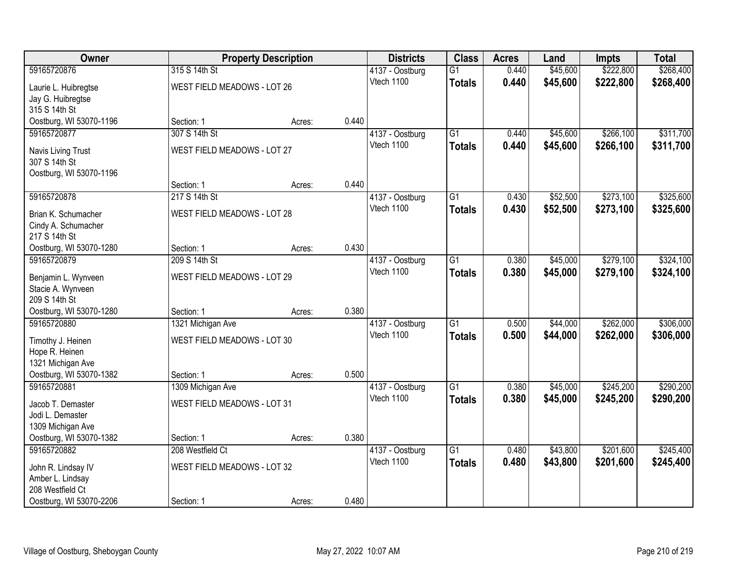| Owner | Property Description | | | Districts | Class | Acres | Land | Impts | Total |
|---|---|---|---|---|---|---|---|---|---|
| 59165720876 | 315 S 14th St | | | 4137 - Oostburg | G1 | 0.440 | $45,600 | $222,800 | $268,400 |
| Laurie L. Huibregtse<br>Jay G. Huibregtse<br>315 S 14th St<br>Oostburg, WI 53070-1196 | WEST FIELD MEADOWS - LOT 26 | | | Vtech 1100 | **Totals** | **0.440** | **$45,600** | **$222,800** | **$268,400** |
| | Section: 1 | Acres: | 0.440 | | | | | | |
| 59165720877 | 307 S 14th St | | | 4137 - Oostburg | G1 | 0.440 | $45,600 | $266,100 | $311,700 |
| Navis Living Trust<br>307 S 14th St<br>Oostburg, WI 53070-1196 | WEST FIELD MEADOWS - LOT 27 | | | Vtech 1100 | **Totals** | **0.440** | **$45,600** | **$266,100** | **$311,700** |
| | Section: 1 | Acres: | 0.440 | | | | | | |
| 59165720878 | 217 S 14th St | | | 4137 - Oostburg | G1 | 0.430 | $52,500 | $273,100 | $325,600 |
| Brian K. Schumacher<br>Cindy A. Schumacher<br>217 S 14th St<br>Oostburg, WI 53070-1280 | WEST FIELD MEADOWS - LOT 28 | | | Vtech 1100 | **Totals** | **0.430** | **$52,500** | **$273,100** | **$325,600** |
| | Section: 1 | Acres: | 0.430 | | | | | | |
| 59165720879 | 209 S 14th St | | | 4137 - Oostburg | G1 | 0.380 | $45,000 | $279,100 | $324,100 |
| Benjamin L. Wynveen<br>Stacie A. Wynveen<br>209 S 14th St<br>Oostburg, WI 53070-1280 | WEST FIELD MEADOWS - LOT 29 | | | Vtech 1100 | **Totals** | **0.380** | **$45,000** | **$279,100** | **$324,100** |
| | Section: 1 | Acres: | 0.380 | | | | | | |
| 59165720880 | 1321 Michigan Ave | | | 4137 - Oostburg | G1 | 0.500 | $44,000 | $262,000 | $306,000 |
| Timothy J. Heinen<br>Hope R. Heinen<br>1321 Michigan Ave<br>Oostburg, WI 53070-1382 | WEST FIELD MEADOWS - LOT 30 | | | Vtech 1100 | **Totals** | **0.500** | **$44,000** | **$262,000** | **$306,000** |
| | Section: 1 | Acres: | 0.500 | | | | | | |
| 59165720881 | 1309 Michigan Ave | | | 4137 - Oostburg | G1 | 0.380 | $45,000 | $245,200 | $290,200 |
| Jacob T. Demaster<br>Jodi L. Demaster<br>1309 Michigan Ave<br>Oostburg, WI 53070-1382 | WEST FIELD MEADOWS - LOT 31 | | | Vtech 1100 | **Totals** | **0.380** | **$45,000** | **$245,200** | **$290,200** |
| | Section: 1 | Acres: | 0.380 | | | | | | |
| 59165720882 | 208 Westfield Ct | | | 4137 - Oostburg | G1 | 0.480 | $43,800 | $201,600 | $245,400 |
| John R. Lindsay IV<br>Amber L. Lindsay<br>208 Westfield Ct<br>Oostburg, WI 53070-2206 | WEST FIELD MEADOWS - LOT 32 | | | Vtech 1100 | **Totals** | **0.480** | **$43,800** | **$201,600** | **$245,400** |
| | Section: 1 | Acres: | 0.480 | | | | | | |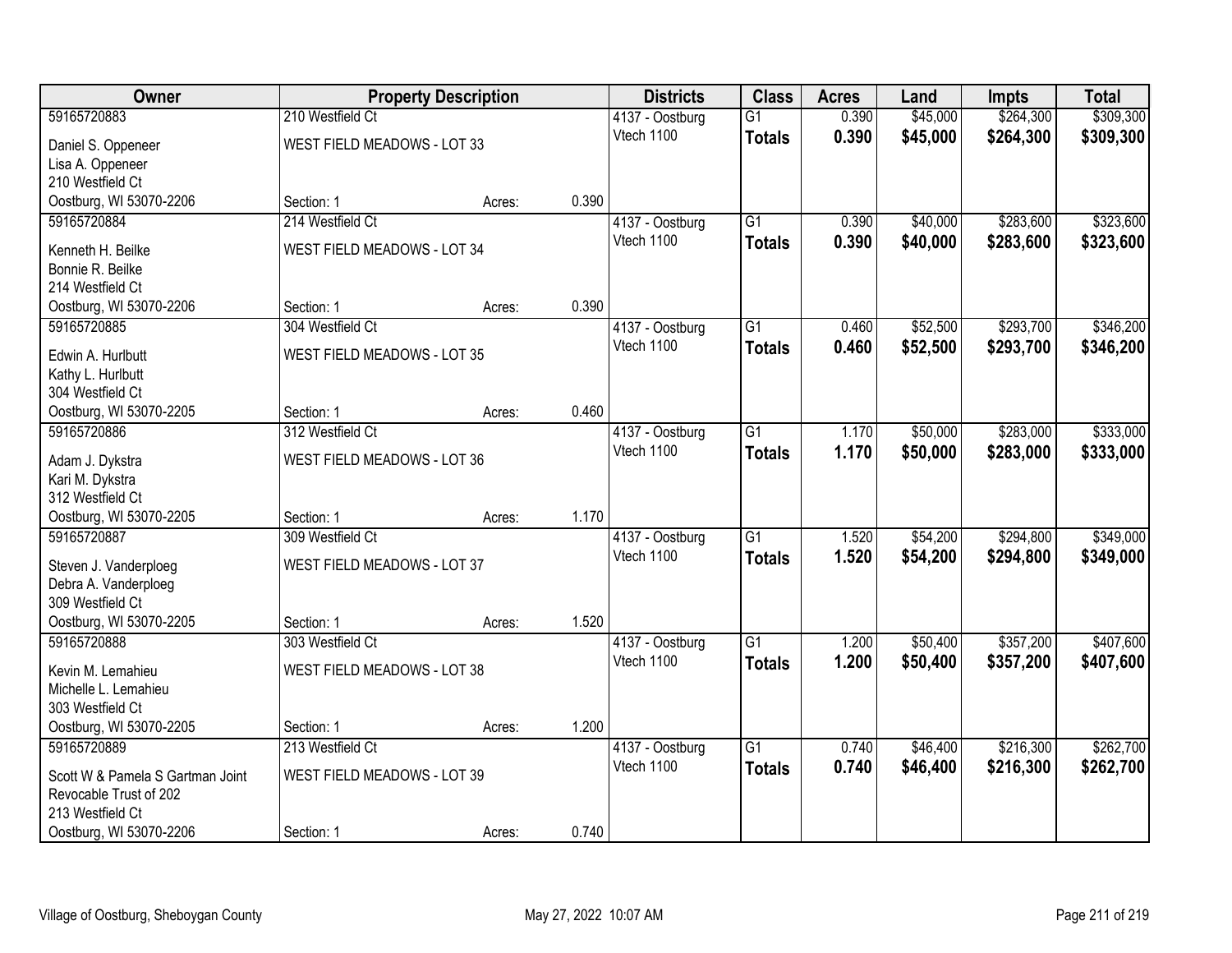| Owner | Property Description | | | Districts | Class | Acres | Land | Impts | Total |
|---|---|---|---|---|---|---|---|---|---|
| 59165720883 | 210 Westfield Ct | | | 4137 - Oostburg | G1 | 0.390 | $45,000 | $264,300 | $309,300 |
| Daniel S. Oppeneer<br>Lisa A. Oppeneer<br>210 Westfield Ct<br>Oostburg, WI 53070-2206 | WEST FIELD MEADOWS - LOT 33 | | | Vtech 1100 | **Totals** | **0.390** | **$45,000** | **$264,300** | **$309,300** |
| | Section: 1 | Acres: | 0.390 | | | | | | |
| 59165720884 | 214 Westfield Ct | | | 4137 - Oostburg | G1 | 0.390 | $40,000 | $283,600 | $323,600 |
| Kenneth H. Beilke<br>Bonnie R. Beilke<br>214 Westfield Ct<br>Oostburg, WI 53070-2206 | WEST FIELD MEADOWS - LOT 34 | | | Vtech 1100 | **Totals** | **0.390** | **$40,000** | **$283,600** | **$323,600** |
| | Section: 1 | Acres: | 0.390 | | | | | | |
| 59165720885 | 304 Westfield Ct | | | 4137 - Oostburg | G1 | 0.460 | $52,500 | $293,700 | $346,200 |
| Edwin A. Hurlbutt<br>Kathy L. Hurlbutt<br>304 Westfield Ct<br>Oostburg, WI 53070-2205 | WEST FIELD MEADOWS - LOT 35 | | | Vtech 1100 | **Totals** | **0.460** | **$52,500** | **$293,700** | **$346,200** |
| | Section: 1 | Acres: | 0.460 | | | | | | |
| 59165720886 | 312 Westfield Ct | | | 4137 - Oostburg | G1 | 1.170 | $50,000 | $283,000 | $333,000 |
| Adam J. Dykstra<br>Kari M. Dykstra<br>312 Westfield Ct<br>Oostburg, WI 53070-2205 | WEST FIELD MEADOWS - LOT 36 | | | Vtech 1100 | **Totals** | **1.170** | **$50,000** | **$283,000** | **$333,000** |
| | Section: 1 | Acres: | 1.170 | | | | | | |
| 59165720887 | 309 Westfield Ct | | | 4137 - Oostburg | G1 | 1.520 | $54,200 | $294,800 | $349,000 |
| Steven J. Vanderploeg<br>Debra A. Vanderploeg<br>309 Westfield Ct<br>Oostburg, WI 53070-2205 | WEST FIELD MEADOWS - LOT 37 | | | Vtech 1100 | **Totals** | **1.520** | **$54,200** | **$294,800** | **$349,000** |
| | Section: 1 | Acres: | 1.520 | | | | | | |
| 59165720888 | 303 Westfield Ct | | | 4137 - Oostburg | G1 | 1.200 | $50,400 | $357,200 | $407,600 |
| Kevin M. Lemahieu<br>Michelle L. Lemahieu<br>303 Westfield Ct<br>Oostburg, WI 53070-2205 | WEST FIELD MEADOWS - LOT 38 | | | Vtech 1100 | **Totals** | **1.200** | **$50,400** | **$357,200** | **$407,600** |
| | Section: 1 | Acres: | 1.200 | | | | | | |
| 59165720889 | 213 Westfield Ct | | | 4137 - Oostburg | G1 | 0.740 | $46,400 | $216,300 | $262,700 |
| Scott W & Pamela S Gartman Joint<br>Revocable Trust of 202<br>213 Westfield Ct<br>Oostburg, WI 53070-2206 | WEST FIELD MEADOWS - LOT 39 | | | Vtech 1100 | **Totals** | **0.740** | **$46,400** | **$216,300** | **$262,700** |
| | Section: 1 | Acres: | 0.740 | | | | | | |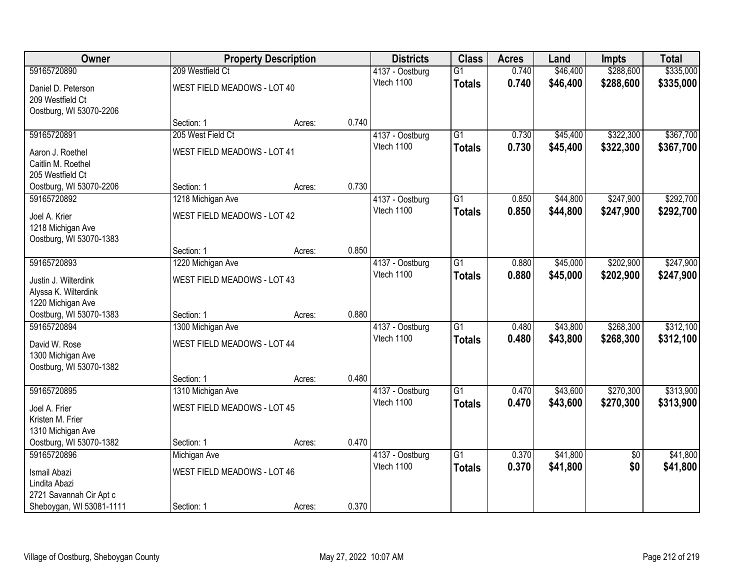| Owner | Property Description | | | Districts | Class | Acres | Land | Impts | Total |
|---|---|---|---|---|---|---|---|---|---|
| 59165720890<br>Daniel D. Peterson<br>209 Westfield Ct<br>Oostburg, WI 53070-2206 | 209 Westfield Ct<br>WEST FIELD MEADOWS - LOT 40<br>Section: 1 | Acres: | 0.740 | 4137 - Oostburg<br>Vtech 1100 | G1<br>**Totals** | 0.740<br>**0.740** | $46,400<br>**$46,400** | $288,600<br>**$288,600** | $335,000<br>**$335,000** |
| 59165720891<br>Aaron J. Roethel<br>Caitlin M. Roethel<br>205 Westfield Ct<br>Oostburg, WI 53070-2206 | 205 West Field Ct<br>WEST FIELD MEADOWS - LOT 41<br>Section: 1 | Acres: | 0.730 | 4137 - Oostburg<br>Vtech 1100 | G1<br>**Totals** | 0.730<br>**0.730** | $45,400<br>**$45,400** | $322,300<br>**$322,300** | $367,700<br>**$367,700** |
| 59165720892<br>Joel A. Krier<br>1218 Michigan Ave<br>Oostburg, WI 53070-1383 | 1218 Michigan Ave<br>WEST FIELD MEADOWS - LOT 42<br>Section: 1 | Acres: | 0.850 | 4137 - Oostburg<br>Vtech 1100 | G1<br>**Totals** | 0.850<br>**0.850** | $44,800<br>**$44,800** | $247,900<br>**$247,900** | $292,700<br>**$292,700** |
| 59165720893<br>Justin J. Wilterdink<br>Alyssa K. Wilterdink<br>1220 Michigan Ave<br>Oostburg, WI 53070-1383 | 1220 Michigan Ave<br>WEST FIELD MEADOWS - LOT 43<br>Section: 1 | Acres: | 0.880 | 4137 - Oostburg<br>Vtech 1100 | G1<br>**Totals** | 0.880<br>**0.880** | $45,000<br>**$45,000** | $202,900<br>**$202,900** | $247,900<br>**$247,900** |
| 59165720894<br>David W. Rose<br>1300 Michigan Ave<br>Oostburg, WI 53070-1382 | 1300 Michigan Ave<br>WEST FIELD MEADOWS - LOT 44<br>Section: 1 | Acres: | 0.480 | 4137 - Oostburg<br>Vtech 1100 | G1<br>**Totals** | 0.480<br>**0.480** | $43,800<br>**$43,800** | $268,300<br>**$268,300** | $312,100<br>**$312,100** |
| 59165720895<br>Joel A. Frier<br>Kristen M. Frier<br>1310 Michigan Ave<br>Oostburg, WI 53070-1382 | 1310 Michigan Ave<br>WEST FIELD MEADOWS - LOT 45<br>Section: 1 | Acres: | 0.470 | 4137 - Oostburg<br>Vtech 1100 | G1<br>**Totals** | 0.470<br>**0.470** | $43,600<br>**$43,600** | $270,300<br>**$270,300** | $313,900<br>**$313,900** |
| 59165720896<br>Ismail Abazi<br>Lindita Abazi<br>2721 Savannah Cir Apt c<br>Sheboygan, WI 53081-1111 | Michigan Ave<br>WEST FIELD MEADOWS - LOT 46<br>Section: 1 | Acres: | 0.370 | 4137 - Oostburg<br>Vtech 1100 | G1<br>**Totals** | 0.370<br>**0.370** | $41,800<br>**$41,800** | $0<br>**$0** | $41,800<br>**$41,800** |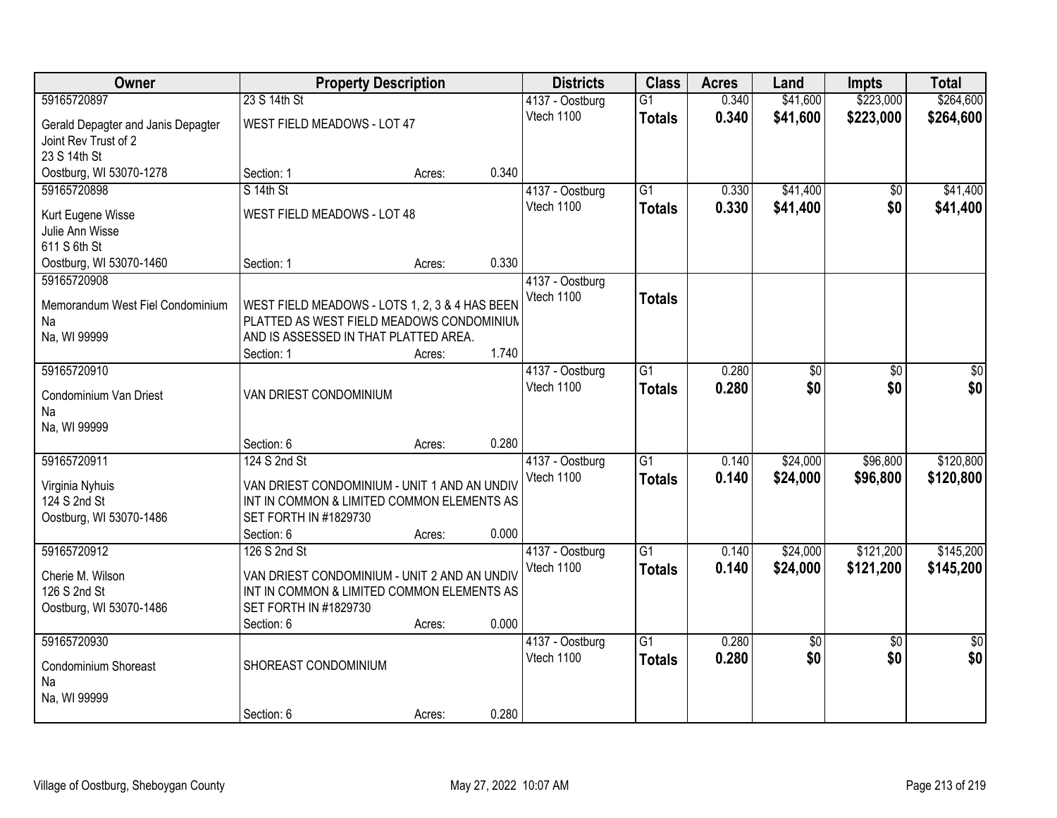| Owner | Property Description | | | Districts | Class | Acres | Land | Impts | Total |
|---|---|---|---|---|---|---|---|---|---|
| 59165720897<br>Gerald Depagter and Janis Depagter Joint Rev Trust of 2<br>23 S 14th St<br>Oostburg, WI 53070-1278 | 23 S 14th St<br>WEST FIELD MEADOWS - LOT 47<br>Section: 1 | Acres: | 0.340 | 4137 - Oostburg<br>Vtech 1100 | G1<br>**Totals** | 0.340<br>**0.340** | $41,600<br>**$41,600** | $223,000<br>**$223,000** | $264,600<br>**$264,600** |
| 59165720898<br>Kurt Eugene Wisse<br>Julie Ann Wisse<br>611 S 6th St<br>Oostburg, WI 53070-1460 | S 14th St<br>WEST FIELD MEADOWS - LOT 48<br>Section: 1 | Acres: | 0.330 | 4137 - Oostburg<br>Vtech 1100 | G1<br>**Totals** | 0.330<br>**0.330** | $41,400<br>**$41,400** | $0<br>**$0** | $41,400<br>**$41,400** |
| 59165720908<br>Memorandum West Fiel Condominium<br>Na<br>Na, WI 99999 | WEST FIELD MEADOWS - LOTS 1, 2, 3 & 4 HAS BEEN PLATTED AS WEST FIELD MEADOWS CONDOMINIUM AND IS ASSESSED IN THAT PLATTED AREA.<br>Section: 1 | Acres: | 1.740 | 4137 - Oostburg<br>Vtech 1100 | **Totals** | | | | |
| 59165720910<br>Condominium Van Driest<br>Na<br>Na, WI 99999 | VAN DRIEST CONDOMINIUM<br>Section: 6 | Acres: | 0.280 | 4137 - Oostburg<br>Vtech 1100 | G1<br>**Totals** | 0.280<br>**0.280** | $0<br>**$0** | $0<br>**$0** | $0<br>**$0** |
| 59165720911<br>Virginia Nyhuis<br>124 S 2nd St<br>Oostburg, WI 53070-1486 | 124 S 2nd St<br>VAN DRIEST CONDOMINIUM - UNIT 1 AND AN UNDIV INT IN COMMON & LIMITED COMMON ELEMENTS AS SET FORTH IN #1829730<br>Section: 6 | Acres: | 0.000 | 4137 - Oostburg<br>Vtech 1100 | G1<br>**Totals** | 0.140<br>**0.140** | $24,000<br>**$24,000** | $96,800<br>**$96,800** | $120,800<br>**$120,800** |
| 59165720912<br>Cherie M. Wilson<br>126 S 2nd St<br>Oostburg, WI 53070-1486 | 126 S 2nd St<br>VAN DRIEST CONDOMINIUM - UNIT 2 AND AN UNDIV INT IN COMMON & LIMITED COMMON ELEMENTS AS SET FORTH IN #1829730<br>Section: 6 | Acres: | 0.000 | 4137 - Oostburg<br>Vtech 1100 | G1<br>**Totals** | 0.140<br>**0.140** | $24,000<br>**$24,000** | $121,200<br>**$121,200** | $145,200<br>**$145,200** |
| 59165720930<br>Condominium Shoreast<br>Na<br>Na, WI 99999 | SHOREAST CONDOMINIUM<br>Section: 6 | Acres: | 0.280 | 4137 - Oostburg<br>Vtech 1100 | G1<br>**Totals** | 0.280<br>**0.280** | $0<br>**$0** | $0<br>**$0** | $0<br>**$0** |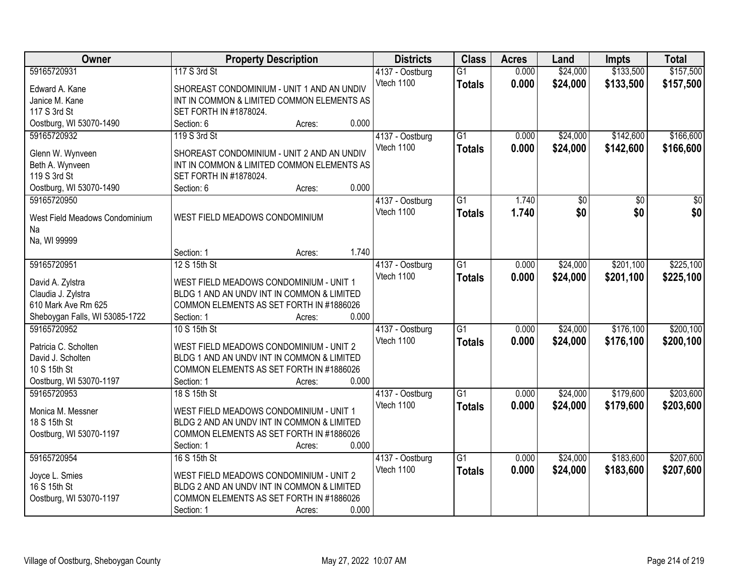| Owner | Property Description | Districts | Class | Acres | Land | Impts | Total |
|---|---|---|---|---|---|---|---|
| 59165720931<br>Edward A. Kane<br>Janice M. Kane<br>117 S 3rd St<br>Oostburg, WI 53070-1490 | 117 S 3rd St<br>SHOREAST CONDOMINIUM - UNIT 1 AND AN UNDIV INT IN COMMON & LIMITED COMMON ELEMENTS AS SET FORTH IN #1878024.<br>Section: 6 Acres: 0.000 | 4137 - Oostburg<br>Vtech 1100 | G1<br>**Totals** | 0.000<br>**0.000** | $24,000<br>**$24,000** | $133,500<br>**$133,500** | $157,500<br>**$157,500** |
| 59165720932<br>Glenn W. Wynveen<br>Beth A. Wynveen<br>119 S 3rd St<br>Oostburg, WI 53070-1490 | 119 S 3rd St<br>SHOREAST CONDOMINIUM - UNIT 2 AND AN UNDIV INT IN COMMON & LIMITED COMMON ELEMENTS AS SET FORTH IN #1878024.<br>Section: 6 Acres: 0.000 | 4137 - Oostburg<br>Vtech 1100 | G1<br>**Totals** | 0.000<br>**0.000** | $24,000<br>**$24,000** | $142,600<br>**$142,600** | $166,600<br>**$166,600** |
| 59165720950<br>West Field Meadows Condominium<br>Na<br>Na, WI 99999 | WEST FIELD MEADOWS CONDOMINIUM<br>Section: 1 Acres: 1.740 | 4137 - Oostburg<br>Vtech 1100 | G1<br>**Totals** | 1.740<br>**1.740** | $0<br>**$0** | $0<br>**$0** | $0<br>**$0** |
| 59165720951<br>David A. Zylstra<br>Claudia J. Zylstra<br>610 Mark Ave Rm 625<br>Sheboygan Falls, WI 53085-1722 | 12 S 15th St<br>WEST FIELD MEADOWS CONDOMINIUM - UNIT 1 BLDG 1 AND AN UNDV INT IN COMMON & LIMITED COMMON ELEMENTS AS SET FORTH IN #1886026<br>Section: 1 Acres: 0.000 | 4137 - Oostburg<br>Vtech 1100 | G1<br>**Totals** | 0.000<br>**0.000** | $24,000<br>**$24,000** | $201,100<br>**$201,100** | $225,100<br>**$225,100** |
| 59165720952<br>Patricia C. Scholten<br>David J. Scholten<br>10 S 15th St<br>Oostburg, WI 53070-1197 | 10 S 15th St<br>WEST FIELD MEADOWS CONDOMINIUM - UNIT 2 BLDG 1 AND AN UNDV INT IN COMMON & LIMITED COMMON ELEMENTS AS SET FORTH IN #1886026<br>Section: 1 Acres: 0.000 | 4137 - Oostburg<br>Vtech 1100 | G1<br>**Totals** | 0.000<br>**0.000** | $24,000<br>**$24,000** | $176,100<br>**$176,100** | $200,100<br>**$200,100** |
| 59165720953<br>Monica M. Messner<br>18 S 15th St<br>Oostburg, WI 53070-1197 | 18 S 15th St<br>WEST FIELD MEADOWS CONDOMINIUM - UNIT 1 BLDG 2 AND AN UNDV INT IN COMMON & LIMITED COMMON ELEMENTS AS SET FORTH IN #1886026<br>Section: 1 Acres: 0.000 | 4137 - Oostburg<br>Vtech 1100 | G1<br>**Totals** | 0.000<br>**0.000** | $24,000<br>**$24,000** | $179,600<br>**$179,600** | $203,600<br>**$203,600** |
| 59165720954<br>Joyce L. Smies<br>16 S 15th St<br>Oostburg, WI 53070-1197 | 16 S 15th St<br>WEST FIELD MEADOWS CONDOMINIUM - UNIT 2 BLDG 2 AND AN UNDV INT IN COMMON & LIMITED COMMON ELEMENTS AS SET FORTH IN #1886026<br>Section: 1 Acres: 0.000 | 4137 - Oostburg<br>Vtech 1100 | G1<br>**Totals** | 0.000<br>**0.000** | $24,000<br>**$24,000** | $183,600<br>**$183,600** | $207,600<br>**$207,600** |

Village of Oostburg, Sheboygan County May 27, 2022 10:07 AM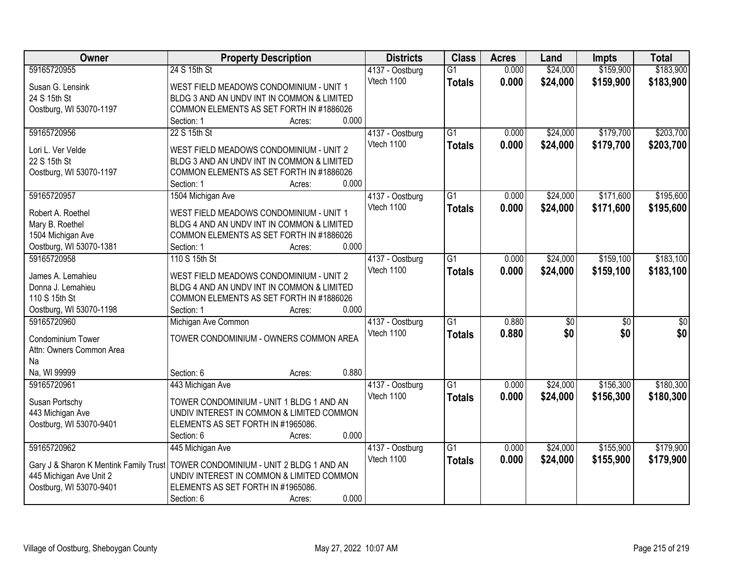| Owner | Property Description | Districts | Class | Acres | Land | Impts | Total |
|---|---|---|---|---|---|---|---|
| 59165720955<br>Susan G. Lensink<br>24 S 15th St<br>Oostburg, WI 53070-1197 | 24 S 15th St<br>WEST FIELD MEADOWS CONDOMINIUM - UNIT 1 BLDG 3 AND AN UNDV INT IN COMMON & LIMITED COMMON ELEMENTS AS SET FORTH IN #1886026<br>Section: 1 Acres: 0.000 | 4137 - Oostburg<br>Vtech 1100 | G1<br>**Totals** | 0.000<br>**0.000** | $24,000<br>**$24,000** | $159,900<br>**$159,900** | $183,900<br>**$183,900** |
| 59165720956<br>Lori L. Ver Velde<br>22 S 15th St<br>Oostburg, WI 53070-1197 | 22 S 15th St<br>WEST FIELD MEADOWS CONDOMINIUM - UNIT 2 BLDG 3 AND AN UNDV INT IN COMMON & LIMITED COMMON ELEMENTS AS SET FORTH IN #1886026<br>Section: 1 Acres: 0.000 | 4137 - Oostburg<br>Vtech 1100 | G1<br>**Totals** | 0.000<br>**0.000** | $24,000<br>**$24,000** | $179,700<br>**$179,700** | $203,700<br>**$203,700** |
| 59165720957<br>Robert A. Roethel<br>Mary B. Roethel<br>1504 Michigan Ave<br>Oostburg, WI 53070-1381 | 1504 Michigan Ave<br>WEST FIELD MEADOWS CONDOMINIUM - UNIT 1 BLDG 4 AND AN UNDV INT IN COMMON & LIMITED COMMON ELEMENTS AS SET FORTH IN #1886026<br>Section: 1 Acres: 0.000 | 4137 - Oostburg<br>Vtech 1100 | G1<br>**Totals** | 0.000<br>**0.000** | $24,000<br>**$24,000** | $171,600<br>**$171,600** | $195,600<br>**$195,600** |
| 59165720958<br>James A. Lemahieu<br>Donna J. Lemahieu<br>110 S 15th St<br>Oostburg, WI 53070-1198 | 110 S 15th St<br>WEST FIELD MEADOWS CONDOMINIUM - UNIT 2 BLDG 4 AND AN UNDV INT IN COMMON & LIMITED COMMON ELEMENTS AS SET FORTH IN #1886026<br>Section: 1 Acres: 0.000 | 4137 - Oostburg<br>Vtech 1100 | G1<br>**Totals** | 0.000<br>**0.000** | $24,000<br>**$24,000** | $159,100<br>**$159,100** | $183,100<br>**$183,100** |
| 59165720960<br>Condominium Tower<br>Attn: Owners Common Area<br>Na<br>Na, WI 99999 | Michigan Ave Common<br>TOWER CONDOMINIUM - OWNERS COMMON AREA<br>Section: 6 Acres: 0.880 | 4137 - Oostburg<br>Vtech 1100 | G1<br>**Totals** | 0.880<br>**0.880** | $0<br>**$0** | $0<br>**$0** | $0<br>**$0** |
| 59165720961<br>Susan Portschy<br>443 Michigan Ave<br>Oostburg, WI 53070-9401 | 443 Michigan Ave<br>TOWER CONDOMINIUM - UNIT 1 BLDG 1 AND AN UNDIV INTEREST IN COMMON & LIMITED COMMON ELEMENTS AS SET FORTH IN #1965086.<br>Section: 6 Acres: 0.000 | 4137 - Oostburg<br>Vtech 1100 | G1<br>**Totals** | 0.000<br>**0.000** | $24,000<br>**$24,000** | $156,300<br>**$156,300** | $180,300<br>**$180,300** |
| 59165720962<br>Gary J & Sharon K Mentink Family Trust<br>445 Michigan Ave Unit 2<br>Oostburg, WI 53070-9401 | 445 Michigan Ave<br>TOWER CONDOMINIUM - UNIT 2 BLDG 1 AND AN UNDIV INTEREST IN COMMON & LIMITED COMMON ELEMENTS AS SET FORTH IN #1965086.<br>Section: 6 Acres: 0.000 | 4137 - Oostburg<br>Vtech 1100 | G1<br>**Totals** | 0.000<br>**0.000** | $24,000<br>**$24,000** | $155,900<br>**$155,900** | $179,900<br>**$179,900** |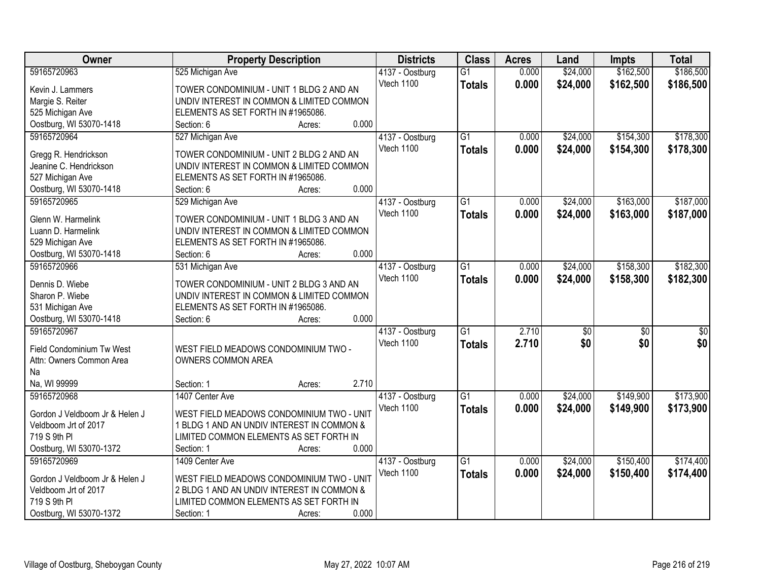| Owner | Property Description | Districts | Class | Acres | Land | Impts | Total |
|---|---|---|---|---|---|---|---|
| 59165720963<br>Kevin J. Lammers<br>Margie S. Reiter<br>525 Michigan Ave<br>Oostburg, WI 53070-1418 | 525 Michigan Ave<br>TOWER CONDOMINIUM - UNIT 1 BLDG 2 AND AN UNDIV INTEREST IN COMMON & LIMITED COMMON ELEMENTS AS SET FORTH IN #1965086.<br>Section: 6 Acres: 0.000 | 4137 - Oostburg<br>Vtech 1100 | G1<br>**Totals** | 0.000<br>**0.000** | $24,000<br>**$24,000** | $162,500<br>**$162,500** | $186,500<br>**$186,500** |
| 59165720964<br>Gregg R. Hendrickson<br>Jeanine C. Hendrickson<br>527 Michigan Ave<br>Oostburg, WI 53070-1418 | 527 Michigan Ave<br>TOWER CONDOMINIUM - UNIT 2 BLDG 2 AND AN UNDIV INTEREST IN COMMON & LIMITED COMMON ELEMENTS AS SET FORTH IN #1965086.<br>Section: 6 Acres: 0.000 | 4137 - Oostburg<br>Vtech 1100 | G1<br>**Totals** | 0.000<br>**0.000** | $24,000<br>**$24,000** | $154,300<br>**$154,300** | $178,300<br>**$178,300** |
| 59165720965<br>Glenn W. Harmelink<br>Luann D. Harmelink<br>529 Michigan Ave<br>Oostburg, WI 53070-1418 | 529 Michigan Ave<br>TOWER CONDOMINIUM - UNIT 1 BLDG 3 AND AN UNDIV INTEREST IN COMMON & LIMITED COMMON ELEMENTS AS SET FORTH IN #1965086.<br>Section: 6 Acres: 0.000 | 4137 - Oostburg<br>Vtech 1100 | G1<br>**Totals** | 0.000<br>**0.000** | $24,000<br>**$24,000** | $163,000<br>**$163,000** | $187,000<br>**$187,000** |
| 59165720966<br>Dennis D. Wiebe<br>Sharon P. Wiebe<br>531 Michigan Ave<br>Oostburg, WI 53070-1418 | 531 Michigan Ave<br>TOWER CONDOMINIUM - UNIT 2 BLDG 3 AND AN UNDIV INTEREST IN COMMON & LIMITED COMMON ELEMENTS AS SET FORTH IN #1965086.<br>Section: 6 Acres: 0.000 | 4137 - Oostburg<br>Vtech 1100 | G1<br>**Totals** | 0.000<br>**0.000** | $24,000<br>**$24,000** | $158,300<br>**$158,300** | $182,300<br>**$182,300** |
| 59165720967<br>Field Condominium Tw West<br>Attn: Owners Common Area<br>Na<br>Na, WI 99999 | WEST FIELD MEADOWS CONDOMINIUM TWO - OWNERS COMMON AREA<br>Section: 1 Acres: 2.710 | 4137 - Oostburg<br>Vtech 1100 | G1<br>**Totals** | 2.710<br>**2.710** | $0<br>**$0** | $0<br>**$0** | $0<br>**$0** |
| 59165720968<br>Gordon J Veldboom Jr & Helen J<br>Veldboom Jrt of 2017<br>719 S 9th Pl<br>Oostburg, WI 53070-1372 | 1407 Center Ave<br>WEST FIELD MEADOWS CONDOMINIUM TWO - UNIT 1 BLDG 1 AND AN UNDIV INTEREST IN COMMON & LIMITED COMMON ELEMENTS AS SET FORTH IN<br>Section: 1 Acres: 0.000 | 4137 - Oostburg<br>Vtech 1100 | G1<br>**Totals** | 0.000<br>**0.000** | $24,000<br>**$24,000** | $149,900<br>**$149,900** | $173,900<br>**$173,900** |
| 59165720969<br>Gordon J Veldboom Jr & Helen J<br>Veldboom Jrt of 2017<br>719 S 9th Pl<br>Oostburg, WI 53070-1372 | 1409 Center Ave<br>WEST FIELD MEADOWS CONDOMINIUM TWO - UNIT 2 BLDG 1 AND AN UNDIV INTEREST IN COMMON & LIMITED COMMON ELEMENTS AS SET FORTH IN<br>Section: 1 Acres: 0.000 | 4137 - Oostburg<br>Vtech 1100 | G1<br>**Totals** | 0.000<br>**0.000** | $24,000<br>**$24,000** | $150,400<br>**$150,400** | $174,400<br>**$174,400** |

Village of Oostburg, Sheboygan County — May 27, 2022 10:07 AM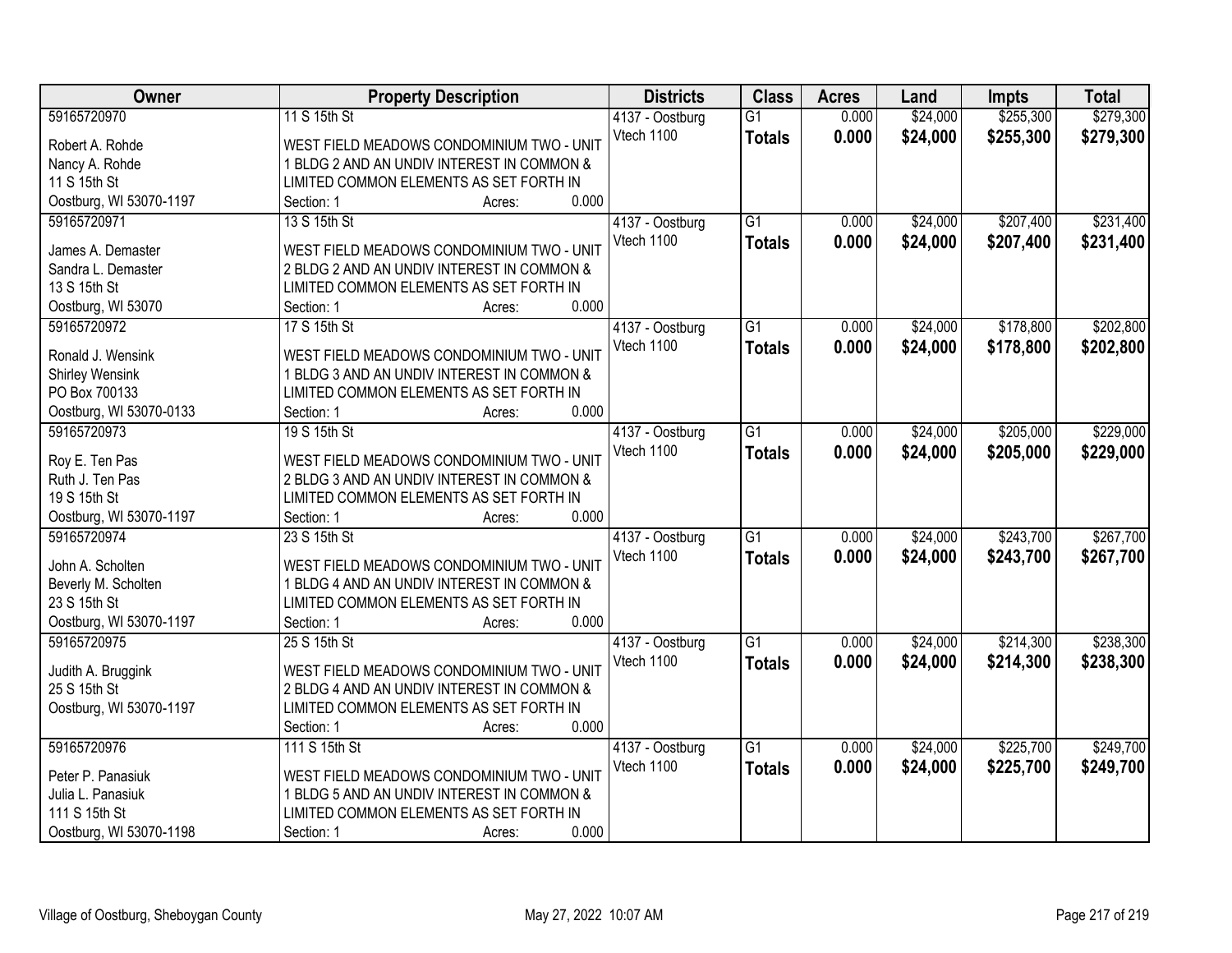| Owner | Property Description | Districts | Class | Acres | Land | Impts | Total |
|---|---|---|---|---|---|---|---|
| 59165720970<br>Robert A. Rohde<br>Nancy A. Rohde<br>11 S 15th St<br>Oostburg, WI 53070-1197 | 11 S 15th St<br>WEST FIELD MEADOWS CONDOMINIUM TWO - UNIT 1 BLDG 2 AND AN UNDIV INTEREST IN COMMON & LIMITED COMMON ELEMENTS AS SET FORTH IN<br>Section: 1 Acres: 0.000 | 4137 - Oostburg<br>Vtech 1100 | G1<br>**Totals** | 0.000<br>**0.000** | $24,000<br>**$24,000** | $255,300<br>**$255,300** | $279,300<br>**$279,300** |
| 59165720971<br>James A. Demaster<br>Sandra L. Demaster<br>13 S 15th St<br>Oostburg, WI 53070 | 13 S 15th St<br>WEST FIELD MEADOWS CONDOMINIUM TWO - UNIT 2 BLDG 2 AND AN UNDIV INTEREST IN COMMON & LIMITED COMMON ELEMENTS AS SET FORTH IN<br>Section: 1 Acres: 0.000 | 4137 - Oostburg<br>Vtech 1100 | G1<br>**Totals** | 0.000<br>**0.000** | $24,000<br>**$24,000** | $207,400<br>**$207,400** | $231,400<br>**$231,400** |
| 59165720972<br>Ronald J. Wensink<br>Shirley Wensink<br>PO Box 700133<br>Oostburg, WI 53070-0133 | 17 S 15th St<br>WEST FIELD MEADOWS CONDOMINIUM TWO - UNIT 1 BLDG 3 AND AN UNDIV INTEREST IN COMMON & LIMITED COMMON ELEMENTS AS SET FORTH IN<br>Section: 1 Acres: 0.000 | 4137 - Oostburg<br>Vtech 1100 | G1<br>**Totals** | 0.000<br>**0.000** | $24,000<br>**$24,000** | $178,800<br>**$178,800** | $202,800<br>**$202,800** |
| 59165720973<br>Roy E. Ten Pas<br>Ruth J. Ten Pas<br>19 S 15th St<br>Oostburg, WI 53070-1197 | 19 S 15th St<br>WEST FIELD MEADOWS CONDOMINIUM TWO - UNIT 2 BLDG 3 AND AN UNDIV INTEREST IN COMMON & LIMITED COMMON ELEMENTS AS SET FORTH IN<br>Section: 1 Acres: 0.000 | 4137 - Oostburg<br>Vtech 1100 | G1<br>**Totals** | 0.000<br>**0.000** | $24,000<br>**$24,000** | $205,000<br>**$205,000** | $229,000<br>**$229,000** |
| 59165720974<br>John A. Scholten<br>Beverly M. Scholten<br>23 S 15th St<br>Oostburg, WI 53070-1197 | 23 S 15th St<br>WEST FIELD MEADOWS CONDOMINIUM TWO - UNIT 1 BLDG 4 AND AN UNDIV INTEREST IN COMMON & LIMITED COMMON ELEMENTS AS SET FORTH IN<br>Section: 1 Acres: 0.000 | 4137 - Oostburg<br>Vtech 1100 | G1<br>**Totals** | 0.000<br>**0.000** | $24,000<br>**$24,000** | $243,700<br>**$243,700** | $267,700<br>**$267,700** |
| 59165720975<br>Judith A. Bruggink<br>25 S 15th St<br>Oostburg, WI 53070-1197 | 25 S 15th St<br>WEST FIELD MEADOWS CONDOMINIUM TWO - UNIT 2 BLDG 4 AND AN UNDIV INTEREST IN COMMON & LIMITED COMMON ELEMENTS AS SET FORTH IN<br>Section: 1 Acres: 0.000 | 4137 - Oostburg<br>Vtech 1100 | G1<br>**Totals** | 0.000<br>**0.000** | $24,000<br>**$24,000** | $214,300<br>**$214,300** | $238,300<br>**$238,300** |
| 59165720976<br>Peter P. Panasiuk<br>Julia L. Panasiuk<br>111 S 15th St<br>Oostburg, WI 53070-1198 | 111 S 15th St<br>WEST FIELD MEADOWS CONDOMINIUM TWO - UNIT 1 BLDG 5 AND AN UNDIV INTEREST IN COMMON & LIMITED COMMON ELEMENTS AS SET FORTH IN<br>Section: 1 Acres: 0.000 | 4137 - Oostburg<br>Vtech 1100 | G1<br>**Totals** | 0.000<br>**0.000** | $24,000<br>**$24,000** | $225,700<br>**$225,700** | $249,700<br>**$249,700** |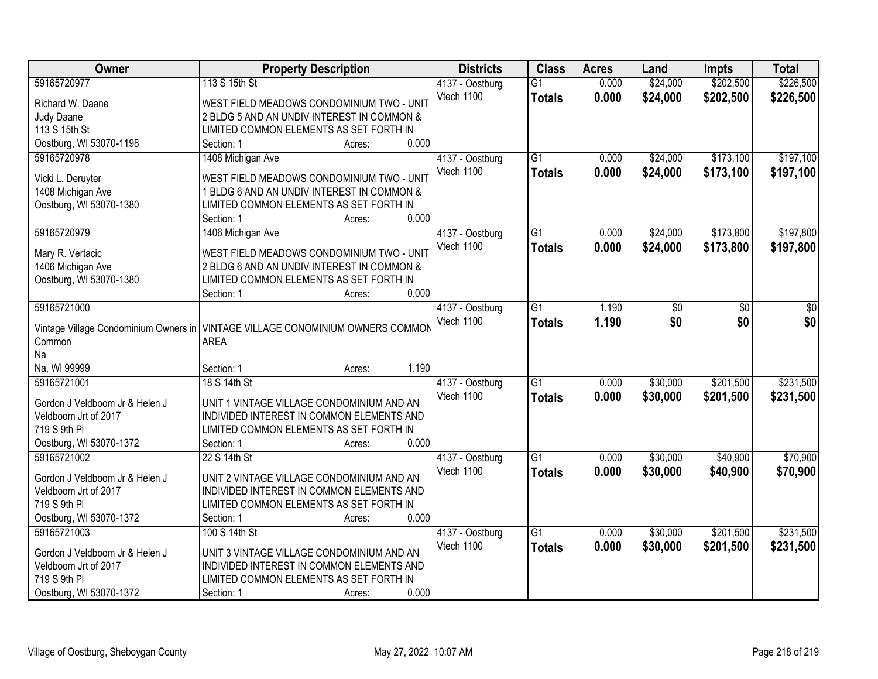| Owner | Property Description | Districts | Class | Acres | Land | Impts | Total |
|---|---|---|---|---|---|---|---|
| 59165720977<br>Richard W. Daane<br>Judy Daane<br>113 S 15th St<br>Oostburg, WI 53070-1198 | 113 S 15th St<br>WEST FIELD MEADOWS CONDOMINIUM TWO - UNIT 2 BLDG 5 AND AN UNDIV INTEREST IN COMMON & LIMITED COMMON ELEMENTS AS SET FORTH IN<br>Section: 1 Acres: 0.000 | 4137 - Oostburg<br>Vtech 1100 | G1<br>**Totals** | 0.000<br>**0.000** | $24,000<br>**$24,000** | $202,500<br>**$202,500** | $226,500<br>**$226,500** |
| 59165720978<br>Vicki L. Deruyter<br>1408 Michigan Ave<br>Oostburg, WI 53070-1380 | 1408 Michigan Ave<br>WEST FIELD MEADOWS CONDOMINIUM TWO - UNIT 1 BLDG 6 AND AN UNDIV INTEREST IN COMMON & LIMITED COMMON ELEMENTS AS SET FORTH IN<br>Section: 1 Acres: 0.000 | 4137 - Oostburg<br>Vtech 1100 | G1<br>**Totals** | 0.000<br>**0.000** | $24,000<br>**$24,000** | $173,100<br>**$173,100** | $197,100<br>**$197,100** |
| 59165720979<br>Mary R. Vertacic<br>1406 Michigan Ave<br>Oostburg, WI 53070-1380 | 1406 Michigan Ave<br>WEST FIELD MEADOWS CONDOMINIUM TWO - UNIT 2 BLDG 6 AND AN UNDIV INTEREST IN COMMON & LIMITED COMMON ELEMENTS AS SET FORTH IN<br>Section: 1 Acres: 0.000 | 4137 - Oostburg<br>Vtech 1100 | G1<br>**Totals** | 0.000<br>**0.000** | $24,000<br>**$24,000** | $173,800<br>**$173,800** | $197,800<br>**$197,800** |
| 59165721000<br>Vintage Village Condominium Owners in Common<br>Na<br>Na, WI 99999 | VINTAGE VILLAGE CONOMINIUM OWNERS COMMON AREA<br>Section: 1 Acres: 1.190 | 4137 - Oostburg<br>Vtech 1100 | G1<br>**Totals** | 1.190<br>**1.190** | $0<br>**$0** | $0<br>**$0** | $0<br>**$0** |
| 59165721001<br>Gordon J Veldboom Jr & Helen J Veldboom Jrt of 2017<br>719 S 9th Pl<br>Oostburg, WI 53070-1372 | 18 S 14th St<br>UNIT 1 VINTAGE VILLAGE CONDOMINIUM AND AN INDIVIDED INTEREST IN COMMON ELEMENTS AND LIMITED COMMON ELEMENTS AS SET FORTH IN<br>Section: 1 Acres: 0.000 | 4137 - Oostburg<br>Vtech 1100 | G1<br>**Totals** | 0.000<br>**0.000** | $30,000<br>**$30,000** | $201,500<br>**$201,500** | $231,500<br>**$231,500** |
| 59165721002<br>Gordon J Veldboom Jr & Helen J Veldboom Jrt of 2017<br>719 S 9th Pl<br>Oostburg, WI 53070-1372 | 22 S 14th St<br>UNIT 2 VINTAGE VILLAGE CONDOMINIUM AND AN INDIVIDED INTEREST IN COMMON ELEMENTS AND LIMITED COMMON ELEMENTS AS SET FORTH IN<br>Section: 1 Acres: 0.000 | 4137 - Oostburg<br>Vtech 1100 | G1<br>**Totals** | 0.000<br>**0.000** | $30,000<br>**$30,000** | $40,900<br>**$40,900** | $70,900<br>**$70,900** |
| 59165721003<br>Gordon J Veldboom Jr & Helen J Veldboom Jrt of 2017<br>719 S 9th Pl<br>Oostburg, WI 53070-1372 | 100 S 14th St<br>UNIT 3 VINTAGE VILLAGE CONDOMINIUM AND AN INDIVIDED INTEREST IN COMMON ELEMENTS AND LIMITED COMMON ELEMENTS AS SET FORTH IN<br>Section: 1 Acres: 0.000 | 4137 - Oostburg<br>Vtech 1100 | G1<br>**Totals** | 0.000<br>**0.000** | $30,000<br>**$30,000** | $201,500<br>**$201,500** | $231,500<br>**$231,500** |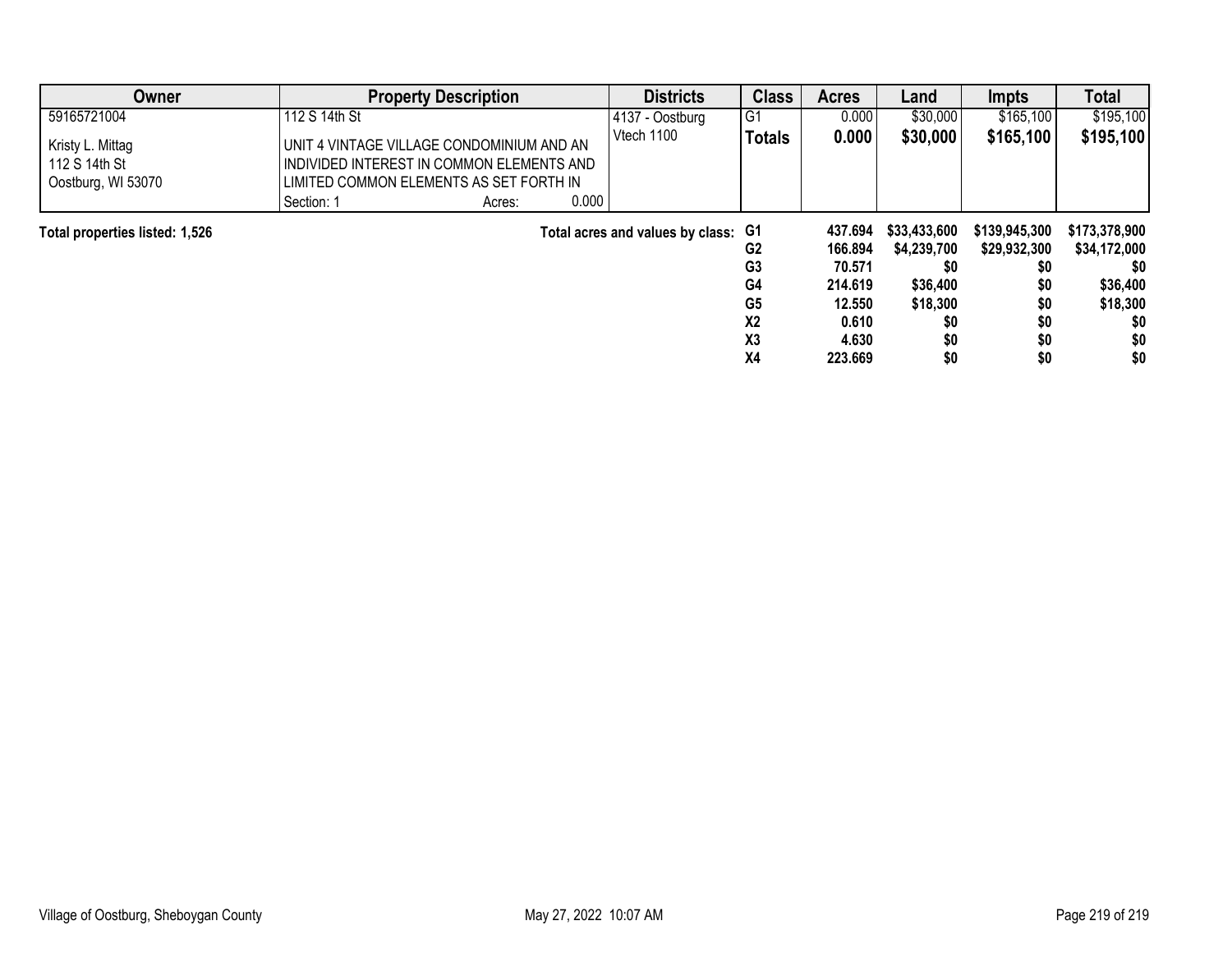| Owner | Property Description | Districts | Class | Acres | Land | Impts | Total |
|---|---|---|---|---|---|---|---|
| 59165721004<br>Kristy L. Mittag<br>112 S 14th St<br>Oostburg, WI 53070 | 112 S 14th St<br>UNIT 4 VINTAGE VILLAGE CONDOMINIUM AND AN INDIVIDED INTEREST IN COMMON ELEMENTS AND LIMITED COMMON ELEMENTS AS SET FORTH IN<br>Section: 1 Acres: 0.000 | 4137 - Oostburg<br>Vtech 1100 | G1 | 0.000 | $30,000 | $165,100 | $195,100 |
| | | | **Totals** | **0.000** | **$30,000** | **$165,100** | **$195,100** |

**Total properties listed: 1,526**

| Total acres and values by class: | Class | Acres | Land | Impts | Total |
|---|---|---|---|---|---|
| | **G1** | **437.694** | **$33,433,600** | **$139,945,300** | **$173,378,900** |
| | **G2** | **166.894** | **$4,239,700** | **$29,932,300** | **$34,172,000** |
| | **G3** | **70.571** | **$0** | **$0** | **$0** |
| | **G4** | **214.619** | **$36,400** | **$0** | **$36,400** |
| | **G5** | **12.550** | **$18,300** | **$0** | **$18,300** |
| | **X2** | **0.610** | **$0** | **$0** | **$0** |
| | **X3** | **4.630** | **$0** | **$0** | **$0** |
| | **X4** | **223.669** | **$0** | **$0** | **$0** |